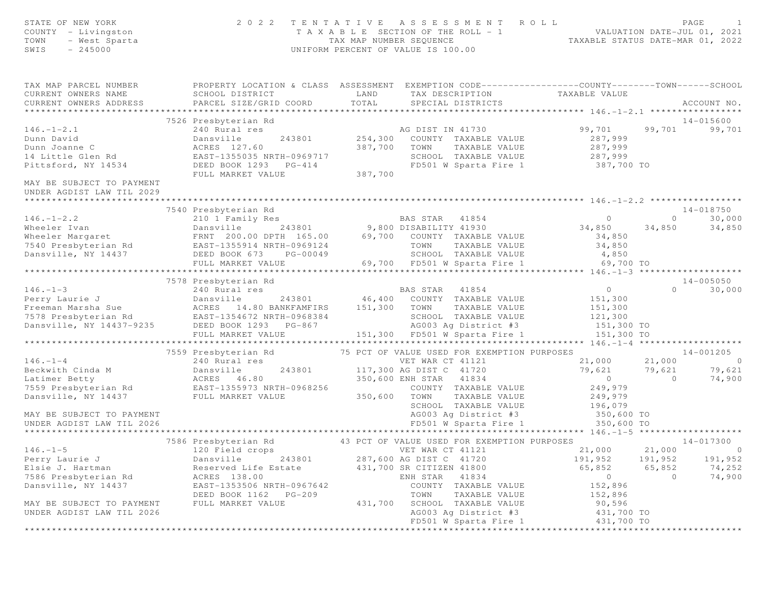STATE OF NEW YORK
COUNTY - Livingston
TOWN - West Sparta
SWIS - 245000

2022 TENTATIVE ASSESSMENT ROLL
TAXABLE SECTION OF THE ROLL - 1
TAX MAP NUMBER SEQUENCE
UNIFORM PERCENT OF VALUE IS 100.00

VALUATION DATE-JUL 01, 2021
TAXABLE STATUS DATE-MAR 01, 2022

| TAX MAP PARCEL NUMBER / CURRENT OWNERS NAME / CURRENT OWNERS ADDRESS | PROPERTY LOCATION & CLASS / SCHOOL DISTRICT / PARCEL SIZE/GRID COORD | ASSESSMENT LAND / TOTAL | EXEMPTION CODE / TAX DESCRIPTION / SPECIAL DISTRICTS | COUNTY TAXABLE VALUE | TOWN | SCHOOL | ACCOUNT NO. |
|---|---|---|---|---|---|---|---|
| **146.-1-2.1** | 7526 Presbyterian Rd | | | | | | 14-015600 |
| 146.-1-2.1 | 240 Rural res | | AG DIST IN 41730 | 99,701 | 99,701 | 99,701 | |
| Dunn David | Dansville 243801 | 254,300 | COUNTY TAXABLE VALUE | 287,999 | | | |
| Dunn Joanne C | ACRES 127.60 | 387,700 | TOWN TAXABLE VALUE | 287,999 | | | |
| 14 Little Glen Rd | EAST-1355035 NRTH-0969717 | | SCHOOL TAXABLE VALUE | 287,999 | | | |
| Pittsford, NY 14534 | DEED BOOK 1293 PG-414 | | FD501 W Sparta Fire 1 | 387,700 TO | | | |
| | FULL MARKET VALUE | 387,700 | | | | | |
| MAY BE SUBJECT TO PAYMENT UNDER AGDIST LAW TIL 2029 | | | | | | | |
| **146.-1-2.2** | 7540 Presbyterian Rd | | | | | | 14-018750 |
| 146.-1-2.2 | 210 1 Family Res | | BAS STAR 41854 | 0 | 0 | 30,000 | |
| Wheeler Ivan | Dansville 243801 | 9,800 | DISABILITY 41930 | 34,850 | 34,850 | 34,850 | |
| Wheeler Margaret | FRNT 200.00 DPTH 165.00 | 69,700 | COUNTY TAXABLE VALUE | 34,850 | | | |
| 7540 Presbyterian Rd | EAST-1355914 NRTH-0969124 | | TOWN TAXABLE VALUE | 34,850 | | | |
| Dansville, NY 14437 | DEED BOOK 673 PG-00049 | | SCHOOL TAXABLE VALUE | 4,850 | | | |
| | FULL MARKET VALUE | 69,700 | FD501 W Sparta Fire 1 | 69,700 TO | | | |
| **146.-1-3** | 7578 Presbyterian Rd | | | | | | 14-005050 |
| 146.-1-3 | 240 Rural res | | BAS STAR 41854 | 0 | 0 | 30,000 | |
| Perry Laurie J | Dansville 243801 | 46,400 | COUNTY TAXABLE VALUE | 151,300 | | | |
| Freeman Marsha Sue | ACRES 14.80 BANKFAMFIRS | 151,300 | TOWN TAXABLE VALUE | 151,300 | | | |
| 7578 Presbyterian Rd | EAST-1354672 NRTH-0968384 | | SCHOOL TAXABLE VALUE | 121,300 | | | |
| Dansville, NY 14437-9235 | DEED BOOK 1293 PG-867 | | AG003 Ag District #3 | 151,300 TO | | | |
| | FULL MARKET VALUE | 151,300 | FD501 W Sparta Fire 1 | 151,300 TO | | | |
| **146.-1-4** | 7559 Presbyterian Rd | | 75 PCT OF VALUE USED FOR EXEMPTION PURPOSES | | | | 14-001205 |
| 146.-1-4 | 240 Rural res | | VET WAR CT 41121 | 21,000 | 21,000 | 0 | |
| Beckwith Cinda M | Dansville 243801 | 117,300 | AG DIST C 41720 | 79,621 | 79,621 | 79,621 | |
| Latimer Betty | ACRES 46.80 | 350,600 | ENH STAR 41834 | 0 | 0 | 74,900 | |
| 7559 Presbyterian Rd | EAST-1355973 NRTH-0968256 | | COUNTY TAXABLE VALUE | 249,979 | | | |
| Dansville, NY 14437 | FULL MARKET VALUE | 350,600 | TOWN TAXABLE VALUE | 249,979 | | | |
| | | | SCHOOL TAXABLE VALUE | 196,079 | | | |
| MAY BE SUBJECT TO PAYMENT | | | AG003 Ag District #3 | 350,600 TO | | | |
| UNDER AGDIST LAW TIL 2026 | | | FD501 W Sparta Fire 1 | 350,600 TO | | | |
| **146.-1-5** | 7586 Presbyterian Rd | | 43 PCT OF VALUE USED FOR EXEMPTION PURPOSES | | | | 14-017300 |
| 146.-1-5 | 120 Field crops | | VET WAR CT 41121 | 21,000 | 21,000 | 0 | |
| Perry Laurie J | Dansville 243801 | 287,600 | AG DIST C 41720 | 191,952 | 191,952 | 191,952 | |
| Elsie J. Hartman | Reserved Life Estate | 431,700 | SR CITIZEN 41800 | 65,852 | 65,852 | 74,252 | |
| 7586 Presbyterian Rd | ACRES 138.00 | | ENH STAR 41834 | 0 | 0 | 74,900 | |
| Dansville, NY 14437 | EAST-1353506 NRTH-0967642 | | COUNTY TAXABLE VALUE | 152,896 | | | |
| | DEED BOOK 1162 PG-209 | | TOWN TAXABLE VALUE | 152,896 | | | |
| MAY BE SUBJECT TO PAYMENT | FULL MARKET VALUE | 431,700 | SCHOOL TAXABLE VALUE | 90,596 | | | |
| UNDER AGDIST LAW TIL 2026 | | | AG003 Ag District #3 | 431,700 TO | | | |
| | | | FD501 W Sparta Fire 1 | 431,700 TO | | | |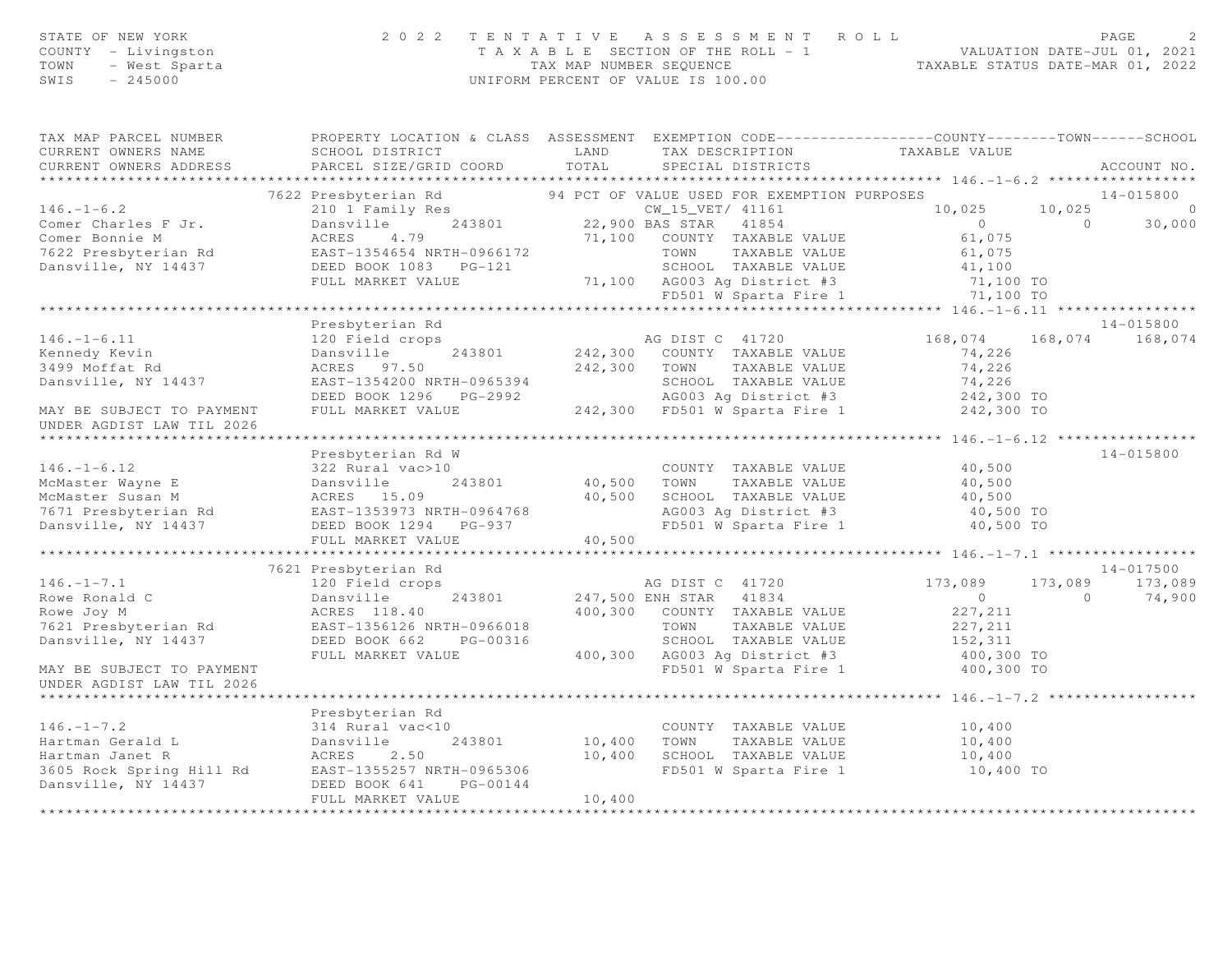STATE OF NEW YORK
COUNTY - Livingston
TOWN - West Sparta
SWIS - 245000

2 0 2 2 T E N T A T I V E A S S E S S M E N T R O L L
T A X A B L E SECTION OF THE ROLL - 1
TAX MAP NUMBER SEQUENCE
UNIFORM PERCENT OF VALUE IS 100.00

VALUATION DATE-JUL 01, 2021
TAXABLE STATUS DATE-MAR 01, 2022

| TAX MAP PARCEL NUMBER / CURRENT OWNERS NAME / CURRENT OWNERS ADDRESS | PROPERTY LOCATION & CLASS / SCHOOL DISTRICT / PARCEL SIZE/GRID COORD | ASSESSMENT LAND / TOTAL | EXEMPTION CODE / TAX DESCRIPTION / SPECIAL DISTRICTS | COUNTY TAXABLE VALUE | TOWN | SCHOOL | ACCOUNT NO. |
|---|---|---|---|---|---|---|---|
| **146.-1-6.2** | 7622 Presbyterian Rd | | 94 PCT OF VALUE USED FOR EXEMPTION PURPOSES | | | | 14-015800 |
| 146.-1-6.2 | 210 1 Family Res | | CW_15_VET/ 41161 | 10,025 | 10,025 | 0 | |
| Comer Charles F Jr. | Dansville 243801 | 22,900 | BAS STAR 41854 | 0 | 0 | 30,000 | |
| Comer Bonnie M | ACRES 4.79 | 71,100 | COUNTY TAXABLE VALUE | 61,075 | | | |
| 7622 Presbyterian Rd | EAST-1354654 NRTH-0966172 | | TOWN TAXABLE VALUE | 61,075 | | | |
| Dansville, NY 14437 | DEED BOOK 1083 PG-121 | | SCHOOL TAXABLE VALUE | 41,100 | | | |
| | FULL MARKET VALUE | 71,100 | AG003 Ag District #3 | 71,100 TO | | | |
| | | | FD501 W Sparta Fire 1 | 71,100 TO | | | |
| **146.-1-6.11** | Presbyterian Rd | | | | | | 14-015800 |
| 146.-1-6.11 | 120 Field crops | | AG DIST C 41720 | 168,074 | 168,074 | 168,074 | |
| Kennedy Kevin | Dansville 243801 | 242,300 | COUNTY TAXABLE VALUE | 74,226 | | | |
| 3499 Moffat Rd | ACRES 97.50 | 242,300 | TOWN TAXABLE VALUE | 74,226 | | | |
| Dansville, NY 14437 | EAST-1354200 NRTH-0965394 | | SCHOOL TAXABLE VALUE | 74,226 | | | |
| | DEED BOOK 1296 PG-2992 | | AG003 Ag District #3 | 242,300 TO | | | |
| MAY BE SUBJECT TO PAYMENT | FULL MARKET VALUE | 242,300 | FD501 W Sparta Fire 1 | 242,300 TO | | | |
| UNDER AGDIST LAW TIL 2026 | | | | | | | |
| **146.-1-6.12** | Presbyterian Rd W | | | | | | 14-015800 |
| 146.-1-6.12 | 322 Rural vac>10 | | COUNTY TAXABLE VALUE | 40,500 | | | |
| McMaster Wayne E | Dansville 243801 | 40,500 | TOWN TAXABLE VALUE | 40,500 | | | |
| McMaster Susan M | ACRES 15.09 | 40,500 | SCHOOL TAXABLE VALUE | 40,500 | | | |
| 7671 Presbyterian Rd | EAST-1353973 NRTH-0964768 | | AG003 Ag District #3 | 40,500 TO | | | |
| Dansville, NY 14437 | DEED BOOK 1294 PG-937 | | FD501 W Sparta Fire 1 | 40,500 TO | | | |
| | FULL MARKET VALUE | 40,500 | | | | | |
| **146.-1-7.1** | 7621 Presbyterian Rd | | | | | | 14-017500 |
| 146.-1-7.1 | 120 Field crops | | AG DIST C 41720 | 173,089 | 173,089 | 173,089 | |
| Rowe Ronald C | Dansville 243801 | 247,500 | ENH STAR 41834 | 0 | 0 | 74,900 | |
| Rowe Joy M | ACRES 118.40 | 400,300 | COUNTY TAXABLE VALUE | 227,211 | | | |
| 7621 Presbyterian Rd | EAST-1356126 NRTH-0966018 | | TOWN TAXABLE VALUE | 227,211 | | | |
| Dansville, NY 14437 | DEED BOOK 662 PG-00316 | | SCHOOL TAXABLE VALUE | 152,311 | | | |
| | FULL MARKET VALUE | 400,300 | AG003 Ag District #3 | 400,300 TO | | | |
| MAY BE SUBJECT TO PAYMENT | | | FD501 W Sparta Fire 1 | 400,300 TO | | | |
| UNDER AGDIST LAW TIL 2026 | | | | | | | |
| **146.-1-7.2** | Presbyterian Rd | | | | | | |
| 146.-1-7.2 | 314 Rural vac<10 | | COUNTY TAXABLE VALUE | 10,400 | | | |
| Hartman Gerald L | Dansville 243801 | 10,400 | TOWN TAXABLE VALUE | 10,400 | | | |
| Hartman Janet R | ACRES 2.50 | 10,400 | SCHOOL TAXABLE VALUE | 10,400 | | | |
| 3605 Rock Spring Hill Rd | EAST-1355257 NRTH-0965306 | | FD501 W Sparta Fire 1 | 10,400 TO | | | |
| Dansville, NY 14437 | DEED BOOK 641 PG-00144 | | | | | | |
| | FULL MARKET VALUE | 10,400 | | | | | |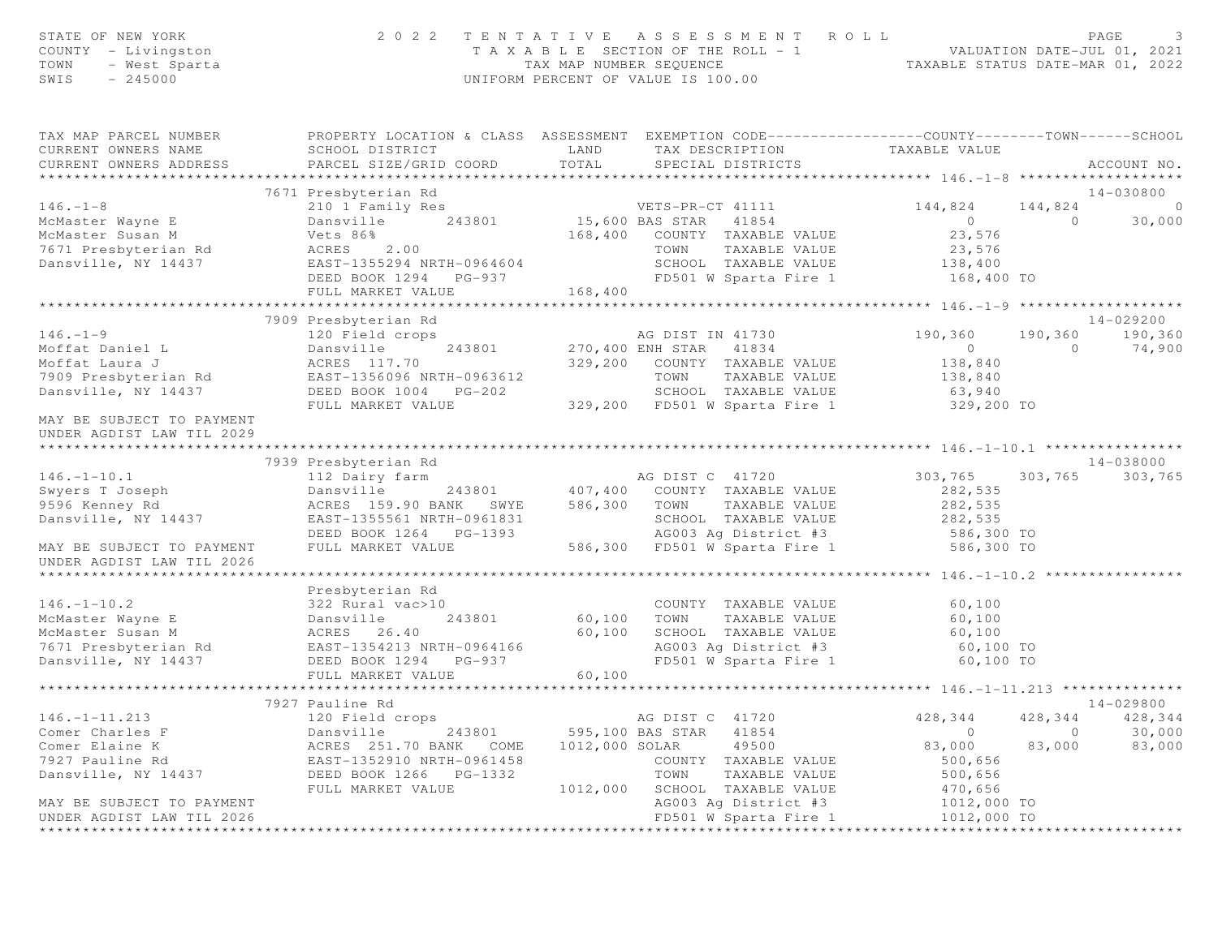STATE OF NEW YORK — COUNTY - Livingston — TOWN - West Sparta — SWIS - 245000

# 2022 TENTATIVE ASSESSMENT ROLL

TAXABLE SECTION OF THE ROLL - 1
TAX MAP NUMBER SEQUENCE
UNIFORM PERCENT OF VALUE IS 100.00

VALUATION DATE-JUL 01, 2021
TAXABLE STATUS DATE-MAR 01, 2022

| TAX MAP PARCEL NUMBER / CURRENT OWNERS NAME / CURRENT OWNERS ADDRESS | PROPERTY LOCATION & CLASS / SCHOOL DISTRICT / PARCEL SIZE/GRID COORD | ASSESSMENT LAND / TOTAL | EXEMPTION CODE / TAX DESCRIPTION / SPECIAL DISTRICTS | COUNTY TAXABLE VALUE | TOWN | SCHOOL | ACCOUNT NO. |
|---|---|---|---|---|---|---|---|
| **146.-1-8** | 7671 Presbyterian Rd | | | | | | 14-030800 |
| 146.-1-8 | 210 1 Family Res | | VETS-PR-CT 41111 | 144,824 | 144,824 | 0 | |
| McMaster Wayne E | Dansville 243801 | 15,600 | BAS STAR 41854 | 0 | 0 | 30,000 | |
| McMaster Susan M | Vets 86% | 168,400 | COUNTY TAXABLE VALUE | 23,576 | | | |
| 7671 Presbyterian Rd | ACRES 2.00 | | TOWN TAXABLE VALUE | 23,576 | | | |
| Dansville, NY 14437 | EAST-1355294 NRTH-0964604 | | SCHOOL TAXABLE VALUE | 138,400 | | | |
| | DEED BOOK 1294 PG-937 | | FD501 W Sparta Fire 1 | 168,400 TO | | | |
| | FULL MARKET VALUE | 168,400 | | | | | |
| **146.-1-9** | 7909 Presbyterian Rd | | | | | | 14-029200 |
| 146.-1-9 | 120 Field crops | | AG DIST IN 41730 | 190,360 | 190,360 | 190,360 | |
| Moffat Daniel L | Dansville 243801 | 270,400 | ENH STAR 41834 | 0 | 0 | 74,900 | |
| Moffat Laura J | ACRES 117.70 | 329,200 | COUNTY TAXABLE VALUE | 138,840 | | | |
| 7909 Presbyterian Rd | EAST-1356096 NRTH-0963612 | | TOWN TAXABLE VALUE | 138,840 | | | |
| Dansville, NY 14437 | DEED BOOK 1004 PG-202 | | SCHOOL TAXABLE VALUE | 63,940 | | | |
| | FULL MARKET VALUE | 329,200 | FD501 W Sparta Fire 1 | 329,200 TO | | | |
| MAY BE SUBJECT TO PAYMENT UNDER AGDIST LAW TIL 2029 | | | | | | | |
| **146.-1-10.1** | 7939 Presbyterian Rd | | | | | | 14-038000 |
| 146.-1-10.1 | 112 Dairy farm | | AG DIST C 41720 | 303,765 | 303,765 | 303,765 | |
| Swyers T Joseph | Dansville 243801 | 407,400 | COUNTY TAXABLE VALUE | 282,535 | | | |
| 9596 Kenney Rd | ACRES 159.90 BANK SWYE | 586,300 | TOWN TAXABLE VALUE | 282,535 | | | |
| Dansville, NY 14437 | EAST-1355561 NRTH-0961831 | | SCHOOL TAXABLE VALUE | 282,535 | | | |
| | DEED BOOK 1264 PG-1393 | | AG003 Ag District #3 | 586,300 TO | | | |
| MAY BE SUBJECT TO PAYMENT UNDER AGDIST LAW TIL 2026 | FULL MARKET VALUE | 586,300 | FD501 W Sparta Fire 1 | 586,300 TO | | | |
| **146.-1-10.2** | Presbyterian Rd | | | | | | |
| 146.-1-10.2 | 322 Rural vac>10 | | COUNTY TAXABLE VALUE | 60,100 | | | |
| McMaster Wayne E | Dansville 243801 | 60,100 | TOWN TAXABLE VALUE | 60,100 | | | |
| McMaster Susan M | ACRES 26.40 | 60,100 | SCHOOL TAXABLE VALUE | 60,100 | | | |
| 7671 Presbyterian Rd | EAST-1354213 NRTH-0964166 | | AG003 Ag District #3 | 60,100 TO | | | |
| Dansville, NY 14437 | DEED BOOK 1294 PG-937 | | FD501 W Sparta Fire 1 | 60,100 TO | | | |
| | FULL MARKET VALUE | 60,100 | | | | | |
| **146.-1-11.213** | 7927 Pauline Rd | | | | | | 14-029800 |
| 146.-1-11.213 | 120 Field crops | | AG DIST C 41720 | 428,344 | 428,344 | 428,344 | |
| Comer Charles F | Dansville 243801 | 595,100 | BAS STAR 41854 | 0 | 0 | 30,000 | |
| Comer Elaine K | ACRES 251.70 BANK COME | 1012,000 | SOLAR 49500 | 83,000 | 83,000 | 83,000 | |
| 7927 Pauline Rd | EAST-1352910 NRTH-0961458 | | COUNTY TAXABLE VALUE | 500,656 | | | |
| Dansville, NY 14437 | DEED BOOK 1266 PG-1332 | | TOWN TAXABLE VALUE | 500,656 | | | |
| | FULL MARKET VALUE | 1012,000 | SCHOOL TAXABLE VALUE | 470,656 | | | |
| MAY BE SUBJECT TO PAYMENT | | | AG003 Ag District #3 | 1012,000 TO | | | |
| UNDER AGDIST LAW TIL 2026 | | | FD501 W Sparta Fire 1 | 1012,000 TO | | | |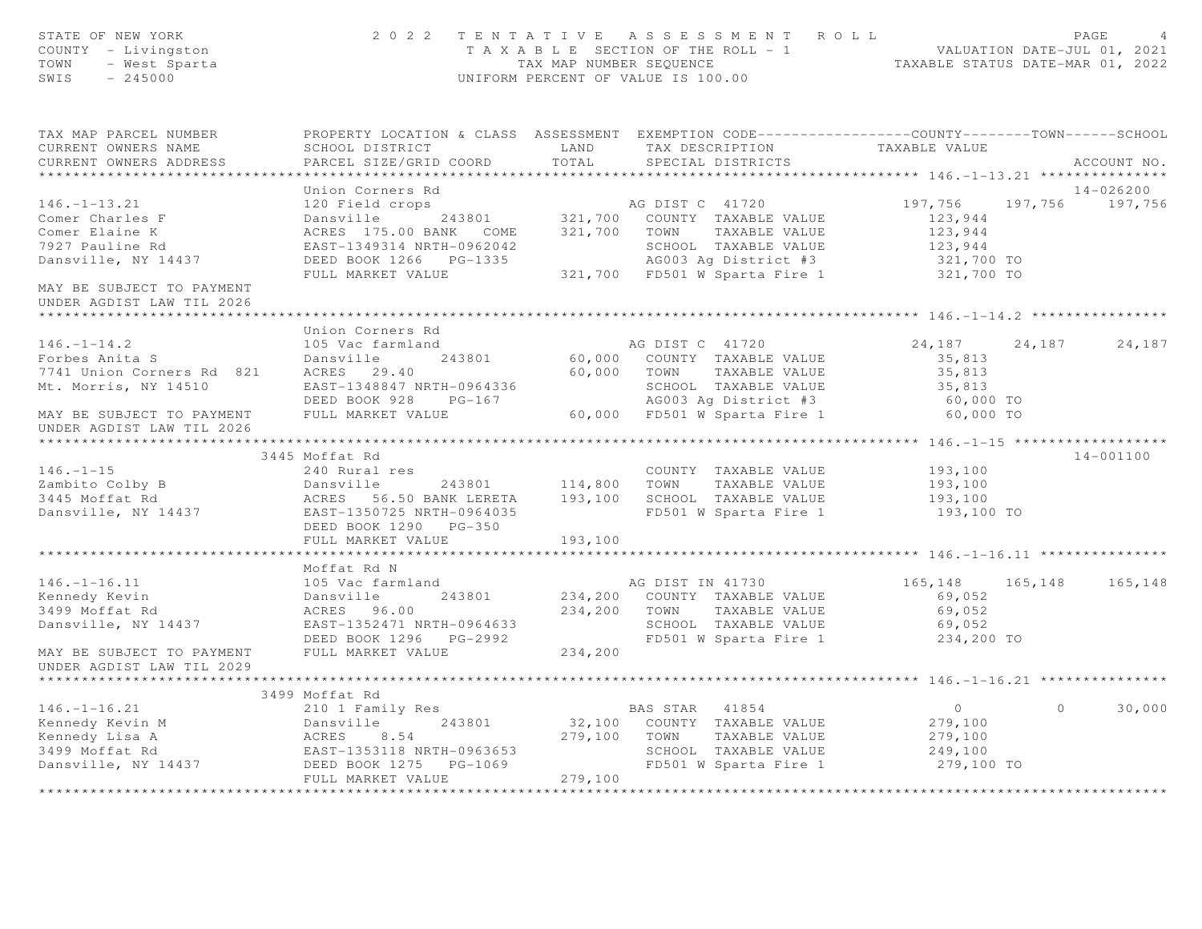STATE OF NEW YORK
COUNTY - Livingston
TOWN - West Sparta
SWIS - 245000

# 2022 TENTATIVE ASSESSMENT ROLL

TAXABLE SECTION OF THE ROLL - 1
TAX MAP NUMBER SEQUENCE
UNIFORM PERCENT OF VALUE IS 100.00

VALUATION DATE-JUL 01, 2021
TAXABLE STATUS DATE-MAR 01, 2022

| TAX MAP PARCEL NUMBER / CURRENT OWNERS NAME / CURRENT OWNERS ADDRESS | PROPERTY LOCATION & CLASS / SCHOOL DISTRICT / PARCEL SIZE/GRID COORD | ASSESSMENT LAND | ASSESSMENT TOTAL | EXEMPTION CODE / TAX DESCRIPTION / SPECIAL DISTRICTS | COUNTY TAXABLE VALUE | TOWN | SCHOOL | ACCOUNT NO. |
|---|---|---|---|---|---|---|---|---|
| **146.-1-13.21** | Union Corners Rd | | | | | | | 14-026200 |
| 146.-1-13.21 | 120 Field crops | | | AG DIST C 41720 | 197,756 | 197,756 | 197,756 | |
| Comer Charles F | Dansville 243801 | 321,700 | | COUNTY TAXABLE VALUE | 123,944 | | | |
| Comer Elaine K | ACRES 175.00 BANK COME | | 321,700 | TOWN TAXABLE VALUE | 123,944 | | | |
| 7927 Pauline Rd | EAST-1349314 NRTH-0962042 | | | SCHOOL TAXABLE VALUE | 123,944 | | | |
| Dansville, NY 14437 | DEED BOOK 1266 PG-1335 | | | AG003 Ag District #3 | 321,700 TO | | | |
| | FULL MARKET VALUE | | 321,700 | FD501 W Sparta Fire 1 | 321,700 TO | | | |
| MAY BE SUBJECT TO PAYMENT UNDER AGDIST LAW TIL 2026 | | | | | | | | |
| **146.-1-14.2** | Union Corners Rd | | | | | | | |
| 146.-1-14.2 | 105 Vac farmland | | | AG DIST C 41720 | 24,187 | 24,187 | 24,187 | |
| Forbes Anita S | Dansville 243801 | 60,000 | | COUNTY TAXABLE VALUE | 35,813 | | | |
| 7741 Union Corners Rd 821 | ACRES 29.40 | | 60,000 | TOWN TAXABLE VALUE | 35,813 | | | |
| Mt. Morris, NY 14510 | EAST-1348847 NRTH-0964336 | | | SCHOOL TAXABLE VALUE | 35,813 | | | |
| | DEED BOOK 928 PG-167 | | | AG003 Ag District #3 | 60,000 TO | | | |
| MAY BE SUBJECT TO PAYMENT UNDER AGDIST LAW TIL 2026 | FULL MARKET VALUE | | 60,000 | FD501 W Sparta Fire 1 | 60,000 TO | | | |
| **146.-1-15** | 3445 Moffat Rd | | | | | | | 14-001100 |
| 146.-1-15 | 240 Rural res | | | COUNTY TAXABLE VALUE | 193,100 | | | |
| Zambito Colby B | Dansville 243801 | 114,800 | | TOWN TAXABLE VALUE | 193,100 | | | |
| 3445 Moffat Rd | ACRES 56.50 BANK LERETA | | 193,100 | SCHOOL TAXABLE VALUE | 193,100 | | | |
| Dansville, NY 14437 | EAST-1350725 NRTH-0964035 | | | FD501 W Sparta Fire 1 | 193,100 TO | | | |
| | DEED BOOK 1290 PG-350 | | | | | | | |
| | FULL MARKET VALUE | | 193,100 | | | | | |
| **146.-1-16.11** | Moffat Rd N | | | | | | | |
| 146.-1-16.11 | 105 Vac farmland | | | AG DIST IN 41730 | 165,148 | 165,148 | 165,148 | |
| Kennedy Kevin | Dansville 243801 | 234,200 | | COUNTY TAXABLE VALUE | 69,052 | | | |
| 3499 Moffat Rd | ACRES 96.00 | | 234,200 | TOWN TAXABLE VALUE | 69,052 | | | |
| Dansville, NY 14437 | EAST-1352471 NRTH-0964633 | | | SCHOOL TAXABLE VALUE | 69,052 | | | |
| | DEED BOOK 1296 PG-2992 | | | FD501 W Sparta Fire 1 | 234,200 TO | | | |
| MAY BE SUBJECT TO PAYMENT UNDER AGDIST LAW TIL 2029 | FULL MARKET VALUE | | 234,200 | | | | | |
| **146.-1-16.21** | 3499 Moffat Rd | | | | | | | |
| 146.-1-16.21 | 210 1 Family Res | | | BAS STAR 41854 | 0 | 0 | 30,000 | |
| Kennedy Kevin M | Dansville 243801 | 32,100 | | COUNTY TAXABLE VALUE | 279,100 | | | |
| Kennedy Lisa A | ACRES 8.54 | | 279,100 | TOWN TAXABLE VALUE | 279,100 | | | |
| 3499 Moffat Rd | EAST-1353118 NRTH-0963653 | | | SCHOOL TAXABLE VALUE | 249,100 | | | |
| Dansville, NY 14437 | DEED BOOK 1275 PG-1069 | | | FD501 W Sparta Fire 1 | 279,100 TO | | | |
| | FULL MARKET VALUE | | 279,100 | | | | | |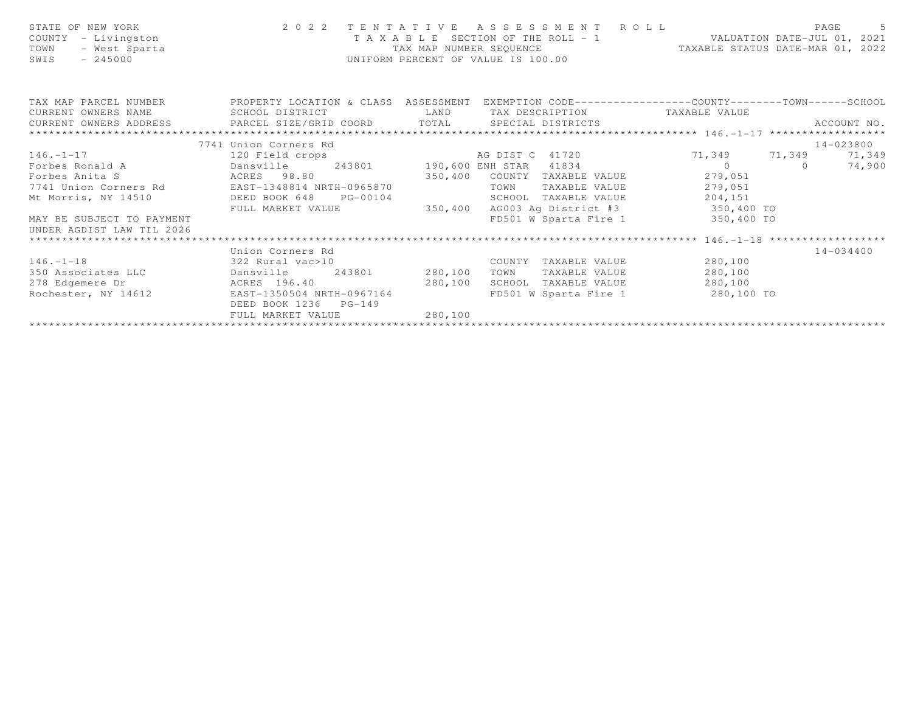STATE OF NEW YORK
COUNTY - Livingston
TOWN - West Sparta
SWIS - 245000

2022 TENTATIVE ASSESSMENT ROLL
TAXABLE SECTION OF THE ROLL - 1
TAX MAP NUMBER SEQUENCE
UNIFORM PERCENT OF VALUE IS 100.00

VALUATION DATE-JUL 01, 2021
TAXABLE STATUS DATE-MAR 01, 2022

| TAX MAP PARCEL NUMBER / CURRENT OWNERS NAME / CURRENT OWNERS ADDRESS | PROPERTY LOCATION & CLASS / SCHOOL DISTRICT / PARCEL SIZE/GRID COORD | ASSESSMENT LAND / TOTAL | EXEMPTION CODE / TAX DESCRIPTION / SPECIAL DISTRICTS | COUNTY | TOWN | SCHOOL | ACCOUNT NO. |
|---|---|---|---|---|---|---|---|
| **146.-1-17** | 7741 Union Corners Rd | | | | | | 14-023800 |
| 146.-1-17 | 120 Field crops | | AG DIST C 41720 | 71,349 | 71,349 | 71,349 | |
| Forbes Ronald A | Dansville 243801 | 190,600 | ENH STAR 41834 | 0 | 0 | 74,900 | |
| Forbes Anita S | ACRES 98.80 | 350,400 | COUNTY TAXABLE VALUE | 279,051 | | | |
| 7741 Union Corners Rd | EAST-1348814 NRTH-0965870 | | TOWN TAXABLE VALUE | 279,051 | | | |
| Mt Morris, NY 14510 | DEED BOOK 648 PG-00104 | | SCHOOL TAXABLE VALUE | 204,151 | | | |
| | FULL MARKET VALUE | 350,400 | AG003 Ag District #3 | 350,400 TO | | | |
| MAY BE SUBJECT TO PAYMENT | | | FD501 W Sparta Fire 1 | 350,400 TO | | | |
| UNDER AGDIST LAW TIL 2026 | | | | | | | |
| **146.-1-18** | Union Corners Rd | | | | | | 14-034400 |
| 146.-1-18 | 322 Rural vac>10 | | COUNTY TAXABLE VALUE | 280,100 | | | |
| 350 Associates LLC | Dansville 243801 | 280,100 | TOWN TAXABLE VALUE | 280,100 | | | |
| 278 Edgemere Dr | ACRES 196.40 | 280,100 | SCHOOL TAXABLE VALUE | 280,100 | | | |
| Rochester, NY 14612 | EAST-1350504 NRTH-0967164 | | FD501 W Sparta Fire 1 | 280,100 TO | | | |
| | DEED BOOK 1236 PG-149 | | | | | | |
| | FULL MARKET VALUE | 280,100 | | | | | |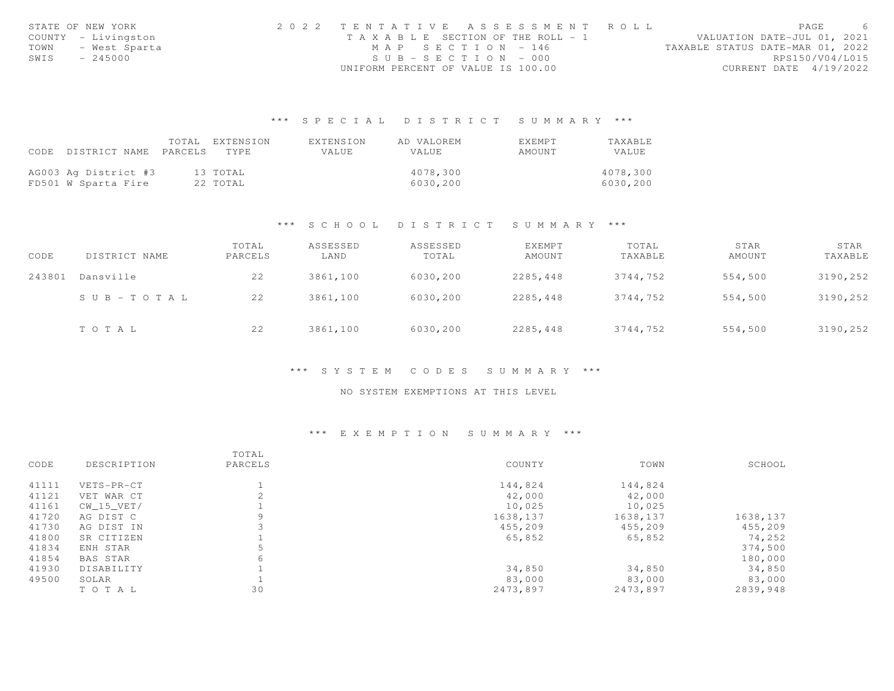STATE OF NEW YORK
COUNTY - Livingston
TOWN - West Sparta
SWIS - 245000

2022 TENTATIVE ASSESSMENT ROLL
TAXABLE SECTION OF THE ROLL - 1
MAP SECTION - 146
SUB-SECTION - 000
UNIFORM PERCENT OF VALUE IS 100.00

VALUATION DATE-JUL 01, 2021
TAXABLE STATUS DATE-MAR 01, 2022
RPS150/V04/L015
CURRENT DATE 4/19/2022

## *** SPECIAL DISTRICT SUMMARY ***

| CODE | DISTRICT NAME | TOTAL PARCELS | EXTENSION TYPE | EXTENSION VALUE | AD VALOREM VALUE | EXEMPT AMOUNT | TAXABLE VALUE |
|---|---|---|---|---|---|---|---|
| AG003 | Ag District #3 | 13 | TOTAL | | 4078,300 | | 4078,300 |
| FD501 | W Sparta Fire | 22 | TOTAL | | 6030,200 | | 6030,200 |

## *** SCHOOL DISTRICT SUMMARY ***

| CODE | DISTRICT NAME | TOTAL PARCELS | ASSESSED LAND | ASSESSED TOTAL | EXEMPT AMOUNT | TOTAL TAXABLE | STAR AMOUNT | STAR TAXABLE |
|---|---|---|---|---|---|---|---|---|
| 243801 | Dansville | 22 | 3861,100 | 6030,200 | 2285,448 | 3744,752 | 554,500 | 3190,252 |
| | SUB-TOTAL | 22 | 3861,100 | 6030,200 | 2285,448 | 3744,752 | 554,500 | 3190,252 |
| | TOTAL | 22 | 3861,100 | 6030,200 | 2285,448 | 3744,752 | 554,500 | 3190,252 |

## *** SYSTEM CODES SUMMARY ***

NO SYSTEM EXEMPTIONS AT THIS LEVEL

## *** EXEMPTION SUMMARY ***

| CODE | DESCRIPTION | TOTAL PARCELS | COUNTY | TOWN | SCHOOL |
|---|---|---|---|---|---|
| 41111 | VETS-PR-CT | 1 | 144,824 | 144,824 | |
| 41121 | VET WAR CT | 2 | 42,000 | 42,000 | |
| 41161 | CW_15_VET/ | 1 | 10,025 | 10,025 | |
| 41720 | AG DIST C | 9 | 1638,137 | 1638,137 | 1638,137 |
| 41730 | AG DIST IN | 3 | 455,209 | 455,209 | 455,209 |
| 41800 | SR CITIZEN | 1 | 65,852 | 65,852 | 74,252 |
| 41834 | ENH STAR | 5 | | | 374,500 |
| 41854 | BAS STAR | 6 | | | 180,000 |
| 41930 | DISABILITY | 1 | 34,850 | 34,850 | 34,850 |
| 49500 | SOLAR | 1 | 83,000 | 83,000 | 83,000 |
| | TOTAL | 30 | 2473,897 | 2473,897 | 2839,948 |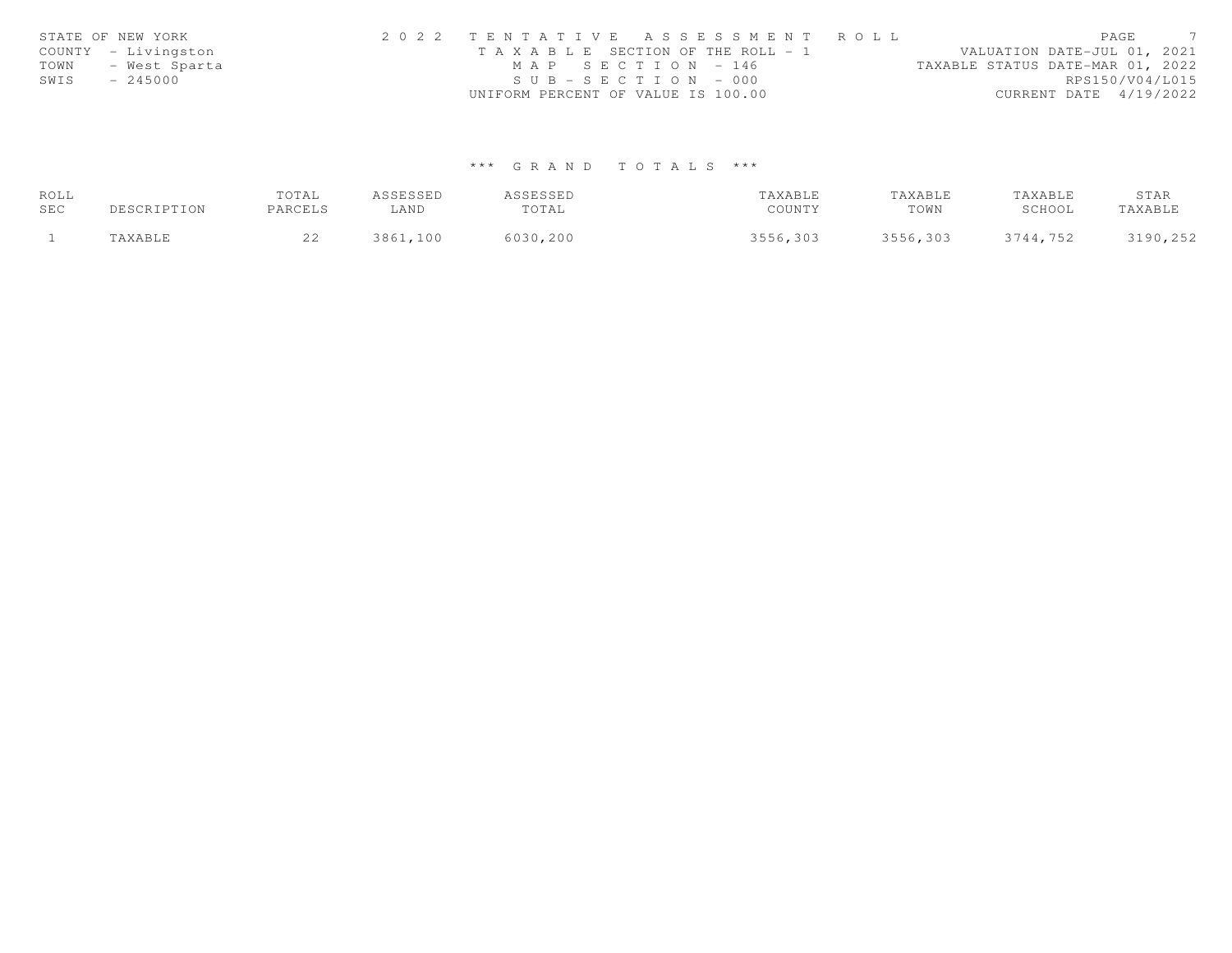STATE OF NEW YORK
COUNTY - Livingston
TOWN - West Sparta
SWIS - 245000

2022 TENTATIVE ASSESSMENT ROLL
TAXABLE SECTION OF THE ROLL - 1
MAP SECTION - 146
SUB-SECTION - 000
UNIFORM PERCENT OF VALUE IS 100.00

VALUATION DATE-JUL 01, 2021
TAXABLE STATUS DATE-MAR 01, 2022
RPS150/V04/L015
CURRENT DATE 4/19/2022

## *** GRAND TOTALS ***

| ROLL SEC | DESCRIPTION | TOTAL PARCELS | ASSESSED LAND | ASSESSED TOTAL | TAXABLE COUNTY | TAXABLE TOWN | TAXABLE SCHOOL | STAR TAXABLE |
|---|---|---|---|---|---|---|---|---|
| 1 | TAXABLE | 22 | 3861,100 | 6030,200 | 3556,303 | 3556,303 | 3744,752 | 3190,252 |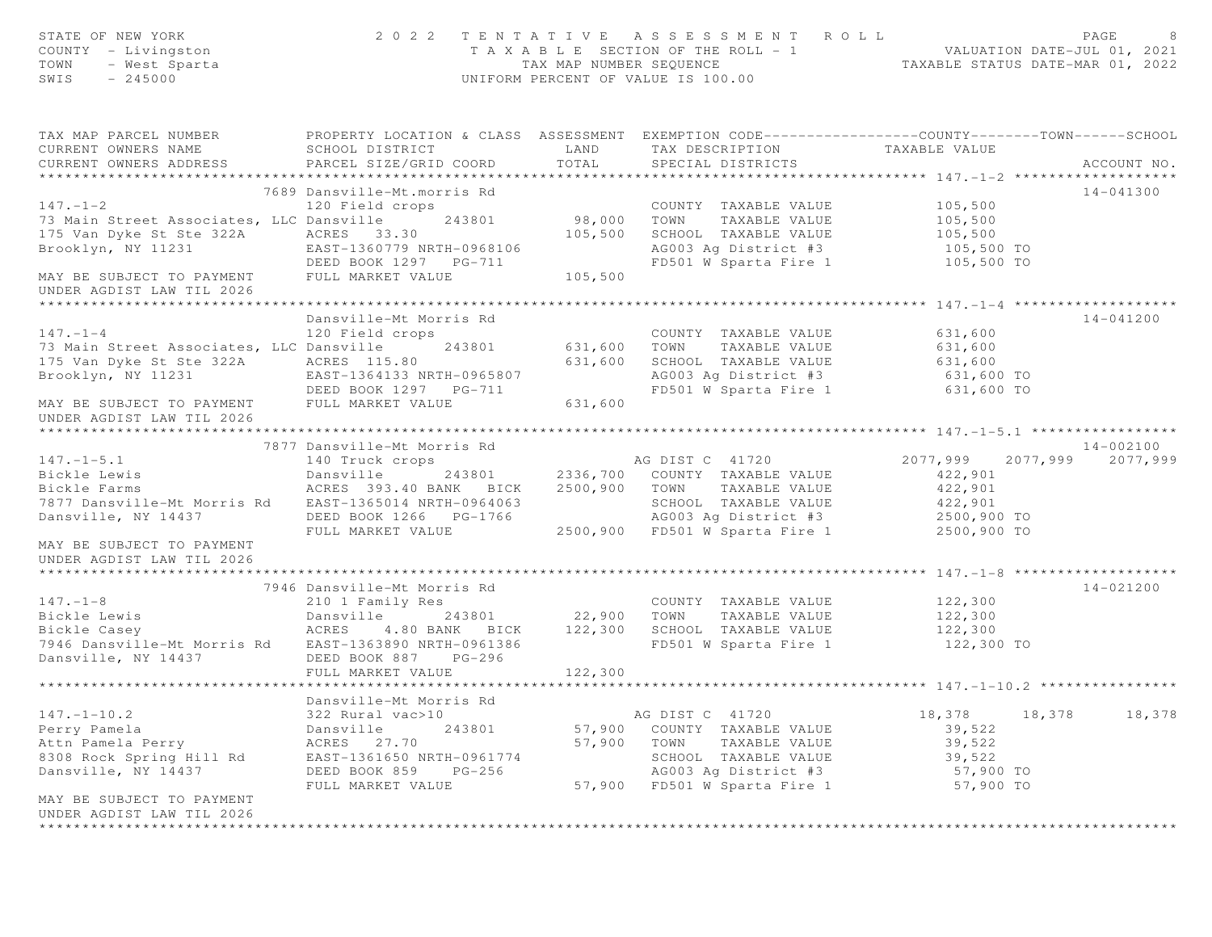STATE OF NEW YORK
COUNTY - Livingston
TOWN - West Sparta
SWIS - 245000

# 2022 TENTATIVE ASSESSMENT ROLL

TAXABLE SECTION OF THE ROLL - 1
TAX MAP NUMBER SEQUENCE
UNIFORM PERCENT OF VALUE IS 100.00

VALUATION DATE-JUL 01, 2021
TAXABLE STATUS DATE-MAR 01, 2022

| TAX MAP PARCEL NUMBER / CURRENT OWNERS NAME / CURRENT OWNERS ADDRESS | PROPERTY LOCATION & CLASS / SCHOOL DISTRICT / PARCEL SIZE/GRID COORD | ASSESSMENT LAND / TOTAL | EXEMPTION CODE / TAX DESCRIPTION / SPECIAL DISTRICTS | COUNTY TAXABLE VALUE | TOWN | SCHOOL | ACCOUNT NO. |
|---|---|---|---|---|---|---|---|
| **147.-1-2** | 7689 Dansville-Mt.morris Rd | | | | | | 14-041300 |
| 147.-1-2 | 120 Field crops | | COUNTY TAXABLE VALUE | 105,500 | | | |
| 73 Main Street Associates, LLC | Dansville 243801 | 98,000 | TOWN TAXABLE VALUE | 105,500 | | | |
| 175 Van Dyke St Ste 322A | ACRES 33.30 | 105,500 | SCHOOL TAXABLE VALUE | 105,500 | | | |
| Brooklyn, NY 11231 | EAST-1360779 NRTH-0968106 | | AG003 Ag District #3 | 105,500 TO | | | |
| | DEED BOOK 1297 PG-711 | | FD501 W Sparta Fire 1 | 105,500 TO | | | |
| MAY BE SUBJECT TO PAYMENT | FULL MARKET VALUE | 105,500 | | | | | |
| UNDER AGDIST LAW TIL 2026 | | | | | | | |
| **147.-1-4** | Dansville-Mt Morris Rd | | | | | | 14-041200 |
| 147.-1-4 | 120 Field crops | | COUNTY TAXABLE VALUE | 631,600 | | | |
| 73 Main Street Associates, LLC | Dansville 243801 | 631,600 | TOWN TAXABLE VALUE | 631,600 | | | |
| 175 Van Dyke St Ste 322A | ACRES 115.80 | 631,600 | SCHOOL TAXABLE VALUE | 631,600 | | | |
| Brooklyn, NY 11231 | EAST-1364133 NRTH-0965807 | | AG003 Ag District #3 | 631,600 TO | | | |
| | DEED BOOK 1297 PG-711 | | FD501 W Sparta Fire 1 | 631,600 TO | | | |
| MAY BE SUBJECT TO PAYMENT | FULL MARKET VALUE | 631,600 | | | | | |
| UNDER AGDIST LAW TIL 2026 | | | | | | | |
| **147.-1-5.1** | 7877 Dansville-Mt Morris Rd | | | | | | 14-002100 |
| 147.-1-5.1 | 140 Truck crops | | AG DIST C 41720 | 2077,999 | 2077,999 | 2077,999 | |
| Bickle Lewis | Dansville 243801 | 2336,700 | COUNTY TAXABLE VALUE | 422,901 | | | |
| Bickle Farms | ACRES 393.40 BANK BICK | 2500,900 | TOWN TAXABLE VALUE | 422,901 | | | |
| 7877 Dansville-Mt Morris Rd | EAST-1365014 NRTH-0964063 | | SCHOOL TAXABLE VALUE | 422,901 | | | |
| Dansville, NY 14437 | DEED BOOK 1266 PG-1766 | | AG003 Ag District #3 | 2500,900 TO | | | |
| | FULL MARKET VALUE | 2500,900 | FD501 W Sparta Fire 1 | 2500,900 TO | | | |
| MAY BE SUBJECT TO PAYMENT | | | | | | | |
| UNDER AGDIST LAW TIL 2026 | | | | | | | |
| **147.-1-8** | 7946 Dansville-Mt Morris Rd | | | | | | 14-021200 |
| 147.-1-8 | 210 1 Family Res | | COUNTY TAXABLE VALUE | 122,300 | | | |
| Bickle Lewis | Dansville 243801 | 22,900 | TOWN TAXABLE VALUE | 122,300 | | | |
| Bickle Casey | ACRES 4.80 BANK BICK | 122,300 | SCHOOL TAXABLE VALUE | 122,300 | | | |
| 7946 Dansville-Mt Morris Rd | EAST-1363890 NRTH-0961386 | | FD501 W Sparta Fire 1 | 122,300 TO | | | |
| Dansville, NY 14437 | DEED BOOK 887 PG-296 | | | | | | |
| | FULL MARKET VALUE | 122,300 | | | | | |
| **147.-1-10.2** | Dansville-Mt Morris Rd | | | | | | |
| 147.-1-10.2 | 322 Rural vac>10 | | AG DIST C 41720 | 18,378 | 18,378 | 18,378 | |
| Perry Pamela | Dansville 243801 | 57,900 | COUNTY TAXABLE VALUE | 39,522 | | | |
| Attn Pamela Perry | ACRES 27.70 | 57,900 | TOWN TAXABLE VALUE | 39,522 | | | |
| 8308 Rock Spring Hill Rd | EAST-1361650 NRTH-0961774 | | SCHOOL TAXABLE VALUE | 39,522 | | | |
| Dansville, NY 14437 | DEED BOOK 859 PG-256 | | AG003 Ag District #3 | 57,900 TO | | | |
| | FULL MARKET VALUE | 57,900 | FD501 W Sparta Fire 1 | 57,900 TO | | | |
| MAY BE SUBJECT TO PAYMENT | | | | | | | |
| UNDER AGDIST LAW TIL 2026 | | | | | | | |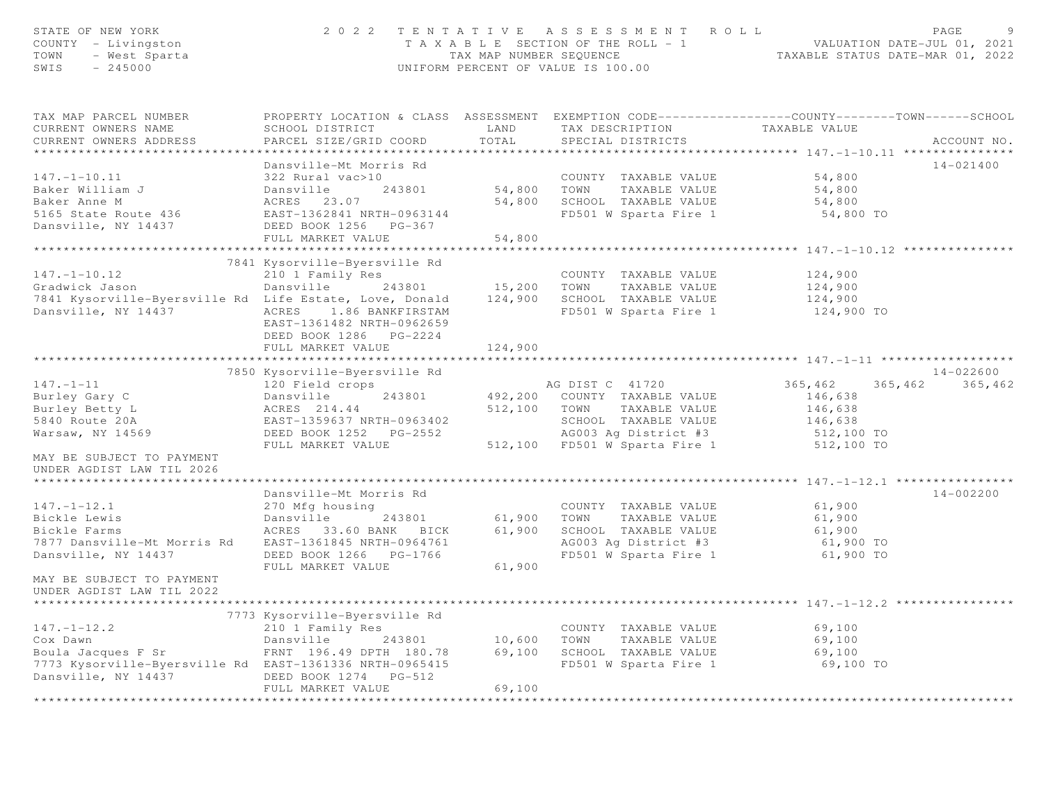STATE OF NEW YORK
COUNTY - Livingston
TOWN - West Sparta
SWIS - 245000

2022 TENTATIVE ASSESSMENT ROLL
TAXABLE SECTION OF THE ROLL - 1
TAX MAP NUMBER SEQUENCE
UNIFORM PERCENT OF VALUE IS 100.00

VALUATION DATE-JUL 01, 2021
TAXABLE STATUS DATE-MAR 01, 2022

| TAX MAP PARCEL NUMBER / CURRENT OWNERS NAME / CURRENT OWNERS ADDRESS | PROPERTY LOCATION & CLASS / SCHOOL DISTRICT / PARCEL SIZE/GRID COORD | ASSESSMENT LAND / TOTAL | EXEMPTION CODE / TAX DESCRIPTION / SPECIAL DISTRICTS | COUNTY | TOWN | SCHOOL | ACCOUNT NO. |
|---|---|---|---|---|---|---|---|
| **147.-1-10.11** | Dansville-Mt Morris Rd | | | | | | 14-021400 |
| 147.-1-10.11 | 322 Rural vac>10 | | COUNTY TAXABLE VALUE | 54,800 | | | |
| Baker William J | Dansville 243801 | 54,800 | TOWN TAXABLE VALUE | 54,800 | | | |
| Baker Anne M | ACRES 23.07 | 54,800 | SCHOOL TAXABLE VALUE | 54,800 | | | |
| 5165 State Route 436 | EAST-1362841 NRTH-0963144 | | FD501 W Sparta Fire 1 | 54,800 TO | | | |
| Dansville, NY 14437 | DEED BOOK 1256 PG-367 | | | | | | |
| | FULL MARKET VALUE | 54,800 | | | | | |
| **147.-1-10.12** | 7841 Kysorville-Byersville Rd | | | | | | |
| 147.-1-10.12 | 210 1 Family Res | | COUNTY TAXABLE VALUE | 124,900 | | | |
| Gradwick Jason | Dansville 243801 | 15,200 | TOWN TAXABLE VALUE | 124,900 | | | |
| 7841 Kysorville-Byersville Rd | Life Estate, Love, Donald | 124,900 | SCHOOL TAXABLE VALUE | 124,900 | | | |
| Dansville, NY 14437 | ACRES 1.86 BANKFIRSTAM | | FD501 W Sparta Fire 1 | 124,900 TO | | | |
| | EAST-1361482 NRTH-0962659 | | | | | | |
| | DEED BOOK 1286 PG-2224 | | | | | | |
| | FULL MARKET VALUE | 124,900 | | | | | |
| **147.-1-11** | 7850 Kysorville-Byersville Rd | | | | | | 14-022600 |
| 147.-1-11 | 120 Field crops | | AG DIST C 41720 | 365,462 | 365,462 | 365,462 | |
| Burley Gary C | Dansville 243801 | 492,200 | COUNTY TAXABLE VALUE | 146,638 | | | |
| Burley Betty L | ACRES 214.44 | 512,100 | TOWN TAXABLE VALUE | 146,638 | | | |
| 5840 Route 20A | EAST-1359637 NRTH-0963402 | | SCHOOL TAXABLE VALUE | 146,638 | | | |
| Warsaw, NY 14569 | DEED BOOK 1252 PG-2552 | | AG003 Ag District #3 | 512,100 TO | | | |
| | FULL MARKET VALUE | 512,100 | FD501 W Sparta Fire 1 | 512,100 TO | | | |
| MAY BE SUBJECT TO PAYMENT UNDER AGDIST LAW TIL 2026 | | | | | | | |
| **147.-1-12.1** | Dansville-Mt Morris Rd | | | | | | 14-002200 |
| 147.-1-12.1 | 270 Mfg housing | | COUNTY TAXABLE VALUE | 61,900 | | | |
| Bickle Lewis | Dansville 243801 | 61,900 | TOWN TAXABLE VALUE | 61,900 | | | |
| Bickle Farms | ACRES 33.60 BANK BICK | 61,900 | SCHOOL TAXABLE VALUE | 61,900 | | | |
| 7877 Dansville-Mt Morris Rd | EAST-1361845 NRTH-0964761 | | AG003 Ag District #3 | 61,900 TO | | | |
| Dansville, NY 14437 | DEED BOOK 1266 PG-1766 | | FD501 W Sparta Fire 1 | 61,900 TO | | | |
| | FULL MARKET VALUE | 61,900 | | | | | |
| MAY BE SUBJECT TO PAYMENT UNDER AGDIST LAW TIL 2022 | | | | | | | |
| **147.-1-12.2** | 7773 Kysorville-Byersville Rd | | | | | | |
| 147.-1-12.2 | 210 1 Family Res | | COUNTY TAXABLE VALUE | 69,100 | | | |
| Cox Dawn | Dansville 243801 | 10,600 | TOWN TAXABLE VALUE | 69,100 | | | |
| Boula Jacques F Sr | FRNT 196.49 DPTH 180.78 | 69,100 | SCHOOL TAXABLE VALUE | 69,100 | | | |
| 7773 Kysorville-Byersville Rd | EAST-1361336 NRTH-0965415 | | FD501 W Sparta Fire 1 | 69,100 TO | | | |
| Dansville, NY 14437 | DEED BOOK 1274 PG-512 | | | | | | |
| | FULL MARKET VALUE | 69,100 | | | | | |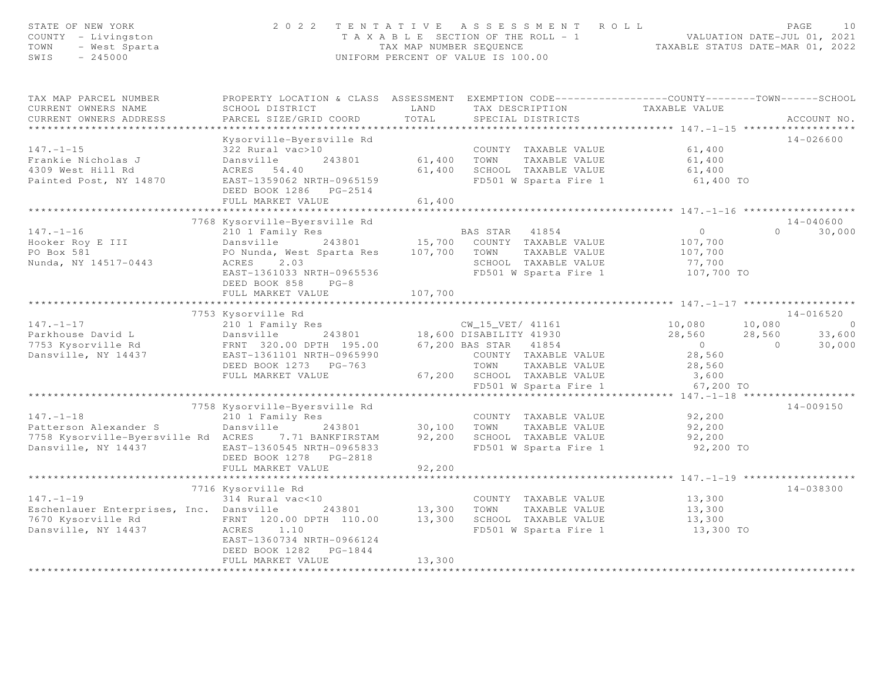STATE OF NEW YORK — 2022 TENTATIVE ASSESSMENT ROLL
COUNTY - Livingston — TAXABLE SECTION OF THE ROLL - 1 — VALUATION DATE-JUL 01, 2021
TOWN - West Sparta — TAX MAP NUMBER SEQUENCE — TAXABLE STATUS DATE-MAR 01, 2022
SWIS - 245000 — UNIFORM PERCENT OF VALUE IS 100.00

| TAX MAP PARCEL NUMBER / CURRENT OWNERS NAME / CURRENT OWNERS ADDRESS | PROPERTY LOCATION & CLASS / SCHOOL DISTRICT / PARCEL SIZE/GRID COORD | ASSESSMENT LAND / TOTAL | EXEMPTION CODE / TAX DESCRIPTION / SPECIAL DISTRICTS | COUNTY TAXABLE VALUE | TOWN | SCHOOL | ACCOUNT NO. |
|---|---|---|---|---|---|---|---|
| **147.-1-15** | Kysorville-Byersville Rd | | | | | | 14-026600 |
| 147.-1-15 | 322 Rural vac>10 | | COUNTY TAXABLE VALUE | 61,400 | | | |
| Frankie Nicholas J | Dansville 243801 | 61,400 | TOWN TAXABLE VALUE | 61,400 | | | |
| 4309 West Hill Rd | ACRES 54.40 | 61,400 | SCHOOL TAXABLE VALUE | 61,400 | | | |
| Painted Post, NY 14870 | EAST-1359062 NRTH-0965159 | | FD501 W Sparta Fire 1 | 61,400 TO | | | |
| | DEED BOOK 1286 PG-2514 | | | | | | |
| | FULL MARKET VALUE | 61,400 | | | | | |
| **147.-1-16** | 7768 Kysorville-Byersville Rd | | | | | | 14-040600 |
| 147.-1-16 | 210 1 Family Res | | BAS STAR 41854 | 0 | 0 | 30,000 | |
| Hooker Roy E III | Dansville 243801 | 15,700 | COUNTY TAXABLE VALUE | 107,700 | | | |
| PO Box 581 | PO Nunda, West Sparta Res | 107,700 | TOWN TAXABLE VALUE | 107,700 | | | |
| Nunda, NY 14517-0443 | ACRES 2.03 | | SCHOOL TAXABLE VALUE | 77,700 | | | |
| | EAST-1361033 NRTH-0965536 | | FD501 W Sparta Fire 1 | 107,700 TO | | | |
| | DEED BOOK 858 PG-8 | | | | | | |
| | FULL MARKET VALUE | 107,700 | | | | | |
| **147.-1-17** | 7753 Kysorville Rd | | | | | | 14-016520 |
| 147.-1-17 | 210 1 Family Res | | CW_15_VET/ 41161 | 10,080 | 10,080 | 0 | |
| Parkhouse David L | Dansville 243801 | 18,600 | DISABILITY 41930 | 28,560 | 28,560 | 33,600 | |
| 7753 Kysorville Rd | FRNT 320.00 DPTH 195.00 | 67,200 | BAS STAR 41854 | 0 | 0 | 30,000 | |
| Dansville, NY 14437 | EAST-1361101 NRTH-0965990 | | COUNTY TAXABLE VALUE | 28,560 | | | |
| | DEED BOOK 1273 PG-763 | | TOWN TAXABLE VALUE | 28,560 | | | |
| | FULL MARKET VALUE | 67,200 | SCHOOL TAXABLE VALUE | 3,600 | | | |
| | | | FD501 W Sparta Fire 1 | 67,200 TO | | | |
| **147.-1-18** | 7758 Kysorville-Byersville Rd | | | | | | 14-009150 |
| 147.-1-18 | 210 1 Family Res | | COUNTY TAXABLE VALUE | 92,200 | | | |
| Patterson Alexander S | Dansville 243801 | 30,100 | TOWN TAXABLE VALUE | 92,200 | | | |
| 7758 Kysorville-Byersville Rd | ACRES 7.71 BANKFIRSTAM | 92,200 | SCHOOL TAXABLE VALUE | 92,200 | | | |
| Dansville, NY 14437 | EAST-1360545 NRTH-0965833 | | FD501 W Sparta Fire 1 | 92,200 TO | | | |
| | DEED BOOK 1278 PG-2818 | | | | | | |
| | FULL MARKET VALUE | 92,200 | | | | | |
| **147.-1-19** | 7716 Kysorville Rd | | | | | | 14-038300 |
| 147.-1-19 | 314 Rural vac<10 | | COUNTY TAXABLE VALUE | 13,300 | | | |
| Eschenlauer Enterprises, Inc. | Dansville 243801 | 13,300 | TOWN TAXABLE VALUE | 13,300 | | | |
| 7670 Kysorville Rd | FRNT 120.00 DPTH 110.00 | 13,300 | SCHOOL TAXABLE VALUE | 13,300 | | | |
| Dansville, NY 14437 | ACRES 1.10 | | FD501 W Sparta Fire 1 | 13,300 TO | | | |
| | EAST-1360734 NRTH-0966124 | | | | | | |
| | DEED BOOK 1282 PG-1844 | | | | | | |
| | FULL MARKET VALUE | 13,300 | | | | | |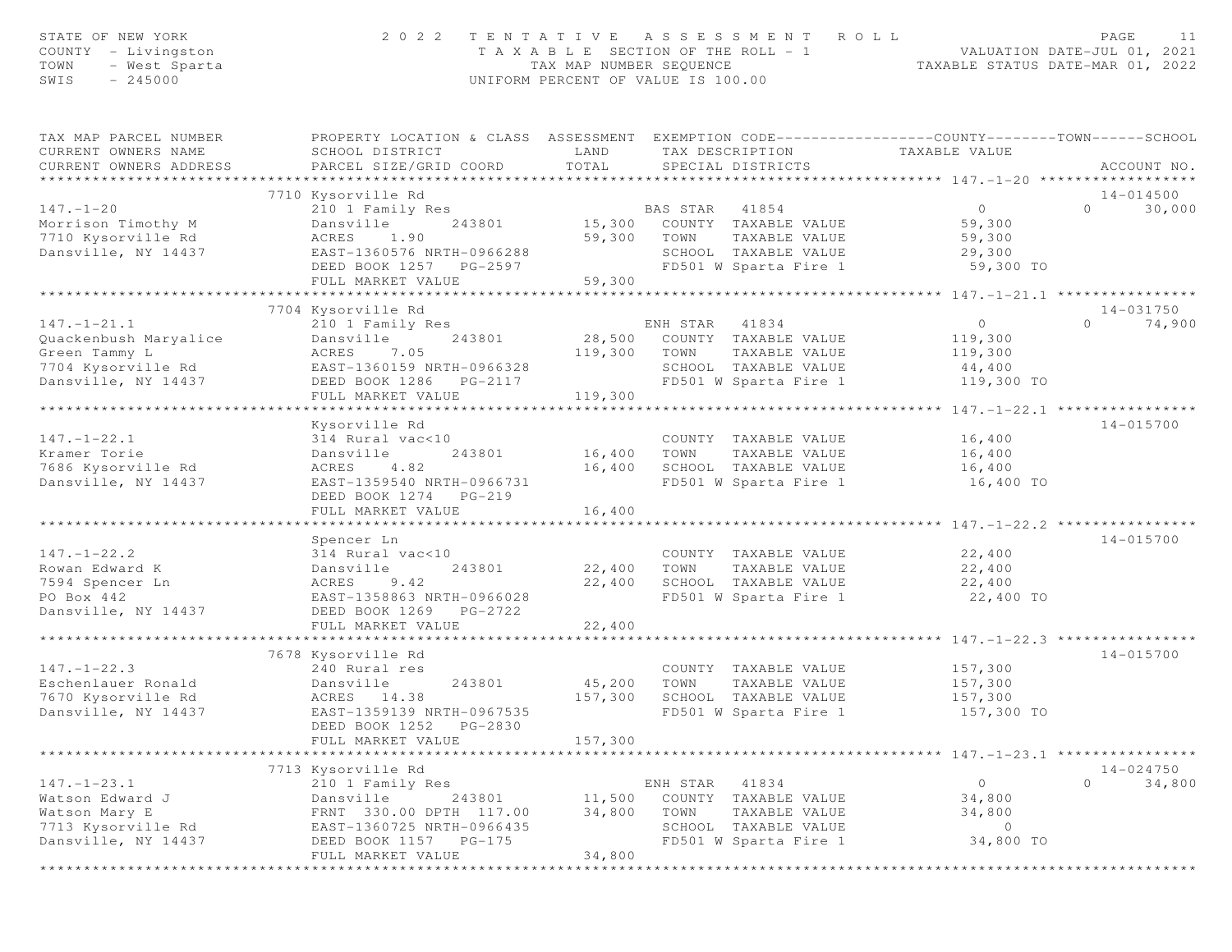STATE OF NEW YORK
COUNTY - Livingston
TOWN - West Sparta
SWIS - 245000

2022 TENTATIVE ASSESSMENT ROLL
TAXABLE SECTION OF THE ROLL - 1
TAX MAP NUMBER SEQUENCE
UNIFORM PERCENT OF VALUE IS 100.00

VALUATION DATE-JUL 01, 2021
TAXABLE STATUS DATE-MAR 01, 2022

| TAX MAP PARCEL NUMBER / CURRENT OWNERS NAME / CURRENT OWNERS ADDRESS | PROPERTY LOCATION & CLASS / SCHOOL DISTRICT / PARCEL SIZE/GRID COORD | ASSESSMENT LAND / TOTAL | EXEMPTION CODE / TAX DESCRIPTION / SPECIAL DISTRICTS | COUNTY / TOWN TAXABLE VALUE | SCHOOL | ACCOUNT NO. |
|---|---|---|---|---|---|---|
| **147.-1-20** | 7710 Kysorville Rd | | | | | 14-014500 |
| 147.-1-20 | 210 1 Family Res | | BAS STAR 41854 | 0 | 0 | 30,000 |
| Morrison Timothy M | Dansville 243801 | 15,300 | COUNTY TAXABLE VALUE | 59,300 | | |
| 7710 Kysorville Rd | ACRES 1.90 | 59,300 | TOWN TAXABLE VALUE | 59,300 | | |
| Dansville, NY 14437 | EAST-1360576 NRTH-0966288 | | SCHOOL TAXABLE VALUE | 29,300 | | |
| | DEED BOOK 1257 PG-2597 | | FD501 W Sparta Fire 1 | 59,300 TO | | |
| | FULL MARKET VALUE | 59,300 | | | | |
| **147.-1-21.1** | 7704 Kysorville Rd | | | | | 14-031750 |
| 147.-1-21.1 | 210 1 Family Res | | ENH STAR 41834 | 0 | 0 | 74,900 |
| Quackenbush Maryalice | Dansville 243801 | 28,500 | COUNTY TAXABLE VALUE | 119,300 | | |
| Green Tammy L | ACRES 7.05 | 119,300 | TOWN TAXABLE VALUE | 119,300 | | |
| 7704 Kysorville Rd | EAST-1360159 NRTH-0966328 | | SCHOOL TAXABLE VALUE | 44,400 | | |
| Dansville, NY 14437 | DEED BOOK 1286 PG-2117 | | FD501 W Sparta Fire 1 | 119,300 TO | | |
| | FULL MARKET VALUE | 119,300 | | | | |
| **147.-1-22.1** | Kysorville Rd | | | | | 14-015700 |
| 147.-1-22.1 | 314 Rural vac<10 | | COUNTY TAXABLE VALUE | 16,400 | | |
| Kramer Torie | Dansville 243801 | 16,400 | TOWN TAXABLE VALUE | 16,400 | | |
| 7686 Kysorville Rd | ACRES 4.82 | 16,400 | SCHOOL TAXABLE VALUE | 16,400 | | |
| Dansville, NY 14437 | EAST-1359540 NRTH-0966731 | | FD501 W Sparta Fire 1 | 16,400 TO | | |
| | DEED BOOK 1274 PG-219 | | | | | |
| | FULL MARKET VALUE | 16,400 | | | | |
| **147.-1-22.2** | Spencer Ln | | | | | 14-015700 |
| 147.-1-22.2 | 314 Rural vac<10 | | COUNTY TAXABLE VALUE | 22,400 | | |
| Rowan Edward K | Dansville 243801 | 22,400 | TOWN TAXABLE VALUE | 22,400 | | |
| 7594 Spencer Ln | ACRES 9.42 | 22,400 | SCHOOL TAXABLE VALUE | 22,400 | | |
| PO Box 442 | EAST-1358863 NRTH-0966028 | | FD501 W Sparta Fire 1 | 22,400 TO | | |
| Dansville, NY 14437 | DEED BOOK 1269 PG-2722 | | | | | |
| | FULL MARKET VALUE | 22,400 | | | | |
| **147.-1-22.3** | 7678 Kysorville Rd | | | | | 14-015700 |
| 147.-1-22.3 | 240 Rural res | | COUNTY TAXABLE VALUE | 157,300 | | |
| Eschenlauer Ronald | Dansville 243801 | 45,200 | TOWN TAXABLE VALUE | 157,300 | | |
| 7670 Kysorville Rd | ACRES 14.38 | 157,300 | SCHOOL TAXABLE VALUE | 157,300 | | |
| Dansville, NY 14437 | EAST-1359139 NRTH-0967535 | | FD501 W Sparta Fire 1 | 157,300 TO | | |
| | DEED BOOK 1252 PG-2830 | | | | | |
| | FULL MARKET VALUE | 157,300 | | | | |
| **147.-1-23.1** | 7713 Kysorville Rd | | | | | 14-024750 |
| 147.-1-23.1 | 210 1 Family Res | | ENH STAR 41834 | 0 | 0 | 34,800 |
| Watson Edward J | Dansville 243801 | 11,500 | COUNTY TAXABLE VALUE | 34,800 | | |
| Watson Mary E | FRNT 330.00 DPTH 117.00 | 34,800 | TOWN TAXABLE VALUE | 34,800 | | |
| 7713 Kysorville Rd | EAST-1360725 NRTH-0966435 | | SCHOOL TAXABLE VALUE | 0 | | |
| Dansville, NY 14437 | DEED BOOK 1157 PG-175 | | FD501 W Sparta Fire 1 | 34,800 TO | | |
| | FULL MARKET VALUE | 34,800 | | | | |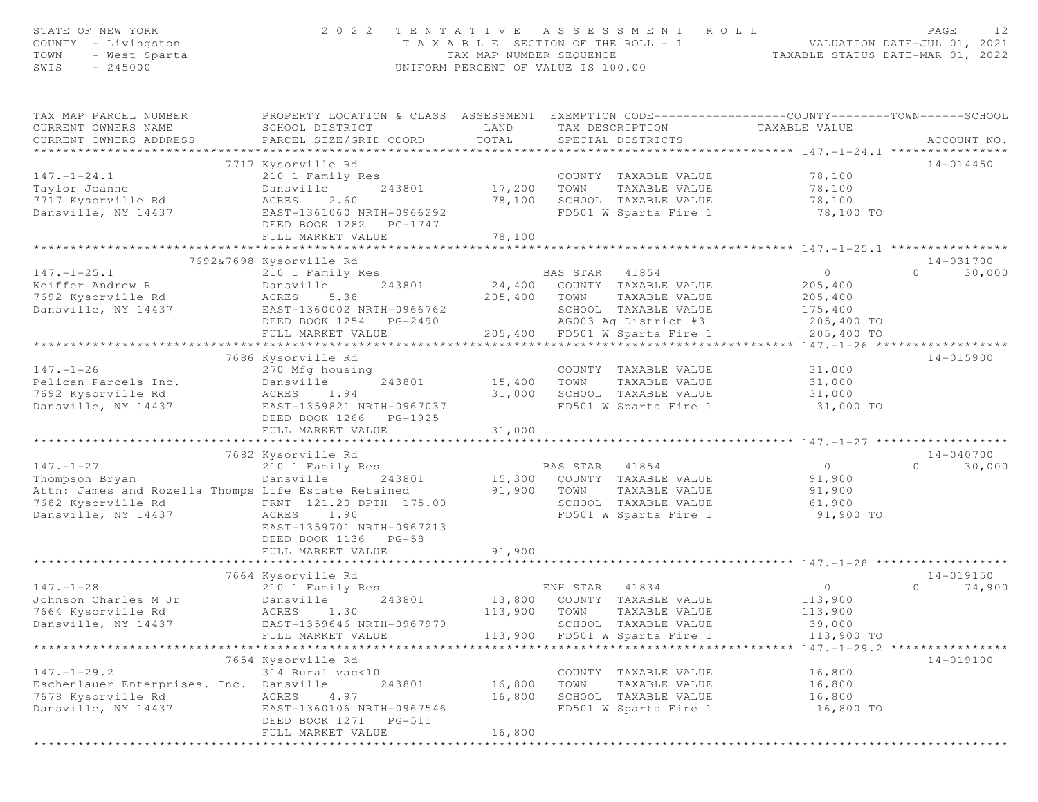STATE OF NEW YORK
COUNTY - Livingston
TOWN - West Sparta
SWIS - 245000

2022 TENTATIVE ASSESSMENT ROLL
TAXABLE SECTION OF THE ROLL - 1
TAX MAP NUMBER SEQUENCE
UNIFORM PERCENT OF VALUE IS 100.00

VALUATION DATE-JUL 01, 2021
TAXABLE STATUS DATE-MAR 01, 2022

| TAX MAP PARCEL NUMBER / CURRENT OWNERS NAME / CURRENT OWNERS ADDRESS | PROPERTY LOCATION & CLASS / SCHOOL DISTRICT / PARCEL SIZE/GRID COORD | ASSESSMENT LAND / TOTAL | EXEMPTION CODE / TAX DESCRIPTION / SPECIAL DISTRICTS | COUNTY / TOWN / SCHOOL TAXABLE VALUE | ACCOUNT NO. |
|---|---|---|---|---|---|
| **147.-1-24.1** | 7717 Kysorville Rd | | | | 14-014450 |
| 147.-1-24.1 | 210 1 Family Res | | COUNTY TAXABLE VALUE | 78,100 | |
| Taylor Joanne | Dansville 243801 | 17,200 | TOWN TAXABLE VALUE | 78,100 | |
| 7717 Kysorville Rd | ACRES 2.60 | 78,100 | SCHOOL TAXABLE VALUE | 78,100 | |
| Dansville, NY 14437 | EAST-1361060 NRTH-0966292 | | FD501 W Sparta Fire 1 | 78,100 TO | |
| | DEED BOOK 1282 PG-1747 | | | | |
| | FULL MARKET VALUE | 78,100 | | | |
| **147.-1-25.1** | 7692&7698 Kysorville Rd | | | | 14-031700 |
| 147.-1-25.1 | 210 1 Family Res | | BAS STAR 41854 | 0 0 30,000 | |
| Keiffer Andrew R | Dansville 243801 | 24,400 | COUNTY TAXABLE VALUE | 205,400 | |
| 7692 Kysorville Rd | ACRES 5.38 | 205,400 | TOWN TAXABLE VALUE | 205,400 | |
| Dansville, NY 14437 | EAST-1360002 NRTH-0966762 | | SCHOOL TAXABLE VALUE | 175,400 | |
| | DEED BOOK 1254 PG-2490 | | AG003 Ag District #3 | 205,400 TO | |
| | FULL MARKET VALUE | 205,400 | FD501 W Sparta Fire 1 | 205,400 TO | |
| **147.-1-26** | 7686 Kysorville Rd | | | | 14-015900 |
| 147.-1-26 | 270 Mfg housing | | COUNTY TAXABLE VALUE | 31,000 | |
| Pelican Parcels Inc. | Dansville 243801 | 15,400 | TOWN TAXABLE VALUE | 31,000 | |
| 7692 Kysorville Rd | ACRES 1.94 | 31,000 | SCHOOL TAXABLE VALUE | 31,000 | |
| Dansville, NY 14437 | EAST-1359821 NRTH-0967037 | | FD501 W Sparta Fire 1 | 31,000 TO | |
| | DEED BOOK 1266 PG-1925 | | | | |
| | FULL MARKET VALUE | 31,000 | | | |
| **147.-1-27** | 7682 Kysorville Rd | | | | 14-040700 |
| 147.-1-27 | 210 1 Family Res | | BAS STAR 41854 | 0 0 30,000 | |
| Thompson Bryan | Dansville 243801 | 15,300 | COUNTY TAXABLE VALUE | 91,900 | |
| Attn: James and Rozella Thomps | Life Estate Retained | 91,900 | TOWN TAXABLE VALUE | 91,900 | |
| 7682 Kysorville Rd | FRNT 121.20 DPTH 175.00 | | SCHOOL TAXABLE VALUE | 61,900 | |
| Dansville, NY 14437 | ACRES 1.90 | | FD501 W Sparta Fire 1 | 91,900 TO | |
| | EAST-1359701 NRTH-0967213 | | | | |
| | DEED BOOK 1136 PG-58 | | | | |
| | FULL MARKET VALUE | 91,900 | | | |
| **147.-1-28** | 7664 Kysorville Rd | | | | 14-019150 |
| 147.-1-28 | 210 1 Family Res | | ENH STAR 41834 | 0 0 74,900 | |
| Johnson Charles M Jr | Dansville 243801 | 13,800 | COUNTY TAXABLE VALUE | 113,900 | |
| 7664 Kysorville Rd | ACRES 1.30 | 113,900 | TOWN TAXABLE VALUE | 113,900 | |
| Dansville, NY 14437 | EAST-1359646 NRTH-0967979 | | SCHOOL TAXABLE VALUE | 39,000 | |
| | FULL MARKET VALUE | 113,900 | FD501 W Sparta Fire 1 | 113,900 TO | |
| **147.-1-29.2** | 7654 Kysorville Rd | | | | 14-019100 |
| 147.-1-29.2 | 314 Rural vac<10 | | COUNTY TAXABLE VALUE | 16,800 | |
| Eschenlauer Enterprises. Inc. | Dansville 243801 | 16,800 | TOWN TAXABLE VALUE | 16,800 | |
| 7678 Kysorville Rd | ACRES 4.97 | 16,800 | SCHOOL TAXABLE VALUE | 16,800 | |
| Dansville, NY 14437 | EAST-1360106 NRTH-0967546 | | FD501 W Sparta Fire 1 | 16,800 TO | |
| | DEED BOOK 1271 PG-511 | | | | |
| | FULL MARKET VALUE | 16,800 | | | |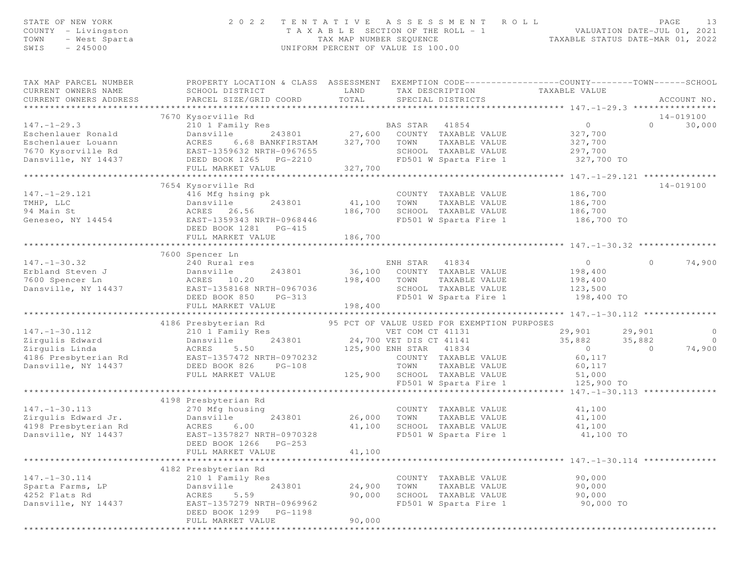STATE OF NEW YORK
COUNTY - Livingston
TOWN - West Sparta
SWIS - 245000

# 2022 TENTATIVE ASSESSMENT ROLL
TAXABLE SECTION OF THE ROLL - 1
TAX MAP NUMBER SEQUENCE
UNIFORM PERCENT OF VALUE IS 100.00

VALUATION DATE-JUL 01, 2021
TAXABLE STATUS DATE-MAR 01, 2022

| TAX MAP PARCEL NUMBER / CURRENT OWNERS NAME / CURRENT OWNERS ADDRESS | PROPERTY LOCATION & CLASS / SCHOOL DISTRICT / PARCEL SIZE/GRID COORD | ASSESSMENT LAND / TOTAL | EXEMPTION CODE / TAX DESCRIPTION / SPECIAL DISTRICTS | COUNTY | TOWN | SCHOOL | ACCOUNT NO. |
|---|---|---|---|---|---|---|---|
| **147.-1-29.3** | 7670 Kysorville Rd | | | | | | 14-019100 |
| 147.-1-29.3 | 210 1 Family Res | | BAS STAR 41854 | 0 | 0 | 30,000 | |
| Eschenlauer Ronald | Dansville 243801 | 27,600 | COUNTY TAXABLE VALUE | 327,700 | | | |
| Eschenlauer Louann | ACRES 6.68 BANKFIRSTAM | 327,700 | TOWN TAXABLE VALUE | | 327,700 | | |
| 7670 Kysorville Rd | EAST-1359632 NRTH-0967655 | | SCHOOL TAXABLE VALUE | | | 297,700 | |
| Dansville, NY 14437 | DEED BOOK 1265 PG-2210 | | FD501 W Sparta Fire 1 | 327,700 TO | | | |
| | FULL MARKET VALUE | 327,700 | | | | | |
| **147.-1-29.121** | 7654 Kysorville Rd | | | | | | 14-019100 |
| 147.-1-29.121 | 416 Mfg hsing pk | | COUNTY TAXABLE VALUE | 186,700 | | | |
| TMHP, LLC | Dansville 243801 | 41,100 | TOWN TAXABLE VALUE | | 186,700 | | |
| 94 Main St | ACRES 26.56 | 186,700 | SCHOOL TAXABLE VALUE | | | 186,700 | |
| Geneseo, NY 14454 | EAST-1359343 NRTH-0968446 | | FD501 W Sparta Fire 1 | 186,700 TO | | | |
| | DEED BOOK 1281 PG-415 | | | | | | |
| | FULL MARKET VALUE | 186,700 | | | | | |
| **147.-1-30.32** | 7600 Spencer Ln | | | | | | |
| 147.-1-30.32 | 240 Rural res | | ENH STAR 41834 | 0 | 0 | 74,900 | |
| Erbland Steven J | Dansville 243801 | 36,100 | COUNTY TAXABLE VALUE | 198,400 | | | |
| 7600 Spencer Ln | ACRES 10.20 | 198,400 | TOWN TAXABLE VALUE | | 198,400 | | |
| Dansville, NY 14437 | EAST-1358168 NRTH-0967036 | | SCHOOL TAXABLE VALUE | | | 123,500 | |
| | DEED BOOK 850 PG-313 | | FD501 W Sparta Fire 1 | 198,400 TO | | | |
| | FULL MARKET VALUE | 198,400 | | | | | |
| **147.-1-30.112** | 4186 Presbyterian Rd | | 95 PCT OF VALUE USED FOR EXEMPTION PURPOSES | | | | |
| 147.-1-30.112 | 210 1 Family Res | | VET COM CT 41131 | 29,901 | 29,901 | 0 | |
| Zirgulis Edward | Dansville 243801 | 24,700 | VET DIS CT 41141 | 35,882 | 35,882 | 0 | |
| Zirgulis Linda | ACRES 5.50 | 125,900 | ENH STAR 41834 | 0 | 0 | 74,900 | |
| 4186 Presbyterian Rd | EAST-1357472 NRTH-0970232 | | COUNTY TAXABLE VALUE | 60,117 | | | |
| Dansville, NY 14437 | DEED BOOK 826 PG-108 | | TOWN TAXABLE VALUE | | 60,117 | | |
| | FULL MARKET VALUE | 125,900 | SCHOOL TAXABLE VALUE | | | 51,000 | |
| | | | FD501 W Sparta Fire 1 | 125,900 TO | | | |
| **147.-1-30.113** | 4198 Presbyterian Rd | | | | | | |
| 147.-1-30.113 | 270 Mfg housing | | COUNTY TAXABLE VALUE | 41,100 | | | |
| Zirgulis Edward Jr. | Dansville 243801 | 26,000 | TOWN TAXABLE VALUE | | 41,100 | | |
| 4198 Presbyterian Rd | ACRES 6.00 | 41,100 | SCHOOL TAXABLE VALUE | | | 41,100 | |
| Dansville, NY 14437 | EAST-1357827 NRTH-0970328 | | FD501 W Sparta Fire 1 | 41,100 TO | | | |
| | DEED BOOK 1266 PG-253 | | | | | | |
| | FULL MARKET VALUE | 41,100 | | | | | |
| **147.-1-30.114** | 4182 Presbyterian Rd | | | | | | |
| 147.-1-30.114 | 210 1 Family Res | | COUNTY TAXABLE VALUE | 90,000 | | | |
| Sparta Farms, LP | Dansville 243801 | 24,900 | TOWN TAXABLE VALUE | | 90,000 | | |
| 4252 Flats Rd | ACRES 5.59 | 90,000 | SCHOOL TAXABLE VALUE | | | 90,000 | |
| Dansville, NY 14437 | EAST-1357279 NRTH-0969962 | | FD501 W Sparta Fire 1 | 90,000 TO | | | |
| | DEED BOOK 1299 PG-1198 | | | | | | |
| | FULL MARKET VALUE | 90,000 | | | | | |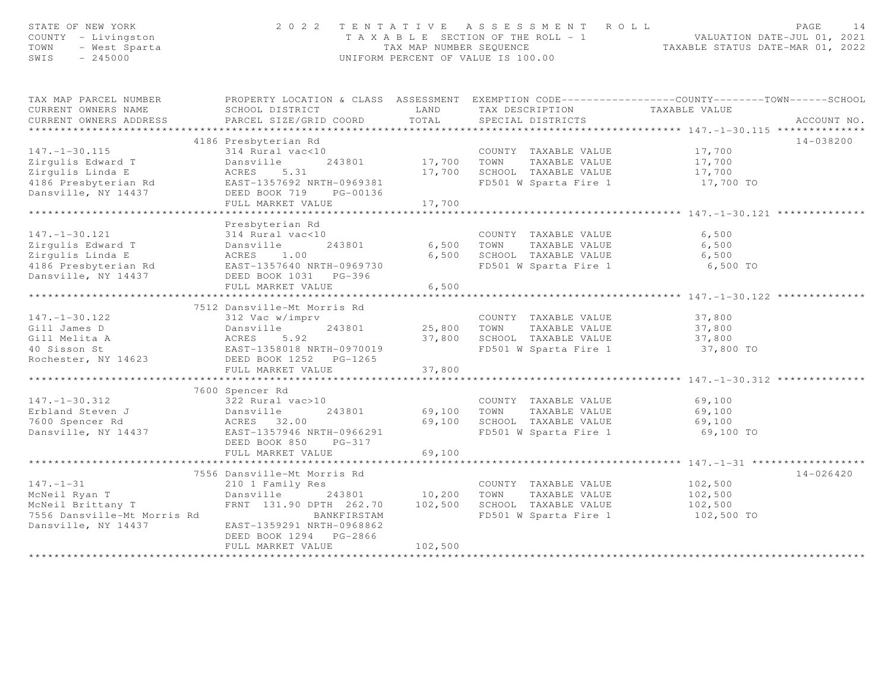STATE OF NEW YORK
COUNTY - Livingston
TOWN - West Sparta
SWIS - 245000

2 0 2 2 T E N T A T I V E A S S E S S M E N T R O L L
T A X A B L E SECTION OF THE ROLL - 1
TAX MAP NUMBER SEQUENCE
UNIFORM PERCENT OF VALUE IS 100.00

VALUATION DATE-JUL 01, 2021
TAXABLE STATUS DATE-MAR 01, 2022

| TAX MAP PARCEL NUMBER / CURRENT OWNERS NAME / CURRENT OWNERS ADDRESS | PROPERTY LOCATION & CLASS / SCHOOL DISTRICT / PARCEL SIZE/GRID COORD | ASSESSMENT LAND / TOTAL | EXEMPTION CODE / TAX DESCRIPTION / SPECIAL DISTRICTS | TAXABLE VALUE (COUNTY / TOWN / SCHOOL) | ACCOUNT NO. |
|---|---|---|---|---|---|
| **147.-1-30.115** | 4186 Presbyterian Rd | | | | 14-038200 |
| 147.-1-30.115 | 314 Rural vac<10 | | COUNTY TAXABLE VALUE | 17,700 | |
| Zirgulis Edward T | Dansville 243801 | 17,700 | TOWN TAXABLE VALUE | 17,700 | |
| Zirgulis Linda E | ACRES 5.31 | 17,700 | SCHOOL TAXABLE VALUE | 17,700 | |
| 4186 Presbyterian Rd | EAST-1357692 NRTH-0969381 | | FD501 W Sparta Fire 1 | 17,700 TO | |
| Dansville, NY 14437 | DEED BOOK 719 PG-00136 | | | | |
| | FULL MARKET VALUE | 17,700 | | | |
| **147.-1-30.121** | Presbyterian Rd | | | | |
| 147.-1-30.121 | 314 Rural vac<10 | | COUNTY TAXABLE VALUE | 6,500 | |
| Zirgulis Edward T | Dansville 243801 | 6,500 | TOWN TAXABLE VALUE | 6,500 | |
| Zirgulis Linda E | ACRES 1.00 | 6,500 | SCHOOL TAXABLE VALUE | 6,500 | |
| 4186 Presbyterian Rd | EAST-1357640 NRTH-0969730 | | FD501 W Sparta Fire 1 | 6,500 TO | |
| Dansville, NY 14437 | DEED BOOK 1031 PG-396 | | | | |
| | FULL MARKET VALUE | 6,500 | | | |
| **147.-1-30.122** | 7512 Dansville-Mt Morris Rd | | | | |
| 147.-1-30.122 | 312 Vac w/imprv | | COUNTY TAXABLE VALUE | 37,800 | |
| Gill James D | Dansville 243801 | 25,800 | TOWN TAXABLE VALUE | 37,800 | |
| Gill Melita A | ACRES 5.92 | 37,800 | SCHOOL TAXABLE VALUE | 37,800 | |
| 40 Sisson St | EAST-1358018 NRTH-0970019 | | FD501 W Sparta Fire 1 | 37,800 TO | |
| Rochester, NY 14623 | DEED BOOK 1252 PG-1265 | | | | |
| | FULL MARKET VALUE | 37,800 | | | |
| **147.-1-30.312** | 7600 Spencer Rd | | | | |
| 147.-1-30.312 | 322 Rural vac>10 | | COUNTY TAXABLE VALUE | 69,100 | |
| Erbland Steven J | Dansville 243801 | 69,100 | TOWN TAXABLE VALUE | 69,100 | |
| 7600 Spencer Rd | ACRES 32.00 | 69,100 | SCHOOL TAXABLE VALUE | 69,100 | |
| Dansville, NY 14437 | EAST-1357946 NRTH-0966291 | | FD501 W Sparta Fire 1 | 69,100 TO | |
| | DEED BOOK 850 PG-317 | | | | |
| | FULL MARKET VALUE | 69,100 | | | |
| **147.-1-31** | 7556 Dansville-Mt Morris Rd | | | | 14-026420 |
| 147.-1-31 | 210 1 Family Res | | COUNTY TAXABLE VALUE | 102,500 | |
| McNeil Ryan T | Dansville 243801 | 10,200 | TOWN TAXABLE VALUE | 102,500 | |
| McNeil Brittany T | FRNT 131.90 DPTH 262.70 | 102,500 | SCHOOL TAXABLE VALUE | 102,500 | |
| 7556 Dansville-Mt Morris Rd | BANKFIRSTAM | | FD501 W Sparta Fire 1 | 102,500 TO | |
| Dansville, NY 14437 | EAST-1359291 NRTH-0968862 | | | | |
| | DEED BOOK 1294 PG-2866 | | | | |
| | FULL MARKET VALUE | 102,500 | | | |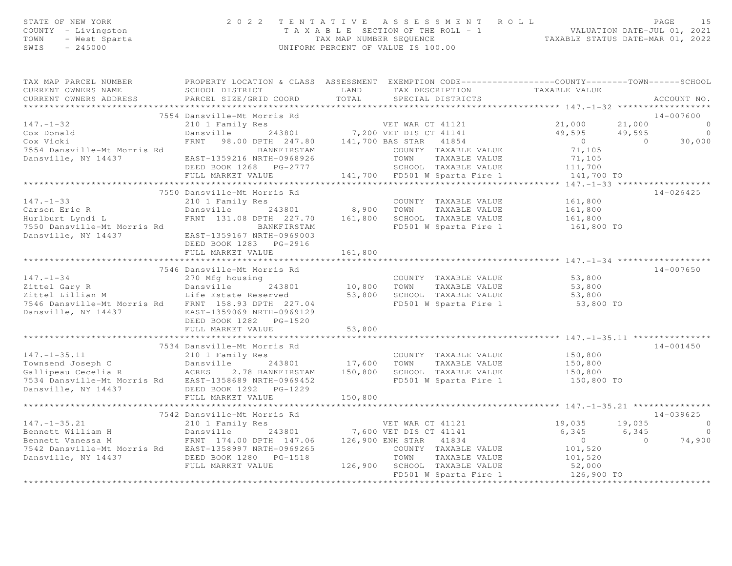STATE OF NEW YORK
COUNTY - Livingston
TOWN - West Sparta
SWIS - 245000

2022 TENTATIVE ASSESSMENT ROLL
TAXABLE SECTION OF THE ROLL - 1
TAX MAP NUMBER SEQUENCE
UNIFORM PERCENT OF VALUE IS 100.00

VALUATION DATE-JUL 01, 2021
TAXABLE STATUS DATE-MAR 01, 2022

| TAX MAP PARCEL NUMBER / CURRENT OWNERS NAME / CURRENT OWNERS ADDRESS | PROPERTY LOCATION & CLASS / SCHOOL DISTRICT / PARCEL SIZE/GRID COORD | ASSESSMENT LAND | ASSESSMENT TOTAL | EXEMPTION CODE / TAX DESCRIPTION / SPECIAL DISTRICTS | COUNTY TAXABLE VALUE | TOWN | SCHOOL | ACCOUNT NO. |
|---|---|---|---|---|---|---|---|---|
| **147.-1-32** | 7554 Dansville-Mt Morris Rd | | | | | | | 14-007600 |
| 147.-1-32 | 210 1 Family Res | | | VET WAR CT 41121 | 21,000 | 21,000 | 0 | |
| Cox Donald | Dansville 243801 | 7,200 | | VET DIS CT 41141 | 49,595 | 49,595 | 0 | |
| Cox Vicki | FRNT 98.00 DPTH 247.80 | | 141,700 | BAS STAR 41854 | 0 | 0 | 30,000 | |
| 7554 Dansville-Mt Morris Rd | BANKFIRSTAM | | | COUNTY TAXABLE VALUE | 71,105 | | | |
| Dansville, NY 14437 | EAST-1359216 NRTH-0968926 | | | TOWN TAXABLE VALUE | 71,105 | | | |
| | DEED BOOK 1268 PG-2777 | | | SCHOOL TAXABLE VALUE | 111,700 | | | |
| | FULL MARKET VALUE | | 141,700 | FD501 W Sparta Fire 1 | 141,700 TO | | | |
| **147.-1-33** | 7550 Dansville-Mt Morris Rd | | | | | | | 14-026425 |
| 147.-1-33 | 210 1 Family Res | | | COUNTY TAXABLE VALUE | 161,800 | | | |
| Carson Eric R | Dansville 243801 | 8,900 | | TOWN TAXABLE VALUE | 161,800 | | | |
| Hurlburt Lyndi L | FRNT 131.08 DPTH 227.70 | | 161,800 | SCHOOL TAXABLE VALUE | 161,800 | | | |
| 7550 Dansville-Mt Morris Rd | BANKFIRSTAM | | | FD501 W Sparta Fire 1 | 161,800 TO | | | |
| Dansville, NY 14437 | EAST-1359167 NRTH-0969003 | | | | | | | |
| | DEED BOOK 1283 PG-2916 | | | | | | | |
| | FULL MARKET VALUE | | 161,800 | | | | | |
| **147.-1-34** | 7546 Dansville-Mt Morris Rd | | | | | | | 14-007650 |
| 147.-1-34 | 270 Mfg housing | | | COUNTY TAXABLE VALUE | 53,800 | | | |
| Zittel Gary R | Dansville 243801 | 10,800 | | TOWN TAXABLE VALUE | 53,800 | | | |
| Zittel Lillian M | Life Estate Reserved | | 53,800 | SCHOOL TAXABLE VALUE | 53,800 | | | |
| 7546 Dansville-Mt Morris Rd | FRNT 158.93 DPTH 227.04 | | | FD501 W Sparta Fire 1 | 53,800 TO | | | |
| Dansville, NY 14437 | EAST-1359069 NRTH-0969129 | | | | | | | |
| | DEED BOOK 1282 PG-1520 | | | | | | | |
| | FULL MARKET VALUE | | 53,800 | | | | | |
| **147.-1-35.11** | 7534 Dansville-Mt Morris Rd | | | | | | | 14-001450 |
| 147.-1-35.11 | 210 1 Family Res | | | COUNTY TAXABLE VALUE | 150,800 | | | |
| Townsend Joseph C | Dansville 243801 | 17,600 | | TOWN TAXABLE VALUE | 150,800 | | | |
| Gallipeau Cecelia R | ACRES 2.78 BANKFIRSTAM | | 150,800 | SCHOOL TAXABLE VALUE | 150,800 | | | |
| 7534 Dansville-Mt Morris Rd | EAST-1358689 NRTH-0969452 | | | FD501 W Sparta Fire 1 | 150,800 TO | | | |
| Dansville, NY 14437 | DEED BOOK 1292 PG-1229 | | | | | | | |
| | FULL MARKET VALUE | | 150,800 | | | | | |
| **147.-1-35.21** | 7542 Dansville-Mt Morris Rd | | | | | | | 14-039625 |
| 147.-1-35.21 | 210 1 Family Res | | | VET WAR CT 41121 | 19,035 | 19,035 | 0 | |
| Bennett William H | Dansville 243801 | 7,600 | | VET DIS CT 41141 | 6,345 | 6,345 | 0 | |
| Bennett Vanessa M | FRNT 174.00 DPTH 147.06 | | 126,900 | ENH STAR 41834 | 0 | 0 | 74,900 | |
| 7542 Dansville-Mt Morris Rd | EAST-1358997 NRTH-0969265 | | | COUNTY TAXABLE VALUE | 101,520 | | | |
| Dansville, NY 14437 | DEED BOOK 1280 PG-1518 | | | TOWN TAXABLE VALUE | 101,520 | | | |
| | FULL MARKET VALUE | | 126,900 | SCHOOL TAXABLE VALUE | 52,000 | | | |
| | | | | FD501 W Sparta Fire 1 | 126,900 TO | | | |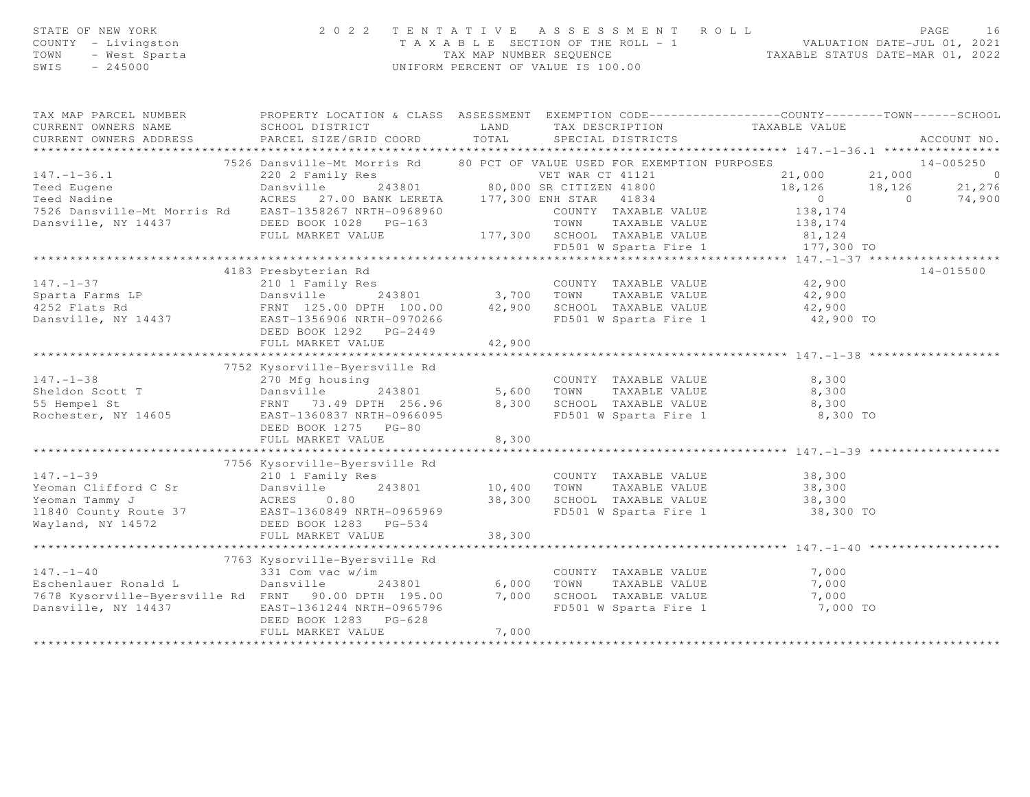STATE OF NEW YORK
COUNTY - Livingston
TOWN - West Sparta
SWIS - 245000

2022 TENTATIVE ASSESSMENT ROLL
TAXABLE SECTION OF THE ROLL - 1
TAX MAP NUMBER SEQUENCE
UNIFORM PERCENT OF VALUE IS 100.00

VALUATION DATE-JUL 01, 2021
TAXABLE STATUS DATE-MAR 01, 2022

```
TAX MAP PARCEL NUMBER          PROPERTY LOCATION & CLASS  ASSESSMENT  EXEMPTION CODE------------------COUNTY--------TOWN------SCHOOL
CURRENT OWNERS NAME            SCHOOL DISTRICT               LAND      TAX DESCRIPTION            TAXABLE VALUE
CURRENT OWNERS ADDRESS         PARCEL SIZE/GRID COORD        TOTAL     SPECIAL DISTRICTS                                    ACCOUNT NO.
******************************************************************************************************* 147.-1-36.1 ****************
                          7526 Dansville-Mt Morris Rd     80 PCT OF VALUE USED FOR EXEMPTION PURPOSES                        14-005250
147.-1-36.1                    220 2 Family Res                  VET WAR CT 41121              21,000      21,000           0
Teed Eugene                    Dansville        243801       80,000 SR CITIZEN 41800            18,126      18,126      21,276
Teed Nadine                    ACRES   27.00 BANK LERETA     177,300 ENH STAR   41834                0           0      74,900
7526 Dansville-Mt Morris Rd    EAST-1358267 NRTH-0968960            COUNTY  TAXABLE VALUE          138,174
Dansville, NY 14437            DEED BOOK 1028   PG-163              TOWN    TAXABLE VALUE          138,174
                               FULL MARKET VALUE            177,300  SCHOOL  TAXABLE VALUE           81,124
                                                                     FD501 W Sparta Fire 1          177,300 TO
******************************************************************************************************* 147.-1-37 ******************
                          4183 Presbyterian Rd                                                                           14-015500
147.-1-37                      210 1 Family Res                     COUNTY  TAXABLE VALUE           42,900
Sparta Farms LP                Dansville        243801        3,700  TOWN    TAXABLE VALUE           42,900
4252 Flats Rd                  FRNT  125.00 DPTH  100.00     42,900  SCHOOL  TAXABLE VALUE           42,900
Dansville, NY 14437            EAST-1356906 NRTH-0970266            FD501 W Sparta Fire 1            42,900 TO
                               DEED BOOK 1292   PG-2449
                               FULL MARKET VALUE             42,900
******************************************************************************************************* 147.-1-38 ******************
                          7752 Kysorville-Byersville Rd
147.-1-38                      270 Mfg housing                      COUNTY  TAXABLE VALUE            8,300
Sheldon Scott T                Dansville        243801        5,600  TOWN    TAXABLE VALUE            8,300
55 Hempel St                   FRNT   73.49 DPTH  256.96      8,300  SCHOOL  TAXABLE VALUE            8,300
Rochester, NY 14605            EAST-1360837 NRTH-0966095            FD501 W Sparta Fire 1             8,300 TO
                               DEED BOOK 1275   PG-80
                               FULL MARKET VALUE              8,300
******************************************************************************************************* 147.-1-39 ******************
                          7756 Kysorville-Byersville Rd
147.-1-39                      210 1 Family Res                     COUNTY  TAXABLE VALUE           38,300
Yeoman Clifford C Sr           Dansville        243801       10,400  TOWN    TAXABLE VALUE           38,300
Yeoman Tammy J                 ACRES    0.80                 38,300  SCHOOL  TAXABLE VALUE           38,300
11840 County Route 37          EAST-1360849 NRTH-0965969            FD501 W Sparta Fire 1            38,300 TO
Wayland, NY 14572              DEED BOOK 1283   PG-534
                               FULL MARKET VALUE             38,300
******************************************************************************************************* 147.-1-40 ******************
                          7763 Kysorville-Byersville Rd
147.-1-40                      331 Com vac w/im                     COUNTY  TAXABLE VALUE            7,000
Eschenlauer Ronald L           Dansville        243801        6,000  TOWN    TAXABLE VALUE            7,000
7678 Kysorville-Byersville Rd  FRNT   90.00 DPTH  195.00      7,000  SCHOOL  TAXABLE VALUE            7,000
Dansville, NY 14437            EAST-1361244 NRTH-0965796            FD501 W Sparta Fire 1             7,000 TO
                               DEED BOOK 1283   PG-628
                               FULL MARKET VALUE              7,000
************************************************************************************************************************************
```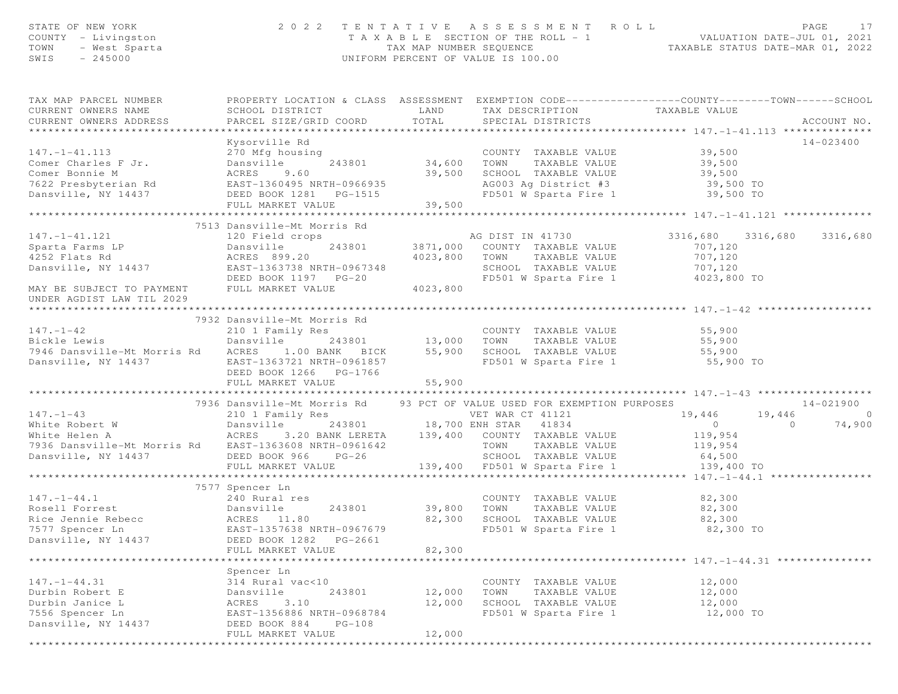STATE OF NEW YORK
COUNTY - Livingston
TOWN - West Sparta
SWIS - 245000

2022 TENTATIVE ASSESSMENT ROLL
TAXABLE SECTION OF THE ROLL - 1
TAX MAP NUMBER SEQUENCE
UNIFORM PERCENT OF VALUE IS 100.00

VALUATION DATE-JUL 01, 2021
TAXABLE STATUS DATE-MAR 01, 2022

| TAX MAP PARCEL NUMBER / CURRENT OWNERS NAME / CURRENT OWNERS ADDRESS | PROPERTY LOCATION & CLASS / SCHOOL DISTRICT / PARCEL SIZE/GRID COORD | ASSESSMENT LAND | ASSESSMENT TOTAL | EXEMPTION CODE / TAX DESCRIPTION / SPECIAL DISTRICTS | COUNTY TAXABLE VALUE | TOWN | SCHOOL | ACCOUNT NO. |
|---|---|---|---|---|---|---|---|---|
| **147.-1-41.113** | Kysorville Rd | | | | | | | 14-023400 |
| 147.-1-41.113 | 270 Mfg housing | | | COUNTY TAXABLE VALUE | 39,500 | | | |
| Comer Charles F Jr. | Dansville 243801 | 34,600 | | TOWN TAXABLE VALUE | 39,500 | | | |
| Comer Bonnie M | ACRES 9.60 | | 39,500 | SCHOOL TAXABLE VALUE | 39,500 | | | |
| 7622 Presbyterian Rd | EAST-1360495 NRTH-0966935 | | | AG003 Ag District #3 | 39,500 TO | | | |
| Dansville, NY 14437 | DEED BOOK 1281 PG-1515 | | | FD501 W Sparta Fire 1 | 39,500 TO | | | |
| | FULL MARKET VALUE | | 39,500 | | | | | |
| **147.-1-41.121** | 7513 Dansville-Mt Morris Rd | | | | | | | |
| 147.-1-41.121 | 120 Field crops | | | AG DIST IN 41730 | 3316,680 | 3316,680 | 3316,680 | |
| Sparta Farms LP | Dansville 243801 | 3871,000 | | COUNTY TAXABLE VALUE | 707,120 | | | |
| 4252 Flats Rd | ACRES 899.20 | | 4023,800 | TOWN TAXABLE VALUE | 707,120 | | | |
| Dansville, NY 14437 | EAST-1363738 NRTH-0967348 | | | SCHOOL TAXABLE VALUE | 707,120 | | | |
| | DEED BOOK 1197 PG-20 | | | FD501 W Sparta Fire 1 | 4023,800 TO | | | |
| MAY BE SUBJECT TO PAYMENT UNDER AGDIST LAW TIL 2029 | FULL MARKET VALUE | | 4023,800 | | | | | |
| **147.-1-42** | 7932 Dansville-Mt Morris Rd | | | | | | | |
| 147.-1-42 | 210 1 Family Res | | | COUNTY TAXABLE VALUE | 55,900 | | | |
| Bickle Lewis | Dansville 243801 | 13,000 | | TOWN TAXABLE VALUE | 55,900 | | | |
| 7946 Dansville-Mt Morris Rd | ACRES 1.00 BANK BICK | | 55,900 | SCHOOL TAXABLE VALUE | 55,900 | | | |
| Dansville, NY 14437 | EAST-1363721 NRTH-0961857 | | | FD501 W Sparta Fire 1 | 55,900 TO | | | |
| | DEED BOOK 1266 PG-1766 | | | | | | | |
| | FULL MARKET VALUE | | 55,900 | | | | | |
| **147.-1-43** | 7936 Dansville-Mt Morris Rd | | | 93 PCT OF VALUE USED FOR EXEMPTION PURPOSES | | | | 14-021900 |
| 147.-1-43 | 210 1 Family Res | | | VET WAR CT 41121 | 19,446 | 19,446 | 0 | |
| White Robert W | Dansville 243801 | 18,700 | | ENH STAR 41834 | 0 | 0 | 74,900 | |
| White Helen A | ACRES 3.20 BANK LERETA | | 139,400 | COUNTY TAXABLE VALUE | 119,954 | | | |
| 7936 Dansville-Mt Morris Rd | EAST-1363608 NRTH-0961642 | | | TOWN TAXABLE VALUE | 119,954 | | | |
| Dansville, NY 14437 | DEED BOOK 966 PG-26 | | | SCHOOL TAXABLE VALUE | 64,500 | | | |
| | FULL MARKET VALUE | | 139,400 | FD501 W Sparta Fire 1 | 139,400 TO | | | |
| **147.-1-44.1** | 7577 Spencer Ln | | | | | | | |
| 147.-1-44.1 | 240 Rural res | | | COUNTY TAXABLE VALUE | 82,300 | | | |
| Rosell Forrest | Dansville 243801 | 39,800 | | TOWN TAXABLE VALUE | 82,300 | | | |
| Rice Jennie Rebecc | ACRES 11.80 | | 82,300 | SCHOOL TAXABLE VALUE | 82,300 | | | |
| 7577 Spencer Ln | EAST-1357638 NRTH-0967679 | | | FD501 W Sparta Fire 1 | 82,300 TO | | | |
| Dansville, NY 14437 | DEED BOOK 1282 PG-2661 | | | | | | | |
| | FULL MARKET VALUE | | 82,300 | | | | | |
| **147.-1-44.31** | Spencer Ln | | | | | | | |
| 147.-1-44.31 | 314 Rural vac<10 | | | COUNTY TAXABLE VALUE | 12,000 | | | |
| Durbin Robert E | Dansville 243801 | 12,000 | | TOWN TAXABLE VALUE | 12,000 | | | |
| Durbin Janice L | ACRES 3.10 | | 12,000 | SCHOOL TAXABLE VALUE | 12,000 | | | |
| 7556 Spencer Ln | EAST-1356886 NRTH-0968784 | | | FD501 W Sparta Fire 1 | 12,000 TO | | | |
| Dansville, NY 14437 | DEED BOOK 884 PG-108 | | | | | | | |
| | FULL MARKET VALUE | | 12,000 | | | | | |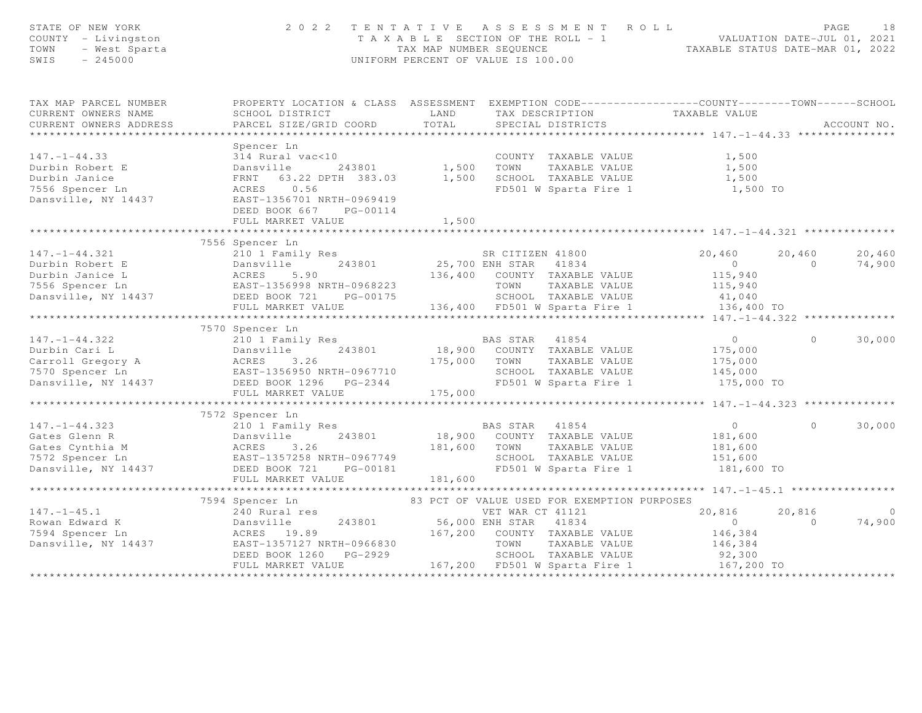STATE OF NEW YORK — 2022 TENTATIVE ASSESSMENT ROLL
COUNTY - Livingston — TAXABLE SECTION OF THE ROLL - 1 — VALUATION DATE-JUL 01, 2021
TOWN - West Sparta — TAX MAP NUMBER SEQUENCE — TAXABLE STATUS DATE-MAR 01, 2022
SWIS - 245000 — UNIFORM PERCENT OF VALUE IS 100.00

| TAX MAP PARCEL NUMBER / CURRENT OWNERS NAME / CURRENT OWNERS ADDRESS | PROPERTY LOCATION & CLASS / SCHOOL DISTRICT / PARCEL SIZE/GRID COORD | ASSESSMENT LAND | TOTAL | EXEMPTION CODE / TAX DESCRIPTION / SPECIAL DISTRICTS | COUNTY TAXABLE VALUE | TOWN | SCHOOL | ACCOUNT NO. |
|---|---|---|---|---|---|---|---|---|
| **147.-1-44.33** | Spencer Ln | | | | | | | |
| 147.-1-44.33 | 314 Rural vac<10 | | | COUNTY TAXABLE VALUE | 1,500 | | | |
| Durbin Robert E | Dansville 243801 | 1,500 | | TOWN TAXABLE VALUE | 1,500 | | | |
| Durbin Janice | FRNT 63.22 DPTH 383.03 | | 1,500 | SCHOOL TAXABLE VALUE | 1,500 | | | |
| 7556 Spencer Ln | ACRES 0.56 | | | FD501 W Sparta Fire 1 | 1,500 TO | | | |
| Dansville, NY 14437 | EAST-1356701 NRTH-0969419 | | | | | | | |
| | DEED BOOK 667 PG-00114 | | | | | | | |
| | FULL MARKET VALUE | | 1,500 | | | | | |
| **147.-1-44.321** | 7556 Spencer Ln | | | | | | | |
| 147.-1-44.321 | 210 1 Family Res | | | SR CITIZEN 41800 | 20,460 | 20,460 | 20,460 | |
| Durbin Robert E | Dansville 243801 | 25,700 | | ENH STAR 41834 | 0 | 0 | 74,900 | |
| Durbin Janice L | ACRES 5.90 | | 136,400 | COUNTY TAXABLE VALUE | 115,940 | | | |
| 7556 Spencer Ln | EAST-1356998 NRTH-0968223 | | | TOWN TAXABLE VALUE | 115,940 | | | |
| Dansville, NY 14437 | DEED BOOK 721 PG-00175 | | | SCHOOL TAXABLE VALUE | 41,040 | | | |
| | FULL MARKET VALUE | | 136,400 | FD501 W Sparta Fire 1 | 136,400 TO | | | |
| **147.-1-44.322** | 7570 Spencer Ln | | | | | | | |
| 147.-1-44.322 | 210 1 Family Res | | | BAS STAR 41854 | 0 | 0 | 30,000 | |
| Durbin Cari L | Dansville 243801 | 18,900 | | COUNTY TAXABLE VALUE | 175,000 | | | |
| Carroll Gregory A | ACRES 3.26 | | 175,000 | TOWN TAXABLE VALUE | 175,000 | | | |
| 7570 Spencer Ln | EAST-1356950 NRTH-0967710 | | | SCHOOL TAXABLE VALUE | 145,000 | | | |
| Dansville, NY 14437 | DEED BOOK 1296 PG-2344 | | | FD501 W Sparta Fire 1 | 175,000 TO | | | |
| | FULL MARKET VALUE | | 175,000 | | | | | |
| **147.-1-44.323** | 7572 Spencer Ln | | | | | | | |
| 147.-1-44.323 | 210 1 Family Res | | | BAS STAR 41854 | 0 | 0 | 30,000 | |
| Gates Glenn R | Dansville 243801 | 18,900 | | COUNTY TAXABLE VALUE | 181,600 | | | |
| Gates Cynthia M | ACRES 3.26 | | 181,600 | TOWN TAXABLE VALUE | 181,600 | | | |
| 7572 Spencer Ln | EAST-1357258 NRTH-0967749 | | | SCHOOL TAXABLE VALUE | 151,600 | | | |
| Dansville, NY 14437 | DEED BOOK 721 PG-00181 | | | FD501 W Sparta Fire 1 | 181,600 TO | | | |
| | FULL MARKET VALUE | | 181,600 | | | | | |
| **147.-1-45.1** | 7594 Spencer Ln | | | 83 PCT OF VALUE USED FOR EXEMPTION PURPOSES | | | | |
| 147.-1-45.1 | 240 Rural res | | | VET WAR CT 41121 | 20,816 | 20,816 | 0 | |
| Rowan Edward K | Dansville 243801 | 56,000 | | ENH STAR 41834 | 0 | 0 | 74,900 | |
| 7594 Spencer Ln | ACRES 19.89 | | 167,200 | COUNTY TAXABLE VALUE | 146,384 | | | |
| Dansville, NY 14437 | EAST-1357127 NRTH-0966830 | | | TOWN TAXABLE VALUE | 146,384 | | | |
| | DEED BOOK 1260 PG-2929 | | | SCHOOL TAXABLE VALUE | 92,300 | | | |
| | FULL MARKET VALUE | | 167,200 | FD501 W Sparta Fire 1 | 167,200 TO | | | |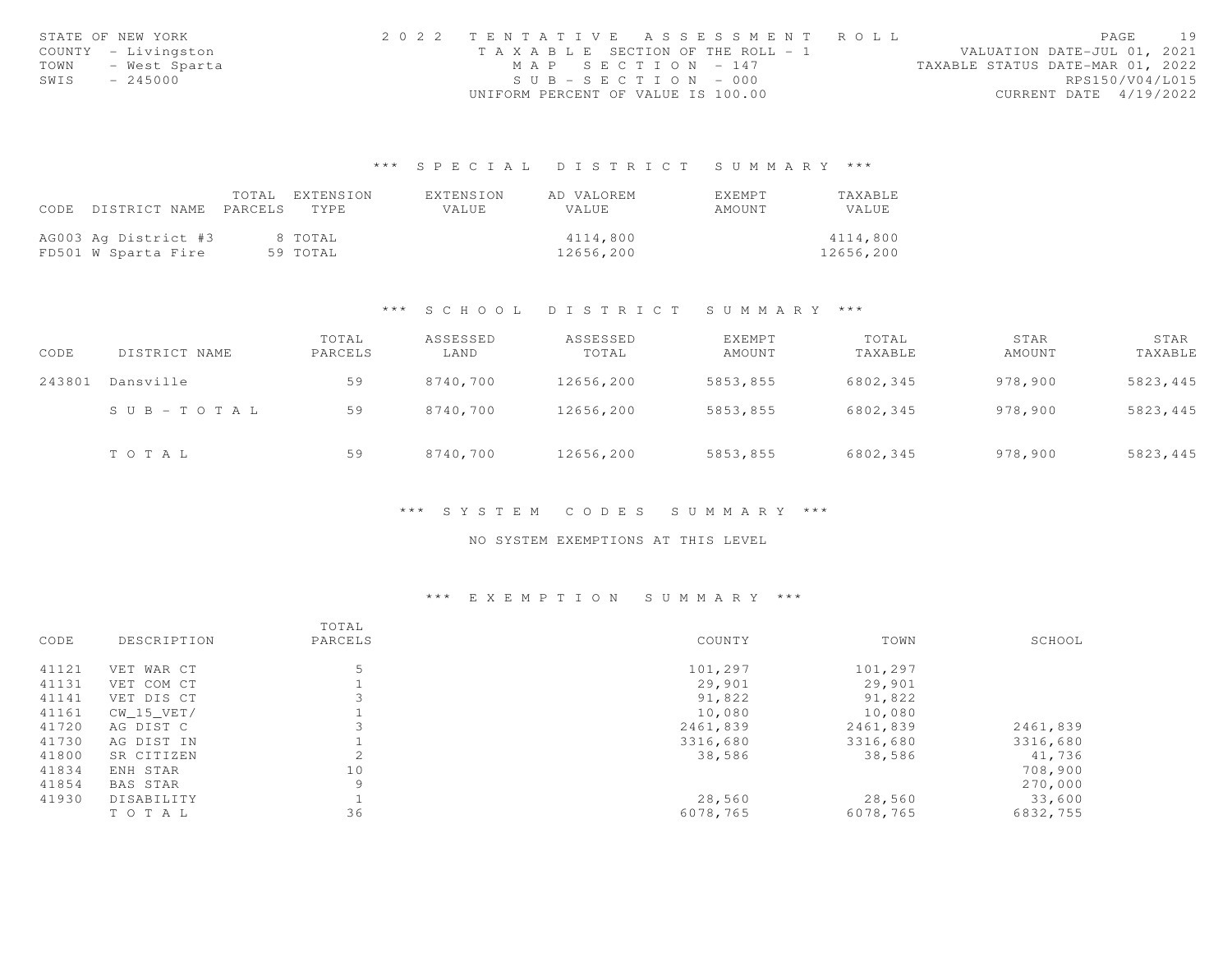STATE OF NEW YORK
COUNTY - Livingston
TOWN - West Sparta
SWIS - 245000

2022 TENTATIVE ASSESSMENT ROLL
TAXABLE SECTION OF THE ROLL - 1
MAP SECTION - 147
SUB-SECTION - 000
UNIFORM PERCENT OF VALUE IS 100.00

VALUATION DATE-JUL 01, 2021
TAXABLE STATUS DATE-MAR 01, 2022
RPS150/V04/L015
CURRENT DATE 4/19/2022

## *** SPECIAL DISTRICT SUMMARY ***

| CODE | DISTRICT NAME | TOTAL PARCELS | EXTENSION TYPE | EXTENSION VALUE | AD VALOREM VALUE | EXEMPT AMOUNT | TAXABLE VALUE |
|---|---|---|---|---|---|---|---|
| AG003 | Ag District #3 | 8 | TOTAL | | 4114,800 | | 4114,800 |
| FD501 | W Sparta Fire | 59 | TOTAL | | 12656,200 | | 12656,200 |

## *** SCHOOL DISTRICT SUMMARY ***

| CODE | DISTRICT NAME | TOTAL PARCELS | ASSESSED LAND | ASSESSED TOTAL | EXEMPT AMOUNT | TOTAL TAXABLE | STAR AMOUNT | STAR TAXABLE |
|---|---|---|---|---|---|---|---|---|
| 243801 | Dansville | 59 | 8740,700 | 12656,200 | 5853,855 | 6802,345 | 978,900 | 5823,445 |
| | SUB-TOTAL | 59 | 8740,700 | 12656,200 | 5853,855 | 6802,345 | 978,900 | 5823,445 |
| | TOTAL | 59 | 8740,700 | 12656,200 | 5853,855 | 6802,345 | 978,900 | 5823,445 |

## *** SYSTEM CODES SUMMARY ***

NO SYSTEM EXEMPTIONS AT THIS LEVEL

## *** EXEMPTION SUMMARY ***

| CODE | DESCRIPTION | TOTAL PARCELS | COUNTY | TOWN | SCHOOL |
|---|---|---|---|---|---|
| 41121 | VET WAR CT | 5 | 101,297 | 101,297 | |
| 41131 | VET COM CT | 1 | 29,901 | 29,901 | |
| 41141 | VET DIS CT | 3 | 91,822 | 91,822 | |
| 41161 | CW_15_VET/ | 1 | 10,080 | 10,080 | |
| 41720 | AG DIST C | 3 | 2461,839 | 2461,839 | 2461,839 |
| 41730 | AG DIST IN | 1 | 3316,680 | 3316,680 | 3316,680 |
| 41800 | SR CITIZEN | 2 | 38,586 | 38,586 | 41,736 |
| 41834 | ENH STAR | 10 | | | 708,900 |
| 41854 | BAS STAR | 9 | | | 270,000 |
| 41930 | DISABILITY | 1 | 28,560 | 28,560 | 33,600 |
| | TOTAL | 36 | 6078,765 | 6078,765 | 6832,755 |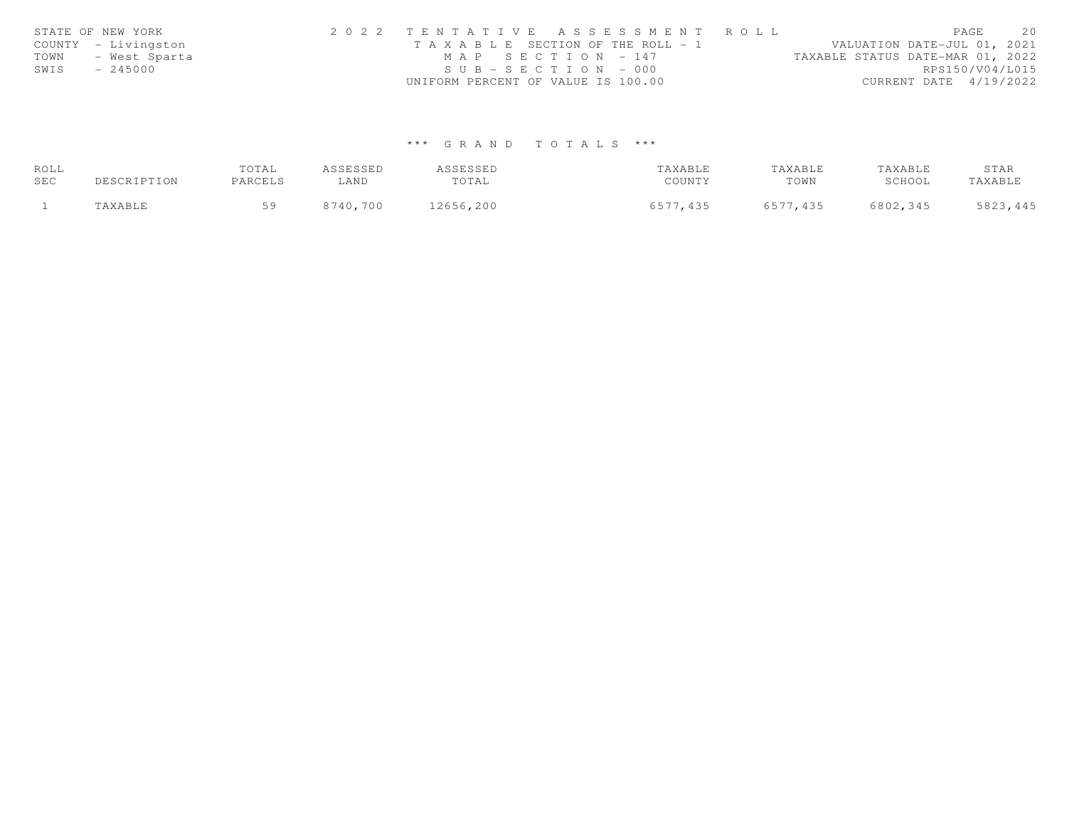STATE OF NEW YORK
COUNTY - Livingston
TOWN - West Sparta
SWIS - 245000

2022 TENTATIVE ASSESSMENT ROLL
TAXABLE SECTION OF THE ROLL - 1
MAP SECTION - 147
SUB-SECTION - 000
UNIFORM PERCENT OF VALUE IS 100.00

VALUATION DATE-JUL 01, 2021
TAXABLE STATUS DATE-MAR 01, 2022
RPS150/V04/L015
CURRENT DATE 4/19/2022

*** GRAND TOTALS ***

| ROLL SEC | DESCRIPTION | TOTAL PARCELS | ASSESSED LAND | ASSESSED TOTAL | TAXABLE COUNTY | TAXABLE TOWN | TAXABLE SCHOOL | STAR TAXABLE |
|---|---|---|---|---|---|---|---|---|
| 1 | TAXABLE | 59 | 8740,700 | 12656,200 | 6577,435 | 6577,435 | 6802,345 | 5823,445 |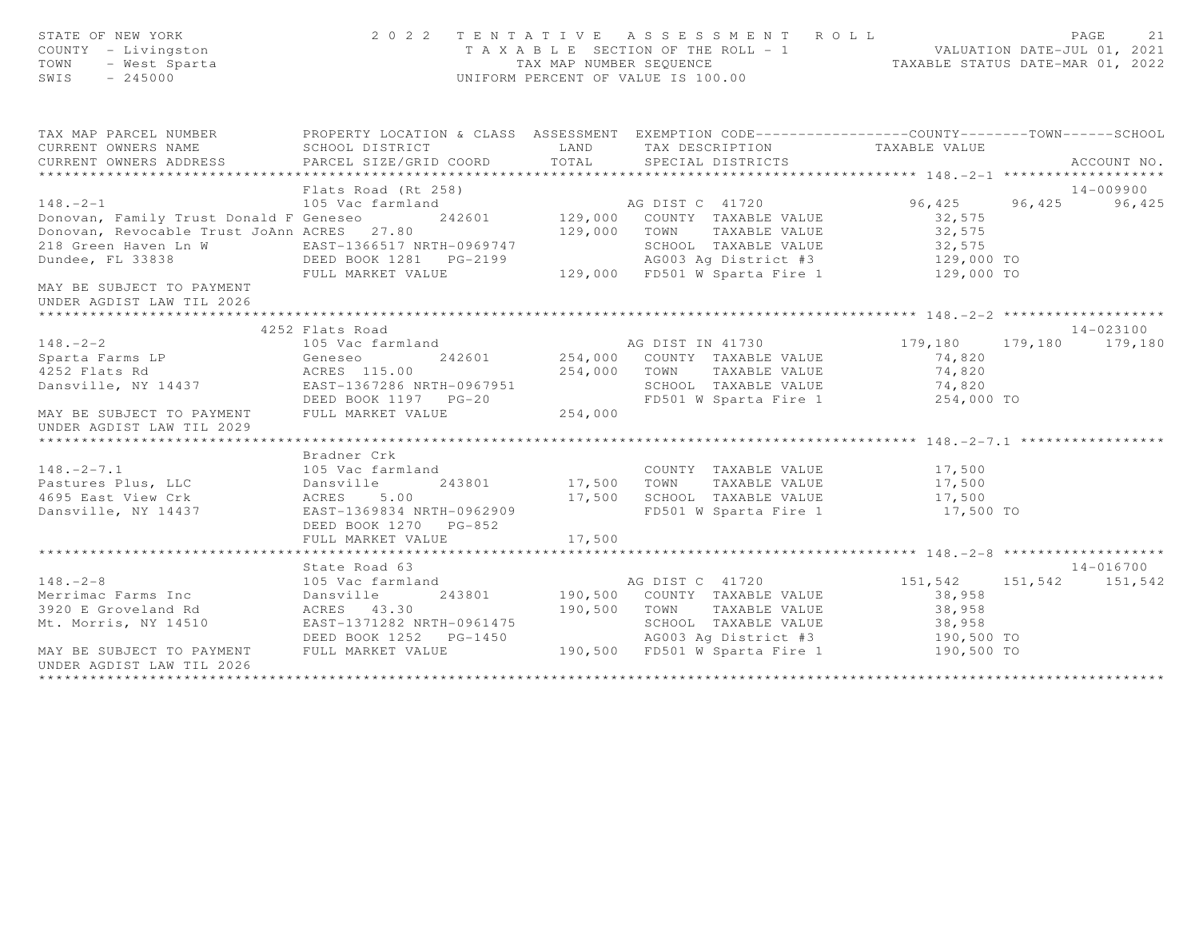STATE OF NEW YORK | COUNTY - Livingston | TOWN - West Sparta | SWIS - 245000

2 0 2 2 T E N T A T I V E A S S E S S M E N T R O L L
T A X A B L E SECTION OF THE ROLL - 1
TAX MAP NUMBER SEQUENCE
UNIFORM PERCENT OF VALUE IS 100.00

VALUATION DATE-JUL 01, 2021
TAXABLE STATUS DATE-MAR 01, 2022

```
TAX MAP PARCEL NUMBER          PROPERTY LOCATION & CLASS  ASSESSMENT  EXEMPTION CODE------------------COUNTY--------TOWN------SCHOOL
CURRENT OWNERS NAME            SCHOOL DISTRICT               LAND      TAX DESCRIPTION            TAXABLE VALUE
CURRENT OWNERS ADDRESS         PARCEL SIZE/GRID COORD        TOTAL     SPECIAL DISTRICTS                                    ACCOUNT NO.
******************************************************************************************************* 148.-2-1 *******************
                               Flats Road (Rt 258)                                                                          14-009900
148.-2-1                       105 Vac farmland                         AG DIST C  41720           96,425     96,425      96,425
Donovan, Family Trust Donald F Geneseo        242601       129,000   COUNTY  TAXABLE VALUE          32,575
Donovan, Revocable Trust JoAnn ACRES   27.80               129,000   TOWN    TAXABLE VALUE          32,575
218 Green Haven Ln W           EAST-1366517 NRTH-0969747             SCHOOL  TAXABLE VALUE          32,575
Dundee, FL 33838               DEED BOOK 1281   PG-2199              AG003 Ag District #3          129,000 TO
                               FULL MARKET VALUE           129,000   FD501 W Sparta Fire 1         129,000 TO
MAY BE SUBJECT TO PAYMENT
UNDER AGDIST LAW TIL 2026
******************************************************************************************************* 148.-2-2 *******************
                            4252 Flats Road                                                                                 14-023100
148.-2-2                       105 Vac farmland                         AG DIST IN 41730           179,180    179,180     179,180
Sparta Farms LP                Geneseo        242601       254,000   COUNTY  TAXABLE VALUE          74,820
4252 Flats Rd                  ACRES  115.00               254,000   TOWN    TAXABLE VALUE          74,820
Dansville, NY 14437            EAST-1367286 NRTH-0967951             SCHOOL  TAXABLE VALUE          74,820
                               DEED BOOK 1197   PG-20                FD501 W Sparta Fire 1         254,000 TO
MAY BE SUBJECT TO PAYMENT      FULL MARKET VALUE           254,000
UNDER AGDIST LAW TIL 2029
******************************************************************************************************* 148.-2-7.1 *****************
                               Bradner Crk
148.-2-7.1                     105 Vac farmland                         COUNTY  TAXABLE VALUE          17,500
Pastures Plus, LLC             Dansville      243801        17,500   TOWN    TAXABLE VALUE          17,500
4695 East View Crk             ACRES    5.00                17,500   SCHOOL  TAXABLE VALUE          17,500
Dansville, NY 14437            EAST-1369834 NRTH-0962909             FD501 W Sparta Fire 1          17,500 TO
                               DEED BOOK 1270   PG-852
                               FULL MARKET VALUE            17,500
******************************************************************************************************* 148.-2-8 *******************
                               State Road 63                                                                                14-016700
148.-2-8                       105 Vac farmland                         AG DIST C  41720           151,542    151,542     151,542
Merrimac Farms Inc             Dansville      243801       190,500   COUNTY  TAXABLE VALUE          38,958
3920 E Groveland Rd            ACRES   43.30               190,500   TOWN    TAXABLE VALUE          38,958
Mt. Morris, NY 14510           EAST-1371282 NRTH-0961475             SCHOOL  TAXABLE VALUE          38,958
                               DEED BOOK 1252   PG-1450              AG003 Ag District #3          190,500 TO
MAY BE SUBJECT TO PAYMENT      FULL MARKET VALUE           190,500   FD501 W Sparta Fire 1         190,500 TO
UNDER AGDIST LAW TIL 2026
************************************************************************************************************************************
```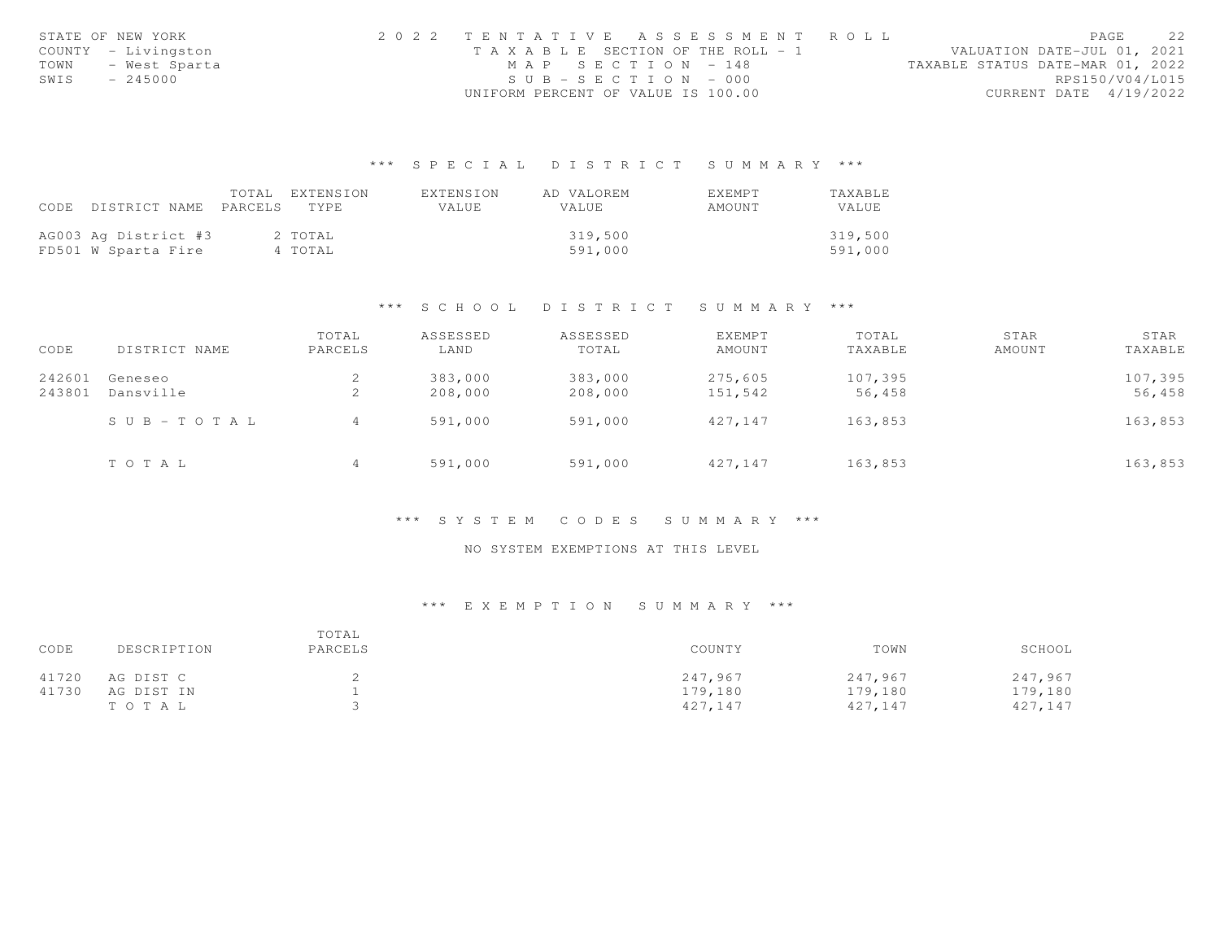STATE OF NEW YORK
COUNTY - Livingston
TOWN - West Sparta
SWIS - 245000

2022 TENTATIVE ASSESSMENT ROLL
TAXABLE SECTION OF THE ROLL - 1
MAP SECTION - 148
SUB-SECTION - 000
UNIFORM PERCENT OF VALUE IS 100.00

VALUATION DATE-JUL 01, 2021
TAXABLE STATUS DATE-MAR 01, 2022
RPS150/V04/L015
CURRENT DATE 4/19/2022

## *** SPECIAL DISTRICT SUMMARY ***

| CODE | DISTRICT NAME | TOTAL PARCELS | EXTENSION TYPE | EXTENSION VALUE | AD VALOREM VALUE | EXEMPT AMOUNT | TAXABLE VALUE |
|---|---|---|---|---|---|---|---|
| AG003 | Ag District #3 | 2 | TOTAL | | 319,500 | | 319,500 |
| FD501 | W Sparta Fire | 4 | TOTAL | | 591,000 | | 591,000 |

## *** SCHOOL DISTRICT SUMMARY ***

| CODE | DISTRICT NAME | TOTAL PARCELS | ASSESSED LAND | ASSESSED TOTAL | EXEMPT AMOUNT | TOTAL TAXABLE | STAR AMOUNT | STAR TAXABLE |
|---|---|---|---|---|---|---|---|---|
| 242601 | Geneseo | 2 | 383,000 | 383,000 | 275,605 | 107,395 | | 107,395 |
| 243801 | Dansville | 2 | 208,000 | 208,000 | 151,542 | 56,458 | | 56,458 |
| | SUB-TOTAL | 4 | 591,000 | 591,000 | 427,147 | 163,853 | | 163,853 |
| | TOTAL | 4 | 591,000 | 591,000 | 427,147 | 163,853 | | 163,853 |

## *** SYSTEM CODES SUMMARY ***

NO SYSTEM EXEMPTIONS AT THIS LEVEL

## *** EXEMPTION SUMMARY ***

| CODE | DESCRIPTION | TOTAL PARCELS | COUNTY | TOWN | SCHOOL |
|---|---|---|---|---|---|
| 41720 | AG DIST C | 2 | 247,967 | 247,967 | 247,967 |
| 41730 | AG DIST IN | 1 | 179,180 | 179,180 | 179,180 |
| | TOTAL | 3 | 427,147 | 427,147 | 427,147 |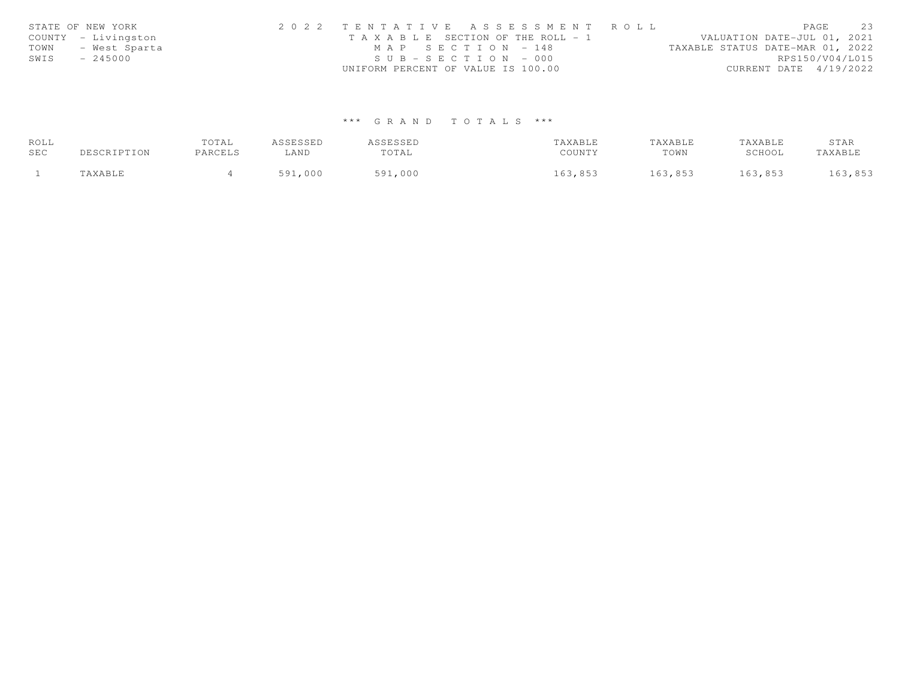STATE OF NEW YORK
COUNTY - Livingston
TOWN - West Sparta
SWIS - 245000

2022 TENTATIVE ASSESSMENT ROLL
TAXABLE SECTION OF THE ROLL - 1
MAP SECTION - 148
SUB-SECTION - 000
UNIFORM PERCENT OF VALUE IS 100.00

VALUATION DATE-JUL 01, 2021
TAXABLE STATUS DATE-MAR 01, 2022
RPS150/V04/L015
CURRENT DATE 4/19/2022

## *** GRAND TOTALS ***

| ROLL SEC | DESCRIPTION | TOTAL PARCELS | ASSESSED LAND | ASSESSED TOTAL | TAXABLE COUNTY | TAXABLE TOWN | TAXABLE SCHOOL | STAR TAXABLE |
|---|---|---|---|---|---|---|---|---|
| 1 | TAXABLE | 4 | 591,000 | 591,000 | 163,853 | 163,853 | 163,853 | 163,853 |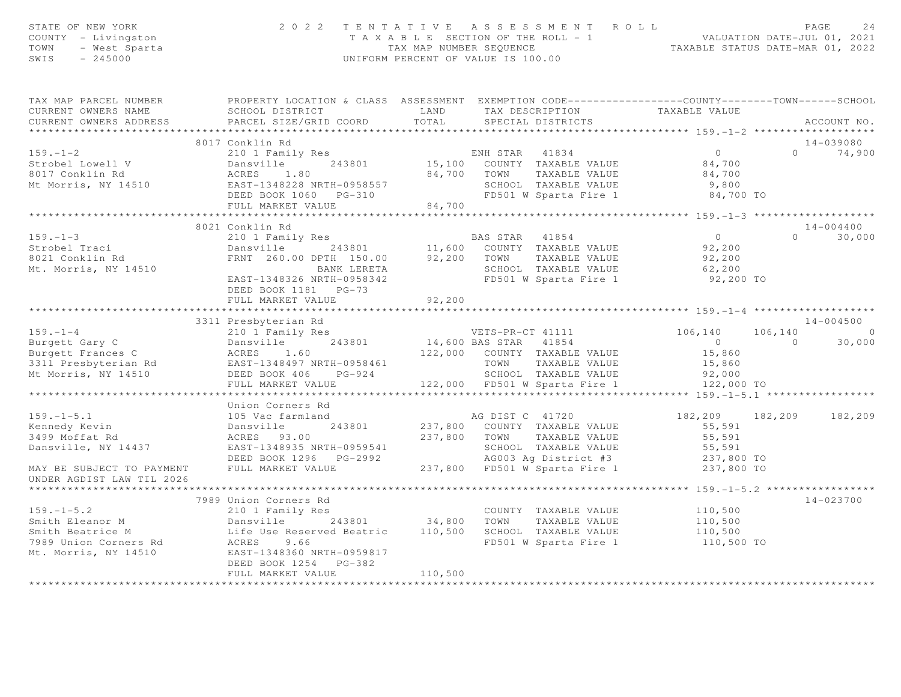STATE OF NEW YORK — 2022 TENTATIVE ASSESSMENT ROLL
COUNTY - Livingston — TAXABLE SECTION OF THE ROLL - 1 — VALUATION DATE-JUL 01, 2021
TOWN - West Sparta — TAX MAP NUMBER SEQUENCE — TAXABLE STATUS DATE-MAR 01, 2022
SWIS - 245000 — UNIFORM PERCENT OF VALUE IS 100.00

| TAX MAP PARCEL NUMBER / CURRENT OWNERS NAME / CURRENT OWNERS ADDRESS | PROPERTY LOCATION & CLASS / SCHOOL DISTRICT / PARCEL SIZE/GRID COORD | ASSESSMENT LAND | TOTAL | EXEMPTION CODE / TAX DESCRIPTION / SPECIAL DISTRICTS | COUNTY TAXABLE VALUE | TOWN | SCHOOL | ACCOUNT NO. |
|---|---|---|---|---|---|---|---|---|
| 159.-1-2 | 8017 Conklin Rd | | | | | | | 14-039080 |
| 159.-1-2 | 210 1 Family Res | | | ENH STAR 41834 | 0 | 0 | 74,900 | |
| Strobel Lowell V | Dansville 243801 | 15,100 | | COUNTY TAXABLE VALUE | 84,700 | | | |
| 8017 Conklin Rd | ACRES 1.80 | | 84,700 | TOWN TAXABLE VALUE | 84,700 | | | |
| Mt Morris, NY 14510 | EAST-1348228 NRTH-0958557 | | | SCHOOL TAXABLE VALUE | 9,800 | | | |
| | DEED BOOK 1060 PG-310 | | | FD501 W Sparta Fire 1 | 84,700 TO | | | |
| | FULL MARKET VALUE | | 84,700 | | | | | |
| 159.-1-3 | 8021 Conklin Rd | | | | | | | 14-004400 |
| 159.-1-3 | 210 1 Family Res | | | BAS STAR 41854 | 0 | 0 | 30,000 | |
| Strobel Traci | Dansville 243801 | 11,600 | | COUNTY TAXABLE VALUE | 92,200 | | | |
| 8021 Conklin Rd | FRNT 260.00 DPTH 150.00 | | 92,200 | TOWN TAXABLE VALUE | 92,200 | | | |
| Mt. Morris, NY 14510 | BANK LERETA | | | SCHOOL TAXABLE VALUE | 62,200 | | | |
| | EAST-1348326 NRTH-0958342 | | | FD501 W Sparta Fire 1 | 92,200 TO | | | |
| | DEED BOOK 1181 PG-73 | | | | | | | |
| | FULL MARKET VALUE | | 92,200 | | | | | |
| 159.-1-4 | 3311 Presbyterian Rd | | | | | | | 14-004500 |
| 159.-1-4 | 210 1 Family Res | | | VETS-PR-CT 41111 | 106,140 | 106,140 | 0 | |
| Burgett Gary C | Dansville 243801 | 14,600 | | BAS STAR 41854 | 0 | 0 | 30,000 | |
| Burgett Frances C | ACRES 1.60 | | 122,000 | COUNTY TAXABLE VALUE | 15,860 | | | |
| 3311 Presbyterian Rd | EAST-1348497 NRTH-0958461 | | | TOWN TAXABLE VALUE | 15,860 | | | |
| Mt Morris, NY 14510 | DEED BOOK 406 PG-924 | | | SCHOOL TAXABLE VALUE | 92,000 | | | |
| | FULL MARKET VALUE | | 122,000 | FD501 W Sparta Fire 1 | 122,000 TO | | | |
| 159.-1-5.1 | Union Corners Rd | | | | | | | |
| 159.-1-5.1 | 105 Vac farmland | | | AG DIST C 41720 | 182,209 | 182,209 | 182,209 | |
| Kennedy Kevin | Dansville 243801 | 237,800 | | COUNTY TAXABLE VALUE | 55,591 | | | |
| 3499 Moffat Rd | ACRES 93.00 | | 237,800 | TOWN TAXABLE VALUE | 55,591 | | | |
| Dansville, NY 14437 | EAST-1348935 NRTH-0959541 | | | SCHOOL TAXABLE VALUE | 55,591 | | | |
| | DEED BOOK 1296 PG-2992 | | | AG003 Ag District #3 | 237,800 TO | | | |
| MAY BE SUBJECT TO PAYMENT | FULL MARKET VALUE | | 237,800 | FD501 W Sparta Fire 1 | 237,800 TO | | | |
| UNDER AGDIST LAW TIL 2026 | | | | | | | | |
| 159.-1-5.2 | 7989 Union Corners Rd | | | | | | | 14-023700 |
| 159.-1-5.2 | 210 1 Family Res | | | COUNTY TAXABLE VALUE | 110,500 | | | |
| Smith Eleanor M | Dansville 243801 | 34,800 | | TOWN TAXABLE VALUE | 110,500 | | | |
| Smith Beatrice M | Life Use Reserved Beatric | | 110,500 | SCHOOL TAXABLE VALUE | 110,500 | | | |
| 7989 Union Corners Rd | ACRES 9.66 | | | FD501 W Sparta Fire 1 | 110,500 TO | | | |
| Mt. Morris, NY 14510 | EAST-1348360 NRTH-0959817 | | | | | | | |
| | DEED BOOK 1254 PG-382 | | | | | | | |
| | FULL MARKET VALUE | | 110,500 | | | | | |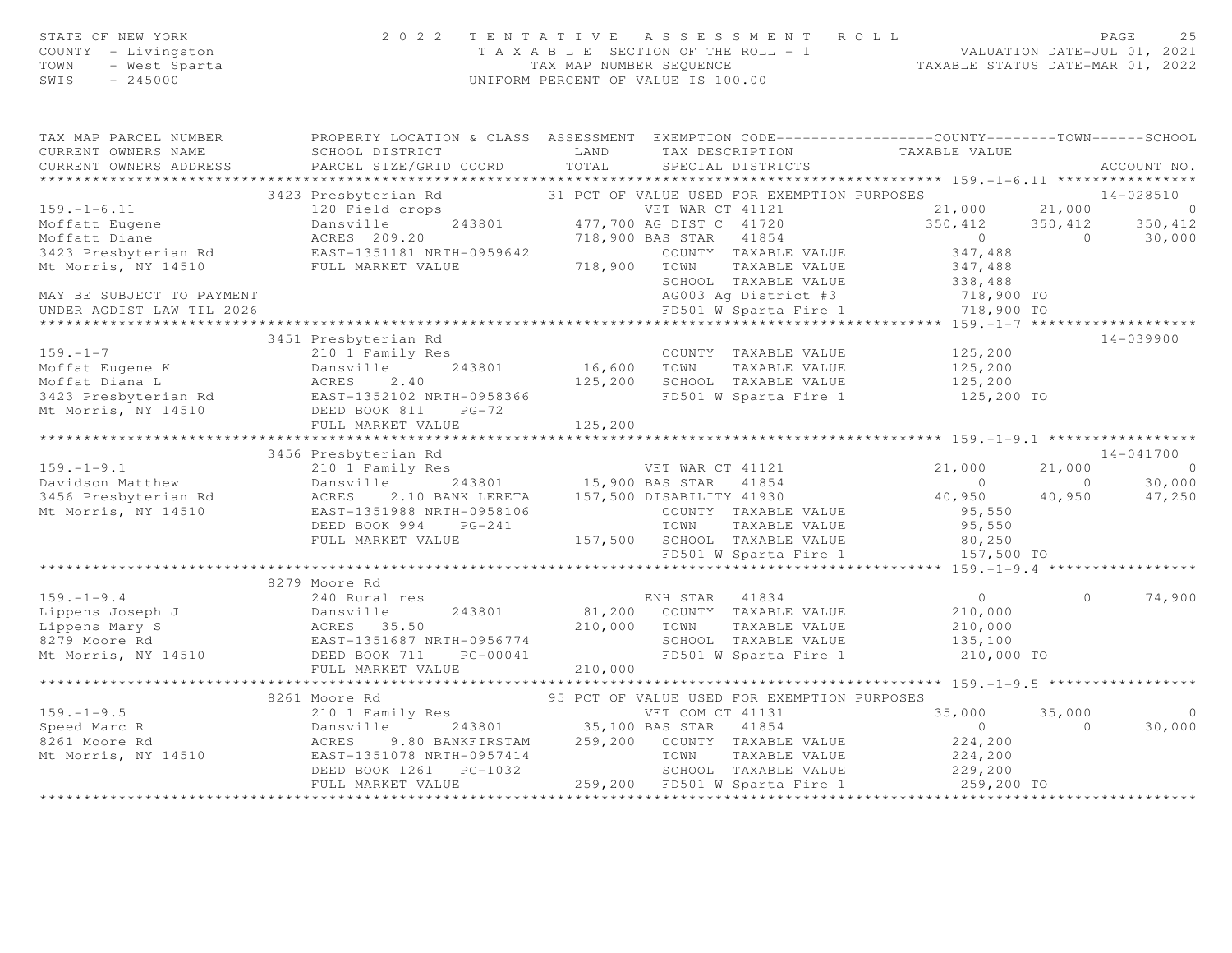STATE OF NEW YORK
COUNTY - Livingston
TOWN - West Sparta
SWIS - 245000

2 0 2 2 T E N T A T I V E A S S E S S M E N T R O L L
T A X A B L E SECTION OF THE ROLL - 1
TAX MAP NUMBER SEQUENCE
UNIFORM PERCENT OF VALUE IS 100.00

VALUATION DATE-JUL 01, 2021
TAXABLE STATUS DATE-MAR 01, 2022

```
TAX MAP PARCEL NUMBER          PROPERTY LOCATION & CLASS  ASSESSMENT  EXEMPTION CODE------------------COUNTY--------TOWN------SCHOOL
CURRENT OWNERS NAME            SCHOOL DISTRICT               LAND      TAX DESCRIPTION            TAXABLE VALUE
CURRENT OWNERS ADDRESS         PARCEL SIZE/GRID COORD        TOTAL     SPECIAL DISTRICTS                                   ACCOUNT NO.
****************************************************************************************************** 159.-1-6.11 ****************
                               3423 Presbyterian Rd          31 PCT OF VALUE USED FOR EXEMPTION PURPOSES                  14-028510
159.-1-6.11                    120 Field crops                     VET WAR CT 41121           21,000      21,000           0
Moffatt Eugene                 Dansville      243801       477,700 AG DIST C  41720          350,412     350,412     350,412
Moffatt Diane                  ACRES  209.20               718,900 BAS STAR   41854                0           0      30,000
3423 Presbyterian Rd           EAST-1351181 NRTH-0959642           COUNTY  TAXABLE VALUE        347,488
Mt Morris, NY 14510            FULL MARKET VALUE           718,900  TOWN    TAXABLE VALUE        347,488
                                                                    SCHOOL  TAXABLE VALUE        338,488
MAY BE SUBJECT TO PAYMENT                                           AG003 Ag District #3          718,900 TO
UNDER AGDIST LAW TIL 2026                                           FD501 W Sparta Fire 1         718,900 TO
****************************************************************************************************** 159.-1-7 *******************
                               3451 Presbyterian Rd                                                                    14-039900
159.-1-7                       210 1 Family Res                     COUNTY  TAXABLE VALUE        125,200
Moffat Eugene K                Dansville      243801        16,600  TOWN    TAXABLE VALUE        125,200
Moffat Diana L                 ACRES    2.40               125,200  SCHOOL  TAXABLE VALUE        125,200
3423 Presbyterian Rd           EAST-1352102 NRTH-0958366            FD501 W Sparta Fire 1         125,200 TO
Mt Morris, NY 14510            DEED BOOK 811    PG-72
                               FULL MARKET VALUE           125,200
****************************************************************************************************** 159.-1-9.1 *****************
                               3456 Presbyterian Rd                                                                    14-041700
159.-1-9.1                     210 1 Family Res                    VET WAR CT 41121           21,000      21,000           0
Davidson Matthew               Dansville      243801        15,900 BAS STAR   41854                0           0      30,000
3456 Presbyterian Rd           ACRES    2.10 BANK LERETA   157,500 DISABILITY 41930           40,950      40,950      47,250
Mt Morris, NY 14510            EAST-1351988 NRTH-0958106           COUNTY  TAXABLE VALUE         95,550
                               DEED BOOK 994    PG-241             TOWN    TAXABLE VALUE         95,550
                               FULL MARKET VALUE           157,500  SCHOOL  TAXABLE VALUE         80,250
                                                                    FD501 W Sparta Fire 1         157,500 TO
****************************************************************************************************** 159.-1-9.4 *****************
                               8279 Moore Rd
159.-1-9.4                     240 Rural res                        ENH STAR   41834                0           0      74,900
Lippens Joseph J               Dansville      243801        81,200  COUNTY  TAXABLE VALUE        210,000
Lippens Mary S                 ACRES   35.50               210,000  TOWN    TAXABLE VALUE        210,000
8279 Moore Rd                  EAST-1351687 NRTH-0956774            SCHOOL  TAXABLE VALUE        135,100
Mt Morris, NY 14510            DEED BOOK 711    PG-00041            FD501 W Sparta Fire 1         210,000 TO
                               FULL MARKET VALUE           210,000
****************************************************************************************************** 159.-1-9.5 *****************
                               8261 Moore Rd                 95 PCT OF VALUE USED FOR EXEMPTION PURPOSES
159.-1-9.5                     210 1 Family Res                    VET COM CT 41131           35,000      35,000           0
Speed Marc R                   Dansville      243801        35,100 BAS STAR   41854                0           0      30,000
8261 Moore Rd                  ACRES    9.80 BANKFIRSTAM   259,200  COUNTY  TAXABLE VALUE        224,200
Mt Morris, NY 14510            EAST-1351078 NRTH-0957414            TOWN    TAXABLE VALUE        224,200
                               DEED BOOK 1261   PG-1032             SCHOOL  TAXABLE VALUE        229,200
                               FULL MARKET VALUE           259,200  FD501 W Sparta Fire 1         259,200 TO
************************************************************************************************************************************
```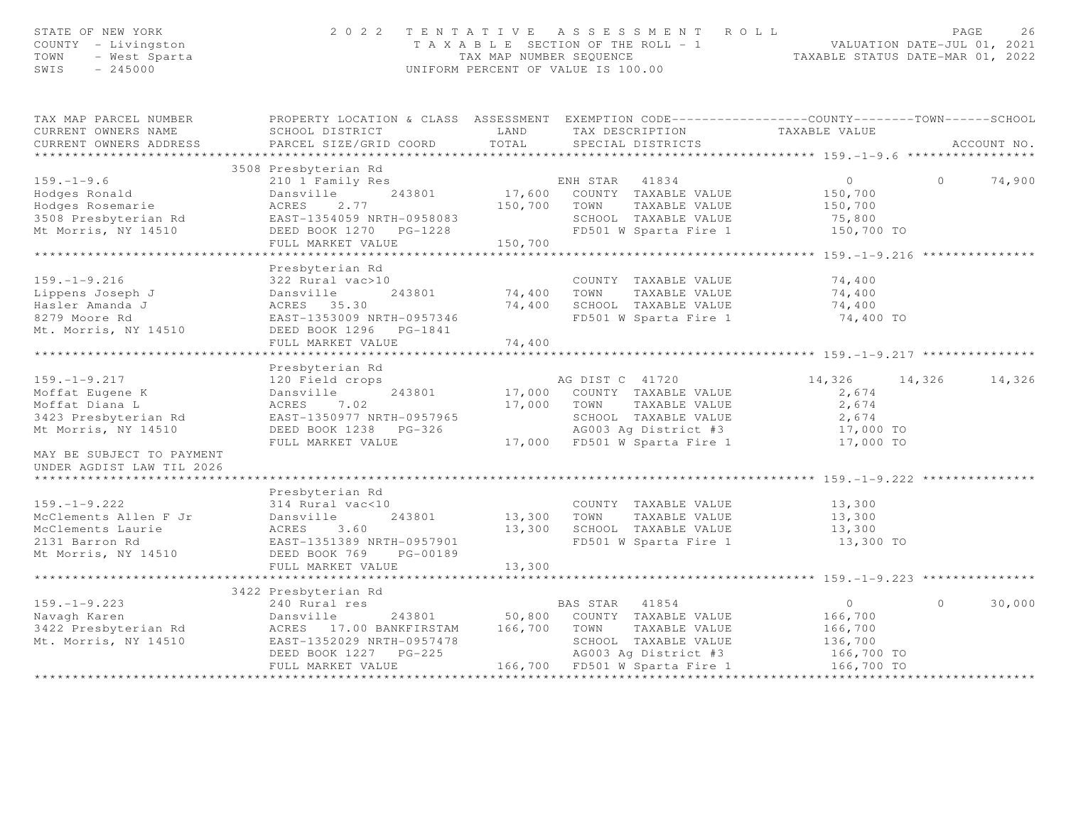STATE OF NEW YORK · COUNTY - Livingston · TOWN - West Sparta · SWIS - 245000

# 2022 TENTATIVE ASSESSMENT ROLL

TAXABLE SECTION OF THE ROLL - 1
TAX MAP NUMBER SEQUENCE
UNIFORM PERCENT OF VALUE IS 100.00

VALUATION DATE-JUL 01, 2021
TAXABLE STATUS DATE-MAR 01, 2022

| TAX MAP PARCEL NUMBER / CURRENT OWNERS NAME / CURRENT OWNERS ADDRESS | PROPERTY LOCATION & CLASS / SCHOOL DISTRICT / PARCEL SIZE/GRID COORD | ASSESSMENT LAND | ASSESSMENT TOTAL | EXEMPTION CODE / TAX DESCRIPTION / SPECIAL DISTRICTS | COUNTY TAXABLE VALUE | TOWN | SCHOOL |
|---|---|---|---|---|---|---|---|
| **159.-1-9.6** | 3508 Presbyterian Rd | | | | | | |
| 159.-1-9.6 | 210 1 Family Res | | | ENH STAR 41834 | 0 | 0 | 74,900 |
| Hodges Ronald | Dansville 243801 | 17,600 | | COUNTY TAXABLE VALUE | 150,700 | | |
| Hodges Rosemarie | ACRES 2.77 | | 150,700 | TOWN TAXABLE VALUE | 150,700 | | |
| 3508 Presbyterian Rd | EAST-1354059 NRTH-0958083 | | | SCHOOL TAXABLE VALUE | 75,800 | | |
| Mt Morris, NY 14510 | DEED BOOK 1270 PG-1228 | | | FD501 W Sparta Fire 1 | 150,700 TO | | |
| | FULL MARKET VALUE | | 150,700 | | | | |
| **159.-1-9.216** | Presbyterian Rd | | | | | | |
| 159.-1-9.216 | 322 Rural vac>10 | | | COUNTY TAXABLE VALUE | 74,400 | | |
| Lippens Joseph J | Dansville 243801 | 74,400 | | TOWN TAXABLE VALUE | 74,400 | | |
| Hasler Amanda J | ACRES 35.30 | | 74,400 | SCHOOL TAXABLE VALUE | 74,400 | | |
| 8279 Moore Rd | EAST-1353009 NRTH-0957346 | | | FD501 W Sparta Fire 1 | 74,400 TO | | |
| Mt. Morris, NY 14510 | DEED BOOK 1296 PG-1841 | | | | | | |
| | FULL MARKET VALUE | | 74,400 | | | | |
| **159.-1-9.217** | Presbyterian Rd | | | | | | |
| 159.-1-9.217 | 120 Field crops | | | AG DIST C 41720 | 14,326 | 14,326 | 14,326 |
| Moffat Eugene K | Dansville 243801 | 17,000 | | COUNTY TAXABLE VALUE | 2,674 | | |
| Moffat Diana L | ACRES 7.02 | | 17,000 | TOWN TAXABLE VALUE | 2,674 | | |
| 3423 Presbyterian Rd | EAST-1350977 NRTH-0957965 | | | SCHOOL TAXABLE VALUE | 2,674 | | |
| Mt Morris, NY 14510 | DEED BOOK 1238 PG-326 | | | AG003 Ag District #3 | 17,000 TO | | |
| | FULL MARKET VALUE | | 17,000 | FD501 W Sparta Fire 1 | 17,000 TO | | |
| MAY BE SUBJECT TO PAYMENT UNDER AGDIST LAW TIL 2026 | | | | | | | |
| **159.-1-9.222** | Presbyterian Rd | | | | | | |
| 159.-1-9.222 | 314 Rural vac<10 | | | COUNTY TAXABLE VALUE | 13,300 | | |
| McClements Allen F Jr | Dansville 243801 | 13,300 | | TOWN TAXABLE VALUE | 13,300 | | |
| McClements Laurie | ACRES 3.60 | | 13,300 | SCHOOL TAXABLE VALUE | 13,300 | | |
| 2131 Barron Rd | EAST-1351389 NRTH-0957901 | | | FD501 W Sparta Fire 1 | 13,300 TO | | |
| Mt Morris, NY 14510 | DEED BOOK 769 PG-00189 | | | | | | |
| | FULL MARKET VALUE | | 13,300 | | | | |
| **159.-1-9.223** | 3422 Presbyterian Rd | | | | | | |
| 159.-1-9.223 | 240 Rural res | | | BAS STAR 41854 | 0 | 0 | 30,000 |
| Navagh Karen | Dansville 243801 | 50,800 | | COUNTY TAXABLE VALUE | 166,700 | | |
| 3422 Presbyterian Rd | ACRES 17.00 BANKFIRSTAM | | 166,700 | TOWN TAXABLE VALUE | 166,700 | | |
| Mt. Morris, NY 14510 | EAST-1352029 NRTH-0957478 | | | SCHOOL TAXABLE VALUE | 136,700 | | |
| | DEED BOOK 1227 PG-225 | | | AG003 Ag District #3 | 166,700 TO | | |
| | FULL MARKET VALUE | | 166,700 | FD501 W Sparta Fire 1 | 166,700 TO | | |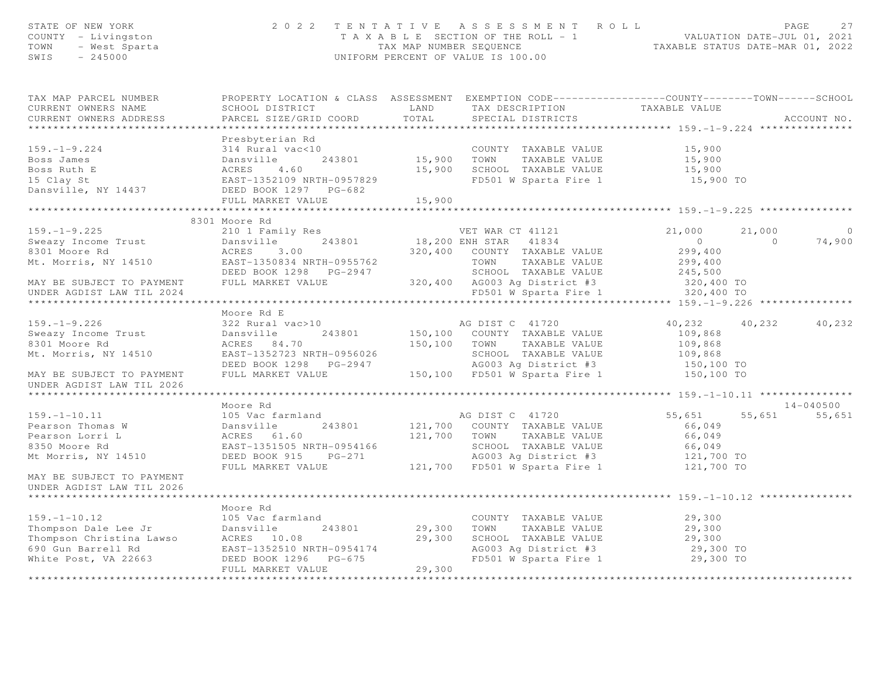STATE OF NEW YORK
COUNTY - Livingston
TOWN - West Sparta
SWIS - 245000

2022 TENTATIVE ASSESSMENT ROLL
TAXABLE SECTION OF THE ROLL - 1
TAX MAP NUMBER SEQUENCE
UNIFORM PERCENT OF VALUE IS 100.00

VALUATION DATE-JUL 01, 2021
TAXABLE STATUS DATE-MAR 01, 2022

```
TAX MAP PARCEL NUMBER          PROPERTY LOCATION & CLASS  ASSESSMENT  EXEMPTION CODE------------------COUNTY--------TOWN------SCHOOL
CURRENT OWNERS NAME            SCHOOL DISTRICT               LAND      TAX DESCRIPTION             TAXABLE VALUE
CURRENT OWNERS ADDRESS         PARCEL SIZE/GRID COORD        TOTAL     SPECIAL DISTRICTS                                   ACCOUNT NO.
******************************************************************************************************* 159.-1-9.224 ***************
                               Presbyterian Rd
159.-1-9.224                   314 Rural vac<10                         COUNTY  TAXABLE VALUE           15,900
Boss James                     Dansville       243801        15,900     TOWN    TAXABLE VALUE           15,900
Boss Ruth E                    ACRES    4.60                 15,900     SCHOOL  TAXABLE VALUE           15,900
15 Clay St                     EAST-1352109 NRTH-0957829                FD501 W Sparta Fire 1            15,900 TO
Dansville, NY 14437            DEED BOOK 1297   PG-682
                               FULL MARKET VALUE             15,900
******************************************************************************************************* 159.-1-9.225 ***************
                          8301 Moore Rd
159.-1-9.225                   210 1 Family Res                         VET WAR CT 41121             21,000      21,000           0
Sweazy Income Trust            Dansville       243801        18,200 ENH STAR  41834                      0           0      74,900
8301 Moore Rd                  ACRES    3.00                320,400     COUNTY  TAXABLE VALUE          299,400
Mt. Morris, NY 14510           EAST-1350834 NRTH-0955762                TOWN    TAXABLE VALUE          299,400
                               DEED BOOK 1298   PG-2947                 SCHOOL  TAXABLE VALUE          245,500
MAY BE SUBJECT TO PAYMENT      FULL MARKET VALUE            320,400     AG003 Ag District #3            320,400 TO
UNDER AGDIST LAW TIL 2024                                               FD501 W Sparta Fire 1           320,400 TO
******************************************************************************************************* 159.-1-9.226 ***************
                               Moore Rd E
159.-1-9.226                   322 Rural vac>10                         AG DIST C  41720             40,232      40,232      40,232
Sweazy Income Trust            Dansville       243801       150,100     COUNTY  TAXABLE VALUE          109,868
8301 Moore Rd                  ACRES   84.70                150,100     TOWN    TAXABLE VALUE          109,868
Mt. Morris, NY 14510           EAST-1352723 NRTH-0956026                SCHOOL  TAXABLE VALUE          109,868
                               DEED BOOK 1298   PG-2947                 AG003 Ag District #3            150,100 TO
MAY BE SUBJECT TO PAYMENT      FULL MARKET VALUE            150,100     FD501 W Sparta Fire 1           150,100 TO
UNDER AGDIST LAW TIL 2026
******************************************************************************************************* 159.-1-10.11 ***************
                               Moore Rd                                                                               14-040500
159.-1-10.11                   105 Vac farmland                         AG DIST C  41720             55,651      55,651      55,651
Pearson Thomas W               Dansville       243801       121,700     COUNTY  TAXABLE VALUE           66,049
Pearson Lorri L                ACRES   61.60                121,700     TOWN    TAXABLE VALUE           66,049
8350 Moore Rd                  EAST-1351505 NRTH-0954166                SCHOOL  TAXABLE VALUE           66,049
Mt Morris, NY 14510            DEED BOOK 915    PG-271                  AG003 Ag District #3            121,700 TO
                               FULL MARKET VALUE            121,700     FD501 W Sparta Fire 1           121,700 TO
MAY BE SUBJECT TO PAYMENT
UNDER AGDIST LAW TIL 2026
******************************************************************************************************* 159.-1-10.12 ***************
                               Moore Rd
159.-1-10.12                   105 Vac farmland                         COUNTY  TAXABLE VALUE           29,300
Thompson Dale Lee Jr           Dansville       243801        29,300     TOWN    TAXABLE VALUE           29,300
Thompson Christina Lawso       ACRES   10.08                 29,300     SCHOOL  TAXABLE VALUE           29,300
690 Gun Barrell Rd             EAST-1352510 NRTH-0954174                AG003 Ag District #3             29,300 TO
White Post, VA 22663           DEED BOOK 1296   PG-675                  FD501 W Sparta Fire 1            29,300 TO
                               FULL MARKET VALUE             29,300
*************************************************************************************************************************************
```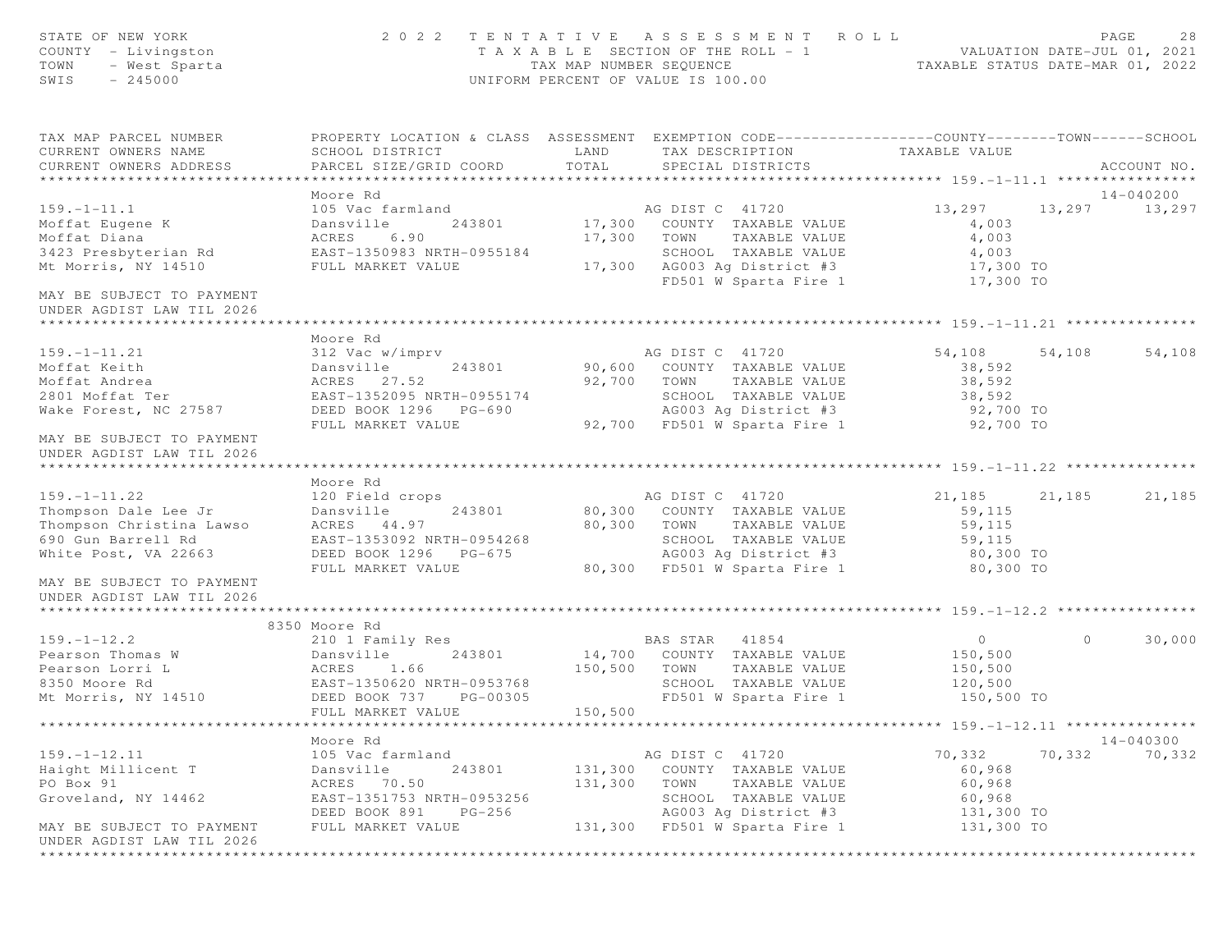STATE OF NEW YORK
COUNTY - Livingston
TOWN - West Sparta
SWIS - 245000

2022 TENTATIVE ASSESSMENT ROLL
TAXABLE SECTION OF THE ROLL - 1
TAX MAP NUMBER SEQUENCE
UNIFORM PERCENT OF VALUE IS 100.00

VALUATION DATE-JUL 01, 2021
TAXABLE STATUS DATE-MAR 01, 2022

| TAX MAP PARCEL NUMBER / CURRENT OWNERS NAME / CURRENT OWNERS ADDRESS | PROPERTY LOCATION & CLASS / SCHOOL DISTRICT / PARCEL SIZE/GRID COORD | ASSESSMENT LAND / TOTAL | EXEMPTION CODE / TAX DESCRIPTION / SPECIAL DISTRICTS | COUNTY TAXABLE VALUE | TOWN | SCHOOL | ACCOUNT NO. |
|---|---|---|---|---|---|---|---|
| **159.-1-11.1** | Moore Rd | | | | | | 14-040200 |
| 159.-1-11.1 | 105 Vac farmland | | AG DIST C 41720 | 13,297 | 13,297 | 13,297 | |
| Moffat Eugene K | Dansville 243801 | 17,300 | COUNTY TAXABLE VALUE | 4,003 | | | |
| Moffat Diana | ACRES 6.90 | 17,300 | TOWN TAXABLE VALUE | 4,003 | | | |
| 3423 Presbyterian Rd | EAST-1350983 NRTH-0955184 | | SCHOOL TAXABLE VALUE | 4,003 | | | |
| Mt Morris, NY 14510 | FULL MARKET VALUE | 17,300 | AG003 Ag District #3 | 17,300 TO | | | |
| | | | FD501 W Sparta Fire 1 | 17,300 TO | | | |
| MAY BE SUBJECT TO PAYMENT UNDER AGDIST LAW TIL 2026 | | | | | | | |
| **159.-1-11.21** | Moore Rd | | | | | | |
| 159.-1-11.21 | 312 Vac w/imprv | | AG DIST C 41720 | 54,108 | 54,108 | 54,108 | |
| Moffat Keith | Dansville 243801 | 90,600 | COUNTY TAXABLE VALUE | 38,592 | | | |
| Moffat Andrea | ACRES 27.52 | 92,700 | TOWN TAXABLE VALUE | 38,592 | | | |
| 2801 Moffat Ter | EAST-1352095 NRTH-0955174 | | SCHOOL TAXABLE VALUE | 38,592 | | | |
| Wake Forest, NC 27587 | DEED BOOK 1296 PG-690 | | AG003 Ag District #3 | 92,700 TO | | | |
| | FULL MARKET VALUE | 92,700 | FD501 W Sparta Fire 1 | 92,700 TO | | | |
| MAY BE SUBJECT TO PAYMENT UNDER AGDIST LAW TIL 2026 | | | | | | | |
| **159.-1-11.22** | Moore Rd | | | | | | |
| 159.-1-11.22 | 120 Field crops | | AG DIST C 41720 | 21,185 | 21,185 | 21,185 | |
| Thompson Dale Lee Jr | Dansville 243801 | 80,300 | COUNTY TAXABLE VALUE | 59,115 | | | |
| Thompson Christina Lawso | ACRES 44.97 | 80,300 | TOWN TAXABLE VALUE | 59,115 | | | |
| 690 Gun Barrell Rd | EAST-1353092 NRTH-0954268 | | SCHOOL TAXABLE VALUE | 59,115 | | | |
| White Post, VA 22663 | DEED BOOK 1296 PG-675 | | AG003 Ag District #3 | 80,300 TO | | | |
| | FULL MARKET VALUE | 80,300 | FD501 W Sparta Fire 1 | 80,300 TO | | | |
| MAY BE SUBJECT TO PAYMENT UNDER AGDIST LAW TIL 2026 | | | | | | | |
| **159.-1-12.2** | 8350 Moore Rd | | | | | | |
| 159.-1-12.2 | 210 1 Family Res | | BAS STAR 41854 | 0 | 0 | 30,000 | |
| Pearson Thomas W | Dansville 243801 | 14,700 | COUNTY TAXABLE VALUE | 150,500 | | | |
| Pearson Lorri L | ACRES 1.66 | 150,500 | TOWN TAXABLE VALUE | 150,500 | | | |
| 8350 Moore Rd | EAST-1350620 NRTH-0953768 | | SCHOOL TAXABLE VALUE | 120,500 | | | |
| Mt Morris, NY 14510 | DEED BOOK 737 PG-00305 | | FD501 W Sparta Fire 1 | 150,500 TO | | | |
| | FULL MARKET VALUE | 150,500 | | | | | |
| **159.-1-12.11** | Moore Rd | | | | | | 14-040300 |
| 159.-1-12.11 | 105 Vac farmland | | AG DIST C 41720 | 70,332 | 70,332 | 70,332 | |
| Haight Millicent T | Dansville 243801 | 131,300 | COUNTY TAXABLE VALUE | 60,968 | | | |
| PO Box 91 | ACRES 70.50 | 131,300 | TOWN TAXABLE VALUE | 60,968 | | | |
| Groveland, NY 14462 | EAST-1351753 NRTH-0953256 | | SCHOOL TAXABLE VALUE | 60,968 | | | |
| | DEED BOOK 891 PG-256 | | AG003 Ag District #3 | 131,300 TO | | | |
| MAY BE SUBJECT TO PAYMENT UNDER AGDIST LAW TIL 2026 | FULL MARKET VALUE | 131,300 | FD501 W Sparta Fire 1 | 131,300 TO | | | |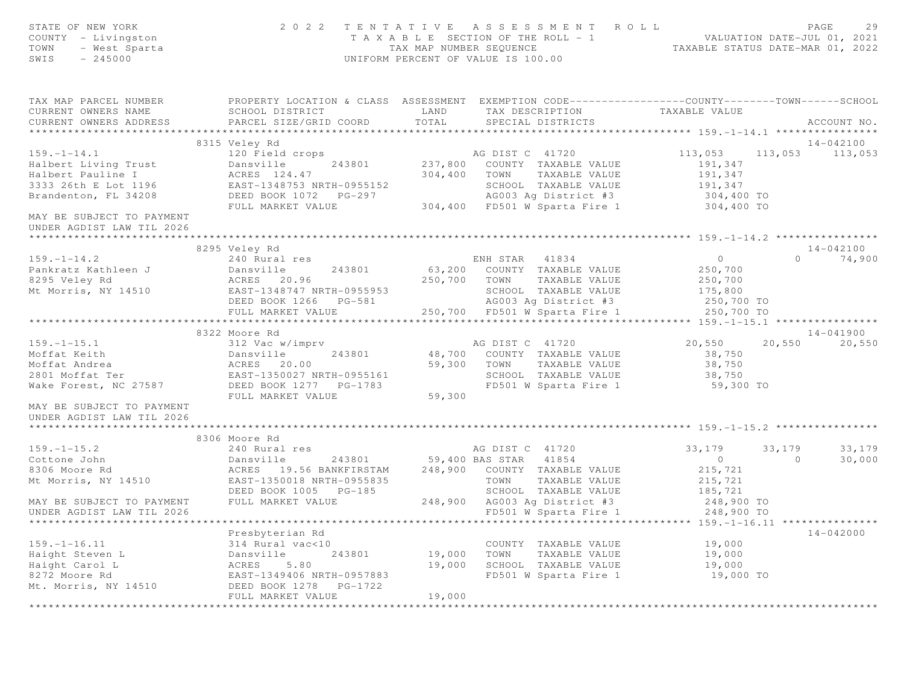STATE OF NEW YORK
COUNTY - Livingston
TOWN - West Sparta
SWIS - 245000

2 0 2 2 T E N T A T I V E A S S E S S M E N T R O L L
T A X A B L E SECTION OF THE ROLL - 1
TAX MAP NUMBER SEQUENCE
UNIFORM PERCENT OF VALUE IS 100.00

VALUATION DATE-JUL 01, 2021
TAXABLE STATUS DATE-MAR 01, 2022

| TAX MAP PARCEL NUMBER / CURRENT OWNERS NAME / CURRENT OWNERS ADDRESS | PROPERTY LOCATION & CLASS / SCHOOL DISTRICT / PARCEL SIZE/GRID COORD | ASSESSMENT LAND / TOTAL | EXEMPTION CODE / TAX DESCRIPTION / SPECIAL DISTRICTS | COUNTY | TOWN | SCHOOL | ACCOUNT NO. |
|---|---|---|---|---|---|---|---|
| **159.-1-14.1** | 8315 Veley Rd | | | | | | 14-042100 |
| 159.-1-14.1 | 120 Field crops | | AG DIST C 41720 | 113,053 | 113,053 | 113,053 | |
| Halbert Living Trust | Dansville 243801 | 237,800 | COUNTY TAXABLE VALUE | 191,347 | | | |
| Halbert Pauline I | ACRES 124.47 | 304,400 | TOWN TAXABLE VALUE | 191,347 | | | |
| 3333 26th E Lot 1196 | EAST-1348753 NRTH-0955152 | | SCHOOL TAXABLE VALUE | 191,347 | | | |
| Brandenton, FL 34208 | DEED BOOK 1072 PG-297 | | AG003 Ag District #3 | 304,400 TO | | | |
| | FULL MARKET VALUE | 304,400 | FD501 W Sparta Fire 1 | 304,400 TO | | | |
| MAY BE SUBJECT TO PAYMENT UNDER AGDIST LAW TIL 2026 | | | | | | | |
| **159.-1-14.2** | 8295 Veley Rd | | | | | | 14-042100 |
| 159.-1-14.2 | 240 Rural res | | ENH STAR 41834 | 0 | 0 | 74,900 | |
| Pankratz Kathleen J | Dansville 243801 | 63,200 | COUNTY TAXABLE VALUE | 250,700 | | | |
| 8295 Veley Rd | ACRES 20.96 | 250,700 | TOWN TAXABLE VALUE | 250,700 | | | |
| Mt Morris, NY 14510 | EAST-1348747 NRTH-0955953 | | SCHOOL TAXABLE VALUE | 175,800 | | | |
| | DEED BOOK 1266 PG-581 | | AG003 Ag District #3 | 250,700 TO | | | |
| | FULL MARKET VALUE | 250,700 | FD501 W Sparta Fire 1 | 250,700 TO | | | |
| **159.-1-15.1** | 8322 Moore Rd | | | | | | 14-041900 |
| 159.-1-15.1 | 312 Vac w/imprv | | AG DIST C 41720 | 20,550 | 20,550 | 20,550 | |
| Moffat Keith | Dansville 243801 | 48,700 | COUNTY TAXABLE VALUE | 38,750 | | | |
| Moffat Andrea | ACRES 20.00 | 59,300 | TOWN TAXABLE VALUE | 38,750 | | | |
| 2801 Moffat Ter | EAST-1350027 NRTH-0955161 | | SCHOOL TAXABLE VALUE | 38,750 | | | |
| Wake Forest, NC 27587 | DEED BOOK 1277 PG-1783 | | FD501 W Sparta Fire 1 | 59,300 TO | | | |
| | FULL MARKET VALUE | 59,300 | | | | | |
| MAY BE SUBJECT TO PAYMENT UNDER AGDIST LAW TIL 2026 | | | | | | | |
| **159.-1-15.2** | 8306 Moore Rd | | | | | | |
| 159.-1-15.2 | 240 Rural res | | AG DIST C 41720 | 33,179 | 33,179 | 33,179 | |
| Cottone John | Dansville 243801 | 59,400 | BAS STAR 41854 | 0 | 0 | 30,000 | |
| 8306 Moore Rd | ACRES 19.56 BANKFIRSTAM | 248,900 | COUNTY TAXABLE VALUE | 215,721 | | | |
| Mt Morris, NY 14510 | EAST-1350018 NRTH-0955835 | | TOWN TAXABLE VALUE | 215,721 | | | |
| | DEED BOOK 1005 PG-185 | | SCHOOL TAXABLE VALUE | 185,721 | | | |
| MAY BE SUBJECT TO PAYMENT | FULL MARKET VALUE | 248,900 | AG003 Ag District #3 | 248,900 TO | | | |
| UNDER AGDIST LAW TIL 2026 | | | FD501 W Sparta Fire 1 | 248,900 TO | | | |
| **159.-1-16.11** | Presbyterian Rd | | | | | | 14-042000 |
| 159.-1-16.11 | 314 Rural vac<10 | | COUNTY TAXABLE VALUE | 19,000 | | | |
| Haight Steven L | Dansville 243801 | 19,000 | TOWN TAXABLE VALUE | 19,000 | | | |
| Haight Carol L | ACRES 5.80 | 19,000 | SCHOOL TAXABLE VALUE | 19,000 | | | |
| 8272 Moore Rd | EAST-1349406 NRTH-0957883 | | FD501 W Sparta Fire 1 | 19,000 TO | | | |
| Mt. Morris, NY 14510 | DEED BOOK 1278 PG-1722 | | | | | | |
| | FULL MARKET VALUE | 19,000 | | | | | |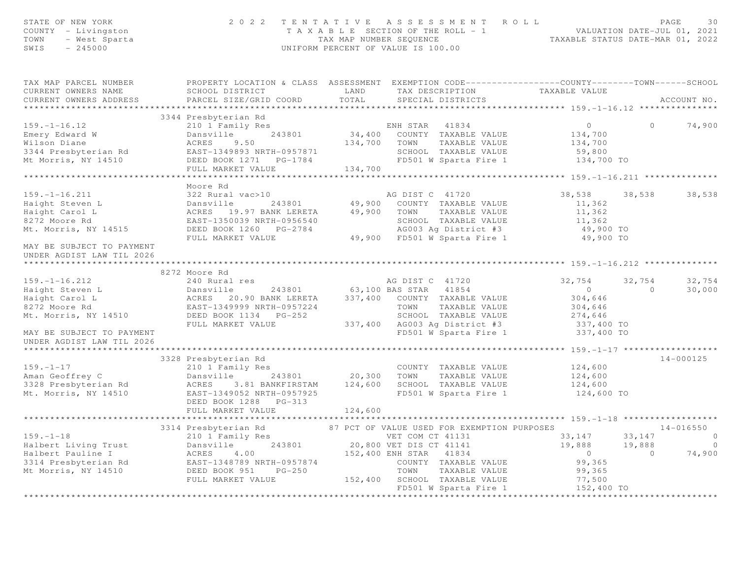STATE OF NEW YORK — 2022 TENTATIVE ASSESSMENT ROLL
COUNTY - Livingston — TAXABLE SECTION OF THE ROLL - 1 — VALUATION DATE-JUL 01, 2021
TOWN - West Sparta — TAX MAP NUMBER SEQUENCE — TAXABLE STATUS DATE-MAR 01, 2022
SWIS - 245000 — UNIFORM PERCENT OF VALUE IS 100.00

```
TAX MAP PARCEL NUMBER          PROPERTY LOCATION & CLASS  ASSESSMENT  EXEMPTION CODE------------------COUNTY--------TOWN------SCHOOL
CURRENT OWNERS NAME            SCHOOL DISTRICT               LAND      TAX DESCRIPTION            TAXABLE VALUE
CURRENT OWNERS ADDRESS         PARCEL SIZE/GRID COORD        TOTAL     SPECIAL DISTRICTS                                    ACCOUNT NO.
******************************************************************************************************* 159.-1-16.12 ***************
                               3344 Presbyterian Rd
159.-1-16.12                   210 1 Family Res                        ENH STAR   41834                 0          0       74,900
Emery Edward W                 Dansville      243801        34,400     COUNTY  TAXABLE VALUE         134,700
Wilson Diane                   ACRES    9.50               134,700     TOWN    TAXABLE VALUE         134,700
3344 Presbyterian Rd           EAST-1349893 NRTH-0957871               SCHOOL  TAXABLE VALUE          59,800
Mt Morris, NY 14510            DEED BOOK 1271   PG-1784                FD501 W Sparta Fire 1          134,700 TO
                               FULL MARKET VALUE           134,700
******************************************************************************************************* 159.-1-16.211 **************
                               Moore Rd
159.-1-16.211                  322 Rural vac>10                        AG DIST C  41720            38,538     38,538      38,538
Haight Steven L                Dansville      243801        49,900     COUNTY  TAXABLE VALUE          11,362
Haight Carol L                 ACRES   19.97 BANK LERETA    49,900     TOWN    TAXABLE VALUE          11,362
8272 Moore Rd                  EAST-1350039 NRTH-0956540               SCHOOL  TAXABLE VALUE          11,362
Mt. Morris, NY 14515           DEED BOOK 1260   PG-2784                AG003 Ag District #3            49,900 TO
                               FULL MARKET VALUE            49,900     FD501 W Sparta Fire 1           49,900 TO
MAY BE SUBJECT TO PAYMENT
UNDER AGDIST LAW TIL 2026
******************************************************************************************************* 159.-1-16.212 **************
                               8272 Moore Rd
159.-1-16.212                  240 Rural res                           AG DIST C  41720            32,754     32,754      32,754
Haight Steven L                Dansville      243801        63,100 BAS STAR   41854                 0          0       30,000
Haight Carol L                 ACRES   20.90 BANK LERETA   337,400     COUNTY  TAXABLE VALUE         304,646
8272 Moore Rd                  EAST-1349999 NRTH-0957224               TOWN    TAXABLE VALUE         304,646
Mt. Morris, NY 14510           DEED BOOK 1134   PG-252                 SCHOOL  TAXABLE VALUE         274,646
                               FULL MARKET VALUE           337,400     AG003 Ag District #3           337,400 TO
MAY BE SUBJECT TO PAYMENT                                              FD501 W Sparta Fire 1          337,400 TO
UNDER AGDIST LAW TIL 2026
******************************************************************************************************* 159.-1-17 ******************
                               3328 Presbyterian Rd                                                                    14-000125
159.-1-17                      210 1 Family Res                        COUNTY  TAXABLE VALUE         124,600
Aman Geoffrey C                Dansville      243801        20,300     TOWN    TAXABLE VALUE         124,600
3328 Presbyterian Rd           ACRES    3.81 BANKFIRSTAM   124,600     SCHOOL  TAXABLE VALUE         124,600
Mt. Morris, NY 14510           EAST-1349052 NRTH-0957925               FD501 W Sparta Fire 1          124,600 TO
                               DEED BOOK 1288   PG-313
                               FULL MARKET VALUE           124,600
******************************************************************************************************* 159.-1-18 ******************
                               3314 Presbyterian Rd        87 PCT OF VALUE USED FOR EXEMPTION PURPOSES                 14-016550
159.-1-18                      210 1 Family Res                        VET COM CT 41131            33,147     33,147           0
Halbert Living Trust           Dansville      243801        20,800 VET DIS CT 41141            19,888     19,888           0
Halbert Pauline I              ACRES    4.00               152,400 ENH STAR   41834                 0          0       74,900
3314 Presbyterian Rd           EAST-1348789 NRTH-0957874               COUNTY  TAXABLE VALUE          99,365
Mt Morris, NY 14510            DEED BOOK 951    PG-250                 TOWN    TAXABLE VALUE          99,365
                               FULL MARKET VALUE           152,400     SCHOOL  TAXABLE VALUE          77,500
                                                                       FD501 W Sparta Fire 1          152,400 TO
************************************************************************************************************************************
```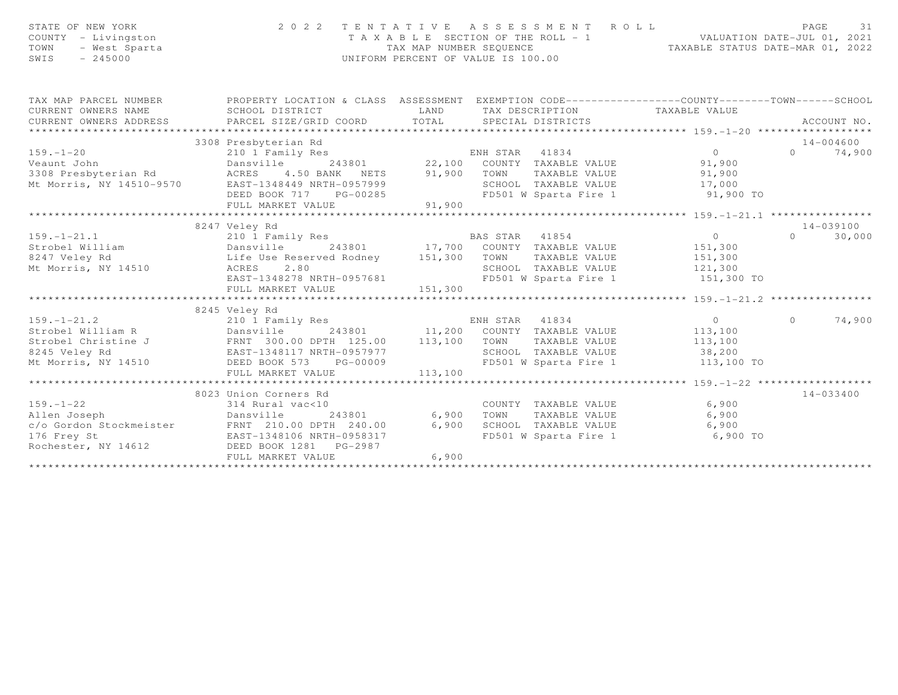STATE OF NEW YORK — 2022 TENTATIVE ASSESSMENT ROLL
COUNTY - Livingston — TAXABLE SECTION OF THE ROLL - 1 — VALUATION DATE-JUL 01, 2021
TOWN - West Sparta — TAX MAP NUMBER SEQUENCE — TAXABLE STATUS DATE-MAR 01, 2022
SWIS - 245000 — UNIFORM PERCENT OF VALUE IS 100.00

| TAX MAP PARCEL NUMBER / CURRENT OWNERS NAME / CURRENT OWNERS ADDRESS | PROPERTY LOCATION & CLASS / SCHOOL DISTRICT / PARCEL SIZE/GRID COORD | ASSESSMENT LAND / TOTAL | EXEMPTION CODE / TAX DESCRIPTION / SPECIAL DISTRICTS | COUNTY | TOWN | SCHOOL | ACCOUNT NO. |
|---|---|---|---|---|---|---|---|
| **159.-1-20** | 3308 Presbyterian Rd | | | | | | 14-004600 |
| 159.-1-20 | 210 1 Family Res | | ENH STAR 41834 | 0 | 0 | 74,900 | |
| Veaunt John | Dansville 243801 | 22,100 | COUNTY TAXABLE VALUE | 91,900 | | | |
| 3308 Presbyterian Rd | ACRES 4.50 BANK NETS | 91,900 | TOWN TAXABLE VALUE | | 91,900 | | |
| Mt Morris, NY 14510-9570 | EAST-1348449 NRTH-0957999 | | SCHOOL TAXABLE VALUE | | | 17,000 | |
| | DEED BOOK 717 PG-00285 | | FD501 W Sparta Fire 1 | 91,900 TO | | | |
| | FULL MARKET VALUE | 91,900 | | | | | |
| **159.-1-21.1** | 8247 Veley Rd | | | | | | 14-039100 |
| 159.-1-21.1 | 210 1 Family Res | | BAS STAR 41854 | 0 | 0 | 30,000 | |
| Strobel William | Dansville 243801 | 17,700 | COUNTY TAXABLE VALUE | 151,300 | | | |
| 8247 Veley Rd | Life Use Reserved Rodney | 151,300 | TOWN TAXABLE VALUE | | 151,300 | | |
| Mt Morris, NY 14510 | ACRES 2.80 | | SCHOOL TAXABLE VALUE | | | 121,300 | |
| | EAST-1348278 NRTH-0957681 | | FD501 W Sparta Fire 1 | 151,300 TO | | | |
| | FULL MARKET VALUE | 151,300 | | | | | |
| **159.-1-21.2** | 8245 Veley Rd | | | | | | |
| 159.-1-21.2 | 210 1 Family Res | | ENH STAR 41834 | 0 | 0 | 74,900 | |
| Strobel William R | Dansville 243801 | 11,200 | COUNTY TAXABLE VALUE | 113,100 | | | |
| Strobel Christine J | FRNT 300.00 DPTH 125.00 | 113,100 | TOWN TAXABLE VALUE | | 113,100 | | |
| 8245 Veley Rd | EAST-1348117 NRTH-0957977 | | SCHOOL TAXABLE VALUE | | | 38,200 | |
| Mt Morris, NY 14510 | DEED BOOK 573 PG-00009 | | FD501 W Sparta Fire 1 | 113,100 TO | | | |
| | FULL MARKET VALUE | 113,100 | | | | | |
| **159.-1-22** | 8023 Union Corners Rd | | | | | | 14-033400 |
| 159.-1-22 | 314 Rural vac<10 | | COUNTY TAXABLE VALUE | 6,900 | | | |
| Allen Joseph | Dansville 243801 | 6,900 | TOWN TAXABLE VALUE | | 6,900 | | |
| c/o Gordon Stockmeister | FRNT 210.00 DPTH 240.00 | 6,900 | SCHOOL TAXABLE VALUE | | | 6,900 | |
| 176 Frey St | EAST-1348106 NRTH-0958317 | | FD501 W Sparta Fire 1 | 6,900 TO | | | |
| Rochester, NY 14612 | DEED BOOK 1281 PG-2987 | | | | | | |
| | FULL MARKET VALUE | 6,900 | | | | | |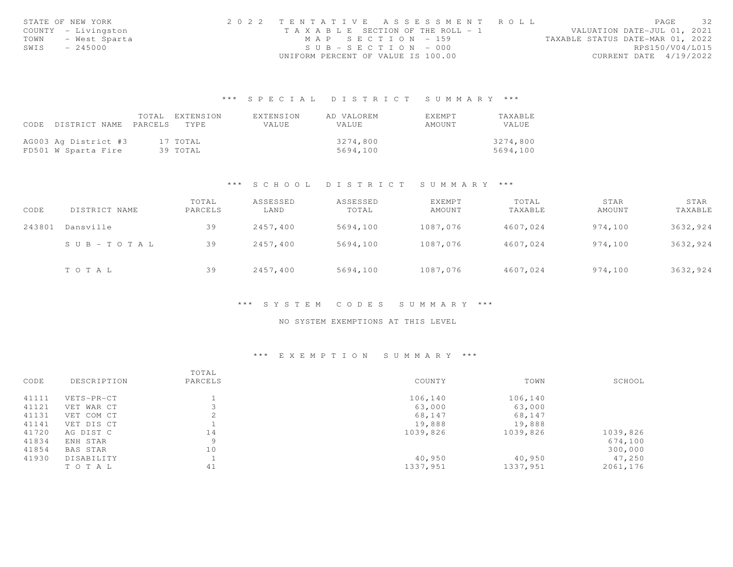STATE OF NEW YORK
COUNTY - Livingston
TOWN - West Sparta
SWIS - 245000

2 0 2 2 TENTATIVE ASSESSMENT ROLL
TAXABLE SECTION OF THE ROLL - 1
MAP SECTION - 159
SUB-SECTION - 000
UNIFORM PERCENT OF VALUE IS 100.00

VALUATION DATE-JUL 01, 2021
TAXABLE STATUS DATE-MAR 01, 2022
RPS150/V04/L015
CURRENT DATE 4/19/2022

## *** SPECIAL DISTRICT SUMMARY ***

| CODE | DISTRICT NAME | TOTAL PARCELS | EXTENSION TYPE | EXTENSION VALUE | AD VALOREM VALUE | EXEMPT AMOUNT | TAXABLE VALUE |
|---|---|---|---|---|---|---|---|
| AG003 | Ag District #3 | 17 | TOTAL | | 3274,800 | | 3274,800 |
| FD501 | W Sparta Fire | 39 | TOTAL | | 5694,100 | | 5694,100 |

## *** SCHOOL DISTRICT SUMMARY ***

| CODE | DISTRICT NAME | TOTAL PARCELS | ASSESSED LAND | ASSESSED TOTAL | EXEMPT AMOUNT | TOTAL TAXABLE | STAR AMOUNT | STAR TAXABLE |
|---|---|---|---|---|---|---|---|---|
| 243801 | Dansville | 39 | 2457,400 | 5694,100 | 1087,076 | 4607,024 | 974,100 | 3632,924 |
| | SUB-TOTAL | 39 | 2457,400 | 5694,100 | 1087,076 | 4607,024 | 974,100 | 3632,924 |
| | TOTAL | 39 | 2457,400 | 5694,100 | 1087,076 | 4607,024 | 974,100 | 3632,924 |

## *** SYSTEM CODES SUMMARY ***

NO SYSTEM EXEMPTIONS AT THIS LEVEL

## *** EXEMPTION SUMMARY ***

| CODE | DESCRIPTION | TOTAL PARCELS | COUNTY | TOWN | SCHOOL |
|---|---|---|---|---|---|
| 41111 | VETS-PR-CT | 1 | 106,140 | 106,140 | |
| 41121 | VET WAR CT | 3 | 63,000 | 63,000 | |
| 41131 | VET COM CT | 2 | 68,147 | 68,147 | |
| 41141 | VET DIS CT | 1 | 19,888 | 19,888 | |
| 41720 | AG DIST C | 14 | 1039,826 | 1039,826 | 1039,826 |
| 41834 | ENH STAR | 9 | | | 674,100 |
| 41854 | BAS STAR | 10 | | | 300,000 |
| 41930 | DISABILITY | 1 | 40,950 | 40,950 | 47,250 |
| | TOTAL | 41 | 1337,951 | 1337,951 | 2061,176 |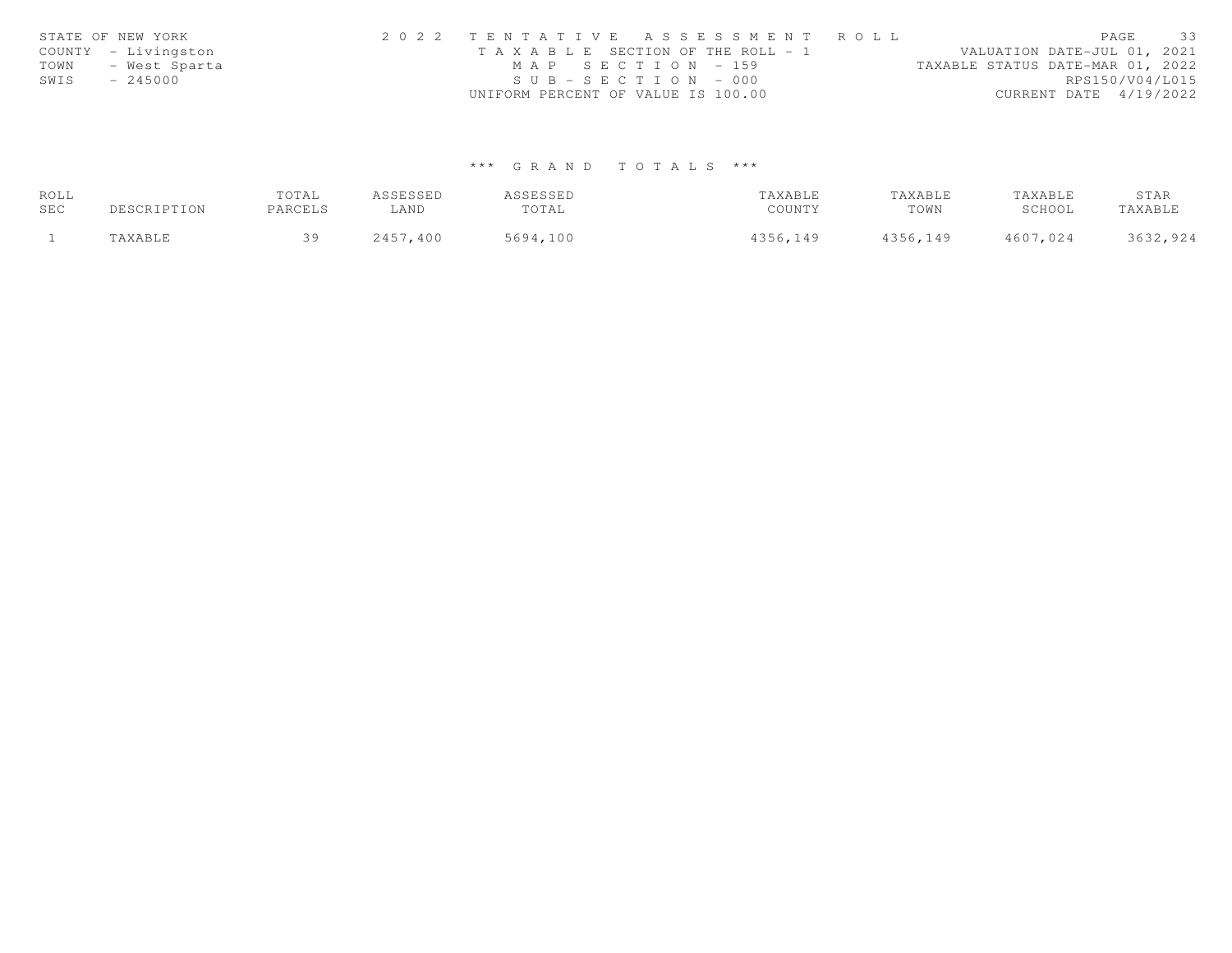STATE OF NEW YORK
COUNTY - Livingston
TOWN - West Sparta
SWIS - 245000

2 0 2 2 T E N T A T I V E A S S E S S M E N T R O L L
T A X A B L E SECTION OF THE ROLL - 1
M A P S E C T I O N - 159
S U B - S E C T I O N - 000
UNIFORM PERCENT OF VALUE IS 100.00

VALUATION DATE-JUL 01, 2021
TAXABLE STATUS DATE-MAR 01, 2022
RPS150/V04/L015
CURRENT DATE 4/19/2022

\*\*\* G R A N D T O T A L S \*\*\*

| ROLL SEC | DESCRIPTION | TOTAL PARCELS | ASSESSED LAND | ASSESSED TOTAL | TAXABLE COUNTY | TAXABLE TOWN | TAXABLE SCHOOL | STAR TAXABLE |
|---|---|---|---|---|---|---|---|---|
| 1 | TAXABLE | 39 | 2457,400 | 5694,100 | 4356,149 | 4356,149 | 4607,024 | 3632,924 |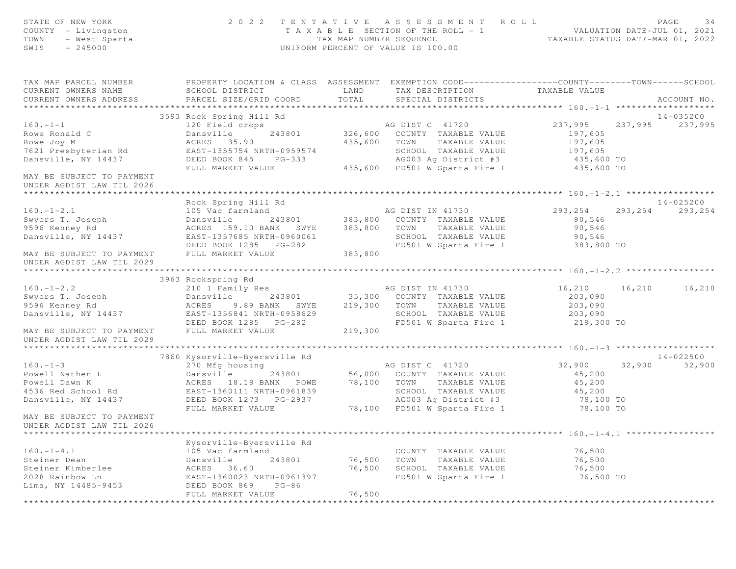STATE OF NEW YORK — 2022 TENTATIVE ASSESSMENT ROLL
COUNTY - Livingston — TAXABLE SECTION OF THE ROLL - 1 — VALUATION DATE-JUL 01, 2021
TOWN - West Sparta — TAX MAP NUMBER SEQUENCE — TAXABLE STATUS DATE-MAR 01, 2022
SWIS - 245000 — UNIFORM PERCENT OF VALUE IS 100.00

| TAX MAP PARCEL NUMBER / CURRENT OWNERS NAME / CURRENT OWNERS ADDRESS | PROPERTY LOCATION & CLASS / SCHOOL DISTRICT / PARCEL SIZE/GRID COORD | ASSESSMENT LAND / TOTAL | EXEMPTION CODE / TAX DESCRIPTION / SPECIAL DISTRICTS | COUNTY TAXABLE VALUE | TOWN | SCHOOL | ACCOUNT NO. |
|---|---|---|---|---|---|---|---|
| **160.-1-1** | 3593 Rock Spring Hill Rd | | | | | | 14-035200 |
| 160.-1-1 | 120 Field crops | | AG DIST C 41720 | 237,995 | 237,995 | 237,995 | |
| Rowe Ronald C | Dansville 243801 | 326,600 | COUNTY TAXABLE VALUE | 197,605 | | | |
| Rowe Joy M | ACRES 135.90 | 435,600 | TOWN TAXABLE VALUE | 197,605 | | | |
| 7621 Presbyterian Rd | EAST-1355754 NRTH-0959574 | | SCHOOL TAXABLE VALUE | 197,605 | | | |
| Dansville, NY 14437 | DEED BOOK 845 PG-333 | | AG003 Ag District #3 | 435,600 TO | | | |
| | FULL MARKET VALUE | 435,600 | FD501 W Sparta Fire 1 | 435,600 TO | | | |
| MAY BE SUBJECT TO PAYMENT UNDER AGDIST LAW TIL 2026 | | | | | | | |
| **160.-1-2.1** | Rock Spring Hill Rd | | | | | | 14-025200 |
| 160.-1-2.1 | 105 Vac farmland | | AG DIST IN 41730 | 293,254 | 293,254 | 293,254 | |
| Swyers T. Joseph | Dansville 243801 | 383,800 | COUNTY TAXABLE VALUE | 90,546 | | | |
| 9596 Kenney Rd | ACRES 159.10 BANK SWYE | 383,800 | TOWN TAXABLE VALUE | 90,546 | | | |
| Dansville, NY 14437 | EAST-1357685 NRTH-0960061 | | SCHOOL TAXABLE VALUE | 90,546 | | | |
| | DEED BOOK 1285 PG-282 | | FD501 W Sparta Fire 1 | 383,800 TO | | | |
| MAY BE SUBJECT TO PAYMENT UNDER AGDIST LAW TIL 2029 | FULL MARKET VALUE | 383,800 | | | | | |
| **160.-1-2.2** | 3963 Rockspring Rd | | | | | | |
| 160.-1-2.2 | 210 1 Family Res | | AG DIST IN 41730 | 16,210 | 16,210 | 16,210 | |
| Swyers T. Joseph | Dansville 243801 | 35,300 | COUNTY TAXABLE VALUE | 203,090 | | | |
| 9596 Kenney Rd | ACRES 9.89 BANK SWYE | 219,300 | TOWN TAXABLE VALUE | 203,090 | | | |
| Dansville, NY 14437 | EAST-1356841 NRTH-0958629 | | SCHOOL TAXABLE VALUE | 203,090 | | | |
| | DEED BOOK 1285 PG-282 | | FD501 W Sparta Fire 1 | 219,300 TO | | | |
| MAY BE SUBJECT TO PAYMENT UNDER AGDIST LAW TIL 2029 | FULL MARKET VALUE | 219,300 | | | | | |
| **160.-1-3** | 7860 Kysorville-Byersville Rd | | | | | | 14-022500 |
| 160.-1-3 | 270 Mfg housing | | AG DIST C 41720 | 32,900 | 32,900 | 32,900 | |
| Powell Nathen L | Dansville 243801 | 56,000 | COUNTY TAXABLE VALUE | 45,200 | | | |
| Powell Dawn K | ACRES 18.18 BANK POWE | 78,100 | TOWN TAXABLE VALUE | 45,200 | | | |
| 4536 Red School Rd | EAST-1360111 NRTH-0961839 | | SCHOOL TAXABLE VALUE | 45,200 | | | |
| Dansville, NY 14437 | DEED BOOK 1273 PG-2937 | | AG003 Ag District #3 | 78,100 TO | | | |
| | FULL MARKET VALUE | 78,100 | FD501 W Sparta Fire 1 | 78,100 TO | | | |
| MAY BE SUBJECT TO PAYMENT UNDER AGDIST LAW TIL 2026 | | | | | | | |
| **160.-1-4.1** | Kysorville-Byersville Rd | | | | | | |
| 160.-1-4.1 | 105 Vac farmland | | COUNTY TAXABLE VALUE | 76,500 | | | |
| Steiner Dean | Dansville 243801 | 76,500 | TOWN TAXABLE VALUE | 76,500 | | | |
| Steiner Kimberlee | ACRES 36.60 | 76,500 | SCHOOL TAXABLE VALUE | 76,500 | | | |
| 2028 Rainbow Ln | EAST-1360023 NRTH-0961397 | | FD501 W Sparta Fire 1 | 76,500 TO | | | |
| Lima, NY 14485-9453 | DEED BOOK 869 PG-86 | | | | | | |
| | FULL MARKET VALUE | 76,500 | | | | | |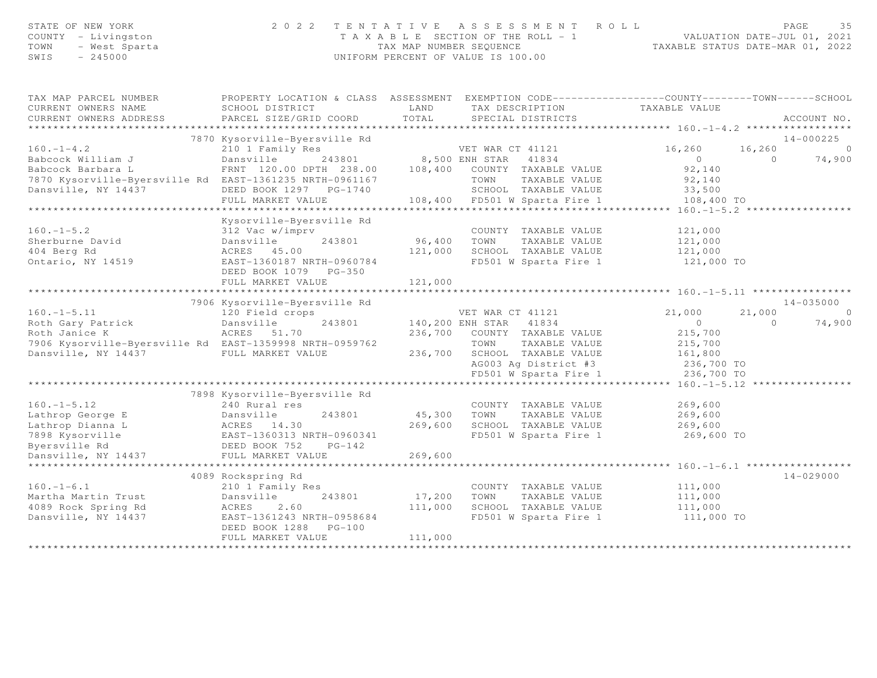STATE OF NEW YORK — 2022 TENTATIVE ASSESSMENT ROLL
COUNTY - Livingston — TAXABLE SECTION OF THE ROLL - 1 — VALUATION DATE-JUL 01, 2021
TOWN - West Sparta — TAX MAP NUMBER SEQUENCE — TAXABLE STATUS DATE-MAR 01, 2022
SWIS - 245000 — UNIFORM PERCENT OF VALUE IS 100.00

| TAX MAP PARCEL NUMBER / CURRENT OWNERS NAME / CURRENT OWNERS ADDRESS | PROPERTY LOCATION & CLASS / SCHOOL DISTRICT / PARCEL SIZE/GRID COORD | ASSESSMENT LAND / TOTAL | EXEMPTION CODE / TAX DESCRIPTION / SPECIAL DISTRICTS | COUNTY | TOWN | SCHOOL | ACCOUNT NO. |
|---|---|---|---|---|---|---|---|
| | 7870 Kysorville-Byersville Rd | | | | | | 14-000225 |
| 160.-1-4.2 | 210 1 Family Res | | VET WAR CT 41121 | 16,260 | 16,260 | 0 | |
| Babcock William J | Dansville 243801 | 8,500 | ENH STAR 41834 | 0 | 0 | 74,900 | |
| Babcock Barbara L | FRNT 120.00 DPTH 238.00 | 108,400 | COUNTY TAXABLE VALUE | 92,140 | | | |
| 7870 Kysorville-Byersville Rd | EAST-1361235 NRTH-0961167 | | TOWN TAXABLE VALUE | 92,140 | | | |
| Dansville, NY 14437 | DEED BOOK 1297 PG-1740 | | SCHOOL TAXABLE VALUE | 33,500 | | | |
| | FULL MARKET VALUE | 108,400 | FD501 W Sparta Fire 1 | 108,400 TO | | | |
| | Kysorville-Byersville Rd | | | | | | |
| 160.-1-5.2 | 312 Vac w/imprv | | COUNTY TAXABLE VALUE | 121,000 | | | |
| Sherburne David | Dansville 243801 | 96,400 | TOWN TAXABLE VALUE | 121,000 | | | |
| 404 Berg Rd | ACRES 45.00 | 121,000 | SCHOOL TAXABLE VALUE | 121,000 | | | |
| Ontario, NY 14519 | EAST-1360187 NRTH-0960784 | | FD501 W Sparta Fire 1 | 121,000 TO | | | |
| | DEED BOOK 1079 PG-350 | | | | | | |
| | FULL MARKET VALUE | 121,000 | | | | | |
| | 7906 Kysorville-Byersville Rd | | | | | | 14-035000 |
| 160.-1-5.11 | 120 Field crops | | VET WAR CT 41121 | 21,000 | 21,000 | 0 | |
| Roth Gary Patrick | Dansville 243801 | 140,200 | ENH STAR 41834 | 0 | 0 | 74,900 | |
| Roth Janice K | ACRES 51.70 | 236,700 | COUNTY TAXABLE VALUE | 215,700 | | | |
| 7906 Kysorville-Byersville Rd | EAST-1359998 NRTH-0959762 | | TOWN TAXABLE VALUE | 215,700 | | | |
| Dansville, NY 14437 | FULL MARKET VALUE | 236,700 | SCHOOL TAXABLE VALUE | 161,800 | | | |
| | | | AG003 Ag District #3 | 236,700 TO | | | |
| | | | FD501 W Sparta Fire 1 | 236,700 TO | | | |
| | 7898 Kysorville-Byersville Rd | | | | | | |
| 160.-1-5.12 | 240 Rural res | | COUNTY TAXABLE VALUE | 269,600 | | | |
| Lathrop George E | Dansville 243801 | 45,300 | TOWN TAXABLE VALUE | 269,600 | | | |
| Lathrop Dianna L | ACRES 14.30 | 269,600 | SCHOOL TAXABLE VALUE | 269,600 | | | |
| 7898 Kysorville | EAST-1360313 NRTH-0960341 | | FD501 W Sparta Fire 1 | 269,600 TO | | | |
| Byersville Rd | DEED BOOK 752 PG-142 | | | | | | |
| Dansville, NY 14437 | FULL MARKET VALUE | 269,600 | | | | | |
| | 4089 Rockspring Rd | | | | | | 14-029000 |
| 160.-1-6.1 | 210 1 Family Res | | COUNTY TAXABLE VALUE | 111,000 | | | |
| Martha Martin Trust | Dansville 243801 | 17,200 | TOWN TAXABLE VALUE | 111,000 | | | |
| 4089 Rock Spring Rd | ACRES 2.60 | 111,000 | SCHOOL TAXABLE VALUE | 111,000 | | | |
| Dansville, NY 14437 | EAST-1361243 NRTH-0958684 | | FD501 W Sparta Fire 1 | 111,000 TO | | | |
| | DEED BOOK 1288 PG-100 | | | | | | |
| | FULL MARKET VALUE | 111,000 | | | | | |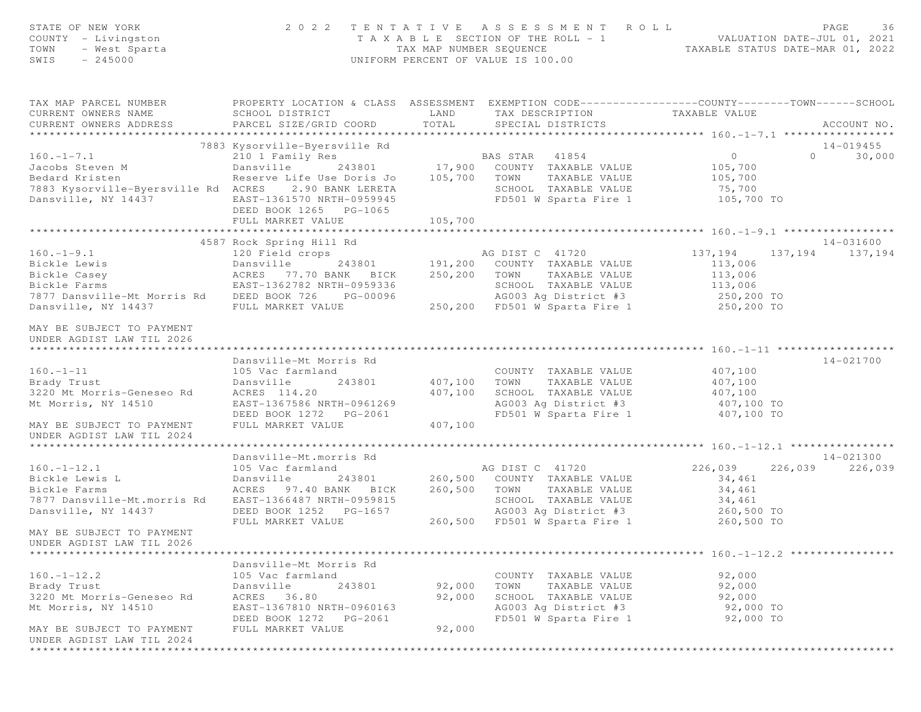STATE OF NEW YORK
COUNTY - Livingston
TOWN - West Sparta
SWIS - 245000

2 0 2 2 T E N T A T I V E A S S E S S M E N T R O L L
T A X A B L E SECTION OF THE ROLL - 1
TAX MAP NUMBER SEQUENCE
UNIFORM PERCENT OF VALUE IS 100.00

VALUATION DATE-JUL 01, 2021
TAXABLE STATUS DATE-MAR 01, 2022

```
TAX MAP PARCEL NUMBER          PROPERTY LOCATION & CLASS  ASSESSMENT  EXEMPTION CODE------------------COUNTY--------TOWN------SCHOOL
CURRENT OWNERS NAME            SCHOOL DISTRICT               LAND      TAX DESCRIPTION            TAXABLE VALUE
CURRENT OWNERS ADDRESS         PARCEL SIZE/GRID COORD       TOTAL      SPECIAL DISTRICTS                                      ACCOUNT NO.
******************************************************************************************************* 160.-1-7.1 *****************
                    7883 Kysorville-Byersville Rd                                                                    14-019455
160.-1-7.1                     210 1 Family Res                      BAS STAR   41854                 0              0      30,000
Jacobs Steven M                Dansville       243801      17,900   COUNTY  TAXABLE VALUE           105,700
Bedard Kristen                 Reserve Life Use Doris Jo  105,700   TOWN    TAXABLE VALUE           105,700
7883 Kysorville-Byersville Rd  ACRES    2.90 BANK LERETA            SCHOOL  TAXABLE VALUE            75,700
Dansville, NY 14437            EAST-1361570 NRTH-0959945            FD501 W Sparta Fire 1            105,700 TO
                               DEED BOOK 1265   PG-1065
                               FULL MARKET VALUE          105,700
******************************************************************************************************* 160.-1-9.1 *****************
                    4587 Rock Spring Hill Rd                                                                         14-031600
160.-1-9.1                     120 Field crops                       AG DIST C  41720            137,194     137,194     137,194
Bickle Lewis                   Dansville       243801     191,200   COUNTY  TAXABLE VALUE           113,006
Bickle Casey                   ACRES   77.70 BANK   BICK  250,200   TOWN    TAXABLE VALUE           113,006
Bickle Farms                   EAST-1362782 NRTH-0959336            SCHOOL  TAXABLE VALUE           113,006
7877 Dansville-Mt Morris Rd    DEED BOOK 726    PG-00096            AG003 Ag District #3             250,200 TO
Dansville, NY 14437            FULL MARKET VALUE          250,200   FD501 W Sparta Fire 1            250,200 TO

MAY BE SUBJECT TO PAYMENT
UNDER AGDIST LAW TIL 2026
******************************************************************************************************* 160.-1-11 ******************
                               Dansville-Mt Morris Rd                                                                14-021700
160.-1-11                      105 Vac farmland                      COUNTY  TAXABLE VALUE           407,100
Brady Trust                    Dansville       243801     407,100   TOWN    TAXABLE VALUE           407,100
3220 Mt Morris-Geneseo Rd      ACRES  114.20              407,100   SCHOOL  TAXABLE VALUE           407,100
Mt Morris, NY 14510            EAST-1367586 NRTH-0961269            AG003 Ag District #3             407,100 TO
                               DEED BOOK 1272   PG-2061             FD501 W Sparta Fire 1            407,100 TO
MAY BE SUBJECT TO PAYMENT      FULL MARKET VALUE          407,100
UNDER AGDIST LAW TIL 2024
******************************************************************************************************* 160.-1-12.1 ****************
                               Dansville-Mt.morris Rd                                                                14-021300
160.-1-12.1                    105 Vac farmland                      AG DIST C  41720            226,039     226,039     226,039
Bickle Lewis L                 Dansville       243801     260,500   COUNTY  TAXABLE VALUE            34,461
Bickle Farms                   ACRES   97.40 BANK   BICK  260,500   TOWN    TAXABLE VALUE            34,461
7877 Dansville-Mt.morris Rd    EAST-1366487 NRTH-0959815            SCHOOL  TAXABLE VALUE            34,461
Dansville, NY 14437            DEED BOOK 1252   PG-1657             AG003 Ag District #3             260,500 TO
                               FULL MARKET VALUE          260,500   FD501 W Sparta Fire 1            260,500 TO
MAY BE SUBJECT TO PAYMENT
UNDER AGDIST LAW TIL 2026
******************************************************************************************************* 160.-1-12.2 ****************
                               Dansville-Mt Morris Rd
160.-1-12.2                    105 Vac farmland                      COUNTY  TAXABLE VALUE            92,000
Brady Trust                    Dansville       243801      92,000   TOWN    TAXABLE VALUE            92,000
3220 Mt Morris-Geneseo Rd      ACRES   36.80               92,000   SCHOOL  TAXABLE VALUE            92,000
Mt Morris, NY 14510            EAST-1367810 NRTH-0960163            AG003 Ag District #3              92,000 TO
                               DEED BOOK 1272   PG-2061             FD501 W Sparta Fire 1             92,000 TO
MAY BE SUBJECT TO PAYMENT      FULL MARKET VALUE           92,000
UNDER AGDIST LAW TIL 2024
************************************************************************************************************************************
```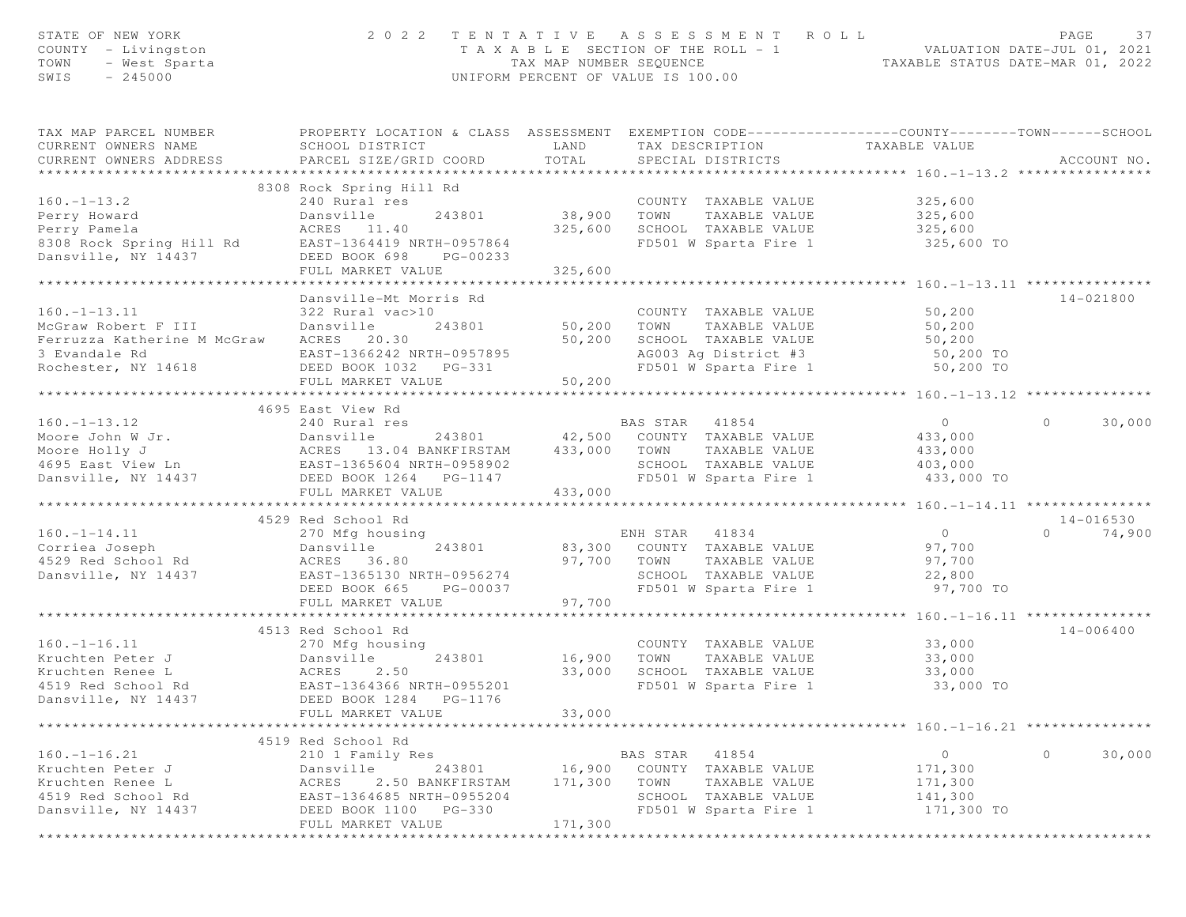STATE OF NEW YORK — 2022 TENTATIVE ASSESSMENT ROLL — TAXABLE SECTION OF THE ROLL - 1

COUNTY - Livingston — TAX MAP NUMBER SEQUENCE — VALUATION DATE-JUL 01, 2021

TOWN - West Sparta — UNIFORM PERCENT OF VALUE IS 100.00 — TAXABLE STATUS DATE-MAR 01, 2022

SWIS - 245000

| TAX MAP PARCEL NUMBER / CURRENT OWNERS NAME / CURRENT OWNERS ADDRESS | PROPERTY LOCATION & CLASS / SCHOOL DISTRICT / PARCEL SIZE/GRID COORD | ASSESSMENT LAND | TOTAL | EXEMPTION CODE / TAX DESCRIPTION / SPECIAL DISTRICTS | COUNTY TAXABLE VALUE | TOWN | SCHOOL | ACCOUNT NO. |
|---|---|---|---|---|---|---|---|---|
| **160.-1-13.2** | 8308 Rock Spring Hill Rd | | | | | | | |
| 160.-1-13.2 | 240 Rural res | | | COUNTY TAXABLE VALUE | 325,600 | | | |
| Perry Howard | Dansville 243801 | 38,900 | | TOWN TAXABLE VALUE | 325,600 | | | |
| Perry Pamela | ACRES 11.40 | | 325,600 | SCHOOL TAXABLE VALUE | 325,600 | | | |
| 8308 Rock Spring Hill Rd | EAST-1364419 NRTH-0957864 | | | FD501 W Sparta Fire 1 | 325,600 TO | | | |
| Dansville, NY 14437 | DEED BOOK 698 PG-00233 | | | | | | | |
| | FULL MARKET VALUE | | 325,600 | | | | | |
| **160.-1-13.11** | Dansville-Mt Morris Rd | | | | | | | 14-021800 |
| 160.-1-13.11 | 322 Rural vac>10 | | | COUNTY TAXABLE VALUE | 50,200 | | | |
| McGraw Robert F III | Dansville 243801 | 50,200 | | TOWN TAXABLE VALUE | 50,200 | | | |
| Ferruzza Katherine M McGraw | ACRES 20.30 | | 50,200 | SCHOOL TAXABLE VALUE | 50,200 | | | |
| 3 Evandale Rd | EAST-1366242 NRTH-0957895 | | | AG003 Ag District #3 | 50,200 TO | | | |
| Rochester, NY 14618 | DEED BOOK 1032 PG-331 | | | FD501 W Sparta Fire 1 | 50,200 TO | | | |
| | FULL MARKET VALUE | | 50,200 | | | | | |
| **160.-1-13.12** | 4695 East View Rd | | | | | | | |
| 160.-1-13.12 | 240 Rural res | | | BAS STAR 41854 | 0 | 0 | 30,000 | |
| Moore John W Jr. | Dansville 243801 | 42,500 | | COUNTY TAXABLE VALUE | 433,000 | | | |
| Moore Holly J | ACRES 13.04 BANKFIRSTAM | | 433,000 | TOWN TAXABLE VALUE | 433,000 | | | |
| 4695 East View Ln | EAST-1365604 NRTH-0958902 | | | SCHOOL TAXABLE VALUE | 403,000 | | | |
| Dansville, NY 14437 | DEED BOOK 1264 PG-1147 | | | FD501 W Sparta Fire 1 | 433,000 TO | | | |
| | FULL MARKET VALUE | | 433,000 | | | | | |
| **160.-1-14.11** | 4529 Red School Rd | | | | | | | 14-016530 |
| 160.-1-14.11 | 270 Mfg housing | | | ENH STAR 41834 | 0 | 0 | 74,900 | |
| Corriea Joseph | Dansville 243801 | 83,300 | | COUNTY TAXABLE VALUE | 97,700 | | | |
| 4529 Red School Rd | ACRES 36.80 | | 97,700 | TOWN TAXABLE VALUE | 97,700 | | | |
| Dansville, NY 14437 | EAST-1365130 NRTH-0956274 | | | SCHOOL TAXABLE VALUE | 22,800 | | | |
| | DEED BOOK 665 PG-00037 | | | FD501 W Sparta Fire 1 | 97,700 TO | | | |
| | FULL MARKET VALUE | | 97,700 | | | | | |
| **160.-1-16.11** | 4513 Red School Rd | | | | | | | 14-006400 |
| 160.-1-16.11 | 270 Mfg housing | | | COUNTY TAXABLE VALUE | 33,000 | | | |
| Kruchten Peter J | Dansville 243801 | 16,900 | | TOWN TAXABLE VALUE | 33,000 | | | |
| Kruchten Renee L | ACRES 2.50 | | 33,000 | SCHOOL TAXABLE VALUE | 33,000 | | | |
| 4519 Red School Rd | EAST-1364366 NRTH-0955201 | | | FD501 W Sparta Fire 1 | 33,000 TO | | | |
| Dansville, NY 14437 | DEED BOOK 1284 PG-1176 | | | | | | | |
| | FULL MARKET VALUE | | 33,000 | | | | | |
| **160.-1-16.21** | 4519 Red School Rd | | | | | | | |
| 160.-1-16.21 | 210 1 Family Res | | | BAS STAR 41854 | 0 | 0 | 30,000 | |
| Kruchten Peter J | Dansville 243801 | 16,900 | | COUNTY TAXABLE VALUE | 171,300 | | | |
| Kruchten Renee L | ACRES 2.50 BANKFIRSTAM | | 171,300 | TOWN TAXABLE VALUE | 171,300 | | | |
| 4519 Red School Rd | EAST-1364685 NRTH-0955204 | | | SCHOOL TAXABLE VALUE | 141,300 | | | |
| Dansville, NY 14437 | DEED BOOK 1100 PG-330 | | | FD501 W Sparta Fire 1 | 171,300 TO | | | |
| | FULL MARKET VALUE | | 171,300 | | | | | |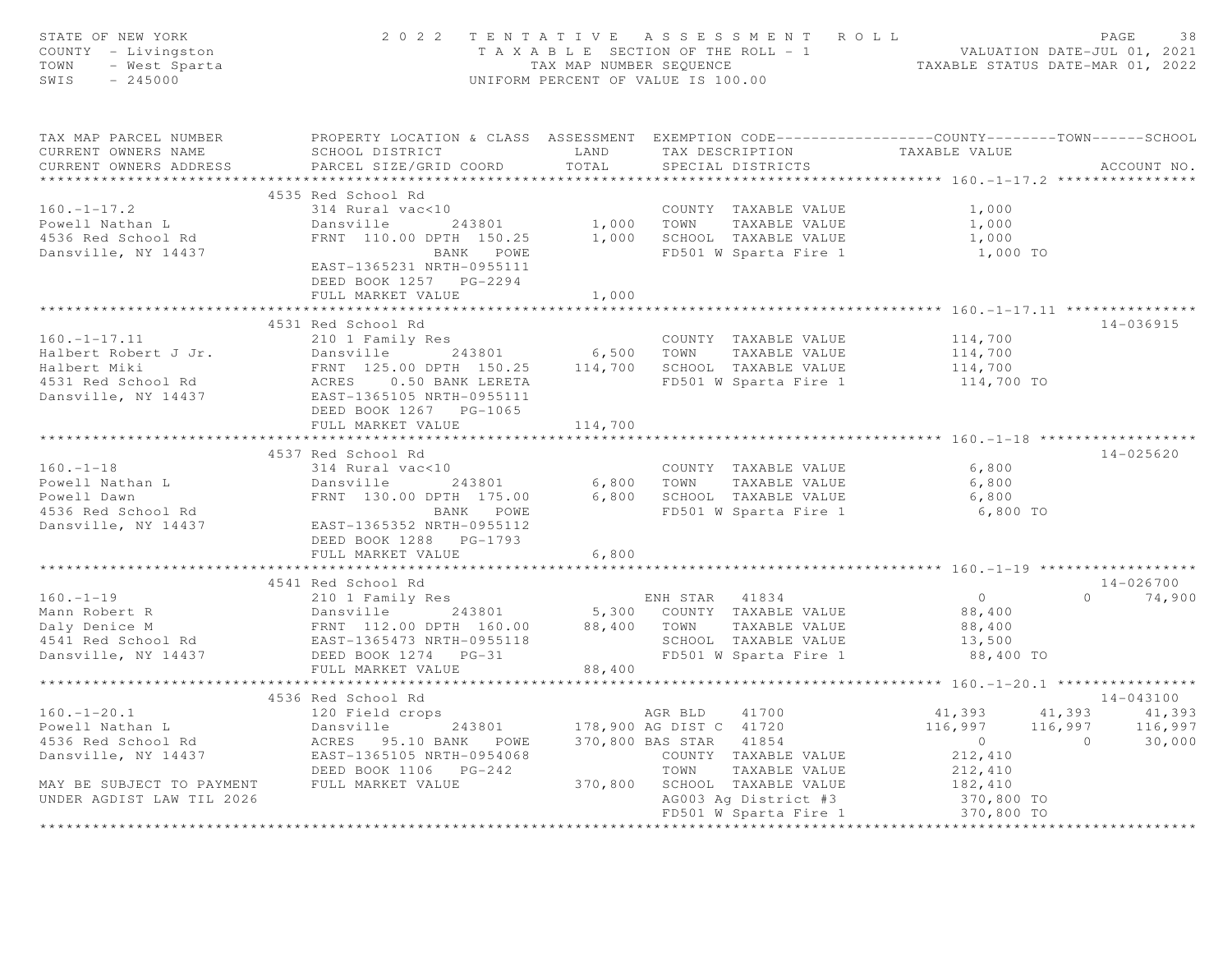STATE OF NEW YORK — 2022 TENTATIVE ASSESSMENT ROLL
COUNTY - Livingston — TAXABLE SECTION OF THE ROLL - 1 — VALUATION DATE-JUL 01, 2021
TOWN - West Sparta — TAX MAP NUMBER SEQUENCE — TAXABLE STATUS DATE-MAR 01, 2022
SWIS - 245000 — UNIFORM PERCENT OF VALUE IS 100.00

| TAX MAP PARCEL NUMBER / CURRENT OWNERS NAME / CURRENT OWNERS ADDRESS | PROPERTY LOCATION & CLASS / SCHOOL DISTRICT / PARCEL SIZE/GRID COORD | ASSESSMENT LAND / TOTAL | EXEMPTION CODE / TAX DESCRIPTION / SPECIAL DISTRICTS | COUNTY TAXABLE VALUE | TOWN | SCHOOL | ACCOUNT NO. |
|---|---|---|---|---|---|---|---|
| **160.-1-17.2** | 4535 Red School Rd | | | | | | |
| | 314 Rural vac<10 | | COUNTY TAXABLE VALUE | 1,000 | | | |
| Powell Nathan L | Dansville 243801 | 1,000 | TOWN TAXABLE VALUE | 1,000 | | | |
| 4536 Red School Rd | FRNT 110.00 DPTH 150.25 | 1,000 | SCHOOL TAXABLE VALUE | 1,000 | | | |
| Dansville, NY 14437 | BANK POWE | | FD501 W Sparta Fire 1 | 1,000 TO | | | |
| | EAST-1365231 NRTH-0955111 | | | | | | |
| | DEED BOOK 1257 PG-2294 | | | | | | |
| | FULL MARKET VALUE | 1,000 | | | | | |
| **160.-1-17.11** | 4531 Red School Rd | | | | | | 14-036915 |
| | 210 1 Family Res | | COUNTY TAXABLE VALUE | 114,700 | | | |
| Halbert Robert J Jr. | Dansville 243801 | 6,500 | TOWN TAXABLE VALUE | 114,700 | | | |
| Halbert Miki | FRNT 125.00 DPTH 150.25 | 114,700 | SCHOOL TAXABLE VALUE | 114,700 | | | |
| 4531 Red School Rd | ACRES 0.50 BANK LERETA | | FD501 W Sparta Fire 1 | 114,700 TO | | | |
| Dansville, NY 14437 | EAST-1365105 NRTH-0955111 | | | | | | |
| | DEED BOOK 1267 PG-1065 | | | | | | |
| | FULL MARKET VALUE | 114,700 | | | | | |
| **160.-1-18** | 4537 Red School Rd | | | | | | 14-025620 |
| | 314 Rural vac<10 | | COUNTY TAXABLE VALUE | 6,800 | | | |
| Powell Nathan L | Dansville 243801 | 6,800 | TOWN TAXABLE VALUE | 6,800 | | | |
| Powell Dawn | FRNT 130.00 DPTH 175.00 | 6,800 | SCHOOL TAXABLE VALUE | 6,800 | | | |
| 4536 Red School Rd | BANK POWE | | FD501 W Sparta Fire 1 | 6,800 TO | | | |
| Dansville, NY 14437 | EAST-1365352 NRTH-0955112 | | | | | | |
| | DEED BOOK 1288 PG-1793 | | | | | | |
| | FULL MARKET VALUE | 6,800 | | | | | |
| **160.-1-19** | 4541 Red School Rd | | | | | | 14-026700 |
| | 210 1 Family Res | | ENH STAR 41834 | 0 | 0 | 74,900 | |
| Mann Robert R | Dansville 243801 | 5,300 | COUNTY TAXABLE VALUE | 88,400 | | | |
| Daly Denice M | FRNT 112.00 DPTH 160.00 | 88,400 | TOWN TAXABLE VALUE | 88,400 | | | |
| 4541 Red School Rd | EAST-1365473 NRTH-0955118 | | SCHOOL TAXABLE VALUE | 13,500 | | | |
| Dansville, NY 14437 | DEED BOOK 1274 PG-31 | | FD501 W Sparta Fire 1 | 88,400 TO | | | |
| | FULL MARKET VALUE | 88,400 | | | | | |
| **160.-1-20.1** | 4536 Red School Rd | | | | | | 14-043100 |
| | 120 Field crops | | AGR BLD 41700 | 41,393 | 41,393 | 41,393 | |
| Powell Nathan L | Dansville 243801 | 178,900 | AG DIST C 41720 | 116,997 | 116,997 | 116,997 | |
| 4536 Red School Rd | ACRES 95.10 BANK POWE | 370,800 | BAS STAR 41854 | 0 | 0 | 30,000 | |
| Dansville, NY 14437 | EAST-1365105 NRTH-0954068 | | COUNTY TAXABLE VALUE | 212,410 | | | |
| | DEED BOOK 1106 PG-242 | | TOWN TAXABLE VALUE | 212,410 | | | |
| MAY BE SUBJECT TO PAYMENT | FULL MARKET VALUE | 370,800 | SCHOOL TAXABLE VALUE | 182,410 | | | |
| UNDER AGDIST LAW TIL 2026 | | | AG003 Ag District #3 | 370,800 TO | | | |
| | | | FD501 W Sparta Fire 1 | 370,800 TO | | | |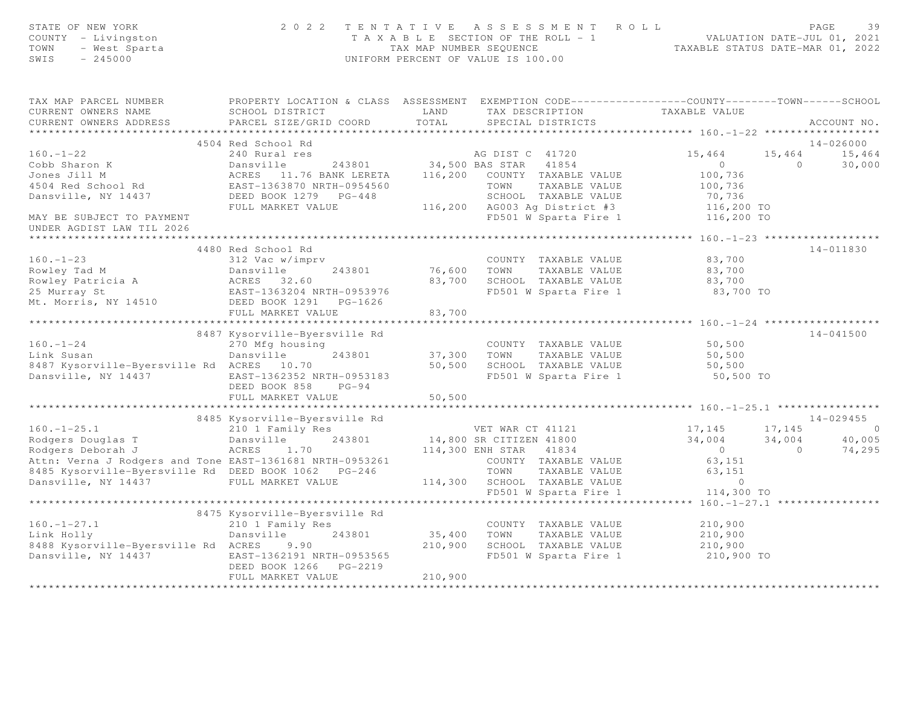STATE OF NEW YORK — 2022 TENTATIVE ASSESSMENT ROLL — PAGE 39
COUNTY - Livingston — TAXABLE SECTION OF THE ROLL - 1 — VALUATION DATE-JUL 01, 2021
TOWN - West Sparta — TAX MAP NUMBER SEQUENCE — TAXABLE STATUS DATE-MAR 01, 2022
SWIS - 245000 — UNIFORM PERCENT OF VALUE IS 100.00

```
TAX MAP PARCEL NUMBER          PROPERTY LOCATION & CLASS  ASSESSMENT  EXEMPTION CODE------------------COUNTY--------TOWN------SCHOOL
CURRENT OWNERS NAME            SCHOOL DISTRICT               LAND      TAX DESCRIPTION            TAXABLE VALUE
CURRENT OWNERS ADDRESS         PARCEL SIZE/GRID COORD        TOTAL     SPECIAL DISTRICTS                                   ACCOUNT NO.
******************************************************************************************************* 160.-1-22 ******************
                    4504 Red School Rd                                                                                  14-026000
160.-1-22                      240 Rural res                           AG DIST C  41720            15,464      15,464      15,464
Cobb Sharon K                  Dansville       243801       34,500 BAS STAR   41854                 0            0      30,000
Jones Jill M                   ACRES   11.76 BANK LERETA   116,200   COUNTY  TAXABLE VALUE         100,736
4504 Red School Rd             EAST-1363870 NRTH-0954560             TOWN    TAXABLE VALUE         100,736
Dansville, NY 14437            DEED BOOK 1279   PG-448               SCHOOL  TAXABLE VALUE          70,736
                               FULL MARKET VALUE           116,200   AG003 Ag District #3          116,200 TO
MAY BE SUBJECT TO PAYMENT                                            FD501 W Sparta Fire 1         116,200 TO
UNDER AGDIST LAW TIL 2026
******************************************************************************************************* 160.-1-23 ******************
                    4480 Red School Rd                                                                                  14-011830
160.-1-23                      312 Vac w/imprv                         COUNTY  TAXABLE VALUE        83,700
Rowley Tad M                   Dansville       243801       76,600     TOWN    TAXABLE VALUE        83,700
Rowley Patricia A              ACRES   32.60                83,700     SCHOOL  TAXABLE VALUE        83,700
25 Murray St                   EAST-1363204 NRTH-0953976               FD501 W Sparta Fire 1         83,700 TO
Mt. Morris, NY 14510           DEED BOOK 1291   PG-1626
                               FULL MARKET VALUE            83,700
******************************************************************************************************* 160.-1-24 ******************
                    8487 Kysorville-Byersville Rd                                                                       14-041500
160.-1-24                      270 Mfg housing                         COUNTY  TAXABLE VALUE        50,500
Link Susan                     Dansville       243801       37,300     TOWN    TAXABLE VALUE        50,500
8487 Kysorville-Byersville Rd  ACRES   10.70                50,500     SCHOOL  TAXABLE VALUE        50,500
Dansville, NY 14437            EAST-1362352 NRTH-0953183               FD501 W Sparta Fire 1         50,500 TO
                               DEED BOOK 858    PG-94
                               FULL MARKET VALUE            50,500
******************************************************************************************************* 160.-1-25.1 ****************
                    8485 Kysorville-Byersville Rd                                                                       14-029455
160.-1-25.1                    210 1 Family Res                        VET WAR CT 41121            17,145      17,145           0
Rodgers Douglas T              Dansville       243801       14,800 SR CITIZEN 41800                34,004      34,004      40,005
Rodgers Deborah J              ACRES    1.70               114,300 ENH STAR   41834                 0            0      74,295
Attn: Verna J Rodgers and Tone EAST-1361681 NRTH-0953261               COUNTY  TAXABLE VALUE        63,151
8485 Kysorville-Byersville Rd  DEED BOOK 1062   PG-246                 TOWN    TAXABLE VALUE        63,151
Dansville, NY 14437            FULL MARKET VALUE           114,300     SCHOOL  TAXABLE VALUE             0
                                                                       FD501 W Sparta Fire 1        114,300 TO
******************************************************************************************************* 160.-1-27.1 ****************
                    8475 Kysorville-Byersville Rd
160.-1-27.1                    210 1 Family Res                        COUNTY  TAXABLE VALUE       210,900
Link Holly                     Dansville       243801       35,400     TOWN    TAXABLE VALUE       210,900
8488 Kysorville-Byersville Rd  ACRES    9.90               210,900     SCHOOL  TAXABLE VALUE       210,900
Dansville, NY 14437            EAST-1362191 NRTH-0953565               FD501 W Sparta Fire 1        210,900 TO
                               DEED BOOK 1266   PG-2219
                               FULL MARKET VALUE           210,900
************************************************************************************************************************************
```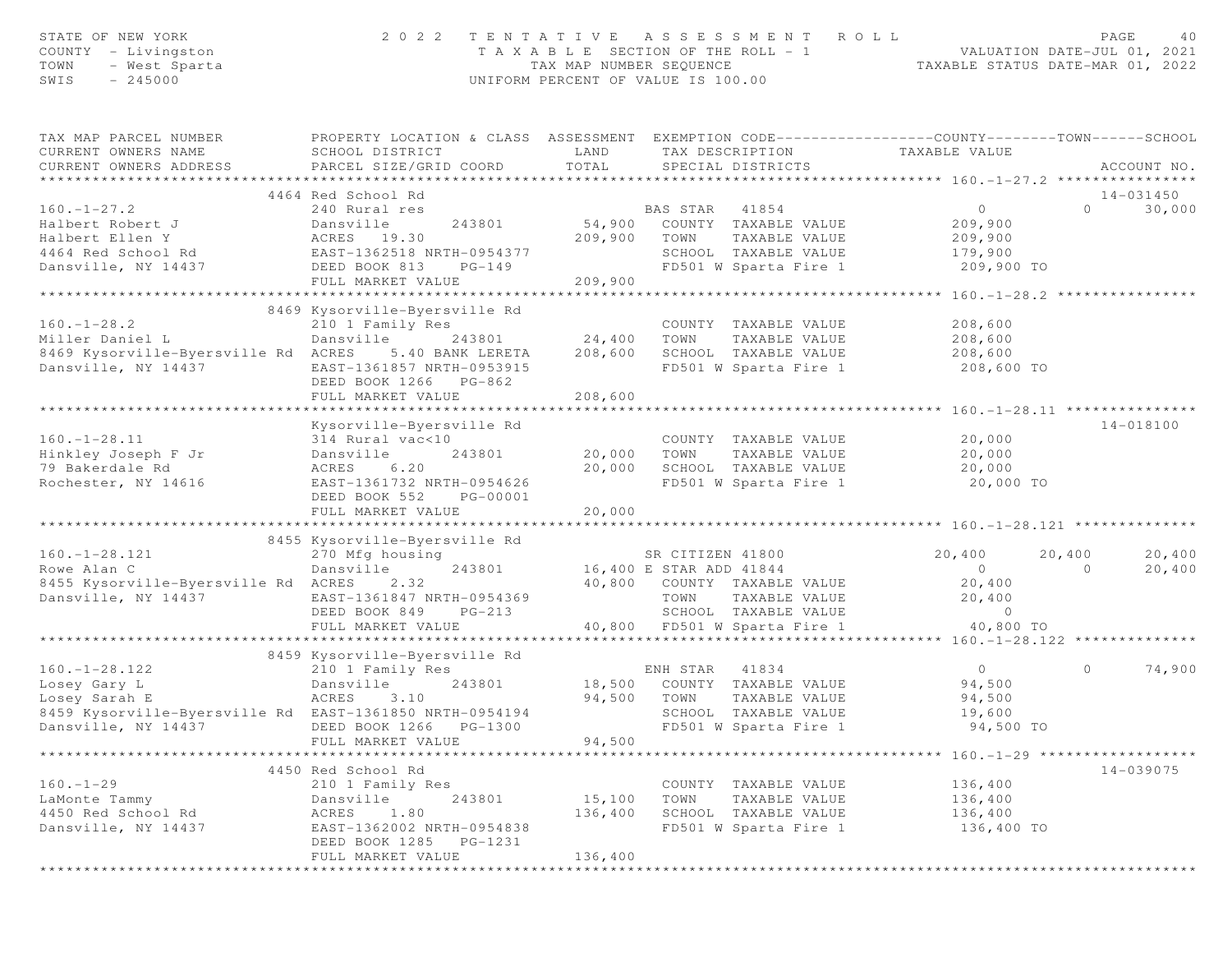STATE OF NEW YORK
COUNTY - Livingston
TOWN - West Sparta
SWIS - 245000

2 0 2 2 T E N T A T I V E A S S E S S M E N T R O L L
T A X A B L E SECTION OF THE ROLL - 1
TAX MAP NUMBER SEQUENCE
UNIFORM PERCENT OF VALUE IS 100.00

VALUATION DATE-JUL 01, 2021
TAXABLE STATUS DATE-MAR 01, 2022

| TAX MAP PARCEL NUMBER / CURRENT OWNERS NAME / CURRENT OWNERS ADDRESS | PROPERTY LOCATION & CLASS / SCHOOL DISTRICT / PARCEL SIZE/GRID COORD | ASSESSMENT LAND / TOTAL | EXEMPTION CODE / TAX DESCRIPTION / SPECIAL DISTRICTS | COUNTY TAXABLE VALUE | TOWN | SCHOOL | ACCOUNT NO. |
|---|---|---|---|---|---|---|---|
| **160.-1-27.2** | 4464 Red School Rd | | | | | | 14-031450 |
| 160.-1-27.2 | 240 Rural res | | BAS STAR 41854 | 0 | 0 | 30,000 | |
| Halbert Robert J | Dansville 243801 | 54,900 | COUNTY TAXABLE VALUE | 209,900 | | | |
| Halbert Ellen Y | ACRES 19.30 | 209,900 | TOWN TAXABLE VALUE | 209,900 | | | |
| 4464 Red School Rd | EAST-1362518 NRTH-0954377 | | SCHOOL TAXABLE VALUE | 179,900 | | | |
| Dansville, NY 14437 | DEED BOOK 813 PG-149 | | FD501 W Sparta Fire 1 | 209,900 TO | | | |
| | FULL MARKET VALUE | 209,900 | | | | | |
| **160.-1-28.2** | 8469 Kysorville-Byersville Rd | | | | | | |
| 160.-1-28.2 | 210 1 Family Res | | COUNTY TAXABLE VALUE | 208,600 | | | |
| Miller Daniel L | Dansville 243801 | 24,400 | TOWN TAXABLE VALUE | 208,600 | | | |
| 8469 Kysorville-Byersville Rd | ACRES 5.40 BANK LERETA | 208,600 | SCHOOL TAXABLE VALUE | 208,600 | | | |
| Dansville, NY 14437 | EAST-1361857 NRTH-0953915 | | FD501 W Sparta Fire 1 | 208,600 TO | | | |
| | DEED BOOK 1266 PG-862 | | | | | | |
| | FULL MARKET VALUE | 208,600 | | | | | |
| **160.-1-28.11** | Kysorville-Byersville Rd | | | | | | 14-018100 |
| 160.-1-28.11 | 314 Rural vac<10 | | COUNTY TAXABLE VALUE | 20,000 | | | |
| Hinkley Joseph F Jr | Dansville 243801 | 20,000 | TOWN TAXABLE VALUE | 20,000 | | | |
| 79 Bakerdale Rd | ACRES 6.20 | 20,000 | SCHOOL TAXABLE VALUE | 20,000 | | | |
| Rochester, NY 14616 | EAST-1361732 NRTH-0954626 | | FD501 W Sparta Fire 1 | 20,000 TO | | | |
| | DEED BOOK 552 PG-00001 | | | | | | |
| | FULL MARKET VALUE | 20,000 | | | | | |
| **160.-1-28.121** | 8455 Kysorville-Byersville Rd | | | | | | |
| 160.-1-28.121 | 270 Mfg housing | | SR CITIZEN 41800 | 20,400 | 20,400 | 20,400 | |
| Rowe Alan C | Dansville 243801 | 16,400 | E STAR ADD 41844 | 0 | 0 | 20,400 | |
| 8455 Kysorville-Byersville Rd | ACRES 2.32 | 40,800 | COUNTY TAXABLE VALUE | 20,400 | | | |
| Dansville, NY 14437 | EAST-1361847 NRTH-0954369 | | TOWN TAXABLE VALUE | 20,400 | | | |
| | DEED BOOK 849 PG-213 | | SCHOOL TAXABLE VALUE | 0 | | | |
| | FULL MARKET VALUE | 40,800 | FD501 W Sparta Fire 1 | 40,800 TO | | | |
| **160.-1-28.122** | 8459 Kysorville-Byersville Rd | | | | | | |
| 160.-1-28.122 | 210 1 Family Res | | ENH STAR 41834 | 0 | 0 | 74,900 | |
| Losey Gary L | Dansville 243801 | 18,500 | COUNTY TAXABLE VALUE | 94,500 | | | |
| Losey Sarah E | ACRES 3.10 | 94,500 | TOWN TAXABLE VALUE | 94,500 | | | |
| 8459 Kysorville-Byersville Rd | EAST-1361850 NRTH-0954194 | | SCHOOL TAXABLE VALUE | 19,600 | | | |
| Dansville, NY 14437 | DEED BOOK 1266 PG-1300 | | FD501 W Sparta Fire 1 | 94,500 TO | | | |
| | FULL MARKET VALUE | 94,500 | | | | | |
| **160.-1-29** | 4450 Red School Rd | | | | | | 14-039075 |
| 160.-1-29 | 210 1 Family Res | | COUNTY TAXABLE VALUE | 136,400 | | | |
| LaMonte Tammy | Dansville 243801 | 15,100 | TOWN TAXABLE VALUE | 136,400 | | | |
| 4450 Red School Rd | ACRES 1.80 | 136,400 | SCHOOL TAXABLE VALUE | 136,400 | | | |
| Dansville, NY 14437 | EAST-1362002 NRTH-0954838 | | FD501 W Sparta Fire 1 | 136,400 TO | | | |
| | DEED BOOK 1285 PG-1231 | | | | | | |
| | FULL MARKET VALUE | 136,400 | | | | | |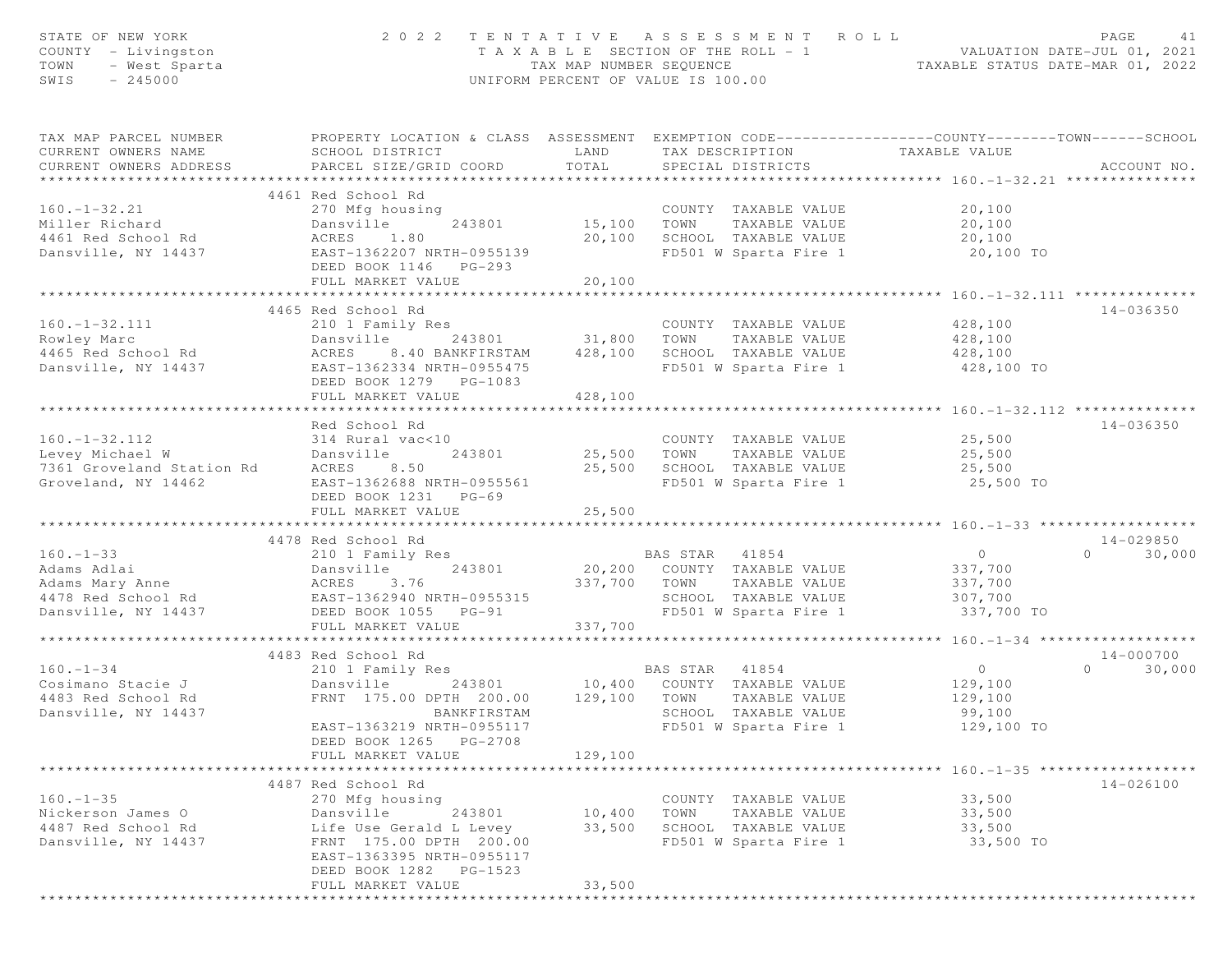STATE OF NEW YORK
COUNTY - Livingston
TOWN - West Sparta
SWIS - 245000

2022 TENTATIVE ASSESSMENT ROLL
TAXABLE SECTION OF THE ROLL - 1
TAX MAP NUMBER SEQUENCE
UNIFORM PERCENT OF VALUE IS 100.00

VALUATION DATE-JUL 01, 2021
TAXABLE STATUS DATE-MAR 01, 2022

| TAX MAP PARCEL NUMBER / CURRENT OWNERS NAME / CURRENT OWNERS ADDRESS | PROPERTY LOCATION & CLASS / SCHOOL DISTRICT / PARCEL SIZE/GRID COORD | ASSESSMENT LAND | ASSESSMENT TOTAL | EXEMPTION CODE / TAX DESCRIPTION / SPECIAL DISTRICTS | COUNTY TAXABLE VALUE | TOWN | SCHOOL | ACCOUNT NO. |
|---|---|---|---|---|---|---|---|---|
| 160.-1-32.21 | 4461 Red School Rd | | | | | | | |
| | 270 Mfg housing | | | COUNTY TAXABLE VALUE | 20,100 | | | |
| Miller Richard | Dansville 243801 | 15,100 | | TOWN TAXABLE VALUE | 20,100 | | | |
| 4461 Red School Rd | ACRES 1.80 | | 20,100 | SCHOOL TAXABLE VALUE | 20,100 | | | |
| Dansville, NY 14437 | EAST-1362207 NRTH-0955139 | | | FD501 W Sparta Fire 1 | 20,100 TO | | | |
| | DEED BOOK 1146 PG-293 | | | | | | | |
| | FULL MARKET VALUE | | 20,100 | | | | | |
| 160.-1-32.111 | 4465 Red School Rd | | | | | | | 14-036350 |
| | 210 1 Family Res | | | COUNTY TAXABLE VALUE | 428,100 | | | |
| Rowley Marc | Dansville 243801 | 31,800 | | TOWN TAXABLE VALUE | 428,100 | | | |
| 4465 Red School Rd | ACRES 8.40 BANKFIRSTAM | | 428,100 | SCHOOL TAXABLE VALUE | 428,100 | | | |
| Dansville, NY 14437 | EAST-1362334 NRTH-0955475 | | | FD501 W Sparta Fire 1 | 428,100 TO | | | |
| | DEED BOOK 1279 PG-1083 | | | | | | | |
| | FULL MARKET VALUE | | 428,100 | | | | | |
| 160.-1-32.112 | Red School Rd | | | | | | | 14-036350 |
| | 314 Rural vac<10 | | | COUNTY TAXABLE VALUE | 25,500 | | | |
| Levey Michael W | Dansville 243801 | 25,500 | | TOWN TAXABLE VALUE | 25,500 | | | |
| 7361 Groveland Station Rd | ACRES 8.50 | | 25,500 | SCHOOL TAXABLE VALUE | 25,500 | | | |
| Groveland, NY 14462 | EAST-1362688 NRTH-0955561 | | | FD501 W Sparta Fire 1 | 25,500 TO | | | |
| | DEED BOOK 1231 PG-69 | | | | | | | |
| | FULL MARKET VALUE | | 25,500 | | | | | |
| 160.-1-33 | 4478 Red School Rd | | | | | | | 14-029850 |
| | 210 1 Family Res | | | BAS STAR 41854 | 0 | 0 | 30,000 | |
| Adams Adlai | Dansville 243801 | 20,200 | | COUNTY TAXABLE VALUE | 337,700 | | | |
| Adams Mary Anne | ACRES 3.76 | | 337,700 | TOWN TAXABLE VALUE | 337,700 | | | |
| 4478 Red School Rd | EAST-1362940 NRTH-0955315 | | | SCHOOL TAXABLE VALUE | 307,700 | | | |
| Dansville, NY 14437 | DEED BOOK 1055 PG-91 | | | FD501 W Sparta Fire 1 | 337,700 TO | | | |
| | FULL MARKET VALUE | | 337,700 | | | | | |
| 160.-1-34 | 4483 Red School Rd | | | | | | | 14-000700 |
| | 210 1 Family Res | | | BAS STAR 41854 | 0 | 0 | 30,000 | |
| Cosimano Stacie J | Dansville 243801 | 10,400 | | COUNTY TAXABLE VALUE | 129,100 | | | |
| 4483 Red School Rd | FRNT 175.00 DPTH 200.00 | | 129,100 | TOWN TAXABLE VALUE | 129,100 | | | |
| Dansville, NY 14437 | BANKFIRSTAM | | | SCHOOL TAXABLE VALUE | 99,100 | | | |
| | EAST-1363219 NRTH-0955117 | | | FD501 W Sparta Fire 1 | 129,100 TO | | | |
| | DEED BOOK 1265 PG-2708 | | | | | | | |
| | FULL MARKET VALUE | | 129,100 | | | | | |
| 160.-1-35 | 4487 Red School Rd | | | | | | | 14-026100 |
| | 270 Mfg housing | | | COUNTY TAXABLE VALUE | 33,500 | | | |
| Nickerson James O | Dansville 243801 | 10,400 | | TOWN TAXABLE VALUE | 33,500 | | | |
| 4487 Red School Rd | Life Use Gerald L Levey | | 33,500 | SCHOOL TAXABLE VALUE | 33,500 | | | |
| Dansville, NY 14437 | FRNT 175.00 DPTH 200.00 | | | FD501 W Sparta Fire 1 | 33,500 TO | | | |
| | EAST-1363395 NRTH-0955117 | | | | | | | |
| | DEED BOOK 1282 PG-1523 | | | | | | | |
| | FULL MARKET VALUE | | 33,500 | | | | | |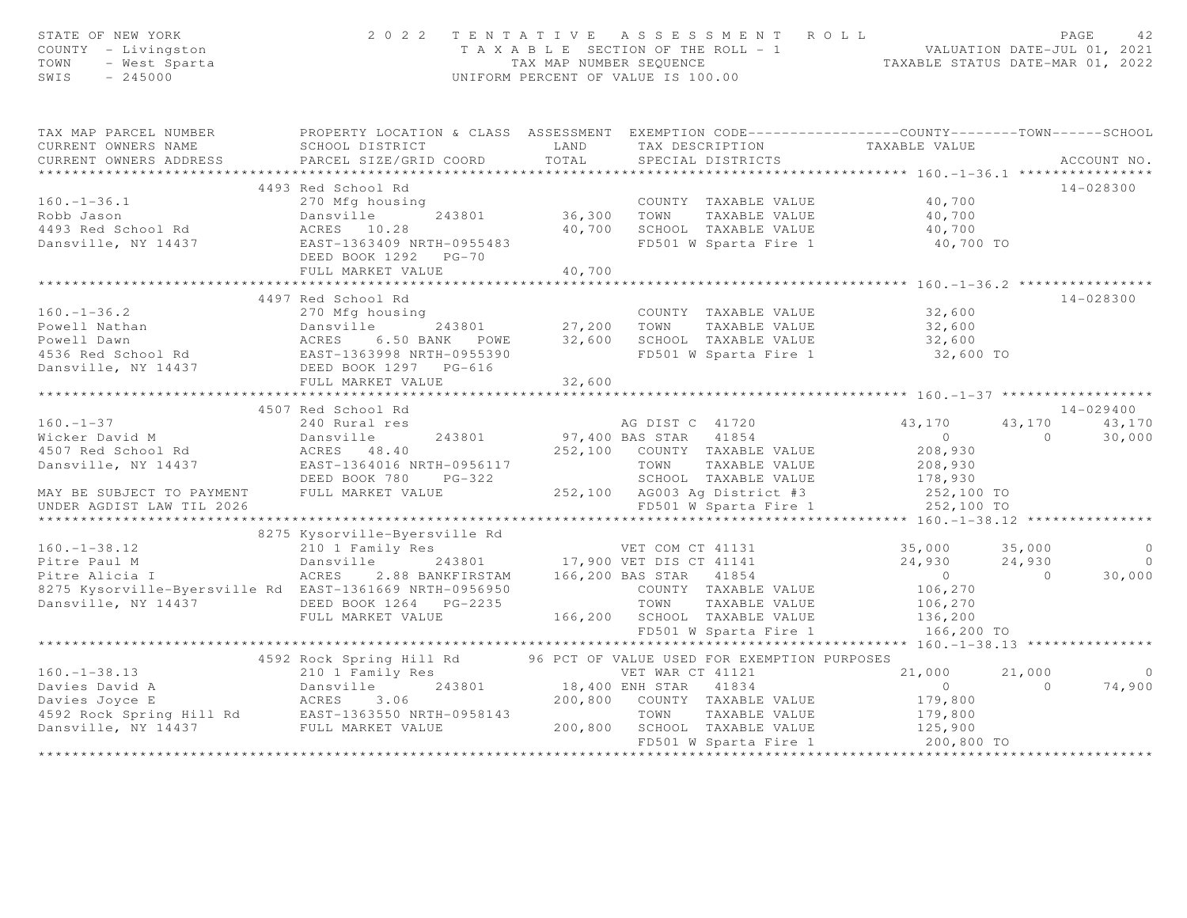STATE OF NEW YORK
COUNTY - Livingston
TOWN - West Sparta
SWIS - 245000

# 2022 TENTATIVE ASSESSMENT ROLL

TAXABLE SECTION OF THE ROLL - 1
TAX MAP NUMBER SEQUENCE
UNIFORM PERCENT OF VALUE IS 100.00

VALUATION DATE-JUL 01, 2021
TAXABLE STATUS DATE-MAR 01, 2022

| TAX MAP PARCEL NUMBER / CURRENT OWNERS NAME / CURRENT OWNERS ADDRESS | PROPERTY LOCATION & CLASS / SCHOOL DISTRICT / PARCEL SIZE/GRID COORD | ASSESSMENT LAND / TOTAL | EXEMPTION CODE / TAX DESCRIPTION / SPECIAL DISTRICTS | COUNTY TAXABLE VALUE | TOWN | SCHOOL | ACCOUNT NO. |
|---|---|---|---|---|---|---|---|
| **160.-1-36.1** | 4493 Red School Rd | | | | | | 14-028300 |
| 160.-1-36.1 | 270 Mfg housing | | COUNTY TAXABLE VALUE | 40,700 | | | |
| Robb Jason | Dansville 243801 | 36,300 | TOWN TAXABLE VALUE | 40,700 | | | |
| 4493 Red School Rd | ACRES 10.28 | 40,700 | SCHOOL TAXABLE VALUE | 40,700 | | | |
| Dansville, NY 14437 | EAST-1363409 NRTH-0955483 | | FD501 W Sparta Fire 1 | 40,700 TO | | | |
| | DEED BOOK 1292 PG-70 | | | | | | |
| | FULL MARKET VALUE | 40,700 | | | | | |
| **160.-1-36.2** | 4497 Red School Rd | | | | | | 14-028300 |
| 160.-1-36.2 | 270 Mfg housing | | COUNTY TAXABLE VALUE | 32,600 | | | |
| Powell Nathan | Dansville 243801 | 27,200 | TOWN TAXABLE VALUE | 32,600 | | | |
| Powell Dawn | ACRES 6.50 BANK POWE | 32,600 | SCHOOL TAXABLE VALUE | 32,600 | | | |
| 4536 Red School Rd | EAST-1363998 NRTH-0955390 | | FD501 W Sparta Fire 1 | 32,600 TO | | | |
| Dansville, NY 14437 | DEED BOOK 1297 PG-616 | | | | | | |
| | FULL MARKET VALUE | 32,600 | | | | | |
| **160.-1-37** | 4507 Red School Rd | | | | | | 14-029400 |
| 160.-1-37 | 240 Rural res | | AG DIST C 41720 | 43,170 | 43,170 | 43,170 | |
| Wicker David M | Dansville 243801 | 97,400 | BAS STAR 41854 | 0 | 0 | 30,000 | |
| 4507 Red School Rd | ACRES 48.40 | 252,100 | COUNTY TAXABLE VALUE | 208,930 | | | |
| Dansville, NY 14437 | EAST-1364016 NRTH-0956117 | | TOWN TAXABLE VALUE | 208,930 | | | |
| | DEED BOOK 780 PG-322 | | SCHOOL TAXABLE VALUE | 178,930 | | | |
| MAY BE SUBJECT TO PAYMENT | FULL MARKET VALUE | 252,100 | AG003 Ag District #3 | 252,100 TO | | | |
| UNDER AGDIST LAW TIL 2026 | | | FD501 W Sparta Fire 1 | 252,100 TO | | | |
| **160.-1-38.12** | 8275 Kysorville-Byersville Rd | | | | | | |
| 160.-1-38.12 | 210 1 Family Res | | VET COM CT 41131 | 35,000 | 35,000 | 0 | |
| Pitre Paul M | Dansville 243801 | 17,900 | VET DIS CT 41141 | 24,930 | 24,930 | 0 | |
| Pitre Alicia I | ACRES 2.88 BANKFIRSTAM | 166,200 | BAS STAR 41854 | 0 | 0 | 30,000 | |
| 8275 Kysorville-Byersville Rd | EAST-1361669 NRTH-0956950 | | COUNTY TAXABLE VALUE | 106,270 | | | |
| Dansville, NY 14437 | DEED BOOK 1264 PG-2235 | | TOWN TAXABLE VALUE | 106,270 | | | |
| | FULL MARKET VALUE | 166,200 | SCHOOL TAXABLE VALUE | 136,200 | | | |
| | | | FD501 W Sparta Fire 1 | 166,200 TO | | | |
| **160.-1-38.13** | 4592 Rock Spring Hill Rd | | 96 PCT OF VALUE USED FOR EXEMPTION PURPOSES | | | | |
| 160.-1-38.13 | 210 1 Family Res | | VET WAR CT 41121 | 21,000 | 21,000 | 0 | |
| Davies David A | Dansville 243801 | 18,400 | ENH STAR 41834 | 0 | 0 | 74,900 | |
| Davies Joyce E | ACRES 3.06 | 200,800 | COUNTY TAXABLE VALUE | 179,800 | | | |
| 4592 Rock Spring Hill Rd | EAST-1363550 NRTH-0958143 | | TOWN TAXABLE VALUE | 179,800 | | | |
| Dansville, NY 14437 | FULL MARKET VALUE | 200,800 | SCHOOL TAXABLE VALUE | 125,900 | | | |
| | | | FD501 W Sparta Fire 1 | 200,800 TO | | | |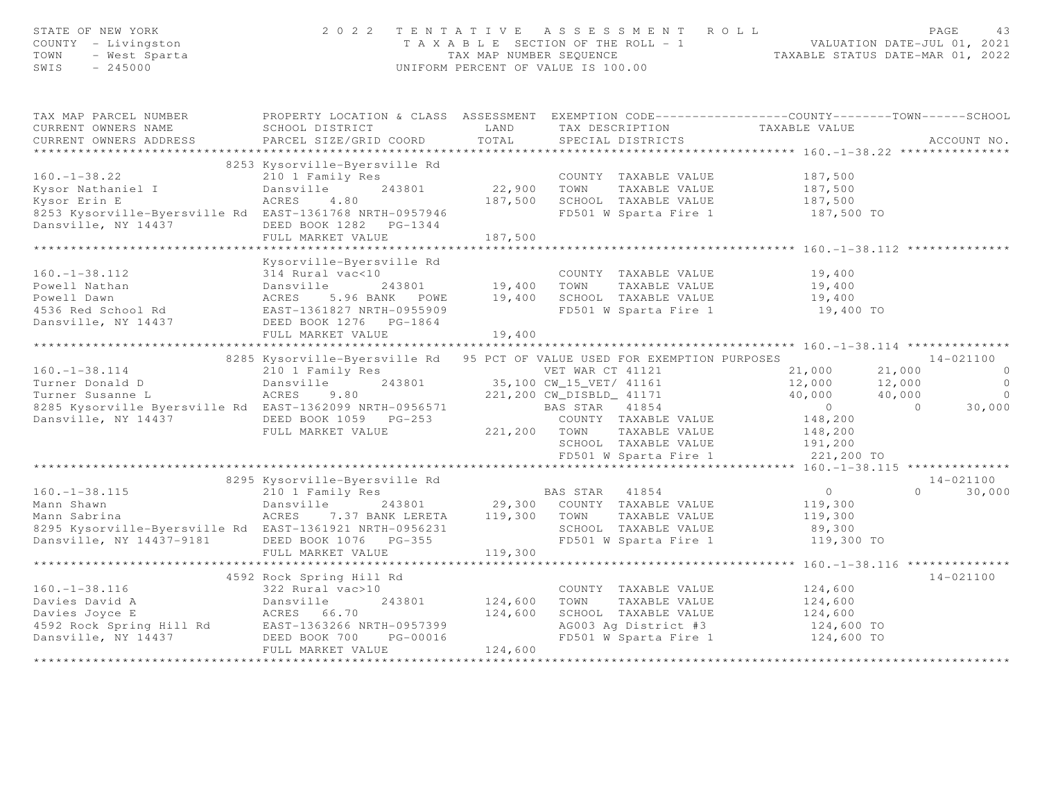STATE OF NEW YORK
COUNTY - Livingston
TOWN - West Sparta
SWIS - 245000

2 0 2 2 T E N T A T I V E A S S E S S M E N T R O L L
T A X A B L E SECTION OF THE ROLL - 1
TAX MAP NUMBER SEQUENCE
UNIFORM PERCENT OF VALUE IS 100.00

VALUATION DATE-JUL 01, 2021
TAXABLE STATUS DATE-MAR 01, 2022

```
TAX MAP PARCEL NUMBER          PROPERTY LOCATION & CLASS  ASSESSMENT  EXEMPTION CODE------------------COUNTY--------TOWN------SCHOOL
CURRENT OWNERS NAME            SCHOOL DISTRICT               LAND      TAX DESCRIPTION            TAXABLE VALUE
CURRENT OWNERS ADDRESS         PARCEL SIZE/GRID COORD        TOTAL     SPECIAL DISTRICTS                                    ACCOUNT NO.
******************************************************************************************************* 160.-1-38.22 ***************
                           8253 Kysorville-Byersville Rd
160.-1-38.22                   210 1 Family Res                        COUNTY  TAXABLE VALUE          187,500
Kysor Nathaniel I              Dansville       243801       22,900     TOWN    TAXABLE VALUE          187,500
Kysor Erin E                   ACRES    4.80               187,500     SCHOOL  TAXABLE VALUE          187,500
8253 Kysorville-Byersville Rd  EAST-1361768 NRTH-0957946               FD501 W Sparta Fire 1           187,500 TO
Dansville, NY 14437            DEED BOOK 1282   PG-1344
                               FULL MARKET VALUE           187,500
******************************************************************************************************* 160.-1-38.112 **************
                               Kysorville-Byersville Rd
160.-1-38.112                  314 Rural vac<10                        COUNTY  TAXABLE VALUE           19,400
Powell Nathan                  Dansville       243801       19,400     TOWN    TAXABLE VALUE           19,400
Powell Dawn                    ACRES    5.96 BANK   POWE    19,400     SCHOOL  TAXABLE VALUE           19,400
4536 Red School Rd             EAST-1361827 NRTH-0955909               FD501 W Sparta Fire 1            19,400 TO
Dansville, NY 14437            DEED BOOK 1276   PG-1864
                               FULL MARKET VALUE            19,400
******************************************************************************************************* 160.-1-38.114 **************
                           8285 Kysorville-Byersville Rd   95 PCT OF VALUE USED FOR EXEMPTION PURPOSES                  14-021100
160.-1-38.114                  210 1 Family Res                  VET WAR CT 41121                  21,000      21,000            0
Turner Donald D                Dansville       243801           35,100 CW_15_VET/ 41161            12,000      12,000            0
Turner Susanne L               ACRES    9.80                   221,200 CW_DISBLD_ 41171            40,000      40,000            0
8285 Kysorville Byersville Rd  EAST-1362099 NRTH-0956571         BAS STAR   41854                       0           0       30,000
Dansville, NY 14437            DEED BOOK 1059   PG-253                 COUNTY  TAXABLE VALUE          148,200
                               FULL MARKET VALUE           221,200     TOWN    TAXABLE VALUE          148,200
                                                                       SCHOOL  TAXABLE VALUE          191,200
                                                                       FD501 W Sparta Fire 1           221,200 TO
******************************************************************************************************* 160.-1-38.115 **************
                           8295 Kysorville-Byersville Rd                                                                 14-021100
160.-1-38.115                  210 1 Family Res                  BAS STAR   41854                       0           0       30,000
Mann Shawn                     Dansville       243801       29,300     COUNTY  TAXABLE VALUE          119,300
Mann Sabrina                   ACRES    7.37 BANK LERETA   119,300     TOWN    TAXABLE VALUE          119,300
8295 Kysorville-Byersville Rd  EAST-1361921 NRTH-0956231               SCHOOL  TAXABLE VALUE           89,300
Dansville, NY 14437-9181       DEED BOOK 1076   PG-355                 FD501 W Sparta Fire 1           119,300 TO
                               FULL MARKET VALUE           119,300
******************************************************************************************************* 160.-1-38.116 **************
                           4592 Rock Spring Hill Rd                                                                      14-021100
160.-1-38.116                  322 Rural vac>10                        COUNTY  TAXABLE VALUE          124,600
Davies David A                 Dansville       243801      124,600     TOWN    TAXABLE VALUE          124,600
Davies Joyce E                 ACRES   66.70               124,600     SCHOOL  TAXABLE VALUE          124,600
4592 Rock Spring Hill Rd       EAST-1363266 NRTH-0957399               AG003 Ag District #3            124,600 TO
Dansville, NY 14437            DEED BOOK 700    PG-00016               FD501 W Sparta Fire 1           124,600 TO
                               FULL MARKET VALUE           124,600
************************************************************************************************************************************
```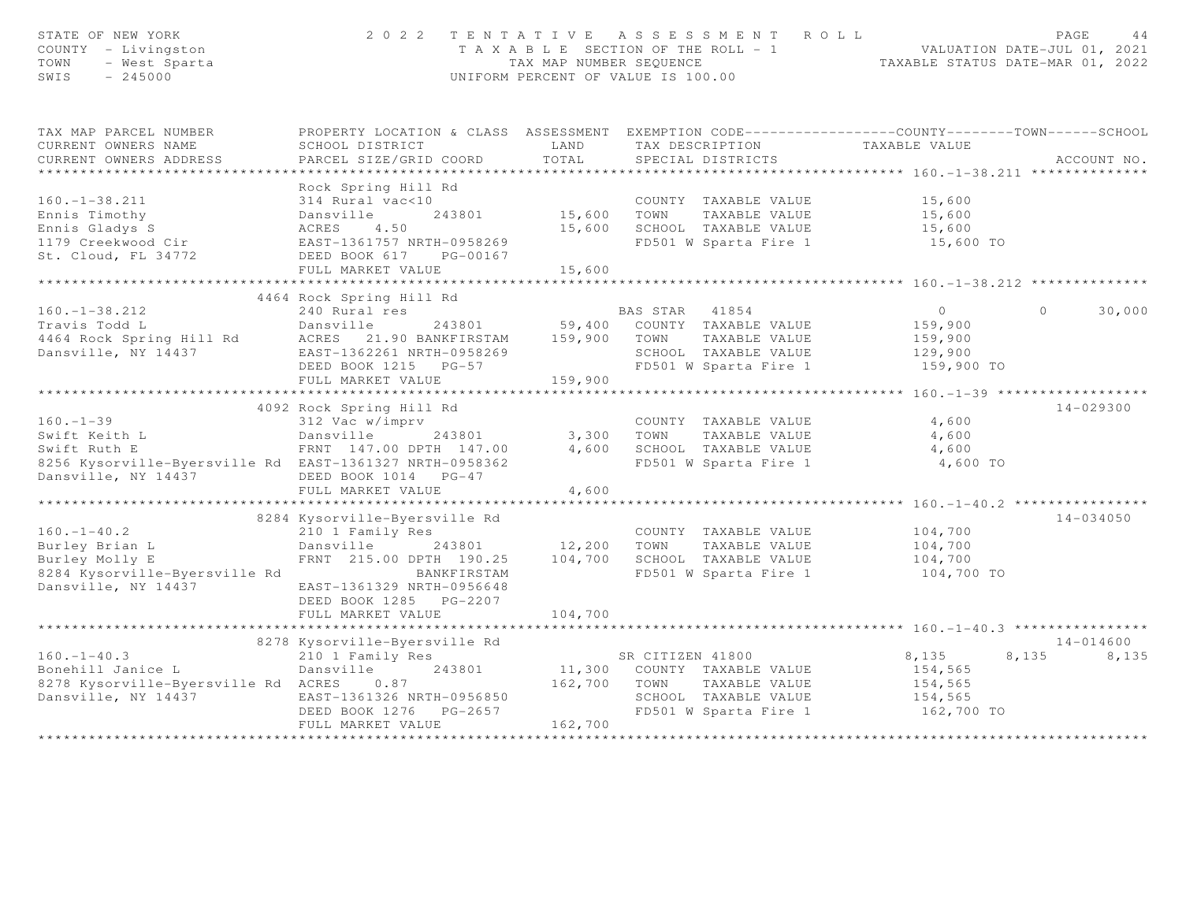STATE OF NEW YORK — 2022 TENTATIVE ASSESSMENT ROLL — PAGE 44
COUNTY - Livingston — TAXABLE SECTION OF THE ROLL - 1 — VALUATION DATE-JUL 01, 2021
TOWN - West Sparta — TAX MAP NUMBER SEQUENCE — TAXABLE STATUS DATE-MAR 01, 2022
SWIS - 245000 — UNIFORM PERCENT OF VALUE IS 100.00

| TAX MAP PARCEL NUMBER / CURRENT OWNERS NAME / CURRENT OWNERS ADDRESS | PROPERTY LOCATION & CLASS / SCHOOL DISTRICT / PARCEL SIZE/GRID COORD | ASSESSMENT LAND / TOTAL | EXEMPTION CODE / TAX DESCRIPTION / SPECIAL DISTRICTS | COUNTY | TOWN | SCHOOL | ACCOUNT NO. |
|---|---|---|---|---|---|---|---|
| **160.-1-38.211** | Rock Spring Hill Rd | | | | | | |
| 160.-1-38.211 | 314 Rural vac<10 | | COUNTY TAXABLE VALUE | 15,600 | | | |
| Ennis Timothy | Dansville 243801 | 15,600 | TOWN TAXABLE VALUE | 15,600 | | | |
| Ennis Gladys S | ACRES 4.50 | 15,600 | SCHOOL TAXABLE VALUE | 15,600 | | | |
| 1179 Creekwood Cir | EAST-1361757 NRTH-0958269 | | FD501 W Sparta Fire 1 | 15,600 TO | | | |
| St. Cloud, FL 34772 | DEED BOOK 617 PG-00167 | | | | | | |
| | FULL MARKET VALUE | 15,600 | | | | | |
| **160.-1-38.212** | 4464 Rock Spring Hill Rd | | | | | | |
| 160.-1-38.212 | 240 Rural res | | BAS STAR 41854 | 0 | 0 | 30,000 | |
| Travis Todd L | Dansville 243801 | 59,400 | COUNTY TAXABLE VALUE | 159,900 | | | |
| 4464 Rock Spring Hill Rd | ACRES 21.90 BANKFIRSTAM | 159,900 | TOWN TAXABLE VALUE | 159,900 | | | |
| Dansville, NY 14437 | EAST-1362261 NRTH-0958269 | | SCHOOL TAXABLE VALUE | 129,900 | | | |
| | DEED BOOK 1215 PG-57 | | FD501 W Sparta Fire 1 | 159,900 TO | | | |
| | FULL MARKET VALUE | 159,900 | | | | | |
| **160.-1-39** | 4092 Rock Spring Hill Rd | | | | | | 14-029300 |
| 160.-1-39 | 312 Vac w/imprv | | COUNTY TAXABLE VALUE | 4,600 | | | |
| Swift Keith L | Dansville 243801 | 3,300 | TOWN TAXABLE VALUE | 4,600 | | | |
| Swift Ruth E | FRNT 147.00 DPTH 147.00 | 4,600 | SCHOOL TAXABLE VALUE | 4,600 | | | |
| 8256 Kysorville-Byersville Rd | EAST-1361327 NRTH-0958362 | | FD501 W Sparta Fire 1 | 4,600 TO | | | |
| Dansville, NY 14437 | DEED BOOK 1014 PG-47 | | | | | | |
| | FULL MARKET VALUE | 4,600 | | | | | |
| **160.-1-40.2** | 8284 Kysorville-Byersville Rd | | | | | | 14-034050 |
| 160.-1-40.2 | 210 1 Family Res | | COUNTY TAXABLE VALUE | 104,700 | | | |
| Burley Brian L | Dansville 243801 | 12,200 | TOWN TAXABLE VALUE | 104,700 | | | |
| Burley Molly E | FRNT 215.00 DPTH 190.25 | 104,700 | SCHOOL TAXABLE VALUE | 104,700 | | | |
| 8284 Kysorville-Byersville Rd | BANKFIRSTAM | | FD501 W Sparta Fire 1 | 104,700 TO | | | |
| Dansville, NY 14437 | EAST-1361329 NRTH-0956648 | | | | | | |
| | DEED BOOK 1285 PG-2207 | | | | | | |
| | FULL MARKET VALUE | 104,700 | | | | | |
| **160.-1-40.3** | 8278 Kysorville-Byersville Rd | | | | | | 14-014600 |
| 160.-1-40.3 | 210 1 Family Res | | SR CITIZEN 41800 | 8,135 | 8,135 | 8,135 | |
| Bonehill Janice L | Dansville 243801 | 11,300 | COUNTY TAXABLE VALUE | 154,565 | | | |
| 8278 Kysorville-Byersville Rd | ACRES 0.87 | 162,700 | TOWN TAXABLE VALUE | 154,565 | | | |
| Dansville, NY 14437 | EAST-1361326 NRTH-0956850 | | SCHOOL TAXABLE VALUE | 154,565 | | | |
| | DEED BOOK 1276 PG-2657 | | FD501 W Sparta Fire 1 | 162,700 TO | | | |
| | FULL MARKET VALUE | 162,700 | | | | | |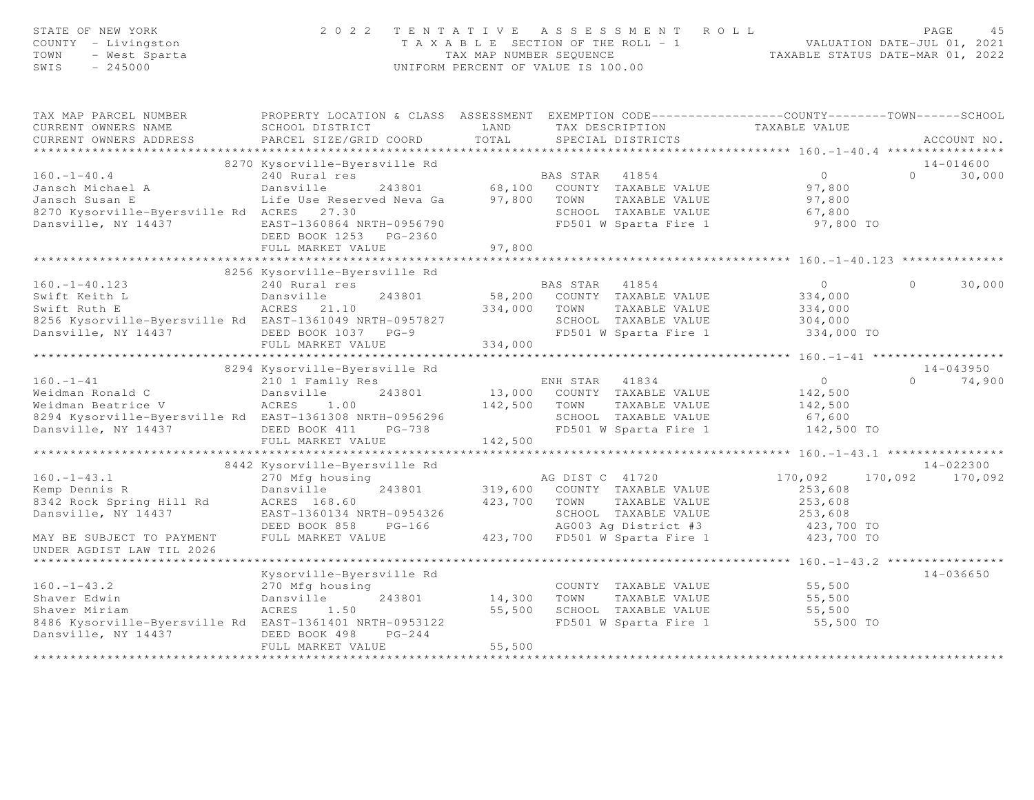STATE OF NEW YORK — 2022 TENTATIVE ASSESSMENT ROLL
COUNTY - Livingston — TAXABLE SECTION OF THE ROLL - 1 — VALUATION DATE-JUL 01, 2021
TOWN - West Sparta — TAX MAP NUMBER SEQUENCE — TAXABLE STATUS DATE-MAR 01, 2022
SWIS - 245000 — UNIFORM PERCENT OF VALUE IS 100.00

| TAX MAP PARCEL NUMBER / CURRENT OWNERS NAME / CURRENT OWNERS ADDRESS | PROPERTY LOCATION & CLASS / SCHOOL DISTRICT / PARCEL SIZE/GRID COORD | ASSESSMENT LAND | TOTAL | EXEMPTION CODE / TAX DESCRIPTION / SPECIAL DISTRICTS | COUNTY TAXABLE VALUE | TOWN | SCHOOL | ACCOUNT NO. |
|---|---|---|---|---|---|---|---|---|
| **160.-1-40.4** | 8270 Kysorville-Byersville Rd | | | | | | | 14-014600 |
| 160.-1-40.4 | 240 Rural res | | | BAS STAR 41854 | 0 | 0 | 30,000 | |
| Jansch Michael A | Dansville 243801 | 68,100 | | COUNTY TAXABLE VALUE | 97,800 | | | |
| Jansch Susan E | Life Use Reserved Neva Ga | | 97,800 | TOWN TAXABLE VALUE | 97,800 | | | |
| 8270 Kysorville-Byersville Rd | ACRES 27.30 | | | SCHOOL TAXABLE VALUE | 67,800 | | | |
| Dansville, NY 14437 | EAST-1360864 NRTH-0956790 | | | FD501 W Sparta Fire 1 | 97,800 TO | | | |
| | DEED BOOK 1253 PG-2360 | | | | | | | |
| | FULL MARKET VALUE | | 97,800 | | | | | |
| **160.-1-40.123** | 8256 Kysorville-Byersville Rd | | | | | | | |
| 160.-1-40.123 | 240 Rural res | | | BAS STAR 41854 | 0 | 0 | 30,000 | |
| Swift Keith L | Dansville 243801 | 58,200 | | COUNTY TAXABLE VALUE | 334,000 | | | |
| Swift Ruth E | ACRES 21.10 | | 334,000 | TOWN TAXABLE VALUE | 334,000 | | | |
| 8256 Kysorville-Byersville Rd | EAST-1361049 NRTH-0957827 | | | SCHOOL TAXABLE VALUE | 304,000 | | | |
| Dansville, NY 14437 | DEED BOOK 1037 PG-9 | | | FD501 W Sparta Fire 1 | 334,000 TO | | | |
| | FULL MARKET VALUE | | 334,000 | | | | | |
| **160.-1-41** | 8294 Kysorville-Byersville Rd | | | | | | | 14-043950 |
| 160.-1-41 | 210 1 Family Res | | | ENH STAR 41834 | 0 | 0 | 74,900 | |
| Weidman Ronald C | Dansville 243801 | 13,000 | | COUNTY TAXABLE VALUE | 142,500 | | | |
| Weidman Beatrice V | ACRES 1.00 | | 142,500 | TOWN TAXABLE VALUE | 142,500 | | | |
| 8294 Kysorville-Byersville Rd | EAST-1361308 NRTH-0956296 | | | SCHOOL TAXABLE VALUE | 67,600 | | | |
| Dansville, NY 14437 | DEED BOOK 411 PG-738 | | | FD501 W Sparta Fire 1 | 142,500 TO | | | |
| | FULL MARKET VALUE | | 142,500 | | | | | |
| **160.-1-43.1** | 8442 Kysorville-Byersville Rd | | | | | | | 14-022300 |
| 160.-1-43.1 | 270 Mfg housing | | | AG DIST C 41720 | 170,092 | 170,092 | 170,092 | |
| Kemp Dennis R | Dansville 243801 | 319,600 | | COUNTY TAXABLE VALUE | 253,608 | | | |
| 8342 Rock Spring Hill Rd | ACRES 168.60 | | 423,700 | TOWN TAXABLE VALUE | 253,608 | | | |
| Dansville, NY 14437 | EAST-1360134 NRTH-0954326 | | | SCHOOL TAXABLE VALUE | 253,608 | | | |
| | DEED BOOK 858 PG-166 | | | AG003 Ag District #3 | 423,700 TO | | | |
| MAY BE SUBJECT TO PAYMENT | FULL MARKET VALUE | | 423,700 | FD501 W Sparta Fire 1 | 423,700 TO | | | |
| UNDER AGDIST LAW TIL 2026 | | | | | | | | |
| **160.-1-43.2** | Kysorville-Byersville Rd | | | | | | | 14-036650 |
| 160.-1-43.2 | 270 Mfg housing | | | COUNTY TAXABLE VALUE | 55,500 | | | |
| Shaver Edwin | Dansville 243801 | 14,300 | | TOWN TAXABLE VALUE | 55,500 | | | |
| Shaver Miriam | ACRES 1.50 | | 55,500 | SCHOOL TAXABLE VALUE | 55,500 | | | |
| 8486 Kysorville-Byersville Rd | EAST-1361401 NRTH-0953122 | | | FD501 W Sparta Fire 1 | 55,500 TO | | | |
| Dansville, NY 14437 | DEED BOOK 498 PG-244 | | | | | | | |
| | FULL MARKET VALUE | | 55,500 | | | | | |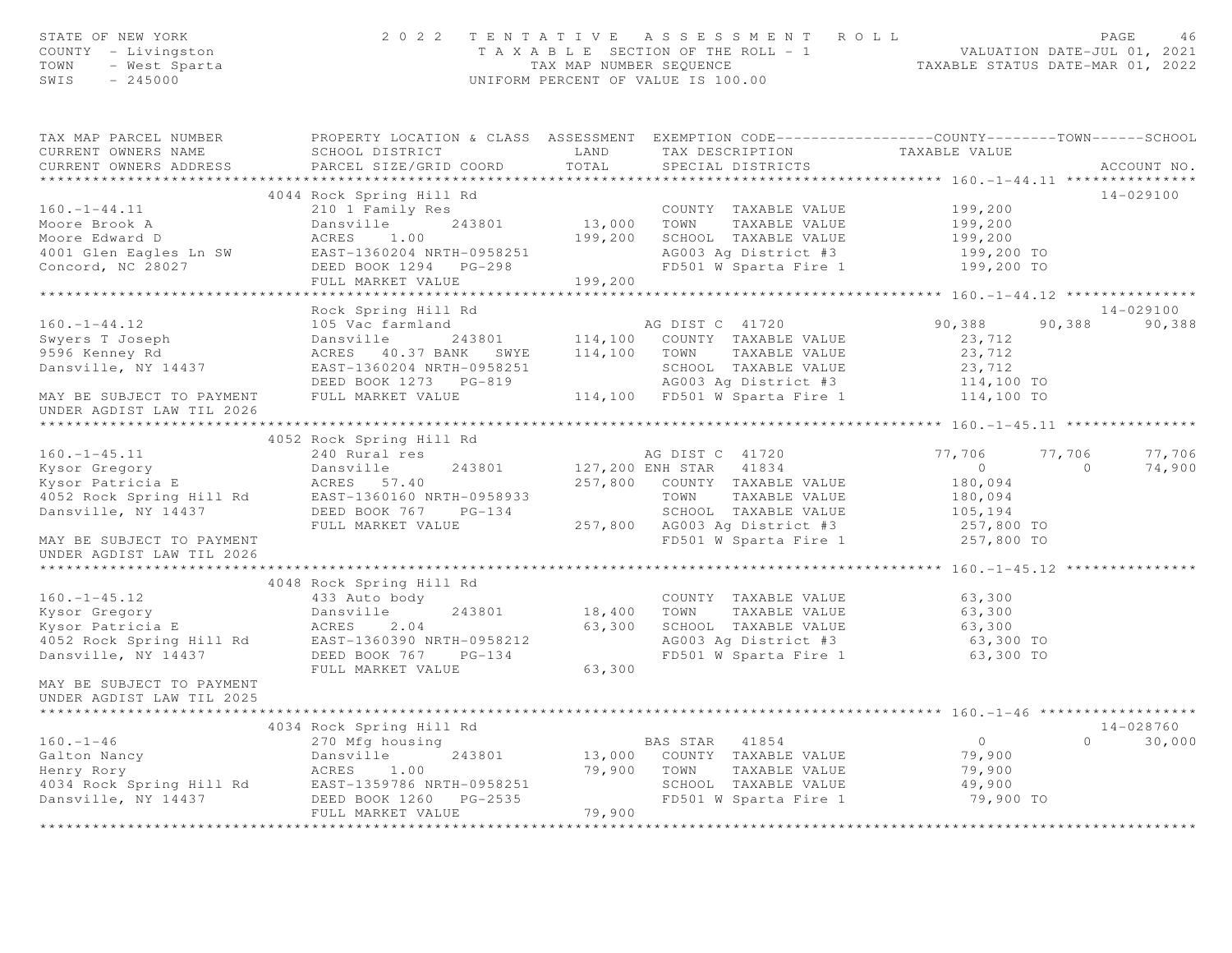STATE OF NEW YORK
COUNTY - Livingston
TOWN - West Sparta
SWIS - 245000

# 2022 TENTATIVE ASSESSMENT ROLL

TAXABLE SECTION OF THE ROLL - 1
TAX MAP NUMBER SEQUENCE
UNIFORM PERCENT OF VALUE IS 100.00

VALUATION DATE-JUL 01, 2021
TAXABLE STATUS DATE-MAR 01, 2022

| TAX MAP PARCEL NUMBER / CURRENT OWNERS NAME / CURRENT OWNERS ADDRESS | PROPERTY LOCATION & CLASS / SCHOOL DISTRICT / PARCEL SIZE/GRID COORD | ASSESSMENT LAND | TOTAL | EXEMPTION CODE / TAX DESCRIPTION / SPECIAL DISTRICTS | COUNTY TAXABLE VALUE | TOWN | SCHOOL | ACCOUNT NO. |
|---|---|---|---|---|---|---|---|---|
| **160.-1-44.11** | 4044 Rock Spring Hill Rd | | | | | | | 14-029100 |
| 160.-1-44.11 | 210 1 Family Res | | | COUNTY TAXABLE VALUE | 199,200 | | | |
| Moore Brook A | Dansville 243801 | 13,000 | | TOWN TAXABLE VALUE | 199,200 | | | |
| Moore Edward D | ACRES 1.00 | | 199,200 | SCHOOL TAXABLE VALUE | 199,200 | | | |
| 4001 Glen Eagles Ln SW | EAST-1360204 NRTH-0958251 | | | AG003 Ag District #3 | 199,200 TO | | | |
| Concord, NC 28027 | DEED BOOK 1294 PG-298 | | | FD501 W Sparta Fire 1 | 199,200 TO | | | |
| | FULL MARKET VALUE | | 199,200 | | | | | |
| **160.-1-44.12** | Rock Spring Hill Rd | | | | | | | 14-029100 |
| 160.-1-44.12 | 105 Vac farmland | | | AG DIST C 41720 | 90,388 | 90,388 | 90,388 | |
| Swyers T Joseph | Dansville 243801 | 114,100 | | COUNTY TAXABLE VALUE | 23,712 | | | |
| 9596 Kenney Rd | ACRES 40.37 BANK SWYE | | 114,100 | TOWN TAXABLE VALUE | 23,712 | | | |
| Dansville, NY 14437 | EAST-1360204 NRTH-0958251 | | | SCHOOL TAXABLE VALUE | 23,712 | | | |
| | DEED BOOK 1273 PG-819 | | | AG003 Ag District #3 | 114,100 TO | | | |
| MAY BE SUBJECT TO PAYMENT UNDER AGDIST LAW TIL 2026 | FULL MARKET VALUE | | 114,100 | FD501 W Sparta Fire 1 | 114,100 TO | | | |
| **160.-1-45.11** | 4052 Rock Spring Hill Rd | | | | | | | |
| 160.-1-45.11 | 240 Rural res | | | AG DIST C 41720 | 77,706 | 77,706 | 77,706 | |
| Kysor Gregory | Dansville 243801 | 127,200 | | ENH STAR 41834 | 0 | 0 | 74,900 | |
| Kysor Patricia E | ACRES 57.40 | | 257,800 | COUNTY TAXABLE VALUE | 180,094 | | | |
| 4052 Rock Spring Hill Rd | EAST-1360160 NRTH-0958933 | | | TOWN TAXABLE VALUE | 180,094 | | | |
| Dansville, NY 14437 | DEED BOOK 767 PG-134 | | | SCHOOL TAXABLE VALUE | 105,194 | | | |
| | FULL MARKET VALUE | | 257,800 | AG003 Ag District #3 | 257,800 TO | | | |
| MAY BE SUBJECT TO PAYMENT UNDER AGDIST LAW TIL 2026 | | | | FD501 W Sparta Fire 1 | 257,800 TO | | | |
| **160.-1-45.12** | 4048 Rock Spring Hill Rd | | | | | | | |
| 160.-1-45.12 | 433 Auto body | | | COUNTY TAXABLE VALUE | 63,300 | | | |
| Kysor Gregory | Dansville 243801 | 18,400 | | TOWN TAXABLE VALUE | 63,300 | | | |
| Kysor Patricia E | ACRES 2.04 | | 63,300 | SCHOOL TAXABLE VALUE | 63,300 | | | |
| 4052 Rock Spring Hill Rd | EAST-1360390 NRTH-0958212 | | | AG003 Ag District #3 | 63,300 TO | | | |
| Dansville, NY 14437 | DEED BOOK 767 PG-134 | | | FD501 W Sparta Fire 1 | 63,300 TO | | | |
| | FULL MARKET VALUE | | 63,300 | | | | | |
| MAY BE SUBJECT TO PAYMENT UNDER AGDIST LAW TIL 2025 | | | | | | | | |
| **160.-1-46** | 4034 Rock Spring Hill Rd | | | | | | | 14-028760 |
| 160.-1-46 | 270 Mfg housing | | | BAS STAR 41854 | 0 | 0 | 30,000 | |
| Galton Nancy | Dansville 243801 | 13,000 | | COUNTY TAXABLE VALUE | 79,900 | | | |
| Henry Rory | ACRES 1.00 | | 79,900 | TOWN TAXABLE VALUE | 79,900 | | | |
| 4034 Rock Spring Hill Rd | EAST-1359786 NRTH-0958251 | | | SCHOOL TAXABLE VALUE | 49,900 | | | |
| Dansville, NY 14437 | DEED BOOK 1260 PG-2535 | | | FD501 W Sparta Fire 1 | 79,900 TO | | | |
| | FULL MARKET VALUE | | 79,900 | | | | | |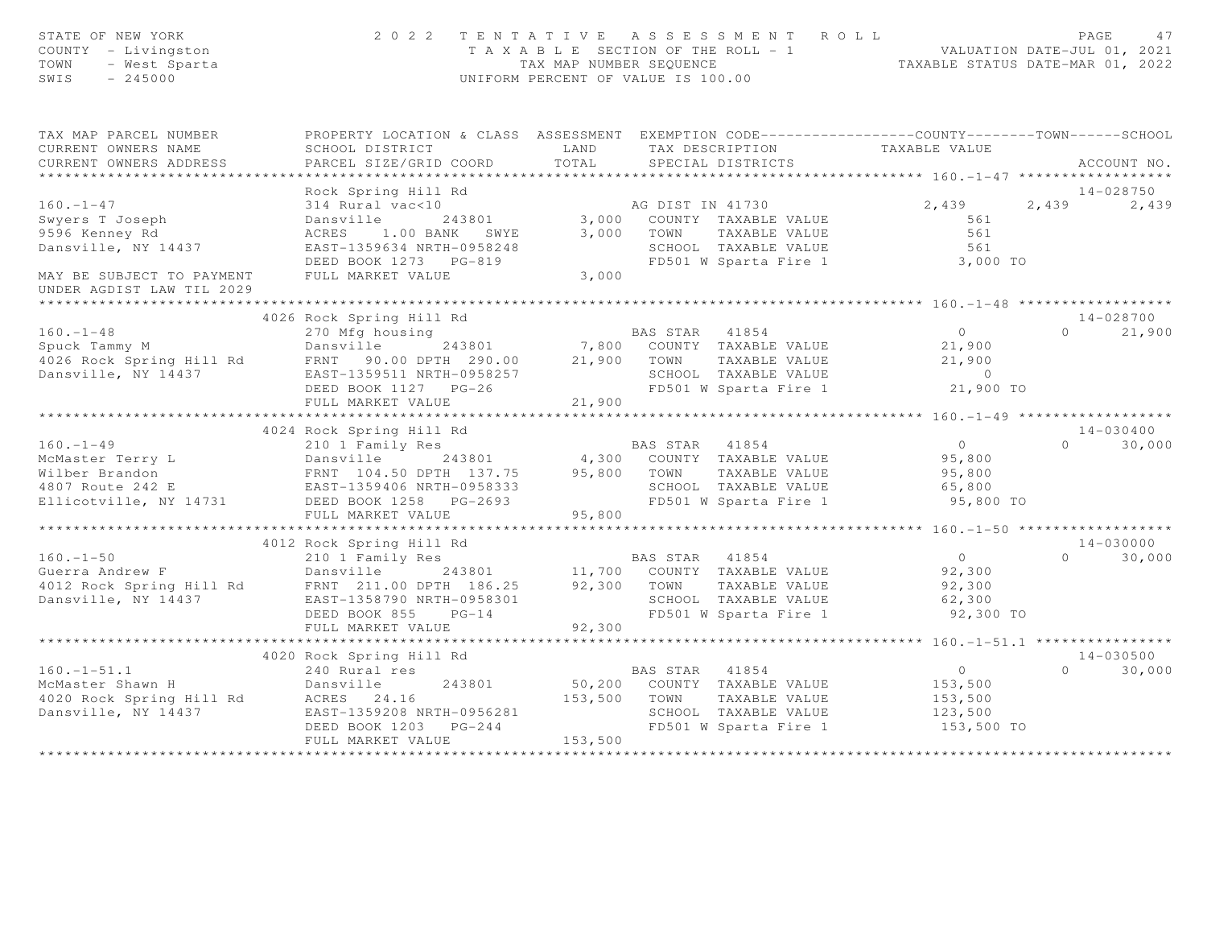STATE OF NEW YORK
COUNTY - Livingston
TOWN - West Sparta
SWIS - 245000

2 0 2 2 T E N T A T I V E A S S E S S M E N T R O L L
T A X A B L E SECTION OF THE ROLL - 1
TAX MAP NUMBER SEQUENCE
UNIFORM PERCENT OF VALUE IS 100.00

VALUATION DATE-JUL 01, 2021
TAXABLE STATUS DATE-MAR 01, 2022

| TAX MAP PARCEL NUMBER / CURRENT OWNERS NAME / CURRENT OWNERS ADDRESS | PROPERTY LOCATION & CLASS / SCHOOL DISTRICT / PARCEL SIZE/GRID COORD | ASSESSMENT LAND | ASSESSMENT TOTAL | EXEMPTION CODE / TAX DESCRIPTION / SPECIAL DISTRICTS | COUNTY TAXABLE VALUE | TOWN | SCHOOL | ACCOUNT NO. |
|---|---|---|---|---|---|---|---|---|
| **160.-1-47** | Rock Spring Hill Rd | | | | | | | 14-028750 |
| 160.-1-47 | 314 Rural vac<10 | | | AG DIST IN 41730 | 2,439 | 2,439 | 2,439 | |
| Swyers T Joseph | Dansville 243801 | 3,000 | | COUNTY TAXABLE VALUE | 561 | | | |
| 9596 Kenney Rd | ACRES 1.00 BANK SWYE | | 3,000 | TOWN TAXABLE VALUE | 561 | | | |
| Dansville, NY 14437 | EAST-1359634 NRTH-0958248 | | | SCHOOL TAXABLE VALUE | 561 | | | |
| | DEED BOOK 1273 PG-819 | | | FD501 W Sparta Fire 1 | 3,000 TO | | | |
| MAY BE SUBJECT TO PAYMENT UNDER AGDIST LAW TIL 2029 | FULL MARKET VALUE | | 3,000 | | | | | |
| **160.-1-48** | 4026 Rock Spring Hill Rd | | | | | | | 14-028700 |
| 160.-1-48 | 270 Mfg housing | | | BAS STAR 41854 | 0 | 0 | 21,900 | |
| Spuck Tammy M | Dansville 243801 | 7,800 | | COUNTY TAXABLE VALUE | 21,900 | | | |
| 4026 Rock Spring Hill Rd | FRNT 90.00 DPTH 290.00 | | 21,900 | TOWN TAXABLE VALUE | 21,900 | | | |
| Dansville, NY 14437 | EAST-1359511 NRTH-0958257 | | | SCHOOL TAXABLE VALUE | 0 | | | |
| | DEED BOOK 1127 PG-26 | | | FD501 W Sparta Fire 1 | 21,900 TO | | | |
| | FULL MARKET VALUE | | 21,900 | | | | | |
| **160.-1-49** | 4024 Rock Spring Hill Rd | | | | | | | 14-030400 |
| 160.-1-49 | 210 1 Family Res | | | BAS STAR 41854 | 0 | 0 | 30,000 | |
| McMaster Terry L | Dansville 243801 | 4,300 | | COUNTY TAXABLE VALUE | 95,800 | | | |
| Wilber Brandon | FRNT 104.50 DPTH 137.75 | | 95,800 | TOWN TAXABLE VALUE | 95,800 | | | |
| 4807 Route 242 E | EAST-1359406 NRTH-0958333 | | | SCHOOL TAXABLE VALUE | 65,800 | | | |
| Ellicotville, NY 14731 | DEED BOOK 1258 PG-2693 | | | FD501 W Sparta Fire 1 | 95,800 TO | | | |
| | FULL MARKET VALUE | | 95,800 | | | | | |
| **160.-1-50** | 4012 Rock Spring Hill Rd | | | | | | | 14-030000 |
| 160.-1-50 | 210 1 Family Res | | | BAS STAR 41854 | 0 | 0 | 30,000 | |
| Guerra Andrew F | Dansville 243801 | 11,700 | | COUNTY TAXABLE VALUE | 92,300 | | | |
| 4012 Rock Spring Hill Rd | FRNT 211.00 DPTH 186.25 | | 92,300 | TOWN TAXABLE VALUE | 92,300 | | | |
| Dansville, NY 14437 | EAST-1358790 NRTH-0958301 | | | SCHOOL TAXABLE VALUE | 62,300 | | | |
| | DEED BOOK 855 PG-14 | | | FD501 W Sparta Fire 1 | 92,300 TO | | | |
| | FULL MARKET VALUE | | 92,300 | | | | | |
| **160.-1-51.1** | 4020 Rock Spring Hill Rd | | | | | | | 14-030500 |
| 160.-1-51.1 | 240 Rural res | | | BAS STAR 41854 | 0 | 0 | 30,000 | |
| McMaster Shawn H | Dansville 243801 | 50,200 | | COUNTY TAXABLE VALUE | 153,500 | | | |
| 4020 Rock Spring Hill Rd | ACRES 24.16 | | 153,500 | TOWN TAXABLE VALUE | 153,500 | | | |
| Dansville, NY 14437 | EAST-1359208 NRTH-0956281 | | | SCHOOL TAXABLE VALUE | 123,500 | | | |
| | DEED BOOK 1203 PG-244 | | | FD501 W Sparta Fire 1 | 153,500 TO | | | |
| | FULL MARKET VALUE | | 153,500 | | | | | |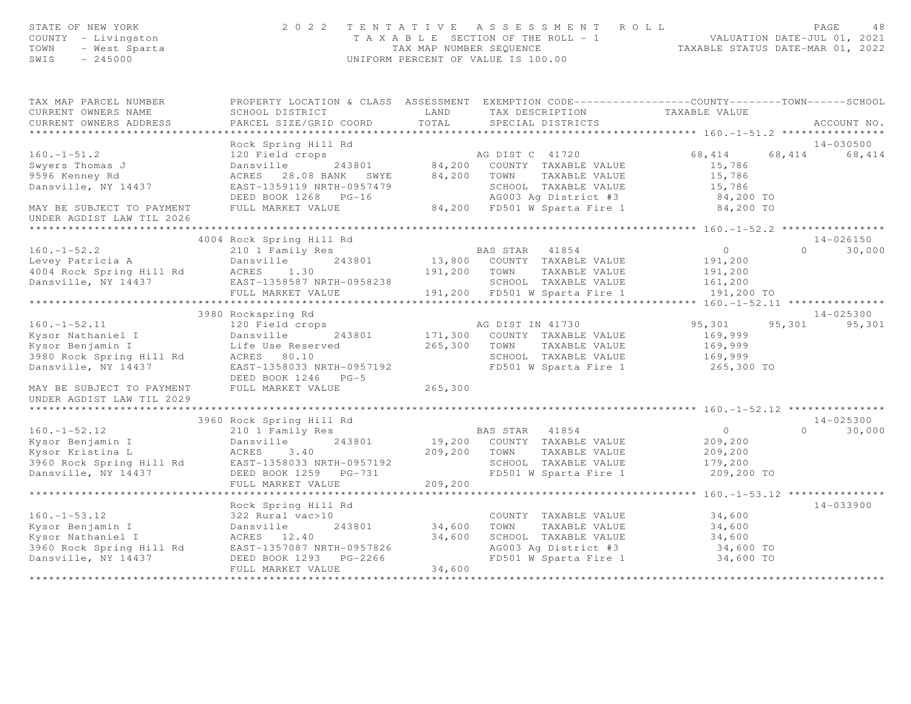STATE OF NEW YORK
COUNTY - Livingston
TOWN - West Sparta
SWIS - 245000

2022 TENTATIVE ASSESSMENT ROLL
TAXABLE SECTION OF THE ROLL - 1
TAX MAP NUMBER SEQUENCE
UNIFORM PERCENT OF VALUE IS 100.00

VALUATION DATE-JUL 01, 2021
TAXABLE STATUS DATE-MAR 01, 2022

| TAX MAP PARCEL NUMBER / CURRENT OWNERS NAME / CURRENT OWNERS ADDRESS | PROPERTY LOCATION & CLASS / SCHOOL DISTRICT / PARCEL SIZE/GRID COORD | ASSESSMENT LAND / TOTAL | EXEMPTION CODE / TAX DESCRIPTION / SPECIAL DISTRICTS | COUNTY | TOWN | SCHOOL | ACCOUNT NO. |
|---|---|---|---|---|---|---|---|
| **160.-1-51.2** | Rock Spring Hill Rd | | | | | | 14-030500 |
| 160.-1-51.2 | 120 Field crops | | AG DIST C 41720 | 68,414 | 68,414 | 68,414 | |
| Swyers Thomas J | Dansville 243801 | 84,200 | COUNTY TAXABLE VALUE | 15,786 | | | |
| 9596 Kenney Rd | ACRES 28.08 BANK SWYE | 84,200 | TOWN TAXABLE VALUE | 15,786 | | | |
| Dansville, NY 14437 | EAST-1359119 NRTH-0957479 | | SCHOOL TAXABLE VALUE | 15,786 | | | |
| | DEED BOOK 1268 PG-16 | | AG003 Ag District #3 | 84,200 TO | | | |
| MAY BE SUBJECT TO PAYMENT UNDER AGDIST LAW TIL 2026 | FULL MARKET VALUE | 84,200 | FD501 W Sparta Fire 1 | 84,200 TO | | | |
| **160.-1-52.2** | 4004 Rock Spring Hill Rd | | | | | | 14-026150 |
| 160.-1-52.2 | 210 1 Family Res | | BAS STAR 41854 | 0 | 0 | 30,000 | |
| Levey Patricia A | Dansville 243801 | 13,800 | COUNTY TAXABLE VALUE | 191,200 | | | |
| 4004 Rock Spring Hill Rd | ACRES 1.30 | 191,200 | TOWN TAXABLE VALUE | 191,200 | | | |
| Dansville, NY 14437 | EAST-1358587 NRTH-0958238 | | SCHOOL TAXABLE VALUE | 161,200 | | | |
| | FULL MARKET VALUE | 191,200 | FD501 W Sparta Fire 1 | 191,200 TO | | | |
| **160.-1-52.11** | 3980 Rockspring Rd | | | | | | 14-025300 |
| 160.-1-52.11 | 120 Field crops | | AG DIST IN 41730 | 95,301 | 95,301 | 95,301 | |
| Kysor Nathaniel I | Dansville 243801 | 171,300 | COUNTY TAXABLE VALUE | 169,999 | | | |
| Kysor Benjamin I | Life Use Reserved | 265,300 | TOWN TAXABLE VALUE | 169,999 | | | |
| 3980 Rock Spring Hill Rd | ACRES 80.10 | | SCHOOL TAXABLE VALUE | 169,999 | | | |
| Dansville, NY 14437 | EAST-1358033 NRTH-0957192 | | FD501 W Sparta Fire 1 | 265,300 TO | | | |
| | DEED BOOK 1246 PG-5 | | | | | | |
| MAY BE SUBJECT TO PAYMENT UNDER AGDIST LAW TIL 2029 | FULL MARKET VALUE | 265,300 | | | | | |
| **160.-1-52.12** | 3960 Rock Spring Hill Rd | | | | | | 14-025300 |
| 160.-1-52.12 | 210 1 Family Res | | BAS STAR 41854 | 0 | 0 | 30,000 | |
| Kysor Benjamin I | Dansville 243801 | 19,200 | COUNTY TAXABLE VALUE | 209,200 | | | |
| Kysor Kristina L | ACRES 3.40 | 209,200 | TOWN TAXABLE VALUE | 209,200 | | | |
| 3960 Rock Spring Hill Rd | EAST-1358033 NRTH-0957192 | | SCHOOL TAXABLE VALUE | 179,200 | | | |
| Dansville, NY 14437 | DEED BOOK 1259 PG-731 | | FD501 W Sparta Fire 1 | 209,200 TO | | | |
| | FULL MARKET VALUE | 209,200 | | | | | |
| **160.-1-53.12** | Rock Spring Hill Rd | | | | | | 14-033900 |
| 160.-1-53.12 | 322 Rural vac>10 | | COUNTY TAXABLE VALUE | 34,600 | | | |
| Kysor Benjamin I | Dansville 243801 | 34,600 | TOWN TAXABLE VALUE | 34,600 | | | |
| Kysor Nathaniel I | ACRES 12.40 | 34,600 | SCHOOL TAXABLE VALUE | 34,600 | | | |
| 3960 Rock Spring Hill Rd | EAST-1357087 NRTH-0957826 | | AG003 Ag District #3 | 34,600 TO | | | |
| Dansville, NY 14437 | DEED BOOK 1293 PG-2266 | | FD501 W Sparta Fire 1 | 34,600 TO | | | |
| | FULL MARKET VALUE | 34,600 | | | | | |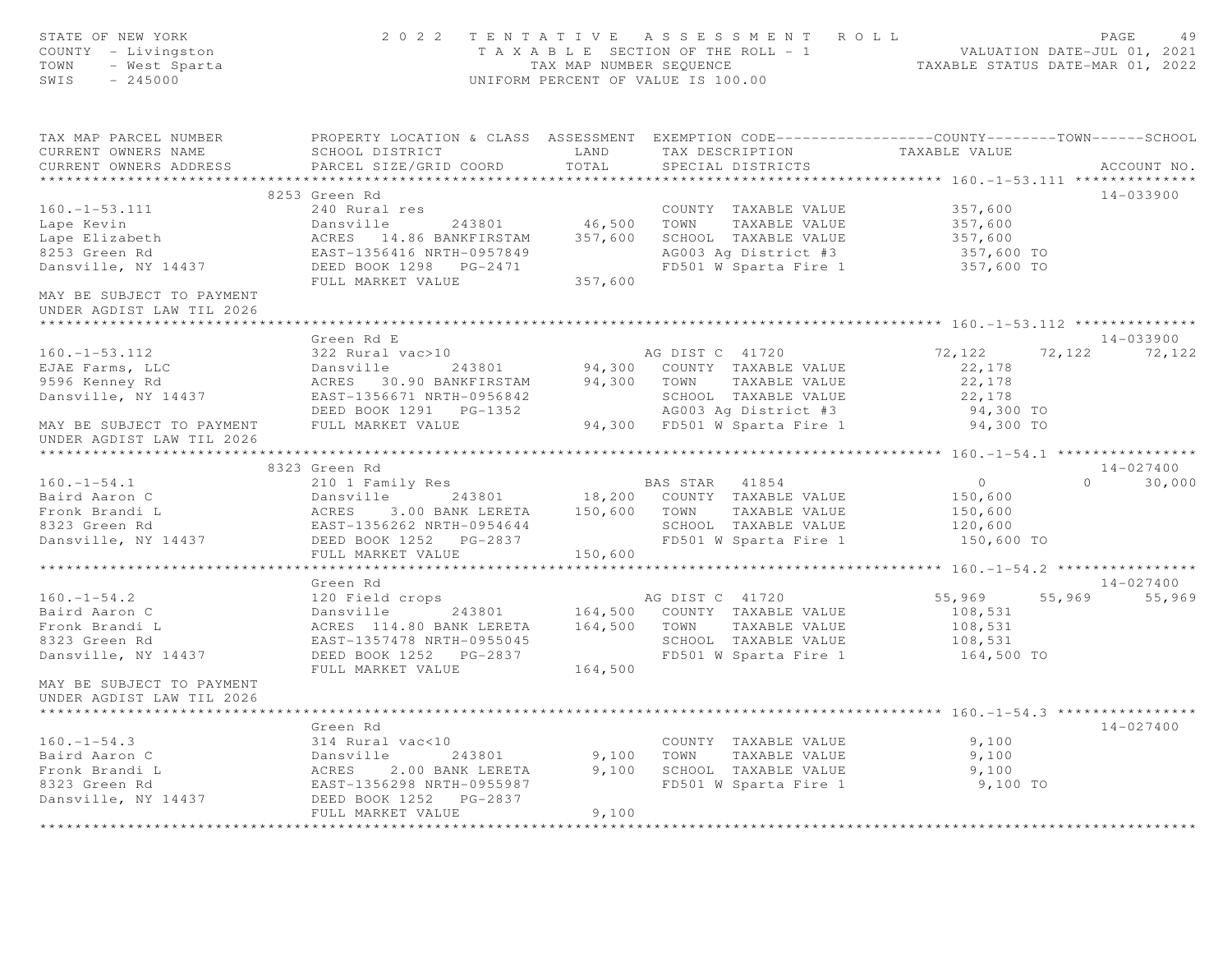STATE OF NEW YORK
COUNTY - Livingston
TOWN - West Sparta
SWIS - 245000

2022 TENTATIVE ASSESSMENT ROLL
TAXABLE SECTION OF THE ROLL - 1
TAX MAP NUMBER SEQUENCE
UNIFORM PERCENT OF VALUE IS 100.00

VALUATION DATE-JUL 01, 2021
TAXABLE STATUS DATE-MAR 01, 2022

| TAX MAP PARCEL NUMBER / CURRENT OWNERS NAME / CURRENT OWNERS ADDRESS | PROPERTY LOCATION & CLASS / SCHOOL DISTRICT / PARCEL SIZE/GRID COORD | ASSESSMENT LAND / TOTAL | EXEMPTION CODE / TAX DESCRIPTION / SPECIAL DISTRICTS | COUNTY TAXABLE VALUE | TOWN | SCHOOL | ACCOUNT NO. |
|---|---|---|---|---|---|---|---|
| **160.-1-53.111** | 8253 Green Rd | | | | | | 14-033900 |
| 160.-1-53.111 | 240 Rural res | | COUNTY TAXABLE VALUE | 357,600 | | | |
| Lape Kevin | Dansville 243801 | 46,500 | TOWN TAXABLE VALUE | 357,600 | | | |
| Lape Elizabeth | ACRES 14.86 BANKFIRSTAM | 357,600 | SCHOOL TAXABLE VALUE | 357,600 | | | |
| 8253 Green Rd | EAST-1356416 NRTH-0957849 | | AG003 Ag District #3 | 357,600 TO | | | |
| Dansville, NY 14437 | DEED BOOK 1298 PG-2471 | | FD501 W Sparta Fire 1 | 357,600 TO | | | |
| | FULL MARKET VALUE | 357,600 | | | | | |
| MAY BE SUBJECT TO PAYMENT UNDER AGDIST LAW TIL 2026 | | | | | | | |
| **160.-1-53.112** | Green Rd E | | | | | | 14-033900 |
| 160.-1-53.112 | 322 Rural vac>10 | | AG DIST C 41720 | 72,122 | 72,122 | 72,122 | |
| EJAE Farms, LLC | Dansville 243801 | 94,300 | COUNTY TAXABLE VALUE | 22,178 | | | |
| 9596 Kenney Rd | ACRES 30.90 BANKFIRSTAM | 94,300 | TOWN TAXABLE VALUE | 22,178 | | | |
| Dansville, NY 14437 | EAST-1356671 NRTH-0956842 | | SCHOOL TAXABLE VALUE | 22,178 | | | |
| | DEED BOOK 1291 PG-1352 | | AG003 Ag District #3 | 94,300 TO | | | |
| MAY BE SUBJECT TO PAYMENT | FULL MARKET VALUE | 94,300 | FD501 W Sparta Fire 1 | 94,300 TO | | | |
| UNDER AGDIST LAW TIL 2026 | | | | | | | |
| **160.-1-54.1** | 8323 Green Rd | | | | | | 14-027400 |
| 160.-1-54.1 | 210 1 Family Res | | BAS STAR 41854 | 0 | 0 | 30,000 | |
| Baird Aaron C | Dansville 243801 | 18,200 | COUNTY TAXABLE VALUE | 150,600 | | | |
| Fronk Brandi L | ACRES 3.00 BANK LERETA | 150,600 | TOWN TAXABLE VALUE | 150,600 | | | |
| 8323 Green Rd | EAST-1356262 NRTH-0954644 | | SCHOOL TAXABLE VALUE | 120,600 | | | |
| Dansville, NY 14437 | DEED BOOK 1252 PG-2837 | | FD501 W Sparta Fire 1 | 150,600 TO | | | |
| | FULL MARKET VALUE | 150,600 | | | | | |
| **160.-1-54.2** | Green Rd | | | | | | 14-027400 |
| 160.-1-54.2 | 120 Field crops | | AG DIST C 41720 | 55,969 | 55,969 | 55,969 | |
| Baird Aaron C | Dansville 243801 | 164,500 | COUNTY TAXABLE VALUE | 108,531 | | | |
| Fronk Brandi L | ACRES 114.80 BANK LERETA | 164,500 | TOWN TAXABLE VALUE | 108,531 | | | |
| 8323 Green Rd | EAST-1357478 NRTH-0955045 | | SCHOOL TAXABLE VALUE | 108,531 | | | |
| Dansville, NY 14437 | DEED BOOK 1252 PG-2837 | | FD501 W Sparta Fire 1 | 164,500 TO | | | |
| | FULL MARKET VALUE | 164,500 | | | | | |
| MAY BE SUBJECT TO PAYMENT UNDER AGDIST LAW TIL 2026 | | | | | | | |
| **160.-1-54.3** | Green Rd | | | | | | 14-027400 |
| 160.-1-54.3 | 314 Rural vac<10 | | COUNTY TAXABLE VALUE | 9,100 | | | |
| Baird Aaron C | Dansville 243801 | 9,100 | TOWN TAXABLE VALUE | 9,100 | | | |
| Fronk Brandi L | ACRES 2.00 BANK LERETA | 9,100 | SCHOOL TAXABLE VALUE | 9,100 | | | |
| 8323 Green Rd | EAST-1356298 NRTH-0955987 | | FD501 W Sparta Fire 1 | 9,100 TO | | | |
| Dansville, NY 14437 | DEED BOOK 1252 PG-2837 | | | | | | |
| | FULL MARKET VALUE | 9,100 | | | | | |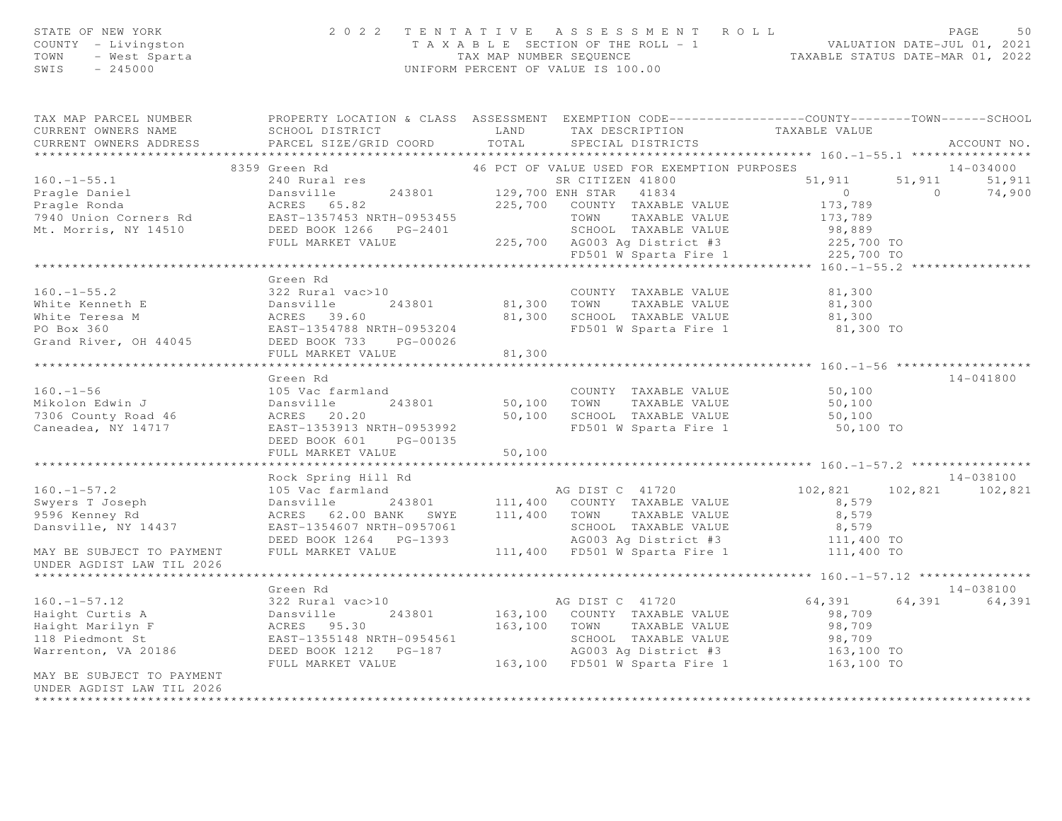STATE OF NEW YORK — 2022 TENTATIVE ASSESSMENT ROLL
COUNTY - Livingston — TAXABLE SECTION OF THE ROLL - 1 — VALUATION DATE-JUL 01, 2021
TOWN - West Sparta — TAX MAP NUMBER SEQUENCE — TAXABLE STATUS DATE-MAR 01, 2022
SWIS - 245000 — UNIFORM PERCENT OF VALUE IS 100.00

| TAX MAP PARCEL NUMBER / CURRENT OWNERS NAME / CURRENT OWNERS ADDRESS | PROPERTY LOCATION & CLASS / SCHOOL DISTRICT / PARCEL SIZE/GRID COORD | ASSESSMENT LAND / TOTAL | EXEMPTION CODE / TAX DESCRIPTION / SPECIAL DISTRICTS | COUNTY TAXABLE VALUE | TOWN | SCHOOL | ACCOUNT NO. |
|---|---|---|---|---|---|---|---|
| **160.-1-55.1** | 8359 Green Rd | | 46 PCT OF VALUE USED FOR EXEMPTION PURPOSES | | | | 14-034000 |
| 160.-1-55.1 | 240 Rural res | | SR CITIZEN 41800 | 51,911 | 51,911 | 51,911 | |
| Pragle Daniel | Dansville 243801 | 129,700 | ENH STAR 41834 | 0 | 0 | 74,900 | |
| Pragle Ronda | ACRES 65.82 | 225,700 | COUNTY TAXABLE VALUE | 173,789 | | | |
| 7940 Union Corners Rd | EAST-1357453 NRTH-0953455 | | TOWN TAXABLE VALUE | 173,789 | | | |
| Mt. Morris, NY 14510 | DEED BOOK 1266 PG-2401 | | SCHOOL TAXABLE VALUE | 98,889 | | | |
| | FULL MARKET VALUE | 225,700 | AG003 Ag District #3 | 225,700 TO | | | |
| | | | FD501 W Sparta Fire 1 | 225,700 TO | | | |
| **160.-1-55.2** | Green Rd | | | | | | |
| 160.-1-55.2 | 322 Rural vac>10 | | COUNTY TAXABLE VALUE | 81,300 | | | |
| White Kenneth E | Dansville 243801 | 81,300 | TOWN TAXABLE VALUE | 81,300 | | | |
| White Teresa M | ACRES 39.60 | 81,300 | SCHOOL TAXABLE VALUE | 81,300 | | | |
| PO Box 360 | EAST-1354788 NRTH-0953204 | | FD501 W Sparta Fire 1 | 81,300 TO | | | |
| Grand River, OH 44045 | DEED BOOK 733 PG-00026 | | | | | | |
| | FULL MARKET VALUE | 81,300 | | | | | |
| **160.-1-56** | Green Rd | | | | | | 14-041800 |
| 160.-1-56 | 105 Vac farmland | | COUNTY TAXABLE VALUE | 50,100 | | | |
| Mikolon Edwin J | Dansville 243801 | 50,100 | TOWN TAXABLE VALUE | 50,100 | | | |
| 7306 County Road 46 | ACRES 20.20 | 50,100 | SCHOOL TAXABLE VALUE | 50,100 | | | |
| Caneadea, NY 14717 | EAST-1353913 NRTH-0953992 | | FD501 W Sparta Fire 1 | 50,100 TO | | | |
| | DEED BOOK 601 PG-00135 | | | | | | |
| | FULL MARKET VALUE | 50,100 | | | | | |
| **160.-1-57.2** | Rock Spring Hill Rd | | | | | | 14-038100 |
| 160.-1-57.2 | 105 Vac farmland | | AG DIST C 41720 | 102,821 | 102,821 | 102,821 | |
| Swyers T Joseph | Dansville 243801 | 111,400 | COUNTY TAXABLE VALUE | 8,579 | | | |
| 9596 Kenney Rd | ACRES 62.00 BANK SWYE | 111,400 | TOWN TAXABLE VALUE | 8,579 | | | |
| Dansville, NY 14437 | EAST-1354607 NRTH-0957061 | | SCHOOL TAXABLE VALUE | 8,579 | | | |
| | DEED BOOK 1264 PG-1393 | | AG003 Ag District #3 | 111,400 TO | | | |
| MAY BE SUBJECT TO PAYMENT | FULL MARKET VALUE | 111,400 | FD501 W Sparta Fire 1 | 111,400 TO | | | |
| UNDER AGDIST LAW TIL 2026 | | | | | | | |
| **160.-1-57.12** | Green Rd | | | | | | 14-038100 |
| 160.-1-57.12 | 322 Rural vac>10 | | AG DIST C 41720 | 64,391 | 64,391 | 64,391 | |
| Haight Curtis A | Dansville 243801 | 163,100 | COUNTY TAXABLE VALUE | 98,709 | | | |
| Haight Marilyn F | ACRES 95.30 | 163,100 | TOWN TAXABLE VALUE | 98,709 | | | |
| 118 Piedmont St | EAST-1355148 NRTH-0954561 | | SCHOOL TAXABLE VALUE | 98,709 | | | |
| Warrenton, VA 20186 | DEED BOOK 1212 PG-187 | | AG003 Ag District #3 | 163,100 TO | | | |
| | FULL MARKET VALUE | 163,100 | FD501 W Sparta Fire 1 | 163,100 TO | | | |
| MAY BE SUBJECT TO PAYMENT | | | | | | | |
| UNDER AGDIST LAW TIL 2026 | | | | | | | |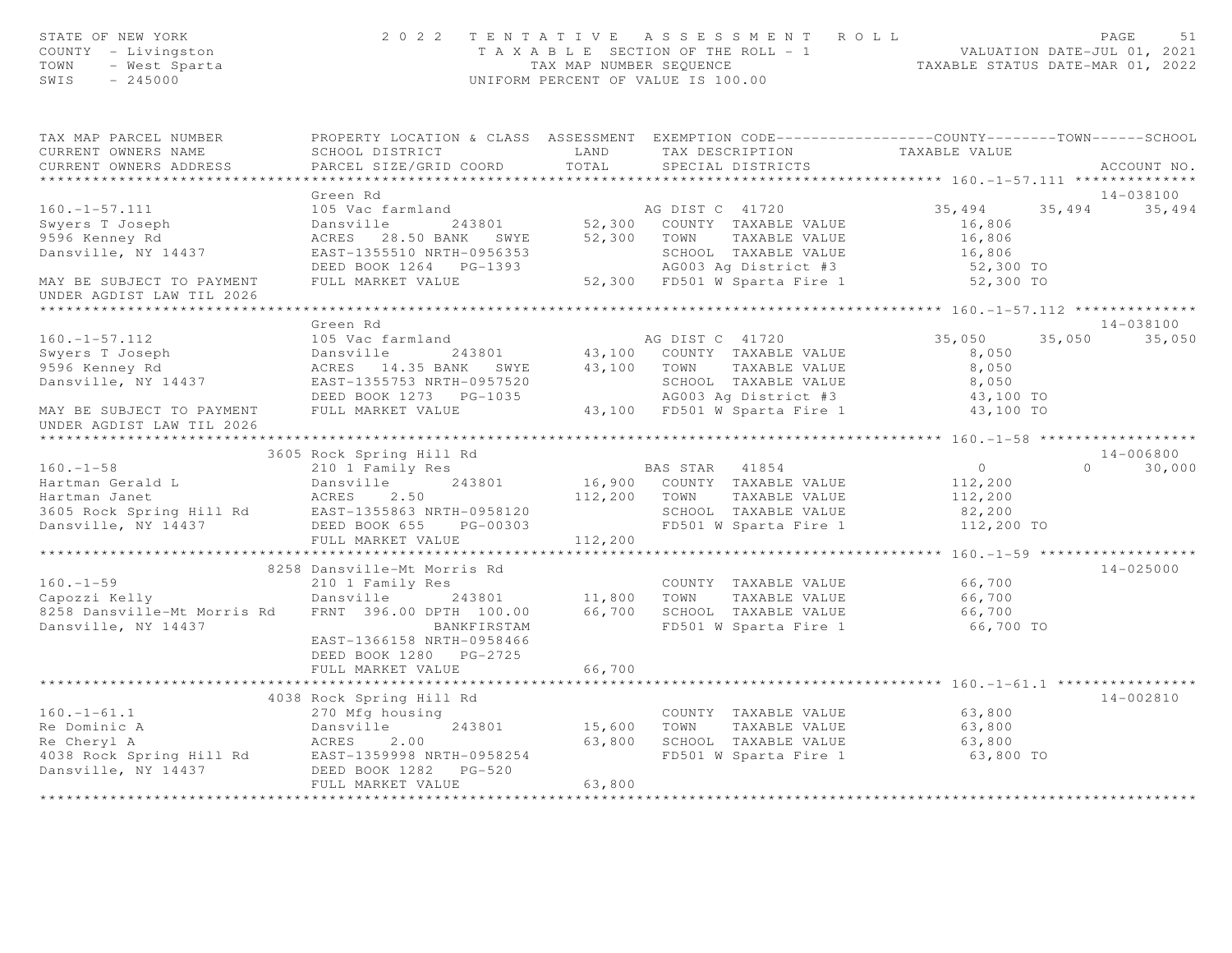STATE OF NEW YORK — 2022 TENTATIVE ASSESSMENT ROLL — PAGE 51
COUNTY - Livingston — TAXABLE SECTION OF THE ROLL - 1 — VALUATION DATE-JUL 01, 2021
TOWN - West Sparta — TAX MAP NUMBER SEQUENCE — TAXABLE STATUS DATE-MAR 01, 2022
SWIS - 245000 — UNIFORM PERCENT OF VALUE IS 100.00

| TAX MAP PARCEL NUMBER / CURRENT OWNERS NAME / CURRENT OWNERS ADDRESS | PROPERTY LOCATION & CLASS / SCHOOL DISTRICT / PARCEL SIZE/GRID COORD | ASSESSMENT LAND | ASSESSMENT TOTAL | EXEMPTION CODE / TAX DESCRIPTION / SPECIAL DISTRICTS | COUNTY TAXABLE VALUE | TOWN | SCHOOL | ACCOUNT NO. |
|---|---|---|---|---|---|---|---|---|
| **160.-1-57.111** | Green Rd | | | | | | | 14-038100 |
| 160.-1-57.111 | 105 Vac farmland | | | AG DIST C 41720 | 35,494 | 35,494 | 35,494 | |
| Swyers T Joseph | Dansville 243801 | 52,300 | | COUNTY TAXABLE VALUE | 16,806 | | | |
| 9596 Kenney Rd | ACRES 28.50 BANK SWYE | | 52,300 | TOWN TAXABLE VALUE | 16,806 | | | |
| Dansville, NY 14437 | EAST-1355510 NRTH-0956353 | | | SCHOOL TAXABLE VALUE | 16,806 | | | |
| | DEED BOOK 1264 PG-1393 | | | AG003 Ag District #3 | 52,300 TO | | | |
| MAY BE SUBJECT TO PAYMENT UNDER AGDIST LAW TIL 2026 | FULL MARKET VALUE | | 52,300 | FD501 W Sparta Fire 1 | 52,300 TO | | | |
| **160.-1-57.112** | Green Rd | | | | | | | 14-038100 |
| 160.-1-57.112 | 105 Vac farmland | | | AG DIST C 41720 | 35,050 | 35,050 | 35,050 | |
| Swyers T Joseph | Dansville 243801 | 43,100 | | COUNTY TAXABLE VALUE | 8,050 | | | |
| 9596 Kenney Rd | ACRES 14.35 BANK SWYE | | 43,100 | TOWN TAXABLE VALUE | 8,050 | | | |
| Dansville, NY 14437 | EAST-1355753 NRTH-0957520 | | | SCHOOL TAXABLE VALUE | 8,050 | | | |
| | DEED BOOK 1273 PG-1035 | | | AG003 Ag District #3 | 43,100 TO | | | |
| MAY BE SUBJECT TO PAYMENT UNDER AGDIST LAW TIL 2026 | FULL MARKET VALUE | | 43,100 | FD501 W Sparta Fire 1 | 43,100 TO | | | |
| **160.-1-58** | 3605 Rock Spring Hill Rd | | | | | | | 14-006800 |
| 160.-1-58 | 210 1 Family Res | | | BAS STAR 41854 | 0 | 0 | 30,000 | |
| Hartman Gerald L | Dansville 243801 | 16,900 | | COUNTY TAXABLE VALUE | 112,200 | | | |
| Hartman Janet | ACRES 2.50 | | 112,200 | TOWN TAXABLE VALUE | 112,200 | | | |
| 3605 Rock Spring Hill Rd | EAST-1355863 NRTH-0958120 | | | SCHOOL TAXABLE VALUE | 82,200 | | | |
| Dansville, NY 14437 | DEED BOOK 655 PG-00303 | | | FD501 W Sparta Fire 1 | 112,200 TO | | | |
| | FULL MARKET VALUE | | 112,200 | | | | | |
| **160.-1-59** | 8258 Dansville-Mt Morris Rd | | | | | | | 14-025000 |
| 160.-1-59 | 210 1 Family Res | | | COUNTY TAXABLE VALUE | 66,700 | | | |
| Capozzi Kelly | Dansville 243801 | 11,800 | | TOWN TAXABLE VALUE | 66,700 | | | |
| 8258 Dansville-Mt Morris Rd | FRNT 396.00 DPTH 100.00 | | 66,700 | SCHOOL TAXABLE VALUE | 66,700 | | | |
| Dansville, NY 14437 | BANKFIRSTAM | | | FD501 W Sparta Fire 1 | 66,700 TO | | | |
| | EAST-1366158 NRTH-0958466 | | | | | | | |
| | DEED BOOK 1280 PG-2725 | | | | | | | |
| | FULL MARKET VALUE | | 66,700 | | | | | |
| **160.-1-61.1** | 4038 Rock Spring Hill Rd | | | | | | | 14-002810 |
| 160.-1-61.1 | 270 Mfg housing | | | COUNTY TAXABLE VALUE | 63,800 | | | |
| Re Dominic A | Dansville 243801 | 15,600 | | TOWN TAXABLE VALUE | 63,800 | | | |
| Re Cheryl A | ACRES 2.00 | | 63,800 | SCHOOL TAXABLE VALUE | 63,800 | | | |
| 4038 Rock Spring Hill Rd | EAST-1359998 NRTH-0958254 | | | FD501 W Sparta Fire 1 | 63,800 TO | | | |
| Dansville, NY 14437 | DEED BOOK 1282 PG-520 | | | | | | | |
| | FULL MARKET VALUE | | 63,800 | | | | | |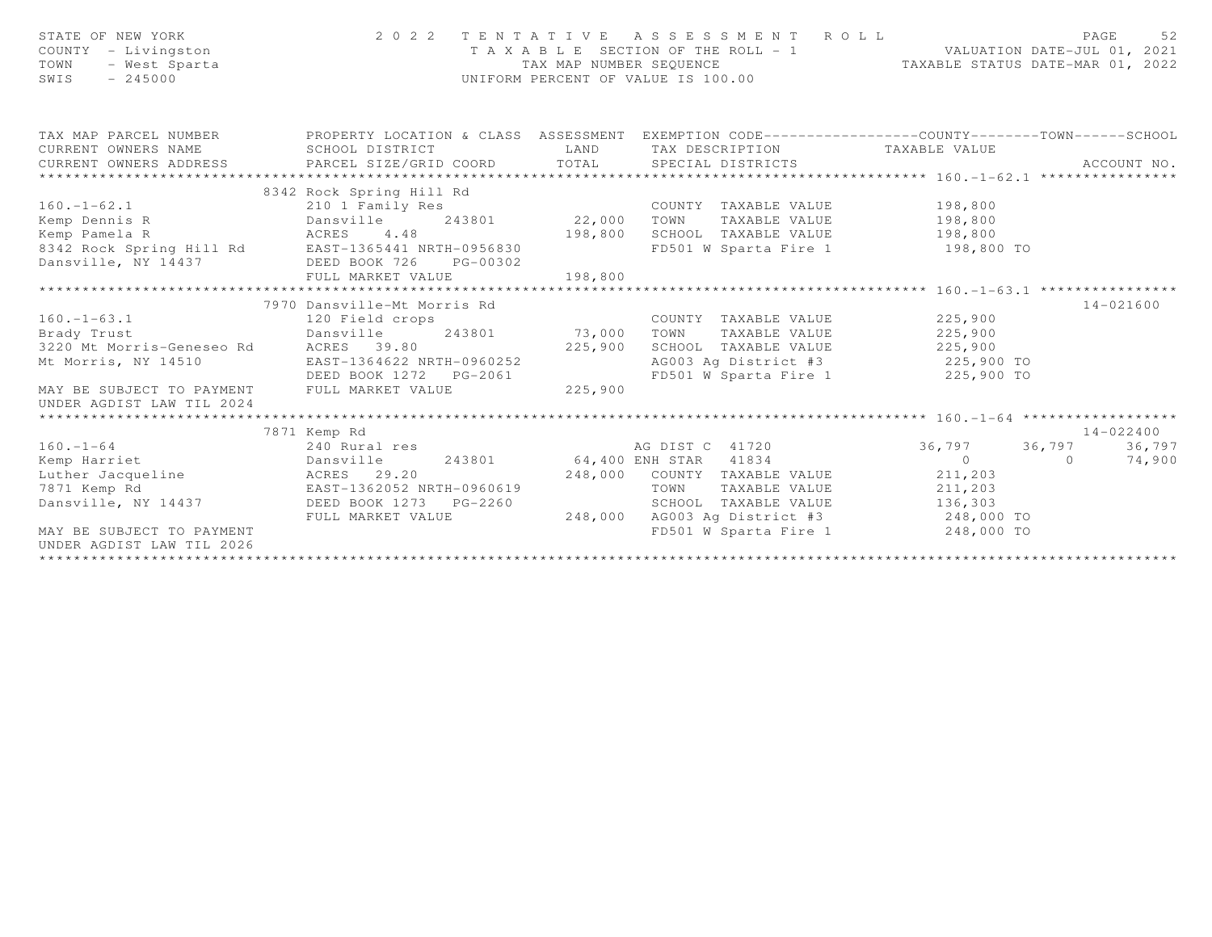STATE OF NEW YORK
COUNTY - Livingston
TOWN - West Sparta
SWIS - 245000

2022 TENTATIVE ASSESSMENT ROLL
TAXABLE SECTION OF THE ROLL - 1
TAX MAP NUMBER SEQUENCE
UNIFORM PERCENT OF VALUE IS 100.00

VALUATION DATE-JUL 01, 2021
TAXABLE STATUS DATE-MAR 01, 2022

```
TAX MAP PARCEL NUMBER          PROPERTY LOCATION & CLASS  ASSESSMENT  EXEMPTION CODE------------------COUNTY--------TOWN------SCHOOL
CURRENT OWNERS NAME            SCHOOL DISTRICT               LAND      TAX DESCRIPTION              TAXABLE VALUE
CURRENT OWNERS ADDRESS         PARCEL SIZE/GRID COORD        TOTAL     SPECIAL DISTRICTS                                        ACCOUNT NO.
****************************************************************************************************** 160.-1-62.1 ****************
                               8342 Rock Spring Hill Rd
160.-1-62.1                    210 1 Family Res                        COUNTY  TAXABLE VALUE              198,800
Kemp Dennis R                  Dansville        243801      22,000     TOWN    TAXABLE VALUE              198,800
Kemp Pamela R                  ACRES    4.48               198,800     SCHOOL  TAXABLE VALUE              198,800
8342 Rock Spring Hill Rd       EAST-1365441 NRTH-0956830               FD501 W Sparta Fire 1               198,800 TO
Dansville, NY 14437            DEED BOOK 726     PG-00302
                               FULL MARKET VALUE           198,800
****************************************************************************************************** 160.-1-63.1 ****************
                               7970 Dansville-Mt Morris Rd                                                                14-021600
160.-1-63.1                    120 Field crops                         COUNTY  TAXABLE VALUE              225,900
Brady Trust                    Dansville        243801      73,000     TOWN    TAXABLE VALUE              225,900
3220 Mt Morris-Geneseo Rd      ACRES   39.80               225,900     SCHOOL  TAXABLE VALUE              225,900
Mt Morris, NY 14510            EAST-1364622 NRTH-0960252               AG003 Ag District #3                225,900 TO
                               DEED BOOK 1272   PG-2061                FD501 W Sparta Fire 1               225,900 TO
MAY BE SUBJECT TO PAYMENT      FULL MARKET VALUE           225,900
UNDER AGDIST LAW TIL 2024
****************************************************************************************************** 160.-1-64 ******************
                               7871 Kemp Rd                                                                               14-022400
160.-1-64                      240 Rural res                           AG DIST C  41720              36,797      36,797      36,797
Kemp Harriet                   Dansville        243801      64,400 ENH STAR   41834                   0           0      74,900
Luther Jacqueline              ACRES   29.20               248,000     COUNTY  TAXABLE VALUE              211,203
7871 Kemp Rd                   EAST-1362052 NRTH-0960619               TOWN    TAXABLE VALUE              211,203
Dansville, NY 14437            DEED BOOK 1273   PG-2260                SCHOOL  TAXABLE VALUE              136,303
                               FULL MARKET VALUE           248,000     AG003 Ag District #3                248,000 TO
MAY BE SUBJECT TO PAYMENT                                              FD501 W Sparta Fire 1               248,000 TO
UNDER AGDIST LAW TIL 2026
************************************************************************************************************************************
```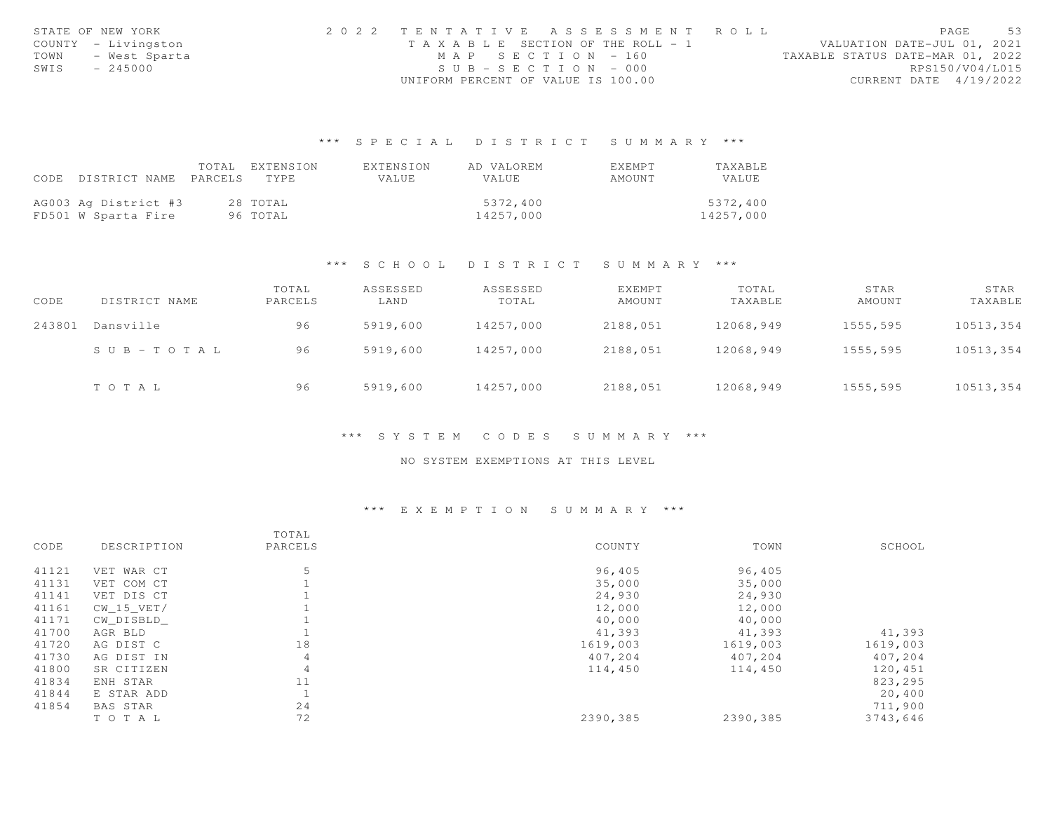STATE OF NEW YORK
COUNTY - Livingston
TOWN - West Sparta
SWIS - 245000

2022 TENTATIVE ASSESSMENT ROLL
TAXABLE SECTION OF THE ROLL - 1
MAP SECTION - 160
SUB-SECTION - 000
UNIFORM PERCENT OF VALUE IS 100.00

VALUATION DATE-JUL 01, 2021
TAXABLE STATUS DATE-MAR 01, 2022
RPS150/V04/L015
CURRENT DATE 4/19/2022

## *** SPECIAL DISTRICT SUMMARY ***

| CODE | DISTRICT NAME | TOTAL PARCELS | EXTENSION TYPE | EXTENSION VALUE | AD VALOREM VALUE | EXEMPT AMOUNT | TAXABLE VALUE |
|---|---|---|---|---|---|---|---|
| AG003 | Ag District #3 | 28 | TOTAL | | 5372,400 | | 5372,400 |
| FD501 | W Sparta Fire | 96 | TOTAL | | 14257,000 | | 14257,000 |

## *** SCHOOL DISTRICT SUMMARY ***

| CODE | DISTRICT NAME | TOTAL PARCELS | ASSESSED LAND | ASSESSED TOTAL | EXEMPT AMOUNT | TOTAL TAXABLE | STAR AMOUNT | STAR TAXABLE |
|---|---|---|---|---|---|---|---|---|
| 243801 | Dansville | 96 | 5919,600 | 14257,000 | 2188,051 | 12068,949 | 1555,595 | 10513,354 |
| | SUB-TOTAL | 96 | 5919,600 | 14257,000 | 2188,051 | 12068,949 | 1555,595 | 10513,354 |
| | TOTAL | 96 | 5919,600 | 14257,000 | 2188,051 | 12068,949 | 1555,595 | 10513,354 |

## *** SYSTEM CODES SUMMARY ***

NO SYSTEM EXEMPTIONS AT THIS LEVEL

## *** EXEMPTION SUMMARY ***

| CODE | DESCRIPTION | TOTAL PARCELS | COUNTY | TOWN | SCHOOL |
|---|---|---|---|---|---|
| 41121 | VET WAR CT | 5 | 96,405 | 96,405 | |
| 41131 | VET COM CT | 1 | 35,000 | 35,000 | |
| 41141 | VET DIS CT | 1 | 24,930 | 24,930 | |
| 41161 | CW_15_VET/ | 1 | 12,000 | 12,000 | |
| 41171 | CW_DISBLD_ | 1 | 40,000 | 40,000 | |
| 41700 | AGR BLD | 1 | 41,393 | 41,393 | 41,393 |
| 41720 | AG DIST C | 18 | 1619,003 | 1619,003 | 1619,003 |
| 41730 | AG DIST IN | 4 | 407,204 | 407,204 | 407,204 |
| 41800 | SR CITIZEN | 4 | 114,450 | 114,450 | 120,451 |
| 41834 | ENH STAR | 11 | | | 823,295 |
| 41844 | E STAR ADD | 1 | | | 20,400 |
| 41854 | BAS STAR | 24 | | | 711,900 |
| | TOTAL | 72 | 2390,385 | 2390,385 | 3743,646 |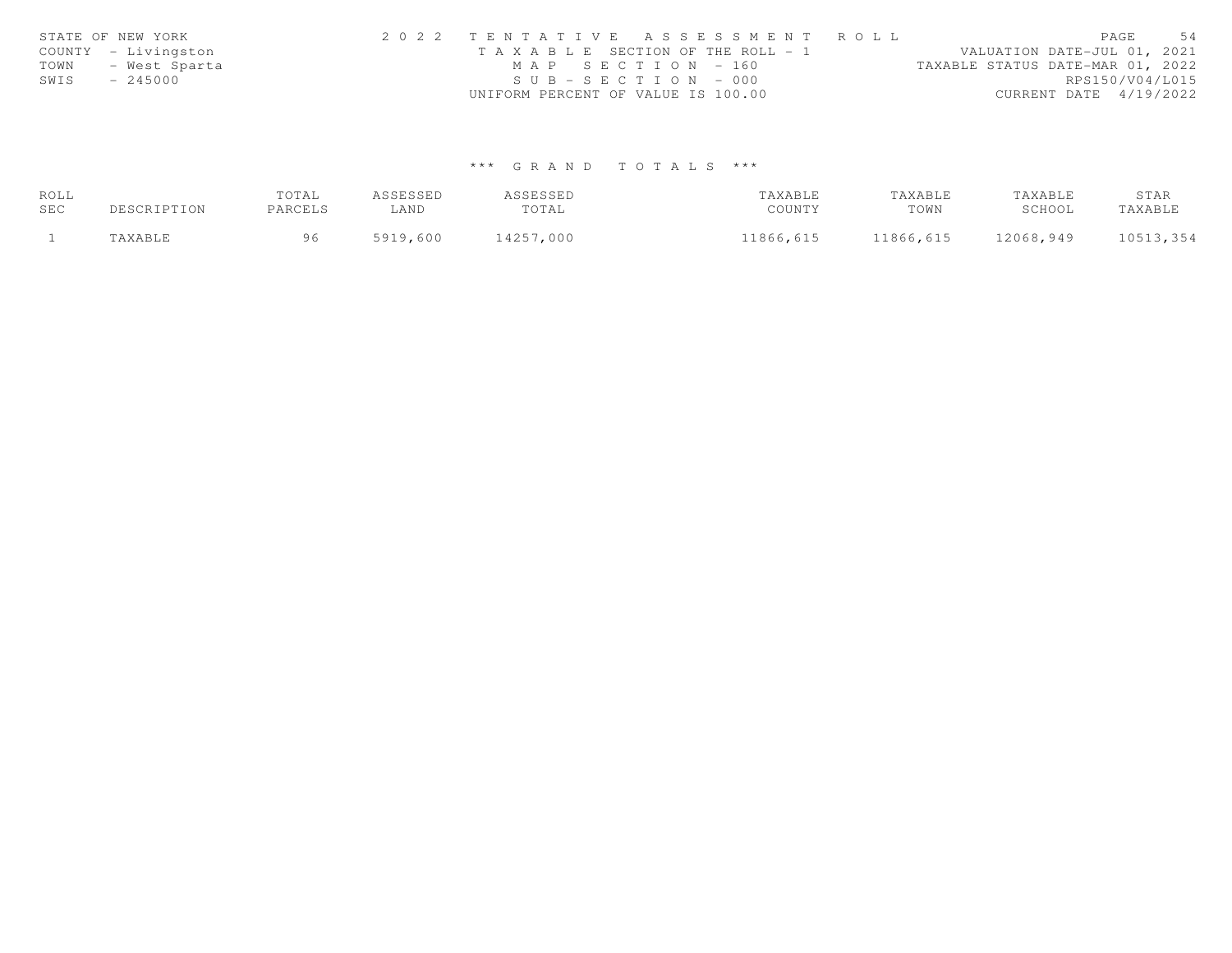STATE OF NEW YORK
COUNTY - Livingston
TOWN - West Sparta
SWIS - 245000

2 0 2 2 T E N T A T I V E A S S E S S M E N T R O L L
T A X A B L E SECTION OF THE ROLL - 1
M A P S E C T I O N - 160
S U B - S E C T I O N - 000
UNIFORM PERCENT OF VALUE IS 100.00

VALUATION DATE-JUL 01, 2021
TAXABLE STATUS DATE-MAR 01, 2022
RPS150/V04/L015
CURRENT DATE 4/19/2022

### *** G R A N D T O T A L S ***

| ROLL SEC | DESCRIPTION | TOTAL PARCELS | ASSESSED LAND | ASSESSED TOTAL | TAXABLE COUNTY | TAXABLE TOWN | TAXABLE SCHOOL | STAR TAXABLE |
|---|---|---|---|---|---|---|---|---|
| 1 | TAXABLE | 96 | 5919,600 | 14257,000 | 11866,615 | 11866,615 | 12068,949 | 10513,354 |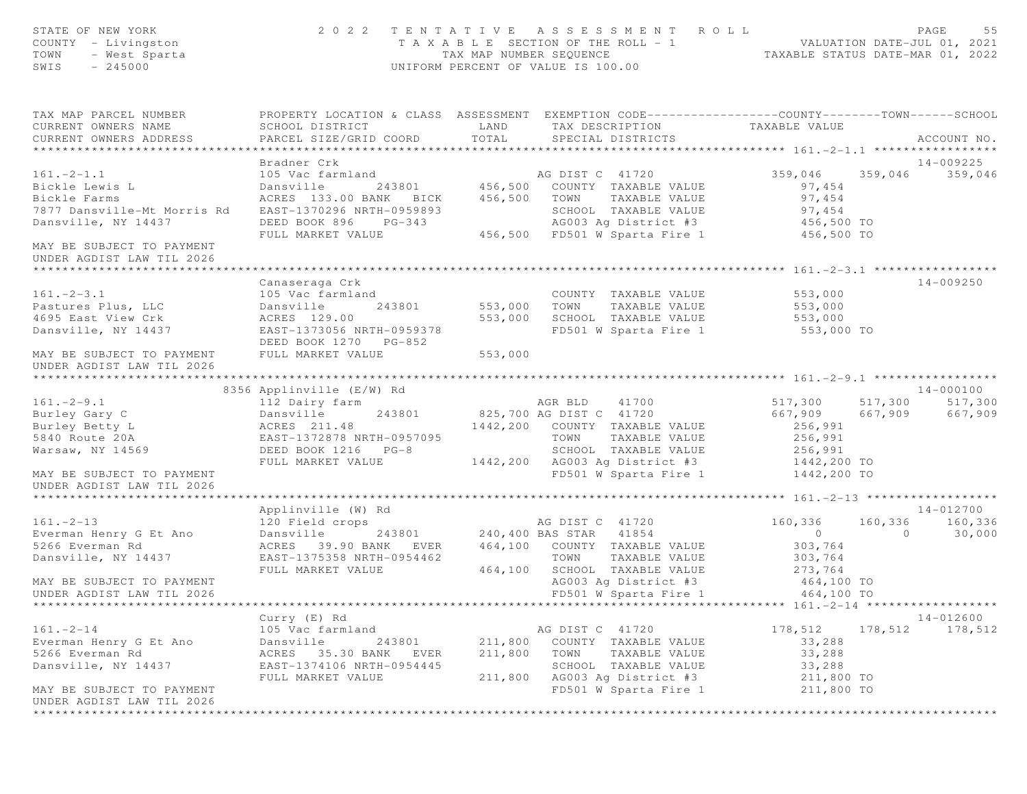STATE OF NEW YORK — 2022 TENTATIVE ASSESSMENT ROLL
COUNTY - Livingston — TAXABLE SECTION OF THE ROLL - 1 — VALUATION DATE-JUL 01, 2021
TOWN - West Sparta — TAX MAP NUMBER SEQUENCE — TAXABLE STATUS DATE-MAR 01, 2022
SWIS - 245000 — UNIFORM PERCENT OF VALUE IS 100.00

| TAX MAP PARCEL NUMBER / CURRENT OWNERS NAME / CURRENT OWNERS ADDRESS | PROPERTY LOCATION & CLASS / SCHOOL DISTRICT / PARCEL SIZE/GRID COORD | ASSESSMENT LAND / TOTAL | EXEMPTION CODE / TAX DESCRIPTION / SPECIAL DISTRICTS | COUNTY TAXABLE VALUE | TOWN | SCHOOL | ACCOUNT NO. |
|---|---|---|---|---|---|---|---|
| **161.-2-1.1** | Bradner Crk | | | | | | 14-009225 |
| 161.-2-1.1 | 105 Vac farmland | | AG DIST C 41720 | 359,046 | 359,046 | 359,046 | |
| Bickle Lewis L | Dansville 243801 | 456,500 | COUNTY TAXABLE VALUE | 97,454 | | | |
| Bickle Farms | ACRES 133.00 BANK BICK | 456,500 | TOWN TAXABLE VALUE | 97,454 | | | |
| 7877 Dansville-Mt Morris Rd | EAST-1370296 NRTH-0959893 | | SCHOOL TAXABLE VALUE | 97,454 | | | |
| Dansville, NY 14437 | DEED BOOK 896 PG-343 | | AG003 Ag District #3 | 456,500 TO | | | |
| | FULL MARKET VALUE | 456,500 | FD501 W Sparta Fire 1 | 456,500 TO | | | |
| MAY BE SUBJECT TO PAYMENT UNDER AGDIST LAW TIL 2026 | | | | | | | |
| **161.-2-3.1** | Canaseraga Crk | | | | | | 14-009250 |
| 161.-2-3.1 | 105 Vac farmland | | COUNTY TAXABLE VALUE | 553,000 | | | |
| Pastures Plus, LLC | Dansville 243801 | 553,000 | TOWN TAXABLE VALUE | 553,000 | | | |
| 4695 East View Crk | ACRES 129.00 | 553,000 | SCHOOL TAXABLE VALUE | 553,000 | | | |
| Dansville, NY 14437 | EAST-1373056 NRTH-0959378 | | FD501 W Sparta Fire 1 | 553,000 TO | | | |
| | DEED BOOK 1270 PG-852 | | | | | | |
| MAY BE SUBJECT TO PAYMENT | FULL MARKET VALUE | 553,000 | | | | | |
| UNDER AGDIST LAW TIL 2026 | | | | | | | |
| **161.-2-9.1** | 8356 Applinville (E/W) Rd | | | | | | 14-000100 |
| 161.-2-9.1 | 112 Dairy farm | | AGR BLD 41700 | 517,300 | 517,300 | 517,300 | |
| Burley Gary C | Dansville 243801 | 825,700 | AG DIST C 41720 | 667,909 | 667,909 | 667,909 | |
| Burley Betty L | ACRES 211.48 | 1442,200 | COUNTY TAXABLE VALUE | 256,991 | | | |
| 5840 Route 20A | EAST-1372878 NRTH-0957095 | | TOWN TAXABLE VALUE | 256,991 | | | |
| Warsaw, NY 14569 | DEED BOOK 1216 PG-8 | | SCHOOL TAXABLE VALUE | 256,991 | | | |
| | FULL MARKET VALUE | 1442,200 | AG003 Ag District #3 | 1442,200 TO | | | |
| MAY BE SUBJECT TO PAYMENT | | | FD501 W Sparta Fire 1 | 1442,200 TO | | | |
| UNDER AGDIST LAW TIL 2026 | | | | | | | |
| **161.-2-13** | Applinville (W) Rd | | | | | | 14-012700 |
| 161.-2-13 | 120 Field crops | | AG DIST C 41720 | 160,336 | 160,336 | 160,336 | |
| Everman Henry G Et Ano | Dansville 243801 | 240,400 | BAS STAR 41854 | 0 | 0 | 30,000 | |
| 5266 Everman Rd | ACRES 39.90 BANK EVER | 464,100 | COUNTY TAXABLE VALUE | 303,764 | | | |
| Dansville, NY 14437 | EAST-1375358 NRTH-0954462 | | TOWN TAXABLE VALUE | 303,764 | | | |
| | FULL MARKET VALUE | 464,100 | SCHOOL TAXABLE VALUE | 273,764 | | | |
| MAY BE SUBJECT TO PAYMENT | | | AG003 Ag District #3 | 464,100 TO | | | |
| UNDER AGDIST LAW TIL 2026 | | | FD501 W Sparta Fire 1 | 464,100 TO | | | |
| **161.-2-14** | Curry (E) Rd | | | | | | 14-012600 |
| 161.-2-14 | 105 Vac farmland | | AG DIST C 41720 | 178,512 | 178,512 | 178,512 | |
| Everman Henry G Et Ano | Dansville 243801 | 211,800 | COUNTY TAXABLE VALUE | 33,288 | | | |
| 5266 Everman Rd | ACRES 35.30 BANK EVER | 211,800 | TOWN TAXABLE VALUE | 33,288 | | | |
| Dansville, NY 14437 | EAST-1374106 NRTH-0954445 | | SCHOOL TAXABLE VALUE | 33,288 | | | |
| | FULL MARKET VALUE | 211,800 | AG003 Ag District #3 | 211,800 TO | | | |
| MAY BE SUBJECT TO PAYMENT | | | FD501 W Sparta Fire 1 | 211,800 TO | | | |
| UNDER AGDIST LAW TIL 2026 | | | | | | | |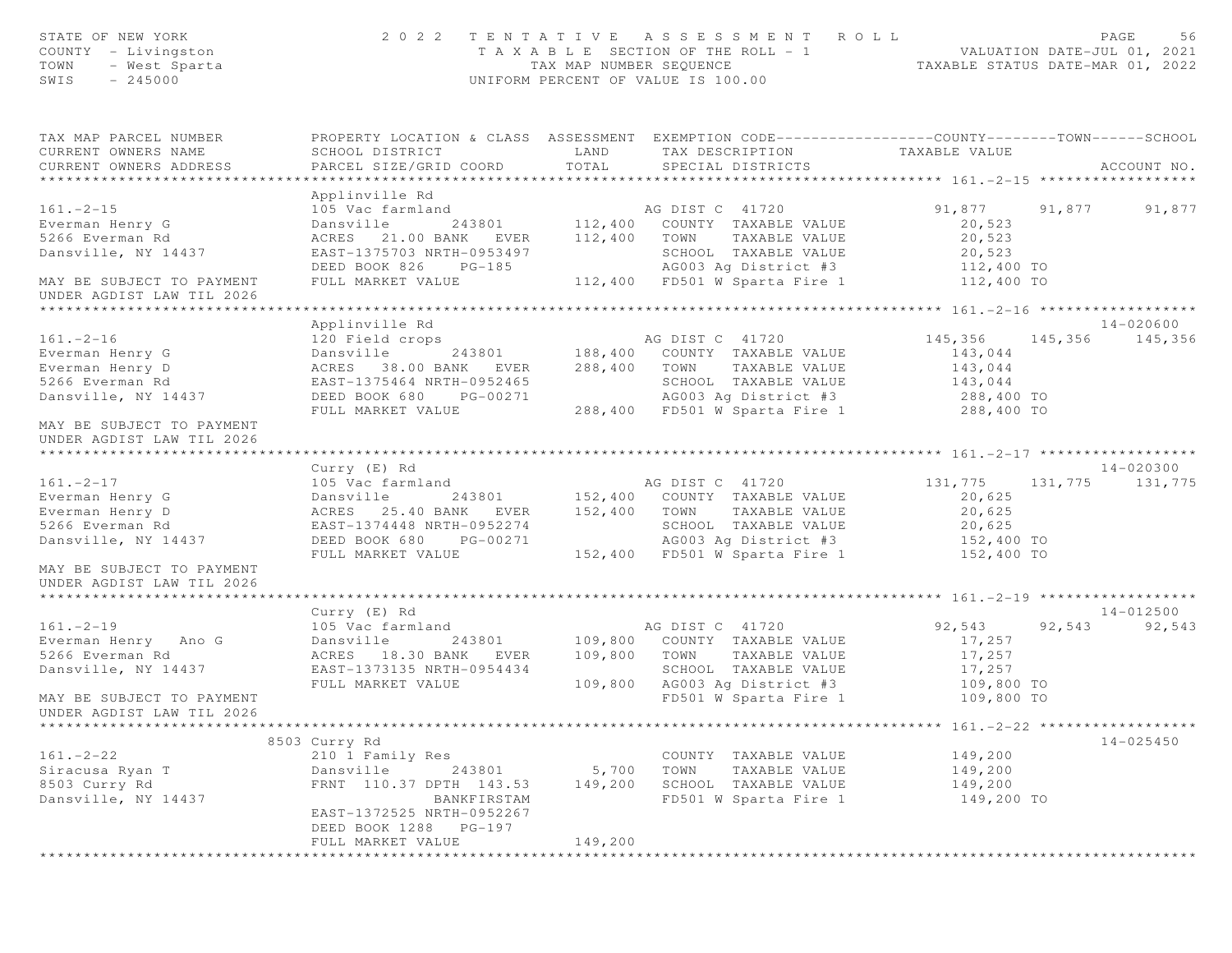STATE OF NEW YORK
COUNTY - Livingston
TOWN - West Sparta
SWIS - 245000

2 0 2 2 TENTATIVE ASSESSMENT ROLL
TAXABLE SECTION OF THE ROLL - 1
TAX MAP NUMBER SEQUENCE
UNIFORM PERCENT OF VALUE IS 100.00

VALUATION DATE-JUL 01, 2021
TAXABLE STATUS DATE-MAR 01, 2022

| TAX MAP PARCEL NUMBER / CURRENT OWNERS NAME / CURRENT OWNERS ADDRESS | PROPERTY LOCATION & CLASS / SCHOOL DISTRICT / PARCEL SIZE/GRID COORD | ASSESSMENT LAND / TOTAL | EXEMPTION CODE / TAX DESCRIPTION / SPECIAL DISTRICTS | COUNTY | TOWN | SCHOOL | ACCOUNT NO. |
|---|---|---|---|---|---|---|---|
| **161.-2-15** | Applinville Rd | | | | | | |
| 161.-2-15 | 105 Vac farmland | | AG DIST C 41720 | 91,877 | 91,877 | 91,877 | |
| Everman Henry G | Dansville 243801 | 112,400 | COUNTY TAXABLE VALUE | 20,523 | | | |
| 5266 Everman Rd | ACRES 21.00 BANK EVER | 112,400 | TOWN TAXABLE VALUE | 20,523 | | | |
| Dansville, NY 14437 | EAST-1375703 NRTH-0953497 | | SCHOOL TAXABLE VALUE | 20,523 | | | |
| | DEED BOOK 826 PG-185 | | AG003 Ag District #3 | 112,400 TO | | | |
| MAY BE SUBJECT TO PAYMENT | FULL MARKET VALUE | 112,400 | FD501 W Sparta Fire 1 | 112,400 TO | | | |
| UNDER AGDIST LAW TIL 2026 | | | | | | | |
| **161.-2-16** | Applinville Rd | | | | | | 14-020600 |
| 161.-2-16 | 120 Field crops | | AG DIST C 41720 | 145,356 | 145,356 | 145,356 | |
| Everman Henry G | Dansville 243801 | 188,400 | COUNTY TAXABLE VALUE | 143,044 | | | |
| Everman Henry D | ACRES 38.00 BANK EVER | 288,400 | TOWN TAXABLE VALUE | 143,044 | | | |
| 5266 Everman Rd | EAST-1375464 NRTH-0952465 | | SCHOOL TAXABLE VALUE | 143,044 | | | |
| Dansville, NY 14437 | DEED BOOK 680 PG-00271 | | AG003 Ag District #3 | 288,400 TO | | | |
| | FULL MARKET VALUE | 288,400 | FD501 W Sparta Fire 1 | 288,400 TO | | | |
| MAY BE SUBJECT TO PAYMENT | | | | | | | |
| UNDER AGDIST LAW TIL 2026 | | | | | | | |
| **161.-2-17** | Curry (E) Rd | | | | | | 14-020300 |
| 161.-2-17 | 105 Vac farmland | | AG DIST C 41720 | 131,775 | 131,775 | 131,775 | |
| Everman Henry G | Dansville 243801 | 152,400 | COUNTY TAXABLE VALUE | 20,625 | | | |
| Everman Henry D | ACRES 25.40 BANK EVER | 152,400 | TOWN TAXABLE VALUE | 20,625 | | | |
| 5266 Everman Rd | EAST-1374448 NRTH-0952274 | | SCHOOL TAXABLE VALUE | 20,625 | | | |
| Dansville, NY 14437 | DEED BOOK 680 PG-00271 | | AG003 Ag District #3 | 152,400 TO | | | |
| | FULL MARKET VALUE | 152,400 | FD501 W Sparta Fire 1 | 152,400 TO | | | |
| MAY BE SUBJECT TO PAYMENT | | | | | | | |
| UNDER AGDIST LAW TIL 2026 | | | | | | | |
| **161.-2-19** | Curry (E) Rd | | | | | | 14-012500 |
| 161.-2-19 | 105 Vac farmland | | AG DIST C 41720 | 92,543 | 92,543 | 92,543 | |
| Everman Henry Ano G | Dansville 243801 | 109,800 | COUNTY TAXABLE VALUE | 17,257 | | | |
| 5266 Everman Rd | ACRES 18.30 BANK EVER | 109,800 | TOWN TAXABLE VALUE | 17,257 | | | |
| Dansville, NY 14437 | EAST-1373135 NRTH-0954434 | | SCHOOL TAXABLE VALUE | 17,257 | | | |
| | FULL MARKET VALUE | 109,800 | AG003 Ag District #3 | 109,800 TO | | | |
| MAY BE SUBJECT TO PAYMENT | | | FD501 W Sparta Fire 1 | 109,800 TO | | | |
| UNDER AGDIST LAW TIL 2026 | | | | | | | |
| **161.-2-22** | 8503 Curry Rd | | | | | | 14-025450 |
| 161.-2-22 | 210 1 Family Res | | COUNTY TAXABLE VALUE | 149,200 | | | |
| Siracusa Ryan T | Dansville 243801 | 5,700 | TOWN TAXABLE VALUE | 149,200 | | | |
| 8503 Curry Rd | FRNT 110.37 DPTH 143.53 | 149,200 | SCHOOL TAXABLE VALUE | 149,200 | | | |
| Dansville, NY 14437 | BANKFIRSTAM | | FD501 W Sparta Fire 1 | 149,200 TO | | | |
| | EAST-1372525 NRTH-0952267 | | | | | | |
| | DEED BOOK 1288 PG-197 | | | | | | |
| | FULL MARKET VALUE | 149,200 | | | | | |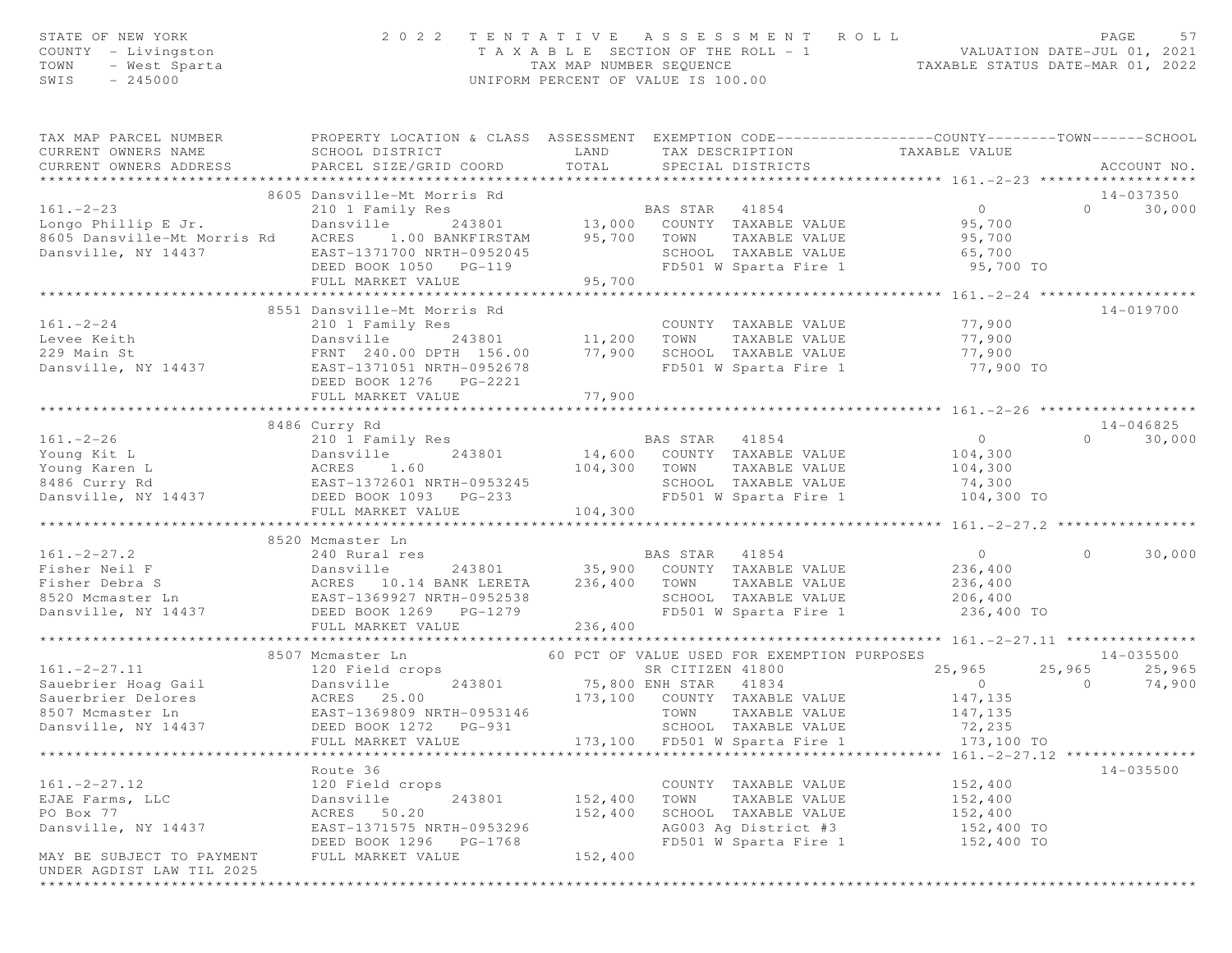STATE OF NEW YORK
COUNTY - Livingston
TOWN - West Sparta
SWIS - 245000

# 2022 TENTATIVE ASSESSMENT ROLL

TAXABLE SECTION OF THE ROLL - 1
TAX MAP NUMBER SEQUENCE
UNIFORM PERCENT OF VALUE IS 100.00

VALUATION DATE-JUL 01, 2021
TAXABLE STATUS DATE-MAR 01, 2022

```
TAX MAP PARCEL NUMBER          PROPERTY LOCATION & CLASS  ASSESSMENT  EXEMPTION CODE------------------COUNTY--------TOWN------SCHOOL
CURRENT OWNERS NAME            SCHOOL DISTRICT               LAND      TAX DESCRIPTION            TAXABLE VALUE
CURRENT OWNERS ADDRESS         PARCEL SIZE/GRID COORD        TOTAL      SPECIAL DISTRICTS                                    ACCOUNT NO.
******************************************************************************************************* 161.-2-23 ******************
                    8605 Dansville-Mt Morris Rd                                                                            14-037350
161.-2-23                      210 1 Family Res                     BAS STAR   41854                    0               0     30,000
Longo Phillip E Jr.            Dansville       243801         13,000   COUNTY  TAXABLE VALUE          95,700
8605 Dansville-Mt Morris Rd    ACRES     1.00 BANKFIRSTAM     95,700   TOWN    TAXABLE VALUE          95,700
Dansville, NY 14437            EAST-1371700 NRTH-0952045               SCHOOL  TAXABLE VALUE          65,700
                               DEED BOOK 1050   PG-119                 FD501 W Sparta Fire 1           95,700 TO
                               FULL MARKET VALUE              95,700
******************************************************************************************************* 161.-2-24 ******************
                    8551 Dansville-Mt Morris Rd                                                                            14-019700
161.-2-24                      210 1 Family Res                         COUNTY  TAXABLE VALUE          77,900
Levee Keith                    Dansville       243801         11,200   TOWN    TAXABLE VALUE          77,900
229 Main St                    FRNT  240.00 DPTH  156.00      77,900   SCHOOL  TAXABLE VALUE          77,900
Dansville, NY 14437            EAST-1371051 NRTH-0952678               FD501 W Sparta Fire 1           77,900 TO
                               DEED BOOK 1276   PG-2221
                               FULL MARKET VALUE              77,900
******************************************************************************************************* 161.-2-26 ******************
                    8486 Curry Rd                                                                                          14-046825
161.-2-26                      210 1 Family Res                     BAS STAR   41854                    0               0     30,000
Young Kit L                    Dansville       243801         14,600   COUNTY  TAXABLE VALUE         104,300
Young Karen L                  ACRES     1.60                104,300   TOWN    TAXABLE VALUE         104,300
8486 Curry Rd                  EAST-1372601 NRTH-0953245               SCHOOL  TAXABLE VALUE          74,300
Dansville, NY 14437            DEED BOOK 1093   PG-233                 FD501 W Sparta Fire 1          104,300 TO
                               FULL MARKET VALUE             104,300
******************************************************************************************************* 161.-2-27.2 ****************
                    8520 Mcmaster Ln
161.-2-27.2                    240 Rural res                        BAS STAR   41854                    0               0     30,000
Fisher Neil F                  Dansville       243801         35,900   COUNTY  TAXABLE VALUE         236,400
Fisher Debra S                 ACRES    10.14 BANK LERETA    236,400   TOWN    TAXABLE VALUE         236,400
8520 Mcmaster Ln               EAST-1369927 NRTH-0952538               SCHOOL  TAXABLE VALUE         206,400
Dansville, NY 14437            DEED BOOK 1269   PG-1279                FD501 W Sparta Fire 1          236,400 TO
                               FULL MARKET VALUE             236,400
******************************************************************************************************* 161.-2-27.11 ***************
                    8507 Mcmaster Ln                     60 PCT OF VALUE USED FOR EXEMPTION PURPOSES                       14-035500
161.-2-27.11                   120 Field crops                      SR CITIZEN 41800               25,965          25,965     25,965
Sauebrier Hoag Gail            Dansville       243801         75,800 ENH STAR   41834                    0               0     74,900
Sauerbrier Delores             ACRES    25.00                173,100   COUNTY  TAXABLE VALUE         147,135
8507 Mcmaster Ln               EAST-1369809 NRTH-0953146               TOWN    TAXABLE VALUE         147,135
Dansville, NY 14437            DEED BOOK 1272   PG-931                 SCHOOL  TAXABLE VALUE          72,235
                               FULL MARKET VALUE             173,100   FD501 W Sparta Fire 1          173,100 TO
******************************************************************************************************* 161.-2-27.12 ***************
                    Route 36                                                                                               14-035500
161.-2-27.12                   120 Field crops                          COUNTY  TAXABLE VALUE         152,400
EJAE Farms, LLC                Dansville       243801        152,400   TOWN    TAXABLE VALUE         152,400
PO Box 77                      ACRES    50.20                152,400   SCHOOL  TAXABLE VALUE         152,400
Dansville, NY 14437            EAST-1371575 NRTH-0953296               AG003 Ag District #3           152,400 TO
                               DEED BOOK 1296   PG-1768                FD501 W Sparta Fire 1          152,400 TO
MAY BE SUBJECT TO PAYMENT      FULL MARKET VALUE             152,400
UNDER AGDIST LAW TIL 2025
************************************************************************************************************************************
```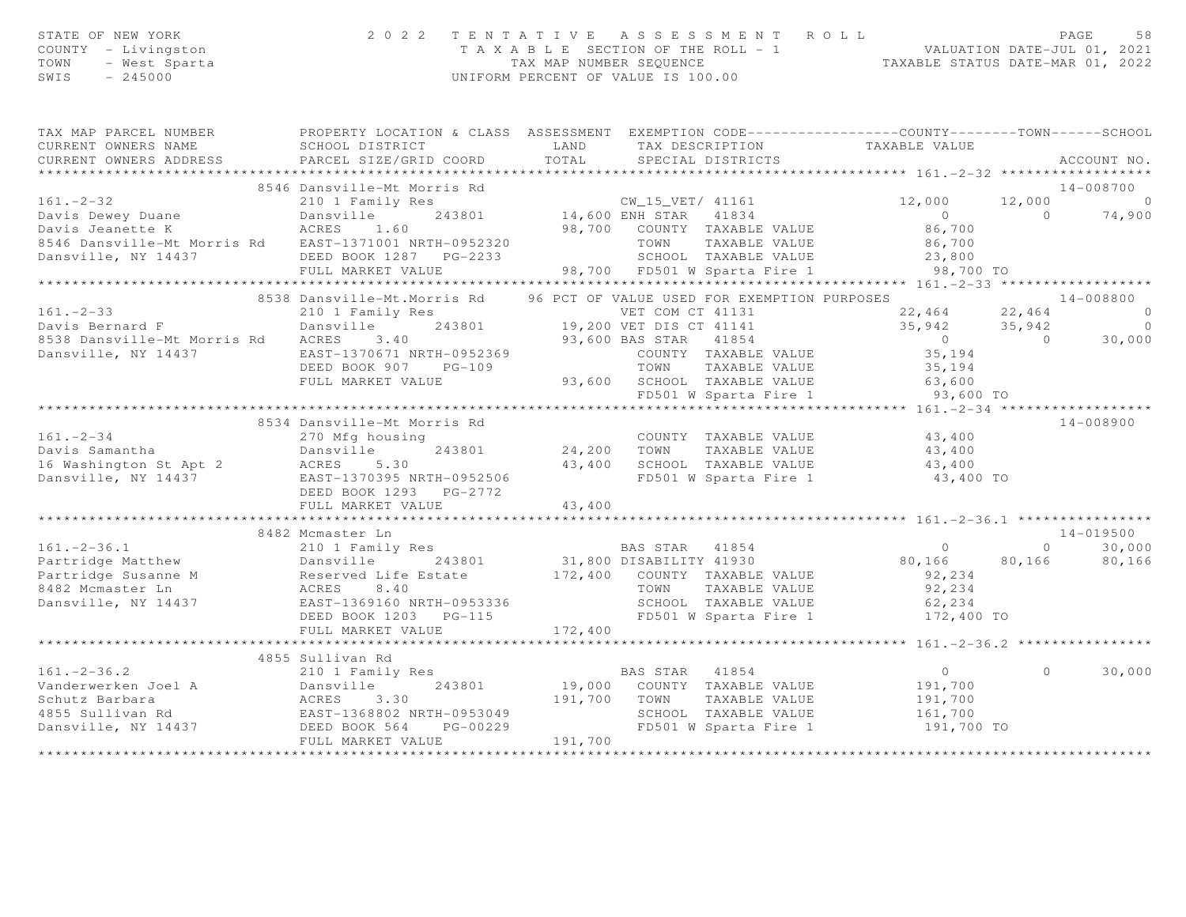STATE OF NEW YORK
COUNTY - Livingston
TOWN - West Sparta
SWIS - 245000

2 0 2 2 TENTATIVE ASSESSMENT ROLL
TAXABLE SECTION OF THE ROLL - 1
TAX MAP NUMBER SEQUENCE
UNIFORM PERCENT OF VALUE IS 100.00

VALUATION DATE-JUL 01, 2021
TAXABLE STATUS DATE-MAR 01, 2022

```
TAX MAP PARCEL NUMBER          PROPERTY LOCATION & CLASS  ASSESSMENT  EXEMPTION CODE------------------COUNTY--------TOWN------SCHOOL
CURRENT OWNERS NAME            SCHOOL DISTRICT               LAND      TAX DESCRIPTION            TAXABLE VALUE
CURRENT OWNERS ADDRESS         PARCEL SIZE/GRID COORD        TOTAL     SPECIAL DISTRICTS                                    ACCOUNT NO.
******************************************************************************************************* 161.-2-32 ******************
                          8546 Dansville-Mt Morris Rd                                                                         14-008700
161.-2-32                      210 1 Family Res                     CW_15_VET/ 41161               12,000      12,000            0
Davis Dewey Duane              Dansville      243801        14,600 ENH STAR   41834                     0           0       74,900
Davis Jeanette K               ACRES    1.60                98,700   COUNTY  TAXABLE VALUE          86,700
8546 Dansville-Mt Morris Rd    EAST-1371001 NRTH-0952320             TOWN    TAXABLE VALUE          86,700
Dansville, NY 14437            DEED BOOK 1287   PG-2233              SCHOOL  TAXABLE VALUE          23,800
                               FULL MARKET VALUE            98,700   FD501 W Sparta Fire 1          98,700 TO
******************************************************************************************************* 161.-2-33 ******************
                          8538 Dansville-Mt.Morris Rd     96 PCT OF VALUE USED FOR EXEMPTION PURPOSES                         14-008800
161.-2-33                      210 1 Family Res                     VET COM CT 41131               22,464      22,464            0
Davis Bernard F                Dansville      243801        19,200 VET DIS CT 41141                35,942      35,942            0
8538 Dansville-Mt Morris Rd    ACRES    3.40                93,600 BAS STAR   41854                     0           0       30,000
Dansville, NY 14437            EAST-1370671 NRTH-0952369             COUNTY  TAXABLE VALUE          35,194
                               DEED BOOK 907    PG-109               TOWN    TAXABLE VALUE          35,194
                               FULL MARKET VALUE            93,600   SCHOOL  TAXABLE VALUE          63,600
                                                                     FD501 W Sparta Fire 1          93,600 TO
******************************************************************************************************* 161.-2-34 ******************
                          8534 Dansville-Mt Morris Rd                                                                         14-008900
161.-2-34                      270 Mfg housing                       COUNTY  TAXABLE VALUE          43,400
Davis Samantha                 Dansville      243801        24,200   TOWN    TAXABLE VALUE          43,400
16 Washington St Apt 2         ACRES    5.30                43,400   SCHOOL  TAXABLE VALUE          43,400
Dansville, NY 14437            EAST-1370395 NRTH-0952506             FD501 W Sparta Fire 1          43,400 TO
                               DEED BOOK 1293   PG-2772
                               FULL MARKET VALUE            43,400
******************************************************************************************************* 161.-2-36.1 ****************
                          8482 Mcmaster Ln                                                                                    14-019500
161.-2-36.1                    210 1 Family Res                     BAS STAR   41854                     0           0       30,000
Partridge Matthew              Dansville      243801        31,800 DISABILITY 41930                80,166      80,166       80,166
Partridge Susanne M            Reserved Life Estate        172,400   COUNTY  TAXABLE VALUE          92,234
8482 Mcmaster Ln               ACRES    8.40                         TOWN    TAXABLE VALUE          92,234
Dansville, NY 14437            EAST-1369160 NRTH-0953336             SCHOOL  TAXABLE VALUE          62,234
                               DEED BOOK 1203   PG-115               FD501 W Sparta Fire 1         172,400 TO
                               FULL MARKET VALUE           172,400
******************************************************************************************************* 161.-2-36.2 ****************
                          4855 Sullivan Rd
161.-2-36.2                    210 1 Family Res                     BAS STAR   41854                     0           0       30,000
Vanderwerken Joel A            Dansville      243801        19,000   COUNTY  TAXABLE VALUE         191,700
Schutz Barbara                 ACRES    3.30               191,700   TOWN    TAXABLE VALUE         191,700
4855 Sullivan Rd               EAST-1368802 NRTH-0953049             SCHOOL  TAXABLE VALUE         161,700
Dansville, NY 14437            DEED BOOK 564    PG-00229             FD501 W Sparta Fire 1         191,700 TO
                               FULL MARKET VALUE           191,700
************************************************************************************************************************************
```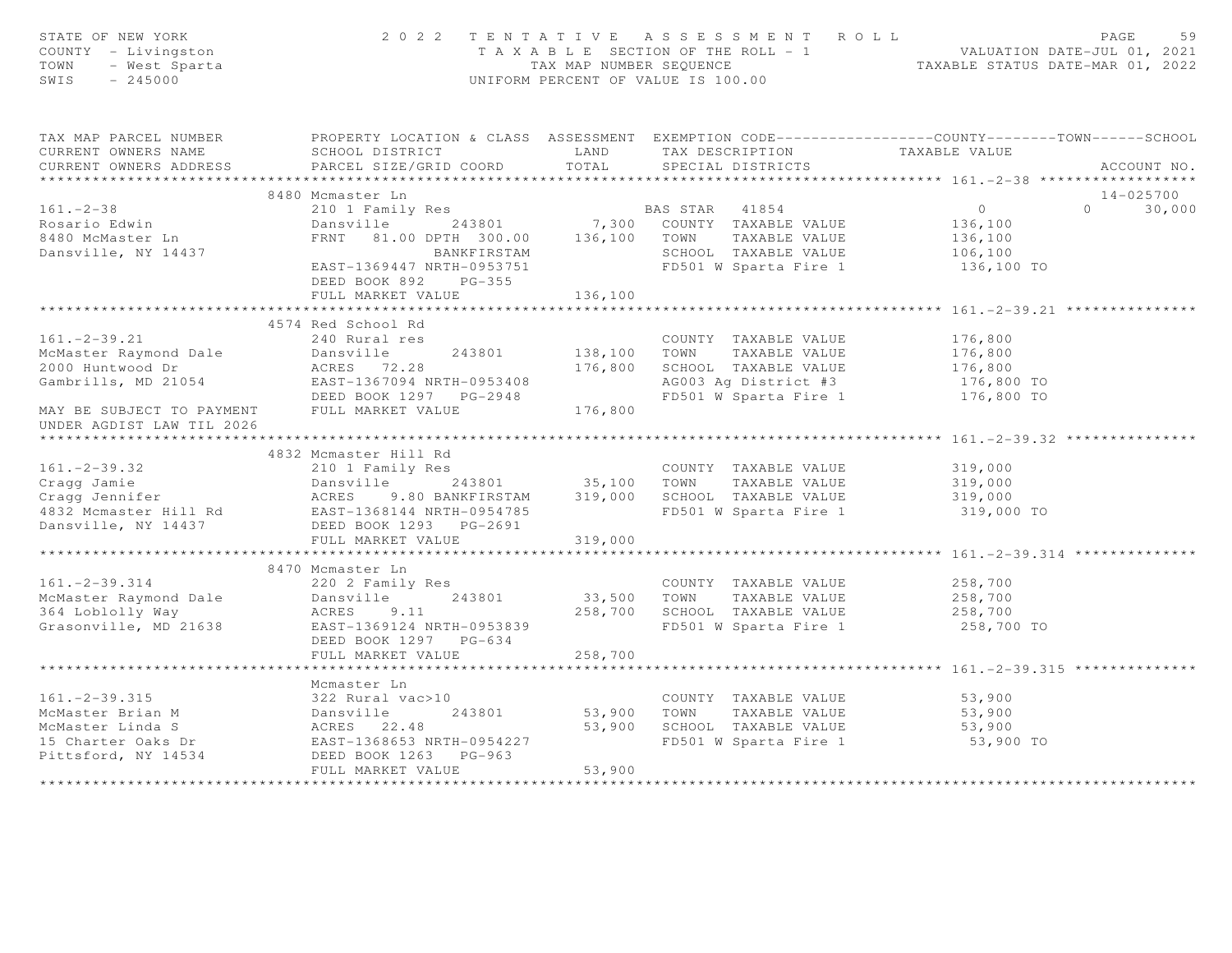STATE OF NEW YORK
COUNTY - Livingston
TOWN - West Sparta
SWIS - 245000

# 2022 TENTATIVE ASSESSMENT ROLL

TAXABLE SECTION OF THE ROLL - 1
TAX MAP NUMBER SEQUENCE
UNIFORM PERCENT OF VALUE IS 100.00

VALUATION DATE-JUL 01, 2021
TAXABLE STATUS DATE-MAR 01, 2022

| TAX MAP PARCEL NUMBER / CURRENT OWNERS NAME / CURRENT OWNERS ADDRESS | PROPERTY LOCATION & CLASS / SCHOOL DISTRICT / PARCEL SIZE/GRID COORD | ASSESSMENT LAND | ASSESSMENT TOTAL | EXEMPTION CODE / TAX DESCRIPTION / SPECIAL DISTRICTS | COUNTY TAXABLE VALUE | TOWN | SCHOOL | ACCOUNT NO. |
|---|---|---|---|---|---|---|---|---|
| **161.-2-38** | 8480 Mcmaster Ln | | | | | | | 14-025700 |
| Rosario Edwin | 210 1 Family Res | | | BAS STAR 41854 | 0 | 0 | 30,000 | |
| 8480 McMaster Ln | Dansville 243801 | 7,300 | | COUNTY TAXABLE VALUE | 136,100 | | | |
| Dansville, NY 14437 | FRNT 81.00 DPTH 300.00 | | 136,100 | TOWN TAXABLE VALUE | 136,100 | | | |
| | BANKFIRSTAM | | | SCHOOL TAXABLE VALUE | 106,100 | | | |
| | EAST-1369447 NRTH-0953751 | | | FD501 W Sparta Fire 1 | 136,100 TO | | | |
| | DEED BOOK 892 PG-355 | | | | | | | |
| | FULL MARKET VALUE | | 136,100 | | | | | |
| **161.-2-39.21** | 4574 Red School Rd | | | | | | | |
| McMaster Raymond Dale | 240 Rural res | | | COUNTY TAXABLE VALUE | 176,800 | | | |
| 2000 Huntwood Dr | Dansville 243801 | 138,100 | | TOWN TAXABLE VALUE | 176,800 | | | |
| Gambrills, MD 21054 | ACRES 72.28 | | 176,800 | SCHOOL TAXABLE VALUE | 176,800 | | | |
| | EAST-1367094 NRTH-0953408 | | | AG003 Ag District #3 | 176,800 TO | | | |
| | DEED BOOK 1297 PG-2948 | | | FD501 W Sparta Fire 1 | 176,800 TO | | | |
| MAY BE SUBJECT TO PAYMENT UNDER AGDIST LAW TIL 2026 | FULL MARKET VALUE | | 176,800 | | | | | |
| **161.-2-39.32** | 4832 Mcmaster Hill Rd | | | | | | | |
| Cragg Jamie | 210 1 Family Res | | | COUNTY TAXABLE VALUE | 319,000 | | | |
| Cragg Jennifer | Dansville 243801 | 35,100 | | TOWN TAXABLE VALUE | 319,000 | | | |
| 4832 Mcmaster Hill Rd | ACRES 9.80 BANKFIRSTAM | | 319,000 | SCHOOL TAXABLE VALUE | 319,000 | | | |
| Dansville, NY 14437 | EAST-1368144 NRTH-0954785 | | | FD501 W Sparta Fire 1 | 319,000 TO | | | |
| | DEED BOOK 1293 PG-2691 | | | | | | | |
| | FULL MARKET VALUE | | 319,000 | | | | | |
| **161.-2-39.314** | 8470 Mcmaster Ln | | | | | | | |
| McMaster Raymond Dale | 220 2 Family Res | | | COUNTY TAXABLE VALUE | 258,700 | | | |
| 364 Loblolly Way | Dansville 243801 | 33,500 | | TOWN TAXABLE VALUE | 258,700 | | | |
| Grasonville, MD 21638 | ACRES 9.11 | | 258,700 | SCHOOL TAXABLE VALUE | 258,700 | | | |
| | EAST-1369124 NRTH-0953839 | | | FD501 W Sparta Fire 1 | 258,700 TO | | | |
| | DEED BOOK 1297 PG-634 | | | | | | | |
| | FULL MARKET VALUE | | 258,700 | | | | | |
| **161.-2-39.315** | Mcmaster Ln | | | | | | | |
| McMaster Brian M | 322 Rural vac>10 | | | COUNTY TAXABLE VALUE | 53,900 | | | |
| McMaster Linda S | Dansville 243801 | 53,900 | | TOWN TAXABLE VALUE | 53,900 | | | |
| 15 Charter Oaks Dr | ACRES 22.48 | | 53,900 | SCHOOL TAXABLE VALUE | 53,900 | | | |
| Pittsford, NY 14534 | EAST-1368653 NRTH-0954227 | | | FD501 W Sparta Fire 1 | 53,900 TO | | | |
| | DEED BOOK 1263 PG-963 | | | | | | | |
| | FULL MARKET VALUE | | 53,900 | | | | | |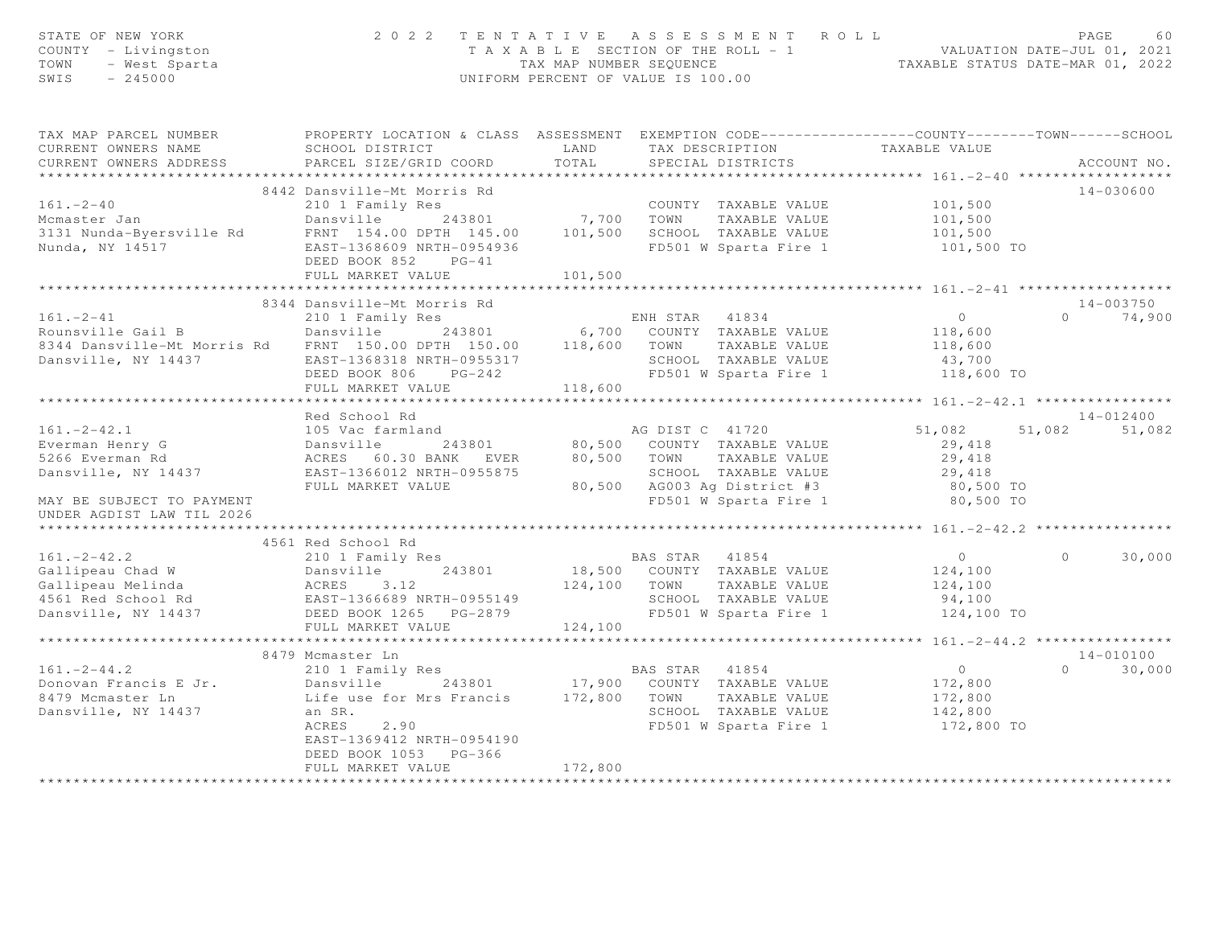STATE OF NEW YORK
COUNTY - Livingston
TOWN - West Sparta
SWIS - 245000

2022 TENTATIVE ASSESSMENT ROLL
TAXABLE SECTION OF THE ROLL - 1
TAX MAP NUMBER SEQUENCE
UNIFORM PERCENT OF VALUE IS 100.00

VALUATION DATE-JUL 01, 2021
TAXABLE STATUS DATE-MAR 01, 2022

| TAX MAP PARCEL NUMBER / CURRENT OWNERS NAME / CURRENT OWNERS ADDRESS | PROPERTY LOCATION & CLASS / SCHOOL DISTRICT / PARCEL SIZE/GRID COORD | ASSESSMENT LAND | TOTAL | EXEMPTION CODE / TAX DESCRIPTION / SPECIAL DISTRICTS | COUNTY TAXABLE VALUE | TOWN | SCHOOL | ACCOUNT NO. |
|---|---|---|---|---|---|---|---|---|
| **161.-2-40** | 8442 Dansville-Mt Morris Rd | | | | | | | 14-030600 |
| Mcmaster Jan | 210 1 Family Res | | | COUNTY TAXABLE VALUE | 101,500 | | | |
| 3131 Nunda-Byersville Rd | Dansville 243801 | 7,700 | | TOWN TAXABLE VALUE | 101,500 | | | |
| Nunda, NY 14517 | FRNT 154.00 DPTH 145.00 | | 101,500 | SCHOOL TAXABLE VALUE | 101,500 | | | |
| | EAST-1368609 NRTH-0954936 | | | FD501 W Sparta Fire 1 | 101,500 TO | | | |
| | DEED BOOK 852 PG-41 | | | | | | | |
| | FULL MARKET VALUE | | 101,500 | | | | | |
| **161.-2-41** | 8344 Dansville-Mt Morris Rd | | | | | | | 14-003750 |
| Rounsville Gail B | 210 1 Family Res | | | ENH STAR 41834 | 0 | 0 | 74,900 | |
| 8344 Dansville-Mt Morris Rd | Dansville 243801 | 6,700 | | COUNTY TAXABLE VALUE | 118,600 | | | |
| Dansville, NY 14437 | FRNT 150.00 DPTH 150.00 | | 118,600 | TOWN TAXABLE VALUE | 118,600 | | | |
| | EAST-1368318 NRTH-0955317 | | | SCHOOL TAXABLE VALUE | 43,700 | | | |
| | DEED BOOK 806 PG-242 | | | FD501 W Sparta Fire 1 | 118,600 TO | | | |
| | FULL MARKET VALUE | | 118,600 | | | | | |
| **161.-2-42.1** | Red School Rd | | | | | | | 14-012400 |
| Everman Henry G | 105 Vac farmland | | | AG DIST C 41720 | 51,082 | 51,082 | 51,082 | |
| 5266 Everman Rd | Dansville 243801 | 80,500 | | COUNTY TAXABLE VALUE | 29,418 | | | |
| Dansville, NY 14437 | ACRES 60.30 BANK EVER | | 80,500 | TOWN TAXABLE VALUE | 29,418 | | | |
| | EAST-1366012 NRTH-0955875 | | | SCHOOL TAXABLE VALUE | 29,418 | | | |
| MAY BE SUBJECT TO PAYMENT | FULL MARKET VALUE | | 80,500 | AG003 Ag District #3 | 80,500 TO | | | |
| UNDER AGDIST LAW TIL 2026 | | | | FD501 W Sparta Fire 1 | 80,500 TO | | | |
| **161.-2-42.2** | 4561 Red School Rd | | | | | | | |
| Gallipeau Chad W | 210 1 Family Res | | | BAS STAR 41854 | 0 | 0 | 30,000 | |
| Gallipeau Melinda | Dansville 243801 | 18,500 | | COUNTY TAXABLE VALUE | 124,100 | | | |
| 4561 Red School Rd | ACRES 3.12 | | 124,100 | TOWN TAXABLE VALUE | 124,100 | | | |
| Dansville, NY 14437 | EAST-1366689 NRTH-0955149 | | | SCHOOL TAXABLE VALUE | 94,100 | | | |
| | DEED BOOK 1265 PG-2879 | | | FD501 W Sparta Fire 1 | 124,100 TO | | | |
| | FULL MARKET VALUE | | 124,100 | | | | | |
| **161.-2-44.2** | 8479 Mcmaster Ln | | | | | | | 14-010100 |
| Donovan Francis E Jr. | 210 1 Family Res | | | BAS STAR 41854 | 0 | 0 | 30,000 | |
| 8479 Mcmaster Ln | Dansville 243801 | 17,900 | | COUNTY TAXABLE VALUE | 172,800 | | | |
| Dansville, NY 14437 | Life use for Mrs Francis | | 172,800 | TOWN TAXABLE VALUE | 172,800 | | | |
| | an SR. | | | SCHOOL TAXABLE VALUE | 142,800 | | | |
| | ACRES 2.90 | | | FD501 W Sparta Fire 1 | 172,800 TO | | | |
| | EAST-1369412 NRTH-0954190 | | | | | | | |
| | DEED BOOK 1053 PG-366 | | | | | | | |
| | FULL MARKET VALUE | | 172,800 | | | | | |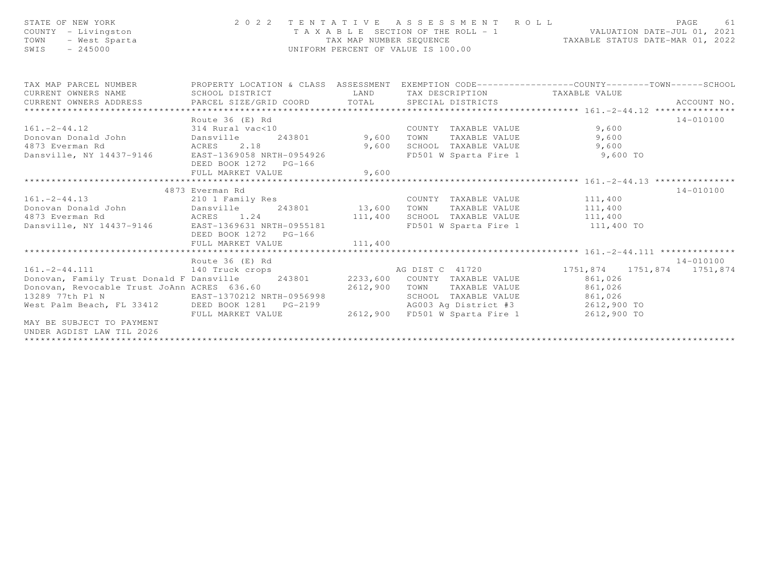STATE OF NEW YORK
COUNTY - Livingston
TOWN - West Sparta
SWIS - 245000

2022 TENTATIVE ASSESSMENT ROLL
TAXABLE SECTION OF THE ROLL - 1
TAX MAP NUMBER SEQUENCE
UNIFORM PERCENT OF VALUE IS 100.00

VALUATION DATE-JUL 01, 2021
TAXABLE STATUS DATE-MAR 01, 2022

| TAX MAP PARCEL NUMBER / CURRENT OWNERS NAME / CURRENT OWNERS ADDRESS | PROPERTY LOCATION & CLASS / SCHOOL DISTRICT / PARCEL SIZE/GRID COORD | ASSESSMENT LAND / TOTAL | EXEMPTION CODE / TAX DESCRIPTION / SPECIAL DISTRICTS | COUNTY | TOWN | SCHOOL / ACCOUNT NO. |
|---|---|---|---|---|---|---|
| **161.-2-44.12** | Route 36 (E) Rd | | | | | 14-010100 |
| 161.-2-44.12 | 314 Rural vac<10 | | COUNTY TAXABLE VALUE | 9,600 | | |
| Donovan Donald John | Dansville 243801 | 9,600 | TOWN TAXABLE VALUE | 9,600 | | |
| 4873 Everman Rd | ACRES 2.18 | 9,600 | SCHOOL TAXABLE VALUE | 9,600 | | |
| Dansville, NY 14437-9146 | EAST-1369058 NRTH-0954926 | | FD501 W Sparta Fire 1 | 9,600 TO | | |
| | DEED BOOK 1272 PG-166 | | | | | |
| | FULL MARKET VALUE | 9,600 | | | | |
| **161.-2-44.13** | 4873 Everman Rd | | | | | 14-010100 |
| 161.-2-44.13 | 210 1 Family Res | | COUNTY TAXABLE VALUE | 111,400 | | |
| Donovan Donald John | Dansville 243801 | 13,600 | TOWN TAXABLE VALUE | 111,400 | | |
| 4873 Everman Rd | ACRES 1.24 | 111,400 | SCHOOL TAXABLE VALUE | 111,400 | | |
| Dansville, NY 14437-9146 | EAST-1369631 NRTH-0955181 | | FD501 W Sparta Fire 1 | 111,400 TO | | |
| | DEED BOOK 1272 PG-166 | | | | | |
| | FULL MARKET VALUE | 111,400 | | | | |
| **161.-2-44.111** | Route 36 (E) Rd | | | | | 14-010100 |
| 161.-2-44.111 | 140 Truck crops | | AG DIST C 41720 | 1751,874 | 1751,874 | 1751,874 |
| Donovan, Family Trust Donald F | Dansville 243801 | 2233,600 | COUNTY TAXABLE VALUE | 861,026 | | |
| Donovan, Revocable Trust JoAnn | ACRES 636.60 | 2612,900 | TOWN TAXABLE VALUE | 861,026 | | |
| 13289 77th Pl N | EAST-1370212 NRTH-0956998 | | SCHOOL TAXABLE VALUE | 861,026 | | |
| West Palm Beach, FL 33412 | DEED BOOK 1281 PG-2199 | | AG003 Ag District #3 | 2612,900 TO | | |
| | FULL MARKET VALUE | 2612,900 | FD501 W Sparta Fire 1 | 2612,900 TO | | |
| MAY BE SUBJECT TO PAYMENT | | | | | | |
| UNDER AGDIST LAW TIL 2026 | | | | | | |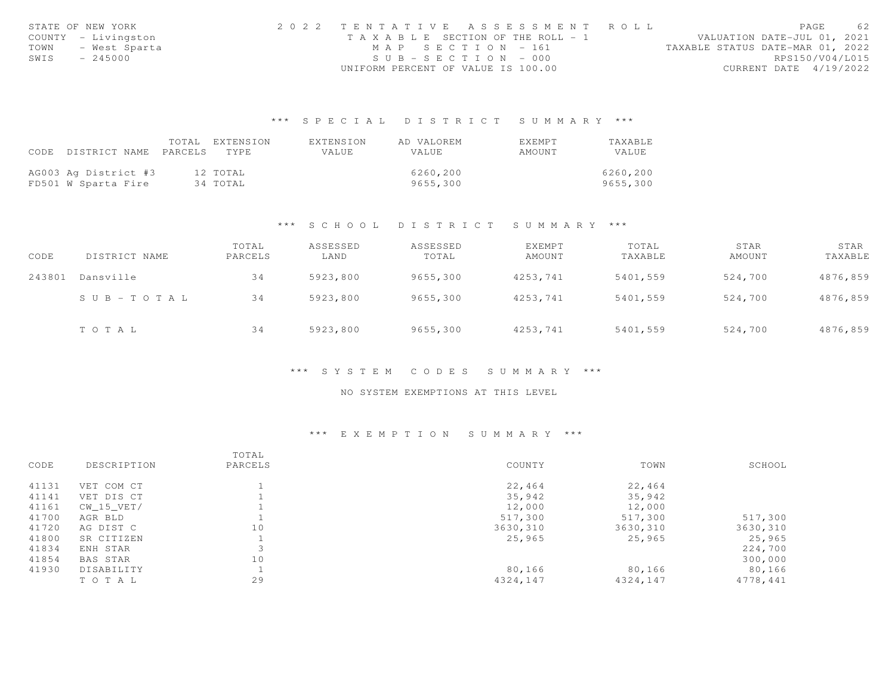STATE OF NEW YORK
COUNTY - Livingston
TOWN - West Sparta
SWIS - 245000

2 0 2 2 T E N T A T I V E A S S E S S M E N T R O L L
T A X A B L E SECTION OF THE ROLL - 1
M A P S E C T I O N - 161
S U B - S E C T I O N - 000
UNIFORM PERCENT OF VALUE IS 100.00

VALUATION DATE-JUL 01, 2021
TAXABLE STATUS DATE-MAR 01, 2022
RPS150/V04/L015
CURRENT DATE 4/19/2022

### *** S P E C I A L D I S T R I C T S U M M A R Y ***

| CODE | DISTRICT NAME | TOTAL PARCELS | EXTENSION TYPE | EXTENSION VALUE | AD VALOREM VALUE | EXEMPT AMOUNT | TAXABLE VALUE |
|---|---|---|---|---|---|---|---|
| AG003 | Ag District #3 | 12 | TOTAL | | 6260,200 | | 6260,200 |
| FD501 | W Sparta Fire | 34 | TOTAL | | 9655,300 | | 9655,300 |

### *** S C H O O L D I S T R I C T S U M M A R Y ***

| CODE | DISTRICT NAME | TOTAL PARCELS | ASSESSED LAND | ASSESSED TOTAL | EXEMPT AMOUNT | TOTAL TAXABLE | STAR AMOUNT | STAR TAXABLE |
|---|---|---|---|---|---|---|---|---|
| 243801 | Dansville | 34 | 5923,800 | 9655,300 | 4253,741 | 5401,559 | 524,700 | 4876,859 |
| | S U B - T O T A L | 34 | 5923,800 | 9655,300 | 4253,741 | 5401,559 | 524,700 | 4876,859 |
| | T O T A L | 34 | 5923,800 | 9655,300 | 4253,741 | 5401,559 | 524,700 | 4876,859 |

### *** S Y S T E M C O D E S S U M M A R Y ***

NO SYSTEM EXEMPTIONS AT THIS LEVEL

### *** E X E M P T I O N S U M M A R Y ***

| CODE | DESCRIPTION | TOTAL PARCELS | COUNTY | TOWN | SCHOOL |
|---|---|---|---|---|---|
| 41131 | VET COM CT | 1 | 22,464 | 22,464 | |
| 41141 | VET DIS CT | 1 | 35,942 | 35,942 | |
| 41161 | CW_15_VET/ | 1 | 12,000 | 12,000 | |
| 41700 | AGR BLD | 1 | 517,300 | 517,300 | 517,300 |
| 41720 | AG DIST C | 10 | 3630,310 | 3630,310 | 3630,310 |
| 41800 | SR CITIZEN | 1 | 25,965 | 25,965 | 25,965 |
| 41834 | ENH STAR | 3 | | | 224,700 |
| 41854 | BAS STAR | 10 | | | 300,000 |
| 41930 | DISABILITY | 1 | 80,166 | 80,166 | 80,166 |
| | T O T A L | 29 | 4324,147 | 4324,147 | 4778,441 |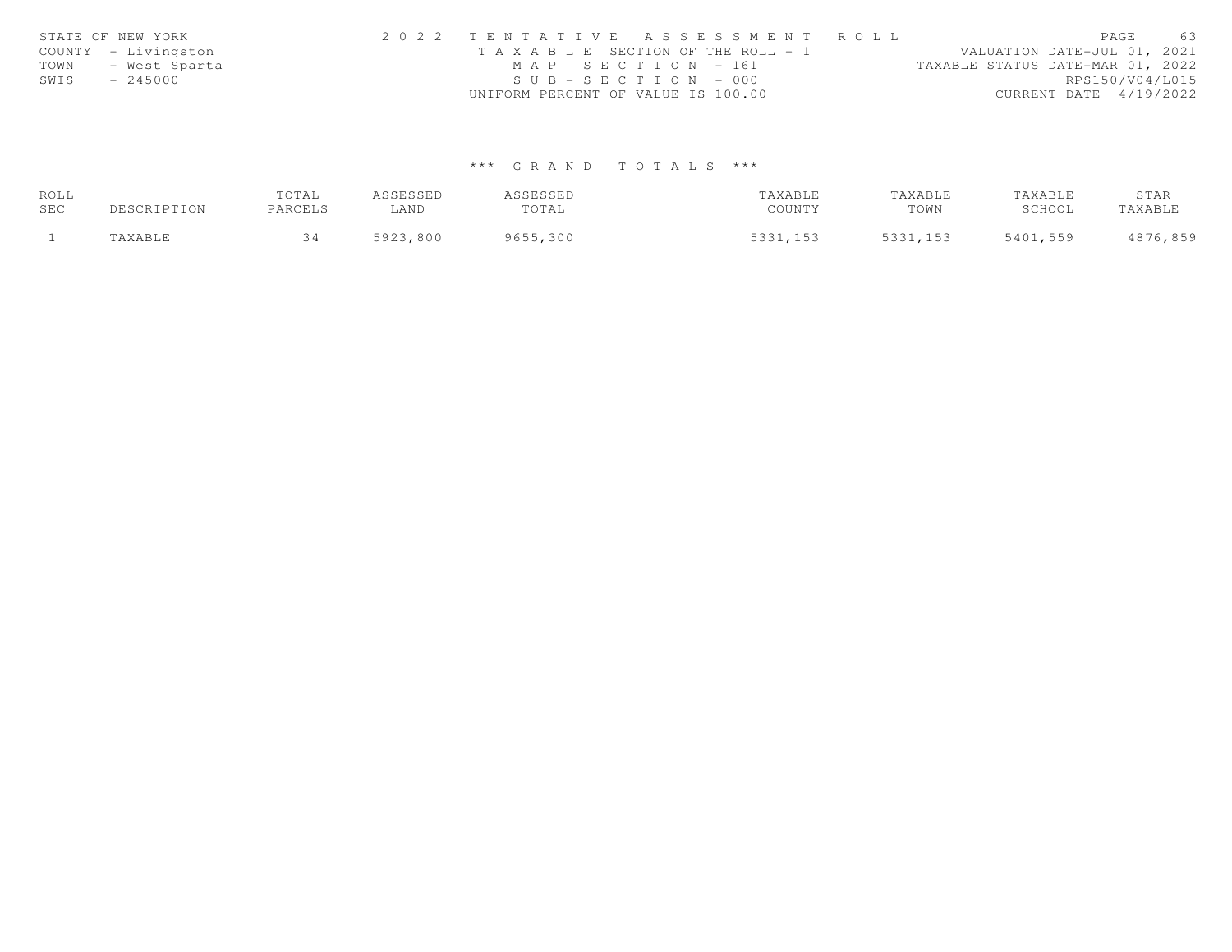STATE OF NEW YORK
COUNTY - Livingston
TOWN - West Sparta
SWIS - 245000

2 0 2 2 T E N T A T I V E A S S E S S M E N T R O L L
T A X A B L E SECTION OF THE ROLL - 1
M A P S E C T I O N - 161
S U B - S E C T I O N - 000
UNIFORM PERCENT OF VALUE IS 100.00

VALUATION DATE-JUL 01, 2021
TAXABLE STATUS DATE-MAR 01, 2022
RPS150/V04/L015
CURRENT DATE 4/19/2022

*** G R A N D T O T A L S ***

| ROLL SEC | DESCRIPTION | TOTAL PARCELS | ASSESSED LAND | ASSESSED TOTAL | TAXABLE COUNTY | TAXABLE TOWN | TAXABLE SCHOOL | STAR TAXABLE |
|---|---|---|---|---|---|---|---|---|
| 1 | TAXABLE | 34 | 5923,800 | 9655,300 | 5331,153 | 5331,153 | 5401,559 | 4876,859 |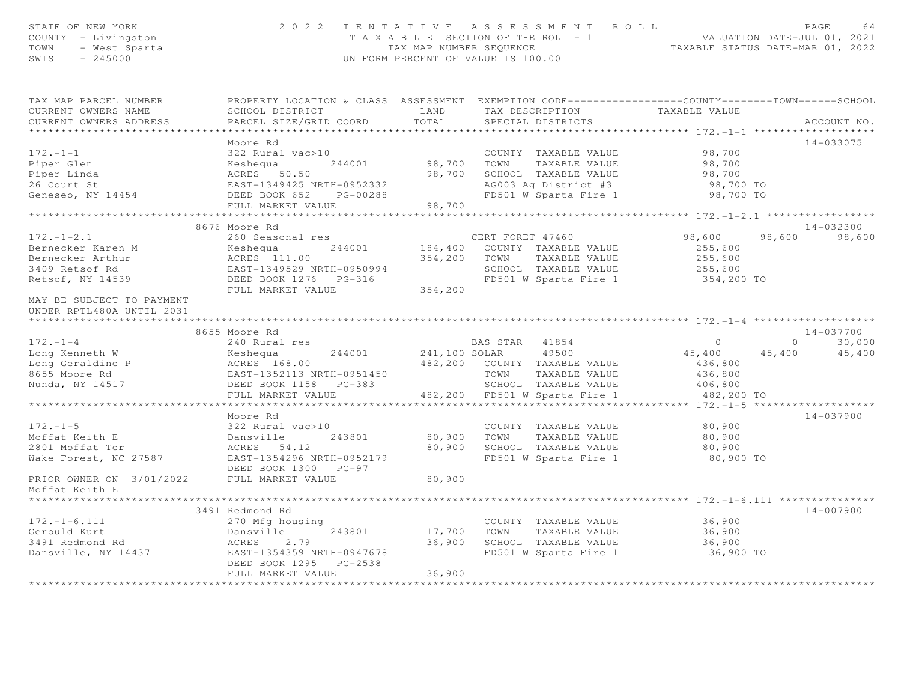STATE OF NEW YORK
COUNTY - Livingston
TOWN - West Sparta
SWIS - 245000

# 2022 TENTATIVE ASSESSMENT ROLL

TAXABLE SECTION OF THE ROLL - 1
TAX MAP NUMBER SEQUENCE
UNIFORM PERCENT OF VALUE IS 100.00

VALUATION DATE-JUL 01, 2021
TAXABLE STATUS DATE-MAR 01, 2022

| TAX MAP PARCEL NUMBER / CURRENT OWNERS NAME / CURRENT OWNERS ADDRESS | PROPERTY LOCATION & CLASS / SCHOOL DISTRICT / PARCEL SIZE/GRID COORD | ASSESSMENT LAND | ASSESSMENT TOTAL | EXEMPTION CODE / TAX DESCRIPTION / SPECIAL DISTRICTS | COUNTY TAXABLE VALUE | TOWN | SCHOOL | ACCOUNT NO. |
|---|---|---|---|---|---|---|---|---|
| **172.-1-1** | Moore Rd | | | | | | | 14-033075 |
| 172.-1-1 | 322 Rural vac>10 | | | COUNTY TAXABLE VALUE | 98,700 | | | |
| Piper Glen | Keshequa 244001 | 98,700 | | TOWN TAXABLE VALUE | 98,700 | | | |
| Piper Linda | ACRES 50.50 | | 98,700 | SCHOOL TAXABLE VALUE | 98,700 | | | |
| 26 Court St | EAST-1349425 NRTH-0952332 | | | AG003 Ag District #3 | 98,700 TO | | | |
| Geneseo, NY 14454 | DEED BOOK 652 PG-00288 | | | FD501 W Sparta Fire 1 | 98,700 TO | | | |
| | FULL MARKET VALUE | | 98,700 | | | | | |
| **172.-1-2.1** | 8676 Moore Rd | | | | | | | 14-032300 |
| 172.-1-2.1 | 260 Seasonal res | | | CERT FORET 47460 | 98,600 | 98,600 | 98,600 | |
| Bernecker Karen M | Keshequa 244001 | 184,400 | | COUNTY TAXABLE VALUE | 255,600 | | | |
| Bernecker Arthur | ACRES 111.00 | | 354,200 | TOWN TAXABLE VALUE | 255,600 | | | |
| 3409 Retsof Rd | EAST-1349529 NRTH-0950994 | | | SCHOOL TAXABLE VALUE | 255,600 | | | |
| Retsof, NY 14539 | DEED BOOK 1276 PG-316 | | | FD501 W Sparta Fire 1 | 354,200 TO | | | |
| | FULL MARKET VALUE | | 354,200 | | | | | |
| MAY BE SUBJECT TO PAYMENT UNDER RPTL480A UNTIL 2031 | | | | | | | | |
| **172.-1-4** | 8655 Moore Rd | | | | | | | 14-037700 |
| 172.-1-4 | 240 Rural res | | | BAS STAR 41854 | 0 | 0 | 30,000 | |
| Long Kenneth W | Keshequa 244001 | 241,100 | | SOLAR 49500 | 45,400 | 45,400 | 45,400 | |
| Long Geraldine P | ACRES 168.00 | | 482,200 | COUNTY TAXABLE VALUE | 436,800 | | | |
| 8655 Moore Rd | EAST-1352113 NRTH-0951450 | | | TOWN TAXABLE VALUE | 436,800 | | | |
| Nunda, NY 14517 | DEED BOOK 1158 PG-383 | | | SCHOOL TAXABLE VALUE | 406,800 | | | |
| | FULL MARKET VALUE | | 482,200 | FD501 W Sparta Fire 1 | 482,200 TO | | | |
| **172.-1-5** | Moore Rd | | | | | | | 14-037900 |
| 172.-1-5 | 322 Rural vac>10 | | | COUNTY TAXABLE VALUE | 80,900 | | | |
| Moffat Keith E | Dansville 243801 | 80,900 | | TOWN TAXABLE VALUE | 80,900 | | | |
| 2801 Moffat Ter | ACRES 54.12 | | 80,900 | SCHOOL TAXABLE VALUE | 80,900 | | | |
| Wake Forest, NC 27587 | EAST-1354296 NRTH-0952179 | | | FD501 W Sparta Fire 1 | 80,900 TO | | | |
| | DEED BOOK 1300 PG-97 | | | | | | | |
| PRIOR OWNER ON 3/01/2022 | FULL MARKET VALUE | | 80,900 | | | | | |
| Moffat Keith E | | | | | | | | |
| **172.-1-6.111** | 3491 Redmond Rd | | | | | | | 14-007900 |
| 172.-1-6.111 | 270 Mfg housing | | | COUNTY TAXABLE VALUE | 36,900 | | | |
| Gerould Kurt | Dansville 243801 | 17,700 | | TOWN TAXABLE VALUE | 36,900 | | | |
| 3491 Redmond Rd | ACRES 2.79 | | 36,900 | SCHOOL TAXABLE VALUE | 36,900 | | | |
| Dansville, NY 14437 | EAST-1354359 NRTH-0947678 | | | FD501 W Sparta Fire 1 | 36,900 TO | | | |
| | DEED BOOK 1295 PG-2538 | | | | | | | |
| | FULL MARKET VALUE | | 36,900 | | | | | |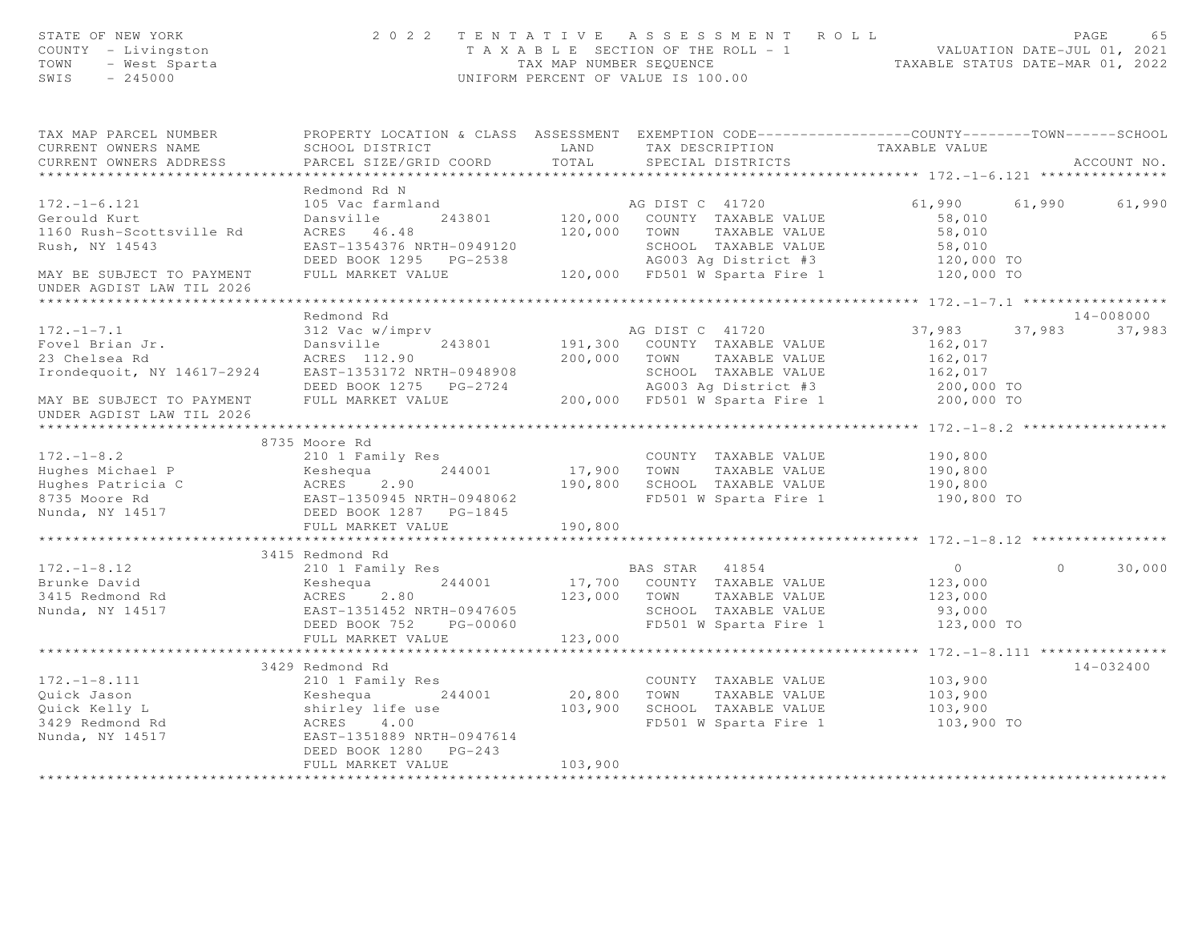STATE OF NEW YORK — 2022 TENTATIVE ASSESSMENT ROLL
COUNTY - Livingston — TAXABLE SECTION OF THE ROLL - 1 — VALUATION DATE-JUL 01, 2021
TOWN - West Sparta — TAX MAP NUMBER SEQUENCE — TAXABLE STATUS DATE-MAR 01, 2022
SWIS - 245000 — UNIFORM PERCENT OF VALUE IS 100.00

| TAX MAP PARCEL NUMBER / CURRENT OWNERS NAME / CURRENT OWNERS ADDRESS | PROPERTY LOCATION & CLASS / SCHOOL DISTRICT / PARCEL SIZE/GRID COORD | ASSESSMENT LAND / TOTAL | EXEMPTION CODE / TAX DESCRIPTION / SPECIAL DISTRICTS | COUNTY TAXABLE VALUE | TOWN | SCHOOL | ACCOUNT NO. |
|---|---|---|---|---|---|---|---|
| **172.-1-6.121** | Redmond Rd N | | | | | | |
| | 105 Vac farmland | | AG DIST C 41720 | 61,990 | 61,990 | 61,990 | |
| Gerould Kurt | Dansville 243801 | 120,000 | COUNTY TAXABLE VALUE | 58,010 | | | |
| 1160 Rush-Scottsville Rd | ACRES 46.48 | 120,000 | TOWN TAXABLE VALUE | 58,010 | | | |
| Rush, NY 14543 | EAST-1354376 NRTH-0949120 | | SCHOOL TAXABLE VALUE | 58,010 | | | |
| | DEED BOOK 1295 PG-2538 | | AG003 Ag District #3 | 120,000 TO | | | |
| MAY BE SUBJECT TO PAYMENT UNDER AGDIST LAW TIL 2026 | FULL MARKET VALUE | 120,000 | FD501 W Sparta Fire 1 | 120,000 TO | | | |
| **172.-1-7.1** | Redmond Rd | | | | | | 14-008000 |
| | 312 Vac w/imprv | | AG DIST C 41720 | 37,983 | 37,983 | 37,983 | |
| Fovel Brian Jr. | Dansville 243801 | 191,300 | COUNTY TAXABLE VALUE | 162,017 | | | |
| 23 Chelsea Rd | ACRES 112.90 | 200,000 | TOWN TAXABLE VALUE | 162,017 | | | |
| Irondequoit, NY 14617-2924 | EAST-1353172 NRTH-0948908 | | SCHOOL TAXABLE VALUE | 162,017 | | | |
| | DEED BOOK 1275 PG-2724 | | AG003 Ag District #3 | 200,000 TO | | | |
| MAY BE SUBJECT TO PAYMENT UNDER AGDIST LAW TIL 2026 | FULL MARKET VALUE | 200,000 | FD501 W Sparta Fire 1 | 200,000 TO | | | |
| **172.-1-8.2** | 8735 Moore Rd | | | | | | |
| | 210 1 Family Res | | COUNTY TAXABLE VALUE | 190,800 | | | |
| Hughes Michael P | Keshequa 244001 | 17,900 | TOWN TAXABLE VALUE | 190,800 | | | |
| Hughes Patricia C | ACRES 2.90 | 190,800 | SCHOOL TAXABLE VALUE | 190,800 | | | |
| 8735 Moore Rd | EAST-1350945 NRTH-0948062 | | FD501 W Sparta Fire 1 | 190,800 TO | | | |
| Nunda, NY 14517 | DEED BOOK 1287 PG-1845 | | | | | | |
| | FULL MARKET VALUE | 190,800 | | | | | |
| **172.-1-8.12** | 3415 Redmond Rd | | | | | | |
| | 210 1 Family Res | | BAS STAR 41854 | 0 | 0 | 30,000 | |
| Brunke David | Keshequa 244001 | 17,700 | COUNTY TAXABLE VALUE | 123,000 | | | |
| 3415 Redmond Rd | ACRES 2.80 | 123,000 | TOWN TAXABLE VALUE | 123,000 | | | |
| Nunda, NY 14517 | EAST-1351452 NRTH-0947605 | | SCHOOL TAXABLE VALUE | 93,000 | | | |
| | DEED BOOK 752 PG-00060 | | FD501 W Sparta Fire 1 | 123,000 TO | | | |
| | FULL MARKET VALUE | 123,000 | | | | | |
| **172.-1-8.111** | 3429 Redmond Rd | | | | | | 14-032400 |
| | 210 1 Family Res | | COUNTY TAXABLE VALUE | 103,900 | | | |
| Quick Jason | Keshequa 244001 | 20,800 | TOWN TAXABLE VALUE | 103,900 | | | |
| Quick Kelly L | shirley life use | 103,900 | SCHOOL TAXABLE VALUE | 103,900 | | | |
| 3429 Redmond Rd | ACRES 4.00 | | FD501 W Sparta Fire 1 | 103,900 TO | | | |
| Nunda, NY 14517 | EAST-1351889 NRTH-0947614 | | | | | | |
| | DEED BOOK 1280 PG-243 | | | | | | |
| | FULL MARKET VALUE | 103,900 | | | | | |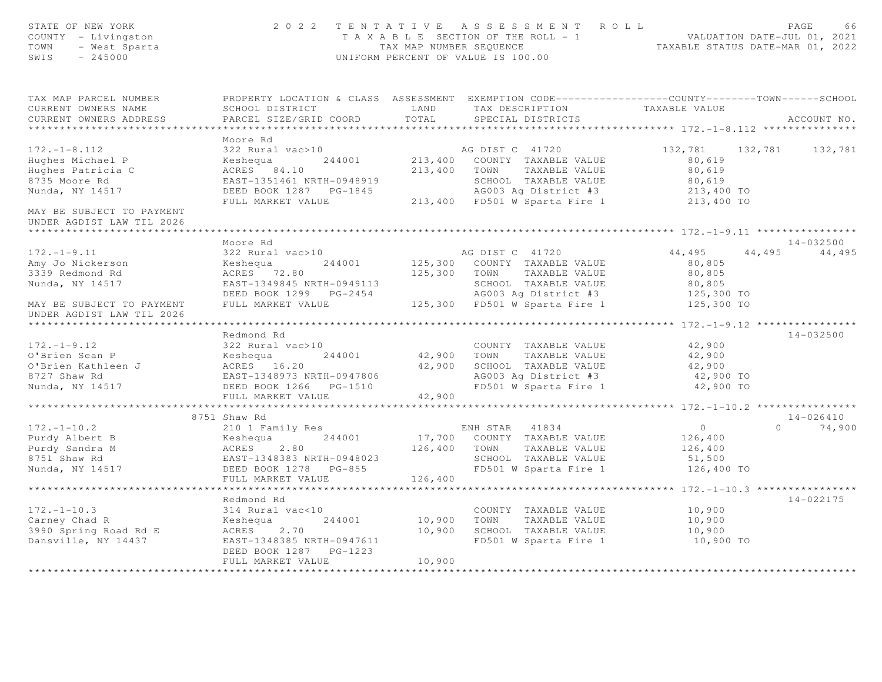STATE OF NEW YORK — 2022 TENTATIVE ASSESSMENT ROLL
COUNTY - Livingston — TAXABLE SECTION OF THE ROLL - 1 — VALUATION DATE-JUL 01, 2021
TOWN - West Sparta — TAX MAP NUMBER SEQUENCE — TAXABLE STATUS DATE-MAR 01, 2022
SWIS - 245000 — UNIFORM PERCENT OF VALUE IS 100.00

| TAX MAP PARCEL NUMBER / CURRENT OWNERS NAME / CURRENT OWNERS ADDRESS | PROPERTY LOCATION & CLASS / SCHOOL DISTRICT / PARCEL SIZE/GRID COORD | ASSESSMENT LAND | ASSESSMENT TOTAL | EXEMPTION CODE / TAX DESCRIPTION / SPECIAL DISTRICTS | COUNTY TAXABLE VALUE | TOWN | SCHOOL | ACCOUNT NO. |
|---|---|---|---|---|---|---|---|---|
| **172.-1-8.112** | Moore Rd | | | | | | | |
| 172.-1-8.112 | 322 Rural vac>10 | | | AG DIST C 41720 | 132,781 | 132,781 | 132,781 | |
| Hughes Michael P | Keshequa 244001 | 213,400 | | COUNTY TAXABLE VALUE | 80,619 | | | |
| Hughes Patricia C | ACRES 84.10 | | 213,400 | TOWN TAXABLE VALUE | 80,619 | | | |
| 8735 Moore Rd | EAST-1351461 NRTH-0948919 | | | SCHOOL TAXABLE VALUE | 80,619 | | | |
| Nunda, NY 14517 | DEED BOOK 1287 PG-1845 | | | AG003 Ag District #3 | 213,400 TO | | | |
| | FULL MARKET VALUE | | 213,400 | FD501 W Sparta Fire 1 | 213,400 TO | | | |
| MAY BE SUBJECT TO PAYMENT UNDER AGDIST LAW TIL 2026 | | | | | | | | |
| **172.-1-9.11** | Moore Rd | | | | | | | 14-032500 |
| 172.-1-9.11 | 322 Rural vac>10 | | | AG DIST C 41720 | 44,495 | 44,495 | 44,495 | |
| Amy Jo Nickerson | Keshequa 244001 | 125,300 | | COUNTY TAXABLE VALUE | 80,805 | | | |
| 3339 Redmond Rd | ACRES 72.80 | | 125,300 | TOWN TAXABLE VALUE | 80,805 | | | |
| Nunda, NY 14517 | EAST-1349845 NRTH-0949113 | | | SCHOOL TAXABLE VALUE | 80,805 | | | |
| | DEED BOOK 1299 PG-2454 | | | AG003 Ag District #3 | 125,300 TO | | | |
| MAY BE SUBJECT TO PAYMENT | FULL MARKET VALUE | | 125,300 | FD501 W Sparta Fire 1 | 125,300 TO | | | |
| UNDER AGDIST LAW TIL 2026 | | | | | | | | |
| **172.-1-9.12** | Redmond Rd | | | | | | | 14-032500 |
| 172.-1-9.12 | 322 Rural vac>10 | | | COUNTY TAXABLE VALUE | 42,900 | | | |
| O'Brien Sean P | Keshequa 244001 | 42,900 | | TOWN TAXABLE VALUE | 42,900 | | | |
| O'Brien Kathleen J | ACRES 16.20 | | 42,900 | SCHOOL TAXABLE VALUE | 42,900 | | | |
| 8727 Shaw Rd | EAST-1348973 NRTH-0947806 | | | AG003 Ag District #3 | 42,900 TO | | | |
| Nunda, NY 14517 | DEED BOOK 1266 PG-1510 | | | FD501 W Sparta Fire 1 | 42,900 TO | | | |
| | FULL MARKET VALUE | | 42,900 | | | | | |
| **172.-1-10.2** | 8751 Shaw Rd | | | | | | | 14-026410 |
| 172.-1-10.2 | 210 1 Family Res | | | ENH STAR 41834 | 0 | 0 | 74,900 | |
| Purdy Albert B | Keshequa 244001 | 17,700 | | COUNTY TAXABLE VALUE | 126,400 | | | |
| Purdy Sandra M | ACRES 2.80 | | 126,400 | TOWN TAXABLE VALUE | 126,400 | | | |
| 8751 Shaw Rd | EAST-1348383 NRTH-0948023 | | | SCHOOL TAXABLE VALUE | 51,500 | | | |
| Nunda, NY 14517 | DEED BOOK 1278 PG-855 | | | FD501 W Sparta Fire 1 | 126,400 TO | | | |
| | FULL MARKET VALUE | | 126,400 | | | | | |
| **172.-1-10.3** | Redmond Rd | | | | | | | 14-022175 |
| 172.-1-10.3 | 314 Rural vac<10 | | | COUNTY TAXABLE VALUE | 10,900 | | | |
| Carney Chad R | Keshequa 244001 | 10,900 | | TOWN TAXABLE VALUE | 10,900 | | | |
| 3990 Spring Road Rd E | ACRES 2.70 | | 10,900 | SCHOOL TAXABLE VALUE | 10,900 | | | |
| Dansville, NY 14437 | EAST-1348385 NRTH-0947611 | | | FD501 W Sparta Fire 1 | 10,900 TO | | | |
| | DEED BOOK 1287 PG-1223 | | | | | | | |
| | FULL MARKET VALUE | | 10,900 | | | | | |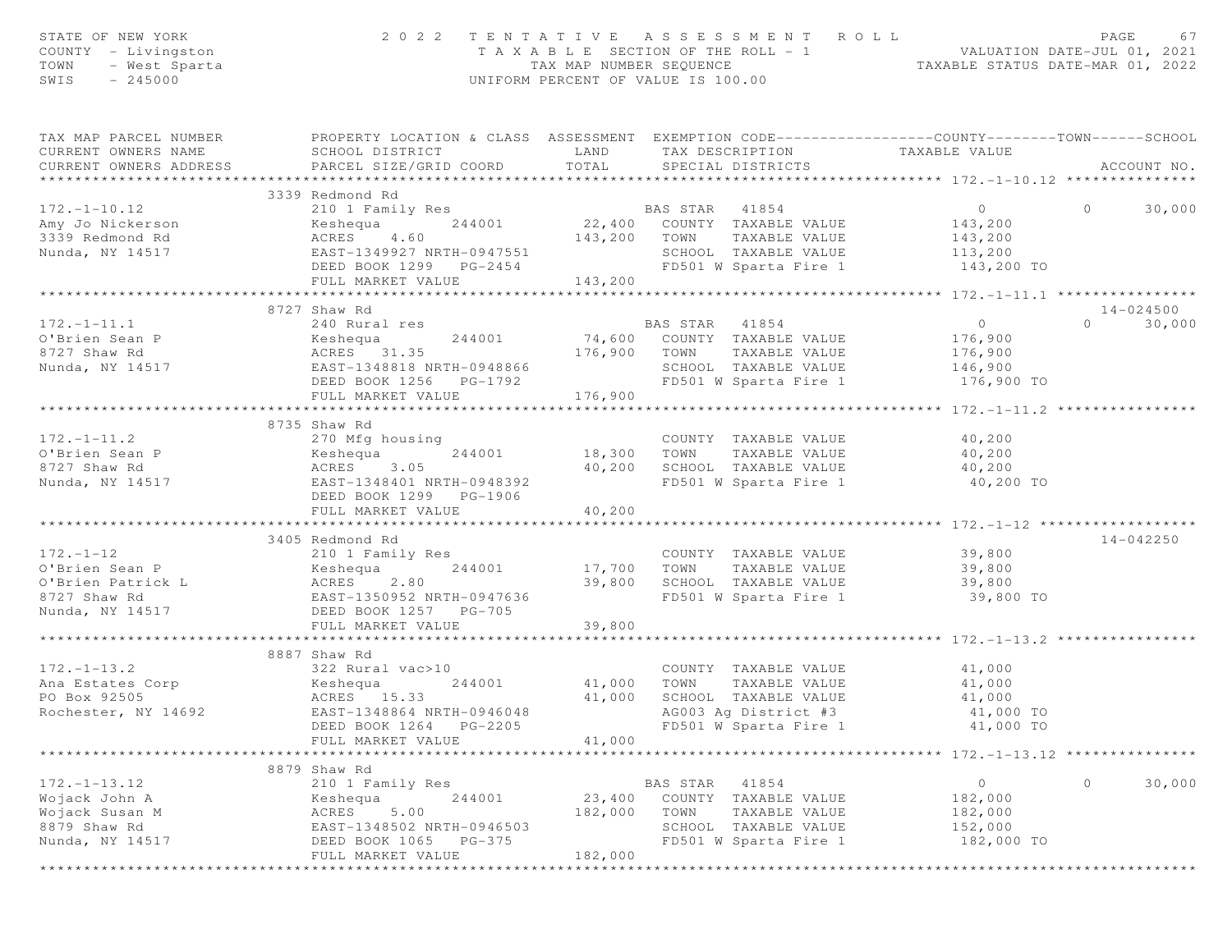STATE OF NEW YORK
COUNTY - Livingston
TOWN - West Sparta
SWIS - 245000

**2022 TENTATIVE ASSESSMENT ROLL**
TAXABLE SECTION OF THE ROLL - 1
TAX MAP NUMBER SEQUENCE
UNIFORM PERCENT OF VALUE IS 100.00

VALUATION DATE-JUL 01, 2021
TAXABLE STATUS DATE-MAR 01, 2022

| TAX MAP PARCEL NUMBER / CURRENT OWNERS NAME / CURRENT OWNERS ADDRESS | PROPERTY LOCATION & CLASS / SCHOOL DISTRICT / PARCEL SIZE/GRID COORD | ASSESSMENT LAND | TOTAL | EXEMPTION CODE / TAX DESCRIPTION / SPECIAL DISTRICTS | COUNTY TAXABLE VALUE | TOWN | SCHOOL | ACCOUNT NO. |
|---|---|---|---|---|---|---|---|---|
| **172.-1-10.12** | 3339 Redmond Rd | | | | | | | |
| 172.-1-10.12 | 210 1 Family Res | | | BAS STAR 41854 | 0 | 0 | 30,000 | |
| Amy Jo Nickerson | Keshequa 244001 | 22,400 | | COUNTY TAXABLE VALUE | 143,200 | | | |
| 3339 Redmond Rd | ACRES 4.60 | | 143,200 | TOWN TAXABLE VALUE | 143,200 | | | |
| Nunda, NY 14517 | EAST-1349927 NRTH-0947551 | | | SCHOOL TAXABLE VALUE | 113,200 | | | |
| | DEED BOOK 1299 PG-2454 | | | FD501 W Sparta Fire 1 | 143,200 TO | | | |
| | FULL MARKET VALUE | | 143,200 | | | | | |
| **172.-1-11.1** | 8727 Shaw Rd | | | | | | | 14-024500 |
| 172.-1-11.1 | 240 Rural res | | | BAS STAR 41854 | 0 | 0 | 30,000 | |
| O'Brien Sean P | Keshequa 244001 | 74,600 | | COUNTY TAXABLE VALUE | 176,900 | | | |
| 8727 Shaw Rd | ACRES 31.35 | | 176,900 | TOWN TAXABLE VALUE | 176,900 | | | |
| Nunda, NY 14517 | EAST-1348818 NRTH-0948866 | | | SCHOOL TAXABLE VALUE | 146,900 | | | |
| | DEED BOOK 1256 PG-1792 | | | FD501 W Sparta Fire 1 | 176,900 TO | | | |
| | FULL MARKET VALUE | | 176,900 | | | | | |
| **172.-1-11.2** | 8735 Shaw Rd | | | | | | | |
| 172.-1-11.2 | 270 Mfg housing | | | COUNTY TAXABLE VALUE | 40,200 | | | |
| O'Brien Sean P | Keshequa 244001 | 18,300 | | TOWN TAXABLE VALUE | 40,200 | | | |
| 8727 Shaw Rd | ACRES 3.05 | | 40,200 | SCHOOL TAXABLE VALUE | 40,200 | | | |
| Nunda, NY 14517 | EAST-1348401 NRTH-0948392 | | | FD501 W Sparta Fire 1 | 40,200 TO | | | |
| | DEED BOOK 1299 PG-1906 | | | | | | | |
| | FULL MARKET VALUE | | 40,200 | | | | | |
| **172.-1-12** | 3405 Redmond Rd | | | | | | | 14-042250 |
| 172.-1-12 | 210 1 Family Res | | | COUNTY TAXABLE VALUE | 39,800 | | | |
| O'Brien Sean P | Keshequa 244001 | 17,700 | | TOWN TAXABLE VALUE | 39,800 | | | |
| O'Brien Patrick L | ACRES 2.80 | | 39,800 | SCHOOL TAXABLE VALUE | 39,800 | | | |
| 8727 Shaw Rd | EAST-1350952 NRTH-0947636 | | | FD501 W Sparta Fire 1 | 39,800 TO | | | |
| Nunda, NY 14517 | DEED BOOK 1257 PG-705 | | | | | | | |
| | FULL MARKET VALUE | | 39,800 | | | | | |
| **172.-1-13.2** | 8887 Shaw Rd | | | | | | | |
| 172.-1-13.2 | 322 Rural vac>10 | | | COUNTY TAXABLE VALUE | 41,000 | | | |
| Ana Estates Corp | Keshequa 244001 | 41,000 | | TOWN TAXABLE VALUE | 41,000 | | | |
| PO Box 92505 | ACRES 15.33 | | 41,000 | SCHOOL TAXABLE VALUE | 41,000 | | | |
| Rochester, NY 14692 | EAST-1348864 NRTH-0946048 | | | AG003 Ag District #3 | 41,000 TO | | | |
| | DEED BOOK 1264 PG-2205 | | | FD501 W Sparta Fire 1 | 41,000 TO | | | |
| | FULL MARKET VALUE | | 41,000 | | | | | |
| **172.-1-13.12** | 8879 Shaw Rd | | | | | | | |
| 172.-1-13.12 | 210 1 Family Res | | | BAS STAR 41854 | 0 | 0 | 30,000 | |
| Wojack John A | Keshequa 244001 | 23,400 | | COUNTY TAXABLE VALUE | 182,000 | | | |
| Wojack Susan M | ACRES 5.00 | | 182,000 | TOWN TAXABLE VALUE | 182,000 | | | |
| 8879 Shaw Rd | EAST-1348502 NRTH-0946503 | | | SCHOOL TAXABLE VALUE | 152,000 | | | |
| Nunda, NY 14517 | DEED BOOK 1065 PG-375 | | | FD501 W Sparta Fire 1 | 182,000 TO | | | |
| | FULL MARKET VALUE | | 182,000 | | | | | |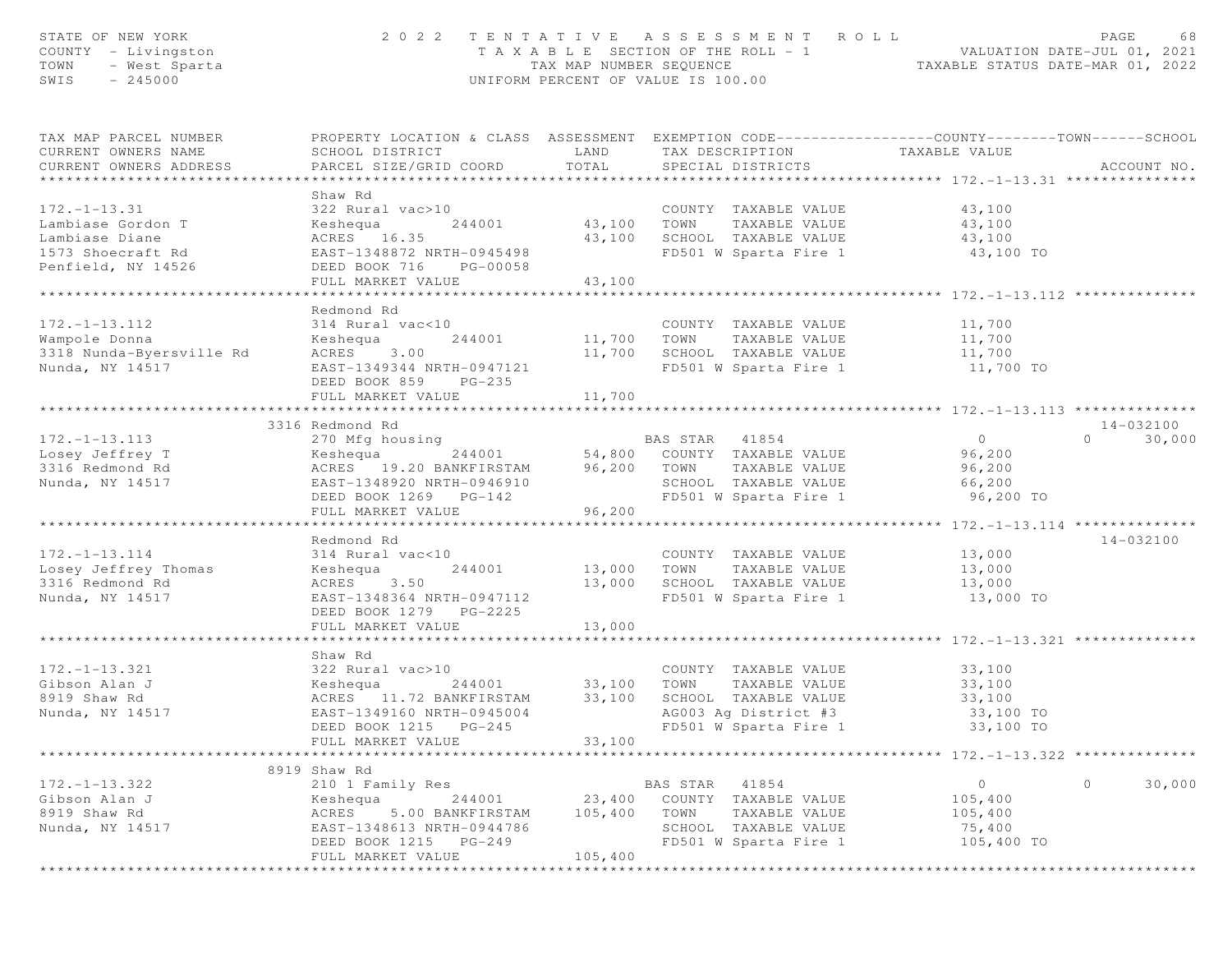STATE OF NEW YORK
COUNTY - Livingston
TOWN - West Sparta
SWIS - 245000

2022 TENTATIVE ASSESSMENT ROLL
TAXABLE SECTION OF THE ROLL - 1
TAX MAP NUMBER SEQUENCE
UNIFORM PERCENT OF VALUE IS 100.00

VALUATION DATE-JUL 01, 2021
TAXABLE STATUS DATE-MAR 01, 2022

| TAX MAP PARCEL NUMBER / CURRENT OWNERS NAME / CURRENT OWNERS ADDRESS | PROPERTY LOCATION & CLASS / SCHOOL DISTRICT / PARCEL SIZE/GRID COORD | ASSESSMENT LAND / TOTAL | EXEMPTION CODE / TAX DESCRIPTION / SPECIAL DISTRICTS | COUNTY | TOWN | SCHOOL | ACCOUNT NO. |
|---|---|---|---|---|---|---|---|
| **172.-1-13.31** | Shaw Rd | | | | | | |
| 172.-1-13.31 | 322 Rural vac>10 | | COUNTY TAXABLE VALUE | 43,100 | | | |
| Lambiase Gordon T | Keshequa 244001 | 43,100 | TOWN TAXABLE VALUE | | 43,100 | | |
| Lambiase Diane | ACRES 16.35 | 43,100 | SCHOOL TAXABLE VALUE | | | 43,100 | |
| 1573 Shoecraft Rd | EAST-1348872 NRTH-0945498 | | FD501 W Sparta Fire 1 | 43,100 TO | | | |
| Penfield, NY 14526 | DEED BOOK 716 PG-00058 | | | | | | |
| | FULL MARKET VALUE | 43,100 | | | | | |
| **172.-1-13.112** | Redmond Rd | | | | | | |
| 172.-1-13.112 | 314 Rural vac<10 | | COUNTY TAXABLE VALUE | 11,700 | | | |
| Wampole Donna | Keshequa 244001 | 11,700 | TOWN TAXABLE VALUE | | 11,700 | | |
| 3318 Nunda-Byersville Rd | ACRES 3.00 | 11,700 | SCHOOL TAXABLE VALUE | | | 11,700 | |
| Nunda, NY 14517 | EAST-1349344 NRTH-0947121 | | FD501 W Sparta Fire 1 | 11,700 TO | | | |
| | DEED BOOK 859 PG-235 | | | | | | |
| | FULL MARKET VALUE | 11,700 | | | | | |
| **172.-1-13.113** | 3316 Redmond Rd | | | | | | 14-032100 |
| 172.-1-13.113 | 270 Mfg housing | | BAS STAR 41854 | 0 | 0 | 30,000 | |
| Losey Jeffrey T | Keshequa 244001 | 54,800 | COUNTY TAXABLE VALUE | 96,200 | | | |
| 3316 Redmond Rd | ACRES 19.20 BANKFIRSTAM | 96,200 | TOWN TAXABLE VALUE | | 96,200 | | |
| Nunda, NY 14517 | EAST-1348920 NRTH-0946910 | | SCHOOL TAXABLE VALUE | | | 66,200 | |
| | DEED BOOK 1269 PG-142 | | FD501 W Sparta Fire 1 | 96,200 TO | | | |
| | FULL MARKET VALUE | 96,200 | | | | | |
| **172.-1-13.114** | Redmond Rd | | | | | | 14-032100 |
| 172.-1-13.114 | 314 Rural vac<10 | | COUNTY TAXABLE VALUE | 13,000 | | | |
| Losey Jeffrey Thomas | Keshequa 244001 | 13,000 | TOWN TAXABLE VALUE | | 13,000 | | |
| 3316 Redmond Rd | ACRES 3.50 | 13,000 | SCHOOL TAXABLE VALUE | | | 13,000 | |
| Nunda, NY 14517 | EAST-1348364 NRTH-0947112 | | FD501 W Sparta Fire 1 | 13,000 TO | | | |
| | DEED BOOK 1279 PG-2225 | | | | | | |
| | FULL MARKET VALUE | 13,000 | | | | | |
| **172.-1-13.321** | Shaw Rd | | | | | | |
| 172.-1-13.321 | 322 Rural vac>10 | | COUNTY TAXABLE VALUE | 33,100 | | | |
| Gibson Alan J | Keshequa 244001 | 33,100 | TOWN TAXABLE VALUE | | 33,100 | | |
| 8919 Shaw Rd | ACRES 11.72 BANKFIRSTAM | 33,100 | SCHOOL TAXABLE VALUE | | | 33,100 | |
| Nunda, NY 14517 | EAST-1349160 NRTH-0945004 | | AG003 Ag District #3 | 33,100 TO | | | |
| | DEED BOOK 1215 PG-245 | | FD501 W Sparta Fire 1 | 33,100 TO | | | |
| | FULL MARKET VALUE | 33,100 | | | | | |
| **172.-1-13.322** | 8919 Shaw Rd | | | | | | |
| 172.-1-13.322 | 210 1 Family Res | | BAS STAR 41854 | 0 | 0 | 30,000 | |
| Gibson Alan J | Keshequa 244001 | 23,400 | COUNTY TAXABLE VALUE | 105,400 | | | |
| 8919 Shaw Rd | ACRES 5.00 BANKFIRSTAM | 105,400 | TOWN TAXABLE VALUE | | 105,400 | | |
| Nunda, NY 14517 | EAST-1348613 NRTH-0944786 | | SCHOOL TAXABLE VALUE | | | 75,400 | |
| | DEED BOOK 1215 PG-249 | | FD501 W Sparta Fire 1 | 105,400 TO | | | |
| | FULL MARKET VALUE | 105,400 | | | | | |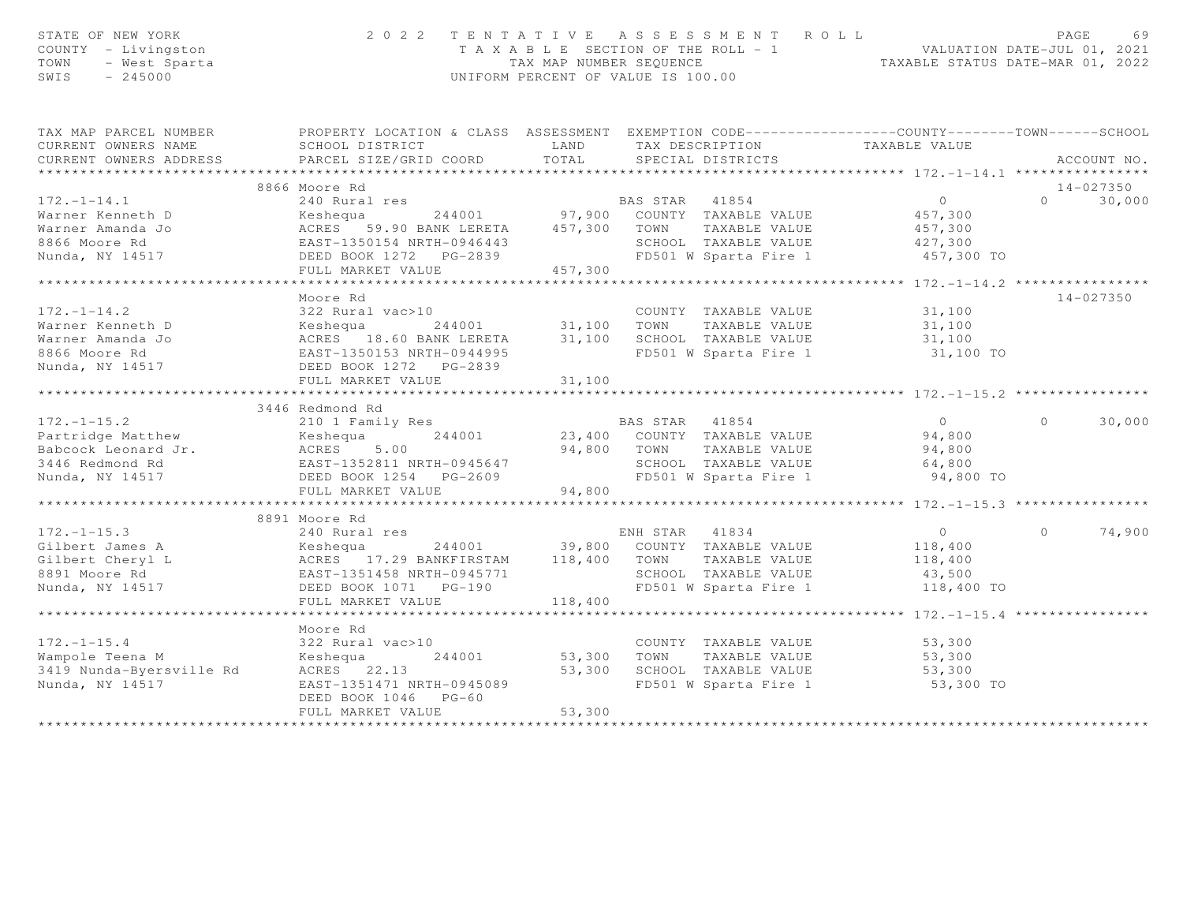STATE OF NEW YORK
COUNTY - Livingston
TOWN - West Sparta
SWIS - 245000

2 0 2 2 TENTATIVE ASSESSMENT ROLL
TAXABLE SECTION OF THE ROLL - 1
TAX MAP NUMBER SEQUENCE
UNIFORM PERCENT OF VALUE IS 100.00

VALUATION DATE-JUL 01, 2021
TAXABLE STATUS DATE-MAR 01, 2022

| TAX MAP PARCEL NUMBER / CURRENT OWNERS NAME / CURRENT OWNERS ADDRESS | PROPERTY LOCATION & CLASS / SCHOOL DISTRICT / PARCEL SIZE/GRID COORD | ASSESSMENT LAND / TOTAL | EXEMPTION CODE / TAX DESCRIPTION / SPECIAL DISTRICTS | COUNTY TAXABLE VALUE | TOWN | SCHOOL / ACCOUNT NO. |
|---|---|---|---|---|---|---|
| **172.-1-14.1** | 8866 Moore Rd | | | | | 14-027350 |
| 172.-1-14.1 | 240 Rural res | | BAS STAR 41854 | 0 | 0 | 30,000 |
| Warner Kenneth D | Keshequa 244001 | 97,900 | COUNTY TAXABLE VALUE | 457,300 | | |
| Warner Amanda Jo | ACRES 59.90 BANK LERETA | 457,300 | TOWN TAXABLE VALUE | 457,300 | | |
| 8866 Moore Rd | EAST-1350154 NRTH-0946443 | | SCHOOL TAXABLE VALUE | 427,300 | | |
| Nunda, NY 14517 | DEED BOOK 1272 PG-2839 | | FD501 W Sparta Fire 1 | 457,300 TO | | |
| | FULL MARKET VALUE | 457,300 | | | | |
| **172.-1-14.2** | Moore Rd | | | | | 14-027350 |
| 172.-1-14.2 | 322 Rural vac>10 | | COUNTY TAXABLE VALUE | 31,100 | | |
| Warner Kenneth D | Keshequa 244001 | 31,100 | TOWN TAXABLE VALUE | 31,100 | | |
| Warner Amanda Jo | ACRES 18.60 BANK LERETA | 31,100 | SCHOOL TAXABLE VALUE | 31,100 | | |
| 8866 Moore Rd | EAST-1350153 NRTH-0944995 | | FD501 W Sparta Fire 1 | 31,100 TO | | |
| Nunda, NY 14517 | DEED BOOK 1272 PG-2839 | | | | | |
| | FULL MARKET VALUE | 31,100 | | | | |
| **172.-1-15.2** | 3446 Redmond Rd | | | | | |
| 172.-1-15.2 | 210 1 Family Res | | BAS STAR 41854 | 0 | 0 | 30,000 |
| Partridge Matthew | Keshequa 244001 | 23,400 | COUNTY TAXABLE VALUE | 94,800 | | |
| Babcock Leonard Jr. | ACRES 5.00 | 94,800 | TOWN TAXABLE VALUE | 94,800 | | |
| 3446 Redmond Rd | EAST-1352811 NRTH-0945647 | | SCHOOL TAXABLE VALUE | 64,800 | | |
| Nunda, NY 14517 | DEED BOOK 1254 PG-2609 | | FD501 W Sparta Fire 1 | 94,800 TO | | |
| | FULL MARKET VALUE | 94,800 | | | | |
| **172.-1-15.3** | 8891 Moore Rd | | | | | |
| 172.-1-15.3 | 240 Rural res | | ENH STAR 41834 | 0 | 0 | 74,900 |
| Gilbert James A | Keshequa 244001 | 39,800 | COUNTY TAXABLE VALUE | 118,400 | | |
| Gilbert Cheryl L | ACRES 17.29 BANKFIRSTAM | 118,400 | TOWN TAXABLE VALUE | 118,400 | | |
| 8891 Moore Rd | EAST-1351458 NRTH-0945771 | | SCHOOL TAXABLE VALUE | 43,500 | | |
| Nunda, NY 14517 | DEED BOOK 1071 PG-190 | | FD501 W Sparta Fire 1 | 118,400 TO | | |
| | FULL MARKET VALUE | 118,400 | | | | |
| **172.-1-15.4** | Moore Rd | | | | | |
| 172.-1-15.4 | 322 Rural vac>10 | | COUNTY TAXABLE VALUE | 53,300 | | |
| Wampole Teena M | Keshequa 244001 | 53,300 | TOWN TAXABLE VALUE | 53,300 | | |
| 3419 Nunda-Byersville Rd | ACRES 22.13 | 53,300 | SCHOOL TAXABLE VALUE | 53,300 | | |
| Nunda, NY 14517 | EAST-1351471 NRTH-0945089 | | FD501 W Sparta Fire 1 | 53,300 TO | | |
| | DEED BOOK 1046 PG-60 | | | | | |
| | FULL MARKET VALUE | 53,300 | | | | |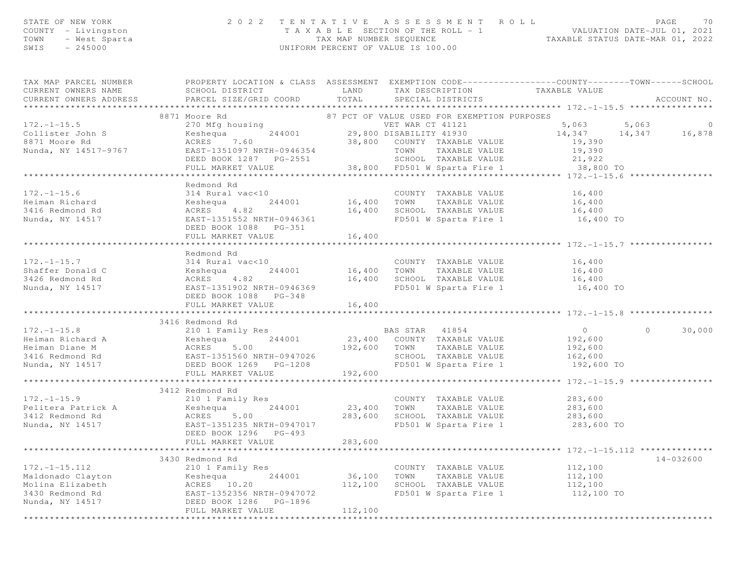STATE OF NEW YORK — 2022 TENTATIVE ASSESSMENT ROLL
COUNTY - Livingston — TAXABLE SECTION OF THE ROLL - 1 — VALUATION DATE-JUL 01, 2021
TOWN - West Sparta — TAX MAP NUMBER SEQUENCE — TAXABLE STATUS DATE-MAR 01, 2022
SWIS - 245000 — UNIFORM PERCENT OF VALUE IS 100.00

| TAX MAP PARCEL NUMBER / CURRENT OWNERS NAME / CURRENT OWNERS ADDRESS | PROPERTY LOCATION & CLASS / SCHOOL DISTRICT / PARCEL SIZE/GRID COORD | ASSESSMENT LAND | TOTAL | EXEMPTION CODE / TAX DESCRIPTION / SPECIAL DISTRICTS | COUNTY TAXABLE VALUE | TOWN | SCHOOL | ACCOUNT NO. |
|---|---|---|---|---|---|---|---|---|
| **172.-1-15.5** | 8871 Moore Rd | | | 87 PCT OF VALUE USED FOR EXEMPTION PURPOSES | | | | |
| 172.-1-15.5 | 270 Mfg housing | | | VET WAR CT 41121 | 5,063 | 5,063 | 0 | |
| Collister John S | Keshequa 244001 | 29,800 | | DISABILITY 41930 | 14,347 | 14,347 | 16,878 | |
| 8871 Moore Rd | ACRES 7.60 | | 38,800 | COUNTY TAXABLE VALUE | 19,390 | | | |
| Nunda, NY 14517-9767 | EAST-1351097 NRTH-0946354 | | | TOWN TAXABLE VALUE | 19,390 | | | |
| | DEED BOOK 1287 PG-2551 | | | SCHOOL TAXABLE VALUE | 21,922 | | | |
| | FULL MARKET VALUE | | 38,800 | FD501 W Sparta Fire 1 | 38,800 TO | | | |
| **172.-1-15.6** | Redmond Rd | | | | | | | |
| 172.-1-15.6 | 314 Rural vac<10 | | | COUNTY TAXABLE VALUE | 16,400 | | | |
| Heiman Richard | Keshequa 244001 | 16,400 | | TOWN TAXABLE VALUE | 16,400 | | | |
| 3416 Redmond Rd | ACRES 4.82 | | 16,400 | SCHOOL TAXABLE VALUE | 16,400 | | | |
| Nunda, NY 14517 | EAST-1351552 NRTH-0946361 | | | FD501 W Sparta Fire 1 | 16,400 TO | | | |
| | DEED BOOK 1088 PG-351 | | | | | | | |
| | FULL MARKET VALUE | | 16,400 | | | | | |
| **172.-1-15.7** | Redmond Rd | | | | | | | |
| 172.-1-15.7 | 314 Rural vac<10 | | | COUNTY TAXABLE VALUE | 16,400 | | | |
| Shaffer Donald C | Keshequa 244001 | 16,400 | | TOWN TAXABLE VALUE | 16,400 | | | |
| 3426 Redmond Rd | ACRES 4.82 | | 16,400 | SCHOOL TAXABLE VALUE | 16,400 | | | |
| Nunda, NY 14517 | EAST-1351902 NRTH-0946369 | | | FD501 W Sparta Fire 1 | 16,400 TO | | | |
| | DEED BOOK 1088 PG-348 | | | | | | | |
| | FULL MARKET VALUE | | 16,400 | | | | | |
| **172.-1-15.8** | 3416 Redmond Rd | | | | | | | |
| 172.-1-15.8 | 210 1 Family Res | | | BAS STAR 41854 | 0 | 0 | 30,000 | |
| Heiman Richard A | Keshequa 244001 | 23,400 | | COUNTY TAXABLE VALUE | 192,600 | | | |
| Heiman Diane M | ACRES 5.00 | | 192,600 | TOWN TAXABLE VALUE | 192,600 | | | |
| 3416 Redmond Rd | EAST-1351560 NRTH-0947026 | | | SCHOOL TAXABLE VALUE | 162,600 | | | |
| Nunda, NY 14517 | DEED BOOK 1269 PG-1208 | | | FD501 W Sparta Fire 1 | 192,600 TO | | | |
| | FULL MARKET VALUE | | 192,600 | | | | | |
| **172.-1-15.9** | 3412 Redmond Rd | | | | | | | |
| 172.-1-15.9 | 210 1 Family Res | | | COUNTY TAXABLE VALUE | 283,600 | | | |
| Pelitera Patrick A | Keshequa 244001 | 23,400 | | TOWN TAXABLE VALUE | 283,600 | | | |
| 3412 Redmond Rd | ACRES 5.00 | | 283,600 | SCHOOL TAXABLE VALUE | 283,600 | | | |
| Nunda, NY 14517 | EAST-1351235 NRTH-0947017 | | | FD501 W Sparta Fire 1 | 283,600 TO | | | |
| | DEED BOOK 1296 PG-493 | | | | | | | |
| | FULL MARKET VALUE | | 283,600 | | | | | |
| **172.-1-15.112** | 3430 Redmond Rd | | | | | | | 14-032600 |
| 172.-1-15.112 | 210 1 Family Res | | | COUNTY TAXABLE VALUE | 112,100 | | | |
| Maldonado Clayton | Keshequa 244001 | 36,100 | | TOWN TAXABLE VALUE | 112,100 | | | |
| Molina Elizabeth | ACRES 10.20 | | 112,100 | SCHOOL TAXABLE VALUE | 112,100 | | | |
| 3430 Redmond Rd | EAST-1352356 NRTH-0947072 | | | FD501 W Sparta Fire 1 | 112,100 TO | | | |
| Nunda, NY 14517 | DEED BOOK 1286 PG-1896 | | | | | | | |
| | FULL MARKET VALUE | | 112,100 | | | | | |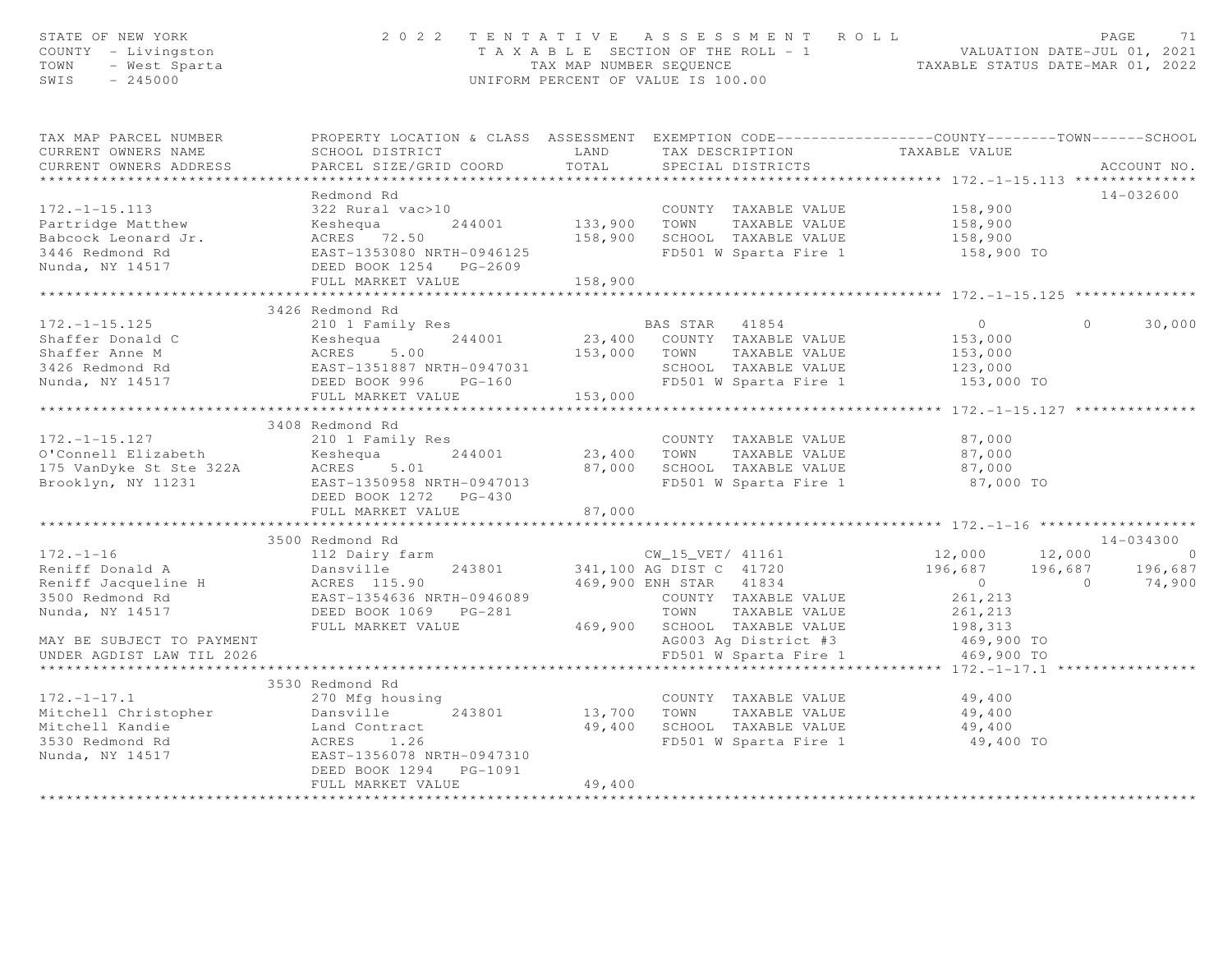STATE OF NEW YORK
COUNTY - Livingston
TOWN - West Sparta
SWIS - 245000

2 0 2 2 TENTATIVE ASSESSMENT ROLL
TAXABLE SECTION OF THE ROLL - 1
TAX MAP NUMBER SEQUENCE
UNIFORM PERCENT OF VALUE IS 100.00

VALUATION DATE-JUL 01, 2021
TAXABLE STATUS DATE-MAR 01, 2022

```
TAX MAP PARCEL NUMBER          PROPERTY LOCATION & CLASS  ASSESSMENT  EXEMPTION CODE------------------COUNTY--------TOWN------SCHOOL
CURRENT OWNERS NAME            SCHOOL DISTRICT               LAND      TAX DESCRIPTION            TAXABLE VALUE
CURRENT OWNERS ADDRESS         PARCEL SIZE/GRID COORD        TOTAL      SPECIAL DISTRICTS                                    ACCOUNT NO.
******************************************************************************************************* 172.-1-15.113 **************
                               Redmond Rd                                                                                14-032600
172.-1-15.113                  322 Rural vac>10                         COUNTY  TAXABLE VALUE          158,900
Partridge Matthew              Keshequa        244001       133,900     TOWN    TAXABLE VALUE          158,900
Babcock Leonard Jr.            ACRES  72.50                 158,900     SCHOOL  TAXABLE VALUE          158,900
3446 Redmond Rd                EAST-1353080 NRTH-0946125                FD501 W Sparta Fire 1           158,900 TO
Nunda, NY 14517                DEED BOOK 1254   PG-2609
                               FULL MARKET VALUE            158,900
******************************************************************************************************* 172.-1-15.125 **************
                          3426 Redmond Rd
172.-1-15.125                  210 1 Family Res                         BAS STAR   41854                 0            0      30,000
Shaffer Donald C               Keshequa        244001        23,400     COUNTY  TAXABLE VALUE          153,000
Shaffer Anne M                 ACRES    5.00                153,000     TOWN    TAXABLE VALUE          153,000
3426 Redmond Rd                EAST-1351887 NRTH-0947031                SCHOOL  TAXABLE VALUE          123,000
Nunda, NY 14517                DEED BOOK 996    PG-160                  FD501 W Sparta Fire 1           153,000 TO
                               FULL MARKET VALUE            153,000
******************************************************************************************************* 172.-1-15.127 **************
                          3408 Redmond Rd
172.-1-15.127                  210 1 Family Res                         COUNTY  TAXABLE VALUE           87,000
O'Connell Elizabeth            Keshequa        244001        23,400     TOWN    TAXABLE VALUE           87,000
175 VanDyke St Ste 322A        ACRES    5.01                 87,000     SCHOOL  TAXABLE VALUE           87,000
Brooklyn, NY 11231             EAST-1350958 NRTH-0947013                FD501 W Sparta Fire 1            87,000 TO
                               DEED BOOK 1272   PG-430
                               FULL MARKET VALUE             87,000
******************************************************************************************************* 172.-1-16 ******************
                          3500 Redmond Rd                                                                                14-034300
172.-1-16                      112 Dairy farm                           CW_15_VET/ 41161             12,000       12,000           0
Reniff Donald A                Dansville       243801       341,100 AG DIST C  41720                196,687      196,687     196,687
Reniff Jacqueline H            ACRES 115.90                 469,900 ENH STAR   41834                      0            0      74,900
3500 Redmond Rd                EAST-1354636 NRTH-0946089                COUNTY  TAXABLE VALUE          261,213
Nunda, NY 14517                DEED BOOK 1069   PG-281                  TOWN    TAXABLE VALUE          261,213
                               FULL MARKET VALUE            469,900     SCHOOL  TAXABLE VALUE          198,313
MAY BE SUBJECT TO PAYMENT                                               AG003 Ag District #3            469,900 TO
UNDER AGDIST LAW TIL 2026                                               FD501 W Sparta Fire 1           469,900 TO
******************************************************************************************************* 172.-1-17.1 ****************
                          3530 Redmond Rd
172.-1-17.1                    270 Mfg housing                          COUNTY  TAXABLE VALUE           49,400
Mitchell Christopher           Dansville       243801        13,700     TOWN    TAXABLE VALUE           49,400
Mitchell Kandie                Land Contract                 49,400     SCHOOL  TAXABLE VALUE           49,400
3530 Redmond Rd                ACRES    1.26                            FD501 W Sparta Fire 1            49,400 TO
Nunda, NY 14517                EAST-1356078 NRTH-0947310
                               DEED BOOK 1294   PG-1091
                               FULL MARKET VALUE             49,400
************************************************************************************************************************************
```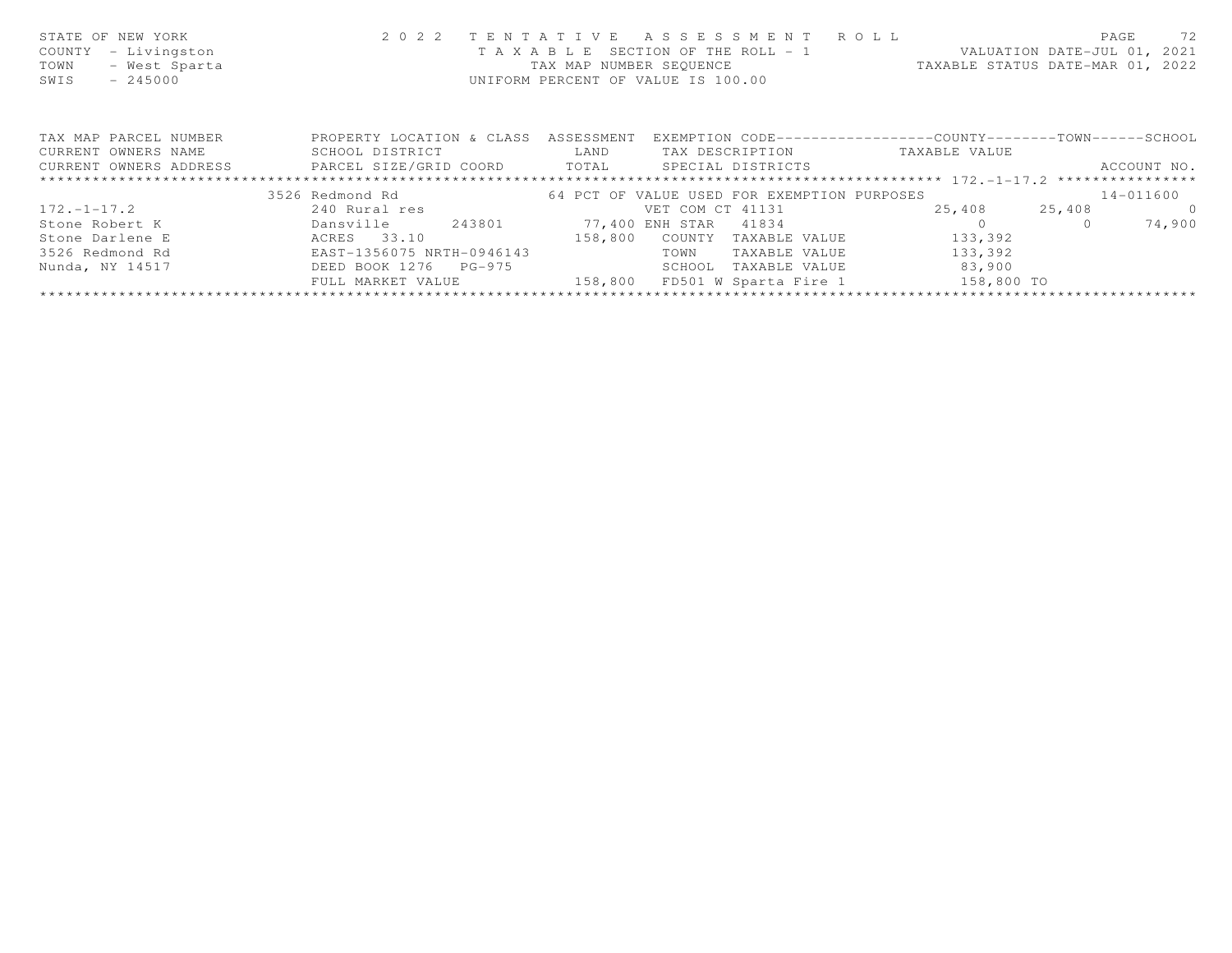STATE OF NEW YORK
COUNTY - Livingston
TOWN - West Sparta
SWIS - 245000

2 0 2 2 T E N T A T I V E A S S E S S M E N T R O L L
T A X A B L E SECTION OF THE ROLL - 1
TAX MAP NUMBER SEQUENCE
UNIFORM PERCENT OF VALUE IS 100.00

VALUATION DATE-JUL 01, 2021
TAXABLE STATUS DATE-MAR 01, 2022

| TAX MAP PARCEL NUMBER / CURRENT OWNERS NAME / CURRENT OWNERS ADDRESS | PROPERTY LOCATION & CLASS / SCHOOL DISTRICT / PARCEL SIZE/GRID COORD | ASSESSMENT LAND / TOTAL | EXEMPTION CODE / TAX DESCRIPTION / SPECIAL DISTRICTS | COUNTY TAXABLE VALUE | TOWN | SCHOOL / ACCOUNT NO. |
|---|---|---|---|---|---|---|
| 172.-1-17.2 | 3526 Redmond Rd | | 64 PCT OF VALUE USED FOR EXEMPTION PURPOSES | | | 14-011600 |
| 172.-1-17.2 | 240 Rural res | | VET COM CT 41131 | 25,408 | 25,408 | 0 |
| Stone Robert K | Dansville 243801 | 77,400 | ENH STAR 41834 | 0 | 0 | 74,900 |
| Stone Darlene E | ACRES 33.10 | 158,800 | COUNTY TAXABLE VALUE | 133,392 | | |
| 3526 Redmond Rd | EAST-1356075 NRTH-0946143 | | TOWN TAXABLE VALUE | 133,392 | | |
| Nunda, NY 14517 | DEED BOOK 1276 PG-975 | | SCHOOL TAXABLE VALUE | 83,900 | | |
| | FULL MARKET VALUE | 158,800 | FD501 W Sparta Fire 1 | 158,800 TO | | |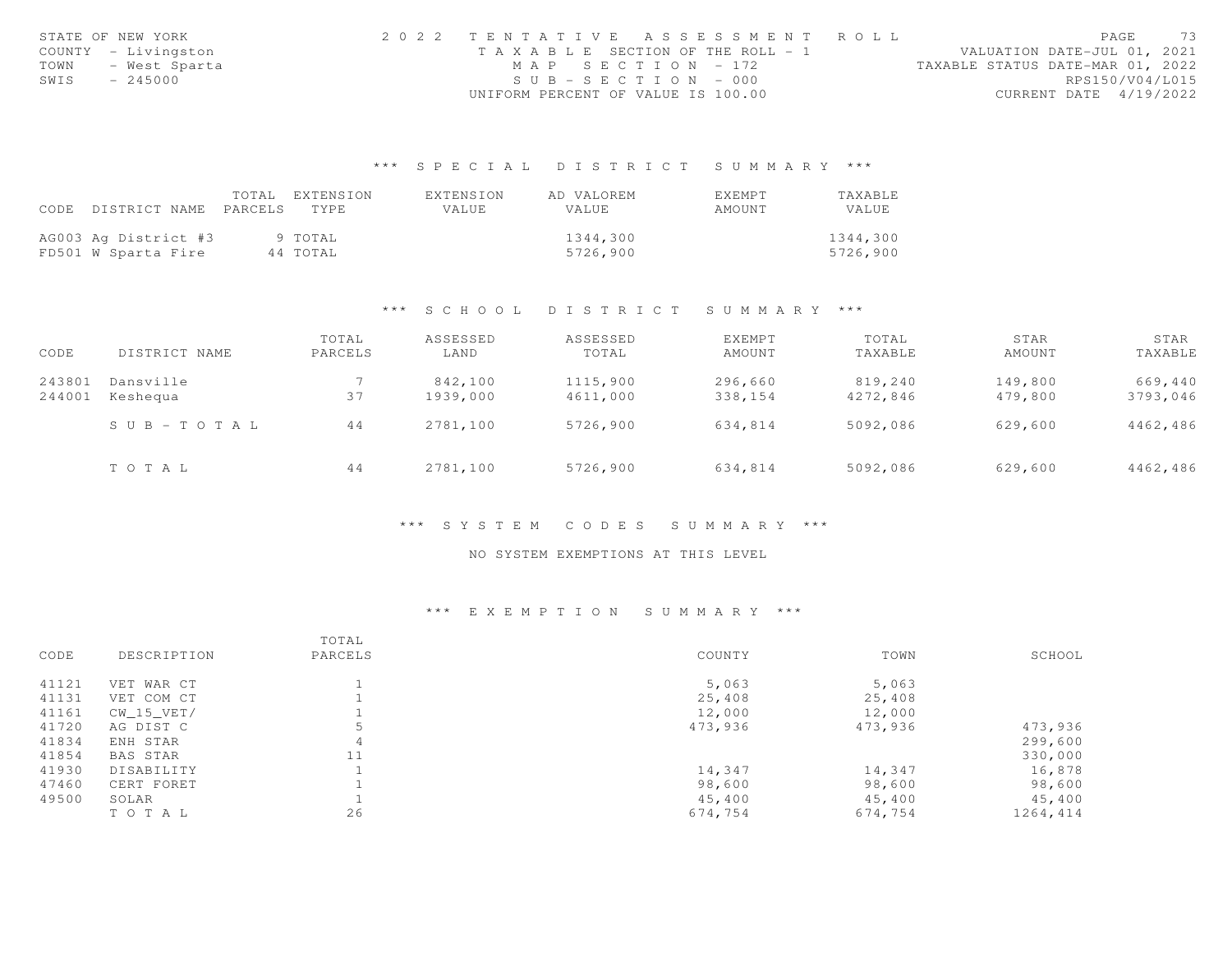STATE OF NEW YORK
COUNTY - Livingston
TOWN - West Sparta
SWIS - 245000

2022 TENTATIVE ASSESSMENT ROLL
TAXABLE SECTION OF THE ROLL - 1
MAP SECTION - 172
SUB-SECTION - 000
UNIFORM PERCENT OF VALUE IS 100.00

VALUATION DATE-JUL 01, 2021
TAXABLE STATUS DATE-MAR 01, 2022
RPS150/V04/L015
CURRENT DATE 4/19/2022

## *** SPECIAL DISTRICT SUMMARY ***

| CODE | DISTRICT NAME | TOTAL PARCELS | EXTENSION TYPE | EXTENSION VALUE | AD VALOREM VALUE | EXEMPT AMOUNT | TAXABLE VALUE |
|---|---|---|---|---|---|---|---|
| AG003 | Ag District #3 | 9 | TOTAL | | 1344,300 | | 1344,300 |
| FD501 | W Sparta Fire | 44 | TOTAL | | 5726,900 | | 5726,900 |

## *** SCHOOL DISTRICT SUMMARY ***

| CODE | DISTRICT NAME | TOTAL PARCELS | ASSESSED LAND | ASSESSED TOTAL | EXEMPT AMOUNT | TOTAL TAXABLE | STAR AMOUNT | STAR TAXABLE |
|---|---|---|---|---|---|---|---|---|
| 243801 | Dansville | 7 | 842,100 | 1115,900 | 296,660 | 819,240 | 149,800 | 669,440 |
| 244001 | Keshequa | 37 | 1939,000 | 4611,000 | 338,154 | 4272,846 | 479,800 | 3793,046 |
| | SUB-TOTAL | 44 | 2781,100 | 5726,900 | 634,814 | 5092,086 | 629,600 | 4462,486 |
| | TOTAL | 44 | 2781,100 | 5726,900 | 634,814 | 5092,086 | 629,600 | 4462,486 |

## *** SYSTEM CODES SUMMARY ***

NO SYSTEM EXEMPTIONS AT THIS LEVEL

## *** EXEMPTION SUMMARY ***

| CODE | DESCRIPTION | TOTAL PARCELS | COUNTY | TOWN | SCHOOL |
|---|---|---|---|---|---|
| 41121 | VET WAR CT | 1 | 5,063 | 5,063 | |
| 41131 | VET COM CT | 1 | 25,408 | 25,408 | |
| 41161 | CW_15_VET/ | 1 | 12,000 | 12,000 | |
| 41720 | AG DIST C | 5 | 473,936 | 473,936 | 473,936 |
| 41834 | ENH STAR | 4 | | | 299,600 |
| 41854 | BAS STAR | 11 | | | 330,000 |
| 41930 | DISABILITY | 1 | 14,347 | 14,347 | 16,878 |
| 47460 | CERT FORET | 1 | 98,600 | 98,600 | 98,600 |
| 49500 | SOLAR | 1 | 45,400 | 45,400 | 45,400 |
| | TOTAL | 26 | 674,754 | 674,754 | 1264,414 |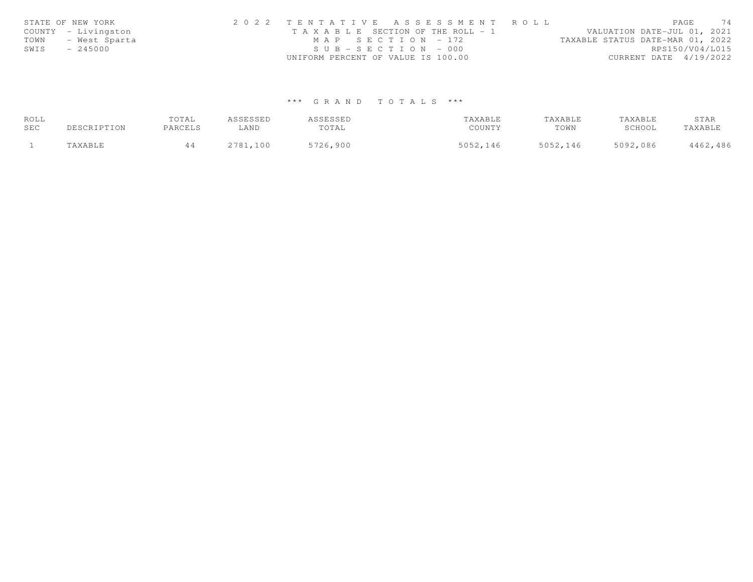STATE OF NEW YORK
COUNTY - Livingston
TOWN - West Sparta
SWIS - 245000

2 0 2 2 T E N T A T I V E A S S E S S M E N T R O L L
T A X A B L E SECTION OF THE ROLL - 1
M A P S E C T I O N - 172
S U B - S E C T I O N - 000
UNIFORM PERCENT OF VALUE IS 100.00

VALUATION DATE-JUL 01, 2021
TAXABLE STATUS DATE-MAR 01, 2022
RPS150/V04/L015
CURRENT DATE 4/19/2022

*** G R A N D T O T A L S ***

| ROLL SEC | DESCRIPTION | TOTAL PARCELS | ASSESSED LAND | ASSESSED TOTAL | TAXABLE COUNTY | TAXABLE TOWN | TAXABLE SCHOOL | STAR TAXABLE |
|---|---|---|---|---|---|---|---|---|
| 1 | TAXABLE | 44 | 2781,100 | 5726,900 | 5052,146 | 5052,146 | 5092,086 | 4462,486 |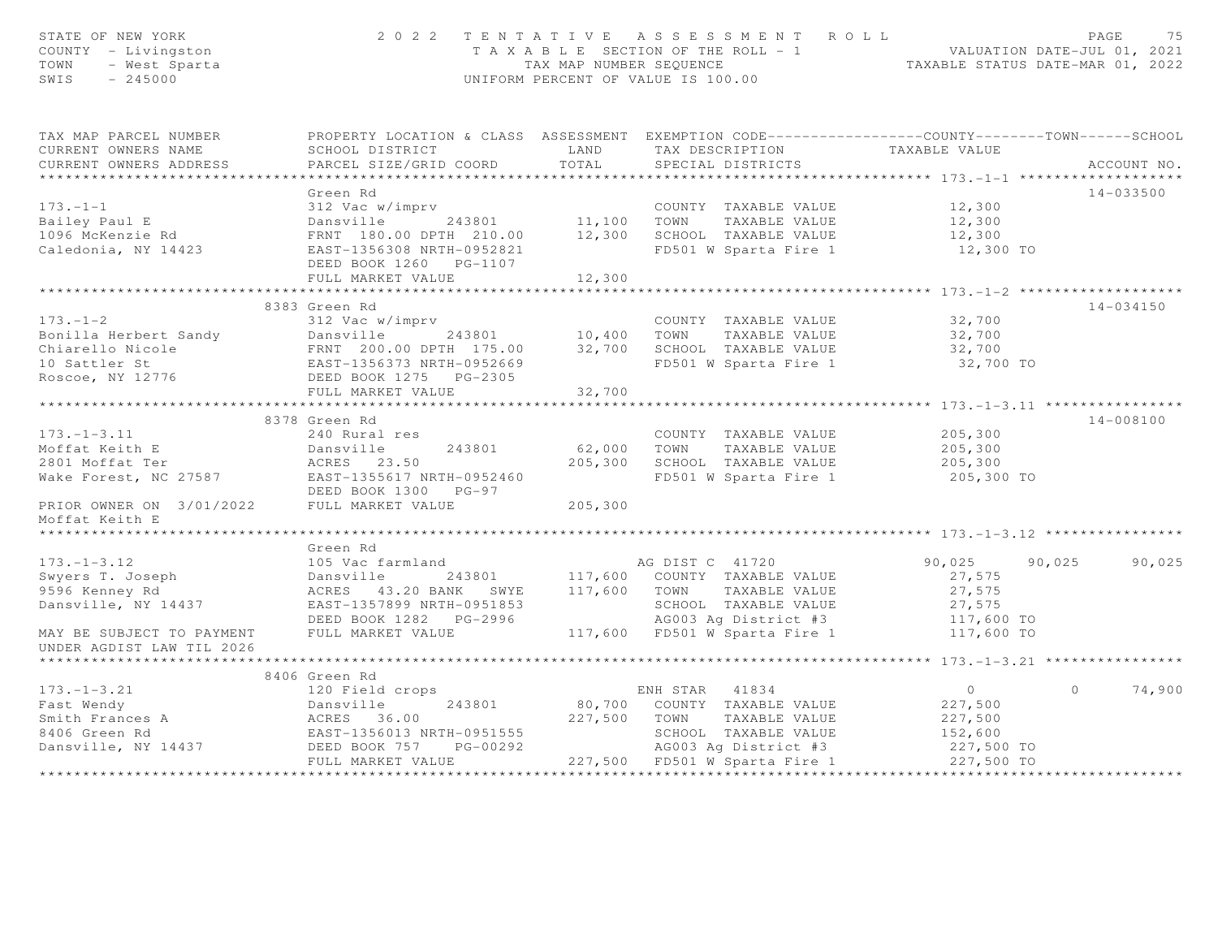STATE OF NEW YORK
COUNTY - Livingston
TOWN - West Sparta
SWIS - 245000

# 2022 TENTATIVE ASSESSMENT ROLL

TAXABLE SECTION OF THE ROLL - 1
TAX MAP NUMBER SEQUENCE
UNIFORM PERCENT OF VALUE IS 100.00

VALUATION DATE-JUL 01, 2021
TAXABLE STATUS DATE-MAR 01, 2022

```
TAX MAP PARCEL NUMBER          PROPERTY LOCATION & CLASS  ASSESSMENT  EXEMPTION CODE------------------COUNTY--------TOWN------SCHOOL
CURRENT OWNERS NAME            SCHOOL DISTRICT               LAND      TAX DESCRIPTION            TAXABLE VALUE
CURRENT OWNERS ADDRESS         PARCEL SIZE/GRID COORD       TOTAL      SPECIAL DISTRICTS                                      ACCOUNT NO.
******************************************************************************************************* 173.-1-1 *******************
                               Green Rd                                                                                    14-033500
173.-1-1                       312 Vac w/imprv                         COUNTY  TAXABLE VALUE            12,300
Bailey Paul E                  Dansville       243801       11,100     TOWN    TAXABLE VALUE            12,300
1096 McKenzie Rd               FRNT 180.00 DPTH 210.00      12,300     SCHOOL  TAXABLE VALUE            12,300
Caledonia, NY 14423            EAST-1356308 NRTH-0952821               FD501 W Sparta Fire 1             12,300 TO
                               DEED BOOK 1260   PG-1107
                               FULL MARKET VALUE            12,300
******************************************************************************************************* 173.-1-2 *******************
                               8383 Green Rd                                                                               14-034150
173.-1-2                       312 Vac w/imprv                         COUNTY  TAXABLE VALUE            32,700
Bonilla Herbert Sandy          Dansville       243801       10,400     TOWN    TAXABLE VALUE            32,700
Chiarello Nicole               FRNT 200.00 DPTH 175.00      32,700     SCHOOL  TAXABLE VALUE            32,700
10 Sattler St                  EAST-1356373 NRTH-0952669               FD501 W Sparta Fire 1             32,700 TO
Roscoe, NY 12776               DEED BOOK 1275   PG-2305
                               FULL MARKET VALUE            32,700
******************************************************************************************************* 173.-1-3.11 ****************
                               8378 Green Rd                                                                               14-008100
173.-1-3.11                    240 Rural res                           COUNTY  TAXABLE VALUE           205,300
Moffat Keith E                 Dansville       243801       62,000     TOWN    TAXABLE VALUE           205,300
2801 Moffat Ter                ACRES  23.50                205,300     SCHOOL  TAXABLE VALUE           205,300
Wake Forest, NC 27587          EAST-1355617 NRTH-0952460               FD501 W Sparta Fire 1            205,300 TO
                               DEED BOOK 1300   PG-97
PRIOR OWNER ON 3/01/2022       FULL MARKET VALUE           205,300
Moffat Keith E
******************************************************************************************************* 173.-1-3.12 ****************
                               Green Rd
173.-1-3.12                    105 Vac farmland                        AG DIST C  41720              90,025      90,025      90,025
Swyers T. Joseph               Dansville       243801      117,600     COUNTY  TAXABLE VALUE            27,575
9596 Kenney Rd                 ACRES  43.20 BANK   SWYE    117,600     TOWN    TAXABLE VALUE            27,575
Dansville, NY 14437            EAST-1357899 NRTH-0951853               SCHOOL  TAXABLE VALUE            27,575
                               DEED BOOK 1282   PG-2996                AG003 Ag District #3             117,600 TO
MAY BE SUBJECT TO PAYMENT      FULL MARKET VALUE           117,600     FD501 W Sparta Fire 1            117,600 TO
UNDER AGDIST LAW TIL 2026
******************************************************************************************************* 173.-1-3.21 ****************
                               8406 Green Rd
173.-1-3.21                    120 Field crops                         ENH STAR   41834                    0           0      74,900
Fast Wendy                     Dansville       243801       80,700     COUNTY  TAXABLE VALUE           227,500
Smith Frances A                ACRES  36.00                227,500     TOWN    TAXABLE VALUE           227,500
8406 Green Rd                  EAST-1356013 NRTH-0951555               SCHOOL  TAXABLE VALUE           152,600
Dansville, NY 14437            DEED BOOK 757    PG-00292               AG003 Ag District #3             227,500 TO
                               FULL MARKET VALUE           227,500     FD501 W Sparta Fire 1            227,500 TO
************************************************************************************************************************************
```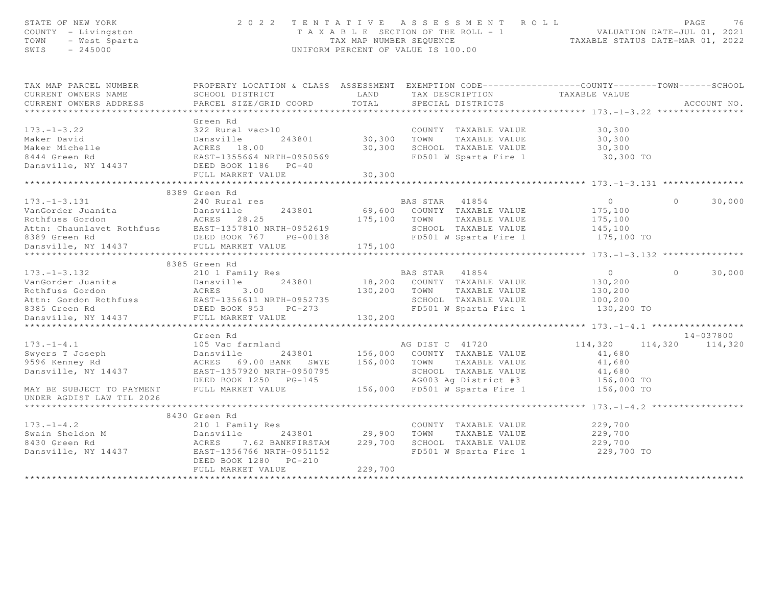STATE OF NEW YORK
COUNTY - Livingston
TOWN - West Sparta
SWIS - 245000

# 2022 TENTATIVE ASSESSMENT ROLL
TAXABLE SECTION OF THE ROLL - 1
TAX MAP NUMBER SEQUENCE
UNIFORM PERCENT OF VALUE IS 100.00

VALUATION DATE-JUL 01, 2021
TAXABLE STATUS DATE-MAR 01, 2022

| TAX MAP PARCEL NUMBER / CURRENT OWNERS NAME / CURRENT OWNERS ADDRESS | PROPERTY LOCATION & CLASS / SCHOOL DISTRICT / PARCEL SIZE/GRID COORD | ASSESSMENT LAND / TOTAL | EXEMPTION CODE / TAX DESCRIPTION / SPECIAL DISTRICTS | COUNTY TAXABLE VALUE | TOWN | SCHOOL | ACCOUNT NO. |
|---|---|---|---|---|---|---|---|
| **173.-1-3.22** | Green Rd | | | | | | |
| 173.-1-3.22 | 322 Rural vac>10 | | COUNTY TAXABLE VALUE | 30,300 | | | |
| Maker David | Dansville 243801 | 30,300 | TOWN TAXABLE VALUE | 30,300 | | | |
| Maker Michelle | ACRES 18.00 | 30,300 | SCHOOL TAXABLE VALUE | 30,300 | | | |
| 8444 Green Rd | EAST-1355664 NRTH-0950569 | | FD501 W Sparta Fire 1 | 30,300 TO | | | |
| Dansville, NY 14437 | DEED BOOK 1186 PG-40 | | | | | | |
| | FULL MARKET VALUE | 30,300 | | | | | |
| **173.-1-3.131** | 8389 Green Rd | | | | | | |
| 173.-1-3.131 | 240 Rural res | | BAS STAR 41854 | 0 | 0 | 30,000 | |
| VanGorder Juanita | Dansville 243801 | 69,600 | COUNTY TAXABLE VALUE | 175,100 | | | |
| Rothfuss Gordon | ACRES 28.25 | 175,100 | TOWN TAXABLE VALUE | 175,100 | | | |
| Attn: Chaunlavet Rothfuss | EAST-1357810 NRTH-0952619 | | SCHOOL TAXABLE VALUE | 145,100 | | | |
| 8389 Green Rd | DEED BOOK 767 PG-00138 | | FD501 W Sparta Fire 1 | 175,100 TO | | | |
| Dansville, NY 14437 | FULL MARKET VALUE | 175,100 | | | | | |
| **173.-1-3.132** | 8385 Green Rd | | | | | | |
| 173.-1-3.132 | 210 1 Family Res | | BAS STAR 41854 | 0 | 0 | 30,000 | |
| VanGorder Juanita | Dansville 243801 | 18,200 | COUNTY TAXABLE VALUE | 130,200 | | | |
| Rothfuss Gordon | ACRES 3.00 | 130,200 | TOWN TAXABLE VALUE | 130,200 | | | |
| Attn: Gordon Rothfuss | EAST-1356611 NRTH-0952735 | | SCHOOL TAXABLE VALUE | 100,200 | | | |
| 8385 Green Rd | DEED BOOK 953 PG-273 | | FD501 W Sparta Fire 1 | 130,200 TO | | | |
| Dansville, NY 14437 | FULL MARKET VALUE | 130,200 | | | | | |
| **173.-1-4.1** | Green Rd | | | | | | 14-037800 |
| 173.-1-4.1 | 105 Vac farmland | | AG DIST C 41720 | 114,320 | 114,320 | 114,320 | |
| Swyers T Joseph | Dansville 243801 | 156,000 | COUNTY TAXABLE VALUE | 41,680 | | | |
| 9596 Kenney Rd | ACRES 69.00 BANK SWYE | 156,000 | TOWN TAXABLE VALUE | 41,680 | | | |
| Dansville, NY 14437 | EAST-1357920 NRTH-0950795 | | SCHOOL TAXABLE VALUE | 41,680 | | | |
| | DEED BOOK 1250 PG-145 | | AG003 Ag District #3 | 156,000 TO | | | |
| MAY BE SUBJECT TO PAYMENT UNDER AGDIST LAW TIL 2026 | FULL MARKET VALUE | 156,000 | FD501 W Sparta Fire 1 | 156,000 TO | | | |
| **173.-1-4.2** | 8430 Green Rd | | | | | | |
| 173.-1-4.2 | 210 1 Family Res | | COUNTY TAXABLE VALUE | 229,700 | | | |
| Swain Sheldon M | Dansville 243801 | 29,900 | TOWN TAXABLE VALUE | 229,700 | | | |
| 8430 Green Rd | ACRES 7.62 BANKFIRSTAM | 229,700 | SCHOOL TAXABLE VALUE | 229,700 | | | |
| Dansville, NY 14437 | EAST-1356766 NRTH-0951152 | | FD501 W Sparta Fire 1 | 229,700 TO | | | |
| | DEED BOOK 1280 PG-210 | | | | | | |
| | FULL MARKET VALUE | 229,700 | | | | | |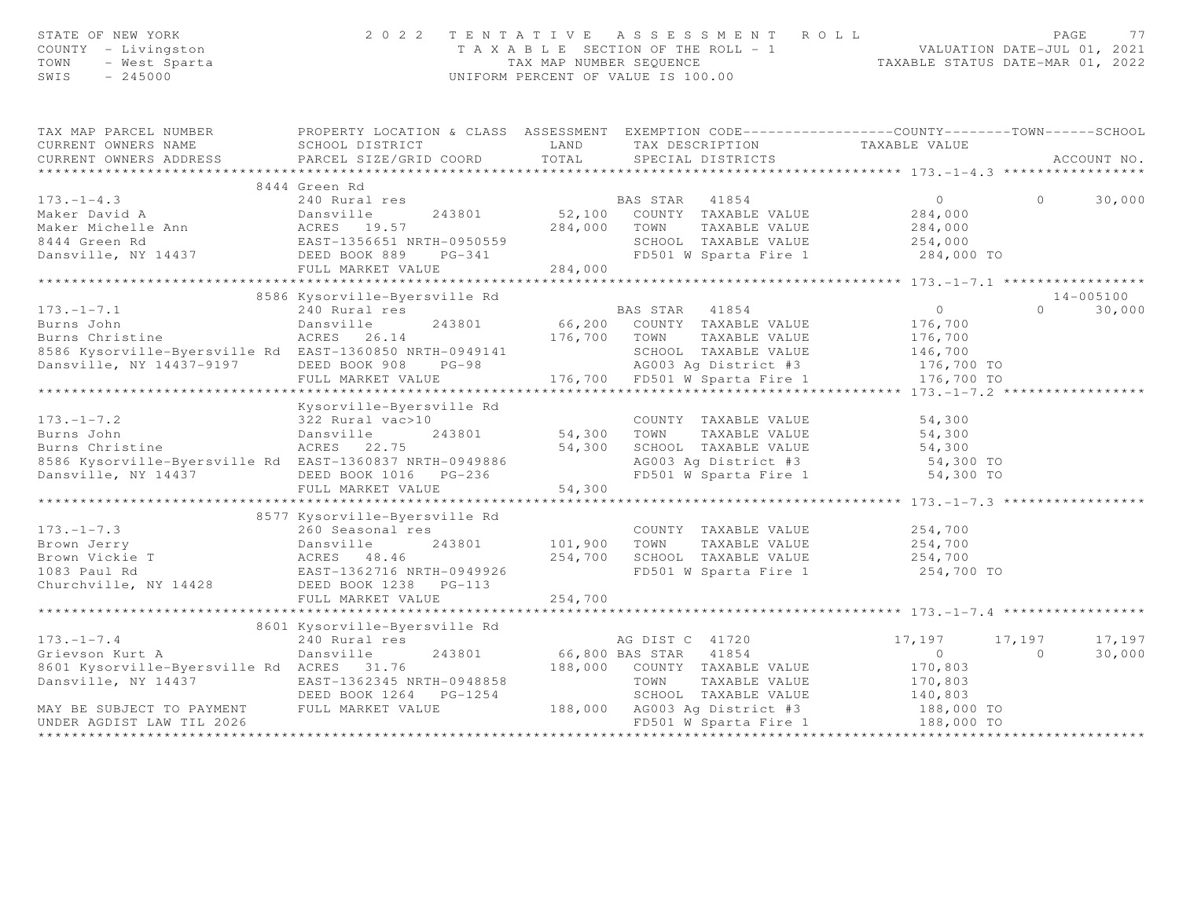STATE OF NEW YORK
COUNTY - Livingston
TOWN - West Sparta
SWIS - 245000

2 0 2 2 T E N T A T I V E A S S E S S M E N T R O L L
T A X A B L E SECTION OF THE ROLL - 1
TAX MAP NUMBER SEQUENCE
UNIFORM PERCENT OF VALUE IS 100.00

VALUATION DATE-JUL 01, 2021
TAXABLE STATUS DATE-MAR 01, 2022

| TAX MAP PARCEL NUMBER / CURRENT OWNERS NAME / CURRENT OWNERS ADDRESS | PROPERTY LOCATION & CLASS / SCHOOL DISTRICT / PARCEL SIZE/GRID COORD | ASSESSMENT LAND / TOTAL | EXEMPTION CODE / TAX DESCRIPTION / SPECIAL DISTRICTS | COUNTY TAXABLE VALUE | TOWN | SCHOOL | ACCOUNT NO. |
|---|---|---|---|---|---|---|---|
| **173.-1-4.3** | 8444 Green Rd | | | | | | |
| 173.-1-4.3 | 240 Rural res | | BAS STAR 41854 | 0 | 0 | 30,000 | |
| Maker David A | Dansville 243801 | 52,100 | COUNTY TAXABLE VALUE | 284,000 | | | |
| Maker Michelle Ann | ACRES 19.57 | 284,000 | TOWN TAXABLE VALUE | 284,000 | | | |
| 8444 Green Rd | EAST-1356651 NRTH-0950559 | | SCHOOL TAXABLE VALUE | 254,000 | | | |
| Dansville, NY 14437 | DEED BOOK 889 PG-341 | | FD501 W Sparta Fire 1 | 284,000 TO | | | |
| | FULL MARKET VALUE | 284,000 | | | | | |
| **173.-1-7.1** | 8586 Kysorville-Byersville Rd | | | | | | 14-005100 |
| 173.-1-7.1 | 240 Rural res | | BAS STAR 41854 | 0 | 0 | 30,000 | |
| Burns John | Dansville 243801 | 66,200 | COUNTY TAXABLE VALUE | 176,700 | | | |
| Burns Christine | ACRES 26.14 | 176,700 | TOWN TAXABLE VALUE | 176,700 | | | |
| 8586 Kysorville-Byersville Rd | EAST-1360850 NRTH-0949141 | | SCHOOL TAXABLE VALUE | 146,700 | | | |
| Dansville, NY 14437-9197 | DEED BOOK 908 PG-98 | | AG003 Ag District #3 | 176,700 TO | | | |
| | FULL MARKET VALUE | 176,700 | FD501 W Sparta Fire 1 | 176,700 TO | | | |
| **173.-1-7.2** | Kysorville-Byersville Rd | | | | | | |
| 173.-1-7.2 | 322 Rural vac>10 | | COUNTY TAXABLE VALUE | 54,300 | | | |
| Burns John | Dansville 243801 | 54,300 | TOWN TAXABLE VALUE | 54,300 | | | |
| Burns Christine | ACRES 22.75 | 54,300 | SCHOOL TAXABLE VALUE | 54,300 | | | |
| 8586 Kysorville-Byersville Rd | EAST-1360837 NRTH-0949886 | | AG003 Ag District #3 | 54,300 TO | | | |
| Dansville, NY 14437 | DEED BOOK 1016 PG-236 | | FD501 W Sparta Fire 1 | 54,300 TO | | | |
| | FULL MARKET VALUE | 54,300 | | | | | |
| **173.-1-7.3** | 8577 Kysorville-Byersville Rd | | | | | | |
| 173.-1-7.3 | 260 Seasonal res | | COUNTY TAXABLE VALUE | 254,700 | | | |
| Brown Jerry | Dansville 243801 | 101,900 | TOWN TAXABLE VALUE | 254,700 | | | |
| Brown Vickie T | ACRES 48.46 | 254,700 | SCHOOL TAXABLE VALUE | 254,700 | | | |
| 1083 Paul Rd | EAST-1362716 NRTH-0949926 | | FD501 W Sparta Fire 1 | 254,700 TO | | | |
| Churchville, NY 14428 | DEED BOOK 1238 PG-113 | | | | | | |
| | FULL MARKET VALUE | 254,700 | | | | | |
| **173.-1-7.4** | 8601 Kysorville-Byersville Rd | | | | | | |
| 173.-1-7.4 | 240 Rural res | | AG DIST C 41720 | 17,197 | 17,197 | 17,197 | |
| Grievson Kurt A | Dansville 243801 | 66,800 | BAS STAR 41854 | 0 | 0 | 30,000 | |
| 8601 Kysorville-Byersville Rd | ACRES 31.76 | 188,000 | COUNTY TAXABLE VALUE | 170,803 | | | |
| Dansville, NY 14437 | EAST-1362345 NRTH-0948858 | | TOWN TAXABLE VALUE | 170,803 | | | |
| | DEED BOOK 1264 PG-1254 | | SCHOOL TAXABLE VALUE | 140,803 | | | |
| MAY BE SUBJECT TO PAYMENT | FULL MARKET VALUE | 188,000 | AG003 Ag District #3 | 188,000 TO | | | |
| UNDER AGDIST LAW TIL 2026 | | | FD501 W Sparta Fire 1 | 188,000 TO | | | |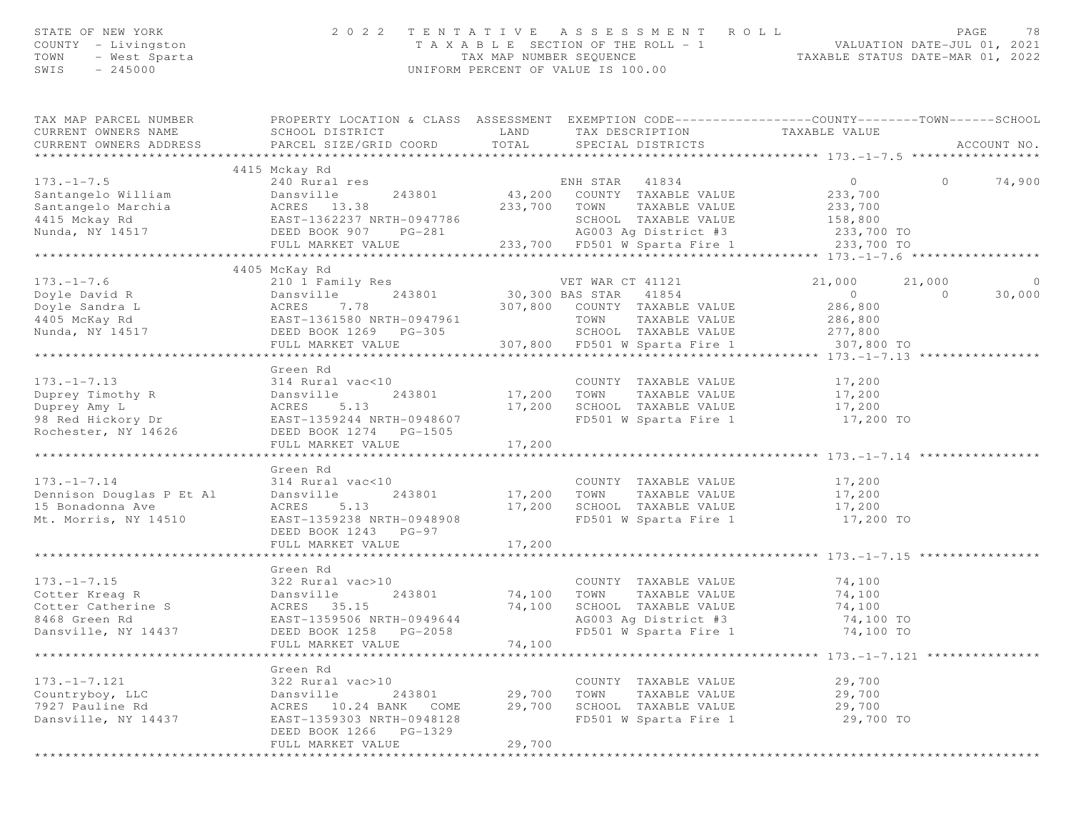STATE OF NEW YORK — 2022 TENTATIVE ASSESSMENT ROLL
COUNTY - Livingston — TAXABLE SECTION OF THE ROLL - 1 — VALUATION DATE-JUL 01, 2021
TOWN - West Sparta — TAX MAP NUMBER SEQUENCE — TAXABLE STATUS DATE-MAR 01, 2022
SWIS - 245000 — UNIFORM PERCENT OF VALUE IS 100.00

| TAX MAP PARCEL NUMBER / CURRENT OWNERS NAME / CURRENT OWNERS ADDRESS | PROPERTY LOCATION & CLASS / SCHOOL DISTRICT / PARCEL SIZE/GRID COORD | ASSESSMENT LAND / TOTAL | EXEMPTION CODE / TAX DESCRIPTION / SPECIAL DISTRICTS | COUNTY TAXABLE VALUE | TOWN | SCHOOL |
|---|---|---|---|---|---|---|
| **173.-1-7.5** | 4415 Mckay Rd | | | | | |
| 173.-1-7.5 | 240 Rural res | | ENH STAR 41834 | 0 | 0 | 74,900 |
| Santangelo William | Dansville 243801 | 43,200 | COUNTY TAXABLE VALUE | 233,700 | | |
| Santangelo Marchia | ACRES 13.38 | 233,700 | TOWN TAXABLE VALUE | 233,700 | | |
| 4415 Mckay Rd | EAST-1362237 NRTH-0947786 | | SCHOOL TAXABLE VALUE | 158,800 | | |
| Nunda, NY 14517 | DEED BOOK 907 PG-281 | | AG003 Ag District #3 | 233,700 TO | | |
| | FULL MARKET VALUE | 233,700 | FD501 W Sparta Fire 1 | 233,700 TO | | |
| **173.-1-7.6** | 4405 McKay Rd | | | | | |
| 173.-1-7.6 | 210 1 Family Res | | VET WAR CT 41121 | 21,000 | 21,000 | 0 |
| Doyle David R | Dansville 243801 | 30,300 | BAS STAR 41854 | 0 | 0 | 30,000 |
| Doyle Sandra L | ACRES 7.78 | 307,800 | COUNTY TAXABLE VALUE | 286,800 | | |
| 4405 McKay Rd | EAST-1361580 NRTH-0947961 | | TOWN TAXABLE VALUE | 286,800 | | |
| Nunda, NY 14517 | DEED BOOK 1269 PG-305 | | SCHOOL TAXABLE VALUE | 277,800 | | |
| | FULL MARKET VALUE | 307,800 | FD501 W Sparta Fire 1 | 307,800 TO | | |
| **173.-1-7.13** | Green Rd | | | | | |
| 173.-1-7.13 | 314 Rural vac<10 | | COUNTY TAXABLE VALUE | 17,200 | | |
| Duprey Timothy R | Dansville 243801 | 17,200 | TOWN TAXABLE VALUE | 17,200 | | |
| Duprey Amy L | ACRES 5.13 | 17,200 | SCHOOL TAXABLE VALUE | 17,200 | | |
| 98 Red Hickory Dr | EAST-1359244 NRTH-0948607 | | FD501 W Sparta Fire 1 | 17,200 TO | | |
| Rochester, NY 14626 | DEED BOOK 1274 PG-1505 | | | | | |
| | FULL MARKET VALUE | 17,200 | | | | |
| **173.-1-7.14** | Green Rd | | | | | |
| 173.-1-7.14 | 314 Rural vac<10 | | COUNTY TAXABLE VALUE | 17,200 | | |
| Dennison Douglas P Et Al | Dansville 243801 | 17,200 | TOWN TAXABLE VALUE | 17,200 | | |
| 15 Bonadonna Ave | ACRES 5.13 | 17,200 | SCHOOL TAXABLE VALUE | 17,200 | | |
| Mt. Morris, NY 14510 | EAST-1359238 NRTH-0948908 | | FD501 W Sparta Fire 1 | 17,200 TO | | |
| | DEED BOOK 1243 PG-97 | | | | | |
| | FULL MARKET VALUE | 17,200 | | | | |
| **173.-1-7.15** | Green Rd | | | | | |
| 173.-1-7.15 | 322 Rural vac>10 | | COUNTY TAXABLE VALUE | 74,100 | | |
| Cotter Kreag R | Dansville 243801 | 74,100 | TOWN TAXABLE VALUE | 74,100 | | |
| Cotter Catherine S | ACRES 35.15 | 74,100 | SCHOOL TAXABLE VALUE | 74,100 | | |
| 8468 Green Rd | EAST-1359506 NRTH-0949644 | | AG003 Ag District #3 | 74,100 TO | | |
| Dansville, NY 14437 | DEED BOOK 1258 PG-2058 | | FD501 W Sparta Fire 1 | 74,100 TO | | |
| | FULL MARKET VALUE | 74,100 | | | | |
| **173.-1-7.121** | Green Rd | | | | | |
| 173.-1-7.121 | 322 Rural vac>10 | | COUNTY TAXABLE VALUE | 29,700 | | |
| Countryboy, LLC | Dansville 243801 | 29,700 | TOWN TAXABLE VALUE | 29,700 | | |
| 7927 Pauline Rd | ACRES 10.24 BANK COME | 29,700 | SCHOOL TAXABLE VALUE | 29,700 | | |
| Dansville, NY 14437 | EAST-1359303 NRTH-0948128 | | FD501 W Sparta Fire 1 | 29,700 TO | | |
| | DEED BOOK 1266 PG-1329 | | | | | |
| | FULL MARKET VALUE | 29,700 | | | | |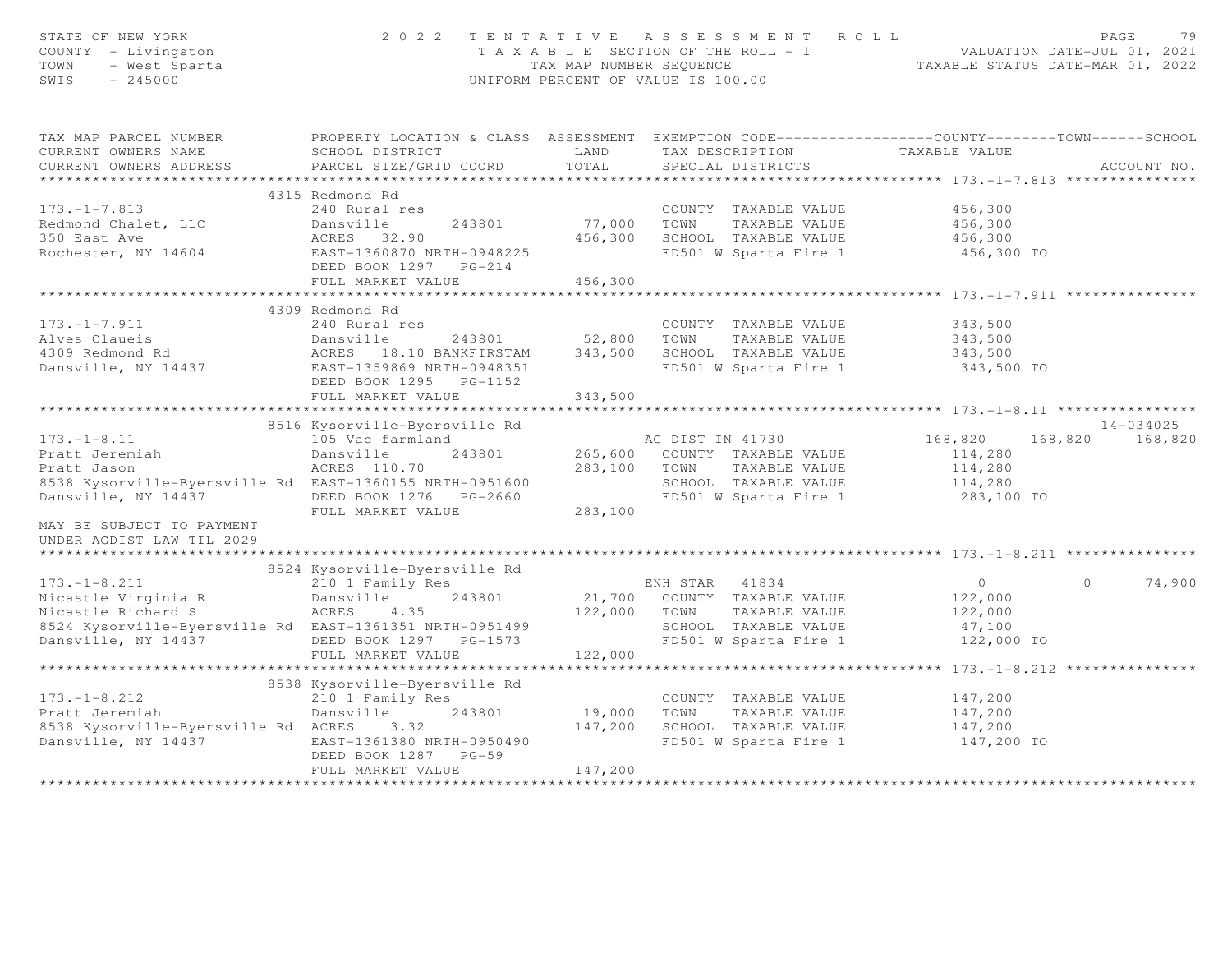STATE OF NEW YORK
COUNTY - Livingston
TOWN - West Sparta
SWIS - 245000

2022 TENTATIVE ASSESSMENT ROLL
TAXABLE SECTION OF THE ROLL - 1
TAX MAP NUMBER SEQUENCE
UNIFORM PERCENT OF VALUE IS 100.00

VALUATION DATE-JUL 01, 2021
TAXABLE STATUS DATE-MAR 01, 2022

| TAX MAP PARCEL NUMBER / CURRENT OWNERS NAME / CURRENT OWNERS ADDRESS | PROPERTY LOCATION & CLASS / SCHOOL DISTRICT / PARCEL SIZE/GRID COORD | ASSESSMENT LAND / TOTAL | EXEMPTION CODE / TAX DESCRIPTION / SPECIAL DISTRICTS | COUNTY | TOWN | SCHOOL / ACCOUNT NO. |
|---|---|---|---|---|---|---|
| **173.-1-7.813** | 4315 Redmond Rd | | | | | |
| 173.-1-7.813 | 240 Rural res | | COUNTY TAXABLE VALUE | 456,300 | | |
| Redmond Chalet, LLC | Dansville 243801 | 77,000 | TOWN TAXABLE VALUE | | 456,300 | |
| 350 East Ave | ACRES 32.90 | 456,300 | SCHOOL TAXABLE VALUE | | | 456,300 |
| Rochester, NY 14604 | EAST-1360870 NRTH-0948225 | | FD501 W Sparta Fire 1 | 456,300 TO | | |
| | DEED BOOK 1297 PG-214 | | | | | |
| | FULL MARKET VALUE | 456,300 | | | | |
| **173.-1-7.911** | 4309 Redmond Rd | | | | | |
| 173.-1-7.911 | 240 Rural res | | COUNTY TAXABLE VALUE | 343,500 | | |
| Alves Claueis | Dansville 243801 | 52,800 | TOWN TAXABLE VALUE | | 343,500 | |
| 4309 Redmond Rd | ACRES 18.10 BANKFIRSTAM | 343,500 | SCHOOL TAXABLE VALUE | | | 343,500 |
| Dansville, NY 14437 | EAST-1359869 NRTH-0948351 | | FD501 W Sparta Fire 1 | 343,500 TO | | |
| | DEED BOOK 1295 PG-1152 | | | | | |
| | FULL MARKET VALUE | 343,500 | | | | |
| **173.-1-8.11** | 8516 Kysorville-Byersville Rd | | | | | 14-034025 |
| 173.-1-8.11 | 105 Vac farmland | | AG DIST IN 41730 | 168,820 | 168,820 | 168,820 |
| Pratt Jeremiah | Dansville 243801 | 265,600 | COUNTY TAXABLE VALUE | 114,280 | | |
| Pratt Jason | ACRES 110.70 | 283,100 | TOWN TAXABLE VALUE | | 114,280 | |
| 8538 Kysorville-Byersville Rd | EAST-1360155 NRTH-0951600 | | SCHOOL TAXABLE VALUE | | | 114,280 |
| Dansville, NY 14437 | DEED BOOK 1276 PG-2660 | | FD501 W Sparta Fire 1 | 283,100 TO | | |
| | FULL MARKET VALUE | 283,100 | | | | |
| MAY BE SUBJECT TO PAYMENT UNDER AGDIST LAW TIL 2029 | | | | | | |
| **173.-1-8.211** | 8524 Kysorville-Byersville Rd | | | | | |
| 173.-1-8.211 | 210 1 Family Res | | ENH STAR 41834 | 0 | 0 | 74,900 |
| Nicastle Virginia R | Dansville 243801 | 21,700 | COUNTY TAXABLE VALUE | 122,000 | | |
| Nicastle Richard S | ACRES 4.35 | 122,000 | TOWN TAXABLE VALUE | | 122,000 | |
| 8524 Kysorville-Byersville Rd | EAST-1361351 NRTH-0951499 | | SCHOOL TAXABLE VALUE | | | 47,100 |
| Dansville, NY 14437 | DEED BOOK 1297 PG-1573 | | FD501 W Sparta Fire 1 | 122,000 TO | | |
| | FULL MARKET VALUE | 122,000 | | | | |
| **173.-1-8.212** | 8538 Kysorville-Byersville Rd | | | | | |
| 173.-1-8.212 | 210 1 Family Res | | COUNTY TAXABLE VALUE | 147,200 | | |
| Pratt Jeremiah | Dansville 243801 | 19,000 | TOWN TAXABLE VALUE | | 147,200 | |
| 8538 Kysorville-Byersville Rd | ACRES 3.32 | 147,200 | SCHOOL TAXABLE VALUE | | | 147,200 |
| Dansville, NY 14437 | EAST-1361380 NRTH-0950490 | | FD501 W Sparta Fire 1 | 147,200 TO | | |
| | DEED BOOK 1287 PG-59 | | | | | |
| | FULL MARKET VALUE | 147,200 | | | | |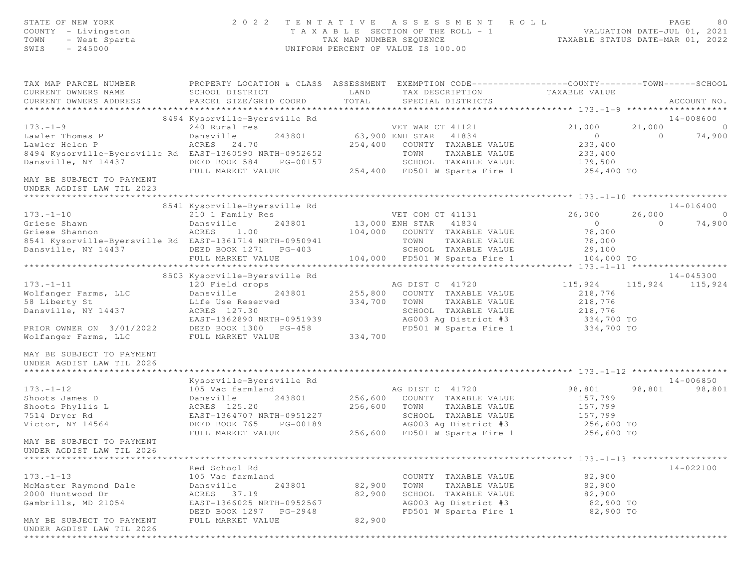STATE OF NEW YORK
COUNTY - Livingston
TOWN - West Sparta
SWIS - 245000

2022 TENTATIVE ASSESSMENT ROLL
TAXABLE SECTION OF THE ROLL - 1
TAX MAP NUMBER SEQUENCE
UNIFORM PERCENT OF VALUE IS 100.00

VALUATION DATE-JUL 01, 2021
TAXABLE STATUS DATE-MAR 01, 2022

```
TAX MAP PARCEL NUMBER          PROPERTY LOCATION & CLASS  ASSESSMENT  EXEMPTION CODE------------------COUNTY--------TOWN------SCHOOL
CURRENT OWNERS NAME            SCHOOL DISTRICT               LAND      TAX DESCRIPTION            TAXABLE VALUE
CURRENT OWNERS ADDRESS         PARCEL SIZE/GRID COORD        TOTAL     SPECIAL DISTRICTS                                        ACCOUNT NO.
****************************************************************************************************** 173.-1-9 ******************
                          8494 Kysorville-Byersville Rd                                                                         14-008600
173.-1-9                       240 Rural res                         VET WAR CT 41121            21,000      21,000              0
Lawler Thomas P                Dansville      243801          63,900 ENH STAR   41834                 0           0         74,900
Lawler Helen P                 ACRES  24.70                  254,400   COUNTY  TAXABLE VALUE       233,400
8494 Kysorville-Byersville Rd  EAST-1360590 NRTH-0952652               TOWN    TAXABLE VALUE       233,400
Dansville, NY 14437            DEED BOOK 584    PG-00157               SCHOOL  TAXABLE VALUE       179,500
                               FULL MARKET VALUE             254,400   FD501 W Sparta Fire 1        254,400 TO
MAY BE SUBJECT TO PAYMENT
UNDER AGDIST LAW TIL 2023
****************************************************************************************************** 173.-1-10 *****************
                          8541 Kysorville-Byersville Rd                                                                         14-016400
173.-1-10                      210 1 Family Res                      VET COM CT 41131            26,000      26,000              0
Griese Shawn                   Dansville      243801          13,000 ENH STAR   41834                 0           0         74,900
Griese Shannon                 ACRES   1.00                  104,000   COUNTY  TAXABLE VALUE        78,000
8541 Kysorville-Byersville Rd  EAST-1361714 NRTH-0950941               TOWN    TAXABLE VALUE        78,000
Dansville, NY 14437            DEED BOOK 1271   PG-403                 SCHOOL  TAXABLE VALUE        29,100
                               FULL MARKET VALUE             104,000   FD501 W Sparta Fire 1        104,000 TO
****************************************************************************************************** 173.-1-11 *****************
                          8503 Kysorville-Byersville Rd                                                                         14-045300
173.-1-11                      120 Field crops                       AG DIST C  41720           115,924     115,924        115,924
Wolfanger Farms, LLC           Dansville      243801         255,800   COUNTY  TAXABLE VALUE       218,776
58 Liberty St                  Life Use Reserved             334,700   TOWN    TAXABLE VALUE       218,776
Dansville, NY 14437            ACRES 127.30                            SCHOOL  TAXABLE VALUE       218,776
                               EAST-1362890 NRTH-0951939               AG003 Ag District #3         334,700 TO
PRIOR OWNER ON  3/01/2022      DEED BOOK 1300   PG-458                 FD501 W Sparta Fire 1        334,700 TO
Wolfanger Farms, LLC           FULL MARKET VALUE             334,700

MAY BE SUBJECT TO PAYMENT
UNDER AGDIST LAW TIL 2026
****************************************************************************************************** 173.-1-12 *****************
                               Kysorville-Byersville Rd                                                                         14-006850
173.-1-12                      105 Vac farmland                      AG DIST C  41720            98,801      98,801         98,801
Shoots James D                 Dansville      243801         256,600   COUNTY  TAXABLE VALUE       157,799
Shoots Phyllis L               ACRES 125.20                  256,600   TOWN    TAXABLE VALUE       157,799
7514 Dryer Rd                  EAST-1364707 NRTH-0951227               SCHOOL  TAXABLE VALUE       157,799
Victor, NY 14564               DEED BOOK 765    PG-00189               AG003 Ag District #3         256,600 TO
                               FULL MARKET VALUE             256,600   FD501 W Sparta Fire 1        256,600 TO
MAY BE SUBJECT TO PAYMENT
UNDER AGDIST LAW TIL 2026
****************************************************************************************************** 173.-1-13 *****************
                               Red School Rd                                                                                    14-022100
173.-1-13                      105 Vac farmland                        COUNTY  TAXABLE VALUE        82,900
McMaster Raymond Dale          Dansville      243801          82,900   TOWN    TAXABLE VALUE        82,900
2000 Huntwood Dr               ACRES  37.19                   82,900   SCHOOL  TAXABLE VALUE        82,900
Gambrills, MD 21054            EAST-1366025 NRTH-0952567               AG003 Ag District #3          82,900 TO
                               DEED BOOK 1297   PG-2948                FD501 W Sparta Fire 1         82,900 TO
MAY BE SUBJECT TO PAYMENT      FULL MARKET VALUE              82,900
UNDER AGDIST LAW TIL 2026
*********************************************************************************************************************************
```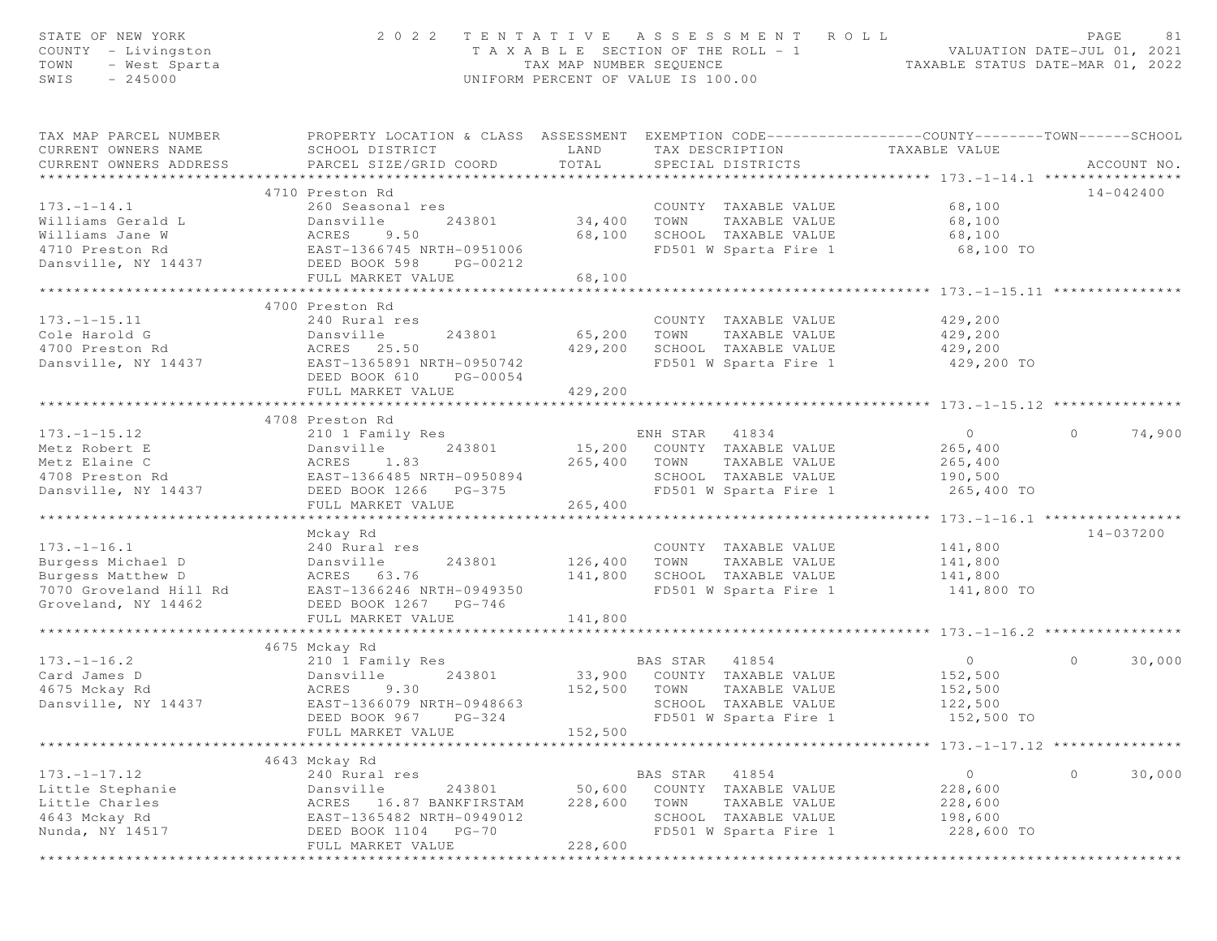STATE OF NEW YORK — 2022 TENTATIVE ASSESSMENT ROLL
COUNTY - Livingston — TAXABLE SECTION OF THE ROLL - 1 — VALUATION DATE-JUL 01, 2021
TOWN - West Sparta — TAX MAP NUMBER SEQUENCE — TAXABLE STATUS DATE-MAR 01, 2022
SWIS - 245000 — UNIFORM PERCENT OF VALUE IS 100.00

| TAX MAP PARCEL NUMBER / CURRENT OWNERS NAME / CURRENT OWNERS ADDRESS | PROPERTY LOCATION & CLASS / SCHOOL DISTRICT / PARCEL SIZE/GRID COORD | ASSESSMENT LAND / TOTAL | EXEMPTION CODE / TAX DESCRIPTION / SPECIAL DISTRICTS | COUNTY | TOWN | SCHOOL TAXABLE VALUE | ACCOUNT NO. |
|---|---|---|---|---|---|---|---|
| **173.-1-14.1** | 4710 Preston Rd | | | | | | 14-042400 |
| Williams Gerald L | 260 Seasonal res | | COUNTY TAXABLE VALUE | 68,100 | | | |
| Williams Jane W | Dansville 243801 | 34,400 | TOWN TAXABLE VALUE | | 68,100 | | |
| 4710 Preston Rd | ACRES 9.50 | 68,100 | SCHOOL TAXABLE VALUE | | | 68,100 | |
| Dansville, NY 14437 | EAST-1366745 NRTH-0951006 | | FD501 W Sparta Fire 1 | 68,100 TO | | | |
| | DEED BOOK 598 PG-00212 | | | | | | |
| | FULL MARKET VALUE | 68,100 | | | | | |
| **173.-1-15.11** | 4700 Preston Rd | | | | | | |
| Cole Harold G | 240 Rural res | | COUNTY TAXABLE VALUE | 429,200 | | | |
| 4700 Preston Rd | Dansville 243801 | 65,200 | TOWN TAXABLE VALUE | | 429,200 | | |
| Dansville, NY 14437 | ACRES 25.50 | 429,200 | SCHOOL TAXABLE VALUE | | | 429,200 | |
| | EAST-1365891 NRTH-0950742 | | FD501 W Sparta Fire 1 | 429,200 TO | | | |
| | DEED BOOK 610 PG-00054 | | | | | | |
| | FULL MARKET VALUE | 429,200 | | | | | |
| **173.-1-15.12** | 4708 Preston Rd | | | | | | |
| Metz Robert E | 210 1 Family Res | | ENH STAR 41834 | 0 | 0 | 74,900 | |
| Metz Elaine C | Dansville 243801 | 15,200 | COUNTY TAXABLE VALUE | 265,400 | | | |
| 4708 Preston Rd | ACRES 1.83 | 265,400 | TOWN TAXABLE VALUE | | 265,400 | | |
| Dansville, NY 14437 | EAST-1366485 NRTH-0950894 | | SCHOOL TAXABLE VALUE | | | 190,500 | |
| | DEED BOOK 1266 PG-375 | | FD501 W Sparta Fire 1 | 265,400 TO | | | |
| | FULL MARKET VALUE | 265,400 | | | | | |
| **173.-1-16.1** | Mckay Rd | | | | | | 14-037200 |
| Burgess Michael D | 240 Rural res | | COUNTY TAXABLE VALUE | 141,800 | | | |
| Burgess Matthew D | Dansville 243801 | 126,400 | TOWN TAXABLE VALUE | | 141,800 | | |
| 7070 Groveland Hill Rd | ACRES 63.76 | 141,800 | SCHOOL TAXABLE VALUE | | | 141,800 | |
| Groveland, NY 14462 | EAST-1366246 NRTH-0949350 | | FD501 W Sparta Fire 1 | 141,800 TO | | | |
| | DEED BOOK 1267 PG-746 | | | | | | |
| | FULL MARKET VALUE | 141,800 | | | | | |
| **173.-1-16.2** | 4675 Mckay Rd | | | | | | |
| Card James D | 210 1 Family Res | | BAS STAR 41854 | 0 | 0 | 30,000 | |
| 4675 Mckay Rd | Dansville 243801 | 33,900 | COUNTY TAXABLE VALUE | 152,500 | | | |
| Dansville, NY 14437 | ACRES 9.30 | 152,500 | TOWN TAXABLE VALUE | | 152,500 | | |
| | EAST-1366079 NRTH-0948663 | | SCHOOL TAXABLE VALUE | | | 122,500 | |
| | DEED BOOK 967 PG-324 | | FD501 W Sparta Fire 1 | 152,500 TO | | | |
| | FULL MARKET VALUE | 152,500 | | | | | |
| **173.-1-17.12** | 4643 Mckay Rd | | | | | | |
| Little Stephanie | 240 Rural res | | BAS STAR 41854 | 0 | 0 | 30,000 | |
| Little Charles | Dansville 243801 | 50,600 | COUNTY TAXABLE VALUE | 228,600 | | | |
| 4643 Mckay Rd | ACRES 16.87 BANKFIRSTAM | 228,600 | TOWN TAXABLE VALUE | | 228,600 | | |
| Nunda, NY 14517 | EAST-1365482 NRTH-0949012 | | SCHOOL TAXABLE VALUE | | | 198,600 | |
| | DEED BOOK 1104 PG-70 | | FD501 W Sparta Fire 1 | 228,600 TO | | | |
| | FULL MARKET VALUE | 228,600 | | | | | |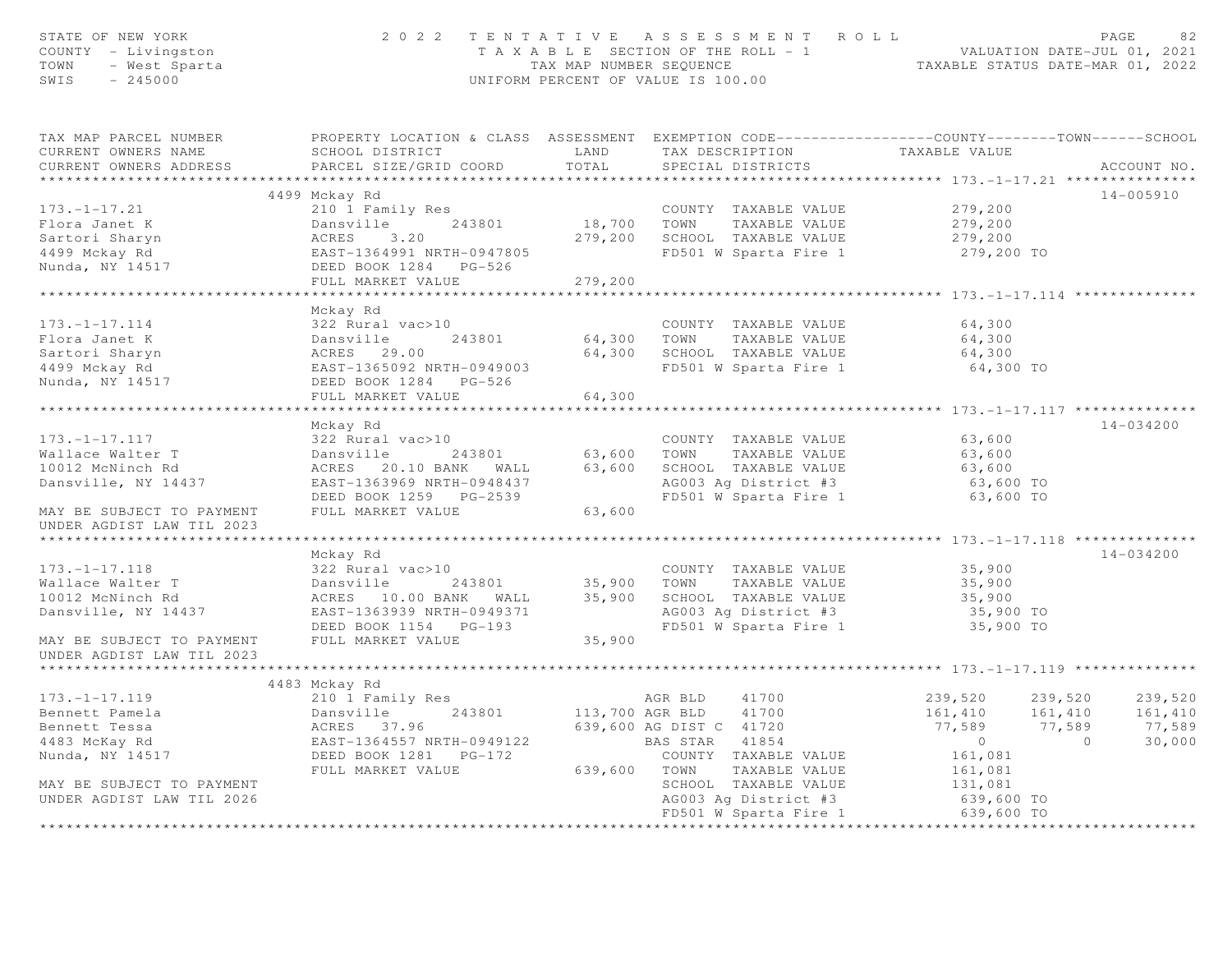STATE OF NEW YORK
COUNTY - Livingston
TOWN - West Sparta
SWIS - 245000

# 2 0 2 2 TENTATIVE ASSESSMENT ROLL

TAXABLE SECTION OF THE ROLL - 1
TAX MAP NUMBER SEQUENCE
UNIFORM PERCENT OF VALUE IS 100.00

VALUATION DATE-JUL 01, 2021
TAXABLE STATUS DATE-MAR 01, 2022

| TAX MAP PARCEL NUMBER / CURRENT OWNERS NAME / CURRENT OWNERS ADDRESS | PROPERTY LOCATION & CLASS / SCHOOL DISTRICT / PARCEL SIZE/GRID COORD | ASSESSMENT LAND / TOTAL | EXEMPTION CODE / TAX DESCRIPTION / SPECIAL DISTRICTS | COUNTY TAXABLE VALUE | TOWN | SCHOOL | ACCOUNT NO. |
|---|---|---|---|---|---|---|---|
| **173.-1-17.21** | 4499 Mckay Rd | | | | | | 14-005910 |
| 173.-1-17.21 | 210 1 Family Res | | COUNTY TAXABLE VALUE | 279,200 | | | |
| Flora Janet K | Dansville 243801 | 18,700 | TOWN TAXABLE VALUE | 279,200 | | | |
| Sartori Sharyn | ACRES 3.20 | 279,200 | SCHOOL TAXABLE VALUE | 279,200 | | | |
| 4499 Mckay Rd | EAST-1364991 NRTH-0947805 | | FD501 W Sparta Fire 1 | 279,200 TO | | | |
| Nunda, NY 14517 | DEED BOOK 1284 PG-526 | | | | | | |
| | FULL MARKET VALUE | 279,200 | | | | | |
| **173.-1-17.114** | Mckay Rd | | | | | | |
| 173.-1-17.114 | 322 Rural vac>10 | | COUNTY TAXABLE VALUE | 64,300 | | | |
| Flora Janet K | Dansville 243801 | 64,300 | TOWN TAXABLE VALUE | 64,300 | | | |
| Sartori Sharyn | ACRES 29.00 | 64,300 | SCHOOL TAXABLE VALUE | 64,300 | | | |
| 4499 Mckay Rd | EAST-1365092 NRTH-0949003 | | FD501 W Sparta Fire 1 | 64,300 TO | | | |
| Nunda, NY 14517 | DEED BOOK 1284 PG-526 | | | | | | |
| | FULL MARKET VALUE | 64,300 | | | | | |
| **173.-1-17.117** | Mckay Rd | | | | | | 14-034200 |
| 173.-1-17.117 | 322 Rural vac>10 | | COUNTY TAXABLE VALUE | 63,600 | | | |
| Wallace Walter T | Dansville 243801 | 63,600 | TOWN TAXABLE VALUE | 63,600 | | | |
| 10012 McNinch Rd | ACRES 20.10 BANK WALL | 63,600 | SCHOOL TAXABLE VALUE | 63,600 | | | |
| Dansville, NY 14437 | EAST-1363969 NRTH-0948437 | | AG003 Ag District #3 | 63,600 TO | | | |
| | DEED BOOK 1259 PG-2539 | | FD501 W Sparta Fire 1 | 63,600 TO | | | |
| MAY BE SUBJECT TO PAYMENT | FULL MARKET VALUE | 63,600 | | | | | |
| UNDER AGDIST LAW TIL 2023 | | | | | | | |
| **173.-1-17.118** | Mckay Rd | | | | | | 14-034200 |
| 173.-1-17.118 | 322 Rural vac>10 | | COUNTY TAXABLE VALUE | 35,900 | | | |
| Wallace Walter T | Dansville 243801 | 35,900 | TOWN TAXABLE VALUE | 35,900 | | | |
| 10012 McNinch Rd | ACRES 10.00 BANK WALL | 35,900 | SCHOOL TAXABLE VALUE | 35,900 | | | |
| Dansville, NY 14437 | EAST-1363939 NRTH-0949371 | | AG003 Ag District #3 | 35,900 TO | | | |
| | DEED BOOK 1154 PG-193 | | FD501 W Sparta Fire 1 | 35,900 TO | | | |
| MAY BE SUBJECT TO PAYMENT | FULL MARKET VALUE | 35,900 | | | | | |
| UNDER AGDIST LAW TIL 2023 | | | | | | | |
| **173.-1-17.119** | 4483 Mckay Rd | | | | | | |
| 173.-1-17.119 | 210 1 Family Res | | AGR BLD 41700 | 239,520 | 239,520 | 239,520 | |
| Bennett Pamela | Dansville 243801 | 113,700 | AGR BLD 41700 | 161,410 | 161,410 | 161,410 | |
| Bennett Tessa | ACRES 37.96 | 639,600 | AG DIST C 41720 | 77,589 | 77,589 | 77,589 | |
| 4483 McKay Rd | EAST-1364557 NRTH-0949122 | | BAS STAR 41854 | 0 | 0 | 30,000 | |
| Nunda, NY 14517 | DEED BOOK 1281 PG-172 | | COUNTY TAXABLE VALUE | 161,081 | | | |
| | FULL MARKET VALUE | 639,600 | TOWN TAXABLE VALUE | 161,081 | | | |
| MAY BE SUBJECT TO PAYMENT | | | SCHOOL TAXABLE VALUE | 131,081 | | | |
| UNDER AGDIST LAW TIL 2026 | | | AG003 Ag District #3 | 639,600 TO | | | |
| | | | FD501 W Sparta Fire 1 | 639,600 TO | | | |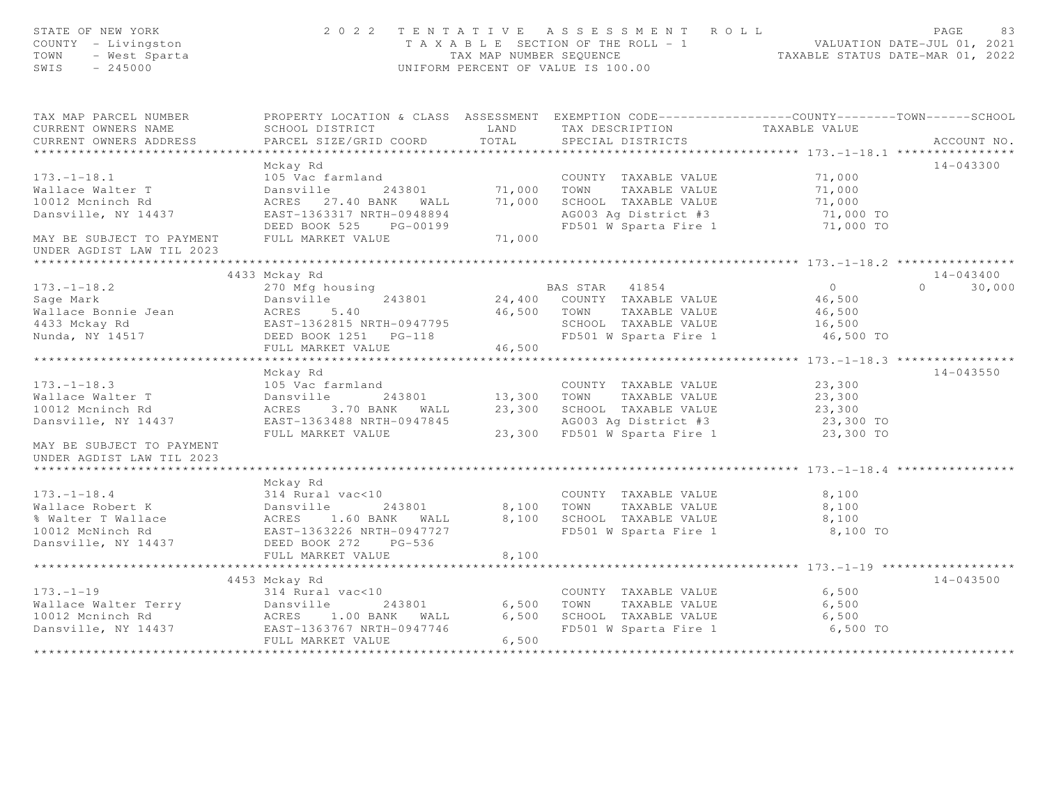STATE OF NEW YORK
COUNTY - Livingston
TOWN - West Sparta
SWIS - 245000

2022 TENTATIVE ASSESSMENT ROLL
TAXABLE SECTION OF THE ROLL - 1
TAX MAP NUMBER SEQUENCE
UNIFORM PERCENT OF VALUE IS 100.00

VALUATION DATE-JUL 01, 2021
TAXABLE STATUS DATE-MAR 01, 2022

| TAX MAP PARCEL NUMBER / CURRENT OWNERS NAME / CURRENT OWNERS ADDRESS | PROPERTY LOCATION & CLASS / SCHOOL DISTRICT / PARCEL SIZE/GRID COORD | ASSESSMENT LAND | TOTAL | EXEMPTION CODE / TAX DESCRIPTION / SPECIAL DISTRICTS | COUNTY TAXABLE VALUE | TOWN | SCHOOL | ACCOUNT NO. |
|---|---|---|---|---|---|---|---|---|
| **173.-1-18.1** | Mckay Rd | | | | | | | 14-043300 |
| 173.-1-18.1 | 105 Vac farmland | | | COUNTY TAXABLE VALUE | 71,000 | | | |
| Wallace Walter T | Dansville 243801 | 71,000 | | TOWN TAXABLE VALUE | 71,000 | | | |
| 10012 Mcninch Rd | ACRES 27.40 BANK WALL | | 71,000 | SCHOOL TAXABLE VALUE | 71,000 | | | |
| Dansville, NY 14437 | EAST-1363317 NRTH-0948894 | | | AG003 Ag District #3 | 71,000 TO | | | |
| | DEED BOOK 525 PG-00199 | | | FD501 W Sparta Fire 1 | 71,000 TO | | | |
| MAY BE SUBJECT TO PAYMENT UNDER AGDIST LAW TIL 2023 | FULL MARKET VALUE | | 71,000 | | | | | |
| **173.-1-18.2** | 4433 Mckay Rd | | | | | | | 14-043400 |
| 173.-1-18.2 | 270 Mfg housing | | | BAS STAR 41854 | 0 | 0 | 30,000 | |
| Sage Mark | Dansville 243801 | 24,400 | | COUNTY TAXABLE VALUE | 46,500 | | | |
| Wallace Bonnie Jean | ACRES 5.40 | | 46,500 | TOWN TAXABLE VALUE | 46,500 | | | |
| 4433 Mckay Rd | EAST-1362815 NRTH-0947795 | | | SCHOOL TAXABLE VALUE | 16,500 | | | |
| Nunda, NY 14517 | DEED BOOK 1251 PG-118 | | | FD501 W Sparta Fire 1 | 46,500 TO | | | |
| | FULL MARKET VALUE | | 46,500 | | | | | |
| **173.-1-18.3** | Mckay Rd | | | | | | | 14-043550 |
| 173.-1-18.3 | 105 Vac farmland | | | COUNTY TAXABLE VALUE | 23,300 | | | |
| Wallace Walter T | Dansville 243801 | 13,300 | | TOWN TAXABLE VALUE | 23,300 | | | |
| 10012 Mcninch Rd | ACRES 3.70 BANK WALL | | 23,300 | SCHOOL TAXABLE VALUE | 23,300 | | | |
| Dansville, NY 14437 | EAST-1363488 NRTH-0947845 | | | AG003 Ag District #3 | 23,300 TO | | | |
| MAY BE SUBJECT TO PAYMENT UNDER AGDIST LAW TIL 2023 | FULL MARKET VALUE | | 23,300 | FD501 W Sparta Fire 1 | 23,300 TO | | | |
| **173.-1-18.4** | Mckay Rd | | | | | | | |
| 173.-1-18.4 | 314 Rural vac<10 | | | COUNTY TAXABLE VALUE | 8,100 | | | |
| Wallace Robert K | Dansville 243801 | 8,100 | | TOWN TAXABLE VALUE | 8,100 | | | |
| % Walter T Wallace | ACRES 1.60 BANK WALL | | 8,100 | SCHOOL TAXABLE VALUE | 8,100 | | | |
| 10012 McNinch Rd | EAST-1363226 NRTH-0947727 | | | FD501 W Sparta Fire 1 | 8,100 TO | | | |
| Dansville, NY 14437 | DEED BOOK 272 PG-536 | | | | | | | |
| | FULL MARKET VALUE | | 8,100 | | | | | |
| **173.-1-19** | 4453 Mckay Rd | | | | | | | 14-043500 |
| 173.-1-19 | 314 Rural vac<10 | | | COUNTY TAXABLE VALUE | 6,500 | | | |
| Wallace Walter Terry | Dansville 243801 | 6,500 | | TOWN TAXABLE VALUE | 6,500 | | | |
| 10012 Mcninch Rd | ACRES 1.00 BANK WALL | | 6,500 | SCHOOL TAXABLE VALUE | 6,500 | | | |
| Dansville, NY 14437 | EAST-1363767 NRTH-0947746 | | | FD501 W Sparta Fire 1 | 6,500 TO | | | |
| | FULL MARKET VALUE | | 6,500 | | | | | |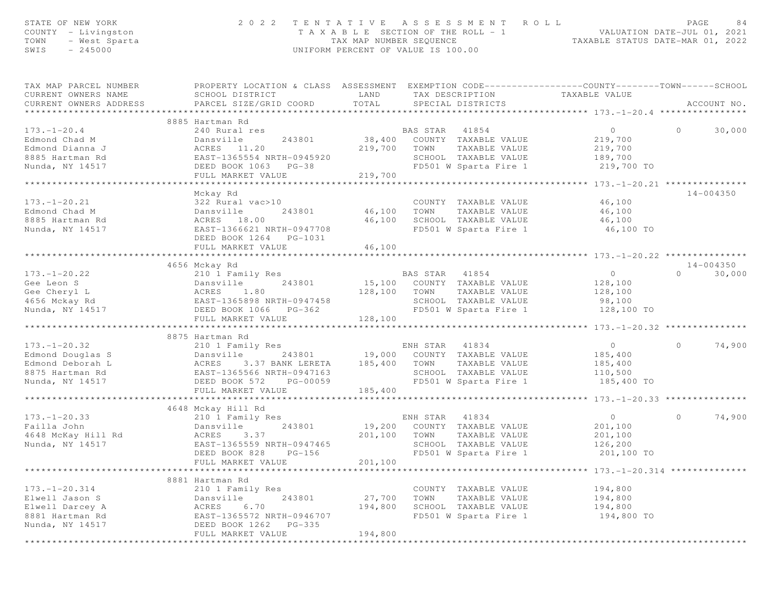STATE OF NEW YORK
COUNTY - Livingston
TOWN - West Sparta
SWIS - 245000

2 0 2 2 T E N T A T I V E A S S E S S M E N T R O L L
T A X A B L E SECTION OF THE ROLL - 1
TAX MAP NUMBER SEQUENCE
UNIFORM PERCENT OF VALUE IS 100.00

VALUATION DATE-JUL 01, 2021
TAXABLE STATUS DATE-MAR 01, 2022

```
TAX MAP PARCEL NUMBER          PROPERTY LOCATION & CLASS  ASSESSMENT  EXEMPTION CODE------------------COUNTY--------TOWN------SCHOOL
CURRENT OWNERS NAME            SCHOOL DISTRICT               LAND      TAX DESCRIPTION            TAXABLE VALUE
CURRENT OWNERS ADDRESS         PARCEL SIZE/GRID COORD        TOTAL     SPECIAL DISTRICTS                                     ACCOUNT NO.
******************************************************************************************************* 173.-1-20.4 ****************
                      8885 Hartman Rd
173.-1-20.4                    240 Rural res                         BAS STAR   41854                   0             0     30,000
Edmond Chad M                  Dansville        243801      38,400   COUNTY  TAXABLE VALUE           219,700
Edmond Dianna J                ACRES  11.20                219,700   TOWN    TAXABLE VALUE           219,700
8885 Hartman Rd                EAST-1365554 NRTH-0945920             SCHOOL  TAXABLE VALUE           189,700
Nunda, NY 14517                DEED BOOK 1063   PG-38                FD501 W Sparta Fire 1            219,700 TO
                               FULL MARKET VALUE           219,700
******************************************************************************************************* 173.-1-20.21 ***************
                      Mckay Rd                                                                                       14-004350
173.-1-20.21                   322 Rural vac>10                      COUNTY  TAXABLE VALUE            46,100
Edmond Chad M                  Dansville        243801      46,100   TOWN    TAXABLE VALUE            46,100
8885 Hartman Rd                ACRES  18.00                 46,100   SCHOOL  TAXABLE VALUE            46,100
Nunda, NY 14517                EAST-1366621 NRTH-0947708             FD501 W Sparta Fire 1             46,100 TO
                               DEED BOOK 1264   PG-1031
                               FULL MARKET VALUE            46,100
******************************************************************************************************* 173.-1-20.22 ***************
                      4656 Mckay Rd                                                                                  14-004350
173.-1-20.22                   210 1 Family Res                      BAS STAR   41854                   0             0     30,000
Gee Leon S                     Dansville        243801      15,100   COUNTY  TAXABLE VALUE           128,100
Gee Cheryl L                   ACRES   1.80                128,100   TOWN    TAXABLE VALUE           128,100
4656 Mckay Rd                  EAST-1365898 NRTH-0947458             SCHOOL  TAXABLE VALUE            98,100
Nunda, NY 14517                DEED BOOK 1066   PG-362               FD501 W Sparta Fire 1            128,100 TO
                               FULL MARKET VALUE           128,100
******************************************************************************************************* 173.-1-20.32 ***************
                      8875 Hartman Rd
173.-1-20.32                   210 1 Family Res                      ENH STAR   41834                   0             0     74,900
Edmond Douglas S               Dansville        243801      19,000   COUNTY  TAXABLE VALUE           185,400
Edmond Deborah L               ACRES   3.37 BANK LERETA    185,400   TOWN    TAXABLE VALUE           185,400
8875 Hartman Rd                EAST-1365566 NRTH-0947163             SCHOOL  TAXABLE VALUE           110,500
Nunda, NY 14517                DEED BOOK 572    PG-00059             FD501 W Sparta Fire 1            185,400 TO
                               FULL MARKET VALUE           185,400
******************************************************************************************************* 173.-1-20.33 ***************
                      4648 Mckay Hill Rd
173.-1-20.33                   210 1 Family Res                      ENH STAR   41834                   0             0     74,900
Failla John                    Dansville        243801      19,200   COUNTY  TAXABLE VALUE           201,100
4648 McKay Hill Rd             ACRES   3.37                201,100   TOWN    TAXABLE VALUE           201,100
Nunda, NY 14517                EAST-1365559 NRTH-0947465             SCHOOL  TAXABLE VALUE           126,200
                               DEED BOOK 828    PG-156               FD501 W Sparta Fire 1            201,100 TO
                               FULL MARKET VALUE           201,100
******************************************************************************************************* 173.-1-20.314 **************
                      8881 Hartman Rd
173.-1-20.314                  210 1 Family Res                      COUNTY  TAXABLE VALUE           194,800
Elwell Jason S                 Dansville        243801      27,700   TOWN    TAXABLE VALUE           194,800
Elwell Darcey A                ACRES   6.70                194,800   SCHOOL  TAXABLE VALUE           194,800
8881 Hartman Rd                EAST-1365572 NRTH-0946707             FD501 W Sparta Fire 1            194,800 TO
Nunda, NY 14517                DEED BOOK 1262   PG-335
                               FULL MARKET VALUE           194,800
************************************************************************************************************************************
```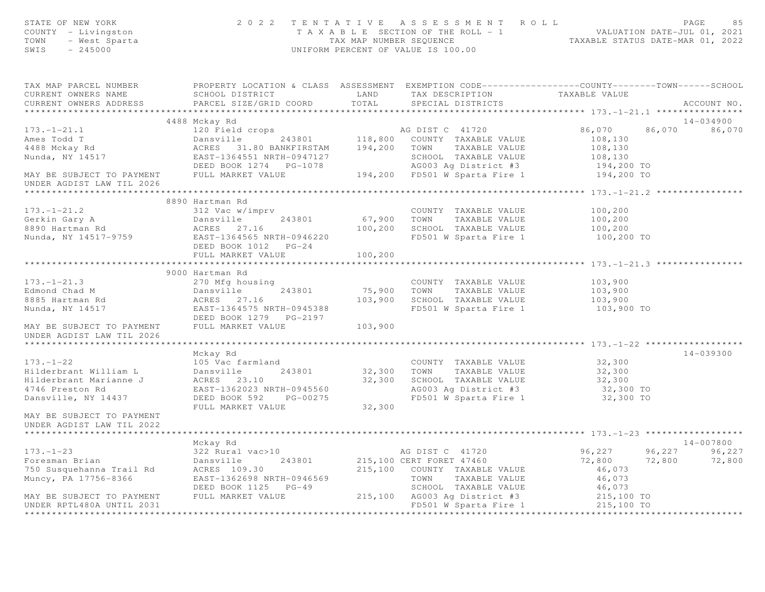STATE OF NEW YORK
COUNTY - Livingston
TOWN - West Sparta
SWIS - 245000

2 0 2 2 T E N T A T I V E A S S E S S M E N T R O L L
T A X A B L E SECTION OF THE ROLL - 1
TAX MAP NUMBER SEQUENCE
UNIFORM PERCENT OF VALUE IS 100.00

VALUATION DATE-JUL 01, 2021
TAXABLE STATUS DATE-MAR 01, 2022

```
TAX MAP PARCEL NUMBER          PROPERTY LOCATION & CLASS  ASSESSMENT  EXEMPTION CODE------------------COUNTY--------TOWN------SCHOOL
CURRENT OWNERS NAME            SCHOOL DISTRICT               LAND      TAX DESCRIPTION            TAXABLE VALUE
CURRENT OWNERS ADDRESS         PARCEL SIZE/GRID COORD        TOTAL     SPECIAL DISTRICTS                                    ACCOUNT NO.
******************************************************************************************************* 173.-1-21.1 ****************
                               4488 Mckay Rd                                                                                 14-034900
173.-1-21.1                    120 Field crops                        AG DIST C  41720             86,070     86,070      86,070
Ames Todd T                    Dansville      243801       118,800    COUNTY  TAXABLE VALUE           108,130
4488 Mckay Rd                  ACRES   31.80 BANKFIRSTAM   194,200    TOWN    TAXABLE VALUE           108,130
Nunda, NY 14517                EAST-1364551 NRTH-0947127              SCHOOL  TAXABLE VALUE           108,130
                               DEED BOOK 1274   PG-1078               AG003 Ag District #3             194,200 TO
MAY BE SUBJECT TO PAYMENT      FULL MARKET VALUE           194,200    FD501 W Sparta Fire 1            194,200 TO
UNDER AGDIST LAW TIL 2026
******************************************************************************************************* 173.-1-21.2 ****************
                               8890 Hartman Rd
173.-1-21.2                    312 Vac w/imprv                        COUNTY  TAXABLE VALUE           100,200
Gerkin Gary A                  Dansville      243801        67,900    TOWN    TAXABLE VALUE           100,200
8890 Hartman Rd                ACRES   27.16               100,200    SCHOOL  TAXABLE VALUE           100,200
Nunda, NY 14517-9759           EAST-1364565 NRTH-0946220              FD501 W Sparta Fire 1            100,200 TO
                               DEED BOOK 1012   PG-24
                               FULL MARKET VALUE           100,200
******************************************************************************************************* 173.-1-21.3 ****************
                               9000 Hartman Rd
173.-1-21.3                    270 Mfg housing                        COUNTY  TAXABLE VALUE           103,900
Edmond Chad M                  Dansville      243801        75,900    TOWN    TAXABLE VALUE           103,900
8885 Hartman Rd                ACRES   27.16               103,900    SCHOOL  TAXABLE VALUE           103,900
Nunda, NY 14517                EAST-1364575 NRTH-0945388              FD501 W Sparta Fire 1            103,900 TO
                               DEED BOOK 1279   PG-2197
MAY BE SUBJECT TO PAYMENT      FULL MARKET VALUE           103,900
UNDER AGDIST LAW TIL 2026
******************************************************************************************************* 173.-1-22 ******************
                               Mckay Rd                                                                                      14-039300
173.-1-22                      105 Vac farmland                       COUNTY  TAXABLE VALUE            32,300
Hilderbrant William L          Dansville      243801        32,300    TOWN    TAXABLE VALUE            32,300
Hilderbrant Marianne J         ACRES   23.10                32,300    SCHOOL  TAXABLE VALUE            32,300
4746 Preston Rd                EAST-1362023 NRTH-0945560              AG003 Ag District #3              32,300 TO
Dansville, NY 14437            DEED BOOK 592    PG-00275              FD501 W Sparta Fire 1             32,300 TO
                               FULL MARKET VALUE            32,300
MAY BE SUBJECT TO PAYMENT
UNDER AGDIST LAW TIL 2022
******************************************************************************************************* 173.-1-23 ******************
                               Mckay Rd                                                                                      14-007800
173.-1-23                      322 Rural vac>10                       AG DIST C  41720             96,227     96,227      96,227
Foresman Brian                 Dansville      243801       215,100 CERT FORET 47460                72,800     72,800      72,800
750 Susquehanna Trail Rd       ACRES  109.30               215,100    COUNTY  TAXABLE VALUE            46,073
Muncy, PA 17756-8366           EAST-1362698 NRTH-0946569              TOWN    TAXABLE VALUE            46,073
                               DEED BOOK 1125   PG-49                 SCHOOL  TAXABLE VALUE            46,073
MAY BE SUBJECT TO PAYMENT      FULL MARKET VALUE           215,100    AG003 Ag District #3             215,100 TO
UNDER RPTL480A UNTIL 2031                                             FD501 W Sparta Fire 1            215,100 TO
************************************************************************************************************************************
```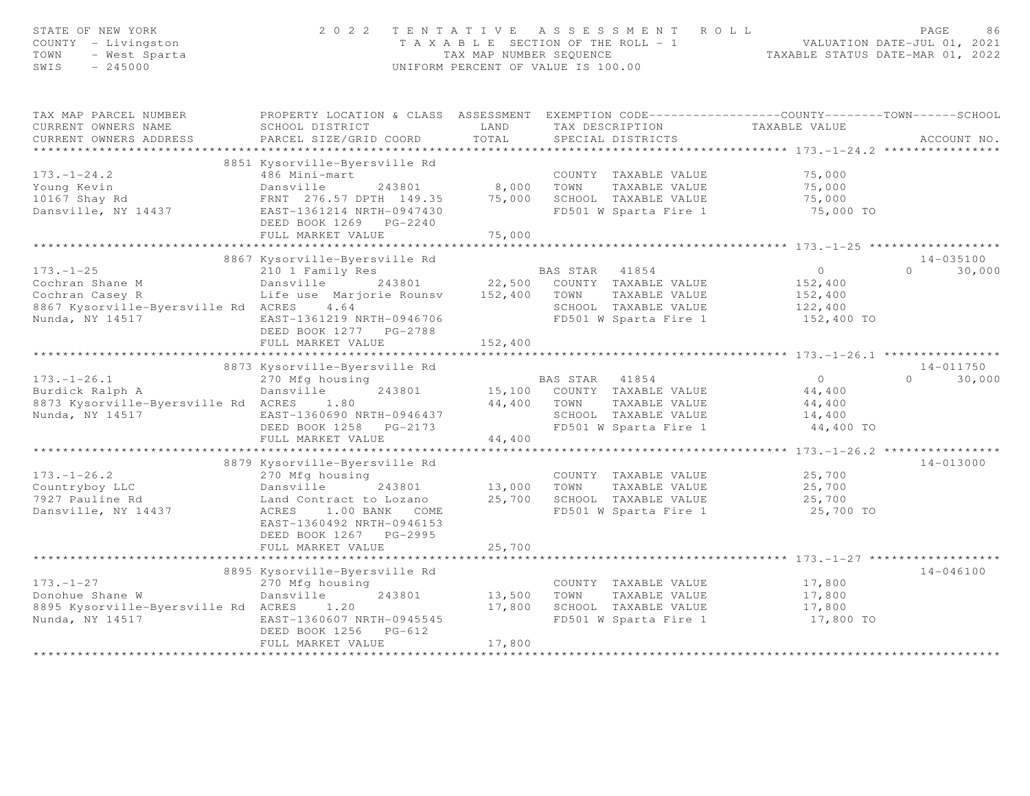STATE OF NEW YORK
COUNTY - Livingston
TOWN - West Sparta
SWIS - 245000

2 0 2 2 TENTATIVE ASSESSMENT ROLL
TAXABLE SECTION OF THE ROLL - 1
TAX MAP NUMBER SEQUENCE
UNIFORM PERCENT OF VALUE IS 100.00

VALUATION DATE-JUL 01, 2021
TAXABLE STATUS DATE-MAR 01, 2022

| TAX MAP PARCEL NUMBER / CURRENT OWNERS NAME / CURRENT OWNERS ADDRESS | PROPERTY LOCATION & CLASS / SCHOOL DISTRICT / PARCEL SIZE/GRID COORD | ASSESSMENT LAND / TOTAL | EXEMPTION CODE / TAX DESCRIPTION / SPECIAL DISTRICTS | COUNTY / TOWN / SCHOOL TAXABLE VALUE | ACCOUNT NO. |
|---|---|---|---|---|---|
| **173.-1-24.2** | 8851 Kysorville-Byersville Rd | | | | |
| 173.-1-24.2 | 486 Mini-mart | | COUNTY TAXABLE VALUE | 75,000 | |
| Young Kevin | Dansville 243801 | 8,000 | TOWN TAXABLE VALUE | 75,000 | |
| 10167 Shay Rd | FRNT 276.57 DPTH 149.35 | 75,000 | SCHOOL TAXABLE VALUE | 75,000 | |
| Dansville, NY 14437 | EAST-1361214 NRTH-0947430 | | FD501 W Sparta Fire 1 | 75,000 TO | |
| | DEED BOOK 1269 PG-2240 | | | | |
| | FULL MARKET VALUE | 75,000 | | | |
| **173.-1-25** | 8867 Kysorville-Byersville Rd | | | | 14-035100 |
| 173.-1-25 | 210 1 Family Res | | BAS STAR 41854 | 0 / 0 / 30,000 | |
| Cochran Shane M | Dansville 243801 | 22,500 | COUNTY TAXABLE VALUE | 152,400 | |
| Cochran Casey R | Life use Marjorie Rounsv | 152,400 | TOWN TAXABLE VALUE | 152,400 | |
| 8867 Kysorville-Byersville Rd | ACRES 4.64 | | SCHOOL TAXABLE VALUE | 122,400 | |
| Nunda, NY 14517 | EAST-1361219 NRTH-0946706 | | FD501 W Sparta Fire 1 | 152,400 TO | |
| | DEED BOOK 1277 PG-2788 | | | | |
| | FULL MARKET VALUE | 152,400 | | | |
| **173.-1-26.1** | 8873 Kysorville-Byersville Rd | | | | 14-011750 |
| 173.-1-26.1 | 270 Mfg housing | | BAS STAR 41854 | 0 / 0 / 30,000 | |
| Burdick Ralph A | Dansville 243801 | 15,100 | COUNTY TAXABLE VALUE | 44,400 | |
| 8873 Kysorville-Byersville Rd | ACRES 1.80 | 44,400 | TOWN TAXABLE VALUE | 44,400 | |
| Nunda, NY 14517 | EAST-1360690 NRTH-0946437 | | SCHOOL TAXABLE VALUE | 14,400 | |
| | DEED BOOK 1258 PG-2173 | | FD501 W Sparta Fire 1 | 44,400 TO | |
| | FULL MARKET VALUE | 44,400 | | | |
| **173.-1-26.2** | 8879 Kysorville-Byersville Rd | | | | 14-013000 |
| 173.-1-26.2 | 270 Mfg housing | | COUNTY TAXABLE VALUE | 25,700 | |
| Countryboy LLC | Dansville 243801 | 13,000 | TOWN TAXABLE VALUE | 25,700 | |
| 7927 Pauline Rd | Land Contract to Lozano | 25,700 | SCHOOL TAXABLE VALUE | 25,700 | |
| Dansville, NY 14437 | ACRES 1.00 BANK COME | | FD501 W Sparta Fire 1 | 25,700 TO | |
| | EAST-1360492 NRTH-0946153 | | | | |
| | DEED BOOK 1267 PG-2995 | | | | |
| | FULL MARKET VALUE | 25,700 | | | |
| **173.-1-27** | 8895 Kysorville-Byersville Rd | | | | 14-046100 |
| 173.-1-27 | 270 Mfg housing | | COUNTY TAXABLE VALUE | 17,800 | |
| Donohue Shane W | Dansville 243801 | 13,500 | TOWN TAXABLE VALUE | 17,800 | |
| 8895 Kysorville-Byersville Rd | ACRES 1.20 | 17,800 | SCHOOL TAXABLE VALUE | 17,800 | |
| Nunda, NY 14517 | EAST-1360607 NRTH-0945545 | | FD501 W Sparta Fire 1 | 17,800 TO | |
| | DEED BOOK 1256 PG-612 | | | | |
| | FULL MARKET VALUE | 17,800 | | | |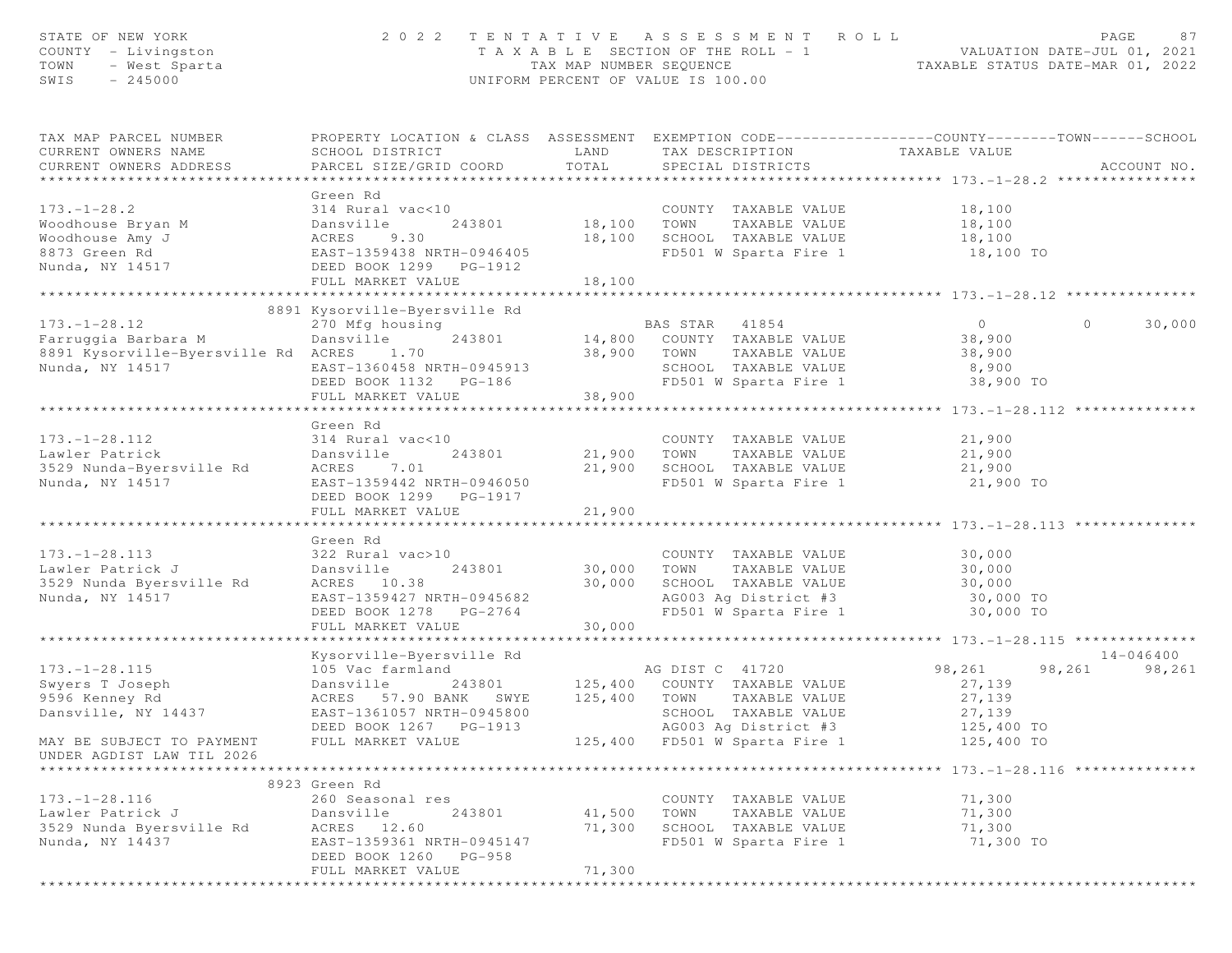STATE OF NEW YORK
COUNTY - Livingston
TOWN - West Sparta
SWIS - 245000

2022 TENTATIVE ASSESSMENT ROLL
TAXABLE SECTION OF THE ROLL - 1
TAX MAP NUMBER SEQUENCE
UNIFORM PERCENT OF VALUE IS 100.00

VALUATION DATE-JUL 01, 2021
TAXABLE STATUS DATE-MAR 01, 2022

| TAX MAP PARCEL NUMBER / CURRENT OWNERS NAME / CURRENT OWNERS ADDRESS | PROPERTY LOCATION & CLASS / SCHOOL DISTRICT / PARCEL SIZE/GRID COORD | ASSESSMENT LAND | TOTAL | EXEMPTION CODE / TAX DESCRIPTION / SPECIAL DISTRICTS | COUNTY TAXABLE VALUE | TOWN | SCHOOL | ACCOUNT NO. |
|---|---|---|---|---|---|---|---|---|
| **173.-1-28.2** | Green Rd | | | | | | | |
| 173.-1-28.2 | 314 Rural vac<10 | | | COUNTY TAXABLE VALUE | 18,100 | | | |
| Woodhouse Bryan M | Dansville 243801 | 18,100 | | TOWN TAXABLE VALUE | 18,100 | | | |
| Woodhouse Amy J | ACRES 9.30 | | 18,100 | SCHOOL TAXABLE VALUE | 18,100 | | | |
| 8873 Green Rd | EAST-1359438 NRTH-0946405 | | | FD501 W Sparta Fire 1 | 18,100 TO | | | |
| Nunda, NY 14517 | DEED BOOK 1299 PG-1912 | | | | | | | |
| | FULL MARKET VALUE | | 18,100 | | | | | |
| **173.-1-28.12** | 8891 Kysorville-Byersville Rd | | | | | | | |
| 173.-1-28.12 | 270 Mfg housing | | | BAS STAR 41854 | 0 | 0 | 30,000 | |
| Farruggia Barbara M | Dansville 243801 | 14,800 | | COUNTY TAXABLE VALUE | 38,900 | | | |
| 8891 Kysorville-Byersville Rd | ACRES 1.70 | | 38,900 | TOWN TAXABLE VALUE | 38,900 | | | |
| Nunda, NY 14517 | EAST-1360458 NRTH-0945913 | | | SCHOOL TAXABLE VALUE | 8,900 | | | |
| | DEED BOOK 1132 PG-186 | | | FD501 W Sparta Fire 1 | 38,900 TO | | | |
| | FULL MARKET VALUE | | 38,900 | | | | | |
| **173.-1-28.112** | Green Rd | | | | | | | |
| 173.-1-28.112 | 314 Rural vac<10 | | | COUNTY TAXABLE VALUE | 21,900 | | | |
| Lawler Patrick | Dansville 243801 | 21,900 | | TOWN TAXABLE VALUE | 21,900 | | | |
| 3529 Nunda-Byersville Rd | ACRES 7.01 | | 21,900 | SCHOOL TAXABLE VALUE | 21,900 | | | |
| Nunda, NY 14517 | EAST-1359442 NRTH-0946050 | | | FD501 W Sparta Fire 1 | 21,900 TO | | | |
| | DEED BOOK 1299 PG-1917 | | | | | | | |
| | FULL MARKET VALUE | | 21,900 | | | | | |
| **173.-1-28.113** | Green Rd | | | | | | | |
| 173.-1-28.113 | 322 Rural vac>10 | | | COUNTY TAXABLE VALUE | 30,000 | | | |
| Lawler Patrick J | Dansville 243801 | 30,000 | | TOWN TAXABLE VALUE | 30,000 | | | |
| 3529 Nunda Byersville Rd | ACRES 10.38 | | 30,000 | SCHOOL TAXABLE VALUE | 30,000 | | | |
| Nunda, NY 14517 | EAST-1359427 NRTH-0945682 | | | AG003 Ag District #3 | 30,000 TO | | | |
| | DEED BOOK 1278 PG-2764 | | | FD501 W Sparta Fire 1 | 30,000 TO | | | |
| | FULL MARKET VALUE | | 30,000 | | | | | |
| **173.-1-28.115** | Kysorville-Byersville Rd | | | | | | | 14-046400 |
| 173.-1-28.115 | 105 Vac farmland | | | AG DIST C 41720 | 98,261 | 98,261 | 98,261 | |
| Swyers T Joseph | Dansville 243801 | 125,400 | | COUNTY TAXABLE VALUE | 27,139 | | | |
| 9596 Kenney Rd | ACRES 57.90 BANK SWYE | | 125,400 | TOWN TAXABLE VALUE | 27,139 | | | |
| Dansville, NY 14437 | EAST-1361057 NRTH-0945800 | | | SCHOOL TAXABLE VALUE | 27,139 | | | |
| | DEED BOOK 1267 PG-1913 | | | AG003 Ag District #3 | 125,400 TO | | | |
| MAY BE SUBJECT TO PAYMENT UNDER AGDIST LAW TIL 2026 | FULL MARKET VALUE | | 125,400 | FD501 W Sparta Fire 1 | 125,400 TO | | | |
| **173.-1-28.116** | 8923 Green Rd | | | | | | | |
| 173.-1-28.116 | 260 Seasonal res | | | COUNTY TAXABLE VALUE | 71,300 | | | |
| Lawler Patrick J | Dansville 243801 | 41,500 | | TOWN TAXABLE VALUE | 71,300 | | | |
| 3529 Nunda Byersville Rd | ACRES 12.60 | | 71,300 | SCHOOL TAXABLE VALUE | 71,300 | | | |
| Nunda, NY 14437 | EAST-1359361 NRTH-0945147 | | | FD501 W Sparta Fire 1 | 71,300 TO | | | |
| | DEED BOOK 1260 PG-958 | | | | | | | |
| | FULL MARKET VALUE | | 71,300 | | | | | |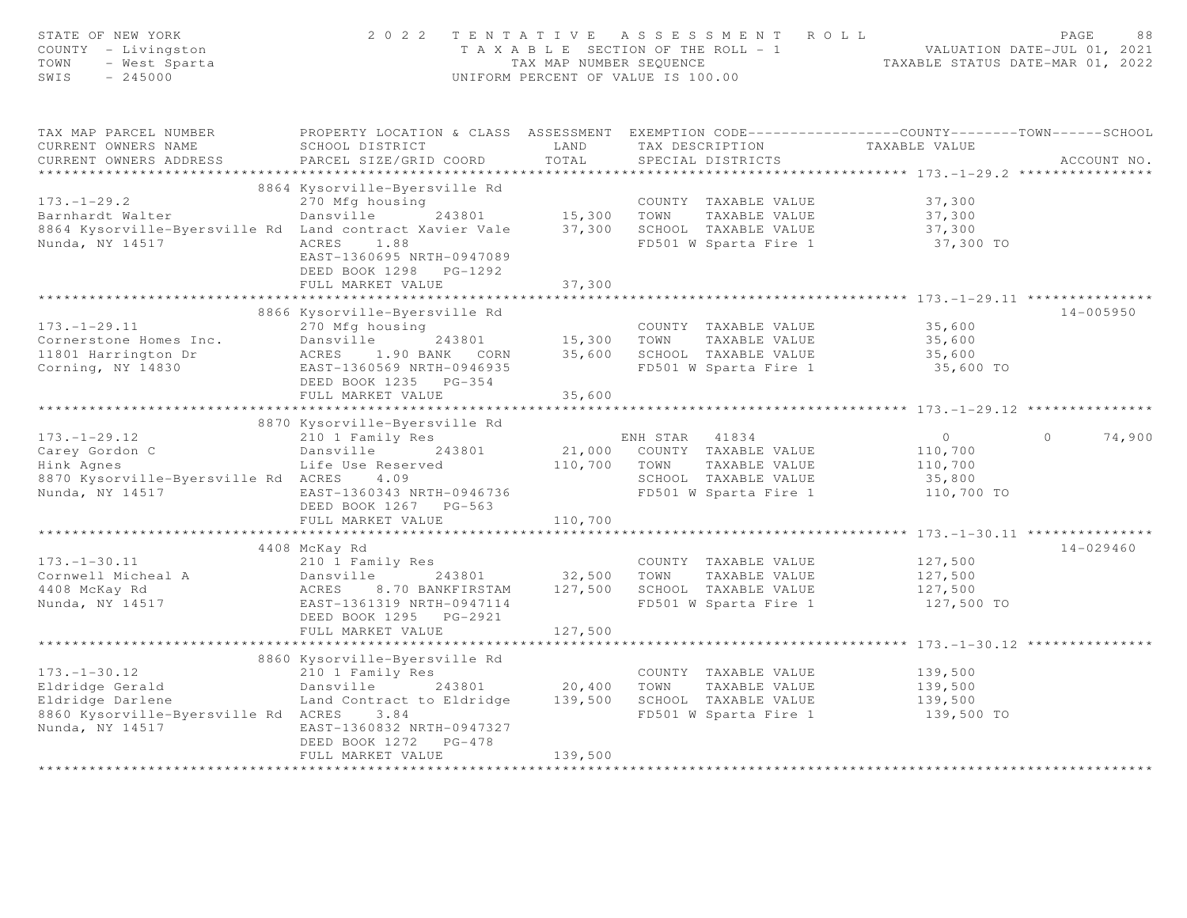STATE OF NEW YORK
COUNTY - Livingston
TOWN - West Sparta
SWIS - 245000

2022 TENTATIVE ASSESSMENT ROLL
TAXABLE SECTION OF THE ROLL - 1
TAX MAP NUMBER SEQUENCE
UNIFORM PERCENT OF VALUE IS 100.00

VALUATION DATE-JUL 01, 2021
TAXABLE STATUS DATE-MAR 01, 2022

| TAX MAP PARCEL NUMBER / CURRENT OWNERS NAME / CURRENT OWNERS ADDRESS | PROPERTY LOCATION & CLASS / SCHOOL DISTRICT / PARCEL SIZE/GRID COORD | ASSESSMENT LAND | ASSESSMENT TOTAL | EXEMPTION CODE / TAX DESCRIPTION / SPECIAL DISTRICTS | COUNTY TAXABLE VALUE | TOWN | SCHOOL | ACCOUNT NO. |
|---|---|---|---|---|---|---|---|---|
| **173.-1-29.2** | 8864 Kysorville-Byersville Rd | | | | | | | |
| 173.-1-29.2 | 270 Mfg housing | | | COUNTY TAXABLE VALUE | 37,300 | | | |
| Barnhardt Walter | Dansville 243801 | 15,300 | | TOWN TAXABLE VALUE | 37,300 | | | |
| 8864 Kysorville-Byersville Rd | Land contract Xavier Vale | | 37,300 | SCHOOL TAXABLE VALUE | 37,300 | | | |
| Nunda, NY 14517 | ACRES 1.88 | | | FD501 W Sparta Fire 1 | 37,300 TO | | | |
| | EAST-1360695 NRTH-0947089 | | | | | | | |
| | DEED BOOK 1298 PG-1292 | | | | | | | |
| | FULL MARKET VALUE | | 37,300 | | | | | |
| **173.-1-29.11** | 8866 Kysorville-Byersville Rd | | | | | | | 14-005950 |
| 173.-1-29.11 | 270 Mfg housing | | | COUNTY TAXABLE VALUE | 35,600 | | | |
| Cornerstone Homes Inc. | Dansville 243801 | 15,300 | | TOWN TAXABLE VALUE | 35,600 | | | |
| 11801 Harrington Dr | ACRES 1.90 BANK CORN | | 35,600 | SCHOOL TAXABLE VALUE | 35,600 | | | |
| Corning, NY 14830 | EAST-1360569 NRTH-0946935 | | | FD501 W Sparta Fire 1 | 35,600 TO | | | |
| | DEED BOOK 1235 PG-354 | | | | | | | |
| | FULL MARKET VALUE | | 35,600 | | | | | |
| **173.-1-29.12** | 8870 Kysorville-Byersville Rd | | | | | | | |
| 173.-1-29.12 | 210 1 Family Res | | | ENH STAR 41834 | 0 | 0 | 74,900 | |
| Carey Gordon C | Dansville 243801 | 21,000 | | COUNTY TAXABLE VALUE | 110,700 | | | |
| Hink Agnes | Life Use Reserved | | 110,700 | TOWN TAXABLE VALUE | 110,700 | | | |
| 8870 Kysorville-Byersville Rd | ACRES 4.09 | | | SCHOOL TAXABLE VALUE | 35,800 | | | |
| Nunda, NY 14517 | EAST-1360343 NRTH-0946736 | | | FD501 W Sparta Fire 1 | 110,700 TO | | | |
| | DEED BOOK 1267 PG-563 | | | | | | | |
| | FULL MARKET VALUE | | 110,700 | | | | | |
| **173.-1-30.11** | 4408 McKay Rd | | | | | | | 14-029460 |
| 173.-1-30.11 | 210 1 Family Res | | | COUNTY TAXABLE VALUE | 127,500 | | | |
| Cornwell Micheal A | Dansville 243801 | 32,500 | | TOWN TAXABLE VALUE | 127,500 | | | |
| 4408 McKay Rd | ACRES 8.70 BANKFIRSTAM | | 127,500 | SCHOOL TAXABLE VALUE | 127,500 | | | |
| Nunda, NY 14517 | EAST-1361319 NRTH-0947114 | | | FD501 W Sparta Fire 1 | 127,500 TO | | | |
| | DEED BOOK 1295 PG-2921 | | | | | | | |
| | FULL MARKET VALUE | | 127,500 | | | | | |
| **173.-1-30.12** | 8860 Kysorville-Byersville Rd | | | | | | | |
| 173.-1-30.12 | 210 1 Family Res | | | COUNTY TAXABLE VALUE | 139,500 | | | |
| Eldridge Gerald | Dansville 243801 | 20,400 | | TOWN TAXABLE VALUE | 139,500 | | | |
| Eldridge Darlene | Land Contract to Eldridge | | 139,500 | SCHOOL TAXABLE VALUE | 139,500 | | | |
| 8860 Kysorville-Byersville Rd | ACRES 3.84 | | | FD501 W Sparta Fire 1 | 139,500 TO | | | |
| Nunda, NY 14517 | EAST-1360832 NRTH-0947327 | | | | | | | |
| | DEED BOOK 1272 PG-478 | | | | | | | |
| | FULL MARKET VALUE | | 139,500 | | | | | |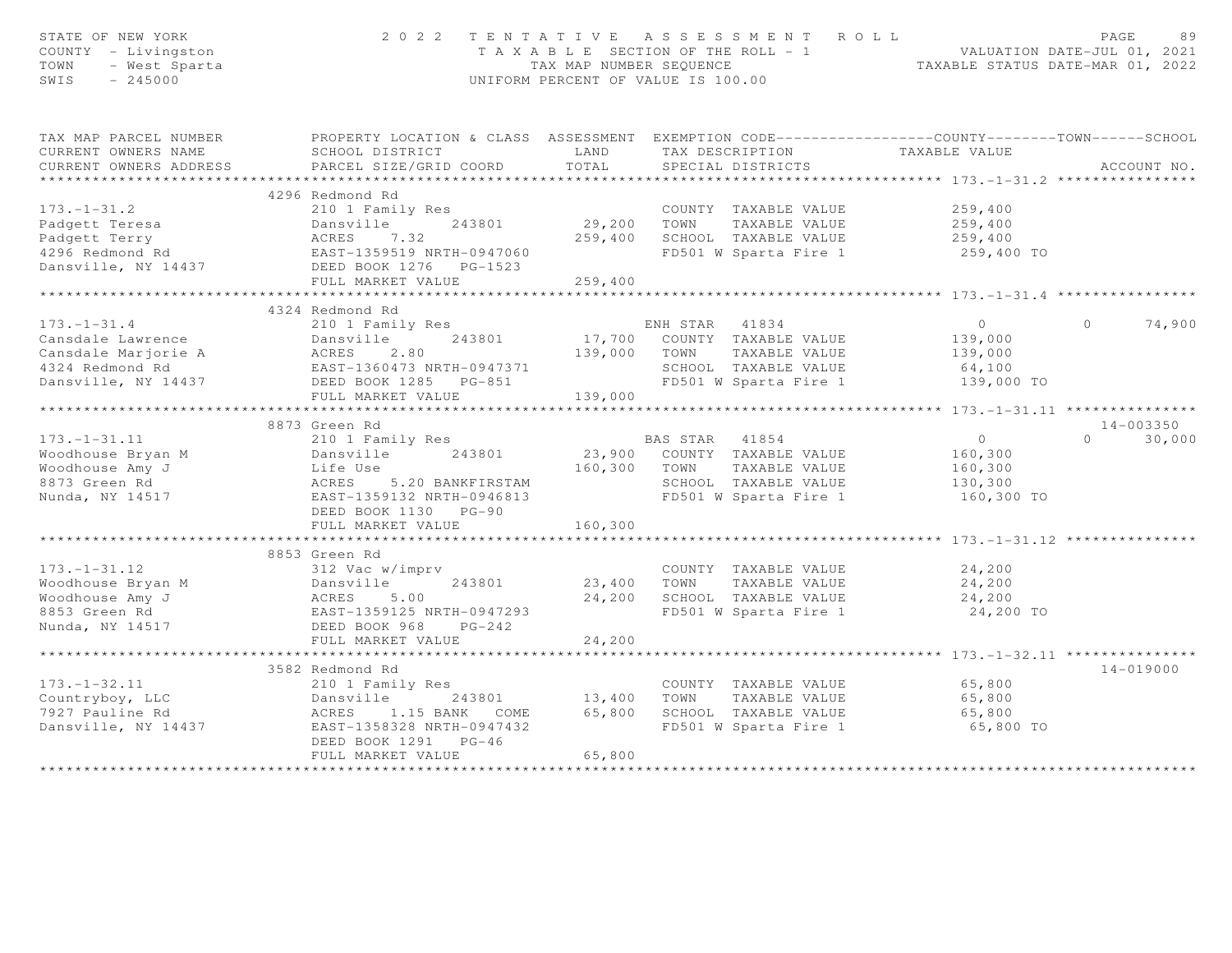STATE OF NEW YORK — 2022 TENTATIVE ASSESSMENT ROLL — TAXABLE SECTION OF THE ROLL - 1 — VALUATION DATE-JUL 01, 2021
COUNTY - Livingston — TAX MAP NUMBER SEQUENCE — TAXABLE STATUS DATE-MAR 01, 2022
TOWN - West Sparta — UNIFORM PERCENT OF VALUE IS 100.00
SWIS - 245000

| TAX MAP PARCEL NUMBER / CURRENT OWNERS NAME / CURRENT OWNERS ADDRESS | PROPERTY LOCATION & CLASS / SCHOOL DISTRICT / PARCEL SIZE/GRID COORD | ASSESSMENT LAND | TOTAL | EXEMPTION CODE / TAX DESCRIPTION / SPECIAL DISTRICTS | COUNTY TAXABLE VALUE | TOWN | SCHOOL | ACCOUNT NO. |
|---|---|---|---|---|---|---|---|---|
| **173.-1-31.2** | 4296 Redmond Rd | | | | | | | |
| 173.-1-31.2 | 210 1 Family Res | | | COUNTY TAXABLE VALUE | 259,400 | | | |
| Padgett Teresa | Dansville 243801 | 29,200 | | TOWN TAXABLE VALUE | 259,400 | | | |
| Padgett Terry | ACRES 7.32 | | 259,400 | SCHOOL TAXABLE VALUE | 259,400 | | | |
| 4296 Redmond Rd | EAST-1359519 NRTH-0947060 | | | FD501 W Sparta Fire 1 | 259,400 TO | | | |
| Dansville, NY 14437 | DEED BOOK 1276 PG-1523 | | | | | | | |
| | FULL MARKET VALUE | | 259,400 | | | | | |
| **173.-1-31.4** | 4324 Redmond Rd | | | | | | | |
| 173.-1-31.4 | 210 1 Family Res | | | ENH STAR 41834 | 0 | 0 | 74,900 | |
| Cansdale Lawrence | Dansville 243801 | 17,700 | | COUNTY TAXABLE VALUE | 139,000 | | | |
| Cansdale Marjorie A | ACRES 2.80 | | 139,000 | TOWN TAXABLE VALUE | 139,000 | | | |
| 4324 Redmond Rd | EAST-1360473 NRTH-0947371 | | | SCHOOL TAXABLE VALUE | 64,100 | | | |
| Dansville, NY 14437 | DEED BOOK 1285 PG-851 | | | FD501 W Sparta Fire 1 | 139,000 TO | | | |
| | FULL MARKET VALUE | | 139,000 | | | | | |
| **173.-1-31.11** | 8873 Green Rd | | | | | | | 14-003350 |
| 173.-1-31.11 | 210 1 Family Res | | | BAS STAR 41854 | 0 | 0 | 30,000 | |
| Woodhouse Bryan M | Dansville 243801 | 23,900 | | COUNTY TAXABLE VALUE | 160,300 | | | |
| Woodhouse Amy J | Life Use | | 160,300 | TOWN TAXABLE VALUE | 160,300 | | | |
| 8873 Green Rd | ACRES 5.20 BANKFIRSTAM | | | SCHOOL TAXABLE VALUE | 130,300 | | | |
| Nunda, NY 14517 | EAST-1359132 NRTH-0946813 | | | FD501 W Sparta Fire 1 | 160,300 TO | | | |
| | DEED BOOK 1130 PG-90 | | | | | | | |
| | FULL MARKET VALUE | | 160,300 | | | | | |
| **173.-1-31.12** | 8853 Green Rd | | | | | | | |
| 173.-1-31.12 | 312 Vac w/imprv | | | COUNTY TAXABLE VALUE | 24,200 | | | |
| Woodhouse Bryan M | Dansville 243801 | 23,400 | | TOWN TAXABLE VALUE | 24,200 | | | |
| Woodhouse Amy J | ACRES 5.00 | | 24,200 | SCHOOL TAXABLE VALUE | 24,200 | | | |
| 8853 Green Rd | EAST-1359125 NRTH-0947293 | | | FD501 W Sparta Fire 1 | 24,200 TO | | | |
| Nunda, NY 14517 | DEED BOOK 968 PG-242 | | | | | | | |
| | FULL MARKET VALUE | | 24,200 | | | | | |
| **173.-1-32.11** | 3582 Redmond Rd | | | | | | | 14-019000 |
| 173.-1-32.11 | 210 1 Family Res | | | COUNTY TAXABLE VALUE | 65,800 | | | |
| Countryboy, LLC | Dansville 243801 | 13,400 | | TOWN TAXABLE VALUE | 65,800 | | | |
| 7927 Pauline Rd | ACRES 1.15 BANK COME | | 65,800 | SCHOOL TAXABLE VALUE | 65,800 | | | |
| Dansville, NY 14437 | EAST-1358328 NRTH-0947432 | | | FD501 W Sparta Fire 1 | 65,800 TO | | | |
| | DEED BOOK 1291 PG-46 | | | | | | | |
| | FULL MARKET VALUE | | 65,800 | | | | | |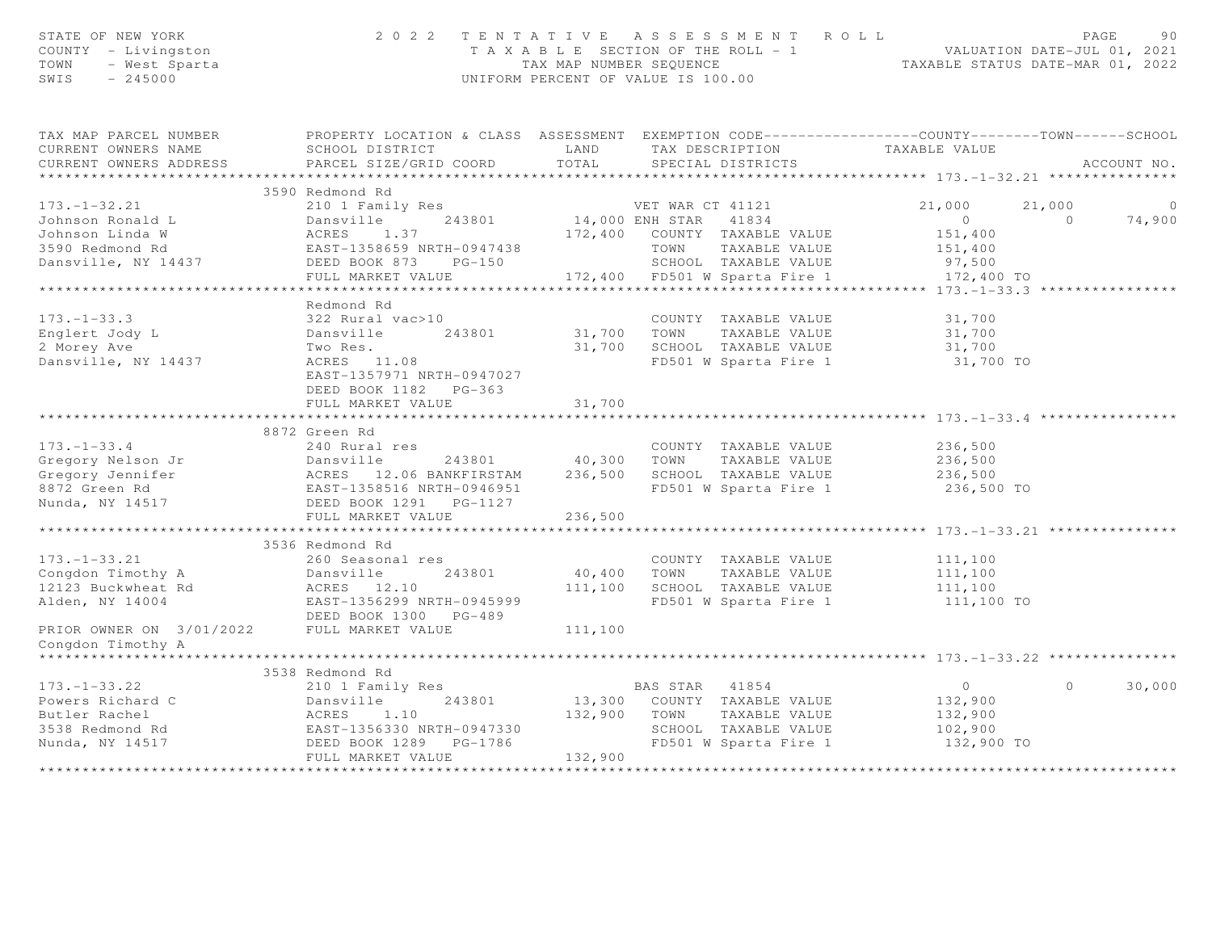STATE OF NEW YORK — 2022 TENTATIVE ASSESSMENT ROLL
COUNTY - Livingston — TAXABLE SECTION OF THE ROLL - 1 — VALUATION DATE-JUL 01, 2021
TOWN - West Sparta — TAX MAP NUMBER SEQUENCE — TAXABLE STATUS DATE-MAR 01, 2022
SWIS - 245000 — UNIFORM PERCENT OF VALUE IS 100.00

| TAX MAP PARCEL NUMBER / CURRENT OWNERS NAME / CURRENT OWNERS ADDRESS | PROPERTY LOCATION & CLASS / SCHOOL DISTRICT / PARCEL SIZE/GRID COORD | ASSESSMENT LAND / TOTAL | EXEMPTION CODE / TAX DESCRIPTION / SPECIAL DISTRICTS | COUNTY | TOWN | SCHOOL | ACCOUNT NO. |
|---|---|---|---|---|---|---|---|
| **173.-1-32.21** | 3590 Redmond Rd | | | | | | |
| 173.-1-32.21 | 210 1 Family Res | | VET WAR CT 41121 | 21,000 | 21,000 | 0 | |
| Johnson Ronald L | Dansville 243801 | 14,000 | ENH STAR 41834 | 0 | 0 | 74,900 | |
| Johnson Linda W | ACRES 1.37 | 172,400 | COUNTY TAXABLE VALUE | 151,400 | | | |
| 3590 Redmond Rd | EAST-1358659 NRTH-0947438 | | TOWN TAXABLE VALUE | | 151,400 | | |
| Dansville, NY 14437 | DEED BOOK 873 PG-150 | | SCHOOL TAXABLE VALUE | | | 97,500 | |
| | FULL MARKET VALUE | 172,400 | FD501 W Sparta Fire 1 | 172,400 TO | | | |
| **173.-1-33.3** | Redmond Rd | | | | | | |
| 173.-1-33.3 | 322 Rural vac>10 | | COUNTY TAXABLE VALUE | 31,700 | | | |
| Englert Jody L | Dansville 243801 | 31,700 | TOWN TAXABLE VALUE | | 31,700 | | |
| 2 Morey Ave | Two Res. | 31,700 | SCHOOL TAXABLE VALUE | | | 31,700 | |
| Dansville, NY 14437 | ACRES 11.08 | | FD501 W Sparta Fire 1 | 31,700 TO | | | |
| | EAST-1357971 NRTH-0947027 | | | | | | |
| | DEED BOOK 1182 PG-363 | | | | | | |
| | FULL MARKET VALUE | 31,700 | | | | | |
| **173.-1-33.4** | 8872 Green Rd | | | | | | |
| 173.-1-33.4 | 240 Rural res | | COUNTY TAXABLE VALUE | 236,500 | | | |
| Gregory Nelson Jr | Dansville 243801 | 40,300 | TOWN TAXABLE VALUE | | 236,500 | | |
| Gregory Jennifer | ACRES 12.06 BANKFIRSTAM | 236,500 | SCHOOL TAXABLE VALUE | | | 236,500 | |
| 8872 Green Rd | EAST-1358516 NRTH-0946951 | | FD501 W Sparta Fire 1 | 236,500 TO | | | |
| Nunda, NY 14517 | DEED BOOK 1291 PG-1127 | | | | | | |
| | FULL MARKET VALUE | 236,500 | | | | | |
| **173.-1-33.21** | 3536 Redmond Rd | | | | | | |
| 173.-1-33.21 | 260 Seasonal res | | COUNTY TAXABLE VALUE | 111,100 | | | |
| Congdon Timothy A | Dansville 243801 | 40,400 | TOWN TAXABLE VALUE | | 111,100 | | |
| 12123 Buckwheat Rd | ACRES 12.10 | 111,100 | SCHOOL TAXABLE VALUE | | | 111,100 | |
| Alden, NY 14004 | EAST-1356299 NRTH-0945999 | | FD501 W Sparta Fire 1 | 111,100 TO | | | |
| | DEED BOOK 1300 PG-489 | | | | | | |
| PRIOR OWNER ON 3/01/2022 | FULL MARKET VALUE | 111,100 | | | | | |
| Congdon Timothy A | | | | | | | |
| **173.-1-33.22** | 3538 Redmond Rd | | | | | | |
| 173.-1-33.22 | 210 1 Family Res | | BAS STAR 41854 | 0 | 0 | 30,000 | |
| Powers Richard C | Dansville 243801 | 13,300 | COUNTY TAXABLE VALUE | 132,900 | | | |
| Butler Rachel | ACRES 1.10 | 132,900 | TOWN TAXABLE VALUE | | 132,900 | | |
| 3538 Redmond Rd | EAST-1356330 NRTH-0947330 | | SCHOOL TAXABLE VALUE | | | 102,900 | |
| Nunda, NY 14517 | DEED BOOK 1289 PG-1786 | | FD501 W Sparta Fire 1 | 132,900 TO | | | |
| | FULL MARKET VALUE | 132,900 | | | | | |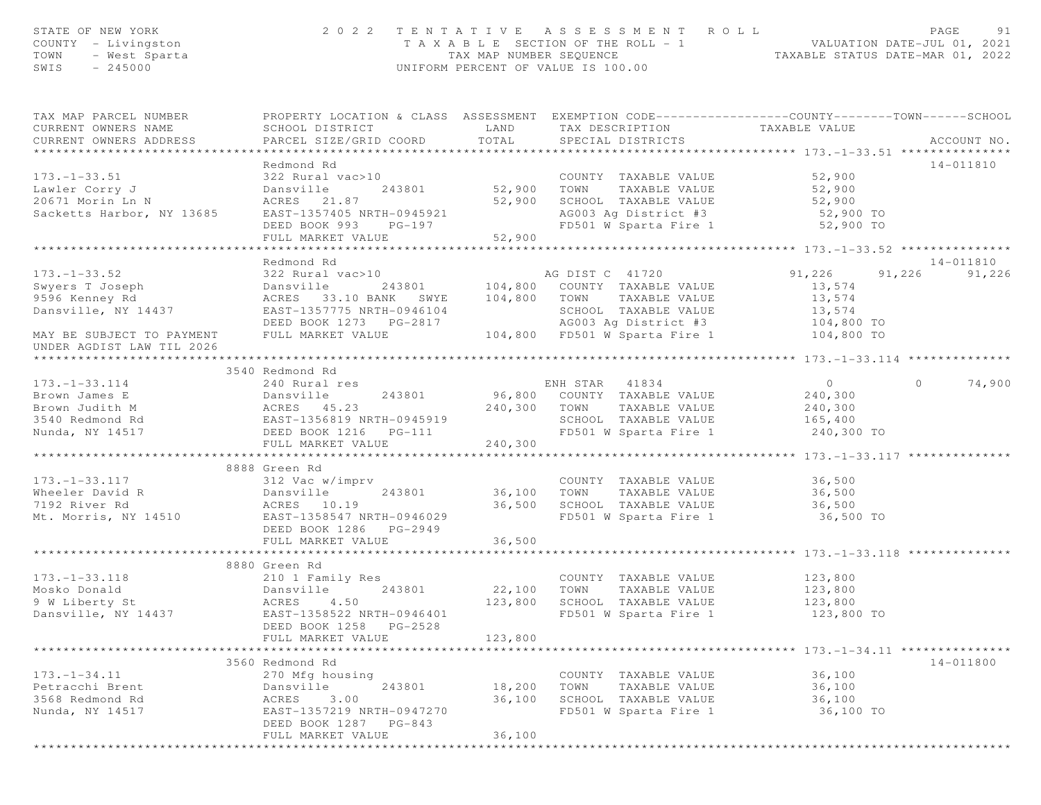STATE OF NEW YORK
COUNTY - Livingston
TOWN - West Sparta
SWIS - 245000

**2022 TENTATIVE ASSESSMENT ROLL**
TAXABLE SECTION OF THE ROLL - 1
TAX MAP NUMBER SEQUENCE
UNIFORM PERCENT OF VALUE IS 100.00

VALUATION DATE-JUL 01, 2021
TAXABLE STATUS DATE-MAR 01, 2022

| TAX MAP PARCEL NUMBER / CURRENT OWNERS NAME / CURRENT OWNERS ADDRESS | PROPERTY LOCATION & CLASS / SCHOOL DISTRICT / PARCEL SIZE/GRID COORD | ASSESSMENT LAND | ASSESSMENT TOTAL | EXEMPTION CODE / TAX DESCRIPTION / SPECIAL DISTRICTS | COUNTY TAXABLE VALUE | TOWN | SCHOOL | ACCOUNT NO. |
|---|---|---|---|---|---|---|---|---|
| **173.-1-33.51** | Redmond Rd | | | | | | | 14-011810 |
| 173.-1-33.51 | 322 Rural vac>10 | | | COUNTY TAXABLE VALUE | 52,900 | | | |
| Lawler Corry J | Dansville 243801 | 52,900 | | TOWN TAXABLE VALUE | 52,900 | | | |
| 20671 Morin Ln N | ACRES 21.87 | | 52,900 | SCHOOL TAXABLE VALUE | 52,900 | | | |
| Sacketts Harbor, NY 13685 | EAST-1357405 NRTH-0945921 | | | AG003 Ag District #3 | 52,900 TO | | | |
| | DEED BOOK 993 PG-197 | | | FD501 W Sparta Fire 1 | 52,900 TO | | | |
| | FULL MARKET VALUE | | 52,900 | | | | | |
| **173.-1-33.52** | Redmond Rd | | | | | | | 14-011810 |
| 173.-1-33.52 | 322 Rural vac>10 | | | AG DIST C 41720 | 91,226 | 91,226 | 91,226 | |
| Swyers T Joseph | Dansville 243801 | 104,800 | | COUNTY TAXABLE VALUE | 13,574 | | | |
| 9596 Kenney Rd | ACRES 33.10 BANK SWYE | | 104,800 | TOWN TAXABLE VALUE | 13,574 | | | |
| Dansville, NY 14437 | EAST-1357775 NRTH-0946104 | | | SCHOOL TAXABLE VALUE | 13,574 | | | |
| | DEED BOOK 1273 PG-2817 | | | AG003 Ag District #3 | 104,800 TO | | | |
| MAY BE SUBJECT TO PAYMENT UNDER AGDIST LAW TIL 2026 | FULL MARKET VALUE | | 104,800 | FD501 W Sparta Fire 1 | 104,800 TO | | | |
| **173.-1-33.114** | 3540 Redmond Rd | | | | | | | |
| 173.-1-33.114 | 240 Rural res | | | ENH STAR 41834 | 0 | 0 | 74,900 | |
| Brown James E | Dansville 243801 | 96,800 | | COUNTY TAXABLE VALUE | 240,300 | | | |
| Brown Judith M | ACRES 45.23 | | 240,300 | TOWN TAXABLE VALUE | 240,300 | | | |
| 3540 Redmond Rd | EAST-1356819 NRTH-0945919 | | | SCHOOL TAXABLE VALUE | 165,400 | | | |
| Nunda, NY 14517 | DEED BOOK 1216 PG-111 | | | FD501 W Sparta Fire 1 | 240,300 TO | | | |
| | FULL MARKET VALUE | | 240,300 | | | | | |
| **173.-1-33.117** | 8888 Green Rd | | | | | | | |
| 173.-1-33.117 | 312 Vac w/imprv | | | COUNTY TAXABLE VALUE | 36,500 | | | |
| Wheeler David R | Dansville 243801 | 36,100 | | TOWN TAXABLE VALUE | 36,500 | | | |
| 7192 River Rd | ACRES 10.19 | | 36,500 | SCHOOL TAXABLE VALUE | 36,500 | | | |
| Mt. Morris, NY 14510 | EAST-1358547 NRTH-0946029 | | | FD501 W Sparta Fire 1 | 36,500 TO | | | |
| | DEED BOOK 1286 PG-2949 | | | | | | | |
| | FULL MARKET VALUE | | 36,500 | | | | | |
| **173.-1-33.118** | 8880 Green Rd | | | | | | | |
| 173.-1-33.118 | 210 1 Family Res | | | COUNTY TAXABLE VALUE | 123,800 | | | |
| Mosko Donald | Dansville 243801 | 22,100 | | TOWN TAXABLE VALUE | 123,800 | | | |
| 9 W Liberty St | ACRES 4.50 | | 123,800 | SCHOOL TAXABLE VALUE | 123,800 | | | |
| Dansville, NY 14437 | EAST-1358522 NRTH-0946401 | | | FD501 W Sparta Fire 1 | 123,800 TO | | | |
| | DEED BOOK 1258 PG-2528 | | | | | | | |
| | FULL MARKET VALUE | | 123,800 | | | | | |
| **173.-1-34.11** | 3560 Redmond Rd | | | | | | | 14-011800 |
| 173.-1-34.11 | 270 Mfg housing | | | COUNTY TAXABLE VALUE | 36,100 | | | |
| Petracchi Brent | Dansville 243801 | 18,200 | | TOWN TAXABLE VALUE | 36,100 | | | |
| 3568 Redmond Rd | ACRES 3.00 | | 36,100 | SCHOOL TAXABLE VALUE | 36,100 | | | |
| Nunda, NY 14517 | EAST-1357219 NRTH-0947270 | | | FD501 W Sparta Fire 1 | 36,100 TO | | | |
| | DEED BOOK 1287 PG-843 | | | | | | | |
| | FULL MARKET VALUE | | 36,100 | | | | | |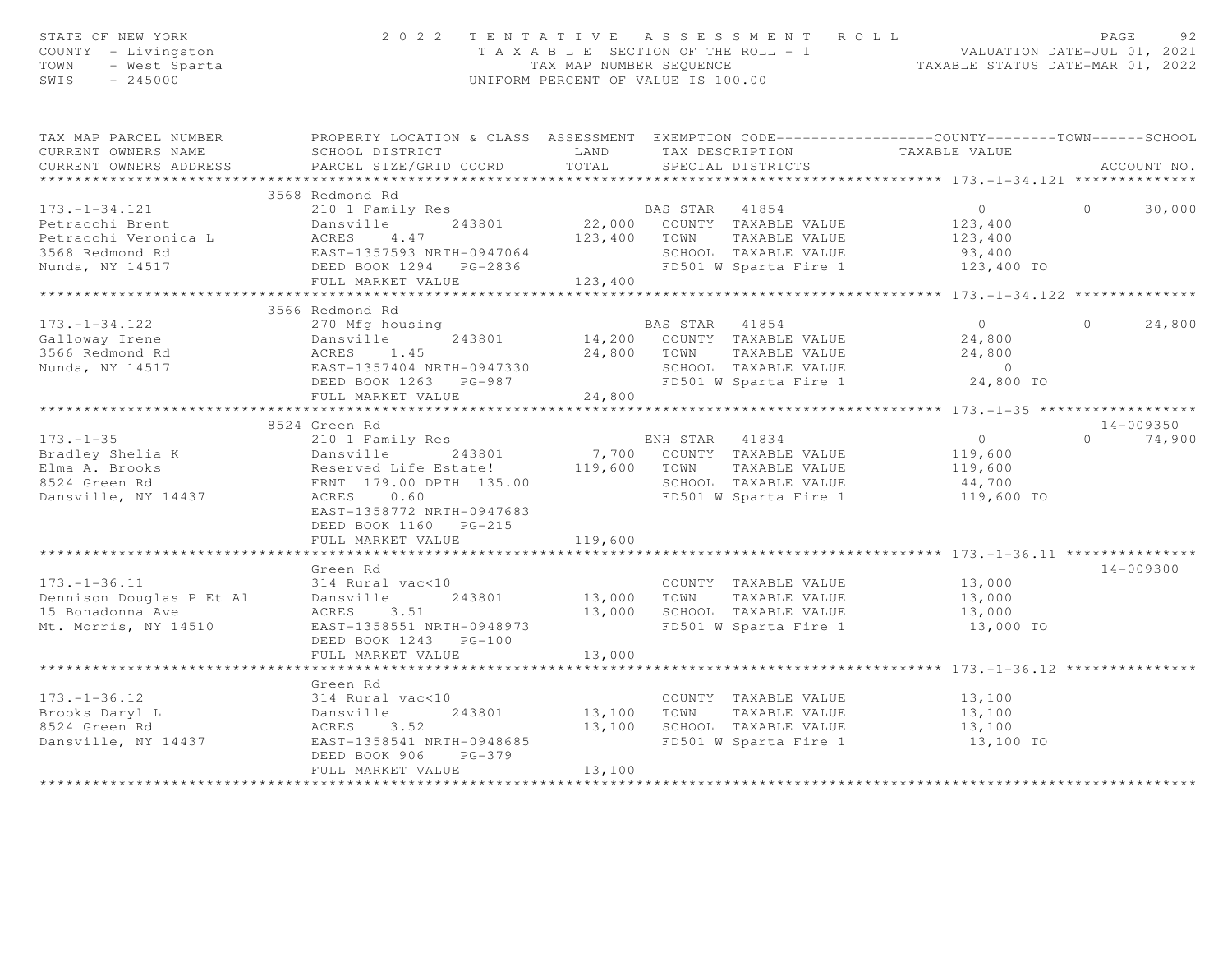STATE OF NEW YORK — 2022 TENTATIVE ASSESSMENT ROLL
COUNTY - Livingston — TAXABLE SECTION OF THE ROLL - 1 — VALUATION DATE-JUL 01, 2021
TOWN - West Sparta — TAX MAP NUMBER SEQUENCE — TAXABLE STATUS DATE-MAR 01, 2022
SWIS - 245000 — UNIFORM PERCENT OF VALUE IS 100.00

| TAX MAP PARCEL NUMBER / CURRENT OWNERS NAME / CURRENT OWNERS ADDRESS | PROPERTY LOCATION & CLASS / SCHOOL DISTRICT / PARCEL SIZE/GRID COORD | ASSESSMENT LAND / TOTAL | EXEMPTION CODE / TAX DESCRIPTION / SPECIAL DISTRICTS | COUNTY TAXABLE VALUE | TOWN | SCHOOL | ACCOUNT NO. |
|---|---|---|---|---|---|---|---|
| **173.-1-34.121** | 3568 Redmond Rd | | | | | | |
| 173.-1-34.121 | 210 1 Family Res | | BAS STAR 41854 | 0 | 0 | 30,000 | |
| Petracchi Brent | Dansville 243801 | 22,000 | COUNTY TAXABLE VALUE | 123,400 | | | |
| Petracchi Veronica L | ACRES 4.47 | 123,400 | TOWN TAXABLE VALUE | 123,400 | | | |
| 3568 Redmond Rd | EAST-1357593 NRTH-0947064 | | SCHOOL TAXABLE VALUE | 93,400 | | | |
| Nunda, NY 14517 | DEED BOOK 1294 PG-2836 | | FD501 W Sparta Fire 1 | 123,400 TO | | | |
| | FULL MARKET VALUE | 123,400 | | | | | |
| **173.-1-34.122** | 3566 Redmond Rd | | | | | | |
| 173.-1-34.122 | 270 Mfg housing | | BAS STAR 41854 | 0 | 0 | 24,800 | |
| Galloway Irene | Dansville 243801 | 14,200 | COUNTY TAXABLE VALUE | 24,800 | | | |
| 3566 Redmond Rd | ACRES 1.45 | 24,800 | TOWN TAXABLE VALUE | 24,800 | | | |
| Nunda, NY 14517 | EAST-1357404 NRTH-0947330 | | SCHOOL TAXABLE VALUE | 0 | | | |
| | DEED BOOK 1263 PG-987 | | FD501 W Sparta Fire 1 | 24,800 TO | | | |
| | FULL MARKET VALUE | 24,800 | | | | | |
| **173.-1-35** | 8524 Green Rd | | | | | | 14-009350 |
| 173.-1-35 | 210 1 Family Res | | ENH STAR 41834 | 0 | 0 | 74,900 | |
| Bradley Shelia K | Dansville 243801 | 7,700 | COUNTY TAXABLE VALUE | 119,600 | | | |
| Elma A. Brooks | Reserved Life Estate! | 119,600 | TOWN TAXABLE VALUE | 119,600 | | | |
| 8524 Green Rd | FRNT 179.00 DPTH 135.00 | | SCHOOL TAXABLE VALUE | 44,700 | | | |
| Dansville, NY 14437 | ACRES 0.60 | | FD501 W Sparta Fire 1 | 119,600 TO | | | |
| | EAST-1358772 NRTH-0947683 | | | | | | |
| | DEED BOOK 1160 PG-215 | | | | | | |
| | FULL MARKET VALUE | 119,600 | | | | | |
| **173.-1-36.11** | Green Rd | | | | | | 14-009300 |
| 173.-1-36.11 | 314 Rural vac<10 | | COUNTY TAXABLE VALUE | 13,000 | | | |
| Dennison Douglas P Et Al | Dansville 243801 | 13,000 | TOWN TAXABLE VALUE | 13,000 | | | |
| 15 Bonadonna Ave | ACRES 3.51 | 13,000 | SCHOOL TAXABLE VALUE | 13,000 | | | |
| Mt. Morris, NY 14510 | EAST-1358551 NRTH-0948973 | | FD501 W Sparta Fire 1 | 13,000 TO | | | |
| | DEED BOOK 1243 PG-100 | | | | | | |
| | FULL MARKET VALUE | 13,000 | | | | | |
| **173.-1-36.12** | Green Rd | | | | | | |
| 173.-1-36.12 | 314 Rural vac<10 | | COUNTY TAXABLE VALUE | 13,100 | | | |
| Brooks Daryl L | Dansville 243801 | 13,100 | TOWN TAXABLE VALUE | 13,100 | | | |
| 8524 Green Rd | ACRES 3.52 | 13,100 | SCHOOL TAXABLE VALUE | 13,100 | | | |
| Dansville, NY 14437 | EAST-1358541 NRTH-0948685 | | FD501 W Sparta Fire 1 | 13,100 TO | | | |
| | DEED BOOK 906 PG-379 | | | | | | |
| | FULL MARKET VALUE | 13,100 | | | | | |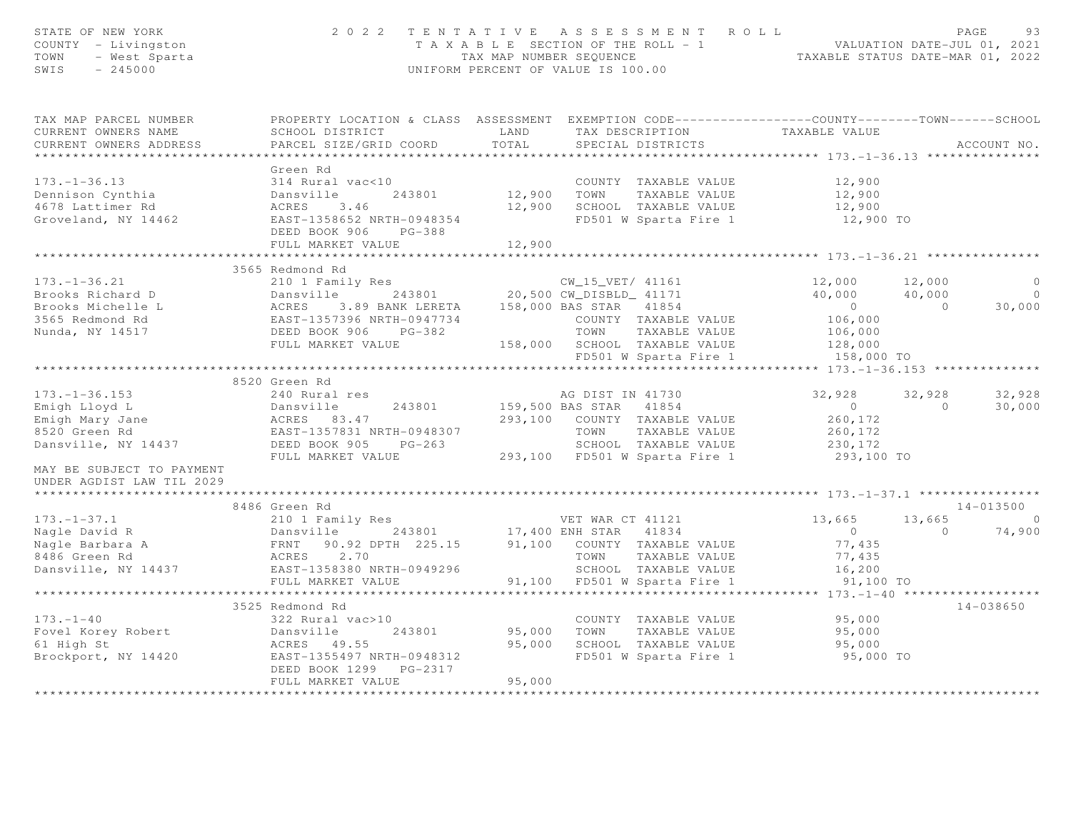STATE OF NEW YORK — 2022 TENTATIVE ASSESSMENT ROLL
COUNTY - Livingston — TAXABLE SECTION OF THE ROLL - 1 — VALUATION DATE-JUL 01, 2021
TOWN - West Sparta — TAX MAP NUMBER SEQUENCE — TAXABLE STATUS DATE-MAR 01, 2022
SWIS - 245000 — UNIFORM PERCENT OF VALUE IS 100.00

```
TAX MAP PARCEL NUMBER          PROPERTY LOCATION & CLASS  ASSESSMENT  EXEMPTION CODE------------------COUNTY--------TOWN------SCHOOL
CURRENT OWNERS NAME            SCHOOL DISTRICT               LAND      TAX DESCRIPTION            TAXABLE VALUE
CURRENT OWNERS ADDRESS         PARCEL SIZE/GRID COORD       TOTAL      SPECIAL DISTRICTS                                        ACCOUNT NO.
*********************************************************************************************** 173.-1-36.13 ***************
                               Green Rd
173.-1-36.13                   314 Rural vac<10                        COUNTY  TAXABLE VALUE            12,900
Dennison Cynthia               Dansville      243801       12,900      TOWN    TAXABLE VALUE            12,900
4678 Lattimer Rd               ACRES    3.46               12,900      SCHOOL  TAXABLE VALUE            12,900
Groveland, NY 14462            EAST-1358652 NRTH-0948354               FD501 W Sparta Fire 1             12,900 TO
                               DEED BOOK 906    PG-388
                               FULL MARKET VALUE           12,900
*********************************************************************************************** 173.-1-36.21 ***************
                               3565 Redmond Rd
173.-1-36.21                   210 1 Family Res                     CW_15_VET/ 41161               12,000      12,000           0
Brooks Richard D               Dansville      243801       20,500 CW_DISBLD_ 41171                 40,000      40,000           0
Brooks Michelle L              ACRES    3.89 BANK LERETA  158,000 BAS STAR   41854                      0           0      30,000
3565 Redmond Rd                EAST-1357396 NRTH-0947734               COUNTY  TAXABLE VALUE           106,000
Nunda, NY 14517                DEED BOOK 906    PG-382                 TOWN    TAXABLE VALUE           106,000
                               FULL MARKET VALUE          158,000      SCHOOL  TAXABLE VALUE           128,000
                                                                       FD501 W Sparta Fire 1            158,000 TO
*********************************************************************************************** 173.-1-36.153 **************
                               8520 Green Rd
173.-1-36.153                  240 Rural res                        AG DIST IN 41730               32,928      32,928      32,928
Emigh Lloyd L                  Dansville      243801      159,500 BAS STAR   41854                      0           0      30,000
Emigh Mary Jane                ACRES   83.47              293,100   COUNTY  TAXABLE VALUE           260,172
8520 Green Rd                  EAST-1357831 NRTH-0948307               TOWN    TAXABLE VALUE           260,172
Dansville, NY 14437            DEED BOOK 905    PG-263                 SCHOOL  TAXABLE VALUE           230,172
                               FULL MARKET VALUE          293,100   FD501 W Sparta Fire 1            293,100 TO
MAY BE SUBJECT TO PAYMENT
UNDER AGDIST LAW TIL 2029
*********************************************************************************************** 173.-1-37.1 ****************
                               8486 Green Rd                                                                            14-013500
173.-1-37.1                    210 1 Family Res                     VET WAR CT 41121               13,665      13,665           0
Nagle David R                  Dansville      243801       17,400 ENH STAR   41834                      0           0      74,900
Nagle Barbara A                FRNT   90.92 DPTH  225.15   91,100   COUNTY  TAXABLE VALUE            77,435
8486 Green Rd                  ACRES    2.70                           TOWN    TAXABLE VALUE            77,435
Dansville, NY 14437            EAST-1358380 NRTH-0949296               SCHOOL  TAXABLE VALUE            16,200
                               FULL MARKET VALUE           91,100   FD501 W Sparta Fire 1             91,100 TO
*********************************************************************************************** 173.-1-40 ******************
                               3525 Redmond Rd                                                                          14-038650
173.-1-40                      322 Rural vac>10                        COUNTY  TAXABLE VALUE            95,000
Fovel Korey Robert             Dansville      243801       95,000      TOWN    TAXABLE VALUE            95,000
61 High St                     ACRES   49.55               95,000      SCHOOL  TAXABLE VALUE            95,000
Brockport, NY 14420            EAST-1355497 NRTH-0948312               FD501 W Sparta Fire 1             95,000 TO
                               DEED BOOK 1299   PG-2317
                               FULL MARKET VALUE           95,000
****************************************************************************************************************************
```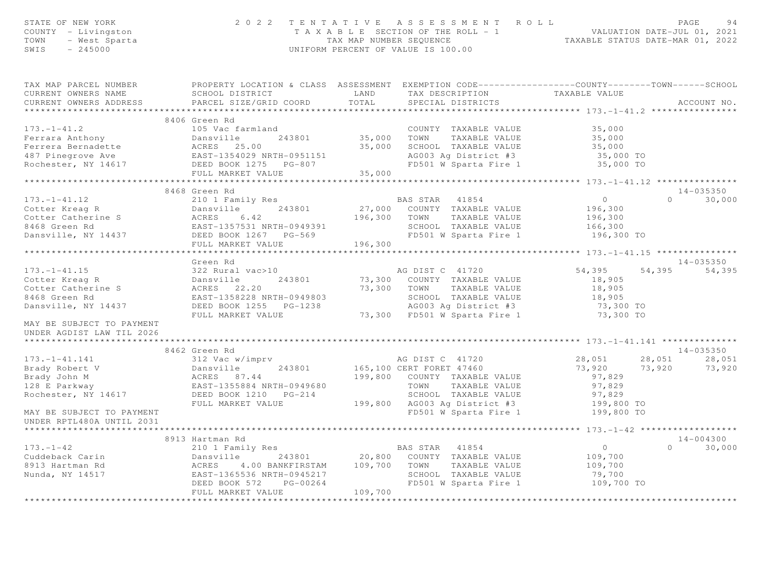STATE OF NEW YORK
COUNTY - Livingston
TOWN - West Sparta
SWIS - 245000

# 2022 TENTATIVE ASSESSMENT ROLL

TAXABLE SECTION OF THE ROLL - 1
TAX MAP NUMBER SEQUENCE
UNIFORM PERCENT OF VALUE IS 100.00

VALUATION DATE-JUL 01, 2021
TAXABLE STATUS DATE-MAR 01, 2022

| TAX MAP PARCEL NUMBER / CURRENT OWNERS NAME / CURRENT OWNERS ADDRESS | PROPERTY LOCATION & CLASS / SCHOOL DISTRICT / PARCEL SIZE/GRID COORD | ASSESSMENT LAND / TOTAL | EXEMPTION CODE / TAX DESCRIPTION / SPECIAL DISTRICTS | COUNTY TAXABLE VALUE | TOWN | SCHOOL | ACCOUNT NO. |
|---|---|---|---|---|---|---|---|
| **173.-1-41.2** | 8406 Green Rd | | | | | | |
| 173.-1-41.2 | 105 Vac farmland | | COUNTY TAXABLE VALUE | 35,000 | | | |
| Ferrara Anthony | Dansville 243801 | 35,000 | TOWN TAXABLE VALUE | 35,000 | | | |
| Ferrara Bernadette | ACRES 25.00 | 35,000 | SCHOOL TAXABLE VALUE | 35,000 | | | |
| 487 Pinegrove Ave | EAST-1354029 NRTH-0951151 | | AG003 Ag District #3 | 35,000 TO | | | |
| Rochester, NY 14617 | DEED BOOK 1275 PG-807 | | FD501 W Sparta Fire 1 | 35,000 TO | | | |
| | FULL MARKET VALUE | 35,000 | | | | | |
| **173.-1-41.12** | 8468 Green Rd | | | | | | 14-035350 |
| 173.-1-41.12 | 210 1 Family Res | | BAS STAR 41854 | 0 | 0 | 30,000 | |
| Cotter Kreag R | Dansville 243801 | 27,000 | COUNTY TAXABLE VALUE | 196,300 | | | |
| Cotter Catherine S | ACRES 6.42 | 196,300 | TOWN TAXABLE VALUE | 196,300 | | | |
| 8468 Green Rd | EAST-1357531 NRTH-0949391 | | SCHOOL TAXABLE VALUE | 166,300 | | | |
| Dansville, NY 14437 | DEED BOOK 1267 PG-569 | | FD501 W Sparta Fire 1 | 196,300 TO | | | |
| | FULL MARKET VALUE | 196,300 | | | | | |
| **173.-1-41.15** | Green Rd | | | | | | 14-035350 |
| 173.-1-41.15 | 322 Rural vac>10 | | AG DIST C 41720 | 54,395 | 54,395 | 54,395 | |
| Cotter Kreag R | Dansville 243801 | 73,300 | COUNTY TAXABLE VALUE | 18,905 | | | |
| Cotter Catherine S | ACRES 22.20 | 73,300 | TOWN TAXABLE VALUE | 18,905 | | | |
| 8468 Green Rd | EAST-1358228 NRTH-0949803 | | SCHOOL TAXABLE VALUE | 18,905 | | | |
| Dansville, NY 14437 | DEED BOOK 1255 PG-1238 | | AG003 Ag District #3 | 73,300 TO | | | |
| | FULL MARKET VALUE | 73,300 | FD501 W Sparta Fire 1 | 73,300 TO | | | |
| MAY BE SUBJECT TO PAYMENT UNDER AGDIST LAW TIL 2026 | | | | | | | |
| **173.-1-41.141** | 8462 Green Rd | | | | | | 14-035350 |
| 173.-1-41.141 | 312 Vac w/imprv | | AG DIST C 41720 | 28,051 | 28,051 | 28,051 | |
| Brady Robert V | Dansville 243801 | 165,100 | CERT FORET 47460 | 73,920 | 73,920 | 73,920 | |
| Brady John M | ACRES 87.44 | 199,800 | COUNTY TAXABLE VALUE | 97,829 | | | |
| 128 E Parkway | EAST-1355884 NRTH-0949680 | | TOWN TAXABLE VALUE | 97,829 | | | |
| Rochester, NY 14617 | DEED BOOK 1210 PG-214 | | SCHOOL TAXABLE VALUE | 97,829 | | | |
| | FULL MARKET VALUE | 199,800 | AG003 Ag District #3 | 199,800 TO | | | |
| MAY BE SUBJECT TO PAYMENT UNDER RPTL480A UNTIL 2031 | | | FD501 W Sparta Fire 1 | 199,800 TO | | | |
| **173.-1-42** | 8913 Hartman Rd | | | | | | 14-004300 |
| 173.-1-42 | 210 1 Family Res | | BAS STAR 41854 | 0 | 0 | 30,000 | |
| Cuddeback Carin | Dansville 243801 | 20,800 | COUNTY TAXABLE VALUE | 109,700 | | | |
| 8913 Hartman Rd | ACRES 4.00 BANKFIRSTAM | 109,700 | TOWN TAXABLE VALUE | 109,700 | | | |
| Nunda, NY 14517 | EAST-1365536 NRTH-0945217 | | SCHOOL TAXABLE VALUE | 79,700 | | | |
| | DEED BOOK 572 PG-00264 | | FD501 W Sparta Fire 1 | 109,700 TO | | | |
| | FULL MARKET VALUE | 109,700 | | | | | |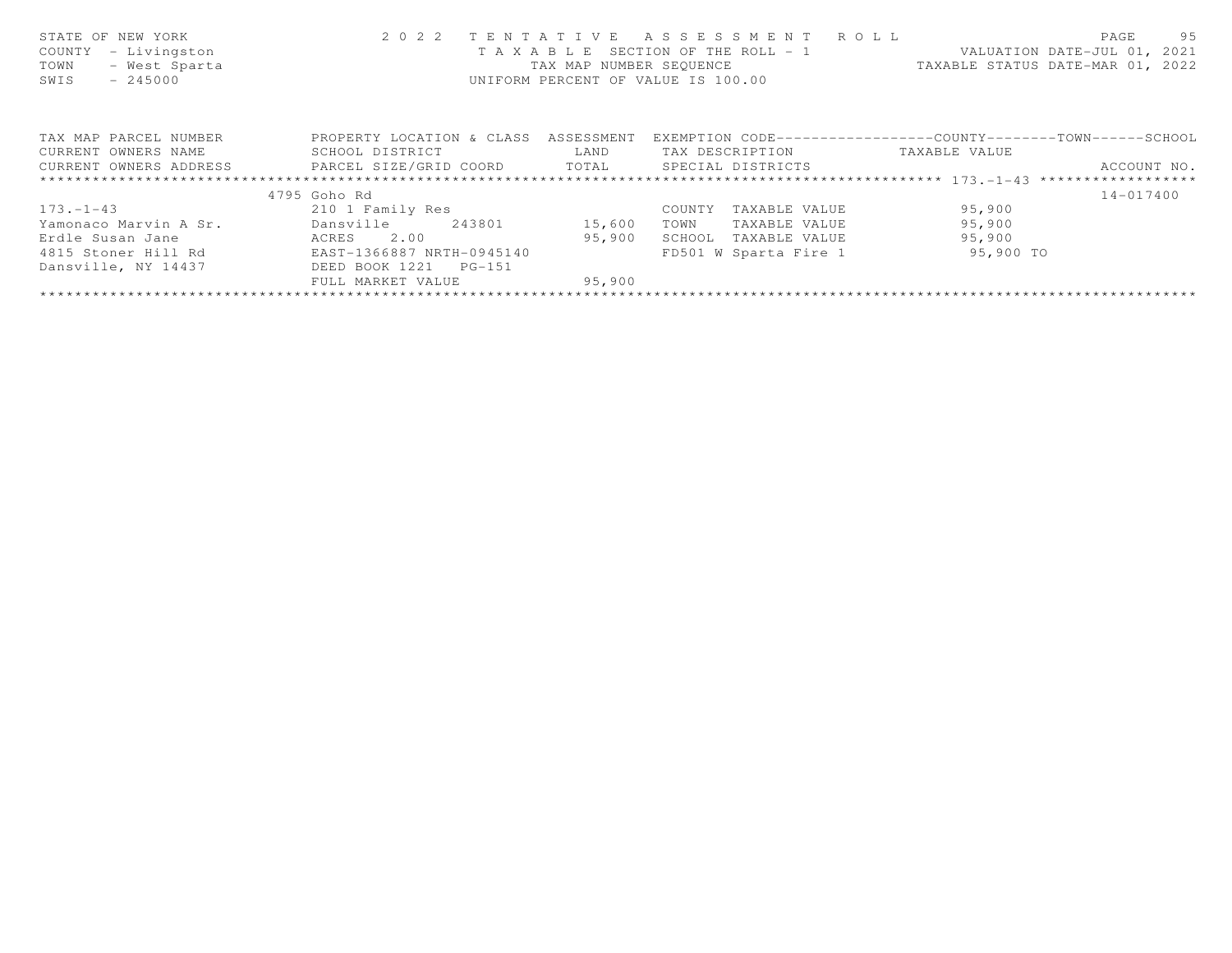STATE OF NEW YORK
COUNTY - Livingston
TOWN - West Sparta
SWIS - 245000

2022 TENTATIVE ASSESSMENT ROLL
TAXABLE SECTION OF THE ROLL - 1
TAX MAP NUMBER SEQUENCE
UNIFORM PERCENT OF VALUE IS 100.00

VALUATION DATE-JUL 01, 2021
TAXABLE STATUS DATE-MAR 01, 2022

| TAX MAP PARCEL NUMBER / CURRENT OWNERS NAME / CURRENT OWNERS ADDRESS | PROPERTY LOCATION & CLASS / SCHOOL DISTRICT / PARCEL SIZE/GRID COORD | ASSESSMENT LAND / TOTAL | EXEMPTION CODE / TAX DESCRIPTION / SPECIAL DISTRICTS | COUNTY / TOWN / SCHOOL TAXABLE VALUE | ACCOUNT NO. |
|---|---|---|---|---|---|
| | 4795 Goho Rd | | | | 14-017400 |
| 173.-1-43 | 210 1 Family Res | | COUNTY TAXABLE VALUE | 95,900 | |
| Yamonaco Marvin A Sr. | Dansville 243801 | 15,600 | TOWN TAXABLE VALUE | 95,900 | |
| Erdle Susan Jane | ACRES 2.00 | 95,900 | SCHOOL TAXABLE VALUE | 95,900 | |
| 4815 Stoner Hill Rd | EAST-1366887 NRTH-0945140 | | FD501 W Sparta Fire 1 | 95,900 TO | |
| Dansville, NY 14437 | DEED BOOK 1221 PG-151 | | | | |
| | FULL MARKET VALUE | 95,900 | | | |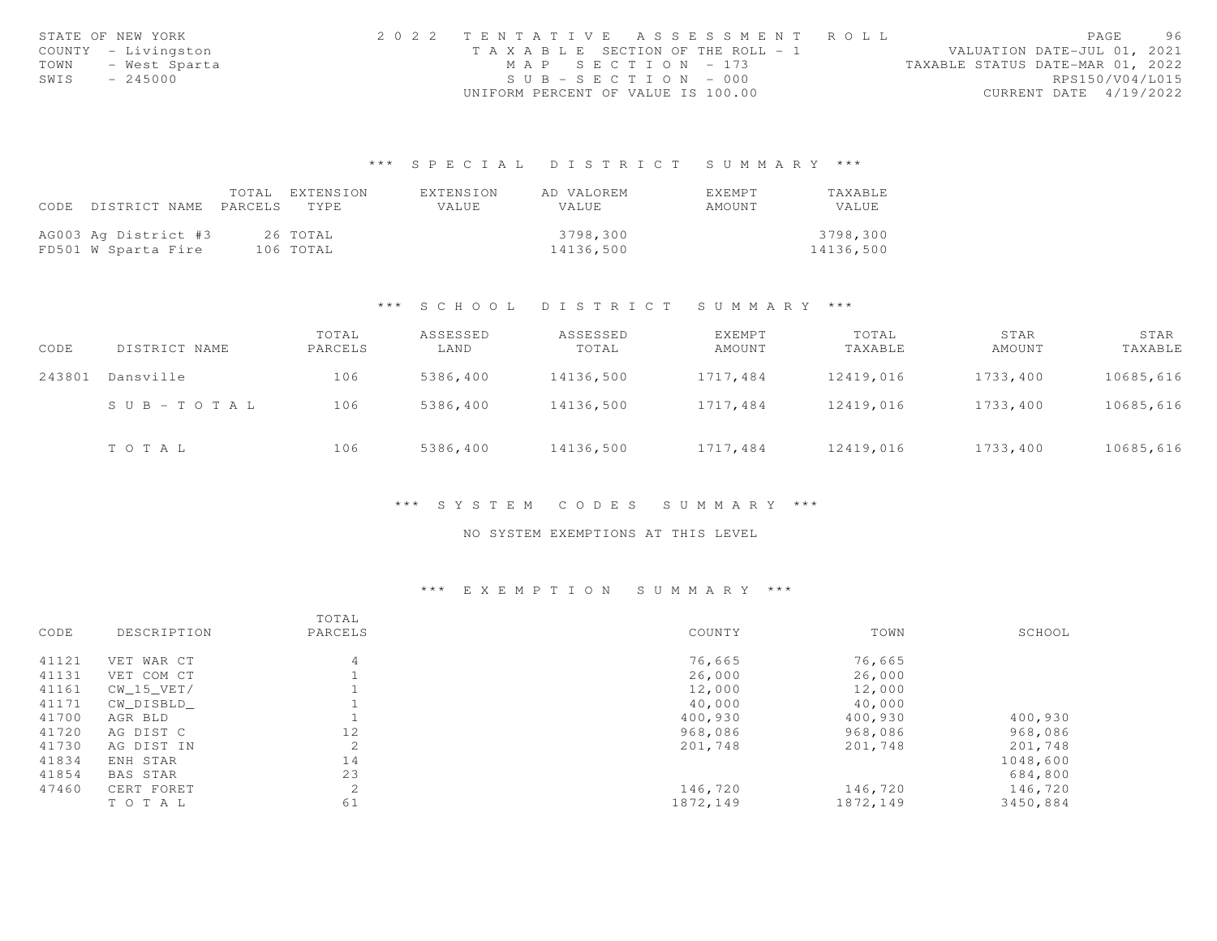STATE OF NEW YORK
COUNTY - Livingston
TOWN - West Sparta
SWIS - 245000

2022 TENTATIVE ASSESSMENT ROLL
TAXABLE SECTION OF THE ROLL - 1
MAP SECTION - 173
SUB-SECTION - 000
UNIFORM PERCENT OF VALUE IS 100.00

VALUATION DATE-JUL 01, 2021
TAXABLE STATUS DATE-MAR 01, 2022
RPS150/V04/L015
CURRENT DATE 4/19/2022

### *** SPECIAL DISTRICT SUMMARY ***

| CODE | DISTRICT NAME | TOTAL PARCELS | EXTENSION TYPE | EXTENSION VALUE | AD VALOREM VALUE | EXEMPT AMOUNT | TAXABLE VALUE |
|---|---|---|---|---|---|---|---|
| AG003 | Ag District #3 | 26 | TOTAL | | 3798,300 | | 3798,300 |
| FD501 | W Sparta Fire | 106 | TOTAL | | 14136,500 | | 14136,500 |

### *** SCHOOL DISTRICT SUMMARY ***

| CODE | DISTRICT NAME | TOTAL PARCELS | ASSESSED LAND | ASSESSED TOTAL | EXEMPT AMOUNT | TOTAL TAXABLE | STAR AMOUNT | STAR TAXABLE |
|---|---|---|---|---|---|---|---|---|
| 243801 | Dansville | 106 | 5386,400 | 14136,500 | 1717,484 | 12419,016 | 1733,400 | 10685,616 |
| | SUB-TOTAL | 106 | 5386,400 | 14136,500 | 1717,484 | 12419,016 | 1733,400 | 10685,616 |
| | TOTAL | 106 | 5386,400 | 14136,500 | 1717,484 | 12419,016 | 1733,400 | 10685,616 |

### *** SYSTEM CODES SUMMARY ***

NO SYSTEM EXEMPTIONS AT THIS LEVEL

### *** EXEMPTION SUMMARY ***

| CODE | DESCRIPTION | TOTAL PARCELS | COUNTY | TOWN | SCHOOL |
|---|---|---|---|---|---|
| 41121 | VET WAR CT | 4 | 76,665 | 76,665 | |
| 41131 | VET COM CT | 1 | 26,000 | 26,000 | |
| 41161 | CW_15_VET/ | 1 | 12,000 | 12,000 | |
| 41171 | CW_DISBLD_ | 1 | 40,000 | 40,000 | |
| 41700 | AGR BLD | 1 | 400,930 | 400,930 | 400,930 |
| 41720 | AG DIST C | 12 | 968,086 | 968,086 | 968,086 |
| 41730 | AG DIST IN | 2 | 201,748 | 201,748 | 201,748 |
| 41834 | ENH STAR | 14 | | | 1048,600 |
| 41854 | BAS STAR | 23 | | | 684,800 |
| 47460 | CERT FORET | 2 | 146,720 | 146,720 | 146,720 |
| | TOTAL | 61 | 1872,149 | 1872,149 | 3450,884 |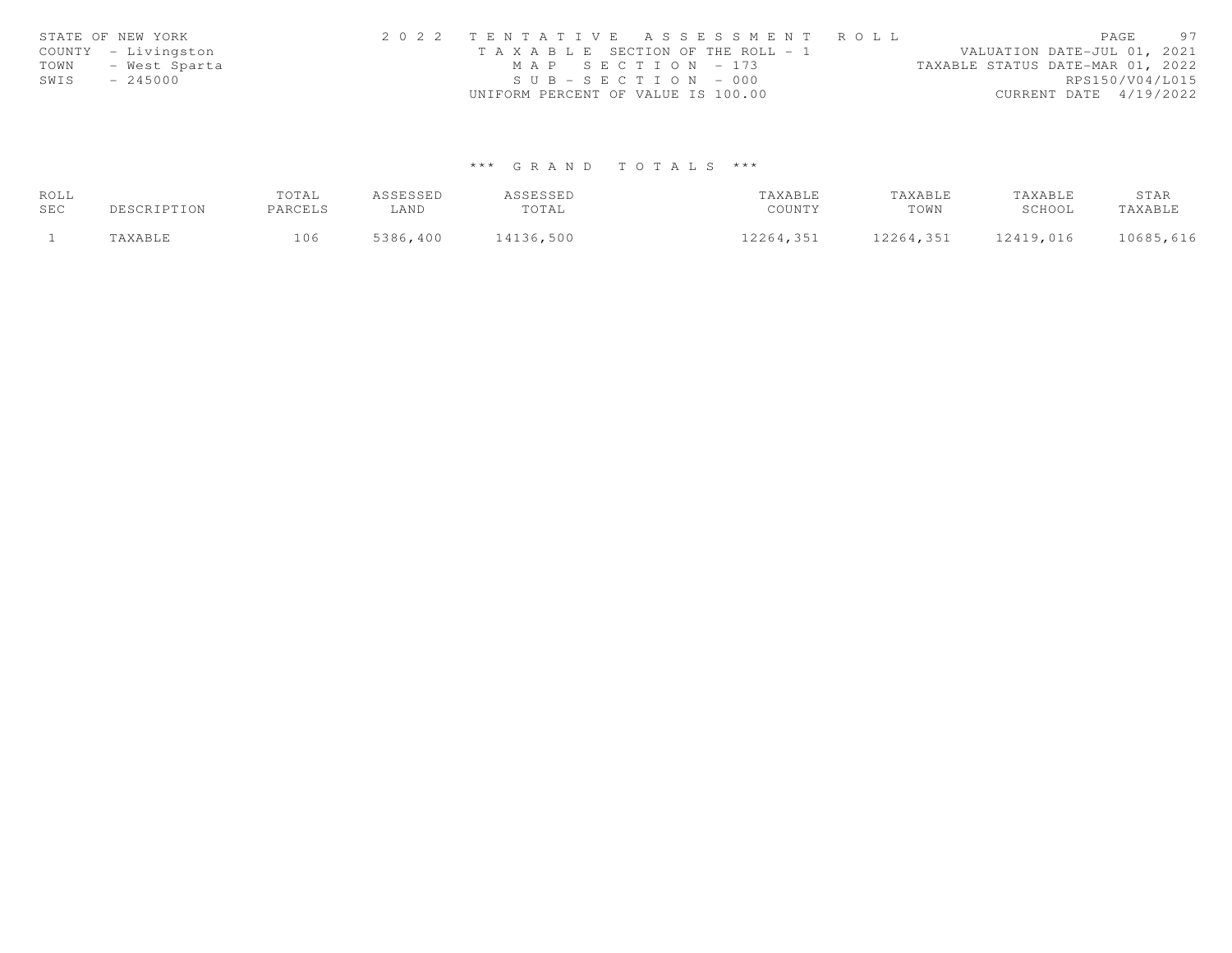STATE OF NEW YORK
COUNTY - Livingston
TOWN - West Sparta
SWIS - 245000

2022 TENTATIVE ASSESSMENT ROLL
TAXABLE SECTION OF THE ROLL - 1
MAP SECTION - 173
SUB-SECTION - 000
UNIFORM PERCENT OF VALUE IS 100.00

VALUATION DATE-JUL 01, 2021
TAXABLE STATUS DATE-MAR 01, 2022
RPS150/V04/L015
CURRENT DATE 4/19/2022

## *** GRAND TOTALS ***

| ROLL SEC | DESCRIPTION | TOTAL PARCELS | ASSESSED LAND | ASSESSED TOTAL | TAXABLE COUNTY | TAXABLE TOWN | TAXABLE SCHOOL | STAR TAXABLE |
|---|---|---|---|---|---|---|---|---|
| 1 | TAXABLE | 106 | 5386,400 | 14136,500 | 12264,351 | 12264,351 | 12419,016 | 10685,616 |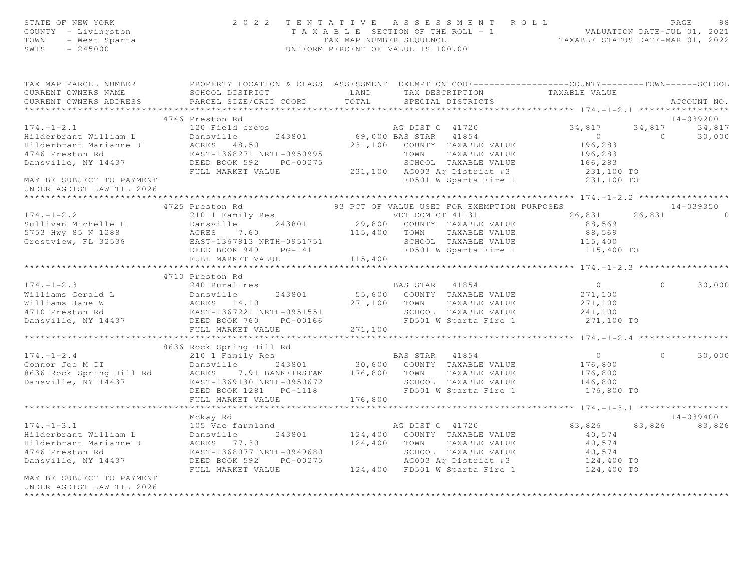STATE OF NEW YORK
COUNTY - Livingston
TOWN - West Sparta
SWIS - 245000

2022 TENTATIVE ASSESSMENT ROLL
TAXABLE SECTION OF THE ROLL - 1
TAX MAP NUMBER SEQUENCE
UNIFORM PERCENT OF VALUE IS 100.00

VALUATION DATE-JUL 01, 2021
TAXABLE STATUS DATE-MAR 01, 2022

```
TAX MAP PARCEL NUMBER          PROPERTY LOCATION & CLASS  ASSESSMENT  EXEMPTION CODE------------------COUNTY--------TOWN------SCHOOL
CURRENT OWNERS NAME            SCHOOL DISTRICT               LAND      TAX DESCRIPTION            TAXABLE VALUE
CURRENT OWNERS ADDRESS         PARCEL SIZE/GRID COORD       TOTAL      SPECIAL DISTRICTS                                      ACCOUNT NO.
******************************************************************************************************* 174.-1-2.1 *****************
                               4746 Preston Rd                                                                                14-039200
174.-1-2.1                     120 Field crops                      AG DIST C  41720            34,817      34,817      34,817
Hilderbrant William L          Dansville       243801       69,000 BAS STAR   41854                 0           0      30,000
Hilderbrant Marianne J         ACRES   48.50               231,100   COUNTY  TAXABLE VALUE         196,283
4746 Preston Rd                EAST-1368271 NRTH-0950995              TOWN    TAXABLE VALUE         196,283
Dansville, NY 14437            DEED BOOK 592    PG-00275              SCHOOL  TAXABLE VALUE         166,283
                               FULL MARKET VALUE            231,100   AG003 Ag District #3          231,100 TO
MAY BE SUBJECT TO PAYMENT                                             FD501 W Sparta Fire 1         231,100 TO
UNDER AGDIST LAW TIL 2026
******************************************************************************************************* 174.-1-2.2 *****************
                               4725 Preston Rd               93 PCT OF VALUE USED FOR EXEMPTION PURPOSES                      14-039350
174.-1-2.2                     210 1 Family Res                     VET COM CT 41131            26,831      26,831           0
Sullivan Michelle H            Dansville       243801       29,800   COUNTY  TAXABLE VALUE          88,569
5753 Hwy 85 N 1288             ACRES    7.60               115,400   TOWN    TAXABLE VALUE          88,569
Crestview, FL 32536            EAST-1367813 NRTH-0951751              SCHOOL  TAXABLE VALUE         115,400
                               DEED BOOK 949    PG-141                FD501 W Sparta Fire 1         115,400 TO
                               FULL MARKET VALUE            115,400
******************************************************************************************************* 174.-1-2.3 *****************
                               4710 Preston Rd
174.-1-2.3                     240 Rural res                        BAS STAR   41854                 0           0      30,000
Williams Gerald L              Dansville       243801       55,600   COUNTY  TAXABLE VALUE         271,100
Williams Jane W                ACRES   14.10               271,100   TOWN    TAXABLE VALUE         271,100
4710 Preston Rd                EAST-1367221 NRTH-0951551              SCHOOL  TAXABLE VALUE         241,100
Dansville, NY 14437            DEED BOOK 760    PG-00166              FD501 W Sparta Fire 1         271,100 TO
                               FULL MARKET VALUE            271,100
******************************************************************************************************* 174.-1-2.4 *****************
                               8636 Rock Spring Hill Rd
174.-1-2.4                     210 1 Family Res                     BAS STAR   41854                 0           0      30,000
Connor Joe M II                Dansville       243801       30,600   COUNTY  TAXABLE VALUE         176,800
8636 Rock Spring Hill Rd       ACRES    7.91 BANKFIRSTAM   176,800   TOWN    TAXABLE VALUE         176,800
Dansville, NY 14437            EAST-1369130 NRTH-0950672              SCHOOL  TAXABLE VALUE         146,800
                               DEED BOOK 1281   PG-1118               FD501 W Sparta Fire 1         176,800 TO
                               FULL MARKET VALUE            176,800
******************************************************************************************************* 174.-1-3.1 *****************
                               Mckay Rd                                                                                       14-039400
174.-1-3.1                     105 Vac farmland                     AG DIST C  41720            83,826      83,826      83,826
Hilderbrant William L          Dansville       243801      124,400   COUNTY  TAXABLE VALUE          40,574
Hilderbrant Marianne J         ACRES   77.30               124,400   TOWN    TAXABLE VALUE          40,574
4746 Preston Rd                EAST-1368077 NRTH-0949680              SCHOOL  TAXABLE VALUE          40,574
Dansville, NY 14437            DEED BOOK 592    PG-00275              AG003 Ag District #3          124,400 TO
                               FULL MARKET VALUE            124,400   FD501 W Sparta Fire 1         124,400 TO
MAY BE SUBJECT TO PAYMENT
UNDER AGDIST LAW TIL 2026
************************************************************************************************************************************
```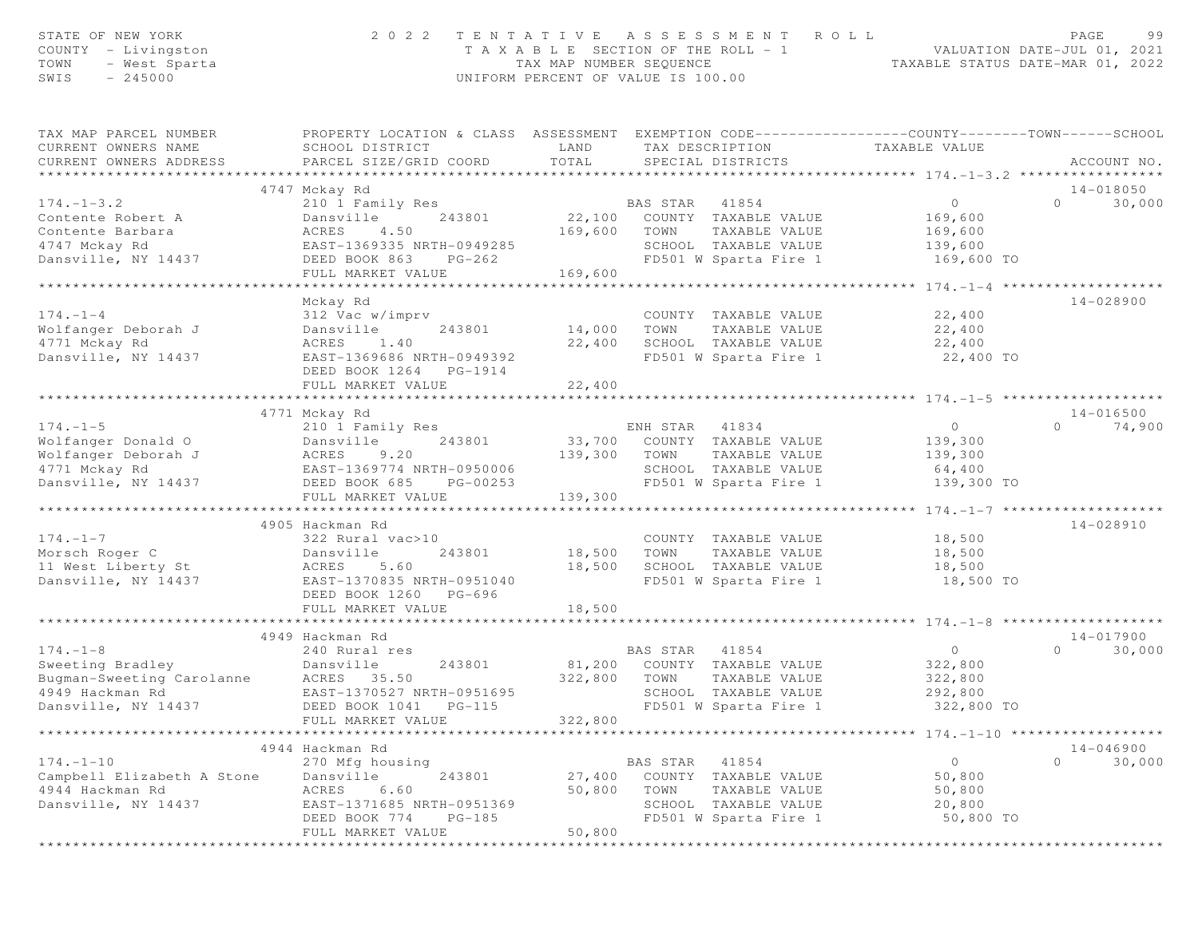STATE OF NEW YORK
COUNTY - Livingston
TOWN - West Sparta
SWIS - 245000

2 0 2 2 T E N T A T I V E A S S E S S M E N T R O L L
T A X A B L E SECTION OF THE ROLL - 1
TAX MAP NUMBER SEQUENCE
UNIFORM PERCENT OF VALUE IS 100.00

VALUATION DATE-JUL 01, 2021
TAXABLE STATUS DATE-MAR 01, 2022

```
TAX MAP PARCEL NUMBER          PROPERTY LOCATION & CLASS  ASSESSMENT  EXEMPTION CODE------------------COUNTY--------TOWN------SCHOOL
CURRENT OWNERS NAME            SCHOOL DISTRICT               LAND      TAX DESCRIPTION            TAXABLE VALUE
CURRENT OWNERS ADDRESS         PARCEL SIZE/GRID COORD        TOTAL     SPECIAL DISTRICTS                                    ACCOUNT NO.
******************************************************************************************************* 174.-1-3.2 *****************
                           4747 Mckay Rd                                                                                   14-018050
174.-1-3.2                     210 1 Family Res                       BAS STAR   41854                  0             0     30,000
Contente Robert A              Dansville       243801       22,100    COUNTY  TAXABLE VALUE         169,600
Contente Barbara               ACRES     4.50              169,600    TOWN    TAXABLE VALUE         169,600
4747 Mckay Rd                  EAST-1369335 NRTH-0949285              SCHOOL  TAXABLE VALUE         139,600
Dansville, NY 14437            DEED BOOK 863     PG-262               FD501 W Sparta Fire 1          169,600 TO
                               FULL MARKET VALUE           169,600
******************************************************************************************************* 174.-1-4 *******************
                               Mckay Rd                                                                                    14-028900
174.-1-4                       312 Vac w/imprv                        COUNTY  TAXABLE VALUE          22,400
Wolfanger Deborah J            Dansville       243801       14,000    TOWN    TAXABLE VALUE          22,400
4771 Mckay Rd                  ACRES     1.40               22,400    SCHOOL  TAXABLE VALUE          22,400
Dansville, NY 14437            EAST-1369686 NRTH-0949392              FD501 W Sparta Fire 1           22,400 TO
                               DEED BOOK 1264    PG-1914
                               FULL MARKET VALUE            22,400
******************************************************************************************************* 174.-1-5 *******************
                           4771 Mckay Rd                                                                                   14-016500
174.-1-5                       210 1 Family Res                       ENH STAR   41834                  0             0     74,900
Wolfanger Donald O             Dansville       243801       33,700    COUNTY  TAXABLE VALUE         139,300
Wolfanger Deborah J            ACRES     9.20              139,300    TOWN    TAXABLE VALUE         139,300
4771 Mckay Rd                  EAST-1369774 NRTH-0950006              SCHOOL  TAXABLE VALUE          64,400
Dansville, NY 14437            DEED BOOK 685     PG-00253             FD501 W Sparta Fire 1          139,300 TO
                               FULL MARKET VALUE           139,300
******************************************************************************************************* 174.-1-7 *******************
                           4905 Hackman Rd                                                                                 14-028910
174.-1-7                       322 Rural vac>10                       COUNTY  TAXABLE VALUE          18,500
Morsch Roger C                 Dansville       243801       18,500    TOWN    TAXABLE VALUE          18,500
11 West Liberty St             ACRES     5.60               18,500    SCHOOL  TAXABLE VALUE          18,500
Dansville, NY 14437            EAST-1370835 NRTH-0951040              FD501 W Sparta Fire 1           18,500 TO
                               DEED BOOK 1260    PG-696
                               FULL MARKET VALUE            18,500
******************************************************************************************************* 174.-1-8 *******************
                           4949 Hackman Rd                                                                                 14-017900
174.-1-8                       240 Rural res                          BAS STAR   41854                  0             0     30,000
Sweeting Bradley               Dansville       243801       81,200    COUNTY  TAXABLE VALUE         322,800
Bugman-Sweeting Carolanne      ACRES    35.50              322,800    TOWN    TAXABLE VALUE         322,800
4949 Hackman Rd                EAST-1370527 NRTH-0951695              SCHOOL  TAXABLE VALUE         292,800
Dansville, NY 14437            DEED BOOK 1041    PG-115               FD501 W Sparta Fire 1          322,800 TO
                               FULL MARKET VALUE           322,800
******************************************************************************************************* 174.-1-10 ******************
                           4944 Hackman Rd                                                                                 14-046900
174.-1-10                      270 Mfg housing                        BAS STAR   41854                  0             0     30,000
Campbell Elizabeth A Stone     Dansville       243801       27,400    COUNTY  TAXABLE VALUE          50,800
4944 Hackman Rd                ACRES     6.60               50,800    TOWN    TAXABLE VALUE          50,800
Dansville, NY 14437            EAST-1371685 NRTH-0951369              SCHOOL  TAXABLE VALUE          20,800
                               DEED BOOK 774     PG-185               FD501 W Sparta Fire 1           50,800 TO
                               FULL MARKET VALUE            50,800
************************************************************************************************************************************
```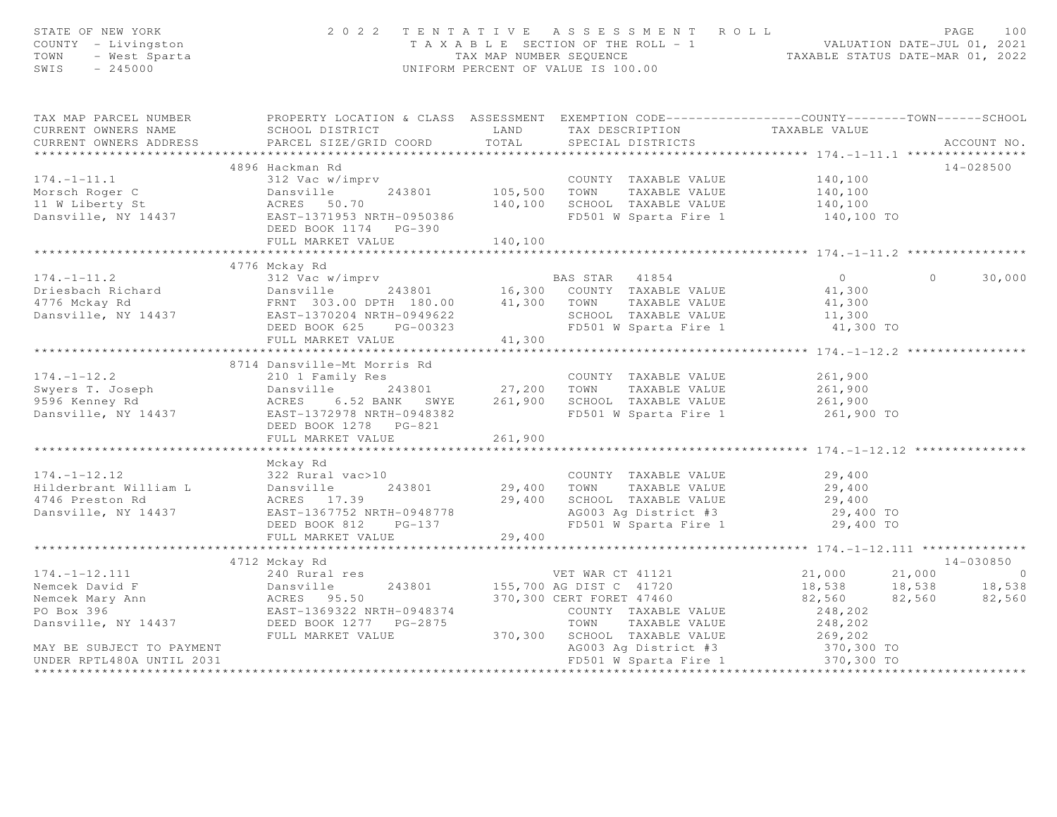STATE OF NEW YORK
COUNTY - Livingston
TOWN - West Sparta
SWIS - 245000

2 0 2 2 T E N T A T I V E A S S E S S M E N T R O L L
T A X A B L E SECTION OF THE ROLL - 1
TAX MAP NUMBER SEQUENCE
UNIFORM PERCENT OF VALUE IS 100.00

VALUATION DATE-JUL 01, 2021
TAXABLE STATUS DATE-MAR 01, 2022

| TAX MAP PARCEL NUMBER / CURRENT OWNERS NAME / CURRENT OWNERS ADDRESS | PROPERTY LOCATION & CLASS / SCHOOL DISTRICT / PARCEL SIZE/GRID COORD | ASSESSMENT LAND / TOTAL | EXEMPTION CODE / TAX DESCRIPTION / SPECIAL DISTRICTS | COUNTY TAXABLE VALUE | TOWN | SCHOOL | ACCOUNT NO. |
|---|---|---|---|---|---|---|---|
| **174.-1-11.1** | 4896 Hackman Rd | | | | | | 14-028500 |
| 174.-1-11.1 | 312 Vac w/imprv | | COUNTY TAXABLE VALUE | 140,100 | | | |
| Morsch Roger C | Dansville 243801 | 105,500 | TOWN TAXABLE VALUE | 140,100 | | | |
| 11 W Liberty St | ACRES 50.70 | 140,100 | SCHOOL TAXABLE VALUE | 140,100 | | | |
| Dansville, NY 14437 | EAST-1371953 NRTH-0950386 | | FD501 W Sparta Fire 1 | 140,100 TO | | | |
| | DEED BOOK 1174 PG-390 | | | | | | |
| | FULL MARKET VALUE | 140,100 | | | | | |
| **174.-1-11.2** | 4776 Mckay Rd | | | | | | |
| 174.-1-11.2 | 312 Vac w/imprv | | BAS STAR 41854 | 0 | 0 | 30,000 | |
| Driesbach Richard | Dansville 243801 | 16,300 | COUNTY TAXABLE VALUE | 41,300 | | | |
| 4776 Mckay Rd | FRNT 303.00 DPTH 180.00 | 41,300 | TOWN TAXABLE VALUE | 41,300 | | | |
| Dansville, NY 14437 | EAST-1370204 NRTH-0949622 | | SCHOOL TAXABLE VALUE | 11,300 | | | |
| | DEED BOOK 625 PG-00323 | | FD501 W Sparta Fire 1 | 41,300 TO | | | |
| | FULL MARKET VALUE | 41,300 | | | | | |
| **174.-1-12.2** | 8714 Dansville-Mt Morris Rd | | | | | | |
| 174.-1-12.2 | 210 1 Family Res | | COUNTY TAXABLE VALUE | 261,900 | | | |
| Swyers T. Joseph | Dansville 243801 | 27,200 | TOWN TAXABLE VALUE | 261,900 | | | |
| 9596 Kenney Rd | ACRES 6.52 BANK SWYE | 261,900 | SCHOOL TAXABLE VALUE | 261,900 | | | |
| Dansville, NY 14437 | EAST-1372978 NRTH-0948382 | | FD501 W Sparta Fire 1 | 261,900 TO | | | |
| | DEED BOOK 1278 PG-821 | | | | | | |
| | FULL MARKET VALUE | 261,900 | | | | | |
| **174.-1-12.12** | Mckay Rd | | | | | | |
| 174.-1-12.12 | 322 Rural vac>10 | | COUNTY TAXABLE VALUE | 29,400 | | | |
| Hilderbrant William L | Dansville 243801 | 29,400 | TOWN TAXABLE VALUE | 29,400 | | | |
| 4746 Preston Rd | ACRES 17.39 | 29,400 | SCHOOL TAXABLE VALUE | 29,400 | | | |
| Dansville, NY 14437 | EAST-1367752 NRTH-0948778 | | AG003 Ag District #3 | 29,400 TO | | | |
| | DEED BOOK 812 PG-137 | | FD501 W Sparta Fire 1 | 29,400 TO | | | |
| | FULL MARKET VALUE | 29,400 | | | | | |
| **174.-1-12.111** | 4712 Mckay Rd | | | | | | 14-030850 |
| 174.-1-12.111 | 240 Rural res | | VET WAR CT 41121 | 21,000 | 21,000 | 0 | |
| Nemcek David F | Dansville 243801 | 155,700 | AG DIST C 41720 | 18,538 | 18,538 | 18,538 | |
| Nemcek Mary Ann | ACRES 95.50 | 370,300 | CERT FORET 47460 | 82,560 | 82,560 | 82,560 | |
| PO Box 396 | EAST-1369322 NRTH-0948374 | | COUNTY TAXABLE VALUE | 248,202 | | | |
| Dansville, NY 14437 | DEED BOOK 1277 PG-2875 | | TOWN TAXABLE VALUE | 248,202 | | | |
| | FULL MARKET VALUE | 370,300 | SCHOOL TAXABLE VALUE | 269,202 | | | |
| MAY BE SUBJECT TO PAYMENT | | | AG003 Ag District #3 | 370,300 TO | | | |
| UNDER RPTL480A UNTIL 2031 | | | FD501 W Sparta Fire 1 | 370,300 TO | | | |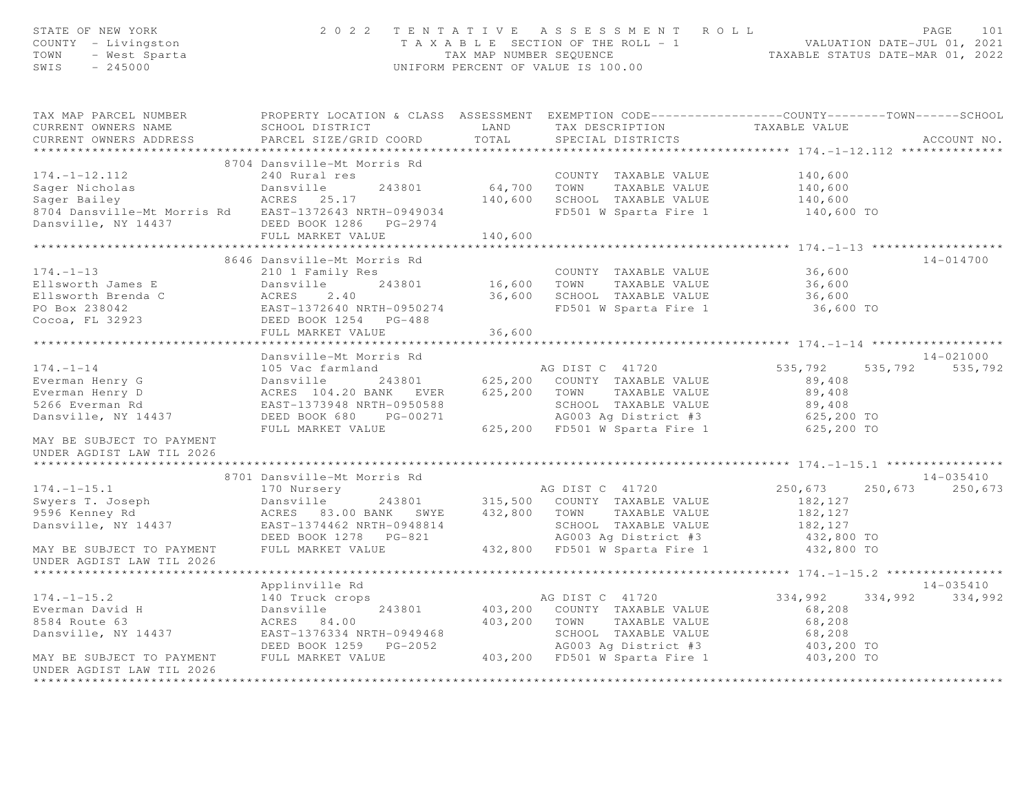STATE OF NEW YORK
COUNTY - Livingston
TOWN - West Sparta
SWIS - 245000

2022 TENTATIVE ASSESSMENT ROLL
TAXABLE SECTION OF THE ROLL - 1
TAX MAP NUMBER SEQUENCE
UNIFORM PERCENT OF VALUE IS 100.00

VALUATION DATE-JUL 01, 2021
TAXABLE STATUS DATE-MAR 01, 2022

| TAX MAP PARCEL NUMBER / CURRENT OWNERS NAME / CURRENT OWNERS ADDRESS | PROPERTY LOCATION & CLASS / SCHOOL DISTRICT / PARCEL SIZE/GRID COORD | ASSESSMENT LAND / TOTAL | EXEMPTION CODE / TAX DESCRIPTION / SPECIAL DISTRICTS | COUNTY | TOWN | SCHOOL / ACCOUNT NO. |
|---|---|---|---|---|---|---|
| **174.-1-12.112** | 8704 Dansville-Mt Morris Rd | | | | | |
| 174.-1-12.112 | 240 Rural res | | COUNTY TAXABLE VALUE | 140,600 | | |
| Sager Nicholas | Dansville 243801 | 64,700 | TOWN TAXABLE VALUE | 140,600 | | |
| Sager Bailey | ACRES 25.17 | 140,600 | SCHOOL TAXABLE VALUE | 140,600 | | |
| 8704 Dansville-Mt Morris Rd | EAST-1372643 NRTH-0949034 | | FD501 W Sparta Fire 1 | 140,600 TO | | |
| Dansville, NY 14437 | DEED BOOK 1286 PG-2974 | | | | | |
| | FULL MARKET VALUE | 140,600 | | | | |
| **174.-1-13** | 8646 Dansville-Mt Morris Rd | | | | | 14-014700 |
| 174.-1-13 | 210 1 Family Res | | COUNTY TAXABLE VALUE | 36,600 | | |
| Ellsworth James E | Dansville 243801 | 16,600 | TOWN TAXABLE VALUE | 36,600 | | |
| Ellsworth Brenda C | ACRES 2.40 | 36,600 | SCHOOL TAXABLE VALUE | 36,600 | | |
| PO Box 238042 | EAST-1372640 NRTH-0950274 | | FD501 W Sparta Fire 1 | 36,600 TO | | |
| Cocoa, FL 32923 | DEED BOOK 1254 PG-488 | | | | | |
| | FULL MARKET VALUE | 36,600 | | | | |
| **174.-1-14** | Dansville-Mt Morris Rd | | | | | 14-021000 |
| 174.-1-14 | 105 Vac farmland | | AG DIST C 41720 | 535,792 | 535,792 | 535,792 |
| Everman Henry G | Dansville 243801 | 625,200 | COUNTY TAXABLE VALUE | 89,408 | | |
| Everman Henry D | ACRES 104.20 BANK EVER | 625,200 | TOWN TAXABLE VALUE | 89,408 | | |
| 5266 Everman Rd | EAST-1373948 NRTH-0950588 | | SCHOOL TAXABLE VALUE | 89,408 | | |
| Dansville, NY 14437 | DEED BOOK 680 PG-00271 | | AG003 Ag District #3 | 625,200 TO | | |
| | FULL MARKET VALUE | 625,200 | FD501 W Sparta Fire 1 | 625,200 TO | | |
| MAY BE SUBJECT TO PAYMENT UNDER AGDIST LAW TIL 2026 | | | | | | |
| **174.-1-15.1** | 8701 Dansville-Mt Morris Rd | | | | | 14-035410 |
| 174.-1-15.1 | 170 Nursery | | AG DIST C 41720 | 250,673 | 250,673 | 250,673 |
| Swyers T. Joseph | Dansville 243801 | 315,500 | COUNTY TAXABLE VALUE | 182,127 | | |
| 9596 Kenney Rd | ACRES 83.00 BANK SWYE | 432,800 | TOWN TAXABLE VALUE | 182,127 | | |
| Dansville, NY 14437 | EAST-1374462 NRTH-0948814 | | SCHOOL TAXABLE VALUE | 182,127 | | |
| | DEED BOOK 1278 PG-821 | | AG003 Ag District #3 | 432,800 TO | | |
| MAY BE SUBJECT TO PAYMENT UNDER AGDIST LAW TIL 2026 | FULL MARKET VALUE | 432,800 | FD501 W Sparta Fire 1 | 432,800 TO | | |
| **174.-1-15.2** | Applinville Rd | | | | | 14-035410 |
| 174.-1-15.2 | 140 Truck crops | | AG DIST C 41720 | 334,992 | 334,992 | 334,992 |
| Everman David H | Dansville 243801 | 403,200 | COUNTY TAXABLE VALUE | 68,208 | | |
| 8584 Route 63 | ACRES 84.00 | 403,200 | TOWN TAXABLE VALUE | 68,208 | | |
| Dansville, NY 14437 | EAST-1376334 NRTH-0949468 | | SCHOOL TAXABLE VALUE | 68,208 | | |
| | DEED BOOK 1259 PG-2052 | | AG003 Ag District #3 | 403,200 TO | | |
| MAY BE SUBJECT TO PAYMENT UNDER AGDIST LAW TIL 2026 | FULL MARKET VALUE | 403,200 | FD501 W Sparta Fire 1 | 403,200 TO | | |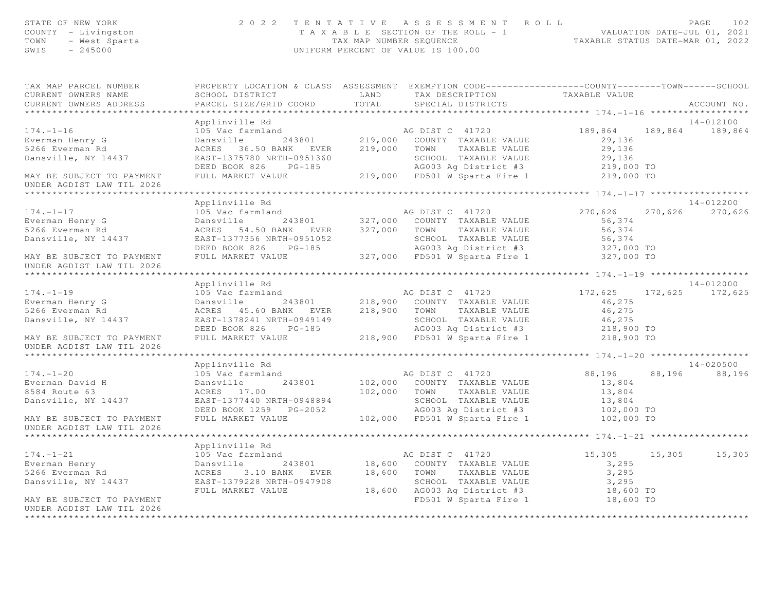STATE OF NEW YORK
COUNTY - Livingston
TOWN - West Sparta
SWIS - 245000

2 0 2 2 T E N T A T I V E A S S E S S M E N T R O L L
T A X A B L E SECTION OF THE ROLL - 1
TAX MAP NUMBER SEQUENCE
UNIFORM PERCENT OF VALUE IS 100.00

VALUATION DATE-JUL 01, 2021
TAXABLE STATUS DATE-MAR 01, 2022

```
TAX MAP PARCEL NUMBER          PROPERTY LOCATION & CLASS  ASSESSMENT  EXEMPTION CODE------------------COUNTY--------TOWN------SCHOOL
CURRENT OWNERS NAME            SCHOOL DISTRICT               LAND      TAX DESCRIPTION            TAXABLE VALUE
CURRENT OWNERS ADDRESS         PARCEL SIZE/GRID COORD        TOTAL      SPECIAL DISTRICTS                                     ACCOUNT NO.
******************************************************************************************************* 174.-1-16 ******************
                               Applinville Rd                                                                              14-012100
174.-1-16                      105 Vac farmland                    AG DIST C  41720             189,864     189,864     189,864
Everman Henry G                Dansville       243801      219,000   COUNTY  TAXABLE VALUE          29,136
5266 Everman Rd                ACRES   36.50 BANK   EVER   219,000   TOWN    TAXABLE VALUE          29,136
Dansville, NY 14437            EAST-1375780 NRTH-0951360             SCHOOL  TAXABLE VALUE          29,136
                               DEED BOOK 826     PG-185              AG003 Ag District #3          219,000 TO
MAY BE SUBJECT TO PAYMENT      FULL MARKET VALUE           219,000   FD501 W Sparta Fire 1         219,000 TO
UNDER AGDIST LAW TIL 2026
******************************************************************************************************* 174.-1-17 ******************
                               Applinville Rd                                                                              14-012200
174.-1-17                      105 Vac farmland                    AG DIST C  41720             270,626     270,626     270,626
Everman Henry G                Dansville       243801      327,000   COUNTY  TAXABLE VALUE          56,374
5266 Everman Rd                ACRES   54.50 BANK   EVER   327,000   TOWN    TAXABLE VALUE          56,374
Dansville, NY 14437            EAST-1377356 NRTH-0951052             SCHOOL  TAXABLE VALUE          56,374
                               DEED BOOK 826     PG-185              AG003 Ag District #3          327,000 TO
MAY BE SUBJECT TO PAYMENT      FULL MARKET VALUE           327,000   FD501 W Sparta Fire 1         327,000 TO
UNDER AGDIST LAW TIL 2026
******************************************************************************************************* 174.-1-19 ******************
                               Applinville Rd                                                                              14-012000
174.-1-19                      105 Vac farmland                    AG DIST C  41720             172,625     172,625     172,625
Everman Henry G                Dansville       243801      218,900   COUNTY  TAXABLE VALUE          46,275
5266 Everman Rd                ACRES   45.60 BANK   EVER   218,900   TOWN    TAXABLE VALUE          46,275
Dansville, NY 14437            EAST-1378241 NRTH-0949149             SCHOOL  TAXABLE VALUE          46,275
                               DEED BOOK 826     PG-185              AG003 Ag District #3          218,900 TO
MAY BE SUBJECT TO PAYMENT      FULL MARKET VALUE           218,900   FD501 W Sparta Fire 1         218,900 TO
UNDER AGDIST LAW TIL 2026
******************************************************************************************************* 174.-1-20 ******************
                               Applinville Rd                                                                              14-020500
174.-1-20                      105 Vac farmland                    AG DIST C  41720              88,196      88,196      88,196
Everman David H                Dansville       243801      102,000   COUNTY  TAXABLE VALUE          13,804
8584 Route 63                  ACRES   17.00               102,000   TOWN    TAXABLE VALUE          13,804
Dansville, NY 14437            EAST-1377440 NRTH-0948894             SCHOOL  TAXABLE VALUE          13,804
                               DEED BOOK 1259    PG-2052             AG003 Ag District #3          102,000 TO
MAY BE SUBJECT TO PAYMENT      FULL MARKET VALUE           102,000   FD501 W Sparta Fire 1         102,000 TO
UNDER AGDIST LAW TIL 2026
******************************************************************************************************* 174.-1-21 ******************
                               Applinville Rd
174.-1-21                      105 Vac farmland                    AG DIST C  41720              15,305      15,305      15,305
Everman Henry                  Dansville       243801       18,600   COUNTY  TAXABLE VALUE           3,295
5266 Everman Rd                ACRES    3.10 BANK   EVER    18,600   TOWN    TAXABLE VALUE           3,295
Dansville, NY 14437            EAST-1379228 NRTH-0947908             SCHOOL  TAXABLE VALUE           3,295
                               FULL MARKET VALUE            18,600   AG003 Ag District #3           18,600 TO
MAY BE SUBJECT TO PAYMENT                                            FD501 W Sparta Fire 1          18,600 TO
UNDER AGDIST LAW TIL 2026
************************************************************************************************************************************
```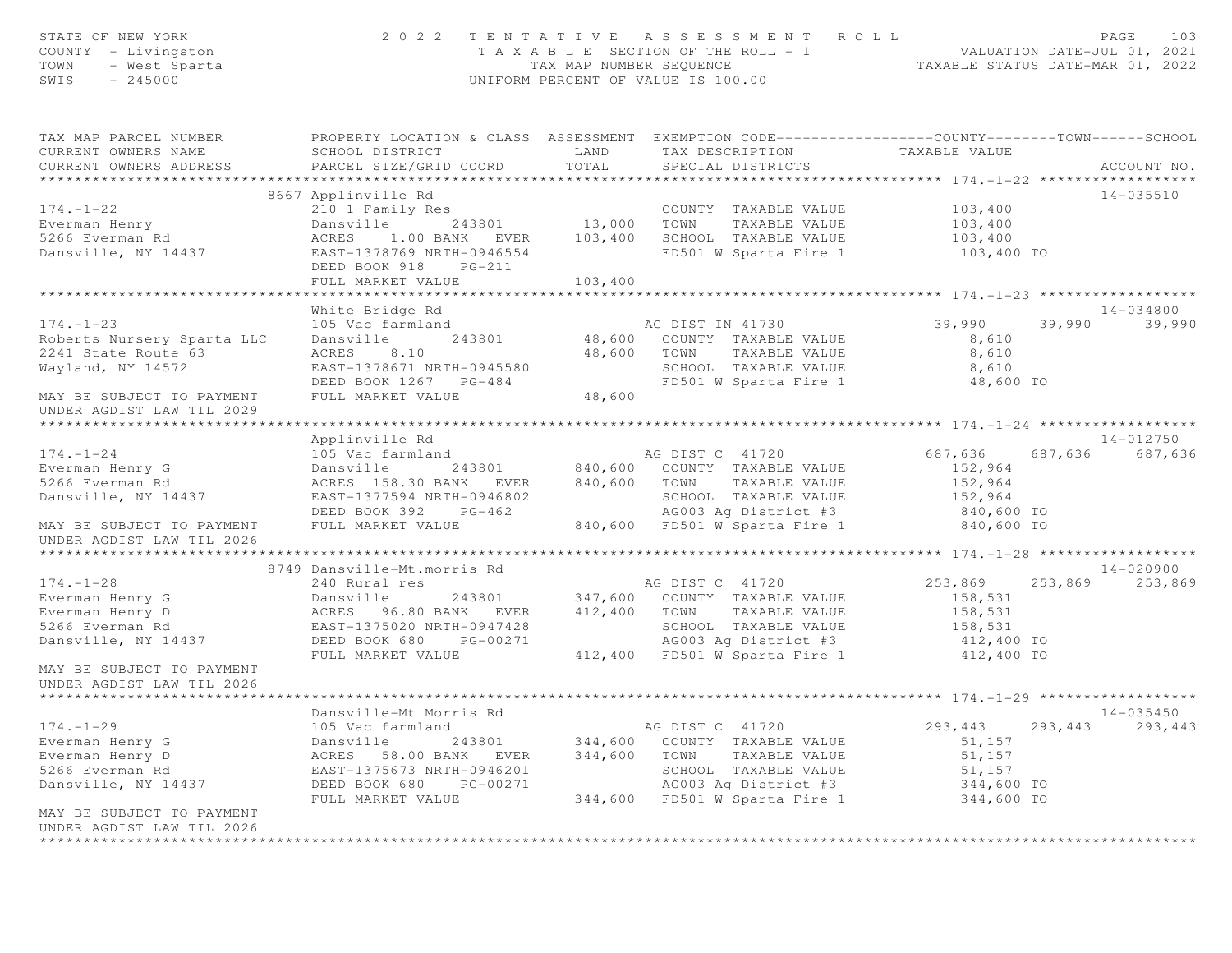STATE OF NEW YORK — 2022 TENTATIVE ASSESSMENT ROLL
COUNTY - Livingston — TAXABLE SECTION OF THE ROLL - 1 — VALUATION DATE-JUL 01, 2021
TOWN - West Sparta — TAX MAP NUMBER SEQUENCE — TAXABLE STATUS DATE-MAR 01, 2022
SWIS - 245000 — UNIFORM PERCENT OF VALUE IS 100.00

```
TAX MAP PARCEL NUMBER          PROPERTY LOCATION & CLASS  ASSESSMENT  EXEMPTION CODE------------------COUNTY--------TOWN------SCHOOL
CURRENT OWNERS NAME            SCHOOL DISTRICT               LAND      TAX DESCRIPTION            TAXABLE VALUE
CURRENT OWNERS ADDRESS         PARCEL SIZE/GRID COORD        TOTAL     SPECIAL DISTRICTS                                  ACCOUNT NO.
******************************************************************************************************* 174.-1-22 ******************
                    8667 Applinville Rd                                                                               14-035510
174.-1-22                      210 1 Family Res                        COUNTY  TAXABLE VALUE          103,400
Everman Henry                  Dansville       243801        13,000    TOWN    TAXABLE VALUE          103,400
5266 Everman Rd                ACRES    1.00 BANK   EVER    103,400    SCHOOL  TAXABLE VALUE          103,400
Dansville, NY 14437            EAST-1378769 NRTH-0946554               FD501 W Sparta Fire 1           103,400 TO
                               DEED BOOK 918    PG-211
                               FULL MARKET VALUE            103,400
******************************************************************************************************* 174.-1-23 ******************
                    White Bridge Rd                                                                                   14-034800
174.-1-23                      105 Vac farmland                        AG DIST IN 41730              39,990     39,990     39,990
Roberts Nursery Sparta LLC     Dansville       243801        48,600    COUNTY  TAXABLE VALUE            8,610
2241 State Route 63            ACRES    8.10                 48,600    TOWN    TAXABLE VALUE            8,610
Wayland, NY 14572              EAST-1378671 NRTH-0945580               SCHOOL  TAXABLE VALUE            8,610
                               DEED BOOK 1267   PG-484                 FD501 W Sparta Fire 1            48,600 TO
MAY BE SUBJECT TO PAYMENT      FULL MARKET VALUE             48,600
UNDER AGDIST LAW TIL 2029
******************************************************************************************************* 174.-1-24 ******************
                    Applinville Rd                                                                                    14-012750
174.-1-24                      105 Vac farmland                        AG DIST C  41720             687,636    687,636    687,636
Everman Henry G                Dansville       243801       840,600    COUNTY  TAXABLE VALUE          152,964
5266 Everman Rd                ACRES  158.30 BANK   EVER    840,600    TOWN    TAXABLE VALUE          152,964
Dansville, NY 14437            EAST-1377594 NRTH-0946802               SCHOOL  TAXABLE VALUE          152,964
                               DEED BOOK 392    PG-462                 AG003 Ag District #3             840,600 TO
MAY BE SUBJECT TO PAYMENT      FULL MARKET VALUE            840,600    FD501 W Sparta Fire 1            840,600 TO
UNDER AGDIST LAW TIL 2026
******************************************************************************************************* 174.-1-28 ******************
                    8749 Dansville-Mt.morris Rd                                                                       14-020900
174.-1-28                      240 Rural res                           AG DIST C  41720             253,869    253,869    253,869
Everman Henry G                Dansville       243801       347,600    COUNTY  TAXABLE VALUE          158,531
Everman Henry D                ACRES   96.80 BANK   EVER    412,400    TOWN    TAXABLE VALUE          158,531
5266 Everman Rd                EAST-1375020 NRTH-0947428               SCHOOL  TAXABLE VALUE          158,531
Dansville, NY 14437            DEED BOOK 680    PG-00271               AG003 Ag District #3             412,400 TO
                               FULL MARKET VALUE            412,400    FD501 W Sparta Fire 1            412,400 TO
MAY BE SUBJECT TO PAYMENT
UNDER AGDIST LAW TIL 2026
******************************************************************************************************* 174.-1-29 ******************
                    Dansville-Mt Morris Rd                                                                            14-035450
174.-1-29                      105 Vac farmland                        AG DIST C  41720             293,443    293,443    293,443
Everman Henry G                Dansville       243801       344,600    COUNTY  TAXABLE VALUE           51,157
Everman Henry D                ACRES   58.00 BANK   EVER    344,600    TOWN    TAXABLE VALUE           51,157
5266 Everman Rd                EAST-1375673 NRTH-0946201               SCHOOL  TAXABLE VALUE           51,157
Dansville, NY 14437            DEED BOOK 680    PG-00271               AG003 Ag District #3             344,600 TO
                               FULL MARKET VALUE            344,600    FD501 W Sparta Fire 1            344,600 TO
MAY BE SUBJECT TO PAYMENT
UNDER AGDIST LAW TIL 2026
************************************************************************************************************************************
```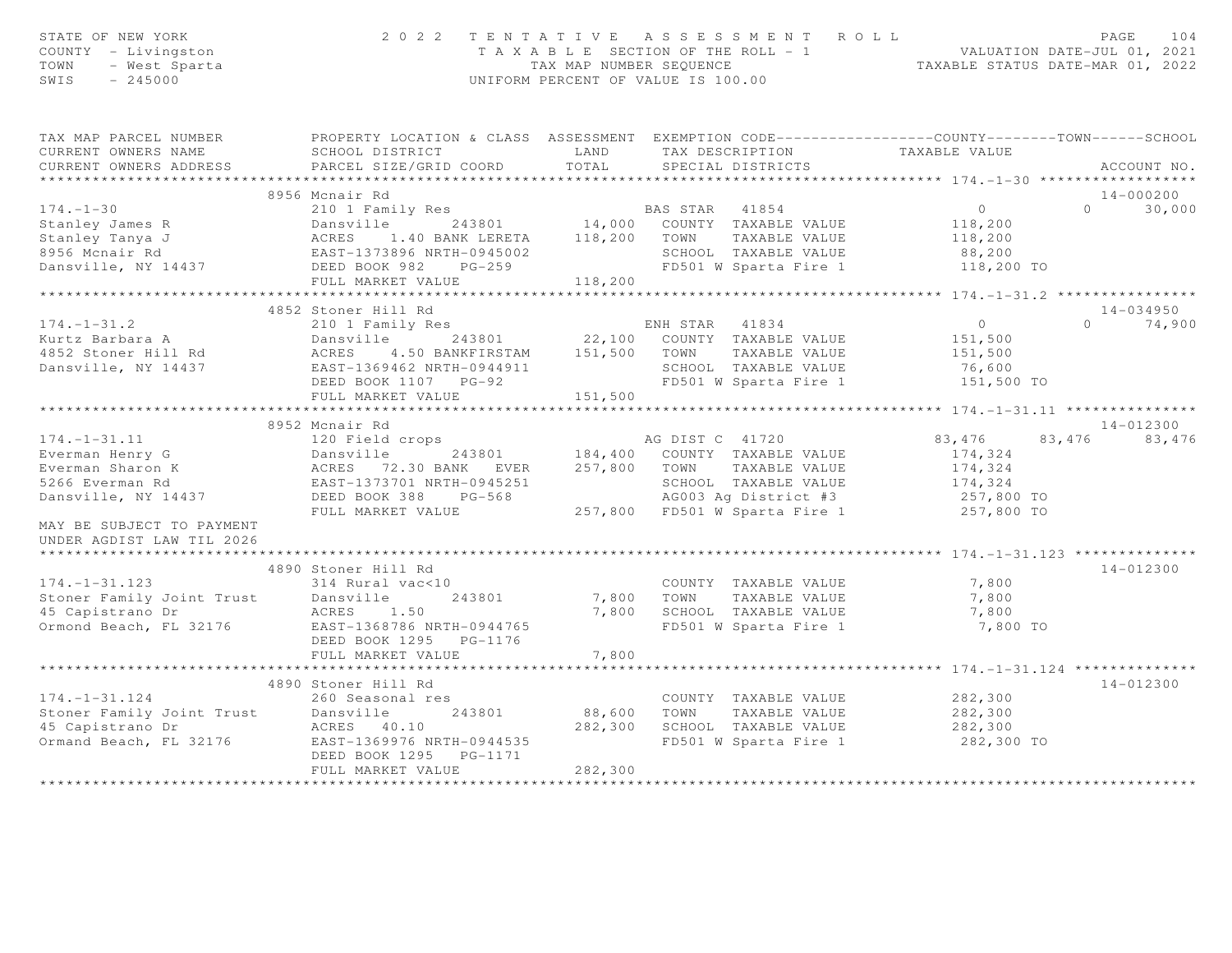STATE OF NEW YORK — 2022 TENTATIVE ASSESSMENT ROLL — PAGE 104
COUNTY - Livingston — TAXABLE SECTION OF THE ROLL - 1 — VALUATION DATE-JUL 01, 2021
TOWN - West Sparta — TAX MAP NUMBER SEQUENCE — TAXABLE STATUS DATE-MAR 01, 2022
SWIS - 245000 — UNIFORM PERCENT OF VALUE IS 100.00

| TAX MAP PARCEL NUMBER / CURRENT OWNERS NAME / CURRENT OWNERS ADDRESS | PROPERTY LOCATION & CLASS / SCHOOL DISTRICT / PARCEL SIZE/GRID COORD | ASSESSMENT LAND / TOTAL | EXEMPTION CODE / TAX DESCRIPTION / SPECIAL DISTRICTS | COUNTY TAXABLE VALUE | TOWN | SCHOOL | ACCOUNT NO. |
|---|---|---|---|---|---|---|---|
| **174.-1-30** | 8956 Mcnair Rd | | | | | | 14-000200 |
| 174.-1-30 | 210 1 Family Res | | BAS STAR 41854 | 0 | 0 | 30,000 | |
| Stanley James R | Dansville 243801 | 14,000 | COUNTY TAXABLE VALUE | 118,200 | | | |
| Stanley Tanya J | ACRES 1.40 BANK LERETA | 118,200 | TOWN TAXABLE VALUE | 118,200 | | | |
| 8956 Mcnair Rd | EAST-1373896 NRTH-0945002 | | SCHOOL TAXABLE VALUE | 88,200 | | | |
| Dansville, NY 14437 | DEED BOOK 982 PG-259 | | FD501 W Sparta Fire 1 | 118,200 TO | | | |
| | FULL MARKET VALUE | 118,200 | | | | | |
| **174.-1-31.2** | 4852 Stoner Hill Rd | | | | | | 14-034950 |
| 174.-1-31.2 | 210 1 Family Res | | ENH STAR 41834 | 0 | 0 | 74,900 | |
| Kurtz Barbara A | Dansville 243801 | 22,100 | COUNTY TAXABLE VALUE | 151,500 | | | |
| 4852 Stoner Hill Rd | ACRES 4.50 BANKFIRSTAM | 151,500 | TOWN TAXABLE VALUE | 151,500 | | | |
| Dansville, NY 14437 | EAST-1369462 NRTH-0944911 | | SCHOOL TAXABLE VALUE | 76,600 | | | |
| | DEED BOOK 1107 PG-92 | | FD501 W Sparta Fire 1 | 151,500 TO | | | |
| | FULL MARKET VALUE | 151,500 | | | | | |
| **174.-1-31.11** | 8952 Mcnair Rd | | | | | | 14-012300 |
| 174.-1-31.11 | 120 Field crops | | AG DIST C 41720 | 83,476 | 83,476 | 83,476 | |
| Everman Henry G | Dansville 243801 | 184,400 | COUNTY TAXABLE VALUE | 174,324 | | | |
| Everman Sharon K | ACRES 72.30 BANK EVER | 257,800 | TOWN TAXABLE VALUE | 174,324 | | | |
| 5266 Everman Rd | EAST-1373701 NRTH-0945251 | | SCHOOL TAXABLE VALUE | 174,324 | | | |
| Dansville, NY 14437 | DEED BOOK 388 PG-568 | | AG003 Ag District #3 | 257,800 TO | | | |
| | FULL MARKET VALUE | 257,800 | FD501 W Sparta Fire 1 | 257,800 TO | | | |
| MAY BE SUBJECT TO PAYMENT UNDER AGDIST LAW TIL 2026 | | | | | | | |
| **174.-1-31.123** | 4890 Stoner Hill Rd | | | | | | 14-012300 |
| 174.-1-31.123 | 314 Rural vac<10 | | COUNTY TAXABLE VALUE | 7,800 | | | |
| Stoner Family Joint Trust | Dansville 243801 | 7,800 | TOWN TAXABLE VALUE | 7,800 | | | |
| 45 Capistrano Dr | ACRES 1.50 | 7,800 | SCHOOL TAXABLE VALUE | 7,800 | | | |
| Ormond Beach, FL 32176 | EAST-1368786 NRTH-0944765 | | FD501 W Sparta Fire 1 | 7,800 TO | | | |
| | DEED BOOK 1295 PG-1176 | | | | | | |
| | FULL MARKET VALUE | 7,800 | | | | | |
| **174.-1-31.124** | 4890 Stoner Hill Rd | | | | | | 14-012300 |
| 174.-1-31.124 | 260 Seasonal res | | COUNTY TAXABLE VALUE | 282,300 | | | |
| Stoner Family Joint Trust | Dansville 243801 | 88,600 | TOWN TAXABLE VALUE | 282,300 | | | |
| 45 Capistrano Dr | ACRES 40.10 | 282,300 | SCHOOL TAXABLE VALUE | 282,300 | | | |
| Ormand Beach, FL 32176 | EAST-1369976 NRTH-0944535 | | FD501 W Sparta Fire 1 | 282,300 TO | | | |
| | DEED BOOK 1295 PG-1171 | | | | | | |
| | FULL MARKET VALUE | 282,300 | | | | | |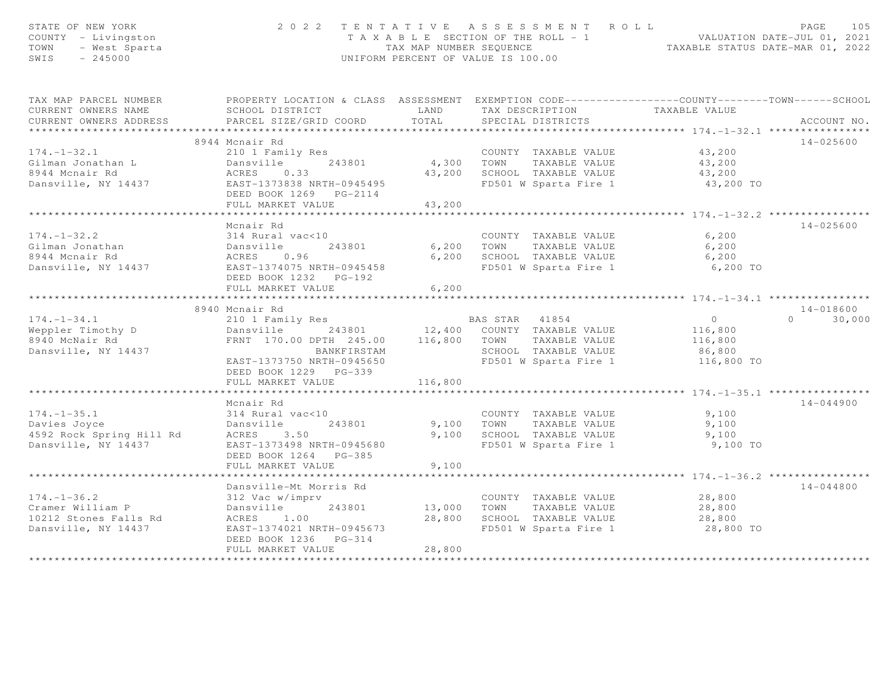STATE OF NEW YORK
COUNTY - Livingston
TOWN - West Sparta
SWIS - 245000

# 2022 TENTATIVE ASSESSMENT ROLL

TAXABLE SECTION OF THE ROLL - 1
TAX MAP NUMBER SEQUENCE
UNIFORM PERCENT OF VALUE IS 100.00

VALUATION DATE-JUL 01, 2021
TAXABLE STATUS DATE-MAR 01, 2022

| TAX MAP PARCEL NUMBER / CURRENT OWNERS NAME / CURRENT OWNERS ADDRESS | PROPERTY LOCATION & CLASS / SCHOOL DISTRICT / PARCEL SIZE/GRID COORD | ASSESSMENT LAND / TOTAL | EXEMPTION CODE / TAX DESCRIPTION / SPECIAL DISTRICTS | COUNTY | TOWN | SCHOOL TAXABLE VALUE | ACCOUNT NO. |
|---|---|---|---|---|---|---|---|
| **174.-1-32.1** | 8944 Mcnair Rd | | | | | | 14-025600 |
| 174.-1-32.1 | 210 1 Family Res | | COUNTY TAXABLE VALUE | 43,200 | | | |
| Gilman Jonathan L | Dansville 243801 | 4,300 | TOWN TAXABLE VALUE | | 43,200 | | |
| 8944 Mcnair Rd | ACRES 0.33 | 43,200 | SCHOOL TAXABLE VALUE | | | 43,200 | |
| Dansville, NY 14437 | EAST-1373838 NRTH-0945495 | | FD501 W Sparta Fire 1 | 43,200 TO | | | |
| | DEED BOOK 1269 PG-2114 | | | | | | |
| | FULL MARKET VALUE | 43,200 | | | | | |
| **174.-1-32.2** | Mcnair Rd | | | | | | 14-025600 |
| 174.-1-32.2 | 314 Rural vac<10 | | COUNTY TAXABLE VALUE | 6,200 | | | |
| Gilman Jonathan | Dansville 243801 | 6,200 | TOWN TAXABLE VALUE | | 6,200 | | |
| 8944 Mcnair Rd | ACRES 0.96 | 6,200 | SCHOOL TAXABLE VALUE | | | 6,200 | |
| Dansville, NY 14437 | EAST-1374075 NRTH-0945458 | | FD501 W Sparta Fire 1 | 6,200 TO | | | |
| | DEED BOOK 1232 PG-192 | | | | | | |
| | FULL MARKET VALUE | 6,200 | | | | | |
| **174.-1-34.1** | 8940 Mcnair Rd | | | | | | 14-018600 |
| 174.-1-34.1 | 210 1 Family Res | | BAS STAR 41854 | 0 | 0 | 30,000 | |
| Weppler Timothy D | Dansville 243801 | 12,400 | COUNTY TAXABLE VALUE | 116,800 | | | |
| 8940 McNair Rd | FRNT 170.00 DPTH 245.00 | 116,800 | TOWN TAXABLE VALUE | | 116,800 | | |
| Dansville, NY 14437 | BANKFIRSTAM | | SCHOOL TAXABLE VALUE | | | 86,800 | |
| | EAST-1373750 NRTH-0945650 | | FD501 W Sparta Fire 1 | 116,800 TO | | | |
| | DEED BOOK 1229 PG-339 | | | | | | |
| | FULL MARKET VALUE | 116,800 | | | | | |
| **174.-1-35.1** | Mcnair Rd | | | | | | 14-044900 |
| 174.-1-35.1 | 314 Rural vac<10 | | COUNTY TAXABLE VALUE | 9,100 | | | |
| Davies Joyce | Dansville 243801 | 9,100 | TOWN TAXABLE VALUE | | 9,100 | | |
| 4592 Rock Spring Hill Rd | ACRES 3.50 | 9,100 | SCHOOL TAXABLE VALUE | | | 9,100 | |
| Dansville, NY 14437 | EAST-1373498 NRTH-0945680 | | FD501 W Sparta Fire 1 | 9,100 TO | | | |
| | DEED BOOK 1264 PG-385 | | | | | | |
| | FULL MARKET VALUE | 9,100 | | | | | |
| **174.-1-36.2** | Dansville-Mt Morris Rd | | | | | | 14-044800 |
| 174.-1-36.2 | 312 Vac w/imprv | | COUNTY TAXABLE VALUE | 28,800 | | | |
| Cramer William P | Dansville 243801 | 13,000 | TOWN TAXABLE VALUE | | 28,800 | | |
| 10212 Stones Falls Rd | ACRES 1.00 | 28,800 | SCHOOL TAXABLE VALUE | | | 28,800 | |
| Dansville, NY 14437 | EAST-1374021 NRTH-0945673 | | FD501 W Sparta Fire 1 | 28,800 TO | | | |
| | DEED BOOK 1236 PG-314 | | | | | | |
| | FULL MARKET VALUE | 28,800 | | | | | |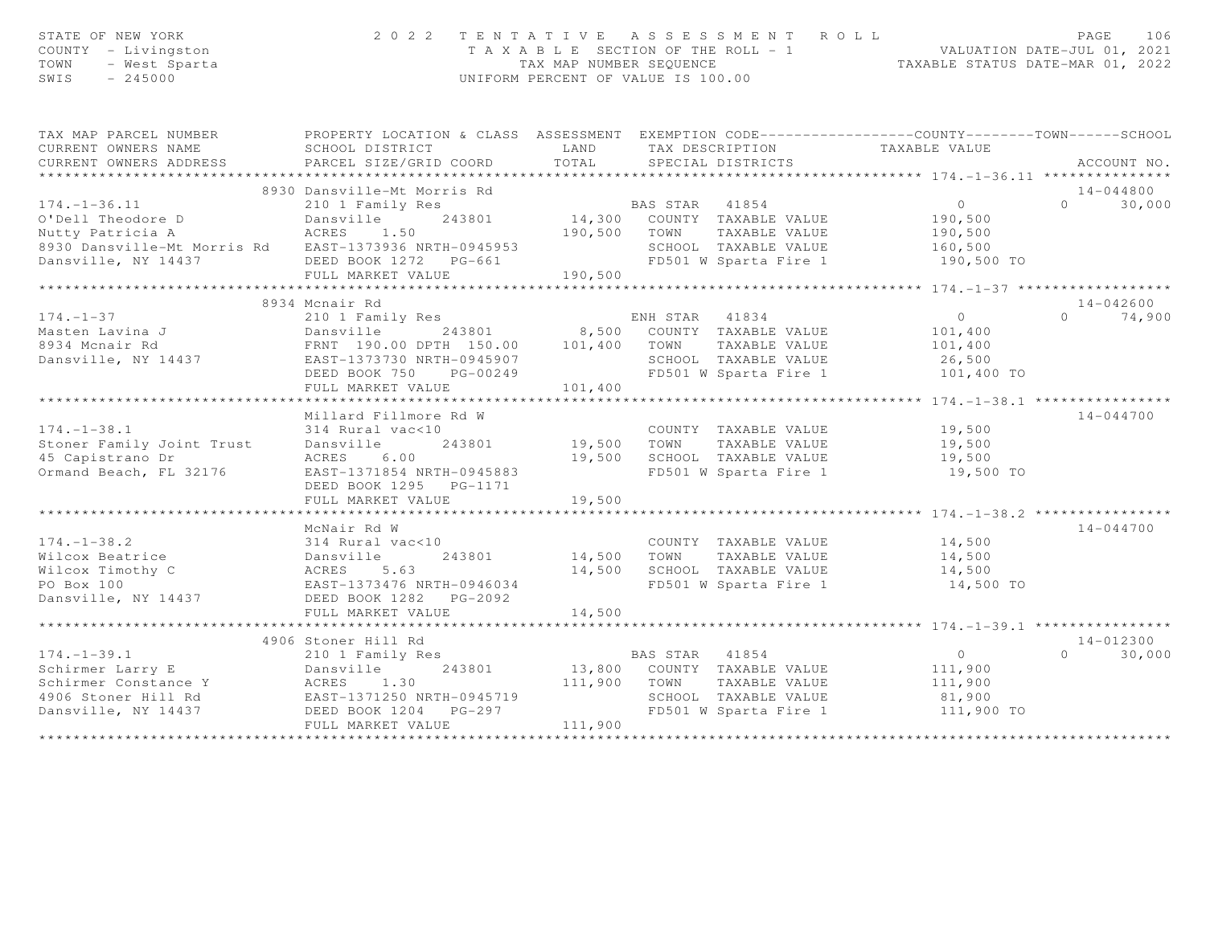STATE OF NEW YORK
COUNTY - Livingston
TOWN - West Sparta
SWIS - 245000

2022 TENTATIVE ASSESSMENT ROLL
TAXABLE SECTION OF THE ROLL - 1
TAX MAP NUMBER SEQUENCE
UNIFORM PERCENT OF VALUE IS 100.00

VALUATION DATE-JUL 01, 2021
TAXABLE STATUS DATE-MAR 01, 2022

```
TAX MAP PARCEL NUMBER          PROPERTY LOCATION & CLASS  ASSESSMENT  EXEMPTION CODE------------------COUNTY--------TOWN------SCHOOL
CURRENT OWNERS NAME            SCHOOL DISTRICT               LAND      TAX DESCRIPTION              TAXABLE VALUE
CURRENT OWNERS ADDRESS         PARCEL SIZE/GRID COORD        TOTAL     SPECIAL DISTRICTS                                    ACCOUNT NO.
******************************************************************************************************* 174.-1-36.11 ***************
                          8930 Dansville-Mt Morris Rd                                                                       14-044800
174.-1-36.11                   210 1 Family Res                        BAS STAR  41854                  0                0     30,000
O'Dell Theodore D              Dansville      243801        14,300    COUNTY  TAXABLE VALUE          190,500
Nutty Patricia A               ACRES     1.50              190,500    TOWN    TAXABLE VALUE          190,500
8930 Dansville-Mt Morris Rd    EAST-1373936 NRTH-0945953              SCHOOL  TAXABLE VALUE          160,500
Dansville, NY 14437            DEED BOOK 1272   PG-661                FD501 W Sparta Fire 1            190,500 TO
                               FULL MARKET VALUE           190,500
******************************************************************************************************* 174.-1-37 ******************
                          8934 Mcnair Rd                                                                                    14-042600
174.-1-37                      210 1 Family Res                        ENH STAR  41834                  0                0     74,900
Masten Lavina J                Dansville      243801         8,500    COUNTY  TAXABLE VALUE          101,400
8934 Mcnair Rd                 FRNT 190.00 DPTH 150.00     101,400    TOWN    TAXABLE VALUE          101,400
Dansville, NY 14437            EAST-1373730 NRTH-0945907              SCHOOL  TAXABLE VALUE           26,500
                               DEED BOOK 750    PG-00249              FD501 W Sparta Fire 1            101,400 TO
                               FULL MARKET VALUE           101,400
******************************************************************************************************* 174.-1-38.1 ****************
                               Millard Fillmore Rd W                                                                        14-044700
174.-1-38.1                    314 Rural vac<10                        COUNTY  TAXABLE VALUE           19,500
Stoner Family Joint Trust      Dansville      243801        19,500    TOWN    TAXABLE VALUE           19,500
45 Capistrano Dr               ACRES     6.00               19,500    SCHOOL  TAXABLE VALUE           19,500
Ormand Beach, FL 32176         EAST-1371854 NRTH-0945883              FD501 W Sparta Fire 1             19,500 TO
                               DEED BOOK 1295   PG-1171
                               FULL MARKET VALUE            19,500
******************************************************************************************************* 174.-1-38.2 ****************
                               McNair Rd W                                                                                  14-044700
174.-1-38.2                    314 Rural vac<10                        COUNTY  TAXABLE VALUE           14,500
Wilcox Beatrice                Dansville      243801        14,500    TOWN    TAXABLE VALUE           14,500
Wilcox Timothy C               ACRES     5.63               14,500    SCHOOL  TAXABLE VALUE           14,500
PO Box 100                     EAST-1373476 NRTH-0946034              FD501 W Sparta Fire 1             14,500 TO
Dansville, NY 14437            DEED BOOK 1282   PG-2092
                               FULL MARKET VALUE            14,500
******************************************************************************************************* 174.-1-39.1 ****************
                          4906 Stoner Hill Rd                                                                               14-012300
174.-1-39.1                    210 1 Family Res                        BAS STAR  41854                  0                0     30,000
Schirmer Larry E               Dansville      243801        13,800    COUNTY  TAXABLE VALUE          111,900
Schirmer Constance Y           ACRES     1.30              111,900    TOWN    TAXABLE VALUE          111,900
4906 Stoner Hill Rd            EAST-1371250 NRTH-0945719              SCHOOL  TAXABLE VALUE           81,900
Dansville, NY 14437            DEED BOOK 1204   PG-297                FD501 W Sparta Fire 1            111,900 TO
                               FULL MARKET VALUE           111,900
************************************************************************************************************************************
```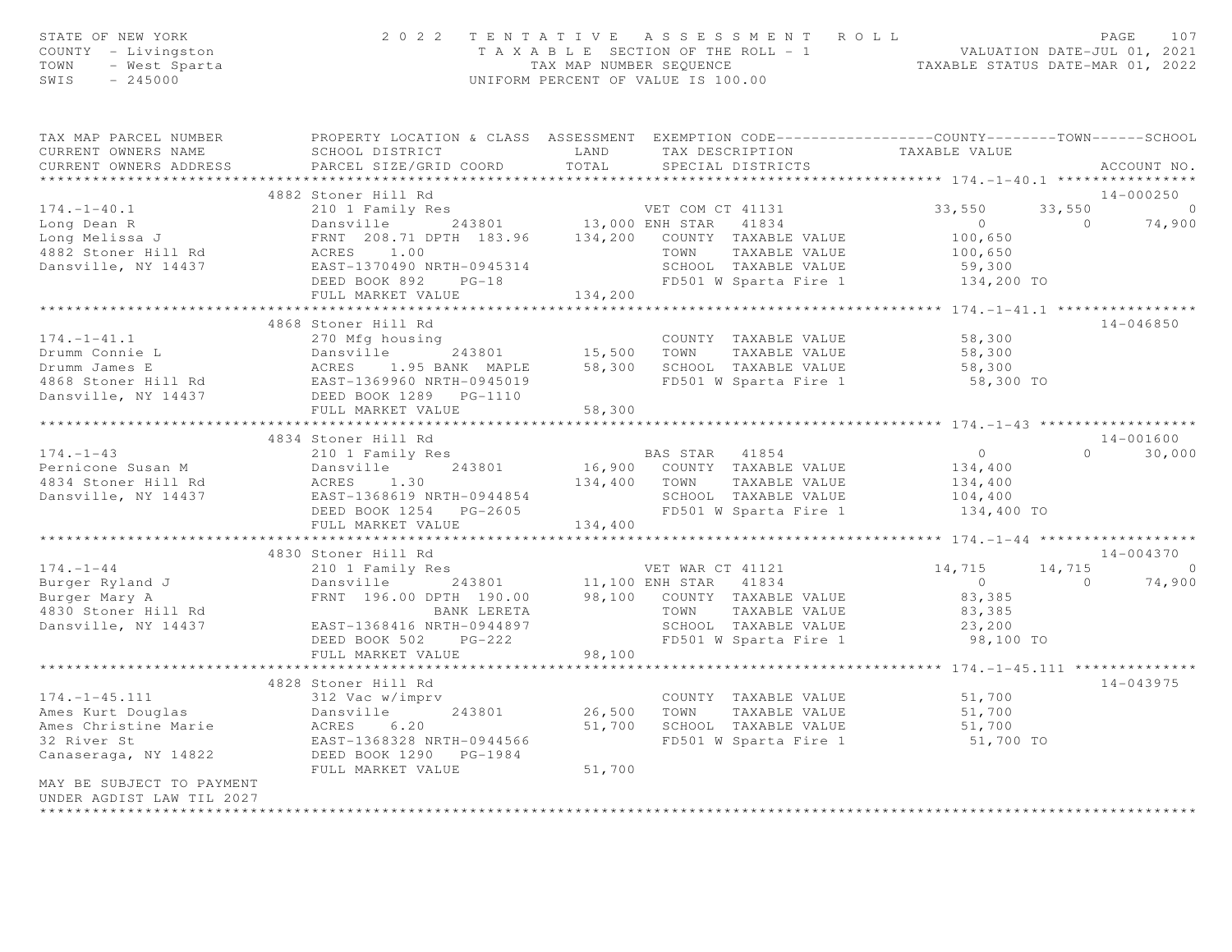STATE OF NEW YORK 2 0 2 2 T E N T A T I V E A S S E S S M E N T R O L L
COUNTY - Livingston T A X A B L E SECTION OF THE ROLL - 1 VALUATION DATE-JUL 01, 2021
TOWN - West Sparta TAX MAP NUMBER SEQUENCE TAXABLE STATUS DATE-MAR 01, 2022
SWIS - 245000 UNIFORM PERCENT OF VALUE IS 100.00

```
TAX MAP PARCEL NUMBER          PROPERTY LOCATION & CLASS  ASSESSMENT  EXEMPTION CODE------------------COUNTY--------TOWN------SCHOOL
CURRENT OWNERS NAME            SCHOOL DISTRICT               LAND      TAX DESCRIPTION            TAXABLE VALUE
CURRENT OWNERS ADDRESS         PARCEL SIZE/GRID COORD        TOTAL     SPECIAL DISTRICTS                                    ACCOUNT NO.
******************************************************************************************************* 174.-1-40.1 ****************
                               4882 Stoner Hill Rd                                                                          14-000250
174.-1-40.1                    210 1 Family Res                        VET COM CT 41131            33,550      33,550            0
Long Dean R                    Dansville        243801        13,000 ENH STAR   41834                   0           0       74,900
Long Melissa J                 FRNT  208.71 DPTH  183.96     134,200   COUNTY  TAXABLE VALUE        100,650
4882 Stoner Hill Rd            ACRES     1.00                           TOWN    TAXABLE VALUE        100,650
Dansville, NY 14437            EAST-1370490 NRTH-0945314                SCHOOL  TAXABLE VALUE         59,300
                               DEED BOOK 892    PG-18                   FD501 W Sparta Fire 1         134,200 TO
                               FULL MARKET VALUE             134,200
******************************************************************************************************* 174.-1-41.1 ****************
                               4868 Stoner Hill Rd                                                                          14-046850
174.-1-41.1                    270 Mfg housing                          COUNTY  TAXABLE VALUE         58,300
Drumm Connie L                 Dansville        243801        15,500   TOWN    TAXABLE VALUE         58,300
Drumm James E                  ACRES     1.95 BANK  MAPLE     58,300   SCHOOL  TAXABLE VALUE         58,300
4868 Stoner Hill Rd            EAST-1369960 NRTH-0945019                FD501 W Sparta Fire 1          58,300 TO
Dansville, NY 14437            DEED BOOK 1289   PG-1110
                               FULL MARKET VALUE              58,300
******************************************************************************************************* 174.-1-43 ******************
                               4834 Stoner Hill Rd                                                                          14-001600
174.-1-43                      210 1 Family Res                        BAS STAR   41854                   0           0       30,000
Pernicone Susan M              Dansville        243801        16,900   COUNTY  TAXABLE VALUE        134,400
4834 Stoner Hill Rd            ACRES     1.30                134,400   TOWN    TAXABLE VALUE        134,400
Dansville, NY 14437            EAST-1368619 NRTH-0944854                SCHOOL  TAXABLE VALUE        104,400
                               DEED BOOK 1254   PG-2605                 FD501 W Sparta Fire 1         134,400 TO
                               FULL MARKET VALUE             134,400
******************************************************************************************************* 174.-1-44 ******************
                               4830 Stoner Hill Rd                                                                          14-004370
174.-1-44                      210 1 Family Res                        VET WAR CT 41121            14,715      14,715            0
Burger Ryland J                Dansville        243801        11,100 ENH STAR   41834                   0           0       74,900
Burger Mary A                  FRNT  196.00 DPTH  190.00      98,100   COUNTY  TAXABLE VALUE         83,385
4830 Stoner Hill Rd                         BANK LERETA                 TOWN    TAXABLE VALUE         83,385
Dansville, NY 14437            EAST-1368416 NRTH-0944897                SCHOOL  TAXABLE VALUE         23,200
                               DEED BOOK 502    PG-222                  FD501 W Sparta Fire 1          98,100 TO
                               FULL MARKET VALUE              98,100
******************************************************************************************************* 174.-1-45.111 **************
                               4828 Stoner Hill Rd                                                                          14-043975
174.-1-45.111                  312 Vac w/imprv                          COUNTY  TAXABLE VALUE         51,700
Ames Kurt Douglas              Dansville        243801        26,500   TOWN    TAXABLE VALUE         51,700
Ames Christine Marie           ACRES     6.20                 51,700   SCHOOL  TAXABLE VALUE         51,700
32 River St                    EAST-1368328 NRTH-0944566                FD501 W Sparta Fire 1          51,700 TO
Canaseraga, NY 14822           DEED BOOK 1290   PG-1984
                               FULL MARKET VALUE              51,700
MAY BE SUBJECT TO PAYMENT
UNDER AGDIST LAW TIL 2027
************************************************************************************************************************************
```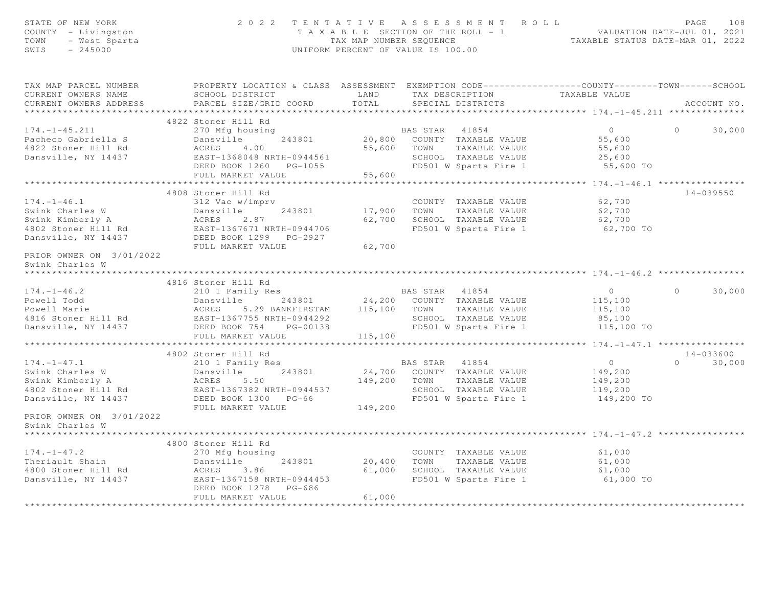STATE OF NEW YORK
COUNTY - Livingston
TOWN - West Sparta
SWIS - 245000

2022 TENTATIVE ASSESSMENT ROLL
TAXABLE SECTION OF THE ROLL - 1
TAX MAP NUMBER SEQUENCE
UNIFORM PERCENT OF VALUE IS 100.00

VALUATION DATE-JUL 01, 2021
TAXABLE STATUS DATE-MAR 01, 2022

| TAX MAP PARCEL NUMBER / CURRENT OWNERS NAME / CURRENT OWNERS ADDRESS | PROPERTY LOCATION & CLASS / SCHOOL DISTRICT / PARCEL SIZE/GRID COORD | ASSESSMENT LAND / TOTAL | EXEMPTION CODE / TAX DESCRIPTION / SPECIAL DISTRICTS | COUNTY | TOWN | SCHOOL | ACCOUNT NO. |
|---|---|---|---|---|---|---|---|
| **174.-1-45.211** | 4822 Stoner Hill Rd | | | | | | |
| 174.-1-45.211 | 270 Mfg housing | | BAS STAR 41854 | 0 | 0 | 30,000 | |
| Pacheco Gabriella S | Dansville 243801 | 20,800 | COUNTY TAXABLE VALUE | 55,600 | | | |
| 4822 Stoner Hill Rd | ACRES 4.00 | 55,600 | TOWN TAXABLE VALUE | | 55,600 | | |
| Dansville, NY 14437 | EAST-1368048 NRTH-0944561 | | SCHOOL TAXABLE VALUE | | | 25,600 | |
| | DEED BOOK 1260 PG-1055 | | FD501 W Sparta Fire 1 | 55,600 TO | | | |
| | FULL MARKET VALUE | 55,600 | | | | | |
| **174.-1-46.1** | 4808 Stoner Hill Rd | | | | | | 14-039550 |
| 174.-1-46.1 | 312 Vac w/imprv | | COUNTY TAXABLE VALUE | 62,700 | | | |
| Swink Charles W | Dansville 243801 | 17,900 | TOWN TAXABLE VALUE | | 62,700 | | |
| Swink Kimberly A | ACRES 2.87 | 62,700 | SCHOOL TAXABLE VALUE | | | 62,700 | |
| 4802 Stoner Hill Rd | EAST-1367671 NRTH-0944706 | | FD501 W Sparta Fire 1 | 62,700 TO | | | |
| Dansville, NY 14437 | DEED BOOK 1299 PG-2927 | | | | | | |
| | FULL MARKET VALUE | 62,700 | | | | | |
| PRIOR OWNER ON 3/01/2022 Swink Charles W | | | | | | | |
| **174.-1-46.2** | 4816 Stoner Hill Rd | | | | | | |
| 174.-1-46.2 | 210 1 Family Res | | BAS STAR 41854 | 0 | 0 | 30,000 | |
| Powell Todd | Dansville 243801 | 24,200 | COUNTY TAXABLE VALUE | 115,100 | | | |
| Powell Marie | ACRES 5.29 BANKFIRSTAM | 115,100 | TOWN TAXABLE VALUE | | 115,100 | | |
| 4816 Stoner Hill Rd | EAST-1367755 NRTH-0944292 | | SCHOOL TAXABLE VALUE | | | 85,100 | |
| Dansville, NY 14437 | DEED BOOK 754 PG-00138 | | FD501 W Sparta Fire 1 | 115,100 TO | | | |
| | FULL MARKET VALUE | 115,100 | | | | | |
| **174.-1-47.1** | 4802 Stoner Hill Rd | | | | | | 14-033600 |
| 174.-1-47.1 | 210 1 Family Res | | BAS STAR 41854 | 0 | 0 | 30,000 | |
| Swink Charles W | Dansville 243801 | 24,700 | COUNTY TAXABLE VALUE | 149,200 | | | |
| Swink Kimberly A | ACRES 5.50 | 149,200 | TOWN TAXABLE VALUE | | 149,200 | | |
| 4802 Stoner Hill Rd | EAST-1367382 NRTH-0944537 | | SCHOOL TAXABLE VALUE | | | 119,200 | |
| Dansville, NY 14437 | DEED BOOK 1300 PG-66 | | FD501 W Sparta Fire 1 | 149,200 TO | | | |
| | FULL MARKET VALUE | 149,200 | | | | | |
| PRIOR OWNER ON 3/01/2022 Swink Charles W | | | | | | | |
| **174.-1-47.2** | 4800 Stoner Hill Rd | | | | | | |
| 174.-1-47.2 | 270 Mfg housing | | COUNTY TAXABLE VALUE | 61,000 | | | |
| Theriault Shain | Dansville 243801 | 20,400 | TOWN TAXABLE VALUE | | 61,000 | | |
| 4800 Stoner Hill Rd | ACRES 3.86 | 61,000 | SCHOOL TAXABLE VALUE | | | 61,000 | |
| Dansville, NY 14437 | EAST-1367158 NRTH-0944453 | | FD501 W Sparta Fire 1 | 61,000 TO | | | |
| | DEED BOOK 1278 PG-686 | | | | | | |
| | FULL MARKET VALUE | 61,000 | | | | | |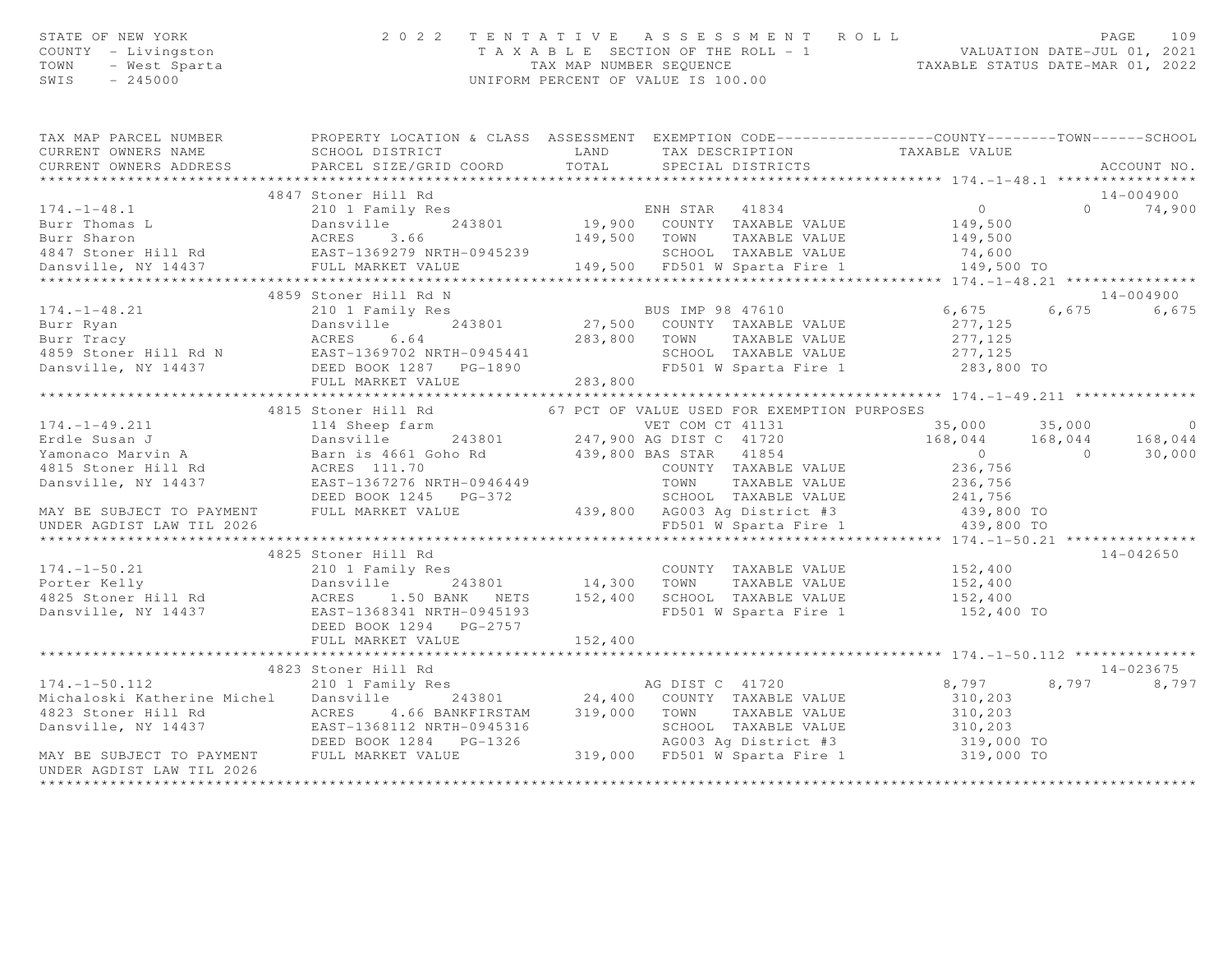STATE OF NEW YORK
COUNTY - Livingston
TOWN - West Sparta
SWIS - 245000

# 2022 TENTATIVE ASSESSMENT ROLL

TAXABLE SECTION OF THE ROLL - 1
TAX MAP NUMBER SEQUENCE
UNIFORM PERCENT OF VALUE IS 100.00

VALUATION DATE-JUL 01, 2021
TAXABLE STATUS DATE-MAR 01, 2022

```
TAX MAP PARCEL NUMBER          PROPERTY LOCATION & CLASS  ASSESSMENT  EXEMPTION CODE------------------COUNTY--------TOWN------SCHOOL
CURRENT OWNERS NAME            SCHOOL DISTRICT               LAND      TAX DESCRIPTION            TAXABLE VALUE
CURRENT OWNERS ADDRESS         PARCEL SIZE/GRID COORD        TOTAL     SPECIAL DISTRICTS                                   ACCOUNT NO.
******************************************************************************************************* 174.-1-48.1 ****************
                               4847 Stoner Hill Rd                                                                         14-004900
174.-1-48.1                    210 1 Family Res                         ENH STAR   41834                0              0     74,900
Burr Thomas L                  Dansville      243801        19,900   COUNTY  TAXABLE VALUE          149,500
Burr Sharon                    ACRES    3.66               149,500   TOWN    TAXABLE VALUE          149,500
4847 Stoner Hill Rd            EAST-1369279 NRTH-0945239             SCHOOL  TAXABLE VALUE           74,600
Dansville, NY 14437            FULL MARKET VALUE           149,500   FD501 W Sparta Fire 1          149,500 TO
******************************************************************************************************* 174.-1-48.21 ***************
                               4859 Stoner Hill Rd N                                                                       14-004900
174.-1-48.21                   210 1 Family Res                         BUS IMP 98 47610             6,675         6,675      6,675
Burr Ryan                      Dansville      243801        27,500   COUNTY  TAXABLE VALUE          277,125
Burr Tracy                     ACRES    6.64               283,800   TOWN    TAXABLE VALUE          277,125
4859 Stoner Hill Rd N          EAST-1369702 NRTH-0945441             SCHOOL  TAXABLE VALUE          277,125
Dansville, NY 14437            DEED BOOK 1287   PG-1890              FD501 W Sparta Fire 1          283,800 TO
                               FULL MARKET VALUE           283,800
******************************************************************************************************* 174.-1-49.211 **************
                               4815 Stoner Hill Rd            67 PCT OF VALUE USED FOR EXEMPTION PURPOSES
174.-1-49.211                  114 Sheep farm                           VET COM CT 41131            35,000        35,000          0
Erdle Susan J                  Dansville      243801       247,900 AG DIST C  41720            168,044       168,044    168,044
Yamonaco Marvin A              Barn is 4661 Goho Rd        439,800 BAS STAR   41854                  0             0     30,000
4815 Stoner Hill Rd            ACRES  111.70                         COUNTY  TAXABLE VALUE          236,756
Dansville, NY 14437            EAST-1367276 NRTH-0946449             TOWN    TAXABLE VALUE          236,756
                               DEED BOOK 1245   PG-372               SCHOOL  TAXABLE VALUE          241,756
MAY BE SUBJECT TO PAYMENT      FULL MARKET VALUE           439,800   AG003 Ag District #3           439,800 TO
UNDER AGDIST LAW TIL 2026                                            FD501 W Sparta Fire 1          439,800 TO
******************************************************************************************************* 174.-1-50.21 ***************
                               4825 Stoner Hill Rd                                                                         14-042650
174.-1-50.21                   210 1 Family Res                         COUNTY  TAXABLE VALUE          152,400
Porter Kelly                   Dansville      243801        14,300   TOWN    TAXABLE VALUE          152,400
4825 Stoner Hill Rd            ACRES    1.50 BANK   NETS   152,400   SCHOOL  TAXABLE VALUE          152,400
Dansville, NY 14437            EAST-1368341 NRTH-0945193             FD501 W Sparta Fire 1          152,400 TO
                               DEED BOOK 1294   PG-2757
                               FULL MARKET VALUE           152,400
******************************************************************************************************* 174.-1-50.112 **************
                               4823 Stoner Hill Rd                                                                         14-023675
174.-1-50.112                  210 1 Family Res                         AG DIST C  41720              8,797         8,797      8,797
Michaloski Katherine Michel    Dansville      243801        24,400   COUNTY  TAXABLE VALUE          310,203
4823 Stoner Hill Rd            ACRES    4.66 BANKFIRSTAM   319,000   TOWN    TAXABLE VALUE          310,203
Dansville, NY 14437            EAST-1368112 NRTH-0945316             SCHOOL  TAXABLE VALUE          310,203
                               DEED BOOK 1284   PG-1326              AG003 Ag District #3           319,000 TO
MAY BE SUBJECT TO PAYMENT      FULL MARKET VALUE           319,000   FD501 W Sparta Fire 1          319,000 TO
UNDER AGDIST LAW TIL 2026
************************************************************************************************************************************
```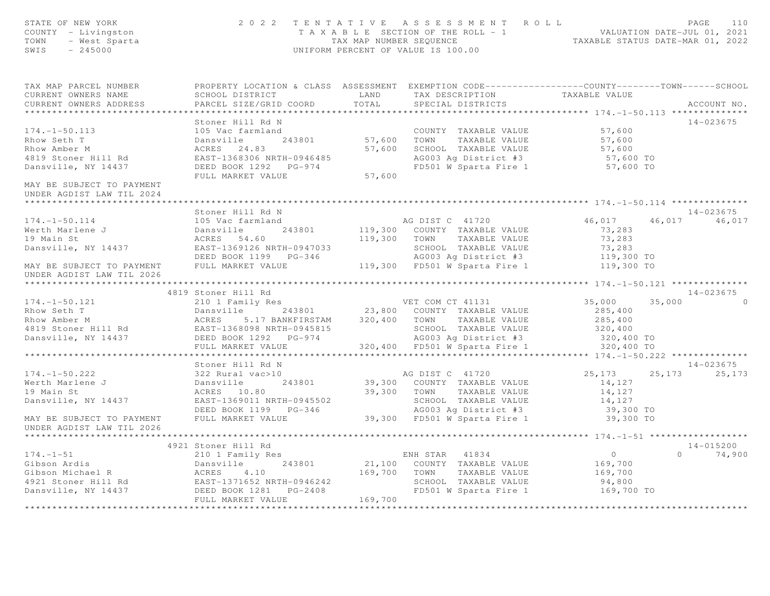STATE OF NEW YORK
COUNTY - Livingston
TOWN - West Sparta
SWIS - 245000

2022 TENTATIVE ASSESSMENT ROLL
TAXABLE SECTION OF THE ROLL - 1
TAX MAP NUMBER SEQUENCE
UNIFORM PERCENT OF VALUE IS 100.00

VALUATION DATE-JUL 01, 2021
TAXABLE STATUS DATE-MAR 01, 2022

```
TAX MAP PARCEL NUMBER          PROPERTY LOCATION & CLASS  ASSESSMENT  EXEMPTION CODE------------------COUNTY--------TOWN------SCHOOL
CURRENT OWNERS NAME            SCHOOL DISTRICT               LAND      TAX DESCRIPTION            TAXABLE VALUE
CURRENT OWNERS ADDRESS         PARCEL SIZE/GRID COORD        TOTAL     SPECIAL DISTRICTS                                    ACCOUNT NO.
******************************************************************************************************* 174.-1-50.113 **************
                               Stoner Hill Rd N                                                                            14-023675
174.-1-50.113                  105 Vac farmland                         COUNTY  TAXABLE VALUE           57,600
Rhow Seth T                    Dansville       243801        57,600    TOWN    TAXABLE VALUE           57,600
Rhow Amber M                   ACRES  24.83                  57,600    SCHOOL  TAXABLE VALUE           57,600
4819 Stoner Hill Rd            EAST-1368306 NRTH-0946485               AG003 Ag District #3             57,600 TO
Dansville, NY 14437            DEED BOOK 1292   PG-974                 FD501 W Sparta Fire 1            57,600 TO
                               FULL MARKET VALUE             57,600
MAY BE SUBJECT TO PAYMENT
UNDER AGDIST LAW TIL 2024
******************************************************************************************************* 174.-1-50.114 **************
                               Stoner Hill Rd N                                                                            14-023675
174.-1-50.114                  105 Vac farmland                         AG DIST C  41720                46,017     46,017     46,017
Werth Marlene J                Dansville       243801       119,300    COUNTY  TAXABLE VALUE           73,283
19 Main St                     ACRES  54.60                 119,300    TOWN    TAXABLE VALUE           73,283
Dansville, NY 14437            EAST-1369126 NRTH-0947033               SCHOOL  TAXABLE VALUE           73,283
                               DEED BOOK 1199   PG-346                 AG003 Ag District #3            119,300 TO
MAY BE SUBJECT TO PAYMENT      FULL MARKET VALUE            119,300    FD501 W Sparta Fire 1           119,300 TO
UNDER AGDIST LAW TIL 2026
******************************************************************************************************* 174.-1-50.121 **************
                          4819 Stoner Hill Rd                                                                              14-023675
174.-1-50.121                  210 1 Family Res                         VET COM CT 41131                35,000     35,000          0
Rhow Seth T                    Dansville       243801        23,800    COUNTY  TAXABLE VALUE          285,400
Rhow Amber M                   ACRES    5.17 BANKFIRSTAM    320,400    TOWN    TAXABLE VALUE          285,400
4819 Stoner Hill Rd            EAST-1368098 NRTH-0945815               SCHOOL  TAXABLE VALUE          320,400
Dansville, NY 14437            DEED BOOK 1292   PG-974                 AG003 Ag District #3            320,400 TO
                               FULL MARKET VALUE            320,400    FD501 W Sparta Fire 1           320,400 TO
******************************************************************************************************* 174.-1-50.222 **************
                               Stoner Hill Rd N                                                                            14-023675
174.-1-50.222                  322 Rural vac>10                         AG DIST C  41720                25,173     25,173     25,173
Werth Marlene J                Dansville       243801        39,300    COUNTY  TAXABLE VALUE           14,127
19 Main St                     ACRES  10.80                  39,300    TOWN    TAXABLE VALUE           14,127
Dansville, NY 14437            EAST-1369011 NRTH-0945502               SCHOOL  TAXABLE VALUE           14,127
                               DEED BOOK 1199   PG-346                 AG003 Ag District #3             39,300 TO
MAY BE SUBJECT TO PAYMENT      FULL MARKET VALUE             39,300    FD501 W Sparta Fire 1            39,300 TO
UNDER AGDIST LAW TIL 2026
******************************************************************************************************* 174.-1-51 ******************
                          4921 Stoner Hill Rd                                                                              14-015200
174.-1-51                      210 1 Family Res                         ENH STAR   41834                     0          0     74,900
Gibson Ardis                   Dansville       243801        21,100    COUNTY  TAXABLE VALUE          169,700
Gibson Michael R               ACRES    4.10                169,700    TOWN    TAXABLE VALUE          169,700
4921 Stoner Hill Rd            EAST-1371652 NRTH-0946242               SCHOOL  TAXABLE VALUE           94,800
Dansville, NY 14437            DEED BOOK 1281   PG-2408                FD501 W Sparta Fire 1           169,700 TO
                               FULL MARKET VALUE            169,700
************************************************************************************************************************************
```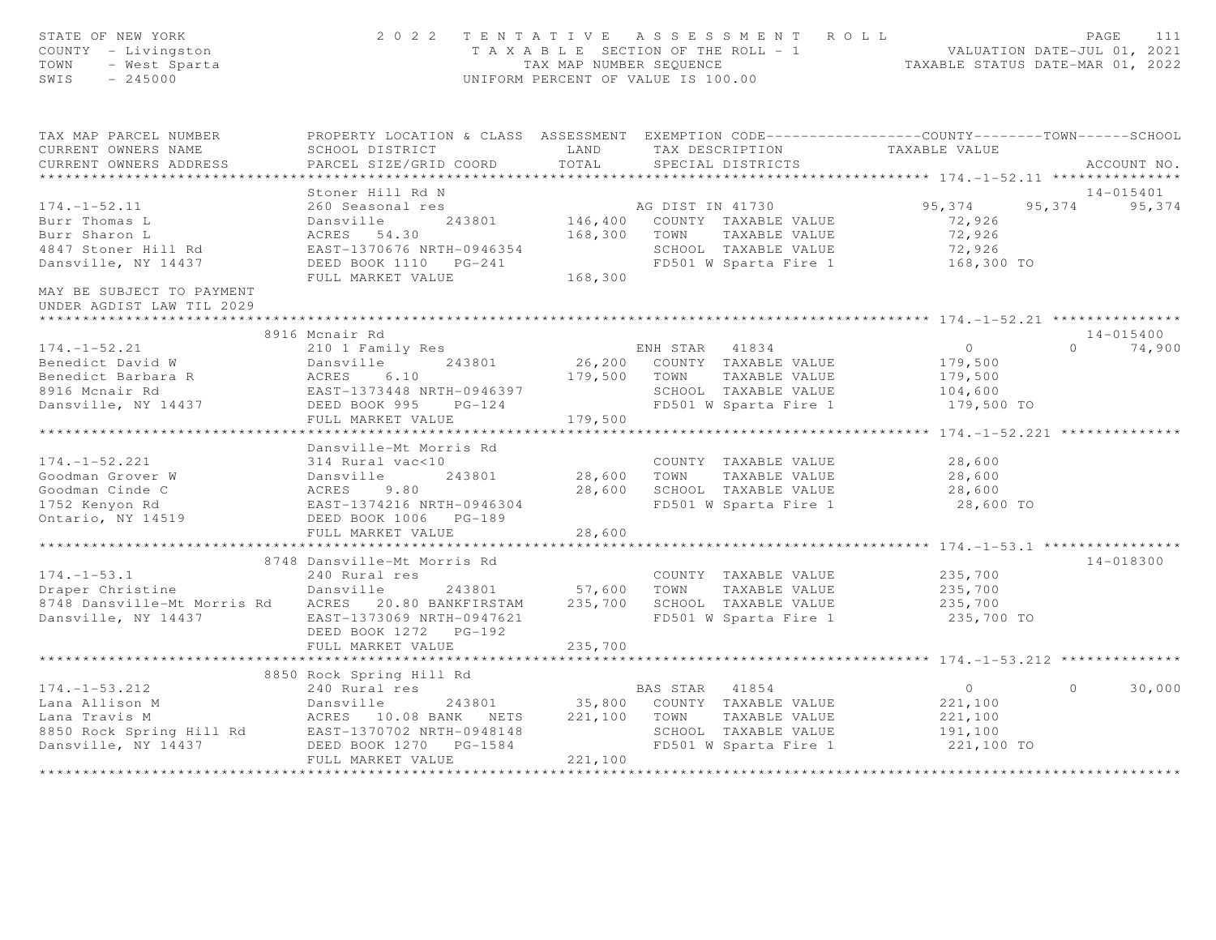STATE OF NEW YORK — 2022 TENTATIVE ASSESSMENT ROLL
COUNTY - Livingston — TAXABLE SECTION OF THE ROLL - 1 — VALUATION DATE-JUL 01, 2021
TOWN - West Sparta — TAX MAP NUMBER SEQUENCE — TAXABLE STATUS DATE-MAR 01, 2022
SWIS - 245000 — UNIFORM PERCENT OF VALUE IS 100.00

| TAX MAP PARCEL NUMBER / CURRENT OWNERS NAME / CURRENT OWNERS ADDRESS | PROPERTY LOCATION & CLASS / SCHOOL DISTRICT / PARCEL SIZE/GRID COORD | ASSESSMENT LAND / TOTAL | EXEMPTION CODE / TAX DESCRIPTION / SPECIAL DISTRICTS | COUNTY TAXABLE VALUE | TOWN | SCHOOL | ACCOUNT NO. |
|---|---|---|---|---|---|---|---|
| **174.-1-52.11** | Stoner Hill Rd N | | | | | | 14-015401 |
| 174.-1-52.11 | 260 Seasonal res | | AG DIST IN 41730 | 95,374 | 95,374 | 95,374 | |
| Burr Thomas L | Dansville 243801 | 146,400 | COUNTY TAXABLE VALUE | 72,926 | | | |
| Burr Sharon L | ACRES 54.30 | 168,300 | TOWN TAXABLE VALUE | 72,926 | | | |
| 4847 Stoner Hill Rd | EAST-1370676 NRTH-0946354 | | SCHOOL TAXABLE VALUE | 72,926 | | | |
| Dansville, NY 14437 | DEED BOOK 1110 PG-241 | | FD501 W Sparta Fire 1 | 168,300 TO | | | |
| | FULL MARKET VALUE | 168,300 | | | | | |
| MAY BE SUBJECT TO PAYMENT UNDER AGDIST LAW TIL 2029 | | | | | | | |
| **174.-1-52.21** | 8916 Mcnair Rd | | | | | | 14-015400 |
| 174.-1-52.21 | 210 1 Family Res | | ENH STAR 41834 | 0 | 0 | 74,900 | |
| Benedict David W | Dansville 243801 | 26,200 | COUNTY TAXABLE VALUE | 179,500 | | | |
| Benedict Barbara R | ACRES 6.10 | 179,500 | TOWN TAXABLE VALUE | 179,500 | | | |
| 8916 Mcnair Rd | EAST-1373448 NRTH-0946397 | | SCHOOL TAXABLE VALUE | 104,600 | | | |
| Dansville, NY 14437 | DEED BOOK 995 PG-124 | | FD501 W Sparta Fire 1 | 179,500 TO | | | |
| | FULL MARKET VALUE | 179,500 | | | | | |
| **174.-1-52.221** | Dansville-Mt Morris Rd | | | | | | |
| 174.-1-52.221 | 314 Rural vac<10 | | COUNTY TAXABLE VALUE | 28,600 | | | |
| Goodman Grover W | Dansville 243801 | 28,600 | TOWN TAXABLE VALUE | 28,600 | | | |
| Goodman Cinde C | ACRES 9.80 | 28,600 | SCHOOL TAXABLE VALUE | 28,600 | | | |
| 1752 Kenyon Rd | EAST-1374216 NRTH-0946304 | | FD501 W Sparta Fire 1 | 28,600 TO | | | |
| Ontario, NY 14519 | DEED BOOK 1006 PG-189 | | | | | | |
| | FULL MARKET VALUE | 28,600 | | | | | |
| **174.-1-53.1** | 8748 Dansville-Mt Morris Rd | | | | | | 14-018300 |
| 174.-1-53.1 | 240 Rural res | | COUNTY TAXABLE VALUE | 235,700 | | | |
| Draper Christine | Dansville 243801 | 57,600 | TOWN TAXABLE VALUE | 235,700 | | | |
| 8748 Dansville-Mt Morris Rd | ACRES 20.80 BANKFIRSTAM | 235,700 | SCHOOL TAXABLE VALUE | 235,700 | | | |
| Dansville, NY 14437 | EAST-1373069 NRTH-0947621 | | FD501 W Sparta Fire 1 | 235,700 TO | | | |
| | DEED BOOK 1272 PG-192 | | | | | | |
| | FULL MARKET VALUE | 235,700 | | | | | |
| **174.-1-53.212** | 8850 Rock Spring Hill Rd | | | | | | |
| 174.-1-53.212 | 240 Rural res | | BAS STAR 41854 | 0 | 0 | 30,000 | |
| Lana Allison M | Dansville 243801 | 35,800 | COUNTY TAXABLE VALUE | 221,100 | | | |
| Lana Travis M | ACRES 10.08 BANK NETS | 221,100 | TOWN TAXABLE VALUE | 221,100 | | | |
| 8850 Rock Spring Hill Rd | EAST-1370702 NRTH-0948148 | | SCHOOL TAXABLE VALUE | 191,100 | | | |
| Dansville, NY 14437 | DEED BOOK 1270 PG-1584 | | FD501 W Sparta Fire 1 | 221,100 TO | | | |
| | FULL MARKET VALUE | 221,100 | | | | | |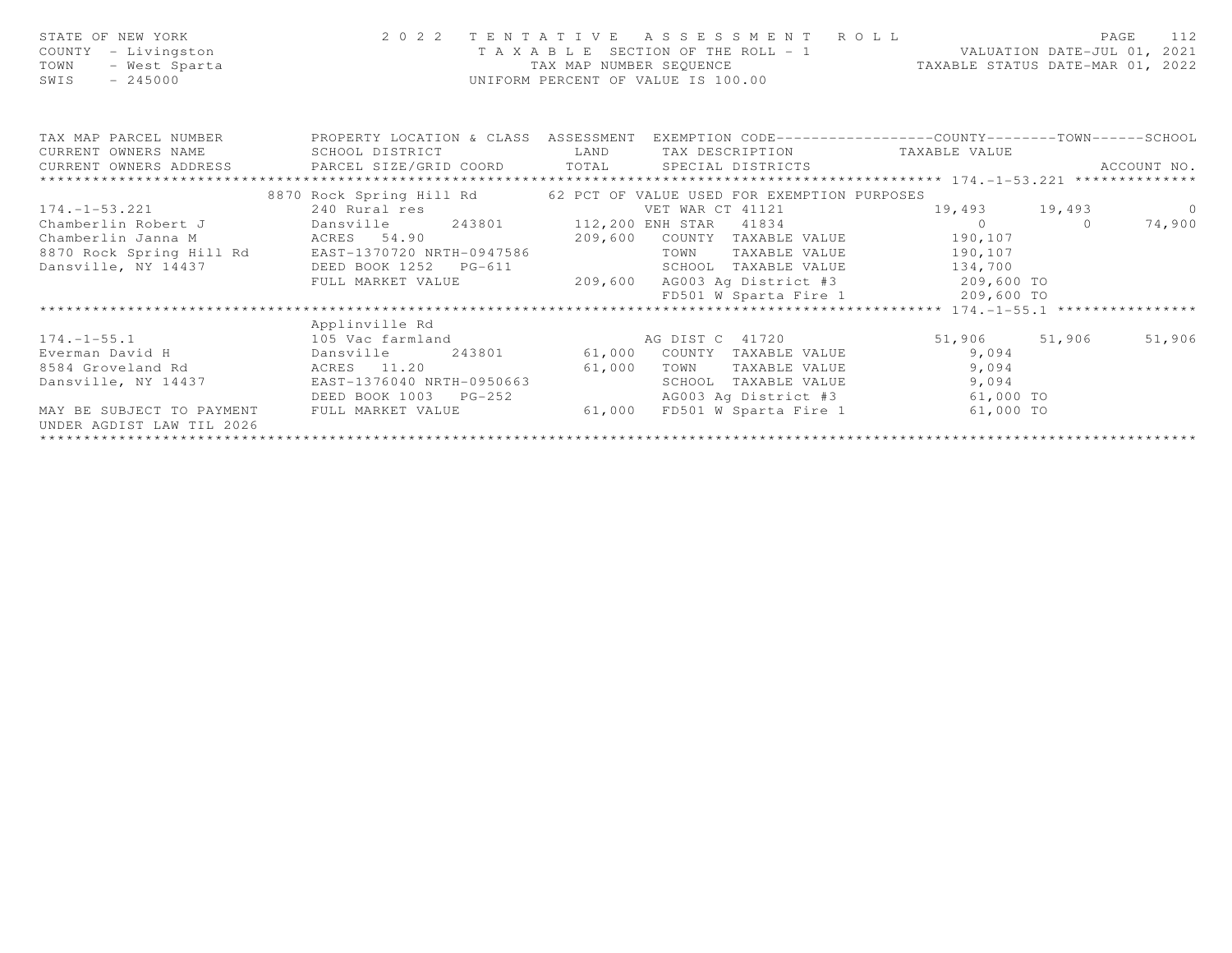STATE OF NEW YORK — 2022 TENTATIVE ASSESSMENT ROLL
COUNTY - Livingston — TAXABLE SECTION OF THE ROLL - 1 — VALUATION DATE-JUL 01, 2021
TOWN - West Sparta — TAX MAP NUMBER SEQUENCE — TAXABLE STATUS DATE-MAR 01, 2022
SWIS - 245000 — UNIFORM PERCENT OF VALUE IS 100.00

```
TAX MAP PARCEL NUMBER          PROPERTY LOCATION & CLASS  ASSESSMENT  EXEMPTION CODE------------------COUNTY--------TOWN------SCHOOL
CURRENT OWNERS NAME            SCHOOL DISTRICT               LAND      TAX DESCRIPTION            TAXABLE VALUE
CURRENT OWNERS ADDRESS         PARCEL SIZE/GRID COORD       TOTAL      SPECIAL DISTRICTS                                       ACCOUNT NO.
****************************************************************************************************** 174.-1-53.221 **************
                          8870 Rock Spring Hill Rd        62 PCT OF VALUE USED FOR EXEMPTION PURPOSES
174.-1-53.221                  240 Rural res                          VET WAR CT 41121              19,493     19,493          0
Chamberlin Robert J            Dansville        243801        112,200 ENH STAR   41834                    0          0     74,900
Chamberlin Janna M             ACRES  54.90                   209,600   COUNTY  TAXABLE VALUE           190,107
8870 Rock Spring Hill Rd       EAST-1370720 NRTH-0947586                TOWN    TAXABLE VALUE           190,107
Dansville, NY 14437            DEED BOOK 1252   PG-611                  SCHOOL  TAXABLE VALUE           134,700
                               FULL MARKET VALUE              209,600   AG003 Ag District #3              209,600 TO
                                                                        FD501 W Sparta Fire 1             209,600 TO
****************************************************************************************************** 174.-1-55.1 ****************
                               Applinville Rd
174.-1-55.1                    105 Vac farmland                       AG DIST C  41720              51,906     51,906     51,906
Everman David H                Dansville        243801         61,000   COUNTY  TAXABLE VALUE             9,094
8584 Groveland Rd              ACRES  11.20                    61,000   TOWN    TAXABLE VALUE             9,094
Dansville, NY 14437            EAST-1376040 NRTH-0950663                SCHOOL  TAXABLE VALUE             9,094
                               DEED BOOK 1003   PG-252                  AG003 Ag District #3               61,000 TO
MAY BE SUBJECT TO PAYMENT      FULL MARKET VALUE               61,000   FD501 W Sparta Fire 1              61,000 TO
UNDER AGDIST LAW TIL 2026
************************************************************************************************************************************
```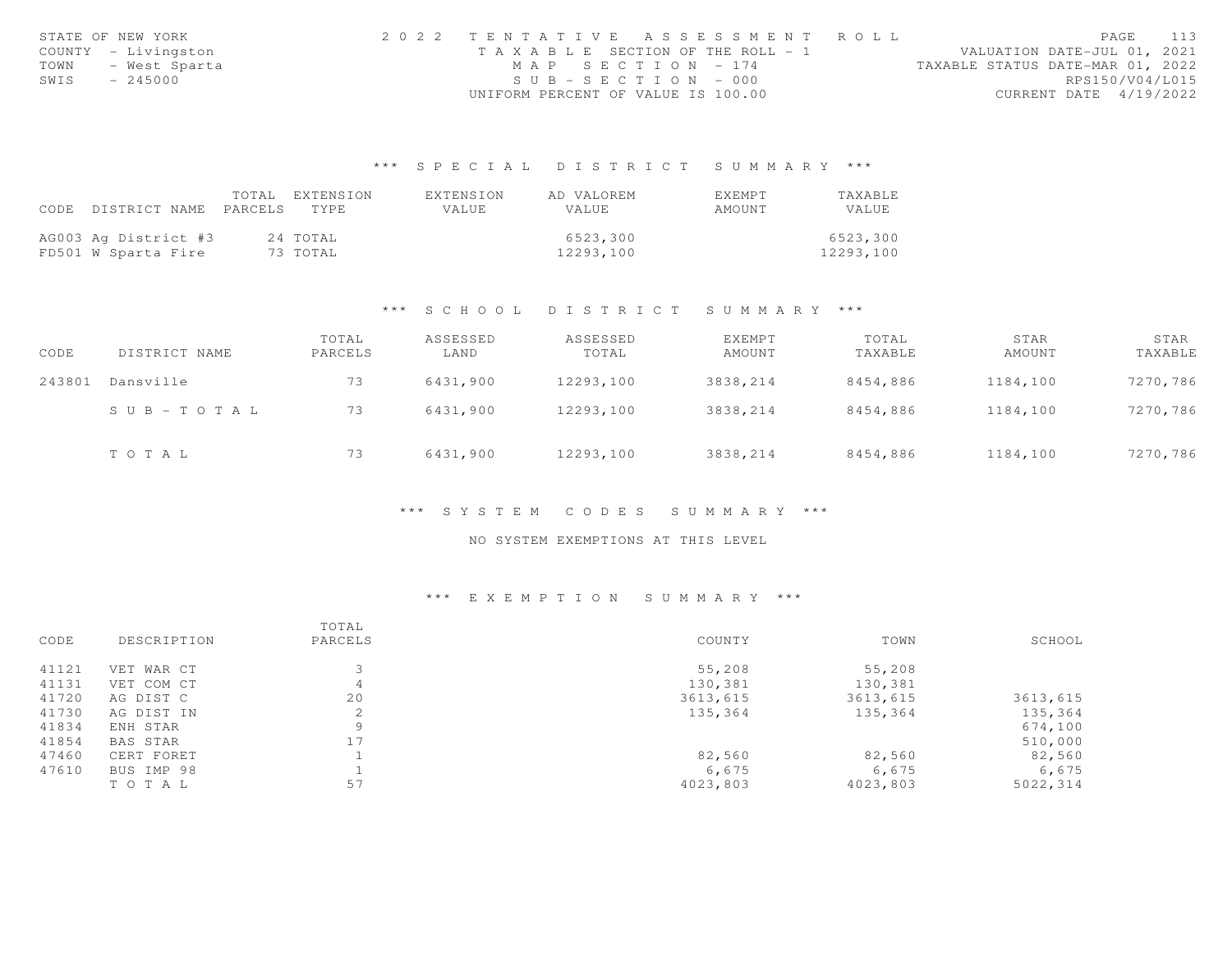STATE OF NEW YORK
COUNTY - Livingston
TOWN - West Sparta
SWIS - 245000

2022 TENTATIVE ASSESSMENT ROLL
TAXABLE SECTION OF THE ROLL - 1
MAP SECTION - 174
SUB-SECTION - 000
UNIFORM PERCENT OF VALUE IS 100.00

VALUATION DATE-JUL 01, 2021
TAXABLE STATUS DATE-MAR 01, 2022
RPS150/V04/L015
CURRENT DATE 4/19/2022

## *** SPECIAL DISTRICT SUMMARY ***

| CODE | DISTRICT NAME | TOTAL PARCELS | EXTENSION TYPE | EXTENSION VALUE | AD VALOREM VALUE | EXEMPT AMOUNT | TAXABLE VALUE |
|---|---|---|---|---|---|---|---|
| AG003 | Ag District #3 | 24 | TOTAL | | 6523,300 | | 6523,300 |
| FD501 | W Sparta Fire | 73 | TOTAL | | 12293,100 | | 12293,100 |

## *** SCHOOL DISTRICT SUMMARY ***

| CODE | DISTRICT NAME | TOTAL PARCELS | ASSESSED LAND | ASSESSED TOTAL | EXEMPT AMOUNT | TOTAL TAXABLE | STAR AMOUNT | STAR TAXABLE |
|---|---|---|---|---|---|---|---|---|
| 243801 | Dansville | 73 | 6431,900 | 12293,100 | 3838,214 | 8454,886 | 1184,100 | 7270,786 |
| | SUB-TOTAL | 73 | 6431,900 | 12293,100 | 3838,214 | 8454,886 | 1184,100 | 7270,786 |
| | TOTAL | 73 | 6431,900 | 12293,100 | 3838,214 | 8454,886 | 1184,100 | 7270,786 |

## *** SYSTEM CODES SUMMARY ***

NO SYSTEM EXEMPTIONS AT THIS LEVEL

## *** EXEMPTION SUMMARY ***

| CODE | DESCRIPTION | TOTAL PARCELS | COUNTY | TOWN | SCHOOL |
|---|---|---|---|---|---|
| 41121 | VET WAR CT | 3 | 55,208 | 55,208 | |
| 41131 | VET COM CT | 4 | 130,381 | 130,381 | |
| 41720 | AG DIST C | 20 | 3613,615 | 3613,615 | 3613,615 |
| 41730 | AG DIST IN | 2 | 135,364 | 135,364 | 135,364 |
| 41834 | ENH STAR | 9 | | | 674,100 |
| 41854 | BAS STAR | 17 | | | 510,000 |
| 47460 | CERT FORET | 1 | 82,560 | 82,560 | 82,560 |
| 47610 | BUS IMP 98 | 1 | 6,675 | 6,675 | 6,675 |
| | TOTAL | 57 | 4023,803 | 4023,803 | 5022,314 |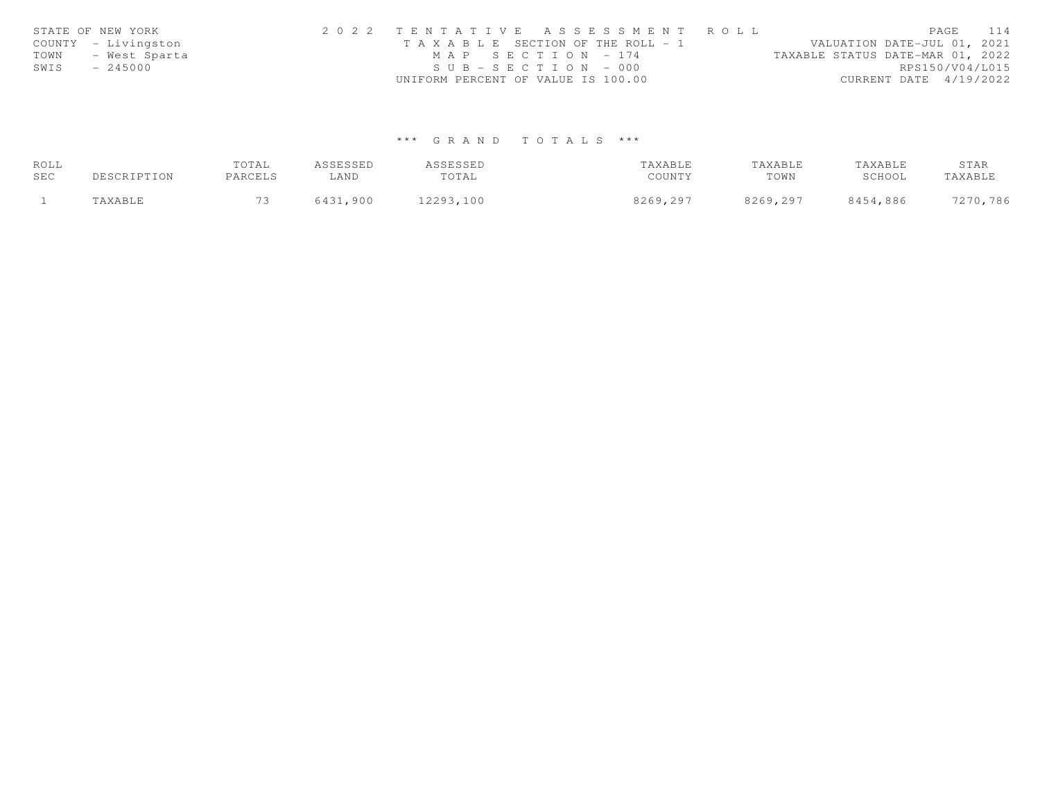STATE OF NEW YORK
COUNTY - Livingston
TOWN - West Sparta
SWIS - 245000

2 0 2 2 T E N T A T I V E A S S E S S M E N T R O L L
T A X A B L E SECTION OF THE ROLL - 1
M A P S E C T I O N - 174
S U B - S E C T I O N - 000
UNIFORM PERCENT OF VALUE IS 100.00

VALUATION DATE-JUL 01, 2021
TAXABLE STATUS DATE-MAR 01, 2022
RPS150/V04/L015
CURRENT DATE 4/19/2022

### *** G R A N D T O T A L S ***

| ROLL SEC | DESCRIPTION | TOTAL PARCELS | ASSESSED LAND | ASSESSED TOTAL | TAXABLE COUNTY | TAXABLE TOWN | TAXABLE SCHOOL | STAR TAXABLE |
|---|---|---|---|---|---|---|---|---|
| 1 | TAXABLE | 73 | 6431,900 | 12293,100 | 8269,297 | 8269,297 | 8454,886 | 7270,786 |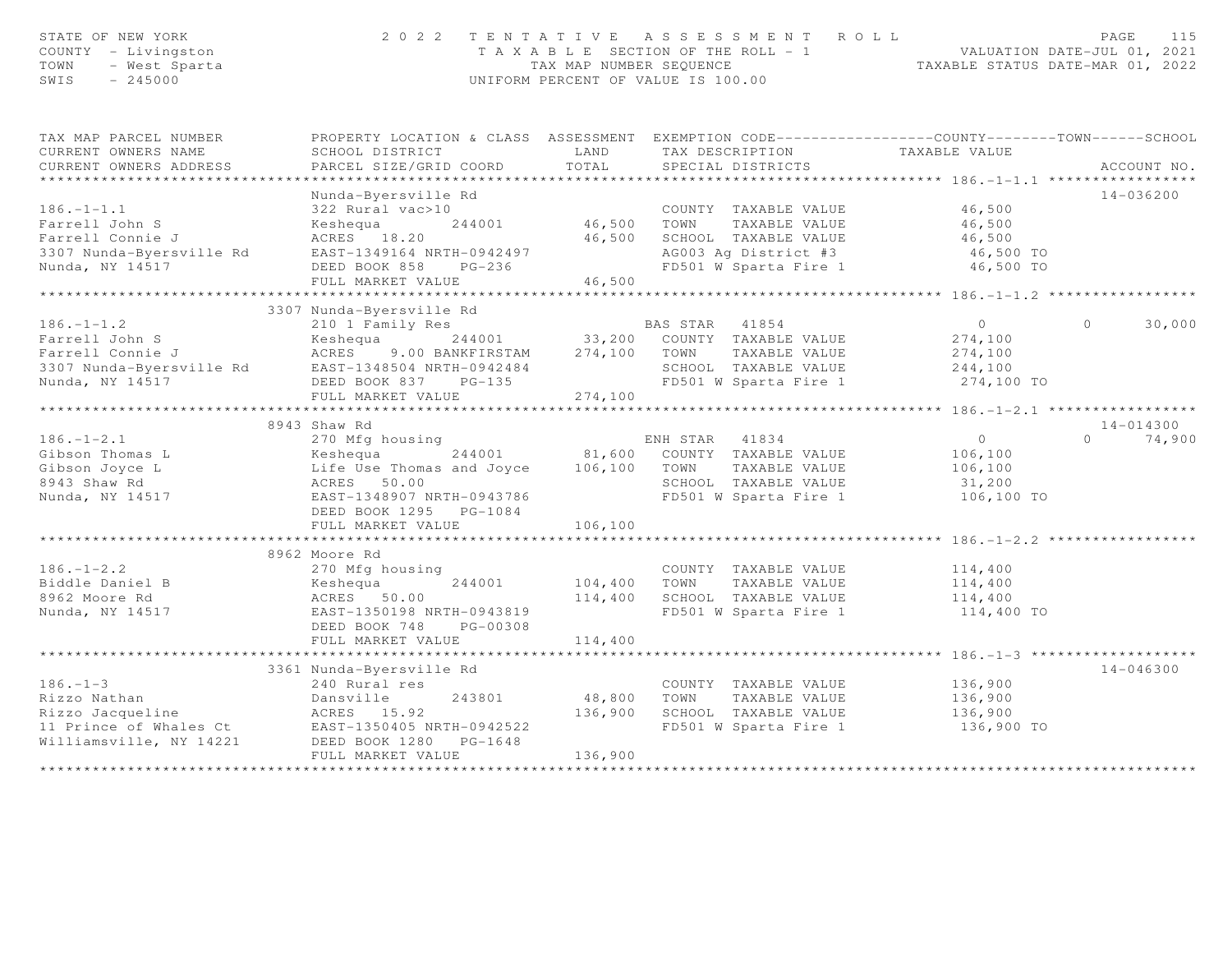STATE OF NEW YORK
COUNTY - Livingston
TOWN - West Sparta
SWIS - 245000

2 0 2 2 T E N T A T I V E A S S E S S M E N T R O L L
T A X A B L E SECTION OF THE ROLL - 1
TAX MAP NUMBER SEQUENCE
UNIFORM PERCENT OF VALUE IS 100.00

VALUATION DATE-JUL 01, 2021
TAXABLE STATUS DATE-MAR 01, 2022

| TAX MAP PARCEL NUMBER / CURRENT OWNERS NAME / CURRENT OWNERS ADDRESS | PROPERTY LOCATION & CLASS / SCHOOL DISTRICT / PARCEL SIZE/GRID COORD | ASSESSMENT LAND | TOTAL | EXEMPTION CODE / TAX DESCRIPTION / SPECIAL DISTRICTS | COUNTY TAXABLE VALUE | TOWN | SCHOOL | ACCOUNT NO. |
|---|---|---|---|---|---|---|---|---|
| **186.-1-1.1** | Nunda-Byersville Rd | | | | | | | 14-036200 |
| 186.-1-1.1 | 322 Rural vac>10 | | | COUNTY TAXABLE VALUE | 46,500 | | | |
| Farrell John S | Keshequa 244001 | 46,500 | | TOWN TAXABLE VALUE | 46,500 | | | |
| Farrell Connie J | ACRES 18.20 | | 46,500 | SCHOOL TAXABLE VALUE | 46,500 | | | |
| 3307 Nunda-Byersville Rd | EAST-1349164 NRTH-0942497 | | | AG003 Ag District #3 | 46,500 TO | | | |
| Nunda, NY 14517 | DEED BOOK 858 PG-236 | | | FD501 W Sparta Fire 1 | 46,500 TO | | | |
| | FULL MARKET VALUE | | 46,500 | | | | | |
| **186.-1-1.2** | 3307 Nunda-Byersville Rd | | | | | | | |
| 186.-1-1.2 | 210 1 Family Res | | | BAS STAR 41854 | 0 | 0 | 30,000 | |
| Farrell John S | Keshequa 244001 | 33,200 | | COUNTY TAXABLE VALUE | 274,100 | | | |
| Farrell Connie J | ACRES 9.00 BANKFIRSTAM | | 274,100 | TOWN TAXABLE VALUE | 274,100 | | | |
| 3307 Nunda-Byersville Rd | EAST-1348504 NRTH-0942484 | | | SCHOOL TAXABLE VALUE | 244,100 | | | |
| Nunda, NY 14517 | DEED BOOK 837 PG-135 | | | FD501 W Sparta Fire 1 | 274,100 TO | | | |
| | FULL MARKET VALUE | | 274,100 | | | | | |
| **186.-1-2.1** | 8943 Shaw Rd | | | | | | | 14-014300 |
| 186.-1-2.1 | 270 Mfg housing | | | ENH STAR 41834 | 0 | 0 | 74,900 | |
| Gibson Thomas L | Keshequa 244001 | 81,600 | | COUNTY TAXABLE VALUE | 106,100 | | | |
| Gibson Joyce L | Life Use Thomas and Joyce | | 106,100 | TOWN TAXABLE VALUE | 106,100 | | | |
| 8943 Shaw Rd | ACRES 50.00 | | | SCHOOL TAXABLE VALUE | 31,200 | | | |
| Nunda, NY 14517 | EAST-1348907 NRTH-0943786 | | | FD501 W Sparta Fire 1 | 106,100 TO | | | |
| | DEED BOOK 1295 PG-1084 | | | | | | | |
| | FULL MARKET VALUE | | 106,100 | | | | | |
| **186.-1-2.2** | 8962 Moore Rd | | | | | | | |
| 186.-1-2.2 | 270 Mfg housing | | | COUNTY TAXABLE VALUE | 114,400 | | | |
| Biddle Daniel B | Keshequa 244001 | 104,400 | | TOWN TAXABLE VALUE | 114,400 | | | |
| 8962 Moore Rd | ACRES 50.00 | | 114,400 | SCHOOL TAXABLE VALUE | 114,400 | | | |
| Nunda, NY 14517 | EAST-1350198 NRTH-0943819 | | | FD501 W Sparta Fire 1 | 114,400 TO | | | |
| | DEED BOOK 748 PG-00308 | | | | | | | |
| | FULL MARKET VALUE | | 114,400 | | | | | |
| **186.-1-3** | 3361 Nunda-Byersville Rd | | | | | | | 14-046300 |
| 186.-1-3 | 240 Rural res | | | COUNTY TAXABLE VALUE | 136,900 | | | |
| Rizzo Nathan | Dansville 243801 | 48,800 | | TOWN TAXABLE VALUE | 136,900 | | | |
| Rizzo Jacqueline | ACRES 15.92 | | 136,900 | SCHOOL TAXABLE VALUE | 136,900 | | | |
| 11 Prince of Whales Ct | EAST-1350405 NRTH-0942522 | | | FD501 W Sparta Fire 1 | 136,900 TO | | | |
| Williamsville, NY 14221 | DEED BOOK 1280 PG-1648 | | | | | | | |
| | FULL MARKET VALUE | | 136,900 | | | | | |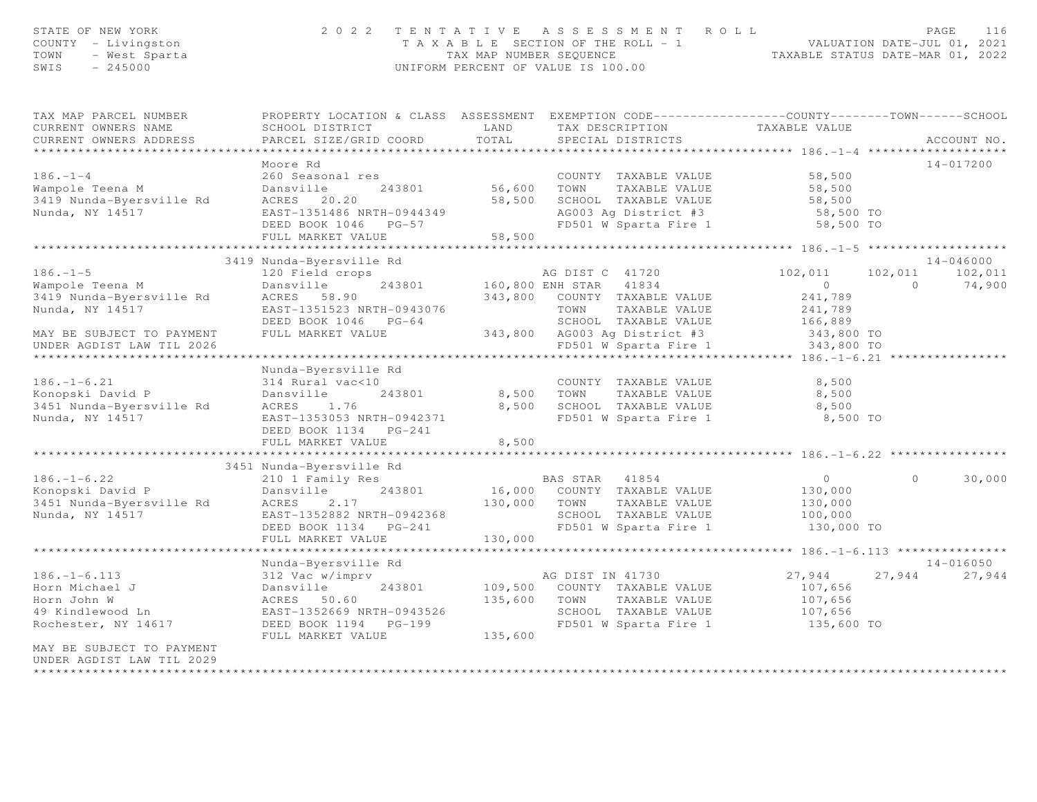STATE OF NEW YORK | 2022 TENTATIVE ASSESSMENT ROLL | VALUATION DATE-JUL 01, 2021
COUNTY - Livingston | TAXABLE SECTION OF THE ROLL - 1 | TAXABLE STATUS DATE-MAR 01, 2022
TOWN - West Sparta | TAX MAP NUMBER SEQUENCE
SWIS - 245000 | UNIFORM PERCENT OF VALUE IS 100.00

| TAX MAP PARCEL NUMBER / CURRENT OWNERS NAME / CURRENT OWNERS ADDRESS | PROPERTY LOCATION & CLASS / SCHOOL DISTRICT / PARCEL SIZE/GRID COORD | ASSESSMENT LAND / TOTAL | EXEMPTION CODE / TAX DESCRIPTION / SPECIAL DISTRICTS | COUNTY TAXABLE VALUE | TOWN | SCHOOL | ACCOUNT NO. |
|---|---|---|---|---|---|---|---|
| **186.-1-4** | Moore Rd | | | | | | 14-017200 |
| 186.-1-4 | 260 Seasonal res | | COUNTY TAXABLE VALUE | 58,500 | | | |
| Wampole Teena M | Dansville 243801 | 56,600 | TOWN TAXABLE VALUE | 58,500 | | | |
| 3419 Nunda-Byersville Rd | ACRES 20.20 | 58,500 | SCHOOL TAXABLE VALUE | 58,500 | | | |
| Nunda, NY 14517 | EAST-1351486 NRTH-0944349 | | AG003 Ag District #3 | 58,500 TO | | | |
| | DEED BOOK 1046 PG-57 | | FD501 W Sparta Fire 1 | 58,500 TO | | | |
| | FULL MARKET VALUE | 58,500 | | | | | |
| **186.-1-5** | 3419 Nunda-Byersville Rd | | | | | | 14-046000 |
| 186.-1-5 | 120 Field crops | | AG DIST C 41720 | 102,011 | 102,011 | 102,011 | |
| Wampole Teena M | Dansville 243801 | 160,800 | ENH STAR 41834 | 0 | 0 | 74,900 | |
| 3419 Nunda-Byersville Rd | ACRES 58.90 | 343,800 | COUNTY TAXABLE VALUE | 241,789 | | | |
| Nunda, NY 14517 | EAST-1351523 NRTH-0943076 | | TOWN TAXABLE VALUE | 241,789 | | | |
| | DEED BOOK 1046 PG-64 | | SCHOOL TAXABLE VALUE | 166,889 | | | |
| MAY BE SUBJECT TO PAYMENT | FULL MARKET VALUE | 343,800 | AG003 Ag District #3 | 343,800 TO | | | |
| UNDER AGDIST LAW TIL 2026 | | | FD501 W Sparta Fire 1 | 343,800 TO | | | |
| **186.-1-6.21** | Nunda-Byersville Rd | | | | | | |
| 186.-1-6.21 | 314 Rural vac<10 | | COUNTY TAXABLE VALUE | 8,500 | | | |
| Konopski David P | Dansville 243801 | 8,500 | TOWN TAXABLE VALUE | 8,500 | | | |
| 3451 Nunda-Byersville Rd | ACRES 1.76 | 8,500 | SCHOOL TAXABLE VALUE | 8,500 | | | |
| Nunda, NY 14517 | EAST-1353053 NRTH-0942371 | | FD501 W Sparta Fire 1 | 8,500 TO | | | |
| | DEED BOOK 1134 PG-241 | | | | | | |
| | FULL MARKET VALUE | 8,500 | | | | | |
| **186.-1-6.22** | 3451 Nunda-Byersville Rd | | | | | | |
| 186.-1-6.22 | 210 1 Family Res | | BAS STAR 41854 | 0 | 0 | 30,000 | |
| Konopski David P | Dansville 243801 | 16,000 | COUNTY TAXABLE VALUE | 130,000 | | | |
| 3451 Nunda-Byersville Rd | ACRES 2.17 | 130,000 | TOWN TAXABLE VALUE | 130,000 | | | |
| Nunda, NY 14517 | EAST-1352882 NRTH-0942368 | | SCHOOL TAXABLE VALUE | 100,000 | | | |
| | DEED BOOK 1134 PG-241 | | FD501 W Sparta Fire 1 | 130,000 TO | | | |
| | FULL MARKET VALUE | 130,000 | | | | | |
| **186.-1-6.113** | Nunda-Byersville Rd | | | | | | 14-016050 |
| 186.-1-6.113 | 312 Vac w/imprv | | AG DIST IN 41730 | 27,944 | 27,944 | 27,944 | |
| Horn Michael J | Dansville 243801 | 109,500 | COUNTY TAXABLE VALUE | 107,656 | | | |
| Horn John W | ACRES 50.60 | 135,600 | TOWN TAXABLE VALUE | 107,656 | | | |
| 49 Kindlewood Ln | EAST-1352669 NRTH-0943526 | | SCHOOL TAXABLE VALUE | 107,656 | | | |
| Rochester, NY 14617 | DEED BOOK 1194 PG-199 | | FD501 W Sparta Fire 1 | 135,600 TO | | | |
| | FULL MARKET VALUE | 135,600 | | | | | |
| MAY BE SUBJECT TO PAYMENT | | | | | | | |
| UNDER AGDIST LAW TIL 2029 | | | | | | | |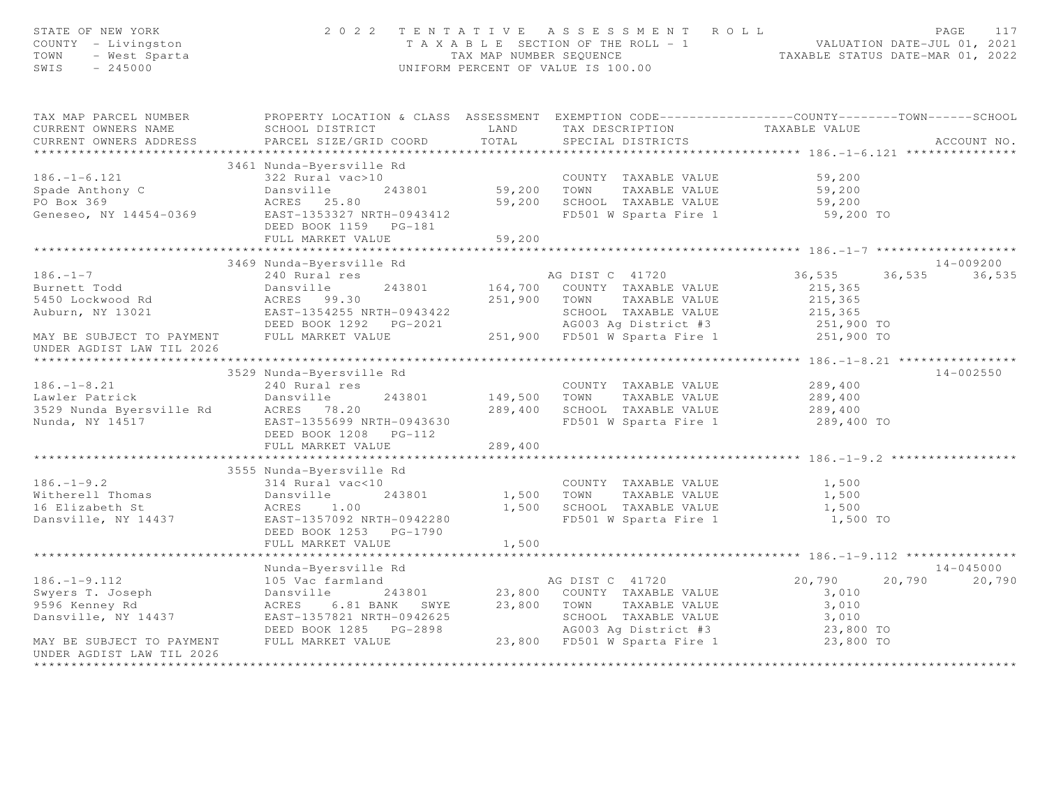STATE OF NEW YORK
COUNTY - Livingston
TOWN - West Sparta
SWIS - 245000

2022 TENTATIVE ASSESSMENT ROLL
TAXABLE SECTION OF THE ROLL - 1
TAX MAP NUMBER SEQUENCE
UNIFORM PERCENT OF VALUE IS 100.00

VALUATION DATE-JUL 01, 2021
TAXABLE STATUS DATE-MAR 01, 2022

```
TAX MAP PARCEL NUMBER          PROPERTY LOCATION & CLASS  ASSESSMENT  EXEMPTION CODE------------------COUNTY--------TOWN------SCHOOL
CURRENT OWNERS NAME            SCHOOL DISTRICT               LAND      TAX DESCRIPTION            TAXABLE VALUE
CURRENT OWNERS ADDRESS         PARCEL SIZE/GRID COORD       TOTAL      SPECIAL DISTRICTS                                  ACCOUNT NO.
******************************************************************************************************* 186.-1-6.121 ***************
                               3461 Nunda-Byersville Rd
186.-1-6.121                   322 Rural vac>10                        COUNTY  TAXABLE VALUE            59,200
Spade Anthony C                Dansville       243801      59,200   TOWN    TAXABLE VALUE            59,200
PO Box 369                     ACRES   25.80               59,200   SCHOOL  TAXABLE VALUE            59,200
Geneseo, NY 14454-0369         EAST-1353327 NRTH-0943412             FD501 W Sparta Fire 1             59,200 TO
                               DEED BOOK 1159   PG-181
                               FULL MARKET VALUE           59,200
******************************************************************************************************* 186.-1-7 *******************
                               3469 Nunda-Byersville Rd                                                                14-009200
186.-1-7                       240 Rural res                          AG DIST C  41720             36,535      36,535      36,535
Burnett Todd                   Dansville       243801     164,700   COUNTY  TAXABLE VALUE           215,365
5450 Lockwood Rd               ACRES   99.30              251,900   TOWN    TAXABLE VALUE           215,365
Auburn, NY 13021               EAST-1354255 NRTH-0943422             SCHOOL  TAXABLE VALUE           215,365
                               DEED BOOK 1292   PG-2021              AG003 Ag District #3             251,900 TO
MAY BE SUBJECT TO PAYMENT      FULL MARKET VALUE          251,900   FD501 W Sparta Fire 1            251,900 TO
UNDER AGDIST LAW TIL 2026
******************************************************************************************************* 186.-1-8.21 ****************
                               3529 Nunda-Byersville Rd                                                                14-002550
186.-1-8.21                    240 Rural res                          COUNTY  TAXABLE VALUE           289,400
Lawler Patrick                 Dansville       243801     149,500   TOWN    TAXABLE VALUE           289,400
3529 Nunda Byersville Rd       ACRES   78.20              289,400   SCHOOL  TAXABLE VALUE           289,400
Nunda, NY 14517                EAST-1355699 NRTH-0943630             FD501 W Sparta Fire 1            289,400 TO
                               DEED BOOK 1208   PG-112
                               FULL MARKET VALUE          289,400
******************************************************************************************************* 186.-1-9.2 *****************
                               3555 Nunda-Byersville Rd
186.-1-9.2                     314 Rural vac<10                       COUNTY  TAXABLE VALUE             1,500
Witherell Thomas               Dansville       243801       1,500   TOWN    TAXABLE VALUE             1,500
16 Elizabeth St                ACRES    1.00                1,500   SCHOOL  TAXABLE VALUE             1,500
Dansville, NY 14437            EAST-1357092 NRTH-0942280             FD501 W Sparta Fire 1              1,500 TO
                               DEED BOOK 1253   PG-1790
                               FULL MARKET VALUE            1,500
******************************************************************************************************* 186.-1-9.112 ***************
                               Nunda-Byersville Rd                                                                     14-045000
186.-1-9.112                   105 Vac farmland                       AG DIST C  41720             20,790      20,790      20,790
Swyers T. Joseph               Dansville       243801      23,800   COUNTY  TAXABLE VALUE             3,010
9596 Kenney Rd                 ACRES    6.81 BANK   SWYE   23,800   TOWN    TAXABLE VALUE             3,010
Dansville, NY 14437            EAST-1357821 NRTH-0942625             SCHOOL  TAXABLE VALUE             3,010
                               DEED BOOK 1285   PG-2898              AG003 Ag District #3              23,800 TO
MAY BE SUBJECT TO PAYMENT      FULL MARKET VALUE           23,800   FD501 W Sparta Fire 1             23,800 TO
UNDER AGDIST LAW TIL 2026
************************************************************************************************************************************
```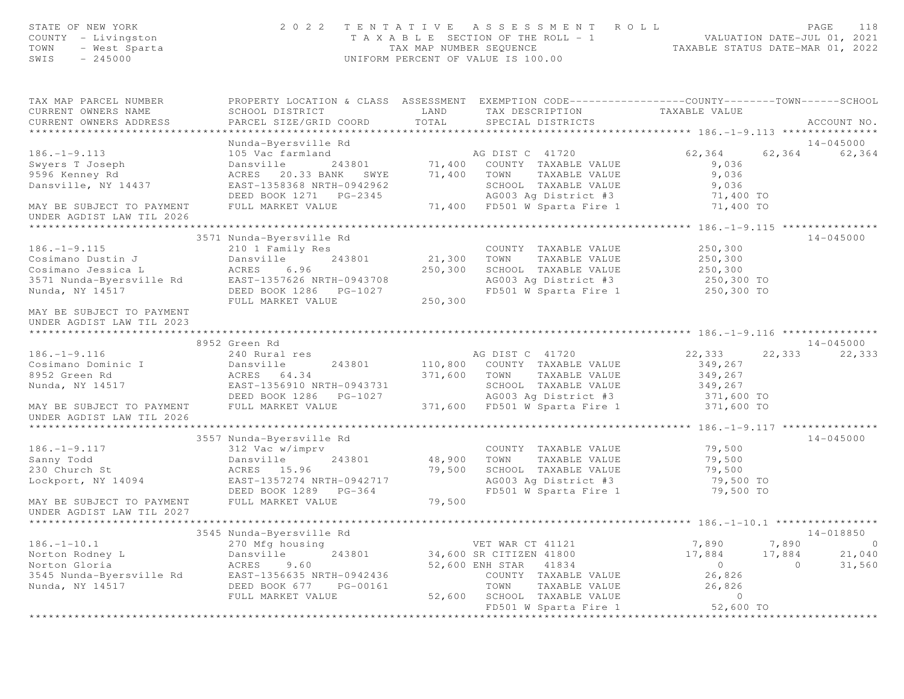STATE OF NEW YORK
COUNTY - Livingston
TOWN - West Sparta
SWIS - 245000

2 0 2 2 T E N T A T I V E A S S E S S M E N T R O L L
T A X A B L E SECTION OF THE ROLL - 1
TAX MAP NUMBER SEQUENCE
UNIFORM PERCENT OF VALUE IS 100.00

VALUATION DATE-JUL 01, 2021
TAXABLE STATUS DATE-MAR 01, 2022

```
TAX MAP PARCEL NUMBER          PROPERTY LOCATION & CLASS  ASSESSMENT  EXEMPTION CODE------------------COUNTY--------TOWN------SCHOOL
CURRENT OWNERS NAME            SCHOOL DISTRICT               LAND      TAX DESCRIPTION            TAXABLE VALUE
CURRENT OWNERS ADDRESS         PARCEL SIZE/GRID COORD       TOTAL      SPECIAL DISTRICTS                                          ACCOUNT NO.
******************************************************************************************************* 186.-1-9.113 ***************
                               Nunda-Byersville Rd                                                                                14-045000
186.-1-9.113                   105 Vac farmland                        AG DIST C  41720                62,364     62,364     62,364
Swyers T Joseph                Dansville        243801        71,400   COUNTY  TAXABLE VALUE             9,036
9596 Kenney Rd                 ACRES   20.33 BANK    SWYE     71,400   TOWN    TAXABLE VALUE             9,036
Dansville, NY 14437            EAST-1358368 NRTH-0942962               SCHOOL  TAXABLE VALUE             9,036
                               DEED BOOK 1271   PG-2345                AG003 Ag District #3              71,400 TO
MAY BE SUBJECT TO PAYMENT      FULL MARKET VALUE              71,400   FD501 W Sparta Fire 1             71,400 TO
UNDER AGDIST LAW TIL 2026
******************************************************************************************************* 186.-1-9.115 ***************
                               3571 Nunda-Byersville Rd                                                                           14-045000
186.-1-9.115                   210 1 Family Res                        COUNTY  TAXABLE VALUE            250,300
Cosimano Dustin J              Dansville        243801        21,300   TOWN    TAXABLE VALUE            250,300
Cosimano Jessica L             ACRES    6.96                 250,300   SCHOOL  TAXABLE VALUE            250,300
3571 Nunda-Byersville Rd       EAST-1357626 NRTH-0943708               AG003 Ag District #3             250,300 TO
Nunda, NY 14517                DEED BOOK 1286   PG-1027                FD501 W Sparta Fire 1            250,300 TO
                               FULL MARKET VALUE             250,300
MAY BE SUBJECT TO PAYMENT
UNDER AGDIST LAW TIL 2023
******************************************************************************************************* 186.-1-9.116 ***************
                               8952 Green Rd                                                                                      14-045000
186.-1-9.116                   240 Rural res                           AG DIST C  41720                22,333     22,333     22,333
Cosimano Dominic I             Dansville        243801       110,800   COUNTY  TAXABLE VALUE            349,267
8952 Green Rd                  ACRES   64.34                 371,600   TOWN    TAXABLE VALUE            349,267
Nunda, NY 14517                EAST-1356910 NRTH-0943731               SCHOOL  TAXABLE VALUE            349,267
                               DEED BOOK 1286   PG-1027                AG003 Ag District #3             371,600 TO
MAY BE SUBJECT TO PAYMENT      FULL MARKET VALUE             371,600   FD501 W Sparta Fire 1            371,600 TO
UNDER AGDIST LAW TIL 2026
******************************************************************************************************* 186.-1-9.117 ***************
                               3557 Nunda-Byersville Rd                                                                           14-045000
186.-1-9.117                   312 Vac w/imprv                         COUNTY  TAXABLE VALUE             79,500
Sanny Todd                     Dansville        243801        48,900   TOWN    TAXABLE VALUE             79,500
230 Church St                  ACRES   15.96                  79,500   SCHOOL  TAXABLE VALUE             79,500
Lockport, NY 14094             EAST-1357274 NRTH-0942717               AG003 Ag District #3              79,500 TO
                               DEED BOOK 1289   PG-364                 FD501 W Sparta Fire 1             79,500 TO
MAY BE SUBJECT TO PAYMENT      FULL MARKET VALUE              79,500
UNDER AGDIST LAW TIL 2027
******************************************************************************************************* 186.-1-10.1 ****************
                               3545 Nunda-Byersville Rd                                                                           14-018850
186.-1-10.1                    270 Mfg housing                         VET WAR CT 41121                 7,890      7,890          0
Norton Rodney L                Dansville        243801        34,600   SR CITIZEN 41800                17,884     17,884     21,040
Norton Gloria                  ACRES    9.60                  52,600   ENH STAR   41834                     0          0     31,560
3545 Nunda-Byersville Rd       EAST-1356635 NRTH-0942436               COUNTY  TAXABLE VALUE             26,826
Nunda, NY 14517                DEED BOOK 677    PG-00161               TOWN    TAXABLE VALUE             26,826
                               FULL MARKET VALUE              52,600   SCHOOL  TAXABLE VALUE                  0
                                                                       FD501 W Sparta Fire 1             52,600 TO
************************************************************************************************************************************
```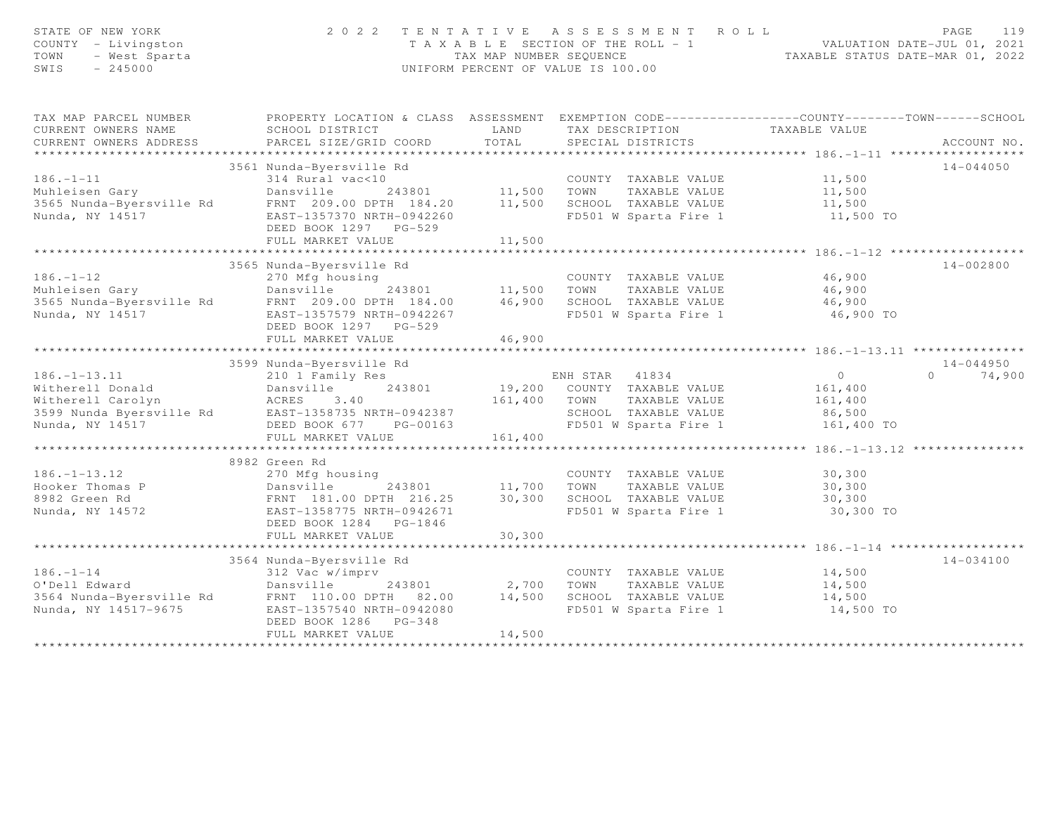STATE OF NEW YORK
COUNTY - Livingston
TOWN - West Sparta
SWIS - 245000

2022 TENTATIVE ASSESSMENT ROLL
TAXABLE SECTION OF THE ROLL - 1
TAX MAP NUMBER SEQUENCE
UNIFORM PERCENT OF VALUE IS 100.00

VALUATION DATE-JUL 01, 2021
TAXABLE STATUS DATE-MAR 01, 2022

| TAX MAP PARCEL NUMBER / CURRENT OWNERS NAME / CURRENT OWNERS ADDRESS | PROPERTY LOCATION & CLASS / SCHOOL DISTRICT / PARCEL SIZE/GRID COORD | ASSESSMENT LAND | TOTAL | EXEMPTION CODE / TAX DESCRIPTION / SPECIAL DISTRICTS | COUNTY TAXABLE VALUE | TOWN | SCHOOL | ACCOUNT NO. |
|---|---|---|---|---|---|---|---|---|
| 186.-1-11 | 3561 Nunda-Byersville Rd | | | | | | | 14-044050 |
| | 314 Rural vac<10 | | | COUNTY TAXABLE VALUE | 11,500 | | | |
| Muhleisen Gary | Dansville 243801 | 11,500 | | TOWN TAXABLE VALUE | 11,500 | | | |
| 3565 Nunda-Byersville Rd | FRNT 209.00 DPTH 184.20 | | 11,500 | SCHOOL TAXABLE VALUE | 11,500 | | | |
| Nunda, NY 14517 | EAST-1357370 NRTH-0942260 | | | FD501 W Sparta Fire 1 | 11,500 TO | | | |
| | DEED BOOK 1297 PG-529 | | | | | | | |
| | FULL MARKET VALUE | | 11,500 | | | | | |
| 186.-1-12 | 3565 Nunda-Byersville Rd | | | | | | | 14-002800 |
| | 270 Mfg housing | | | COUNTY TAXABLE VALUE | 46,900 | | | |
| Muhleisen Gary | Dansville 243801 | 11,500 | | TOWN TAXABLE VALUE | 46,900 | | | |
| 3565 Nunda-Byersville Rd | FRNT 209.00 DPTH 184.00 | | 46,900 | SCHOOL TAXABLE VALUE | 46,900 | | | |
| Nunda, NY 14517 | EAST-1357579 NRTH-0942267 | | | FD501 W Sparta Fire 1 | 46,900 TO | | | |
| | DEED BOOK 1297 PG-529 | | | | | | | |
| | FULL MARKET VALUE | | 46,900 | | | | | |
| 186.-1-13.11 | 3599 Nunda-Byersville Rd | | | | | | | 14-044950 |
| | 210 1 Family Res | | | ENH STAR 41834 | 0 | 0 | 74,900 | |
| Witherell Donald | Dansville 243801 | 19,200 | | COUNTY TAXABLE VALUE | 161,400 | | | |
| Witherell Carolyn | ACRES 3.40 | | 161,400 | TOWN TAXABLE VALUE | 161,400 | | | |
| 3599 Nunda Byersville Rd | EAST-1358735 NRTH-0942387 | | | SCHOOL TAXABLE VALUE | 86,500 | | | |
| Nunda, NY 14517 | DEED BOOK 677 PG-00163 | | | FD501 W Sparta Fire 1 | 161,400 TO | | | |
| | FULL MARKET VALUE | | 161,400 | | | | | |
| 186.-1-13.12 | 8982 Green Rd | | | | | | | |
| | 270 Mfg housing | | | COUNTY TAXABLE VALUE | 30,300 | | | |
| Hooker Thomas P | Dansville 243801 | 11,700 | | TOWN TAXABLE VALUE | 30,300 | | | |
| 8982 Green Rd | FRNT 181.00 DPTH 216.25 | | 30,300 | SCHOOL TAXABLE VALUE | 30,300 | | | |
| Nunda, NY 14572 | EAST-1358775 NRTH-0942671 | | | FD501 W Sparta Fire 1 | 30,300 TO | | | |
| | DEED BOOK 1284 PG-1846 | | | | | | | |
| | FULL MARKET VALUE | | 30,300 | | | | | |
| 186.-1-14 | 3564 Nunda-Byersville Rd | | | | | | | 14-034100 |
| | 312 Vac w/imprv | | | COUNTY TAXABLE VALUE | 14,500 | | | |
| O'Dell Edward | Dansville 243801 | 2,700 | | TOWN TAXABLE VALUE | 14,500 | | | |
| 3564 Nunda-Byersville Rd | FRNT 110.00 DPTH 82.00 | | 14,500 | SCHOOL TAXABLE VALUE | 14,500 | | | |
| Nunda, NY 14517-9675 | EAST-1357540 NRTH-0942080 | | | FD501 W Sparta Fire 1 | 14,500 TO | | | |
| | DEED BOOK 1286 PG-348 | | | | | | | |
| | FULL MARKET VALUE | | 14,500 | | | | | |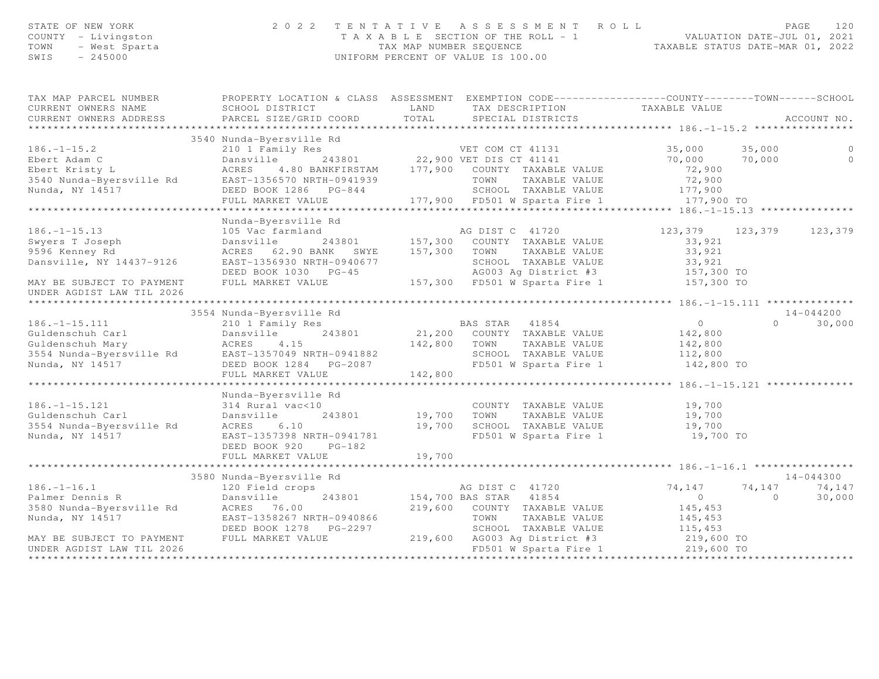STATE OF NEW YORK
COUNTY - Livingston
TOWN - West Sparta
SWIS - 245000

2 0 2 2 T E N T A T I V E A S S E S S M E N T R O L L
T A X A B L E SECTION OF THE ROLL - 1
TAX MAP NUMBER SEQUENCE
UNIFORM PERCENT OF VALUE IS 100.00

VALUATION DATE-JUL 01, 2021
TAXABLE STATUS DATE-MAR 01, 2022

```
TAX MAP PARCEL NUMBER          PROPERTY LOCATION & CLASS  ASSESSMENT  EXEMPTION CODE------------------COUNTY--------TOWN------SCHOOL
CURRENT OWNERS NAME            SCHOOL DISTRICT               LAND      TAX DESCRIPTION            TAXABLE VALUE
CURRENT OWNERS ADDRESS         PARCEL SIZE/GRID COORD       TOTAL      SPECIAL DISTRICTS                                      ACCOUNT NO.
******************************************************************************************************* 186.-1-15.2 ****************
                               3540 Nunda-Byersville Rd
186.-1-15.2                    210 1 Family Res                         VET COM CT 41131          35,000     35,000           0
Ebert Adam C                   Dansville       243801        22,900 VET DIS CT 41141          70,000     70,000           0
Ebert Kristy L                 ACRES    4.80 BANKFIRSTAM    177,900   COUNTY  TAXABLE VALUE        72,900
3540 Nunda-Byersville Rd       EAST-1356570 NRTH-0941939              TOWN    TAXABLE VALUE        72,900
Nunda, NY 14517                DEED BOOK 1286   PG-844                SCHOOL  TAXABLE VALUE       177,900
                               FULL MARKET VALUE            177,900   FD501 W Sparta Fire 1        177,900 TO
******************************************************************************************************* 186.-1-15.13 ***************
                               Nunda-Byersville Rd
186.-1-15.13                   105 Vac farmland                         AG DIST C  41720         123,379    123,379     123,379
Swyers T Joseph                Dansville       243801       157,300   COUNTY  TAXABLE VALUE        33,921
9596 Kenney Rd                 ACRES   62.90 BANK   SWYE    157,300   TOWN    TAXABLE VALUE        33,921
Dansville, NY 14437-9126       EAST-1356930 NRTH-0940677              SCHOOL  TAXABLE VALUE        33,921
                               DEED BOOK 1030   PG-45                 AG003 Ag District #3         157,300 TO
MAY BE SUBJECT TO PAYMENT      FULL MARKET VALUE            157,300   FD501 W Sparta Fire 1        157,300 TO
UNDER AGDIST LAW TIL 2026
******************************************************************************************************* 186.-1-15.111 **************
                               3554 Nunda-Byersville Rd                                                                   14-044200
186.-1-15.111                  210 1 Family Res                         BAS STAR   41854               0          0      30,000
Guldenschuh Carl               Dansville       243801        21,200   COUNTY  TAXABLE VALUE       142,800
Guldenschuh Mary               ACRES    4.15                142,800   TOWN    TAXABLE VALUE       142,800
3554 Nunda-Byersville Rd       EAST-1357049 NRTH-0941882              SCHOOL  TAXABLE VALUE       112,800
Nunda, NY 14517                DEED BOOK 1284   PG-2087               FD501 W Sparta Fire 1        142,800 TO
                               FULL MARKET VALUE            142,800
******************************************************************************************************* 186.-1-15.121 **************
                               Nunda-Byersville Rd
186.-1-15.121                  314 Rural vac<10                         COUNTY  TAXABLE VALUE        19,700
Guldenschuh Carl               Dansville       243801        19,700   TOWN    TAXABLE VALUE        19,700
3554 Nunda-Byersville Rd       ACRES    6.10                 19,700   SCHOOL  TAXABLE VALUE        19,700
Nunda, NY 14517                EAST-1357398 NRTH-0941781              FD501 W Sparta Fire 1         19,700 TO
                               DEED BOOK 920    PG-182
                               FULL MARKET VALUE             19,700
******************************************************************************************************* 186.-1-16.1 ****************
                               3580 Nunda-Byersville Rd                                                                   14-044300
186.-1-16.1                    120 Field crops                          AG DIST C  41720          74,147     74,147      74,147
Palmer Dennis R                Dansville       243801       154,700 BAS STAR   41854               0          0      30,000
3580 Nunda-Byersville Rd       ACRES   76.00                219,600   COUNTY  TAXABLE VALUE       145,453
Nunda, NY 14517                EAST-1358267 NRTH-0940866              TOWN    TAXABLE VALUE       145,453
                               DEED BOOK 1278   PG-2297               SCHOOL  TAXABLE VALUE       115,453
MAY BE SUBJECT TO PAYMENT      FULL MARKET VALUE            219,600   AG003 Ag District #3         219,600 TO
UNDER AGDIST LAW TIL 2026                                             FD501 W Sparta Fire 1        219,600 TO
************************************************************************************************************************************
```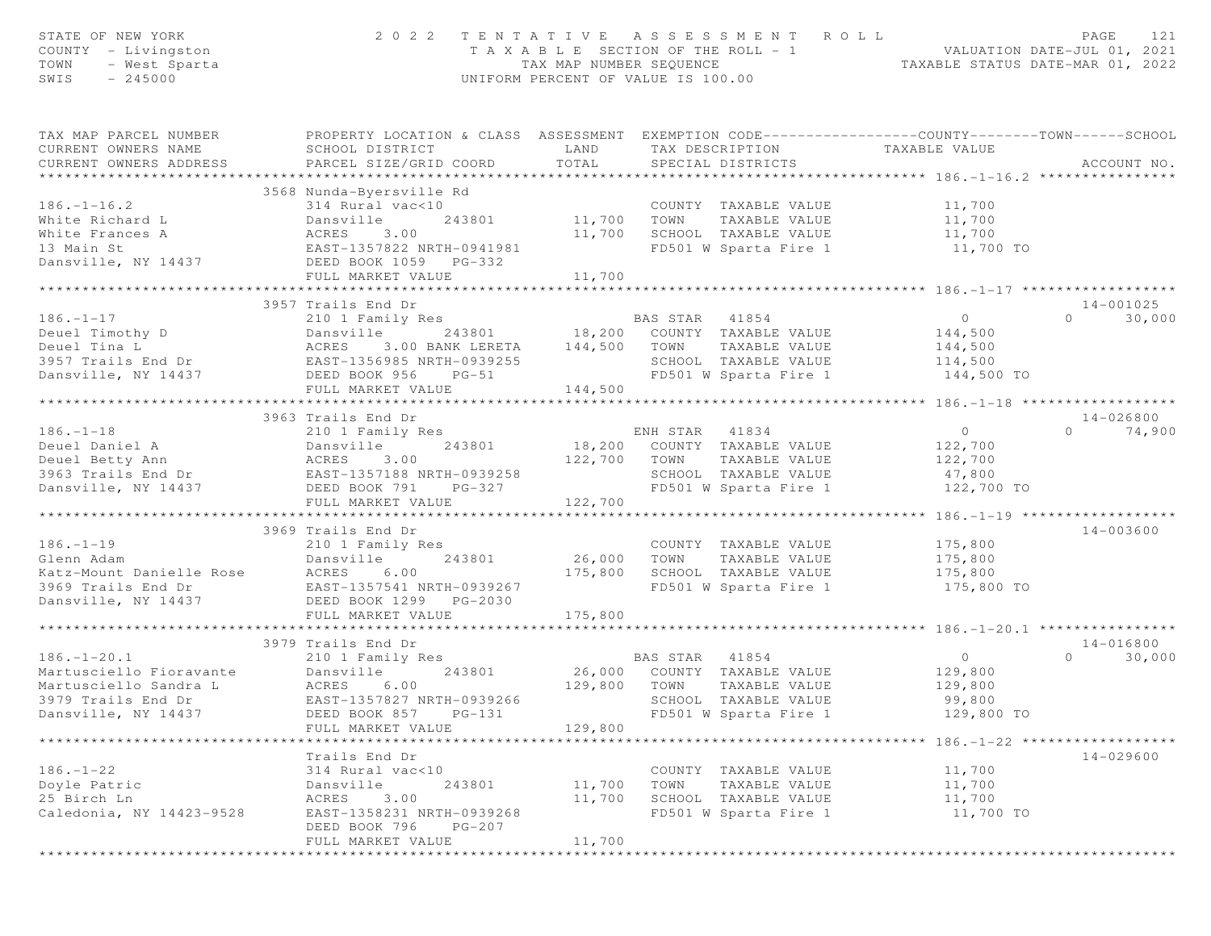STATE OF NEW YORK
COUNTY - Livingston
TOWN - West Sparta
SWIS - 245000

2022 TENTATIVE ASSESSMENT ROLL
TAXABLE SECTION OF THE ROLL - 1
TAX MAP NUMBER SEQUENCE
UNIFORM PERCENT OF VALUE IS 100.00

VALUATION DATE-JUL 01, 2021
TAXABLE STATUS DATE-MAR 01, 2022

| TAX MAP PARCEL NUMBER / CURRENT OWNERS NAME / CURRENT OWNERS ADDRESS | PROPERTY LOCATION & CLASS / SCHOOL DISTRICT / PARCEL SIZE/GRID COORD | ASSESSMENT LAND | ASSESSMENT TOTAL | EXEMPTION CODE / TAX DESCRIPTION / SPECIAL DISTRICTS | COUNTY TAXABLE VALUE | TOWN | SCHOOL | ACCOUNT NO. |
|---|---|---|---|---|---|---|---|---|
| **186.-1-16.2** | 3568 Nunda-Byersville Rd | | | | | | | |
| 186.-1-16.2 | 314 Rural vac<10 | | | COUNTY TAXABLE VALUE | 11,700 | | | |
| White Richard L | Dansville 243801 | 11,700 | | TOWN TAXABLE VALUE | 11,700 | | | |
| White Frances A | ACRES 3.00 | | 11,700 | SCHOOL TAXABLE VALUE | 11,700 | | | |
| 13 Main St | EAST-1357822 NRTH-0941981 | | | FD501 W Sparta Fire 1 | 11,700 TO | | | |
| Dansville, NY 14437 | DEED BOOK 1059 PG-332 | | | | | | | |
| | FULL MARKET VALUE | | 11,700 | | | | | |
| **186.-1-17** | 3957 Trails End Dr | | | | | | | 14-001025 |
| 186.-1-17 | 210 1 Family Res | | | BAS STAR 41854 | 0 | 0 | 30,000 | |
| Deuel Timothy D | Dansville 243801 | 18,200 | | COUNTY TAXABLE VALUE | 144,500 | | | |
| Deuel Tina L | ACRES 3.00 BANK LERETA | | 144,500 | TOWN TAXABLE VALUE | 144,500 | | | |
| 3957 Trails End Dr | EAST-1356985 NRTH-0939255 | | | SCHOOL TAXABLE VALUE | 114,500 | | | |
| Dansville, NY 14437 | DEED BOOK 956 PG-51 | | | FD501 W Sparta Fire 1 | 144,500 TO | | | |
| | FULL MARKET VALUE | | 144,500 | | | | | |
| **186.-1-18** | 3963 Trails End Dr | | | | | | | 14-026800 |
| 186.-1-18 | 210 1 Family Res | | | ENH STAR 41834 | 0 | 0 | 74,900 | |
| Deuel Daniel A | Dansville 243801 | 18,200 | | COUNTY TAXABLE VALUE | 122,700 | | | |
| Deuel Betty Ann | ACRES 3.00 | | 122,700 | TOWN TAXABLE VALUE | 122,700 | | | |
| 3963 Trails End Dr | EAST-1357188 NRTH-0939258 | | | SCHOOL TAXABLE VALUE | 47,800 | | | |
| Dansville, NY 14437 | DEED BOOK 791 PG-327 | | | FD501 W Sparta Fire 1 | 122,700 TO | | | |
| | FULL MARKET VALUE | | 122,700 | | | | | |
| **186.-1-19** | 3969 Trails End Dr | | | | | | | 14-003600 |
| 186.-1-19 | 210 1 Family Res | | | COUNTY TAXABLE VALUE | 175,800 | | | |
| Glenn Adam | Dansville 243801 | 26,000 | | TOWN TAXABLE VALUE | 175,800 | | | |
| Katz-Mount Danielle Rose | ACRES 6.00 | | 175,800 | SCHOOL TAXABLE VALUE | 175,800 | | | |
| 3969 Trails End Dr | EAST-1357541 NRTH-0939267 | | | FD501 W Sparta Fire 1 | 175,800 TO | | | |
| Dansville, NY 14437 | DEED BOOK 1299 PG-2030 | | | | | | | |
| | FULL MARKET VALUE | | 175,800 | | | | | |
| **186.-1-20.1** | 3979 Trails End Dr | | | | | | | 14-016800 |
| 186.-1-20.1 | 210 1 Family Res | | | BAS STAR 41854 | 0 | 0 | 30,000 | |
| Martusciello Fioravante | Dansville 243801 | 26,000 | | COUNTY TAXABLE VALUE | 129,800 | | | |
| Martusciello Sandra L | ACRES 6.00 | | 129,800 | TOWN TAXABLE VALUE | 129,800 | | | |
| 3979 Trails End Dr | EAST-1357827 NRTH-0939266 | | | SCHOOL TAXABLE VALUE | 99,800 | | | |
| Dansville, NY 14437 | DEED BOOK 857 PG-131 | | | FD501 W Sparta Fire 1 | 129,800 TO | | | |
| | FULL MARKET VALUE | | 129,800 | | | | | |
| **186.-1-22** | Trails End Dr | | | | | | | 14-029600 |
| 186.-1-22 | 314 Rural vac<10 | | | COUNTY TAXABLE VALUE | 11,700 | | | |
| Doyle Patric | Dansville 243801 | 11,700 | | TOWN TAXABLE VALUE | 11,700 | | | |
| 25 Birch Ln | ACRES 3.00 | | 11,700 | SCHOOL TAXABLE VALUE | 11,700 | | | |
| Caledonia, NY 14423-9528 | EAST-1358231 NRTH-0939268 | | | FD501 W Sparta Fire 1 | 11,700 TO | | | |
| | DEED BOOK 796 PG-207 | | | | | | | |
| | FULL MARKET VALUE | | 11,700 | | | | | |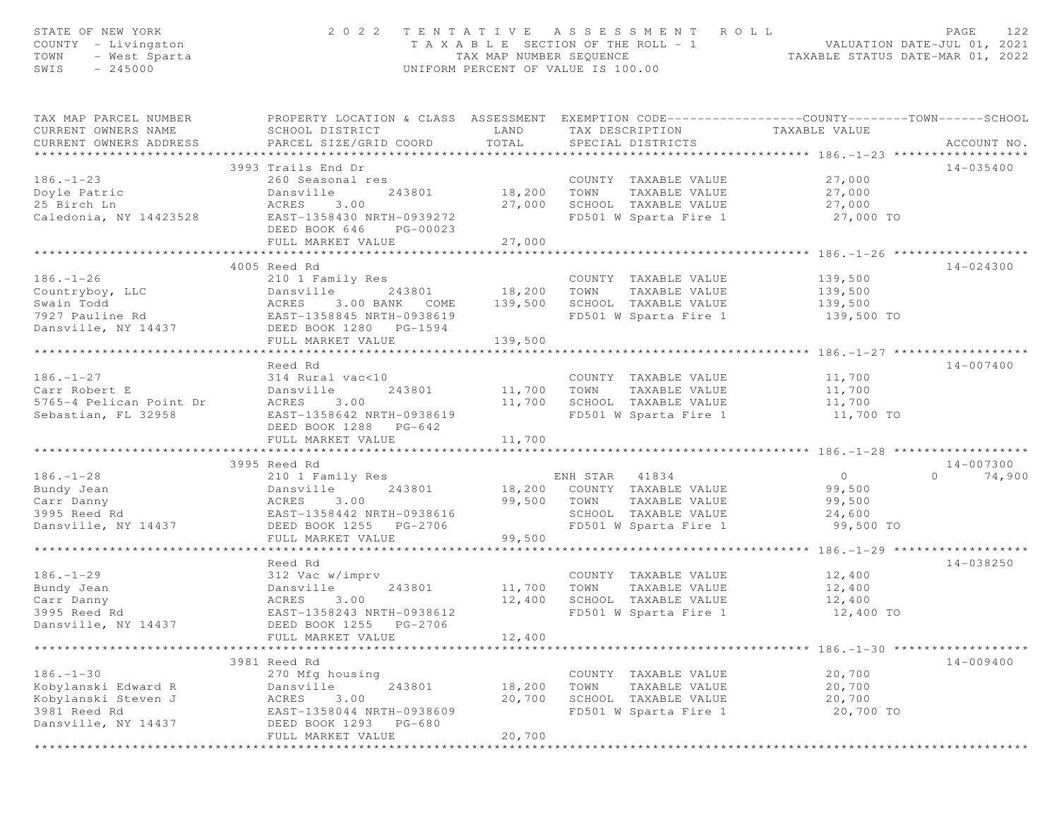STATE OF NEW YORK — 2022 TENTATIVE ASSESSMENT ROLL
COUNTY - Livingston — TAXABLE SECTION OF THE ROLL - 1 — VALUATION DATE-JUL 01, 2021
TOWN - West Sparta — TAX MAP NUMBER SEQUENCE — TAXABLE STATUS DATE-MAR 01, 2022
SWIS - 245000 — UNIFORM PERCENT OF VALUE IS 100.00

| TAX MAP PARCEL NUMBER / CURRENT OWNERS NAME / CURRENT OWNERS ADDRESS | PROPERTY LOCATION & CLASS / SCHOOL DISTRICT / PARCEL SIZE/GRID COORD | ASSESSMENT LAND / TOTAL | EXEMPTION CODE / TAX DESCRIPTION / SPECIAL DISTRICTS | TAXABLE VALUE (COUNTY / TOWN / SCHOOL) | ACCOUNT NO. |
|---|---|---|---|---|---|
| 186.-1-23 | 3993 Trails End Dr | | | | 14-035400 |
| 186.-1-23 | 260 Seasonal res | | COUNTY TAXABLE VALUE | 27,000 | |
| Doyle Patric | Dansville 243801 | 18,200 | TOWN TAXABLE VALUE | 27,000 | |
| 25 Birch Ln | ACRES 3.00 | 27,000 | SCHOOL TAXABLE VALUE | 27,000 | |
| Caledonia, NY 14423528 | EAST-1358430 NRTH-0939272 | | FD501 W Sparta Fire 1 | 27,000 TO | |
| | DEED BOOK 646 PG-00023 | | | | |
| | FULL MARKET VALUE | 27,000 | | | |
| 186.-1-26 | 4005 Reed Rd | | | | 14-024300 |
| 186.-1-26 | 210 1 Family Res | | COUNTY TAXABLE VALUE | 139,500 | |
| Countryboy, LLC | Dansville 243801 | 18,200 | TOWN TAXABLE VALUE | 139,500 | |
| Swain Todd | ACRES 3.00 BANK COME | 139,500 | SCHOOL TAXABLE VALUE | 139,500 | |
| 7927 Pauline Rd | EAST-1358845 NRTH-0938619 | | FD501 W Sparta Fire 1 | 139,500 TO | |
| Dansville, NY 14437 | DEED BOOK 1280 PG-1594 | | | | |
| | FULL MARKET VALUE | 139,500 | | | |
| 186.-1-27 | Reed Rd | | | | 14-007400 |
| 186.-1-27 | 314 Rural vac<10 | | COUNTY TAXABLE VALUE | 11,700 | |
| Carr Robert E | Dansville 243801 | 11,700 | TOWN TAXABLE VALUE | 11,700 | |
| 5765-4 Pelican Point Dr | ACRES 3.00 | 11,700 | SCHOOL TAXABLE VALUE | 11,700 | |
| Sebastian, FL 32958 | EAST-1358642 NRTH-0938619 | | FD501 W Sparta Fire 1 | 11,700 TO | |
| | DEED BOOK 1288 PG-642 | | | | |
| | FULL MARKET VALUE | 11,700 | | | |
| 186.-1-28 | 3995 Reed Rd | | | | 14-007300 |
| 186.-1-28 | 210 1 Family Res | | ENH STAR 41834 | 0 / 0 / 74,900 | |
| Bundy Jean | Dansville 243801 | 18,200 | COUNTY TAXABLE VALUE | 99,500 | |
| Carr Danny | ACRES 3.00 | 99,500 | TOWN TAXABLE VALUE | 99,500 | |
| 3995 Reed Rd | EAST-1358442 NRTH-0938616 | | SCHOOL TAXABLE VALUE | 24,600 | |
| Dansville, NY 14437 | DEED BOOK 1255 PG-2706 | | FD501 W Sparta Fire 1 | 99,500 TO | |
| | FULL MARKET VALUE | 99,500 | | | |
| 186.-1-29 | Reed Rd | | | | 14-038250 |
| 186.-1-29 | 312 Vac w/imprv | | COUNTY TAXABLE VALUE | 12,400 | |
| Bundy Jean | Dansville 243801 | 11,700 | TOWN TAXABLE VALUE | 12,400 | |
| Carr Danny | ACRES 3.00 | 12,400 | SCHOOL TAXABLE VALUE | 12,400 | |
| 3995 Reed Rd | EAST-1358243 NRTH-0938612 | | FD501 W Sparta Fire 1 | 12,400 TO | |
| Dansville, NY 14437 | DEED BOOK 1255 PG-2706 | | | | |
| | FULL MARKET VALUE | 12,400 | | | |
| 186.-1-30 | 3981 Reed Rd | | | | 14-009400 |
| 186.-1-30 | 270 Mfg housing | | COUNTY TAXABLE VALUE | 20,700 | |
| Kobylanski Edward R | Dansville 243801 | 18,200 | TOWN TAXABLE VALUE | 20,700 | |
| Kobylanski Steven J | ACRES 3.00 | 20,700 | SCHOOL TAXABLE VALUE | 20,700 | |
| 3981 Reed Rd | EAST-1358044 NRTH-0938609 | | FD501 W Sparta Fire 1 | 20,700 TO | |
| Dansville, NY 14437 | DEED BOOK 1293 PG-680 | | | | |
| | FULL MARKET VALUE | 20,700 | | | |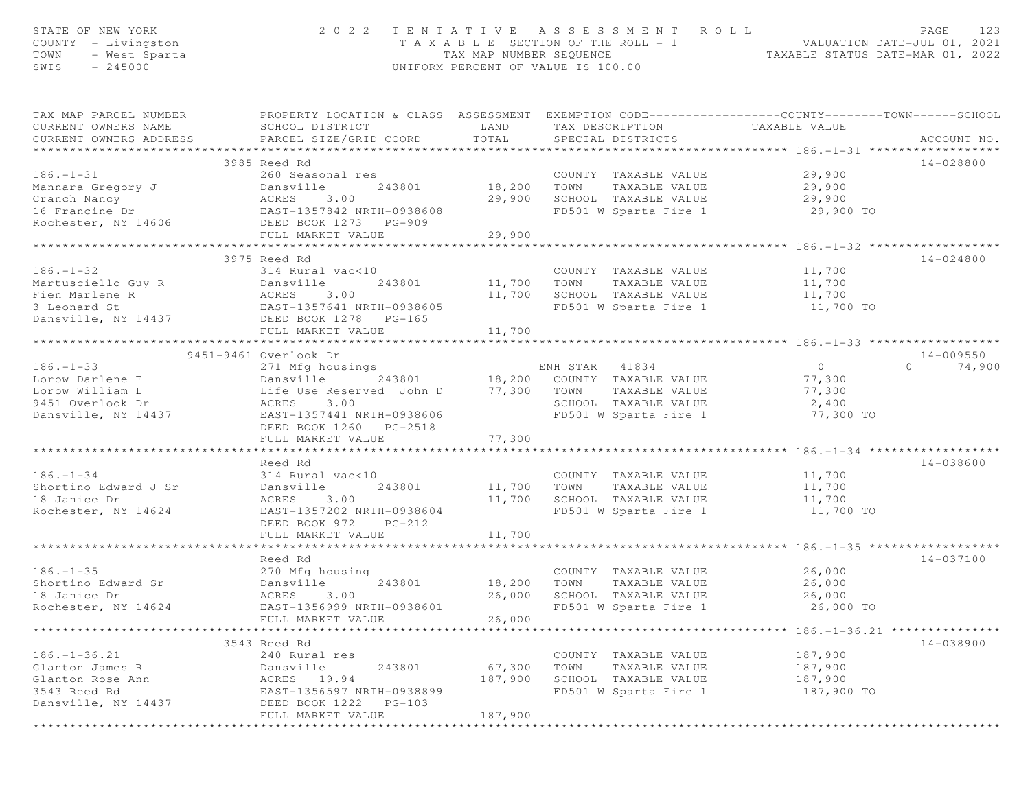STATE OF NEW YORK — 2022 TENTATIVE ASSESSMENT ROLL
COUNTY - Livingston — TAXABLE SECTION OF THE ROLL - 1 — VALUATION DATE-JUL 01, 2021
TOWN - West Sparta — TAX MAP NUMBER SEQUENCE — TAXABLE STATUS DATE-MAR 01, 2022
SWIS - 245000 — UNIFORM PERCENT OF VALUE IS 100.00

| TAX MAP PARCEL NUMBER / CURRENT OWNERS NAME / CURRENT OWNERS ADDRESS | PROPERTY LOCATION & CLASS / SCHOOL DISTRICT / PARCEL SIZE/GRID COORD | ASSESSMENT LAND / TOTAL | EXEMPTION CODE / TAX DESCRIPTION / SPECIAL DISTRICTS | COUNTY | TOWN | SCHOOL | ACCOUNT NO. |
|---|---|---|---|---|---|---|---|
| **186.-1-31** | 3985 Reed Rd | | | | | | 14-028800 |
| 186.-1-31 | 260 Seasonal res | | COUNTY TAXABLE VALUE | 29,900 | | | |
| Mannara Gregory J | Dansville 243801 | 18,200 | TOWN TAXABLE VALUE | | 29,900 | | |
| Cranch Nancy | ACRES 3.00 | 29,900 | SCHOOL TAXABLE VALUE | | | 29,900 | |
| 16 Francine Dr | EAST-1357842 NRTH-0938608 | | FD501 W Sparta Fire 1 | 29,900 TO | | | |
| Rochester, NY 14606 | DEED BOOK 1273 PG-909 | | | | | | |
| | FULL MARKET VALUE | 29,900 | | | | | |
| **186.-1-32** | 3975 Reed Rd | | | | | | 14-024800 |
| 186.-1-32 | 314 Rural vac<10 | | COUNTY TAXABLE VALUE | 11,700 | | | |
| Martusciello Guy R | Dansville 243801 | 11,700 | TOWN TAXABLE VALUE | | 11,700 | | |
| Fien Marlene R | ACRES 3.00 | 11,700 | SCHOOL TAXABLE VALUE | | | 11,700 | |
| 3 Leonard St | EAST-1357641 NRTH-0938605 | | FD501 W Sparta Fire 1 | 11,700 TO | | | |
| Dansville, NY 14437 | DEED BOOK 1278 PG-165 | | | | | | |
| | FULL MARKET VALUE | 11,700 | | | | | |
| **186.-1-33** | 9451-9461 Overlook Dr | | | | | | 14-009550 |
| 186.-1-33 | 271 Mfg housings | | ENH STAR 41834 | 0 | 0 | 74,900 | |
| Lorow Darlene E | Dansville 243801 | 18,200 | COUNTY TAXABLE VALUE | 77,300 | | | |
| Lorow William L | Life Use Reserved John D | 77,300 | TOWN TAXABLE VALUE | | 77,300 | | |
| 9451 Overlook Dr | ACRES 3.00 | | SCHOOL TAXABLE VALUE | | | 2,400 | |
| Dansville, NY 14437 | EAST-1357441 NRTH-0938606 | | FD501 W Sparta Fire 1 | 77,300 TO | | | |
| | DEED BOOK 1260 PG-2518 | | | | | | |
| | FULL MARKET VALUE | 77,300 | | | | | |
| **186.-1-34** | Reed Rd | | | | | | 14-038600 |
| 186.-1-34 | 314 Rural vac<10 | | COUNTY TAXABLE VALUE | 11,700 | | | |
| Shortino Edward J Sr | Dansville 243801 | 11,700 | TOWN TAXABLE VALUE | | 11,700 | | |
| 18 Janice Dr | ACRES 3.00 | 11,700 | SCHOOL TAXABLE VALUE | | | 11,700 | |
| Rochester, NY 14624 | EAST-1357202 NRTH-0938604 | | FD501 W Sparta Fire 1 | 11,700 TO | | | |
| | DEED BOOK 972 PG-212 | | | | | | |
| | FULL MARKET VALUE | 11,700 | | | | | |
| **186.-1-35** | Reed Rd | | | | | | 14-037100 |
| 186.-1-35 | 270 Mfg housing | | COUNTY TAXABLE VALUE | 26,000 | | | |
| Shortino Edward Sr | Dansville 243801 | 18,200 | TOWN TAXABLE VALUE | | 26,000 | | |
| 18 Janice Dr | ACRES 3.00 | 26,000 | SCHOOL TAXABLE VALUE | | | 26,000 | |
| Rochester, NY 14624 | EAST-1356999 NRTH-0938601 | | FD501 W Sparta Fire 1 | 26,000 TO | | | |
| | FULL MARKET VALUE | 26,000 | | | | | |
| **186.-1-36.21** | 3543 Reed Rd | | | | | | 14-038900 |
| 186.-1-36.21 | 240 Rural res | | COUNTY TAXABLE VALUE | 187,900 | | | |
| Glanton James R | Dansville 243801 | 67,300 | TOWN TAXABLE VALUE | | 187,900 | | |
| Glanton Rose Ann | ACRES 19.94 | 187,900 | SCHOOL TAXABLE VALUE | | | 187,900 | |
| 3543 Reed Rd | EAST-1356597 NRTH-0938899 | | FD501 W Sparta Fire 1 | 187,900 TO | | | |
| Dansville, NY 14437 | DEED BOOK 1222 PG-103 | | | | | | |
| | FULL MARKET VALUE | 187,900 | | | | | |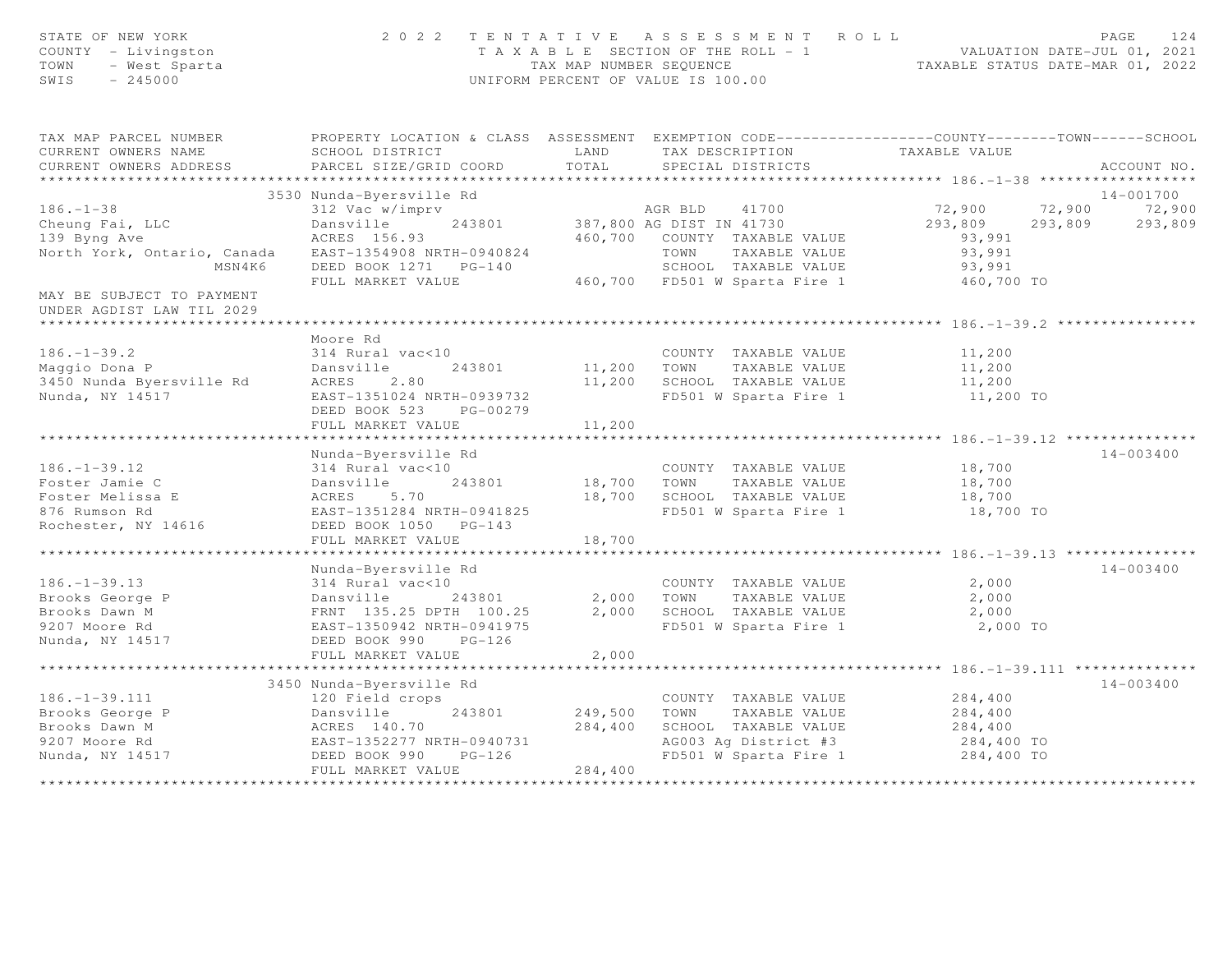STATE OF NEW YORK — 2022 TENTATIVE ASSESSMENT ROLL
COUNTY - Livingston — TAXABLE SECTION OF THE ROLL - 1 — VALUATION DATE-JUL 01, 2021
TOWN - West Sparta — TAX MAP NUMBER SEQUENCE — TAXABLE STATUS DATE-MAR 01, 2022
SWIS - 245000 — UNIFORM PERCENT OF VALUE IS 100.00

| TAX MAP PARCEL NUMBER / CURRENT OWNERS NAME / CURRENT OWNERS ADDRESS | PROPERTY LOCATION & CLASS / SCHOOL DISTRICT / PARCEL SIZE/GRID COORD | ASSESSMENT LAND / TOTAL | EXEMPTION CODE / TAX DESCRIPTION / SPECIAL DISTRICTS | COUNTY TAXABLE VALUE | TOWN | SCHOOL | ACCOUNT NO. |
|---|---|---|---|---|---|---|---|
| **186.-1-38** | 3530 Nunda-Byersville Rd | | | | | | 14-001700 |
| 186.-1-38 | 312 Vac w/imprv | | AGR BLD 41700 | 72,900 | 72,900 | 72,900 | |
| Cheung Fai, LLC | Dansville 243801 | 387,800 | AG DIST IN 41730 | 293,809 | 293,809 | 293,809 | |
| 139 Byng Ave | ACRES 156.93 | 460,700 | COUNTY TAXABLE VALUE | 93,991 | | | |
| North York, Ontario, Canada | EAST-1354908 NRTH-0940824 | | TOWN TAXABLE VALUE | 93,991 | | | |
| MSN4K6 | DEED BOOK 1271 PG-140 | | SCHOOL TAXABLE VALUE | 93,991 | | | |
| | FULL MARKET VALUE | 460,700 | FD501 W Sparta Fire 1 | 460,700 TO | | | |
| MAY BE SUBJECT TO PAYMENT UNDER AGDIST LAW TIL 2029 | | | | | | | |
| **186.-1-39.2** | Moore Rd | | | | | | |
| 186.-1-39.2 | 314 Rural vac<10 | | COUNTY TAXABLE VALUE | 11,200 | | | |
| Maggio Dona P | Dansville 243801 | 11,200 | TOWN TAXABLE VALUE | 11,200 | | | |
| 3450 Nunda Byersville Rd | ACRES 2.80 | 11,200 | SCHOOL TAXABLE VALUE | 11,200 | | | |
| Nunda, NY 14517 | EAST-1351024 NRTH-0939732 | | FD501 W Sparta Fire 1 | 11,200 TO | | | |
| | DEED BOOK 523 PG-00279 | | | | | | |
| | FULL MARKET VALUE | 11,200 | | | | | |
| **186.-1-39.12** | Nunda-Byersville Rd | | | | | | 14-003400 |
| 186.-1-39.12 | 314 Rural vac<10 | | COUNTY TAXABLE VALUE | 18,700 | | | |
| Foster Jamie C | Dansville 243801 | 18,700 | TOWN TAXABLE VALUE | 18,700 | | | |
| Foster Melissa E | ACRES 5.70 | 18,700 | SCHOOL TAXABLE VALUE | 18,700 | | | |
| 876 Rumson Rd | EAST-1351284 NRTH-0941825 | | FD501 W Sparta Fire 1 | 18,700 TO | | | |
| Rochester, NY 14616 | DEED BOOK 1050 PG-143 | | | | | | |
| | FULL MARKET VALUE | 18,700 | | | | | |
| **186.-1-39.13** | Nunda-Byersville Rd | | | | | | 14-003400 |
| 186.-1-39.13 | 314 Rural vac<10 | | COUNTY TAXABLE VALUE | 2,000 | | | |
| Brooks George P | Dansville 243801 | 2,000 | TOWN TAXABLE VALUE | 2,000 | | | |
| Brooks Dawn M | FRNT 135.25 DPTH 100.25 | 2,000 | SCHOOL TAXABLE VALUE | 2,000 | | | |
| 9207 Moore Rd | EAST-1350942 NRTH-0941975 | | FD501 W Sparta Fire 1 | 2,000 TO | | | |
| Nunda, NY 14517 | DEED BOOK 990 PG-126 | | | | | | |
| | FULL MARKET VALUE | 2,000 | | | | | |
| **186.-1-39.111** | 3450 Nunda-Byersville Rd | | | | | | 14-003400 |
| 186.-1-39.111 | 120 Field crops | | COUNTY TAXABLE VALUE | 284,400 | | | |
| Brooks George P | Dansville 243801 | 249,500 | TOWN TAXABLE VALUE | 284,400 | | | |
| Brooks Dawn M | ACRES 140.70 | 284,400 | SCHOOL TAXABLE VALUE | 284,400 | | | |
| 9207 Moore Rd | EAST-1352277 NRTH-0940731 | | AG003 Ag District #3 | 284,400 TO | | | |
| Nunda, NY 14517 | DEED BOOK 990 PG-126 | | FD501 W Sparta Fire 1 | 284,400 TO | | | |
| | FULL MARKET VALUE | 284,400 | | | | | |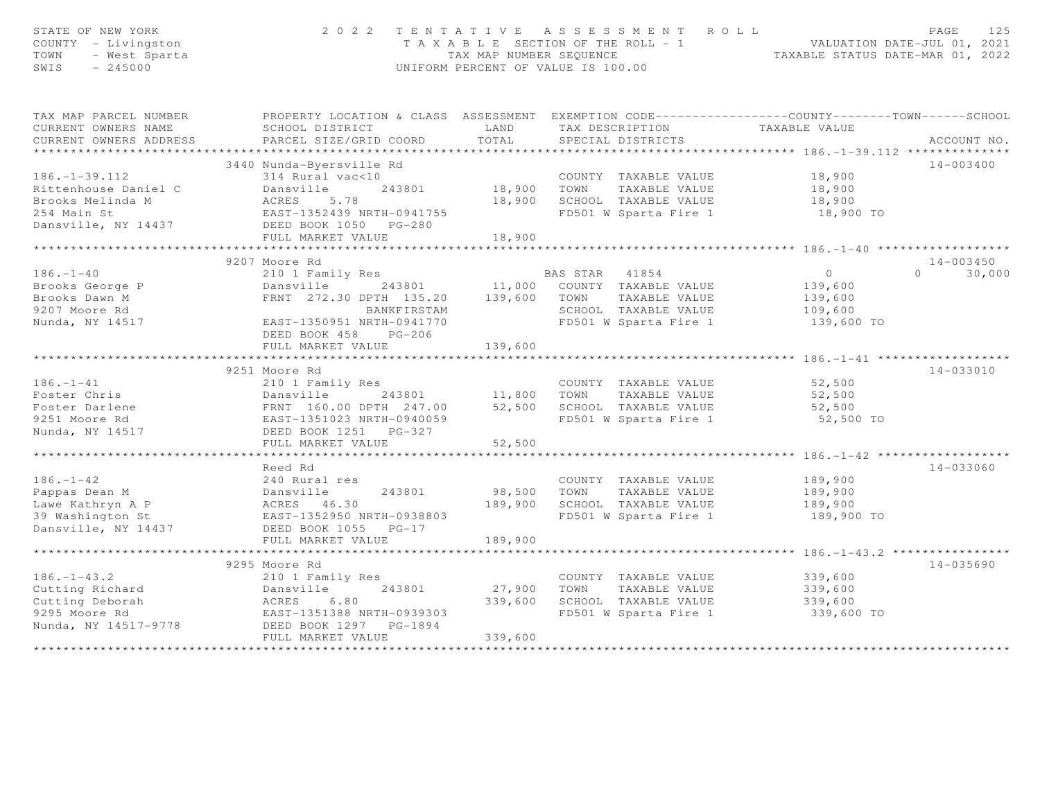STATE OF NEW YORK
COUNTY - Livingston
TOWN - West Sparta
SWIS - 245000

2 0 2 2 TENTATIVE ASSESSMENT ROLL
TAXABLE SECTION OF THE ROLL - 1
TAX MAP NUMBER SEQUENCE
UNIFORM PERCENT OF VALUE IS 100.00

VALUATION DATE-JUL 01, 2021
TAXABLE STATUS DATE-MAR 01, 2022

| TAX MAP PARCEL NUMBER / CURRENT OWNERS NAME / CURRENT OWNERS ADDRESS | PROPERTY LOCATION & CLASS / SCHOOL DISTRICT / PARCEL SIZE/GRID COORD | ASSESSMENT LAND | TOTAL | EXEMPTION CODE / TAX DESCRIPTION / SPECIAL DISTRICTS | COUNTY TAXABLE VALUE | TOWN | SCHOOL | ACCOUNT NO. |
|---|---|---|---|---|---|---|---|---|
| **186.-1-39.112** | 3440 Nunda-Byersville Rd | | | | | | | 14-003400 |
| 186.-1-39.112 | 314 Rural vac<10 | | | COUNTY TAXABLE VALUE | 18,900 | | | |
| Rittenhouse Daniel C | Dansville 243801 | 18,900 | | TOWN TAXABLE VALUE | 18,900 | | | |
| Brooks Melinda M | ACRES 5.78 | | 18,900 | SCHOOL TAXABLE VALUE | 18,900 | | | |
| 254 Main St | EAST-1352439 NRTH-0941755 | | | FD501 W Sparta Fire 1 | 18,900 TO | | | |
| Dansville, NY 14437 | DEED BOOK 1050 PG-280 | | | | | | | |
| | FULL MARKET VALUE | | 18,900 | | | | | |
| **186.-1-40** | 9207 Moore Rd | | | | | | | 14-003450 |
| 186.-1-40 | 210 1 Family Res | | | BAS STAR 41854 | 0 | 0 | 30,000 | |
| Brooks George P | Dansville 243801 | 11,000 | | COUNTY TAXABLE VALUE | 139,600 | | | |
| Brooks Dawn M | FRNT 272.30 DPTH 135.20 | | 139,600 | TOWN TAXABLE VALUE | 139,600 | | | |
| 9207 Moore Rd | BANKFIRSTAM | | | SCHOOL TAXABLE VALUE | 109,600 | | | |
| Nunda, NY 14517 | EAST-1350951 NRTH-0941770 | | | FD501 W Sparta Fire 1 | 139,600 TO | | | |
| | DEED BOOK 458 PG-206 | | | | | | | |
| | FULL MARKET VALUE | | 139,600 | | | | | |
| **186.-1-41** | 9251 Moore Rd | | | | | | | 14-033010 |
| 186.-1-41 | 210 1 Family Res | | | COUNTY TAXABLE VALUE | 52,500 | | | |
| Foster Chris | Dansville 243801 | 11,800 | | TOWN TAXABLE VALUE | 52,500 | | | |
| Foster Darlene | FRNT 160.00 DPTH 247.00 | | 52,500 | SCHOOL TAXABLE VALUE | 52,500 | | | |
| 9251 Moore Rd | EAST-1351023 NRTH-0940059 | | | FD501 W Sparta Fire 1 | 52,500 TO | | | |
| Nunda, NY 14517 | DEED BOOK 1251 PG-327 | | | | | | | |
| | FULL MARKET VALUE | | 52,500 | | | | | |
| **186.-1-42** | Reed Rd | | | | | | | 14-033060 |
| 186.-1-42 | 240 Rural res | | | COUNTY TAXABLE VALUE | 189,900 | | | |
| Pappas Dean M | Dansville 243801 | 98,500 | | TOWN TAXABLE VALUE | 189,900 | | | |
| Lawe Kathryn A P | ACRES 46.30 | | 189,900 | SCHOOL TAXABLE VALUE | 189,900 | | | |
| 39 Washington St | EAST-1352950 NRTH-0938803 | | | FD501 W Sparta Fire 1 | 189,900 TO | | | |
| Dansville, NY 14437 | DEED BOOK 1055 PG-17 | | | | | | | |
| | FULL MARKET VALUE | | 189,900 | | | | | |
| **186.-1-43.2** | 9295 Moore Rd | | | | | | | 14-035690 |
| 186.-1-43.2 | 210 1 Family Res | | | COUNTY TAXABLE VALUE | 339,600 | | | |
| Cutting Richard | Dansville 243801 | 27,900 | | TOWN TAXABLE VALUE | 339,600 | | | |
| Cutting Deborah | ACRES 6.80 | | 339,600 | SCHOOL TAXABLE VALUE | 339,600 | | | |
| 9295 Moore Rd | EAST-1351388 NRTH-0939303 | | | FD501 W Sparta Fire 1 | 339,600 TO | | | |
| Nunda, NY 14517-9778 | DEED BOOK 1297 PG-1894 | | | | | | | |
| | FULL MARKET VALUE | | 339,600 | | | | | |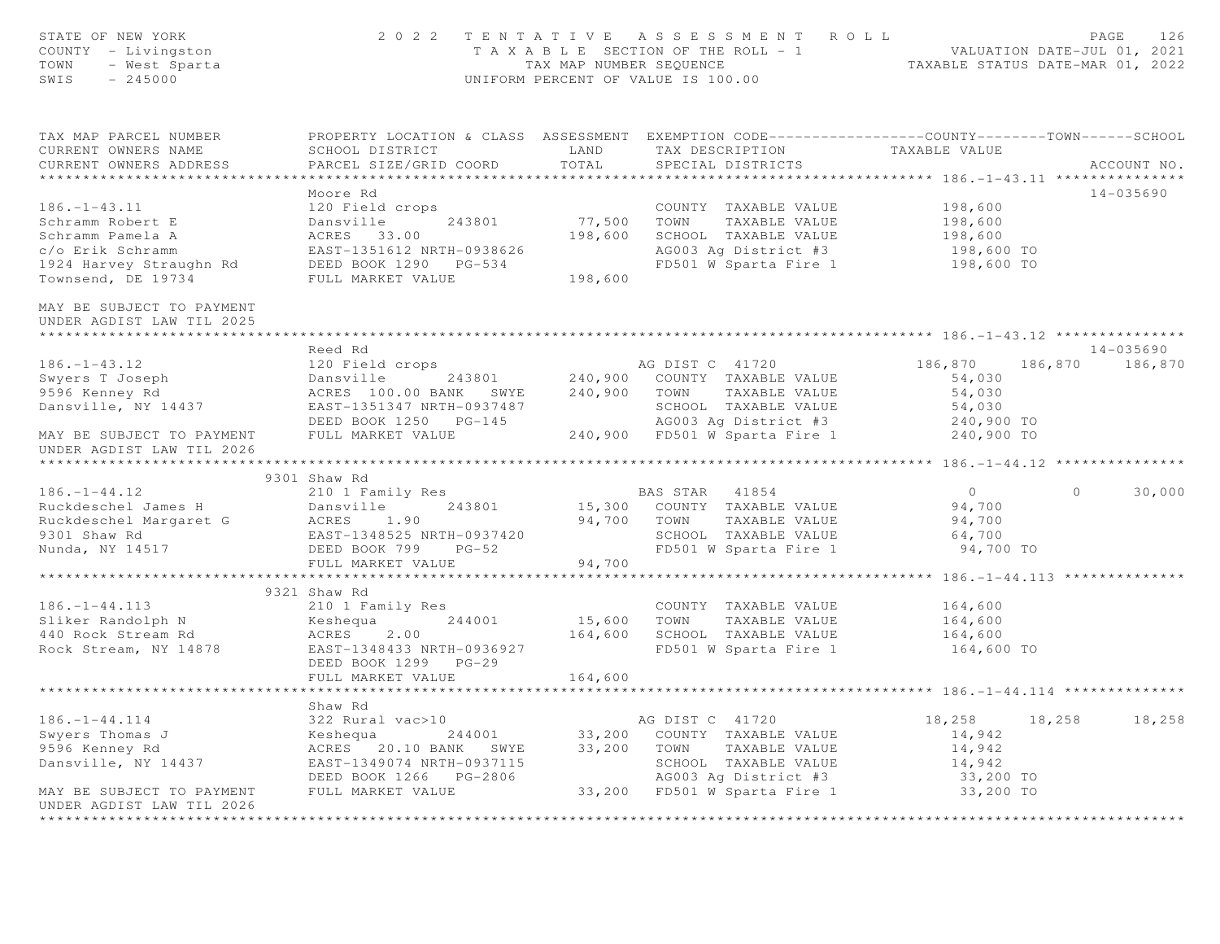STATE OF NEW YORK
COUNTY - Livingston
TOWN - West Sparta
SWIS - 245000

2 0 2 2 T E N T A T I V E A S S E S S M E N T R O L L
T A X A B L E SECTION OF THE ROLL - 1
TAX MAP NUMBER SEQUENCE
UNIFORM PERCENT OF VALUE IS 100.00

VALUATION DATE-JUL 01, 2021
TAXABLE STATUS DATE-MAR 01, 2022

```
TAX MAP PARCEL NUMBER          PROPERTY LOCATION & CLASS  ASSESSMENT  EXEMPTION CODE------------------COUNTY--------TOWN------SCHOOL
CURRENT OWNERS NAME            SCHOOL DISTRICT               LAND      TAX DESCRIPTION            TAXABLE VALUE
CURRENT OWNERS ADDRESS         PARCEL SIZE/GRID COORD        TOTAL     SPECIAL DISTRICTS                                     ACCOUNT NO.
******************************************************************************************************* 186.-1-43.11 ***************
                               Moore Rd                                                                                   14-035690
186.-1-43.11                   120 Field crops                         COUNTY  TAXABLE VALUE            198,600
Schramm Robert E               Dansville        243801      77,500    TOWN    TAXABLE VALUE            198,600
Schramm Pamela A               ACRES   33.00               198,600    SCHOOL  TAXABLE VALUE            198,600
c/o Erik Schramm               EAST-1351612 NRTH-0938626               AG003 Ag District #3              198,600 TO
1924 Harvey Straughn Rd        DEED BOOK 1290   PG-534                 FD501 W Sparta Fire 1             198,600 TO
Townsend, DE 19734             FULL MARKET VALUE           198,600

MAY BE SUBJECT TO PAYMENT
UNDER AGDIST LAW TIL 2025
******************************************************************************************************* 186.-1-43.12 ***************
                               Reed Rd                                                                                    14-035690
186.-1-43.12                   120 Field crops                         AG DIST C  41720           186,870    186,870    186,870
Swyers T Joseph                Dansville        243801     240,900    COUNTY  TAXABLE VALUE             54,030
9596 Kenney Rd                 ACRES 100.00 BANK   SWYE    240,900    TOWN    TAXABLE VALUE             54,030
Dansville, NY 14437            EAST-1351347 NRTH-0937487               SCHOOL  TAXABLE VALUE             54,030
                               DEED BOOK 1250   PG-145                 AG003 Ag District #3              240,900 TO
MAY BE SUBJECT TO PAYMENT      FULL MARKET VALUE           240,900    FD501 W Sparta Fire 1             240,900 TO
UNDER AGDIST LAW TIL 2026
******************************************************************************************************* 186.-1-44.12 ***************
                               9301 Shaw Rd
186.-1-44.12                   210 1 Family Res                        BAS STAR   41854                 0          0     30,000
Ruckdeschel James H            Dansville        243801      15,300    COUNTY  TAXABLE VALUE             94,700
Ruckdeschel Margaret G         ACRES    1.90                94,700    TOWN    TAXABLE VALUE             94,700
9301 Shaw Rd                   EAST-1348525 NRTH-0937420               SCHOOL  TAXABLE VALUE             64,700
Nunda, NY 14517                DEED BOOK 799    PG-52                  FD501 W Sparta Fire 1              94,700 TO
                               FULL MARKET VALUE            94,700
******************************************************************************************************* 186.-1-44.113 **************
                               9321 Shaw Rd
186.-1-44.113                  210 1 Family Res                        COUNTY  TAXABLE VALUE            164,600
Sliker Randolph N              Keshequa         244001      15,600    TOWN    TAXABLE VALUE            164,600
440 Rock Stream Rd             ACRES    2.00               164,600    SCHOOL  TAXABLE VALUE            164,600
Rock Stream, NY 14878          EAST-1348433 NRTH-0936927               FD501 W Sparta Fire 1             164,600 TO
                               DEED BOOK 1299   PG-29
                               FULL MARKET VALUE           164,600
******************************************************************************************************* 186.-1-44.114 **************
                               Shaw Rd
186.-1-44.114                  322 Rural vac>10                        AG DIST C  41720            18,258     18,258     18,258
Swyers Thomas J                Keshequa         244001      33,200    COUNTY  TAXABLE VALUE             14,942
9596 Kenney Rd                 ACRES  20.10 BANK   SWYE     33,200    TOWN    TAXABLE VALUE             14,942
Dansville, NY 14437            EAST-1349074 NRTH-0937115               SCHOOL  TAXABLE VALUE             14,942
                               DEED BOOK 1266   PG-2806                AG003 Ag District #3               33,200 TO
MAY BE SUBJECT TO PAYMENT      FULL MARKET VALUE            33,200    FD501 W Sparta Fire 1              33,200 TO
UNDER AGDIST LAW TIL 2026
************************************************************************************************************************************
```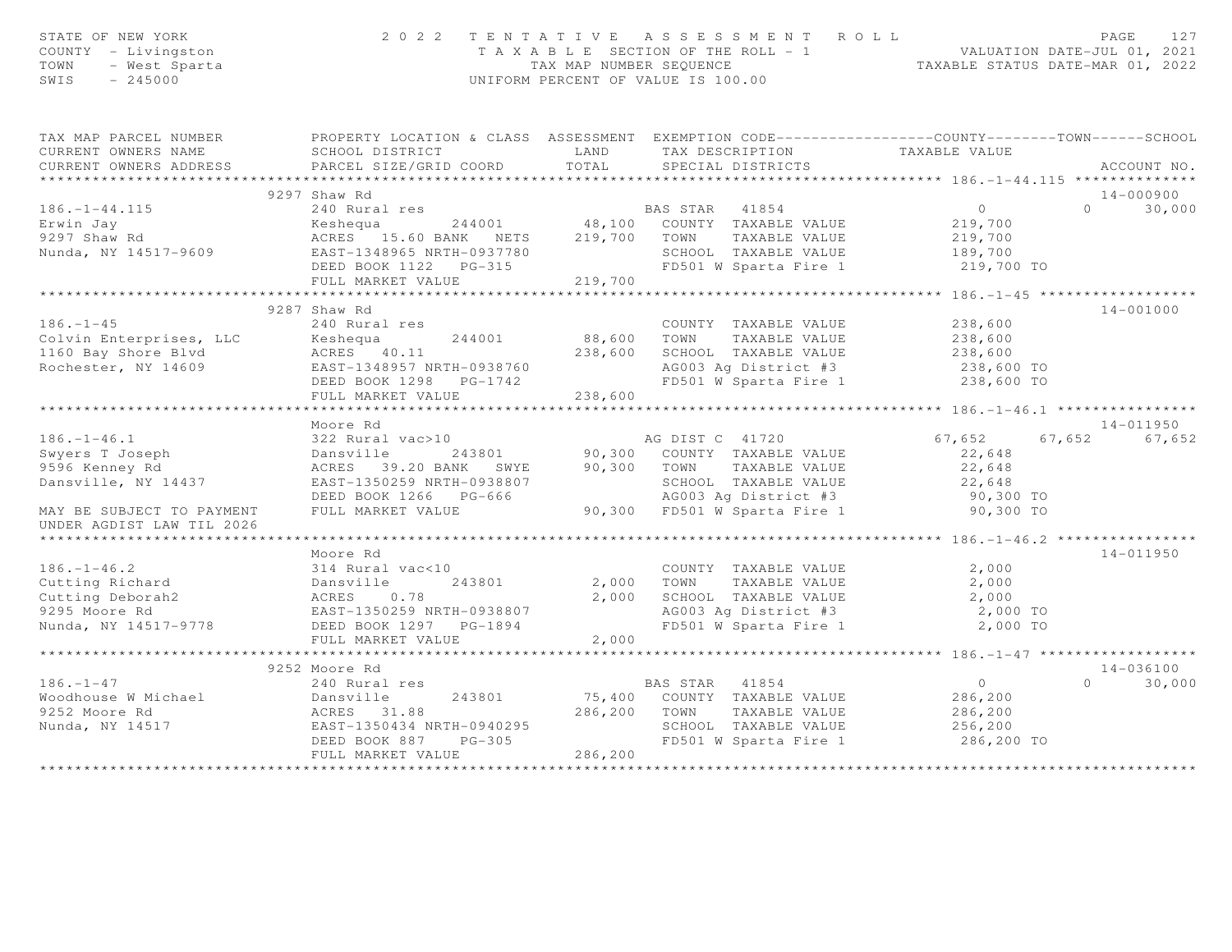STATE OF NEW YORK
COUNTY - Livingston
TOWN - West Sparta
SWIS - 245000

2 0 2 2 T E N T A T I V E A S S E S S M E N T R O L L
T A X A B L E SECTION OF THE ROLL - 1
TAX MAP NUMBER SEQUENCE
UNIFORM PERCENT OF VALUE IS 100.00

VALUATION DATE-JUL 01, 2021
TAXABLE STATUS DATE-MAR 01, 2022

| TAX MAP PARCEL NUMBER / CURRENT OWNERS NAME / CURRENT OWNERS ADDRESS | PROPERTY LOCATION & CLASS / SCHOOL DISTRICT / PARCEL SIZE/GRID COORD | ASSESSMENT LAND / TOTAL | EXEMPTION CODE / TAX DESCRIPTION / SPECIAL DISTRICTS | COUNTY TAXABLE VALUE | TOWN | SCHOOL | ACCOUNT NO. |
|---|---|---|---|---|---|---|---|
| **186.-1-44.115** | 9297 Shaw Rd | | | | | | 14-000900 |
| 186.-1-44.115 | 240 Rural res | | BAS STAR 41854 | 0 | 0 | 30,000 | |
| Erwin Jay | Keshequa 244001 | 48,100 | COUNTY TAXABLE VALUE | 219,700 | | | |
| 9297 Shaw Rd | ACRES 15.60 BANK NETS | 219,700 | TOWN TAXABLE VALUE | 219,700 | | | |
| Nunda, NY 14517-9609 | EAST-1348965 NRTH-0937780 | | SCHOOL TAXABLE VALUE | 189,700 | | | |
| | DEED BOOK 1122 PG-315 | | FD501 W Sparta Fire 1 | 219,700 TO | | | |
| | FULL MARKET VALUE | 219,700 | | | | | |
| **186.-1-45** | 9287 Shaw Rd | | | | | | 14-001000 |
| 186.-1-45 | 240 Rural res | | COUNTY TAXABLE VALUE | 238,600 | | | |
| Colvin Enterprises, LLC | Keshequa 244001 | 88,600 | TOWN TAXABLE VALUE | 238,600 | | | |
| 1160 Bay Shore Blvd | ACRES 40.11 | 238,600 | SCHOOL TAXABLE VALUE | 238,600 | | | |
| Rochester, NY 14609 | EAST-1348957 NRTH-0938760 | | AG003 Ag District #3 | 238,600 TO | | | |
| | DEED BOOK 1298 PG-1742 | | FD501 W Sparta Fire 1 | 238,600 TO | | | |
| | FULL MARKET VALUE | 238,600 | | | | | |
| **186.-1-46.1** | Moore Rd | | | | | | 14-011950 |
| 186.-1-46.1 | 322 Rural vac>10 | | AG DIST C 41720 | 67,652 | 67,652 | 67,652 | |
| Swyers T Joseph | Dansville 243801 | 90,300 | COUNTY TAXABLE VALUE | 22,648 | | | |
| 9596 Kenney Rd | ACRES 39.20 BANK SWYE | 90,300 | TOWN TAXABLE VALUE | 22,648 | | | |
| Dansville, NY 14437 | EAST-1350259 NRTH-0938807 | | SCHOOL TAXABLE VALUE | 22,648 | | | |
| | DEED BOOK 1266 PG-666 | | AG003 Ag District #3 | 90,300 TO | | | |
| MAY BE SUBJECT TO PAYMENT | FULL MARKET VALUE | 90,300 | FD501 W Sparta Fire 1 | 90,300 TO | | | |
| UNDER AGDIST LAW TIL 2026 | | | | | | | |
| **186.-1-46.2** | Moore Rd | | | | | | 14-011950 |
| 186.-1-46.2 | 314 Rural vac<10 | | COUNTY TAXABLE VALUE | 2,000 | | | |
| Cutting Richard | Dansville 243801 | 2,000 | TOWN TAXABLE VALUE | 2,000 | | | |
| Cutting Deborah2 | ACRES 0.78 | 2,000 | SCHOOL TAXABLE VALUE | 2,000 | | | |
| 9295 Moore Rd | EAST-1350259 NRTH-0938807 | | AG003 Ag District #3 | 2,000 TO | | | |
| Nunda, NY 14517-9778 | DEED BOOK 1297 PG-1894 | | FD501 W Sparta Fire 1 | 2,000 TO | | | |
| | FULL MARKET VALUE | 2,000 | | | | | |
| **186.-1-47** | 9252 Moore Rd | | | | | | 14-036100 |
| 186.-1-47 | 240 Rural res | | BAS STAR 41854 | 0 | 0 | 30,000 | |
| Woodhouse W Michael | Dansville 243801 | 75,400 | COUNTY TAXABLE VALUE | 286,200 | | | |
| 9252 Moore Rd | ACRES 31.88 | 286,200 | TOWN TAXABLE VALUE | 286,200 | | | |
| Nunda, NY 14517 | EAST-1350434 NRTH-0940295 | | SCHOOL TAXABLE VALUE | 256,200 | | | |
| | DEED BOOK 887 PG-305 | | FD501 W Sparta Fire 1 | 286,200 TO | | | |
| | FULL MARKET VALUE | 286,200 | | | | | |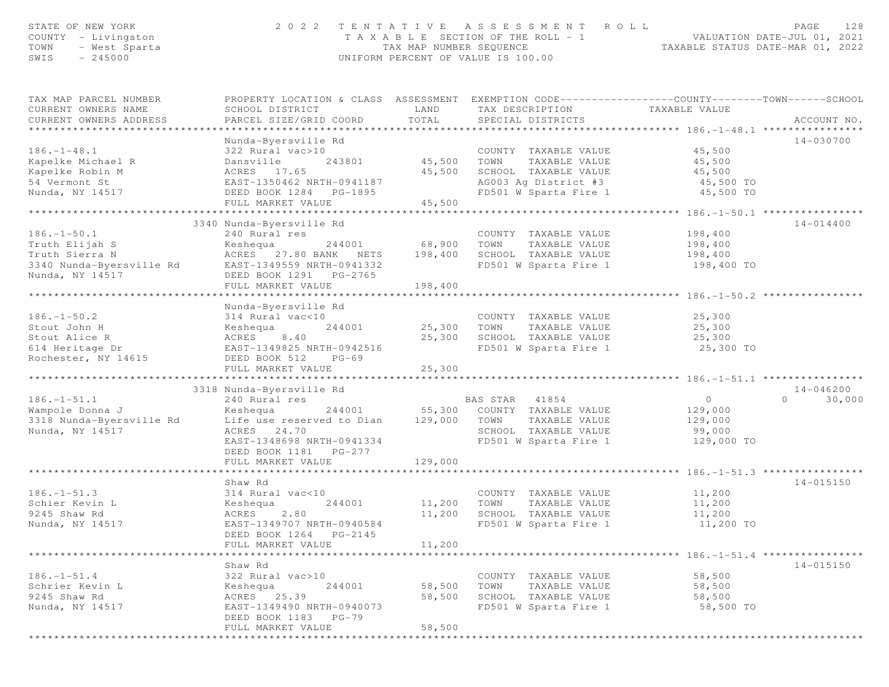STATE OF NEW YORK
COUNTY - Livingston
TOWN - West Sparta
SWIS - 245000

2022 TENTATIVE ASSESSMENT ROLL
TAXABLE SECTION OF THE ROLL - 1
TAX MAP NUMBER SEQUENCE
UNIFORM PERCENT OF VALUE IS 100.00

VALUATION DATE-JUL 01, 2021
TAXABLE STATUS DATE-MAR 01, 2022

| TAX MAP PARCEL NUMBER / CURRENT OWNERS NAME / CURRENT OWNERS ADDRESS | PROPERTY LOCATION & CLASS / SCHOOL DISTRICT / PARCEL SIZE/GRID COORD | ASSESSMENT LAND | ASSESSMENT TOTAL | EXEMPTION CODE / TAX DESCRIPTION / SPECIAL DISTRICTS | COUNTY TAXABLE VALUE | TOWN | SCHOOL | ACCOUNT NO. |
|---|---|---|---|---|---|---|---|---|
| 186.-1-48.1 | Nunda-Byersville Rd | | | | | | | 14-030700 |
| | 322 Rural vac>10 | | | COUNTY TAXABLE VALUE | 45,500 | | | |
| Kapelke Michael R | Dansville 243801 | 45,500 | | TOWN TAXABLE VALUE | 45,500 | | | |
| Kapelke Robin M | ACRES 17.65 | | 45,500 | SCHOOL TAXABLE VALUE | 45,500 | | | |
| 54 Vermont St | EAST-1350462 NRTH-0941187 | | | AG003 Ag District #3 | 45,500 TO | | | |
| Nunda, NY 14517 | DEED BOOK 1284 PG-1895 | | | FD501 W Sparta Fire 1 | 45,500 TO | | | |
| | FULL MARKET VALUE | | 45,500 | | | | | |
| 186.-1-50.1 | 3340 Nunda-Byersville Rd | | | | | | | 14-014400 |
| | 240 Rural res | | | COUNTY TAXABLE VALUE | 198,400 | | | |
| Truth Elijah S | Keshequa 244001 | 68,900 | | TOWN TAXABLE VALUE | 198,400 | | | |
| Truth Sierra N | ACRES 27.80 BANK NETS | | 198,400 | SCHOOL TAXABLE VALUE | 198,400 | | | |
| 3340 Nunda-Byersville Rd | EAST-1349559 NRTH-0941332 | | | FD501 W Sparta Fire 1 | 198,400 TO | | | |
| Nunda, NY 14517 | DEED BOOK 1291 PG-2765 | | | | | | | |
| | FULL MARKET VALUE | | 198,400 | | | | | |
| 186.-1-50.2 | Nunda-Byersville Rd | | | | | | | |
| | 314 Rural vac<10 | | | COUNTY TAXABLE VALUE | 25,300 | | | |
| Stout John H | Keshequa 244001 | 25,300 | | TOWN TAXABLE VALUE | 25,300 | | | |
| Stout Alice R | ACRES 8.40 | | 25,300 | SCHOOL TAXABLE VALUE | 25,300 | | | |
| 614 Heritage Dr | EAST-1349825 NRTH-0942516 | | | FD501 W Sparta Fire 1 | 25,300 TO | | | |
| Rochester, NY 14615 | DEED BOOK 512 PG-69 | | | | | | | |
| | FULL MARKET VALUE | | 25,300 | | | | | |
| 186.-1-51.1 | 3318 Nunda-Byersville Rd | | | | | | | 14-046200 |
| | 240 Rural res | | | BAS STAR 41854 | 0 | 0 | 30,000 | |
| Wampole Donna J | Keshequa 244001 | 55,300 | | COUNTY TAXABLE VALUE | 129,000 | | | |
| 3318 Nunda-Byersville Rd | Life use reserved to Dian | | 129,000 | TOWN TAXABLE VALUE | 129,000 | | | |
| Nunda, NY 14517 | ACRES 24.70 | | | SCHOOL TAXABLE VALUE | 99,000 | | | |
| | EAST-1348698 NRTH-0941334 | | | FD501 W Sparta Fire 1 | 129,000 TO | | | |
| | DEED BOOK 1181 PG-277 | | | | | | | |
| | FULL MARKET VALUE | | 129,000 | | | | | |
| 186.-1-51.3 | Shaw Rd | | | | | | | 14-015150 |
| | 314 Rural vac<10 | | | COUNTY TAXABLE VALUE | 11,200 | | | |
| Schier Kevin L | Keshequa 244001 | 11,200 | | TOWN TAXABLE VALUE | 11,200 | | | |
| 9245 Shaw Rd | ACRES 2.80 | | 11,200 | SCHOOL TAXABLE VALUE | 11,200 | | | |
| Nunda, NY 14517 | EAST-1349707 NRTH-0940584 | | | FD501 W Sparta Fire 1 | 11,200 TO | | | |
| | DEED BOOK 1264 PG-2145 | | | | | | | |
| | FULL MARKET VALUE | | 11,200 | | | | | |
| 186.-1-51.4 | Shaw Rd | | | | | | | 14-015150 |
| | 322 Rural vac>10 | | | COUNTY TAXABLE VALUE | 58,500 | | | |
| Schrier Kevin L | Keshequa 244001 | 58,500 | | TOWN TAXABLE VALUE | 58,500 | | | |
| 9245 Shaw Rd | ACRES 25.39 | | 58,500 | SCHOOL TAXABLE VALUE | 58,500 | | | |
| Nunda, NY 14517 | EAST-1349490 NRTH-0940073 | | | FD501 W Sparta Fire 1 | 58,500 TO | | | |
| | DEED BOOK 1183 PG-79 | | | | | | | |
| | FULL MARKET VALUE | | 58,500 | | | | | |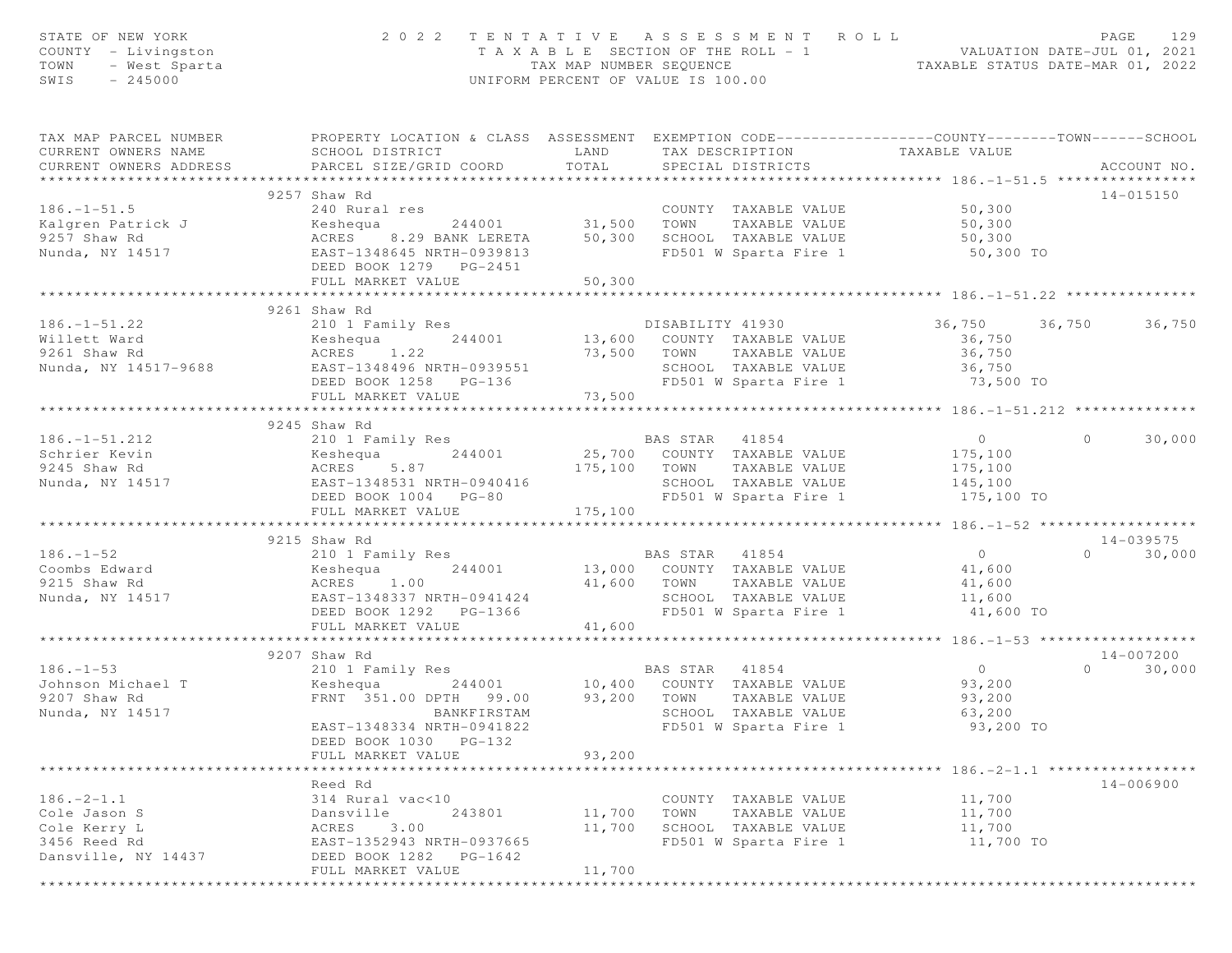STATE OF NEW YORK — 2 0 2 2 T E N T A T I V E A S S E S S M E N T R O L L
COUNTY - Livingston — T A X A B L E SECTION OF THE ROLL - 1 — VALUATION DATE-JUL 01, 2021
TOWN - West Sparta — TAX MAP NUMBER SEQUENCE — TAXABLE STATUS DATE-MAR 01, 2022
SWIS - 245000 — UNIFORM PERCENT OF VALUE IS 100.00

| TAX MAP PARCEL NUMBER / CURRENT OWNERS NAME / CURRENT OWNERS ADDRESS | PROPERTY LOCATION & CLASS / SCHOOL DISTRICT / PARCEL SIZE/GRID COORD | ASSESSMENT LAND / TOTAL | EXEMPTION CODE / TAX DESCRIPTION / SPECIAL DISTRICTS | COUNTY TAXABLE VALUE | TOWN | SCHOOL | ACCOUNT NO. |
|---|---|---|---|---|---|---|---|
| 186.-1-51.5 | 9257 Shaw Rd | | | | | | 14-015150 |
| 186.-1-51.5 | 240 Rural res | | COUNTY TAXABLE VALUE | 50,300 | | | |
| Kalgren Patrick J | Keshequa 244001 | 31,500 | TOWN TAXABLE VALUE | 50,300 | | | |
| 9257 Shaw Rd | ACRES 8.29 BANK LERETA | 50,300 | SCHOOL TAXABLE VALUE | 50,300 | | | |
| Nunda, NY 14517 | EAST-1348645 NRTH-0939813 | | FD501 W Sparta Fire 1 | 50,300 TO | | | |
| | DEED BOOK 1279 PG-2451 | | | | | | |
| | FULL MARKET VALUE | 50,300 | | | | | |
| 186.-1-51.22 | 9261 Shaw Rd | | | | | | |
| 186.-1-51.22 | 210 1 Family Res | | DISABILITY 41930 | 36,750 | 36,750 | 36,750 | |
| Willett Ward | Keshequa 244001 | 13,600 | COUNTY TAXABLE VALUE | 36,750 | | | |
| 9261 Shaw Rd | ACRES 1.22 | 73,500 | TOWN TAXABLE VALUE | 36,750 | | | |
| Nunda, NY 14517-9688 | EAST-1348496 NRTH-0939551 | | SCHOOL TAXABLE VALUE | 36,750 | | | |
| | DEED BOOK 1258 PG-136 | | FD501 W Sparta Fire 1 | 73,500 TO | | | |
| | FULL MARKET VALUE | 73,500 | | | | | |
| 186.-1-51.212 | 9245 Shaw Rd | | | | | | |
| 186.-1-51.212 | 210 1 Family Res | | BAS STAR 41854 | 0 | 0 | 30,000 | |
| Schrier Kevin | Keshequa 244001 | 25,700 | COUNTY TAXABLE VALUE | 175,100 | | | |
| 9245 Shaw Rd | ACRES 5.87 | 175,100 | TOWN TAXABLE VALUE | 175,100 | | | |
| Nunda, NY 14517 | EAST-1348531 NRTH-0940416 | | SCHOOL TAXABLE VALUE | 145,100 | | | |
| | DEED BOOK 1004 PG-80 | | FD501 W Sparta Fire 1 | 175,100 TO | | | |
| | FULL MARKET VALUE | 175,100 | | | | | |
| 186.-1-52 | 9215 Shaw Rd | | | | | | 14-039575 |
| 186.-1-52 | 210 1 Family Res | | BAS STAR 41854 | 0 | 0 | 30,000 | |
| Coombs Edward | Keshequa 244001 | 13,000 | COUNTY TAXABLE VALUE | 41,600 | | | |
| 9215 Shaw Rd | ACRES 1.00 | 41,600 | TOWN TAXABLE VALUE | 41,600 | | | |
| Nunda, NY 14517 | EAST-1348337 NRTH-0941424 | | SCHOOL TAXABLE VALUE | 11,600 | | | |
| | DEED BOOK 1292 PG-1366 | | FD501 W Sparta Fire 1 | 41,600 TO | | | |
| | FULL MARKET VALUE | 41,600 | | | | | |
| 186.-1-53 | 9207 Shaw Rd | | | | | | 14-007200 |
| 186.-1-53 | 210 1 Family Res | | BAS STAR 41854 | 0 | 0 | 30,000 | |
| Johnson Michael T | Keshequa 244001 | 10,400 | COUNTY TAXABLE VALUE | 93,200 | | | |
| 9207 Shaw Rd | FRNT 351.00 DPTH 99.00 | 93,200 | TOWN TAXABLE VALUE | 93,200 | | | |
| Nunda, NY 14517 | BANKFIRSTAM | | SCHOOL TAXABLE VALUE | 63,200 | | | |
| | EAST-1348334 NRTH-0941822 | | FD501 W Sparta Fire 1 | 93,200 TO | | | |
| | DEED BOOK 1030 PG-132 | | | | | | |
| | FULL MARKET VALUE | 93,200 | | | | | |
| 186.-2-1.1 | Reed Rd | | | | | | 14-006900 |
| 186.-2-1.1 | 314 Rural vac<10 | | COUNTY TAXABLE VALUE | 11,700 | | | |
| Cole Jason S | Dansville 243801 | 11,700 | TOWN TAXABLE VALUE | 11,700 | | | |
| Cole Kerry L | ACRES 3.00 | 11,700 | SCHOOL TAXABLE VALUE | 11,700 | | | |
| 3456 Reed Rd | EAST-1352943 NRTH-0937665 | | FD501 W Sparta Fire 1 | 11,700 TO | | | |
| Dansville, NY 14437 | DEED BOOK 1282 PG-1642 | | | | | | |
| | FULL MARKET VALUE | 11,700 | | | | | |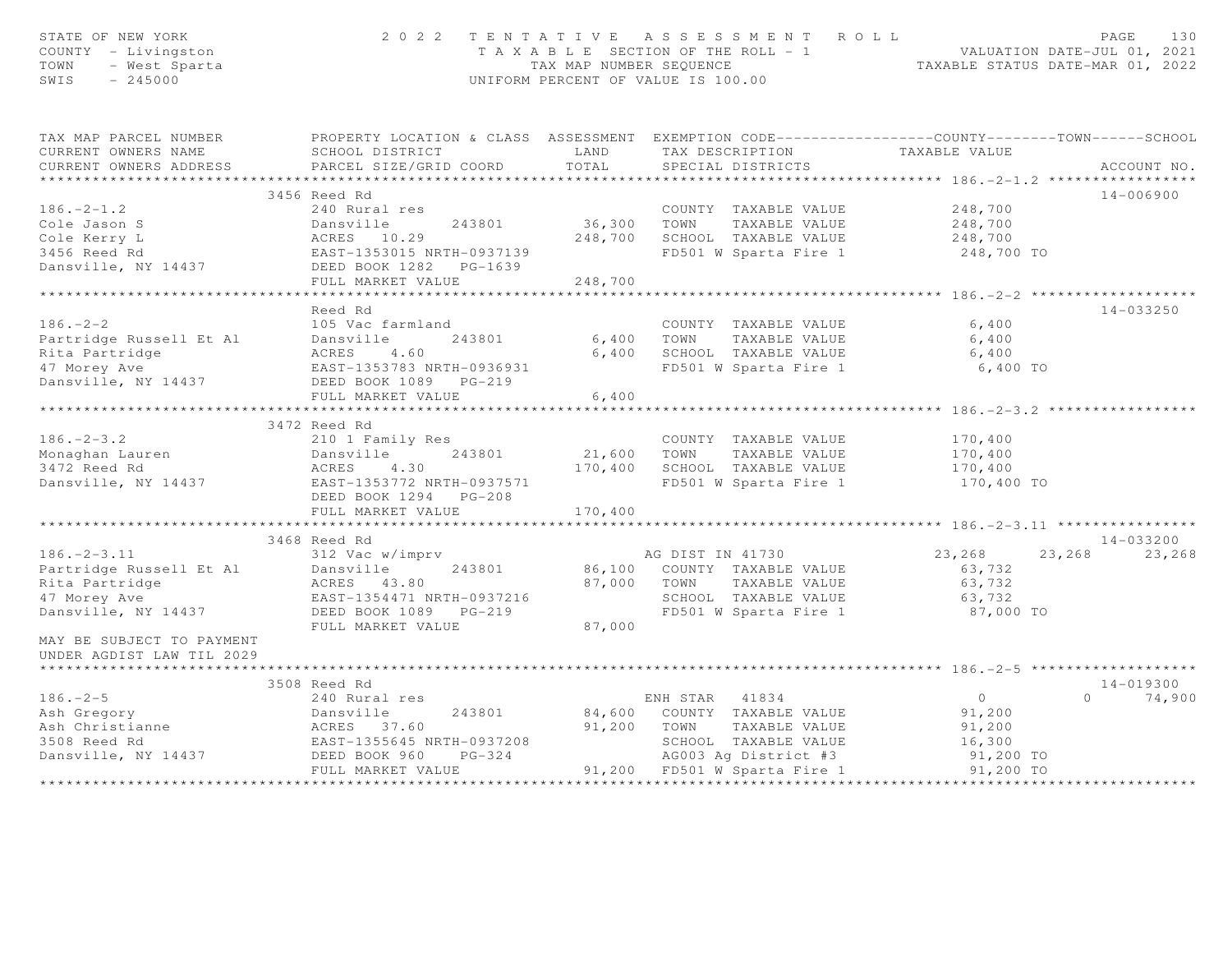STATE OF NEW YORK
COUNTY - Livingston
TOWN - West Sparta
SWIS - 245000

**2022 TENTATIVE ASSESSMENT ROLL**
TAXABLE SECTION OF THE ROLL - 1
TAX MAP NUMBER SEQUENCE
UNIFORM PERCENT OF VALUE IS 100.00

VALUATION DATE-JUL 01, 2021
TAXABLE STATUS DATE-MAR 01, 2022

| TAX MAP PARCEL NUMBER / CURRENT OWNERS NAME / CURRENT OWNERS ADDRESS | PROPERTY LOCATION & CLASS / SCHOOL DISTRICT / PARCEL SIZE/GRID COORD | ASSESSMENT LAND / TOTAL | EXEMPTION CODE / TAX DESCRIPTION / SPECIAL DISTRICTS | COUNTY TAXABLE VALUE | TOWN | SCHOOL | ACCOUNT NO. |
|---|---|---|---|---|---|---|---|
| **186.-2-1.2** | 3456 Reed Rd | | | | | | 14-006900 |
| 186.-2-1.2 | 240 Rural res | | COUNTY TAXABLE VALUE | 248,700 | | | |
| Cole Jason S | Dansville 243801 | 36,300 | TOWN TAXABLE VALUE | 248,700 | | | |
| Cole Kerry L | ACRES 10.29 | 248,700 | SCHOOL TAXABLE VALUE | 248,700 | | | |
| 3456 Reed Rd | EAST-1353015 NRTH-0937139 | | FD501 W Sparta Fire 1 | 248,700 TO | | | |
| Dansville, NY 14437 | DEED BOOK 1282 PG-1639 | | | | | | |
| | FULL MARKET VALUE | 248,700 | | | | | |
| **186.-2-2** | Reed Rd | | | | | | 14-033250 |
| 186.-2-2 | 105 Vac farmland | | COUNTY TAXABLE VALUE | 6,400 | | | |
| Partridge Russell Et Al | Dansville 243801 | 6,400 | TOWN TAXABLE VALUE | 6,400 | | | |
| Rita Partridge | ACRES 4.60 | 6,400 | SCHOOL TAXABLE VALUE | 6,400 | | | |
| 47 Morey Ave | EAST-1353783 NRTH-0936931 | | FD501 W Sparta Fire 1 | 6,400 TO | | | |
| Dansville, NY 14437 | DEED BOOK 1089 PG-219 | | | | | | |
| | FULL MARKET VALUE | 6,400 | | | | | |
| **186.-2-3.2** | 3472 Reed Rd | | | | | | |
| 186.-2-3.2 | 210 1 Family Res | | COUNTY TAXABLE VALUE | 170,400 | | | |
| Monaghan Lauren | Dansville 243801 | 21,600 | TOWN TAXABLE VALUE | 170,400 | | | |
| 3472 Reed Rd | ACRES 4.30 | 170,400 | SCHOOL TAXABLE VALUE | 170,400 | | | |
| Dansville, NY 14437 | EAST-1353772 NRTH-0937571 | | FD501 W Sparta Fire 1 | 170,400 TO | | | |
| | DEED BOOK 1294 PG-208 | | | | | | |
| | FULL MARKET VALUE | 170,400 | | | | | |
| **186.-2-3.11** | 3468 Reed Rd | | | | | | 14-033200 |
| 186.-2-3.11 | 312 Vac w/imprv | | AG DIST IN 41730 | 23,268 | 23,268 | 23,268 | |
| Partridge Russell Et Al | Dansville 243801 | 86,100 | COUNTY TAXABLE VALUE | 63,732 | | | |
| Rita Partridge | ACRES 43.80 | 87,000 | TOWN TAXABLE VALUE | 63,732 | | | |
| 47 Morey Ave | EAST-1354471 NRTH-0937216 | | SCHOOL TAXABLE VALUE | 63,732 | | | |
| Dansville, NY 14437 | DEED BOOK 1089 PG-219 | | FD501 W Sparta Fire 1 | 87,000 TO | | | |
| | FULL MARKET VALUE | 87,000 | | | | | |
| MAY BE SUBJECT TO PAYMENT UNDER AGDIST LAW TIL 2029 | | | | | | | |
| **186.-2-5** | 3508 Reed Rd | | | | | | 14-019300 |
| 186.-2-5 | 240 Rural res | | ENH STAR 41834 | 0 | 0 | 74,900 | |
| Ash Gregory | Dansville 243801 | 84,600 | COUNTY TAXABLE VALUE | 91,200 | | | |
| Ash Christianne | ACRES 37.60 | 91,200 | TOWN TAXABLE VALUE | 91,200 | | | |
| 3508 Reed Rd | EAST-1355645 NRTH-0937208 | | SCHOOL TAXABLE VALUE | 16,300 | | | |
| Dansville, NY 14437 | DEED BOOK 960 PG-324 | | AG003 Ag District #3 | 91,200 TO | | | |
| | FULL MARKET VALUE | 91,200 | FD501 W Sparta Fire 1 | 91,200 TO | | | |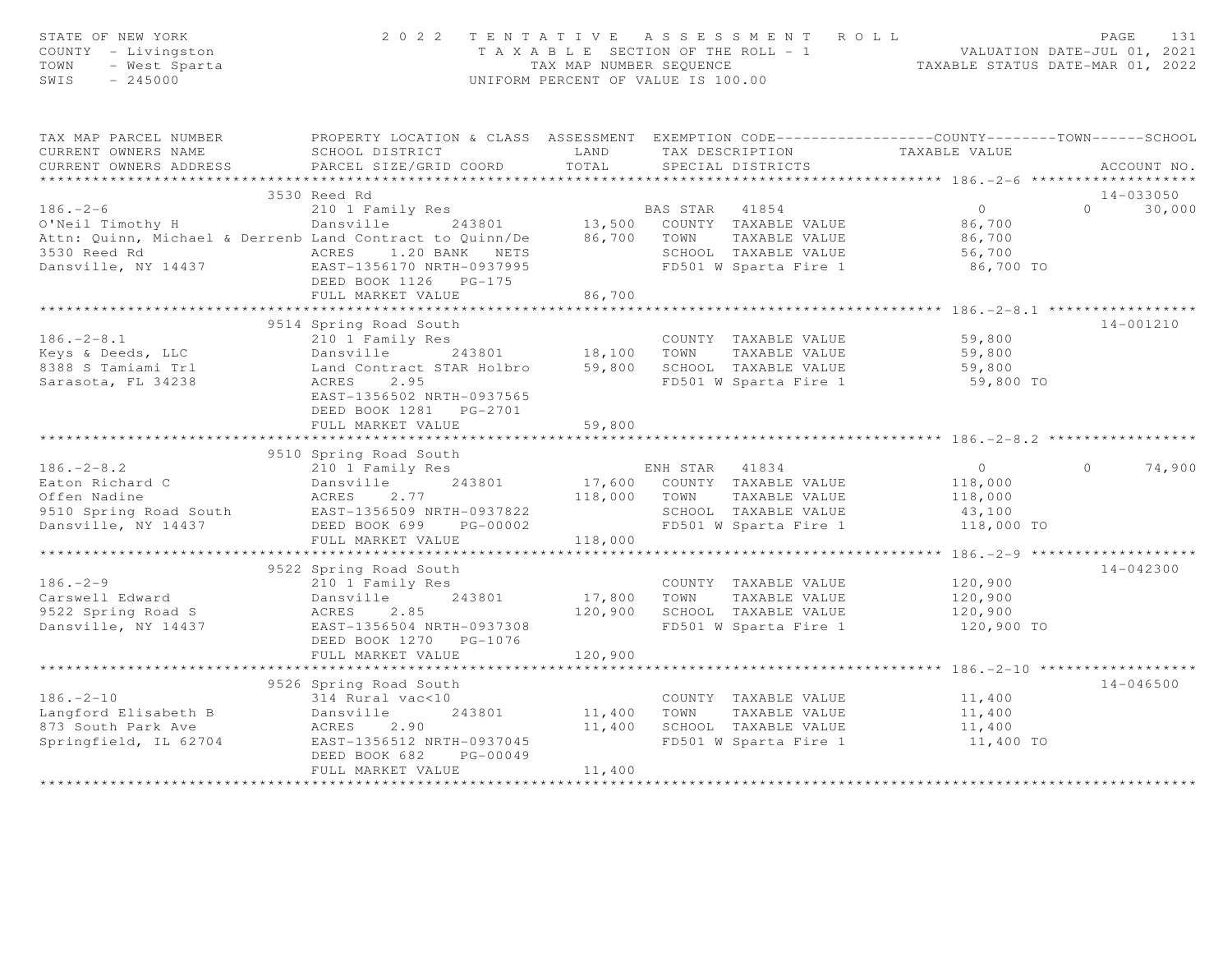STATE OF NEW YORK — 2022 TENTATIVE ASSESSMENT ROLL
COUNTY - Livingston — TAXABLE SECTION OF THE ROLL - 1 — VALUATION DATE-JUL 01, 2021
TOWN - West Sparta — TAX MAP NUMBER SEQUENCE — TAXABLE STATUS DATE-MAR 01, 2022
SWIS - 245000 — UNIFORM PERCENT OF VALUE IS 100.00

| TAX MAP PARCEL NUMBER / CURRENT OWNERS NAME / CURRENT OWNERS ADDRESS | PROPERTY LOCATION & CLASS / SCHOOL DISTRICT / PARCEL SIZE/GRID COORD | ASSESSMENT LAND / TOTAL | EXEMPTION CODE / TAX DESCRIPTION / SPECIAL DISTRICTS | COUNTY | TOWN | SCHOOL | ACCOUNT NO. |
|---|---|---|---|---|---|---|---|
| **186.-2-6** | 3530 Reed Rd | | | | | | 14-033050 |
| O'Neil Timothy H | 210 1 Family Res | | BAS STAR 41854 | 0 | 0 | 30,000 | |
| Attn: Quinn, Michael & Derrenb | Dansville 243801 | 13,500 | COUNTY TAXABLE VALUE | 86,700 | | | |
| 3530 Reed Rd | Land Contract to Quinn/De | 86,700 | TOWN TAXABLE VALUE | | 86,700 | | |
| Dansville, NY 14437 | ACRES 1.20 BANK NETS | | SCHOOL TAXABLE VALUE | | | 56,700 | |
| | EAST-1356170 NRTH-0937995 | | FD501 W Sparta Fire 1 | 86,700 TO | | | |
| | DEED BOOK 1126 PG-175 | | | | | | |
| | FULL MARKET VALUE | 86,700 | | | | | |
| **186.-2-8.1** | 9514 Spring Road South | | | | | | 14-001210 |
| Keys & Deeds, LLC | 210 1 Family Res | | COUNTY TAXABLE VALUE | 59,800 | | | |
| 8388 S Tamiami Trl | Dansville 243801 | 18,100 | TOWN TAXABLE VALUE | | 59,800 | | |
| Sarasota, FL 34238 | Land Contract STAR Holbro | 59,800 | SCHOOL TAXABLE VALUE | | | 59,800 | |
| | ACRES 2.95 | | FD501 W Sparta Fire 1 | 59,800 TO | | | |
| | EAST-1356502 NRTH-0937565 | | | | | | |
| | DEED BOOK 1281 PG-2701 | | | | | | |
| | FULL MARKET VALUE | 59,800 | | | | | |
| **186.-2-8.2** | 9510 Spring Road South | | | | | | |
| Eaton Richard C | 210 1 Family Res | | ENH STAR 41834 | 0 | 0 | 74,900 | |
| Offen Nadine | Dansville 243801 | 17,600 | COUNTY TAXABLE VALUE | 118,000 | | | |
| 9510 Spring Road South | ACRES 2.77 | 118,000 | TOWN TAXABLE VALUE | | 118,000 | | |
| Dansville, NY 14437 | EAST-1356509 NRTH-0937822 | | SCHOOL TAXABLE VALUE | | | 43,100 | |
| | DEED BOOK 699 PG-00002 | | FD501 W Sparta Fire 1 | 118,000 TO | | | |
| | FULL MARKET VALUE | 118,000 | | | | | |
| **186.-2-9** | 9522 Spring Road South | | | | | | 14-042300 |
| Carswell Edward | 210 1 Family Res | | COUNTY TAXABLE VALUE | 120,900 | | | |
| 9522 Spring Road S | Dansville 243801 | 17,800 | TOWN TAXABLE VALUE | | 120,900 | | |
| Dansville, NY 14437 | ACRES 2.85 | 120,900 | SCHOOL TAXABLE VALUE | | | 120,900 | |
| | EAST-1356504 NRTH-0937308 | | FD501 W Sparta Fire 1 | 120,900 TO | | | |
| | DEED BOOK 1270 PG-1076 | | | | | | |
| | FULL MARKET VALUE | 120,900 | | | | | |
| **186.-2-10** | 9526 Spring Road South | | | | | | 14-046500 |
| Langford Elisabeth B | 314 Rural vac<10 | | COUNTY TAXABLE VALUE | 11,400 | | | |
| 873 South Park Ave | Dansville 243801 | 11,400 | TOWN TAXABLE VALUE | | 11,400 | | |
| Springfield, IL 62704 | ACRES 2.90 | 11,400 | SCHOOL TAXABLE VALUE | | | 11,400 | |
| | EAST-1356512 NRTH-0937045 | | FD501 W Sparta Fire 1 | 11,400 TO | | | |
| | DEED BOOK 682 PG-00049 | | | | | | |
| | FULL MARKET VALUE | 11,400 | | | | | |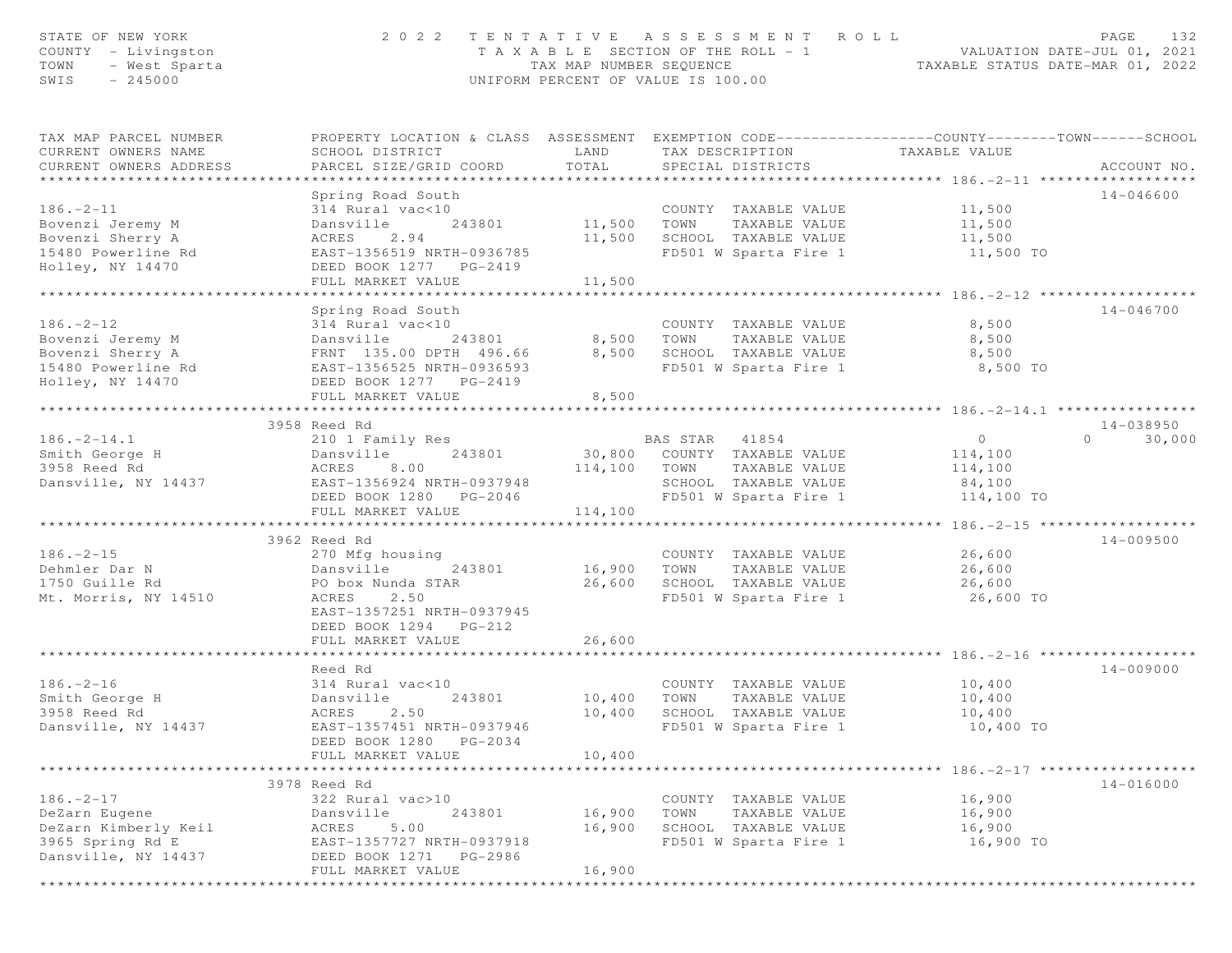STATE OF NEW YORK
COUNTY - Livingston
TOWN - West Sparta
SWIS - 245000

# 2022 TENTATIVE ASSESSMENT ROLL

TAXABLE SECTION OF THE ROLL - 1
TAX MAP NUMBER SEQUENCE
UNIFORM PERCENT OF VALUE IS 100.00

VALUATION DATE-JUL 01, 2021
TAXABLE STATUS DATE-MAR 01, 2022

| TAX MAP PARCEL NUMBER / CURRENT OWNERS NAME / CURRENT OWNERS ADDRESS | PROPERTY LOCATION & CLASS / SCHOOL DISTRICT / PARCEL SIZE/GRID COORD | ASSESSMENT LAND | TOTAL | EXEMPTION CODE / TAX DESCRIPTION / SPECIAL DISTRICTS | COUNTY TAXABLE VALUE | TOWN | SCHOOL | ACCOUNT NO. |
|---|---|---|---|---|---|---|---|---|
| 186.-2-11 | Spring Road South | | | | | | | 14-046600 |
| 186.-2-11 | 314 Rural vac<10 | | | COUNTY TAXABLE VALUE | 11,500 | | | |
| Bovenzi Jeremy M | Dansville 243801 | 11,500 | | TOWN TAXABLE VALUE | 11,500 | | | |
| Bovenzi Sherry A | ACRES 2.94 | | 11,500 | SCHOOL TAXABLE VALUE | 11,500 | | | |
| 15480 Powerline Rd | EAST-1356519 NRTH-0936785 | | | FD501 W Sparta Fire 1 | 11,500 TO | | | |
| Holley, NY 14470 | DEED BOOK 1277 PG-2419 | | | | | | | |
| | FULL MARKET VALUE | | 11,500 | | | | | |
| 186.-2-12 | Spring Road South | | | | | | | 14-046700 |
| 186.-2-12 | 314 Rural vac<10 | | | COUNTY TAXABLE VALUE | 8,500 | | | |
| Bovenzi Jeremy M | Dansville 243801 | 8,500 | | TOWN TAXABLE VALUE | 8,500 | | | |
| Bovenzi Sherry A | FRNT 135.00 DPTH 496.66 | | 8,500 | SCHOOL TAXABLE VALUE | 8,500 | | | |
| 15480 Powerline Rd | EAST-1356525 NRTH-0936593 | | | FD501 W Sparta Fire 1 | 8,500 TO | | | |
| Holley, NY 14470 | DEED BOOK 1277 PG-2419 | | | | | | | |
| | FULL MARKET VALUE | | 8,500 | | | | | |
| 186.-2-14.1 | 3958 Reed Rd | | | | | | | 14-038950 |
| 186.-2-14.1 | 210 1 Family Res | | | BAS STAR 41854 | 0 | 0 | 30,000 | |
| Smith George H | Dansville 243801 | 30,800 | | COUNTY TAXABLE VALUE | 114,100 | | | |
| 3958 Reed Rd | ACRES 8.00 | | 114,100 | TOWN TAXABLE VALUE | 114,100 | | | |
| Dansville, NY 14437 | EAST-1356924 NRTH-0937948 | | | SCHOOL TAXABLE VALUE | 84,100 | | | |
| | DEED BOOK 1280 PG-2046 | | | FD501 W Sparta Fire 1 | 114,100 TO | | | |
| | FULL MARKET VALUE | | 114,100 | | | | | |
| 186.-2-15 | 3962 Reed Rd | | | | | | | 14-009500 |
| 186.-2-15 | 270 Mfg housing | | | COUNTY TAXABLE VALUE | 26,600 | | | |
| Dehmler Dar N | Dansville 243801 | 16,900 | | TOWN TAXABLE VALUE | 26,600 | | | |
| 1750 Guille Rd | PO box Nunda STAR | | 26,600 | SCHOOL TAXABLE VALUE | 26,600 | | | |
| Mt. Morris, NY 14510 | ACRES 2.50 | | | FD501 W Sparta Fire 1 | 26,600 TO | | | |
| | EAST-1357251 NRTH-0937945 | | | | | | | |
| | DEED BOOK 1294 PG-212 | | | | | | | |
| | FULL MARKET VALUE | | 26,600 | | | | | |
| 186.-2-16 | Reed Rd | | | | | | | 14-009000 |
| 186.-2-16 | 314 Rural vac<10 | | | COUNTY TAXABLE VALUE | 10,400 | | | |
| Smith George H | Dansville 243801 | 10,400 | | TOWN TAXABLE VALUE | 10,400 | | | |
| 3958 Reed Rd | ACRES 2.50 | | 10,400 | SCHOOL TAXABLE VALUE | 10,400 | | | |
| Dansville, NY 14437 | EAST-1357451 NRTH-0937946 | | | FD501 W Sparta Fire 1 | 10,400 TO | | | |
| | DEED BOOK 1280 PG-2034 | | | | | | | |
| | FULL MARKET VALUE | | 10,400 | | | | | |
| 186.-2-17 | 3978 Reed Rd | | | | | | | 14-016000 |
| 186.-2-17 | 322 Rural vac>10 | | | COUNTY TAXABLE VALUE | 16,900 | | | |
| DeZarn Eugene | Dansville 243801 | 16,900 | | TOWN TAXABLE VALUE | 16,900 | | | |
| DeZarn Kimberly Keil | ACRES 5.00 | | 16,900 | SCHOOL TAXABLE VALUE | 16,900 | | | |
| 3965 Spring Rd E | EAST-1357727 NRTH-0937918 | | | FD501 W Sparta Fire 1 | 16,900 TO | | | |
| Dansville, NY 14437 | DEED BOOK 1271 PG-2986 | | | | | | | |
| | FULL MARKET VALUE | | 16,900 | | | | | |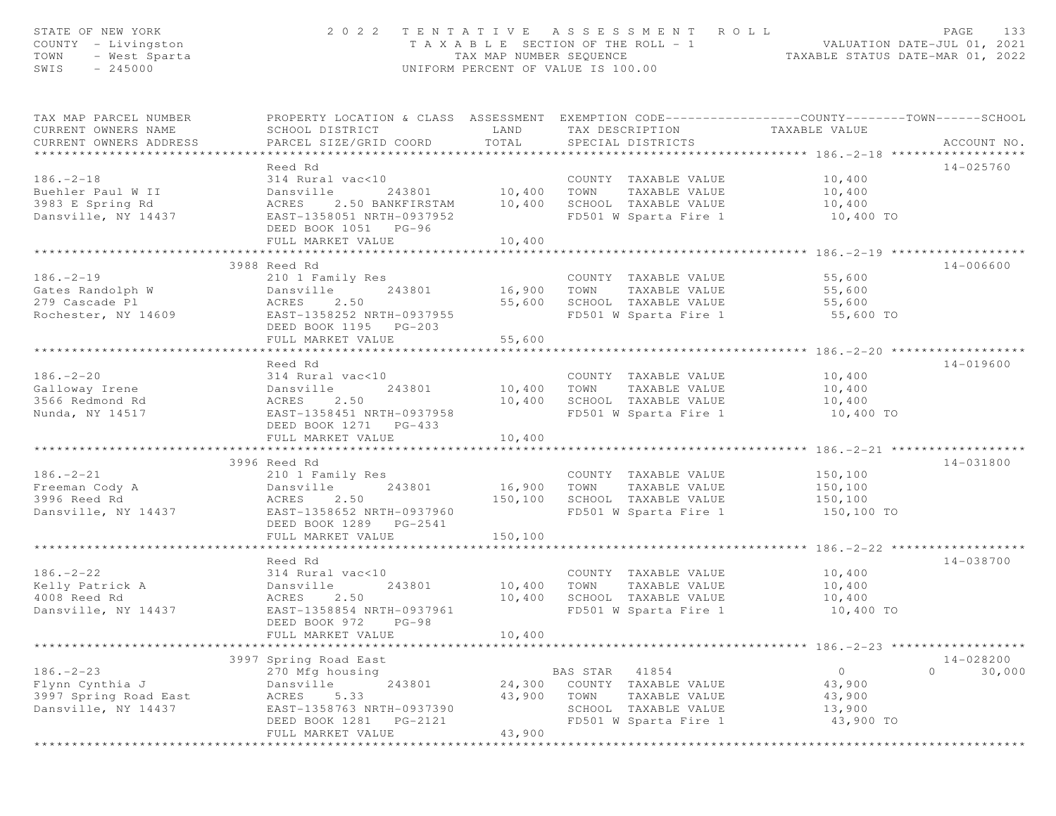STATE OF NEW YORK
COUNTY - Livingston
TOWN - West Sparta
SWIS - 245000

# 2022 TENTATIVE ASSESSMENT ROLL

TAXABLE SECTION OF THE ROLL - 1
TAX MAP NUMBER SEQUENCE
UNIFORM PERCENT OF VALUE IS 100.00

VALUATION DATE-JUL 01, 2021
TAXABLE STATUS DATE-MAR 01, 2022

| TAX MAP PARCEL NUMBER / CURRENT OWNERS NAME / CURRENT OWNERS ADDRESS | PROPERTY LOCATION & CLASS / SCHOOL DISTRICT / PARCEL SIZE/GRID COORD | ASSESSMENT LAND | TOTAL | EXEMPTION CODE / TAX DESCRIPTION / SPECIAL DISTRICTS | COUNTY | TOWN | SCHOOL | ACCOUNT NO. |
|---|---|---|---|---|---|---|---|---|
| 186.-2-18 | Reed Rd | | | | | | | 14-025760 |
| 186.-2-18 | 314 Rural vac<10 | | | COUNTY TAXABLE VALUE | 10,400 | | | |
| Buehler Paul W II | Dansville 243801 | 10,400 | | TOWN TAXABLE VALUE | | 10,400 | | |
| 3983 E Spring Rd | ACRES 2.50 BANKFIRSTAM | | 10,400 | SCHOOL TAXABLE VALUE | | | 10,400 | |
| Dansville, NY 14437 | EAST-1358051 NRTH-0937952 | | | FD501 W Sparta Fire 1 | 10,400 TO | | | |
| | DEED BOOK 1051 PG-96 | | | | | | | |
| | FULL MARKET VALUE | | 10,400 | | | | | |
| 186.-2-19 | 3988 Reed Rd | | | | | | | 14-006600 |
| 186.-2-19 | 210 1 Family Res | | | COUNTY TAXABLE VALUE | 55,600 | | | |
| Gates Randolph W | Dansville 243801 | 16,900 | | TOWN TAXABLE VALUE | | 55,600 | | |
| 279 Cascade Pl | ACRES 2.50 | | 55,600 | SCHOOL TAXABLE VALUE | | | 55,600 | |
| Rochester, NY 14609 | EAST-1358252 NRTH-0937955 | | | FD501 W Sparta Fire 1 | 55,600 TO | | | |
| | DEED BOOK 1195 PG-203 | | | | | | | |
| | FULL MARKET VALUE | | 55,600 | | | | | |
| 186.-2-20 | Reed Rd | | | | | | | 14-019600 |
| 186.-2-20 | 314 Rural vac<10 | | | COUNTY TAXABLE VALUE | 10,400 | | | |
| Galloway Irene | Dansville 243801 | 10,400 | | TOWN TAXABLE VALUE | | 10,400 | | |
| 3566 Redmond Rd | ACRES 2.50 | | 10,400 | SCHOOL TAXABLE VALUE | | | 10,400 | |
| Nunda, NY 14517 | EAST-1358451 NRTH-0937958 | | | FD501 W Sparta Fire 1 | 10,400 TO | | | |
| | DEED BOOK 1271 PG-433 | | | | | | | |
| | FULL MARKET VALUE | | 10,400 | | | | | |
| 186.-2-21 | 3996 Reed Rd | | | | | | | 14-031800 |
| 186.-2-21 | 210 1 Family Res | | | COUNTY TAXABLE VALUE | 150,100 | | | |
| Freeman Cody A | Dansville 243801 | 16,900 | | TOWN TAXABLE VALUE | | 150,100 | | |
| 3996 Reed Rd | ACRES 2.50 | | 150,100 | SCHOOL TAXABLE VALUE | | | 150,100 | |
| Dansville, NY 14437 | EAST-1358652 NRTH-0937960 | | | FD501 W Sparta Fire 1 | 150,100 TO | | | |
| | DEED BOOK 1289 PG-2541 | | | | | | | |
| | FULL MARKET VALUE | | 150,100 | | | | | |
| 186.-2-22 | Reed Rd | | | | | | | 14-038700 |
| 186.-2-22 | 314 Rural vac<10 | | | COUNTY TAXABLE VALUE | 10,400 | | | |
| Kelly Patrick A | Dansville 243801 | 10,400 | | TOWN TAXABLE VALUE | | 10,400 | | |
| 4008 Reed Rd | ACRES 2.50 | | 10,400 | SCHOOL TAXABLE VALUE | | | 10,400 | |
| Dansville, NY 14437 | EAST-1358854 NRTH-0937961 | | | FD501 W Sparta Fire 1 | 10,400 TO | | | |
| | DEED BOOK 972 PG-98 | | | | | | | |
| | FULL MARKET VALUE | | 10,400 | | | | | |
| 186.-2-23 | 3997 Spring Road East | | | | | | | 14-028200 |
| 186.-2-23 | 270 Mfg housing | | | BAS STAR 41854 | 0 | 0 | 30,000 | |
| Flynn Cynthia J | Dansville 243801 | 24,300 | | COUNTY TAXABLE VALUE | 43,900 | | | |
| 3997 Spring Road East | ACRES 5.33 | | 43,900 | TOWN TAXABLE VALUE | | 43,900 | | |
| Dansville, NY 14437 | EAST-1358763 NRTH-0937390 | | | SCHOOL TAXABLE VALUE | | | 13,900 | |
| | DEED BOOK 1281 PG-2121 | | | FD501 W Sparta Fire 1 | 43,900 TO | | | |
| | FULL MARKET VALUE | | 43,900 | | | | | |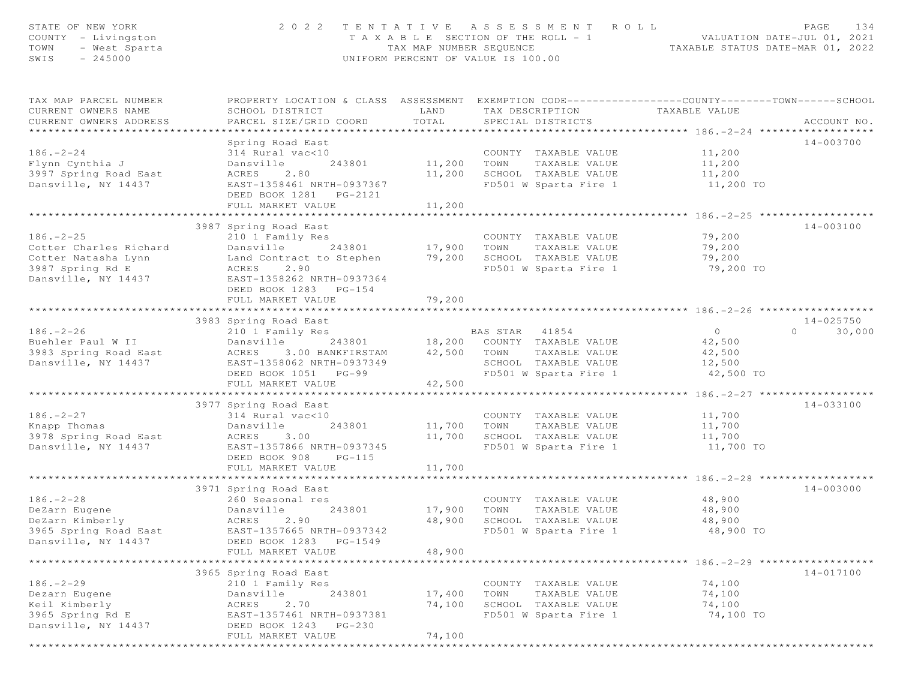STATE OF NEW YORK · COUNTY - Livingston · TOWN - West Sparta · SWIS - 245000

# 2022 TENTATIVE ASSESSMENT ROLL

TAXABLE SECTION OF THE ROLL - 1 · TAX MAP NUMBER SEQUENCE · UNIFORM PERCENT OF VALUE IS 100.00

VALUATION DATE-JUL 01, 2021 · TAXABLE STATUS DATE-MAR 01, 2022

| TAX MAP PARCEL NUMBER / CURRENT OWNERS NAME / CURRENT OWNERS ADDRESS | PROPERTY LOCATION & CLASS / SCHOOL DISTRICT / PARCEL SIZE/GRID COORD | ASSESSMENT LAND / TOTAL | EXEMPTION CODE / TAX DESCRIPTION / SPECIAL DISTRICTS | COUNTY | TOWN | SCHOOL | ACCOUNT NO. |
|---|---|---|---|---|---|---|---|
| **186.-2-24** | Spring Road East | | | | | | 14-003700 |
| Flynn Cynthia J | 314 Rural vac<10 | | COUNTY TAXABLE VALUE | 11,200 | | | |
| 3997 Spring Road East | Dansville 243801 | 11,200 | TOWN TAXABLE VALUE | | 11,200 | | |
| Dansville, NY 14437 | ACRES 2.80 | 11,200 | SCHOOL TAXABLE VALUE | | | 11,200 | |
| | EAST-1358461 NRTH-0937367 | | FD501 W Sparta Fire 1 | 11,200 TO | | | |
| | DEED BOOK 1281 PG-2121 | | | | | | |
| | FULL MARKET VALUE | 11,200 | | | | | |
| **186.-2-25** | 3987 Spring Road East | | | | | | 14-003100 |
| Cotter Charles Richard | 210 1 Family Res | | COUNTY TAXABLE VALUE | 79,200 | | | |
| Cotter Natasha Lynn | Dansville 243801 | 17,900 | TOWN TAXABLE VALUE | | 79,200 | | |
| 3987 Spring Rd E | Land Contract to Stephen | 79,200 | SCHOOL TAXABLE VALUE | | | 79,200 | |
| Dansville, NY 14437 | ACRES 2.90 | | FD501 W Sparta Fire 1 | 79,200 TO | | | |
| | EAST-1358262 NRTH-0937364 | | | | | | |
| | DEED BOOK 1283 PG-154 | | | | | | |
| | FULL MARKET VALUE | 79,200 | | | | | |
| **186.-2-26** | 3983 Spring Road East | | | | | | 14-025750 |
| Buehler Paul W II | 210 1 Family Res | | BAS STAR 41854 | 0 | 0 | 30,000 | |
| 3983 Spring Road East | Dansville 243801 | 18,200 | COUNTY TAXABLE VALUE | 42,500 | | | |
| Dansville, NY 14437 | ACRES 3.00 BANKFIRSTAM | 42,500 | TOWN TAXABLE VALUE | | 42,500 | | |
| | EAST-1358062 NRTH-0937349 | | SCHOOL TAXABLE VALUE | | | 12,500 | |
| | DEED BOOK 1051 PG-99 | | FD501 W Sparta Fire 1 | 42,500 TO | | | |
| | FULL MARKET VALUE | 42,500 | | | | | |
| **186.-2-27** | 3977 Spring Road East | | | | | | 14-033100 |
| Knapp Thomas | 314 Rural vac<10 | | COUNTY TAXABLE VALUE | 11,700 | | | |
| 3978 Spring Road East | Dansville 243801 | 11,700 | TOWN TAXABLE VALUE | | 11,700 | | |
| Dansville, NY 14437 | ACRES 3.00 | 11,700 | SCHOOL TAXABLE VALUE | | | 11,700 | |
| | EAST-1357866 NRTH-0937345 | | FD501 W Sparta Fire 1 | 11,700 TO | | | |
| | DEED BOOK 908 PG-115 | | | | | | |
| | FULL MARKET VALUE | 11,700 | | | | | |
| **186.-2-28** | 3971 Spring Road East | | | | | | 14-003000 |
| DeZarn Eugene | 260 Seasonal res | | COUNTY TAXABLE VALUE | 48,900 | | | |
| DeZarn Kimberly | Dansville 243801 | 17,900 | TOWN TAXABLE VALUE | | 48,900 | | |
| 3965 Spring Road East | ACRES 2.90 | 48,900 | SCHOOL TAXABLE VALUE | | | 48,900 | |
| Dansville, NY 14437 | EAST-1357665 NRTH-0937342 | | FD501 W Sparta Fire 1 | 48,900 TO | | | |
| | DEED BOOK 1283 PG-1549 | | | | | | |
| | FULL MARKET VALUE | 48,900 | | | | | |
| **186.-2-29** | 3965 Spring Road East | | | | | | 14-017100 |
| Dezarn Eugene | 210 1 Family Res | | COUNTY TAXABLE VALUE | 74,100 | | | |
| Keil Kimberly | Dansville 243801 | 17,400 | TOWN TAXABLE VALUE | | 74,100 | | |
| 3965 Spring Rd E | ACRES 2.70 | 74,100 | SCHOOL TAXABLE VALUE | | | 74,100 | |
| Dansville, NY 14437 | EAST-1357461 NRTH-0937381 | | FD501 W Sparta Fire 1 | 74,100 TO | | | |
| | DEED BOOK 1243 PG-230 | | | | | | |
| | FULL MARKET VALUE | 74,100 | | | | | |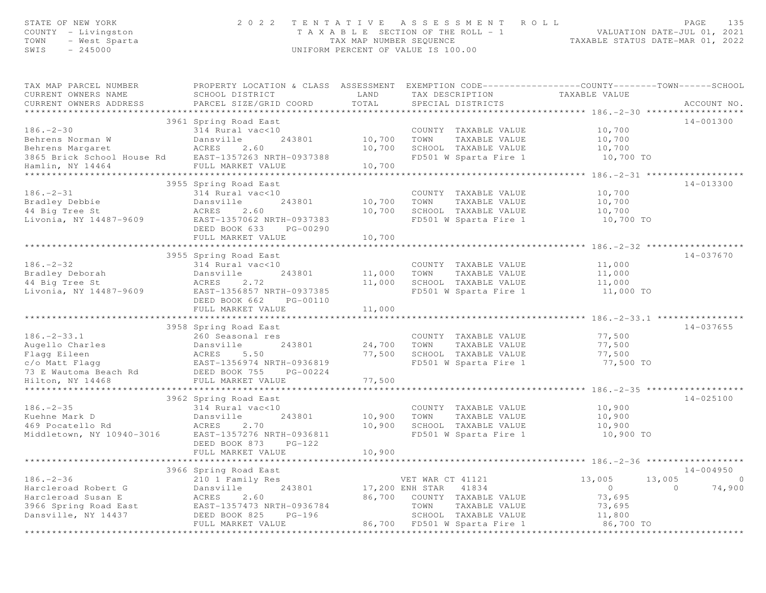STATE OF NEW YORK
COUNTY - Livingston
TOWN - West Sparta
SWIS - 245000

2022 TENTATIVE ASSESSMENT ROLL
TAXABLE SECTION OF THE ROLL - 1
TAX MAP NUMBER SEQUENCE
UNIFORM PERCENT OF VALUE IS 100.00

VALUATION DATE-JUL 01, 2021
TAXABLE STATUS DATE-MAR 01, 2022

| TAX MAP PARCEL NUMBER / CURRENT OWNERS NAME / CURRENT OWNERS ADDRESS | PROPERTY LOCATION & CLASS / SCHOOL DISTRICT / PARCEL SIZE/GRID COORD | ASSESSMENT LAND | TOTAL | EXEMPTION CODE / TAX DESCRIPTION / SPECIAL DISTRICTS | COUNTY TAXABLE VALUE | TOWN | SCHOOL | ACCOUNT NO. |
|---|---|---|---|---|---|---|---|---|
| 186.-2-30 | 3961 Spring Road East | | | | | | | 14-001300 |
| 186.-2-30 | 314 Rural vac<10 | | | COUNTY TAXABLE VALUE | 10,700 | | | |
| Behrens Norman W | Dansville 243801 | 10,700 | | TOWN TAXABLE VALUE | 10,700 | | | |
| Behrens Margaret | ACRES 2.60 | | 10,700 | SCHOOL TAXABLE VALUE | 10,700 | | | |
| 3865 Brick School House Rd | EAST-1357263 NRTH-0937388 | | | FD501 W Sparta Fire 1 | 10,700 TO | | | |
| Hamlin, NY 14464 | FULL MARKET VALUE | | 10,700 | | | | | |
| 186.-2-31 | 3955 Spring Road East | | | | | | | 14-013300 |
| 186.-2-31 | 314 Rural vac<10 | | | COUNTY TAXABLE VALUE | 10,700 | | | |
| Bradley Debbie | Dansville 243801 | 10,700 | | TOWN TAXABLE VALUE | 10,700 | | | |
| 44 Big Tree St | ACRES 2.60 | | 10,700 | SCHOOL TAXABLE VALUE | 10,700 | | | |
| Livonia, NY 14487-9609 | EAST-1357062 NRTH-0937383 | | | FD501 W Sparta Fire 1 | 10,700 TO | | | |
| | DEED BOOK 633 PG-00290 | | | | | | | |
| | FULL MARKET VALUE | | 10,700 | | | | | |
| 186.-2-32 | 3955 Spring Road East | | | | | | | 14-037670 |
| 186.-2-32 | 314 Rural vac<10 | | | COUNTY TAXABLE VALUE | 11,000 | | | |
| Bradley Deborah | Dansville 243801 | 11,000 | | TOWN TAXABLE VALUE | 11,000 | | | |
| 44 Big Tree St | ACRES 2.72 | | 11,000 | SCHOOL TAXABLE VALUE | 11,000 | | | |
| Livonia, NY 14487-9609 | EAST-1356857 NRTH-0937385 | | | FD501 W Sparta Fire 1 | 11,000 TO | | | |
| | DEED BOOK 662 PG-00110 | | | | | | | |
| | FULL MARKET VALUE | | 11,000 | | | | | |
| 186.-2-33.1 | 3958 Spring Road East | | | | | | | 14-037655 |
| 186.-2-33.1 | 260 Seasonal res | | | COUNTY TAXABLE VALUE | 77,500 | | | |
| Augello Charles | Dansville 243801 | 24,700 | | TOWN TAXABLE VALUE | 77,500 | | | |
| Flagg Eileen | ACRES 5.50 | | 77,500 | SCHOOL TAXABLE VALUE | 77,500 | | | |
| c/o Matt Flagg | EAST-1356974 NRTH-0936819 | | | FD501 W Sparta Fire 1 | 77,500 TO | | | |
| 73 E Wautoma Beach Rd | DEED BOOK 755 PG-00224 | | | | | | | |
| Hilton, NY 14468 | FULL MARKET VALUE | | 77,500 | | | | | |
| 186.-2-35 | 3962 Spring Road East | | | | | | | 14-025100 |
| 186.-2-35 | 314 Rural vac<10 | | | COUNTY TAXABLE VALUE | 10,900 | | | |
| Kuehne Mark D | Dansville 243801 | 10,900 | | TOWN TAXABLE VALUE | 10,900 | | | |
| 469 Pocatello Rd | ACRES 2.70 | | 10,900 | SCHOOL TAXABLE VALUE | 10,900 | | | |
| Middletown, NY 10940-3016 | EAST-1357276 NRTH-0936811 | | | FD501 W Sparta Fire 1 | 10,900 TO | | | |
| | DEED BOOK 873 PG-122 | | | | | | | |
| | FULL MARKET VALUE | | 10,900 | | | | | |
| 186.-2-36 | 3966 Spring Road East | | | | | | | 14-004950 |
| 186.-2-36 | 210 1 Family Res | | | VET WAR CT 41121 | 13,005 | 13,005 | 0 | |
| Harcleroad Robert G | Dansville 243801 | 17,200 | | ENH STAR 41834 | 0 | 0 | 74,900 | |
| Harcleroad Susan E | ACRES 2.60 | | 86,700 | COUNTY TAXABLE VALUE | 73,695 | | | |
| 3966 Spring Road East | EAST-1357473 NRTH-0936784 | | | TOWN TAXABLE VALUE | 73,695 | | | |
| Dansville, NY 14437 | DEED BOOK 825 PG-196 | | | SCHOOL TAXABLE VALUE | 11,800 | | | |
| | FULL MARKET VALUE | | 86,700 | FD501 W Sparta Fire 1 | 86,700 TO | | | |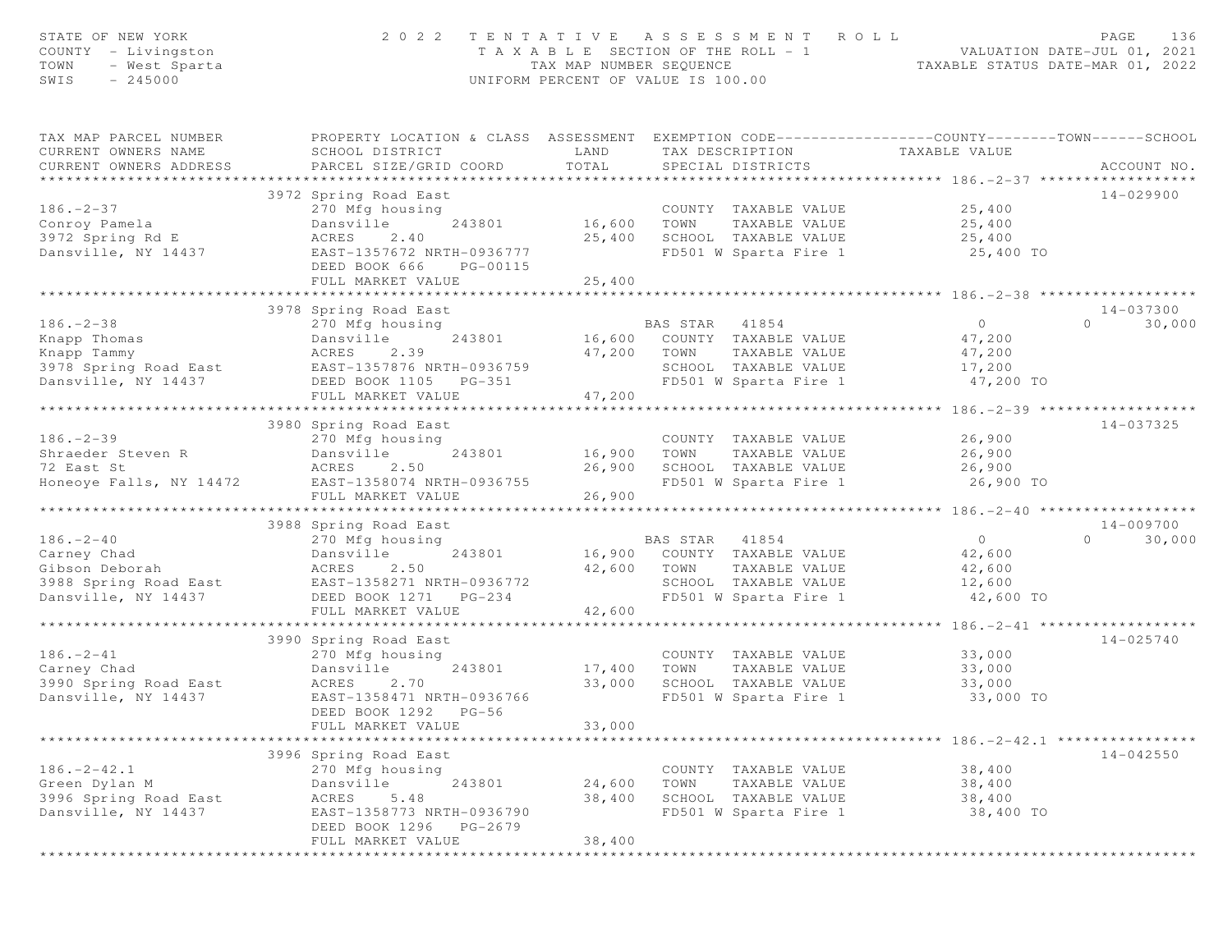STATE OF NEW YORK — 2022 TENTATIVE ASSESSMENT ROLL — VALUATION DATE-JUL 01, 2021
COUNTY - Livingston — TAXABLE SECTION OF THE ROLL - 1 — TAXABLE STATUS DATE-MAR 01, 2022
TOWN - West Sparta — TAX MAP NUMBER SEQUENCE
SWIS - 245000 — UNIFORM PERCENT OF VALUE IS 100.00

| TAX MAP PARCEL NUMBER / CURRENT OWNERS NAME / CURRENT OWNERS ADDRESS | PROPERTY LOCATION & CLASS / SCHOOL DISTRICT / PARCEL SIZE/GRID COORD | ASSESSMENT LAND / TOTAL | EXEMPTION CODE / TAX DESCRIPTION / SPECIAL DISTRICTS | COUNTY | TOWN | SCHOOL | ACCOUNT NO. |
|---|---|---|---|---|---|---|---|
| 186.-2-37 | 3972 Spring Road East | | | | | | 14-029900 |
| 186.-2-37 | 270 Mfg housing | | COUNTY TAXABLE VALUE | 25,400 | | | |
| Conroy Pamela | Dansville 243801 | 16,600 | TOWN TAXABLE VALUE | | 25,400 | | |
| 3972 Spring Rd E | ACRES 2.40 | 25,400 | SCHOOL TAXABLE VALUE | | | 25,400 | |
| Dansville, NY 14437 | EAST-1357672 NRTH-0936777 | | FD501 W Sparta Fire 1 | 25,400 TO | | | |
| | DEED BOOK 666 PG-00115 | | | | | | |
| | FULL MARKET VALUE | 25,400 | | | | | |
| 186.-2-38 | 3978 Spring Road East | | | | | | 14-037300 |
| 186.-2-38 | 270 Mfg housing | | BAS STAR 41854 | 0 | 0 | 30,000 | |
| Knapp Thomas | Dansville 243801 | 16,600 | COUNTY TAXABLE VALUE | 47,200 | | | |
| Knapp Tammy | ACRES 2.39 | 47,200 | TOWN TAXABLE VALUE | | 47,200 | | |
| 3978 Spring Road East | EAST-1357876 NRTH-0936759 | | SCHOOL TAXABLE VALUE | | | 17,200 | |
| Dansville, NY 14437 | DEED BOOK 1105 PG-351 | | FD501 W Sparta Fire 1 | 47,200 TO | | | |
| | FULL MARKET VALUE | 47,200 | | | | | |
| 186.-2-39 | 3980 Spring Road East | | | | | | 14-037325 |
| 186.-2-39 | 270 Mfg housing | | COUNTY TAXABLE VALUE | 26,900 | | | |
| Shraeder Steven R | Dansville 243801 | 16,900 | TOWN TAXABLE VALUE | | 26,900 | | |
| 72 East St | ACRES 2.50 | 26,900 | SCHOOL TAXABLE VALUE | | | 26,900 | |
| Honeoye Falls, NY 14472 | EAST-1358074 NRTH-0936755 | | FD501 W Sparta Fire 1 | 26,900 TO | | | |
| | FULL MARKET VALUE | 26,900 | | | | | |
| 186.-2-40 | 3988 Spring Road East | | | | | | 14-009700 |
| 186.-2-40 | 270 Mfg housing | | BAS STAR 41854 | 0 | 0 | 30,000 | |
| Carney Chad | Dansville 243801 | 16,900 | COUNTY TAXABLE VALUE | 42,600 | | | |
| Gibson Deborah | ACRES 2.50 | 42,600 | TOWN TAXABLE VALUE | | 42,600 | | |
| 3988 Spring Road East | EAST-1358271 NRTH-0936772 | | SCHOOL TAXABLE VALUE | | | 12,600 | |
| Dansville, NY 14437 | DEED BOOK 1271 PG-234 | | FD501 W Sparta Fire 1 | 42,600 TO | | | |
| | FULL MARKET VALUE | 42,600 | | | | | |
| 186.-2-41 | 3990 Spring Road East | | | | | | 14-025740 |
| 186.-2-41 | 270 Mfg housing | | COUNTY TAXABLE VALUE | 33,000 | | | |
| Carney Chad | Dansville 243801 | 17,400 | TOWN TAXABLE VALUE | | 33,000 | | |
| 3990 Spring Road East | ACRES 2.70 | 33,000 | SCHOOL TAXABLE VALUE | | | 33,000 | |
| Dansville, NY 14437 | EAST-1358471 NRTH-0936766 | | FD501 W Sparta Fire 1 | 33,000 TO | | | |
| | DEED BOOK 1292 PG-56 | | | | | | |
| | FULL MARKET VALUE | 33,000 | | | | | |
| 186.-2-42.1 | 3996 Spring Road East | | | | | | 14-042550 |
| 186.-2-42.1 | 270 Mfg housing | | COUNTY TAXABLE VALUE | 38,400 | | | |
| Green Dylan M | Dansville 243801 | 24,600 | TOWN TAXABLE VALUE | | 38,400 | | |
| 3996 Spring Road East | ACRES 5.48 | 38,400 | SCHOOL TAXABLE VALUE | | | 38,400 | |
| Dansville, NY 14437 | EAST-1358773 NRTH-0936790 | | FD501 W Sparta Fire 1 | 38,400 TO | | | |
| | DEED BOOK 1296 PG-2679 | | | | | | |
| | FULL MARKET VALUE | 38,400 | | | | | |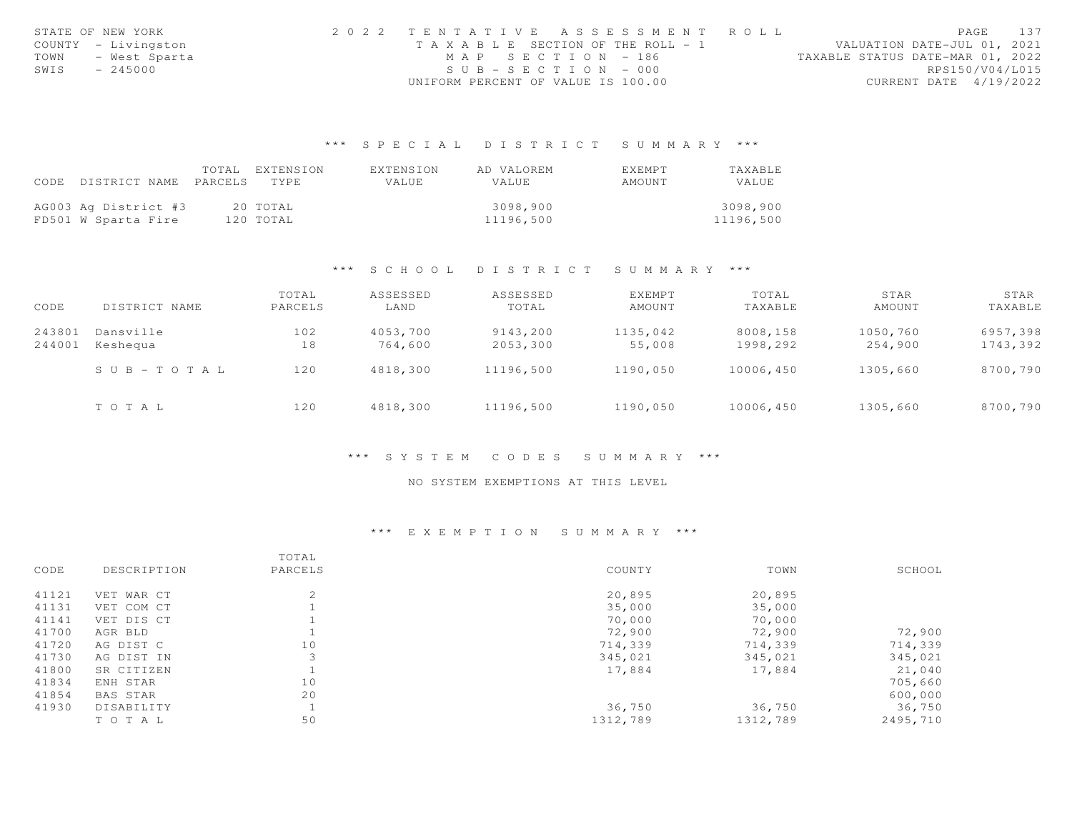STATE OF NEW YORK
COUNTY - Livingston
TOWN - West Sparta
SWIS - 245000

2022 TENTATIVE ASSESSMENT ROLL
TAXABLE SECTION OF THE ROLL - 1
MAP SECTION - 186
SUB-SECTION - 000
UNIFORM PERCENT OF VALUE IS 100.00

VALUATION DATE-JUL 01, 2021
TAXABLE STATUS DATE-MAR 01, 2022
RPS150/V04/L015
CURRENT DATE 4/19/2022

## *** SPECIAL DISTRICT SUMMARY ***

| CODE | DISTRICT NAME | TOTAL PARCELS | EXTENSION TYPE | EXTENSION VALUE | AD VALOREM VALUE | EXEMPT AMOUNT | TAXABLE VALUE |
|---|---|---|---|---|---|---|---|
| AG003 | Ag District #3 | 20 | TOTAL | | 3098,900 | | 3098,900 |
| FD501 | W Sparta Fire | 120 | TOTAL | | 11196,500 | | 11196,500 |

## *** SCHOOL DISTRICT SUMMARY ***

| CODE | DISTRICT NAME | TOTAL PARCELS | ASSESSED LAND | ASSESSED TOTAL | EXEMPT AMOUNT | TOTAL TAXABLE | STAR AMOUNT | STAR TAXABLE |
|---|---|---|---|---|---|---|---|---|
| 243801 | Dansville | 102 | 4053,700 | 9143,200 | 1135,042 | 8008,158 | 1050,760 | 6957,398 |
| 244001 | Keshequa | 18 | 764,600 | 2053,300 | 55,008 | 1998,292 | 254,900 | 1743,392 |
| | SUB-TOTAL | 120 | 4818,300 | 11196,500 | 1190,050 | 10006,450 | 1305,660 | 8700,790 |
| | TOTAL | 120 | 4818,300 | 11196,500 | 1190,050 | 10006,450 | 1305,660 | 8700,790 |

## *** SYSTEM CODES SUMMARY ***

NO SYSTEM EXEMPTIONS AT THIS LEVEL

## *** EXEMPTION SUMMARY ***

| CODE | DESCRIPTION | TOTAL PARCELS | COUNTY | TOWN | SCHOOL |
|---|---|---|---|---|---|
| 41121 | VET WAR CT | 2 | 20,895 | 20,895 | |
| 41131 | VET COM CT | 1 | 35,000 | 35,000 | |
| 41141 | VET DIS CT | 1 | 70,000 | 70,000 | |
| 41700 | AGR BLD | 1 | 72,900 | 72,900 | 72,900 |
| 41720 | AG DIST C | 10 | 714,339 | 714,339 | 714,339 |
| 41730 | AG DIST IN | 3 | 345,021 | 345,021 | 345,021 |
| 41800 | SR CITIZEN | 1 | 17,884 | 17,884 | 21,040 |
| 41834 | ENH STAR | 10 | | | 705,660 |
| 41854 | BAS STAR | 20 | | | 600,000 |
| 41930 | DISABILITY | 1 | 36,750 | 36,750 | 36,750 |
| | TOTAL | 50 | 1312,789 | 1312,789 | 2495,710 |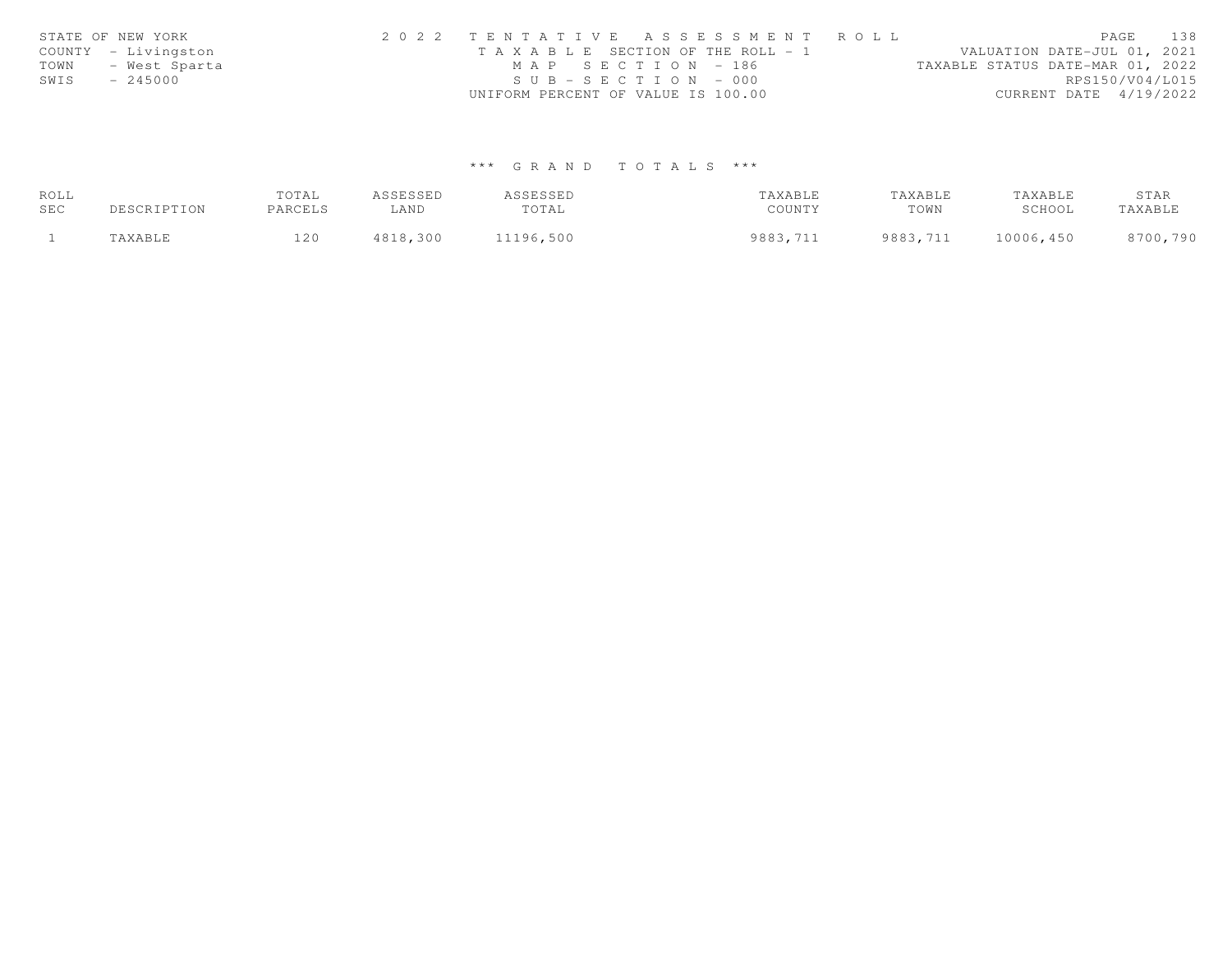STATE OF NEW YORK
COUNTY - Livingston
TOWN - West Sparta
SWIS - 245000

2 0 2 2 T E N T A T I V E A S S E S S M E N T R O L L
T A X A B L E SECTION OF THE ROLL - 1
M A P S E C T I O N - 186
S U B - S E C T I O N - 000
UNIFORM PERCENT OF VALUE IS 100.00

VALUATION DATE-JUL 01, 2021
TAXABLE STATUS DATE-MAR 01, 2022
RPS150/V04/L015
CURRENT DATE 4/19/2022

### \*\*\* G R A N D T O T A L S \*\*\*

| ROLL SEC | DESCRIPTION | TOTAL PARCELS | ASSESSED LAND | ASSESSED TOTAL | TAXABLE COUNTY | TAXABLE TOWN | TAXABLE SCHOOL | STAR TAXABLE |
|---|---|---|---|---|---|---|---|---|
| 1 | TAXABLE | 120 | 4818,300 | 11196,500 | 9883,711 | 9883,711 | 10006,450 | 8700,790 |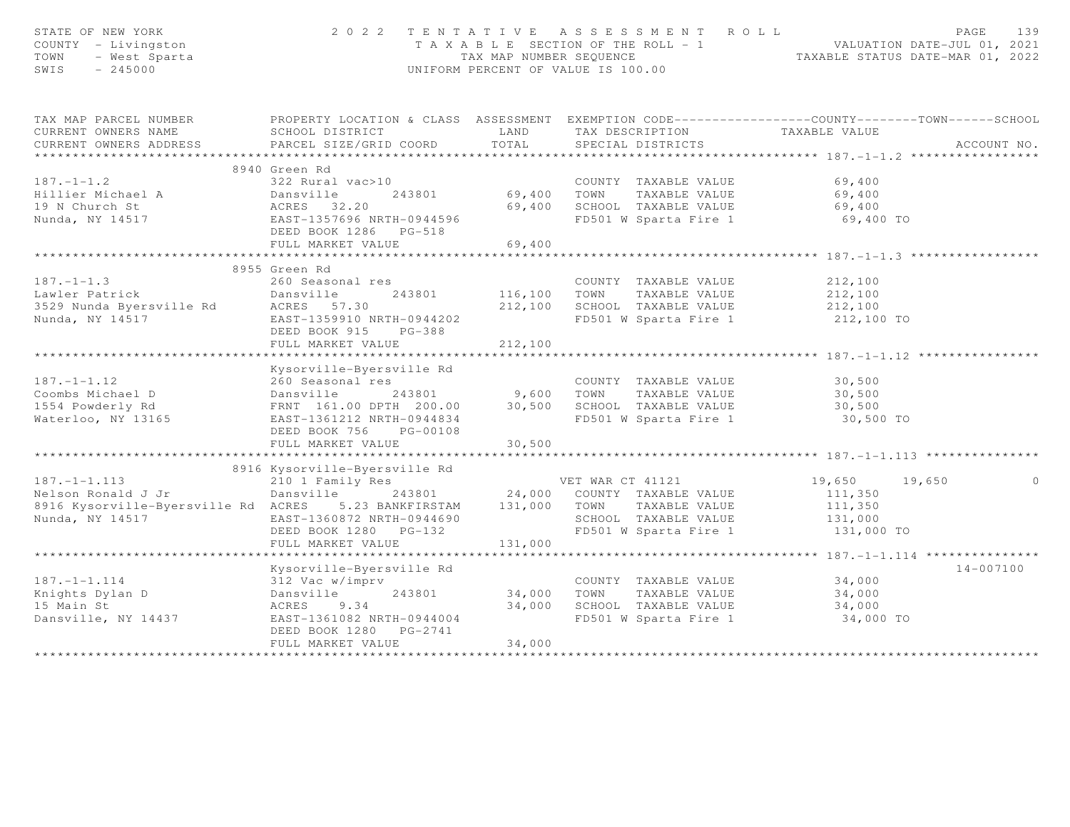STATE OF NEW YORK | COUNTY - Livingston | TOWN - West Sparta | SWIS - 245000

2022 TENTATIVE ASSESSMENT ROLL
TAXABLE SECTION OF THE ROLL - 1
TAX MAP NUMBER SEQUENCE
UNIFORM PERCENT OF VALUE IS 100.00

VALUATION DATE-JUL 01, 2021
TAXABLE STATUS DATE-MAR 01, 2022

| TAX MAP PARCEL NUMBER / CURRENT OWNERS NAME / CURRENT OWNERS ADDRESS | PROPERTY LOCATION & CLASS / SCHOOL DISTRICT / PARCEL SIZE/GRID COORD | ASSESSMENT LAND | ASSESSMENT TOTAL | EXEMPTION CODE / TAX DESCRIPTION / SPECIAL DISTRICTS | COUNTY TAXABLE VALUE | TOWN | SCHOOL | ACCOUNT NO. |
|---|---|---|---|---|---|---|---|---|
| **187.-1-1.2** | 8940 Green Rd | | | | | | | |
| 187.-1-1.2 | 322 Rural vac>10 | | | COUNTY TAXABLE VALUE | 69,400 | | | |
| Hillier Michael A | Dansville 243801 | 69,400 | | TOWN TAXABLE VALUE | 69,400 | | | |
| 19 N Church St | ACRES 32.20 | | 69,400 | SCHOOL TAXABLE VALUE | 69,400 | | | |
| Nunda, NY 14517 | EAST-1357696 NRTH-0944596 | | | FD501 W Sparta Fire 1 | 69,400 TO | | | |
| | DEED BOOK 1286 PG-518 | | | | | | | |
| | FULL MARKET VALUE | | 69,400 | | | | | |
| **187.-1-1.3** | 8955 Green Rd | | | | | | | |
| 187.-1-1.3 | 260 Seasonal res | | | COUNTY TAXABLE VALUE | 212,100 | | | |
| Lawler Patrick | Dansville 243801 | 116,100 | | TOWN TAXABLE VALUE | 212,100 | | | |
| 3529 Nunda Byersville Rd | ACRES 57.30 | | 212,100 | SCHOOL TAXABLE VALUE | 212,100 | | | |
| Nunda, NY 14517 | EAST-1359910 NRTH-0944202 | | | FD501 W Sparta Fire 1 | 212,100 TO | | | |
| | DEED BOOK 915 PG-388 | | | | | | | |
| | FULL MARKET VALUE | | 212,100 | | | | | |
| **187.-1-1.12** | Kysorville-Byersville Rd | | | | | | | |
| 187.-1-1.12 | 260 Seasonal res | | | COUNTY TAXABLE VALUE | 30,500 | | | |
| Coombs Michael D | Dansville 243801 | 9,600 | | TOWN TAXABLE VALUE | 30,500 | | | |
| 1554 Powderly Rd | FRNT 161.00 DPTH 200.00 | | 30,500 | SCHOOL TAXABLE VALUE | 30,500 | | | |
| Waterloo, NY 13165 | EAST-1361212 NRTH-0944834 | | | FD501 W Sparta Fire 1 | 30,500 TO | | | |
| | DEED BOOK 756 PG-00108 | | | | | | | |
| | FULL MARKET VALUE | | 30,500 | | | | | |
| **187.-1-1.113** | 8916 Kysorville-Byersville Rd | | | | | | | |
| 187.-1-1.113 | 210 1 Family Res | | | VET WAR CT 41121 | 19,650 | 19,650 | 0 | |
| Nelson Ronald J Jr | Dansville 243801 | 24,000 | | COUNTY TAXABLE VALUE | 111,350 | | | |
| 8916 Kysorville-Byersville Rd | ACRES 5.23 BANKFIRSTAM | | 131,000 | TOWN TAXABLE VALUE | 111,350 | | | |
| Nunda, NY 14517 | EAST-1360872 NRTH-0944690 | | | SCHOOL TAXABLE VALUE | 131,000 | | | |
| | DEED BOOK 1280 PG-132 | | | FD501 W Sparta Fire 1 | 131,000 TO | | | |
| | FULL MARKET VALUE | | 131,000 | | | | | |
| **187.-1-1.114** | Kysorville-Byersville Rd | | | | | | | 14-007100 |
| 187.-1-1.114 | 312 Vac w/imprv | | | COUNTY TAXABLE VALUE | 34,000 | | | |
| Knights Dylan D | Dansville 243801 | 34,000 | | TOWN TAXABLE VALUE | 34,000 | | | |
| 15 Main St | ACRES 9.34 | | 34,000 | SCHOOL TAXABLE VALUE | 34,000 | | | |
| Dansville, NY 14437 | EAST-1361082 NRTH-0944004 | | | FD501 W Sparta Fire 1 | 34,000 TO | | | |
| | DEED BOOK 1280 PG-2741 | | | | | | | |
| | FULL MARKET VALUE | | 34,000 | | | | | |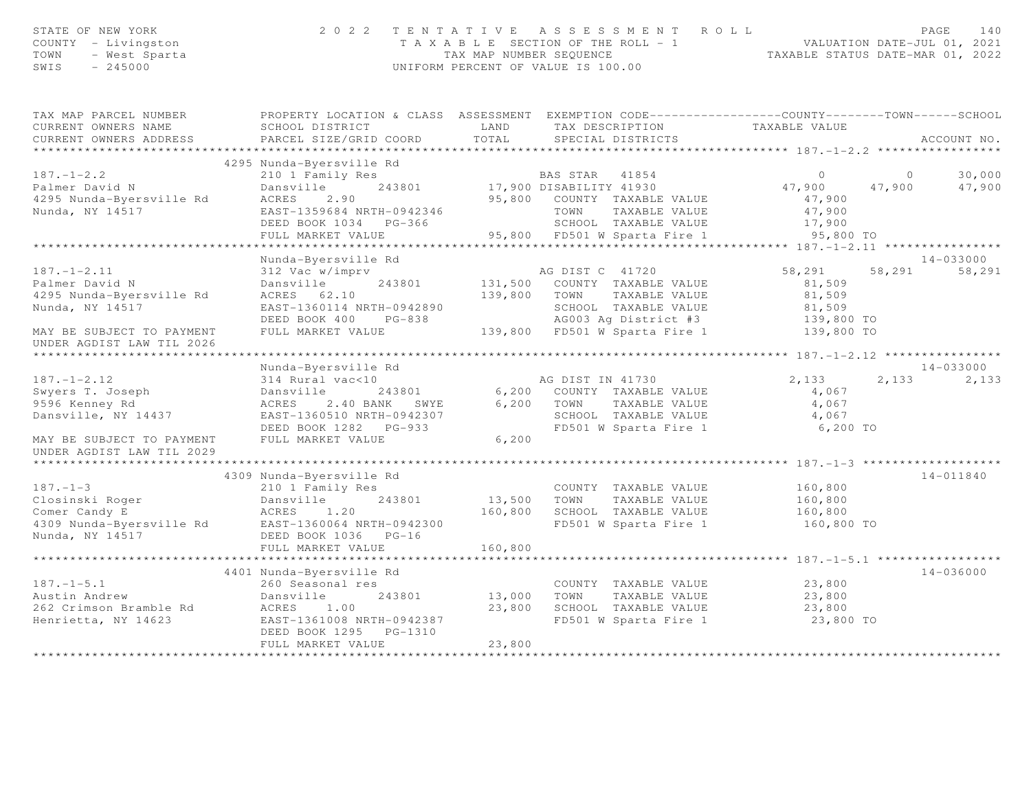STATE OF NEW YORK — 2022 TENTATIVE ASSESSMENT ROLL — VALUATION DATE-JUL 01, 2021
COUNTY - Livingston — TAXABLE SECTION OF THE ROLL - 1 — TAXABLE STATUS DATE-MAR 01, 2022
TOWN - West Sparta — TAX MAP NUMBER SEQUENCE
SWIS - 245000 — UNIFORM PERCENT OF VALUE IS 100.00

```
TAX MAP PARCEL NUMBER          PROPERTY LOCATION & CLASS  ASSESSMENT  EXEMPTION CODE------------------COUNTY--------TOWN------SCHOOL
CURRENT OWNERS NAME            SCHOOL DISTRICT               LAND      TAX DESCRIPTION            TAXABLE VALUE
CURRENT OWNERS ADDRESS         PARCEL SIZE/GRID COORD        TOTAL     SPECIAL DISTRICTS                                    ACCOUNT NO.
******************************************************************************************************* 187.-1-2.2 *****************
                               4295 Nunda-Byersville Rd
187.-1-2.2                     210 1 Family Res                        BAS STAR   41854                0          0      30,000
Palmer David N                 Dansville       243801        17,900 DISABILITY 41930              47,900     47,900      47,900
4295 Nunda-Byersville Rd       ACRES    2.90                 95,800    COUNTY  TAXABLE VALUE          47,900
Nunda, NY 14517                EAST-1359684 NRTH-0942346               TOWN    TAXABLE VALUE          47,900
                               DEED BOOK 1034   PG-366                 SCHOOL  TAXABLE VALUE          17,900
                               FULL MARKET VALUE             95,800    FD501 W Sparta Fire 1          95,800 TO
******************************************************************************************************* 187.-1-2.11 ****************
                               Nunda-Byersville Rd                                                                    14-033000
187.-1-2.11                    312 Vac w/imprv                         AG DIST C  41720           58,291     58,291      58,291
Palmer David N                 Dansville       243801       131,500    COUNTY  TAXABLE VALUE          81,509
4295 Nunda-Byersville Rd       ACRES   62.10                139,800    TOWN    TAXABLE VALUE          81,509
Nunda, NY 14517                EAST-1360114 NRTH-0942890               SCHOOL  TAXABLE VALUE          81,509
                               DEED BOOK 400    PG-838                 AG003 Ag District #3          139,800 TO
MAY BE SUBJECT TO PAYMENT      FULL MARKET VALUE            139,800    FD501 W Sparta Fire 1         139,800 TO
UNDER AGDIST LAW TIL 2026
******************************************************************************************************* 187.-1-2.12 ****************
                               Nunda-Byersville Rd                                                                    14-033000
187.-1-2.12                    314 Rural vac<10                        AG DIST IN 41730            2,133      2,133       2,133
Swyers T. Joseph               Dansville       243801         6,200    COUNTY  TAXABLE VALUE           4,067
9596 Kenney Rd                 ACRES    2.40 BANK   SWYE      6,200    TOWN    TAXABLE VALUE           4,067
Dansville, NY 14437            EAST-1360510 NRTH-0942307               SCHOOL  TAXABLE VALUE           4,067
                               DEED BOOK 1282   PG-933                 FD501 W Sparta Fire 1           6,200 TO
MAY BE SUBJECT TO PAYMENT      FULL MARKET VALUE              6,200
UNDER AGDIST LAW TIL 2029
******************************************************************************************************* 187.-1-3 *******************
                               4309 Nunda-Byersville Rd                                                               14-011840
187.-1-3                       210 1 Family Res                        COUNTY  TAXABLE VALUE         160,800
Closinski Roger                Dansville       243801        13,500    TOWN    TAXABLE VALUE         160,800
Comer Candy E                  ACRES    1.20                160,800    SCHOOL  TAXABLE VALUE         160,800
4309 Nunda-Byersville Rd       EAST-1360064 NRTH-0942300               FD501 W Sparta Fire 1         160,800 TO
Nunda, NY 14517                DEED BOOK 1036   PG-16
                               FULL MARKET VALUE            160,800
******************************************************************************************************* 187.-1-5.1 *****************
                               4401 Nunda-Byersville Rd                                                               14-036000
187.-1-5.1                     260 Seasonal res                        COUNTY  TAXABLE VALUE          23,800
Austin Andrew                  Dansville       243801        13,000    TOWN    TAXABLE VALUE          23,800
262 Crimson Bramble Rd         ACRES    1.00                 23,800    SCHOOL  TAXABLE VALUE          23,800
Henrietta, NY 14623            EAST-1361008 NRTH-0942387               FD501 W Sparta Fire 1          23,800 TO
                               DEED BOOK 1295   PG-1310
                               FULL MARKET VALUE             23,800
************************************************************************************************************************************
```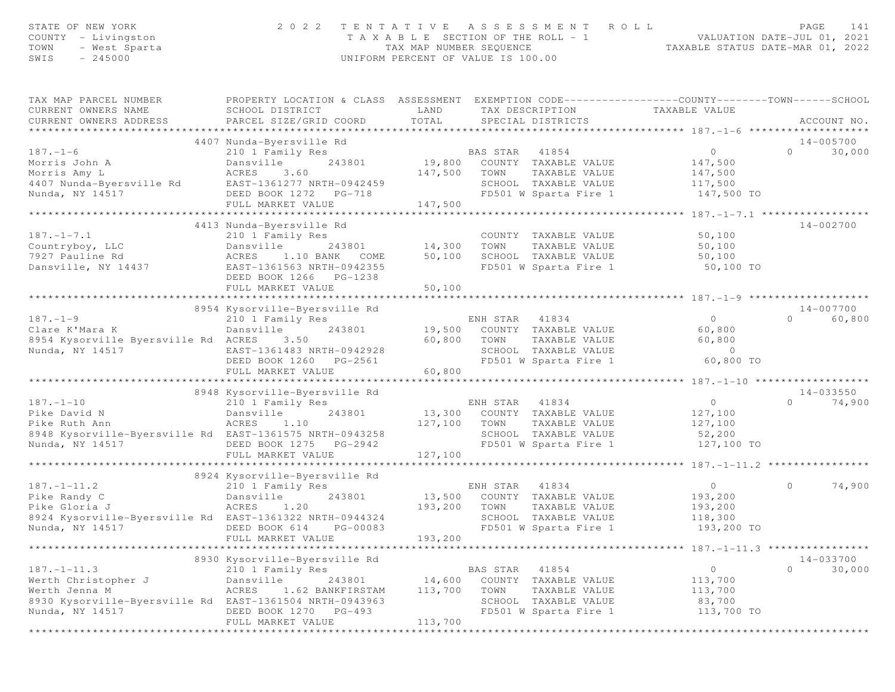STATE OF NEW YORK | COUNTY - Livingston | TOWN - West Sparta | SWIS - 245000

**2022 TENTATIVE ASSESSMENT ROLL**
TAXABLE SECTION OF THE ROLL - 1
TAX MAP NUMBER SEQUENCE
UNIFORM PERCENT OF VALUE IS 100.00

VALUATION DATE-JUL 01, 2021
TAXABLE STATUS DATE-MAR 01, 2022

| TAX MAP PARCEL NUMBER / CURRENT OWNERS NAME / CURRENT OWNERS ADDRESS | PROPERTY LOCATION & CLASS / SCHOOL DISTRICT / PARCEL SIZE/GRID COORD | ASSESSMENT LAND / TOTAL | EXEMPTION CODE / TAX DESCRIPTION / SPECIAL DISTRICTS | COUNTY TAXABLE VALUE | TOWN | SCHOOL / ACCOUNT NO. |
|---|---|---|---|---|---|---|
| **187.-1-6** | 4407 Nunda-Byersville Rd | | | | | 14-005700 |
| 187.-1-6 | 210 1 Family Res | | BAS STAR 41854 | 0 | 0 | 30,000 |
| Morris John A | Dansville 243801 | 19,800 | COUNTY TAXABLE VALUE | 147,500 | | |
| Morris Amy L | ACRES 3.60 | 147,500 | TOWN TAXABLE VALUE | 147,500 | | |
| 4407 Nunda-Byersville Rd | EAST-1361277 NRTH-0942459 | | SCHOOL TAXABLE VALUE | 117,500 | | |
| Nunda, NY 14517 | DEED BOOK 1272 PG-718 | | FD501 W Sparta Fire 1 | 147,500 TO | | |
| | FULL MARKET VALUE | 147,500 | | | | |
| **187.-1-7.1** | 4413 Nunda-Byersville Rd | | | | | 14-002700 |
| 187.-1-7.1 | 210 1 Family Res | | COUNTY TAXABLE VALUE | 50,100 | | |
| Countryboy, LLC | Dansville 243801 | 14,300 | TOWN TAXABLE VALUE | 50,100 | | |
| 7927 Pauline Rd | ACRES 1.10 BANK COME | 50,100 | SCHOOL TAXABLE VALUE | 50,100 | | |
| Dansville, NY 14437 | EAST-1361563 NRTH-0942355 | | FD501 W Sparta Fire 1 | 50,100 TO | | |
| | DEED BOOK 1266 PG-1238 | | | | | |
| | FULL MARKET VALUE | 50,100 | | | | |
| **187.-1-9** | 8954 Kysorville-Byersville Rd | | | | | 14-007700 |
| 187.-1-9 | 210 1 Family Res | | ENH STAR 41834 | 0 | 0 | 60,800 |
| Clare K'Mara K | Dansville 243801 | 19,500 | COUNTY TAXABLE VALUE | 60,800 | | |
| 8954 Kysorville Byersville Rd | ACRES 3.50 | 60,800 | TOWN TAXABLE VALUE | 60,800 | | |
| Nunda, NY 14517 | EAST-1361483 NRTH-0942928 | | SCHOOL TAXABLE VALUE | 0 | | |
| | DEED BOOK 1260 PG-2561 | | FD501 W Sparta Fire 1 | 60,800 TO | | |
| | FULL MARKET VALUE | 60,800 | | | | |
| **187.-1-10** | 8948 Kysorville-Byersville Rd | | | | | 14-033550 |
| 187.-1-10 | 210 1 Family Res | | ENH STAR 41834 | 0 | 0 | 74,900 |
| Pike David N | Dansville 243801 | 13,300 | COUNTY TAXABLE VALUE | 127,100 | | |
| Pike Ruth Ann | ACRES 1.10 | 127,100 | TOWN TAXABLE VALUE | 127,100 | | |
| 8948 Kysorville-Byersville Rd | EAST-1361575 NRTH-0943258 | | SCHOOL TAXABLE VALUE | 52,200 | | |
| Nunda, NY 14517 | DEED BOOK 1275 PG-2942 | | FD501 W Sparta Fire 1 | 127,100 TO | | |
| | FULL MARKET VALUE | 127,100 | | | | |
| **187.-1-11.2** | 8924 Kysorville-Byersville Rd | | | | | |
| 187.-1-11.2 | 210 1 Family Res | | ENH STAR 41834 | 0 | 0 | 74,900 |
| Pike Randy C | Dansville 243801 | 13,500 | COUNTY TAXABLE VALUE | 193,200 | | |
| Pike Gloria J | ACRES 1.20 | 193,200 | TOWN TAXABLE VALUE | 193,200 | | |
| 8924 Kysorville-Byersville Rd | EAST-1361322 NRTH-0944324 | | SCHOOL TAXABLE VALUE | 118,300 | | |
| Nunda, NY 14517 | DEED BOOK 614 PG-00083 | | FD501 W Sparta Fire 1 | 193,200 TO | | |
| | FULL MARKET VALUE | 193,200 | | | | |
| **187.-1-11.3** | 8930 Kysorville-Byersville Rd | | | | | 14-033700 |
| 187.-1-11.3 | 210 1 Family Res | | BAS STAR 41854 | 0 | 0 | 30,000 |
| Werth Christopher J | Dansville 243801 | 14,600 | COUNTY TAXABLE VALUE | 113,700 | | |
| Werth Jenna M | ACRES 1.62 BANKFIRSTAM | 113,700 | TOWN TAXABLE VALUE | 113,700 | | |
| 8930 Kysorville-Byersville Rd | EAST-1361504 NRTH-0943963 | | SCHOOL TAXABLE VALUE | 83,700 | | |
| Nunda, NY 14517 | DEED BOOK 1270 PG-493 | | FD501 W Sparta Fire 1 | 113,700 TO | | |
| | FULL MARKET VALUE | 113,700 | | | | |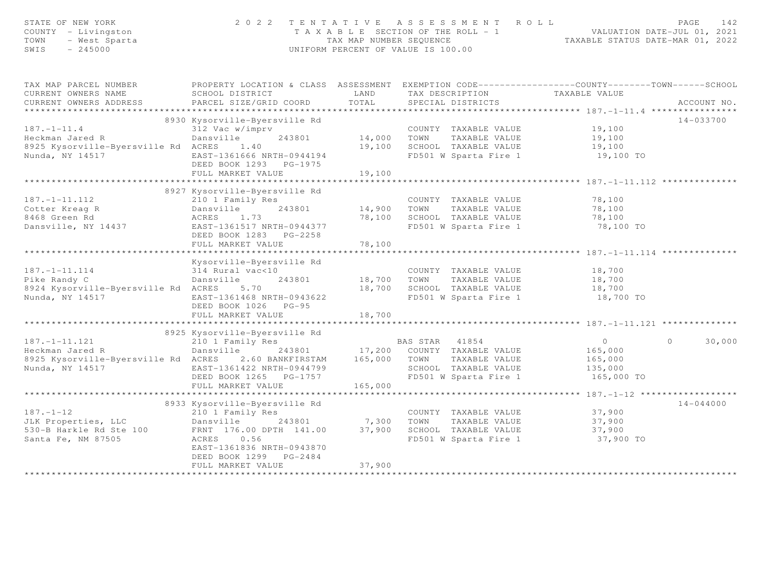STATE OF NEW YORK
COUNTY - Livingston
TOWN - West Sparta
SWIS - 245000

# 2022 TENTATIVE ASSESSMENT ROLL

TAXABLE SECTION OF THE ROLL - 1
TAX MAP NUMBER SEQUENCE
UNIFORM PERCENT OF VALUE IS 100.00

VALUATION DATE-JUL 01, 2021
TAXABLE STATUS DATE-MAR 01, 2022

| TAX MAP PARCEL NUMBER / CURRENT OWNERS NAME / CURRENT OWNERS ADDRESS | PROPERTY LOCATION & CLASS / SCHOOL DISTRICT / PARCEL SIZE/GRID COORD | ASSESSMENT LAND / TOTAL | EXEMPTION CODE / TAX DESCRIPTION / SPECIAL DISTRICTS | COUNTY | TOWN | SCHOOL TAXABLE VALUE | ACCOUNT NO. |
|---|---|---|---|---|---|---|---|
| **187.-1-11.4** | 8930 Kysorville-Byersville Rd | | | | | | 14-033700 |
| 187.-1-11.4 | 312 Vac w/imprv | | COUNTY TAXABLE VALUE | 19,100 | | | |
| Heckman Jared R | Dansville 243801 | 14,000 | TOWN TAXABLE VALUE | | 19,100 | | |
| 8925 Kysorville-Byersville Rd | ACRES 1.40 | 19,100 | SCHOOL TAXABLE VALUE | | | 19,100 | |
| Nunda, NY 14517 | EAST-1361666 NRTH-0944194 | | FD501 W Sparta Fire 1 | 19,100 TO | | | |
| | DEED BOOK 1293 PG-1975 | | | | | | |
| | FULL MARKET VALUE | 19,100 | | | | | |
| **187.-1-11.112** | 8927 Kysorville-Byersville Rd | | | | | | |
| 187.-1-11.112 | 210 1 Family Res | | COUNTY TAXABLE VALUE | 78,100 | | | |
| Cotter Kreag R | Dansville 243801 | 14,900 | TOWN TAXABLE VALUE | | 78,100 | | |
| 8468 Green Rd | ACRES 1.73 | 78,100 | SCHOOL TAXABLE VALUE | | | 78,100 | |
| Dansville, NY 14437 | EAST-1361517 NRTH-0944377 | | FD501 W Sparta Fire 1 | 78,100 TO | | | |
| | DEED BOOK 1283 PG-2258 | | | | | | |
| | FULL MARKET VALUE | 78,100 | | | | | |
| **187.-1-11.114** | Kysorville-Byersville Rd | | | | | | |
| 187.-1-11.114 | 314 Rural vac<10 | | COUNTY TAXABLE VALUE | 18,700 | | | |
| Pike Randy C | Dansville 243801 | 18,700 | TOWN TAXABLE VALUE | | 18,700 | | |
| 8924 Kysorville-Byersville Rd | ACRES 5.70 | 18,700 | SCHOOL TAXABLE VALUE | | | 18,700 | |
| Nunda, NY 14517 | EAST-1361468 NRTH-0943622 | | FD501 W Sparta Fire 1 | 18,700 TO | | | |
| | DEED BOOK 1026 PG-95 | | | | | | |
| | FULL MARKET VALUE | 18,700 | | | | | |
| **187.-1-11.121** | 8925 Kysorville-Byersville Rd | | | | | | |
| 187.-1-11.121 | 210 1 Family Res | | BAS STAR 41854 | 0 | 0 | 30,000 | |
| Heckman Jared R | Dansville 243801 | 17,200 | COUNTY TAXABLE VALUE | 165,000 | | | |
| 8925 Kysorville-Byersville Rd | ACRES 2.60 BANKFIRSTAM | 165,000 | TOWN TAXABLE VALUE | | 165,000 | | |
| Nunda, NY 14517 | EAST-1361422 NRTH-0944799 | | SCHOOL TAXABLE VALUE | | | 135,000 | |
| | DEED BOOK 1265 PG-1757 | | FD501 W Sparta Fire 1 | 165,000 TO | | | |
| | FULL MARKET VALUE | 165,000 | | | | | |
| **187.-1-12** | 8933 Kysorville-Byersville Rd | | | | | | 14-044000 |
| 187.-1-12 | 210 1 Family Res | | COUNTY TAXABLE VALUE | 37,900 | | | |
| JLK Properties, LLC | Dansville 243801 | 7,300 | TOWN TAXABLE VALUE | | 37,900 | | |
| 530-B Harkle Rd Ste 100 | FRNT 176.00 DPTH 141.00 | 37,900 | SCHOOL TAXABLE VALUE | | | 37,900 | |
| Santa Fe, NM 87505 | ACRES 0.56 | | FD501 W Sparta Fire 1 | 37,900 TO | | | |
| | EAST-1361836 NRTH-0943870 | | | | | | |
| | DEED BOOK 1299 PG-2484 | | | | | | |
| | FULL MARKET VALUE | 37,900 | | | | | |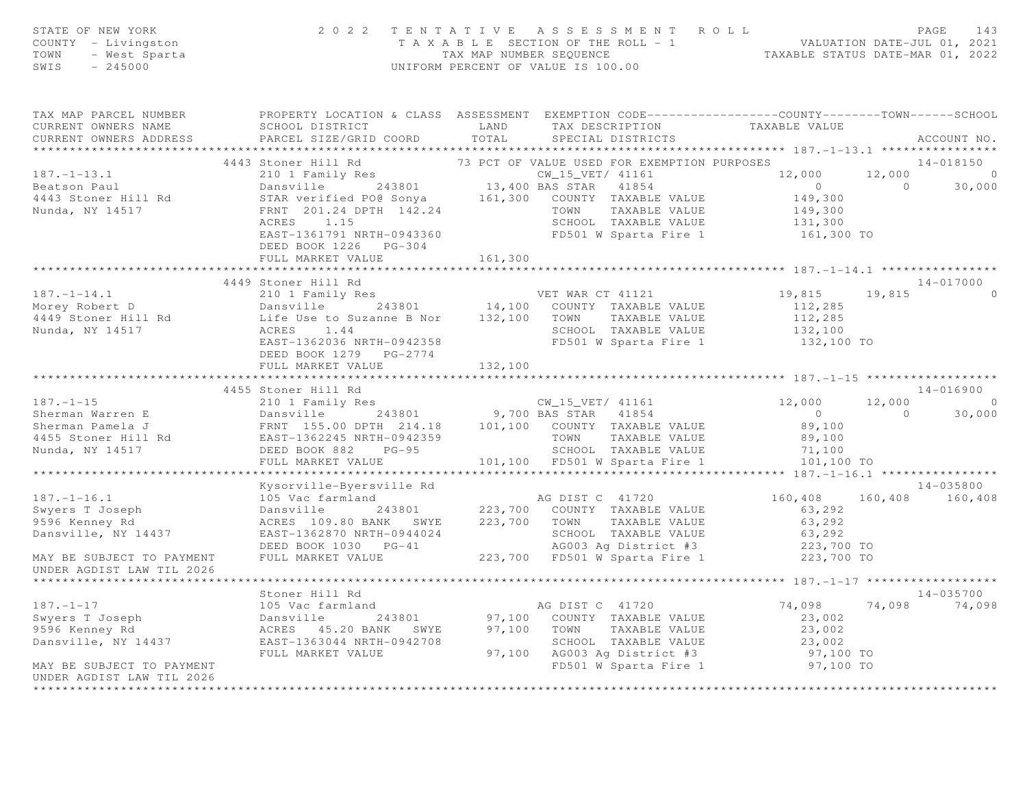STATE OF NEW YORK | 2022 TENTATIVE ASSESSMENT ROLL | VALUATION DATE-JUL 01, 2021
COUNTY - Livingston | TAXABLE SECTION OF THE ROLL - 1 | TAXABLE STATUS DATE-MAR 01, 2022
TOWN - West Sparta | TAX MAP NUMBER SEQUENCE
SWIS - 245000 | UNIFORM PERCENT OF VALUE IS 100.00

```
TAX MAP PARCEL NUMBER          PROPERTY LOCATION & CLASS  ASSESSMENT  EXEMPTION CODE------------------COUNTY--------TOWN------SCHOOL
CURRENT OWNERS NAME            SCHOOL DISTRICT               LAND      TAX DESCRIPTION            TAXABLE VALUE
CURRENT OWNERS ADDRESS         PARCEL SIZE/GRID COORD        TOTAL      SPECIAL DISTRICTS                                  ACCOUNT NO.
****************************************************************************************************** 187.-1-13.1 ****************
                     4443 Stoner Hill Rd              73 PCT OF VALUE USED FOR EXEMPTION PURPOSES                        14-018150
187.-1-13.1                    210 1 Family Res                  CW_15_VET/ 41161              12,000      12,000            0
Beatson Paul                   Dansville      243801       13,400 BAS STAR   41854                  0           0       30,000
4443 Stoner Hill Rd            STAR verified PO@ Sonya      161,300   COUNTY  TAXABLE VALUE          149,300
Nunda, NY 14517                FRNT 201.24 DPTH 142.24               TOWN    TAXABLE VALUE          149,300
                               ACRES    1.15                         SCHOOL  TAXABLE VALUE          131,300
                               EAST-1361791 NRTH-0943360             FD501 W Sparta Fire 1          161,300 TO
                               DEED BOOK 1226   PG-304
                               FULL MARKET VALUE            161,300
****************************************************************************************************** 187.-1-14.1 ****************
                     4449 Stoner Hill Rd                                                                             14-017000
187.-1-14.1                    210 1 Family Res                  VET WAR CT 41121              19,815      19,815            0
Morey Robert D                 Dansville      243801       14,100   COUNTY  TAXABLE VALUE          112,285
4449 Stoner Hill Rd            Life Use to Suzanne B Nor    132,100   TOWN    TAXABLE VALUE          112,285
Nunda, NY 14517                ACRES    1.44                         SCHOOL  TAXABLE VALUE          132,100
                               EAST-1362036 NRTH-0942358             FD501 W Sparta Fire 1          132,100 TO
                               DEED BOOK 1279   PG-2774
                               FULL MARKET VALUE            132,100
****************************************************************************************************** 187.-1-15 ******************
                     4455 Stoner Hill Rd                                                                             14-016900
187.-1-15                      210 1 Family Res                  CW_15_VET/ 41161              12,000      12,000            0
Sherman Warren E               Dansville      243801        9,700 BAS STAR   41854                  0           0       30,000
Sherman Pamela J               FRNT 155.00 DPTH 214.18      101,100   COUNTY  TAXABLE VALUE           89,100
4455 Stoner Hill Rd            EAST-1362245 NRTH-0942359             TOWN    TAXABLE VALUE           89,100
Nunda, NY 14517                DEED BOOK 882    PG-95                SCHOOL  TAXABLE VALUE           71,100
                               FULL MARKET VALUE            101,100  FD501 W Sparta Fire 1          101,100 TO
****************************************************************************************************** 187.-1-16.1 ****************
                               Kysorville-Byersville Rd                                                              14-035800
187.-1-16.1                    105 Vac farmland                  AG DIST C  41720             160,408     160,408      160,408
Swyers T Joseph                Dansville      243801      223,700   COUNTY  TAXABLE VALUE           63,292
9596 Kenney Rd                 ACRES  109.80 BANK   SWYE    223,700   TOWN    TAXABLE VALUE           63,292
Dansville, NY 14437            EAST-1362870 NRTH-0944024             SCHOOL  TAXABLE VALUE           63,292
                               DEED BOOK 1030   PG-41                AG003 Ag District #3           223,700 TO
MAY BE SUBJECT TO PAYMENT      FULL MARKET VALUE            223,700  FD501 W Sparta Fire 1          223,700 TO
UNDER AGDIST LAW TIL 2026
****************************************************************************************************** 187.-1-17 ******************
                               Stoner Hill Rd                                                                        14-035700
187.-1-17                      105 Vac farmland                  AG DIST C  41720              74,098      74,098       74,098
Swyers T Joseph                Dansville      243801       97,100   COUNTY  TAXABLE VALUE           23,002
9596 Kenney Rd                 ACRES   45.20 BANK   SWYE     97,100   TOWN    TAXABLE VALUE           23,002
Dansville, NY 14437            EAST-1363044 NRTH-0942708             SCHOOL  TAXABLE VALUE           23,002
                               FULL MARKET VALUE             97,100  AG003 Ag District #3            97,100 TO
MAY BE SUBJECT TO PAYMENT                                            FD501 W Sparta Fire 1           97,100 TO
UNDER AGDIST LAW TIL 2026
************************************************************************************************************************************
```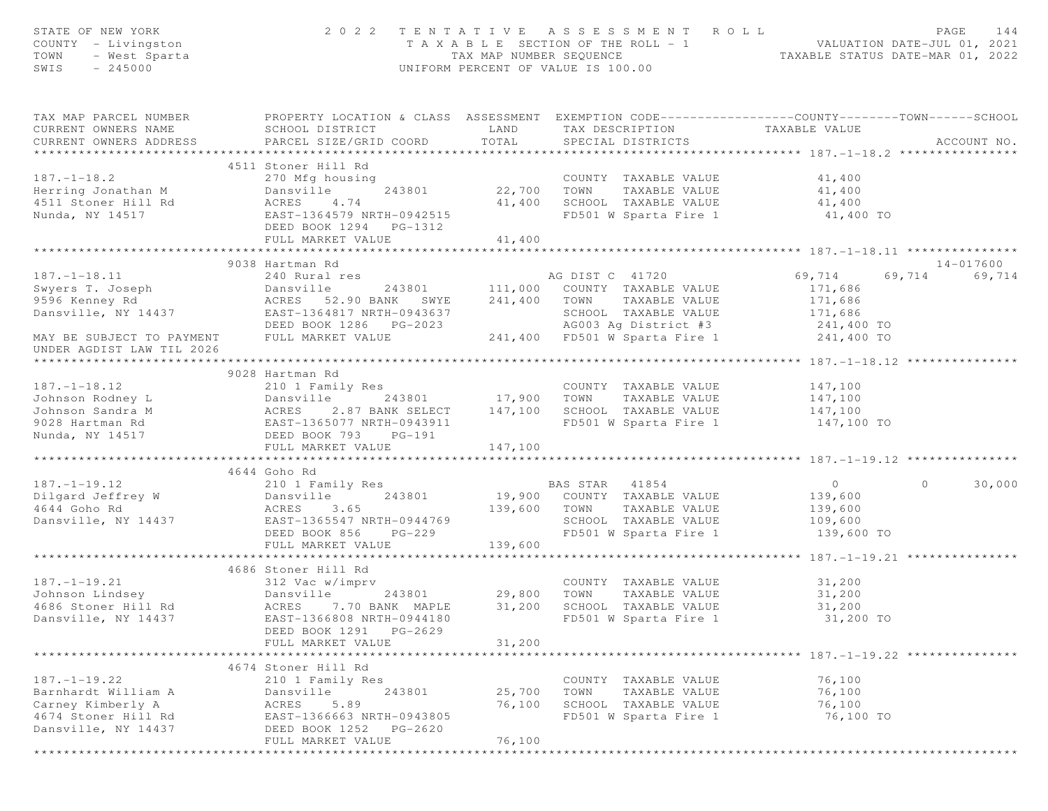STATE OF NEW YORK
COUNTY - Livingston
TOWN - West Sparta
SWIS - 245000

2022 TENTATIVE ASSESSMENT ROLL
TAXABLE SECTION OF THE ROLL - 1
TAX MAP NUMBER SEQUENCE
UNIFORM PERCENT OF VALUE IS 100.00

VALUATION DATE-JUL 01, 2021
TAXABLE STATUS DATE-MAR 01, 2022

```
TAX MAP PARCEL NUMBER          PROPERTY LOCATION & CLASS  ASSESSMENT  EXEMPTION CODE------------------COUNTY--------TOWN------SCHOOL
CURRENT OWNERS NAME            SCHOOL DISTRICT               LAND      TAX DESCRIPTION            TAXABLE VALUE
CURRENT OWNERS ADDRESS         PARCEL SIZE/GRID COORD        TOTAL     SPECIAL DISTRICTS                                    ACCOUNT NO.
******************************************************************************************************* 187.-1-18.2 ****************
                               4511 Stoner Hill Rd
187.-1-18.2                    270 Mfg housing                          COUNTY  TAXABLE VALUE            41,400
Herring Jonathan M             Dansville        243801        22,700    TOWN    TAXABLE VALUE            41,400
4511 Stoner Hill Rd            ACRES    4.74                  41,400    SCHOOL  TAXABLE VALUE            41,400
Nunda, NY 14517                EAST-1364579 NRTH-0942515                FD501 W Sparta Fire 1             41,400 TO
                               DEED BOOK 1294   PG-1312
                               FULL MARKET VALUE              41,400
******************************************************************************************************* 187.-1-18.11 ***************
                               9038 Hartman Rd                                                                              14-017600
187.-1-18.11                   240 Rural res                            AG DIST C  41720            69,714      69,714      69,714
Swyers T. Joseph               Dansville        243801       111,000    COUNTY  TAXABLE VALUE           171,686
9596 Kenney Rd                 ACRES   52.90 BANK   SWYE     241,400    TOWN    TAXABLE VALUE           171,686
Dansville, NY 14437            EAST-1364817 NRTH-0943637                SCHOOL  TAXABLE VALUE           171,686
                               DEED BOOK 1286   PG-2023                 AG003 Ag District #3              241,400 TO
MAY BE SUBJECT TO PAYMENT      FULL MARKET VALUE             241,400    FD501 W Sparta Fire 1             241,400 TO
UNDER AGDIST LAW TIL 2026
******************************************************************************************************* 187.-1-18.12 ***************
                               9028 Hartman Rd
187.-1-18.12                   210 1 Family Res                         COUNTY  TAXABLE VALUE           147,100
Johnson Rodney L               Dansville        243801        17,900    TOWN    TAXABLE VALUE           147,100
Johnson Sandra M               ACRES    2.87 BANK SELECT     147,100    SCHOOL  TAXABLE VALUE           147,100
9028 Hartman Rd                EAST-1365077 NRTH-0943911                FD501 W Sparta Fire 1             147,100 TO
Nunda, NY 14517                DEED BOOK 793    PG-191
                               FULL MARKET VALUE             147,100
******************************************************************************************************* 187.-1-19.12 ***************
                               4644 Goho Rd
187.-1-19.12                   210 1 Family Res                         BAS STAR   41854                  0           0      30,000
Dilgard Jeffrey W              Dansville        243801        19,900    COUNTY  TAXABLE VALUE           139,600
4644 Goho Rd                   ACRES    3.65                 139,600    TOWN    TAXABLE VALUE           139,600
Dansville, NY 14437            EAST-1365547 NRTH-0944769                SCHOOL  TAXABLE VALUE           109,600
                               DEED BOOK 856    PG-229                  FD501 W Sparta Fire 1             139,600 TO
                               FULL MARKET VALUE             139,600
******************************************************************************************************* 187.-1-19.21 ***************
                               4686 Stoner Hill Rd
187.-1-19.21                   312 Vac w/imprv                          COUNTY  TAXABLE VALUE            31,200
Johnson Lindsey                Dansville        243801        29,800    TOWN    TAXABLE VALUE            31,200
4686 Stoner Hill Rd            ACRES    7.70 BANK  MAPLE      31,200    SCHOOL  TAXABLE VALUE            31,200
Dansville, NY 14437            EAST-1366808 NRTH-0944180                FD501 W Sparta Fire 1              31,200 TO
                               DEED BOOK 1291   PG-2629
                               FULL MARKET VALUE              31,200
******************************************************************************************************* 187.-1-19.22 ***************
                               4674 Stoner Hill Rd
187.-1-19.22                   210 1 Family Res                         COUNTY  TAXABLE VALUE            76,100
Barnhardt William A            Dansville        243801        25,700    TOWN    TAXABLE VALUE            76,100
Carney Kimberly A              ACRES    5.89                  76,100    SCHOOL  TAXABLE VALUE            76,100
4674 Stoner Hill Rd            EAST-1366663 NRTH-0943805                FD501 W Sparta Fire 1              76,100 TO
Dansville, NY 14437            DEED BOOK 1252   PG-2620
                               FULL MARKET VALUE              76,100
************************************************************************************************************************************
```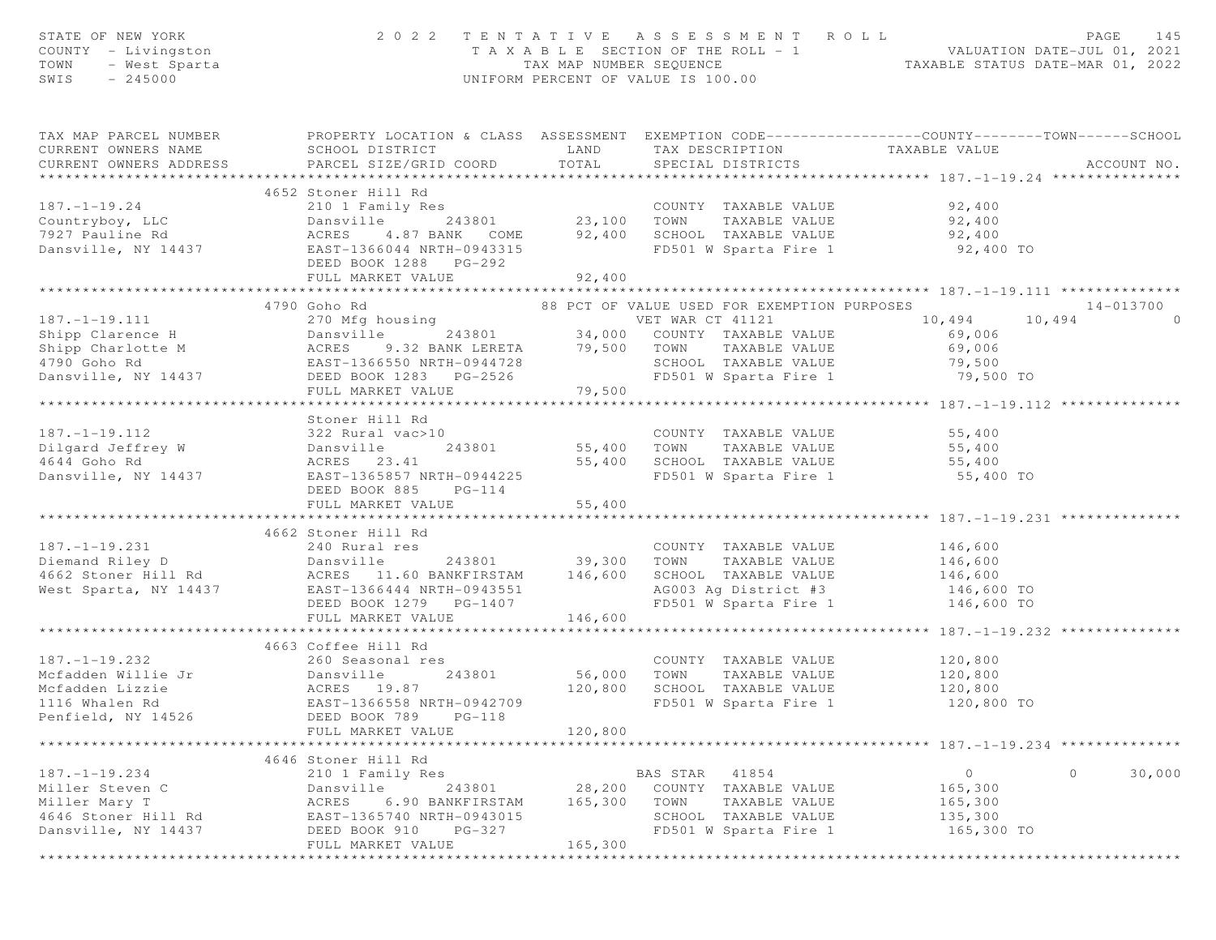STATE OF NEW YORK
COUNTY - Livingston
TOWN - West Sparta
SWIS - 245000

2022 TENTATIVE ASSESSMENT ROLL
TAXABLE SECTION OF THE ROLL - 1
TAX MAP NUMBER SEQUENCE
UNIFORM PERCENT OF VALUE IS 100.00

VALUATION DATE-JUL 01, 2021
TAXABLE STATUS DATE-MAR 01, 2022

| TAX MAP PARCEL NUMBER / CURRENT OWNERS NAME / CURRENT OWNERS ADDRESS | PROPERTY LOCATION & CLASS / SCHOOL DISTRICT / PARCEL SIZE/GRID COORD | ASSESSMENT LAND / TOTAL | EXEMPTION CODE / TAX DESCRIPTION / SPECIAL DISTRICTS | COUNTY TAXABLE VALUE | TOWN | SCHOOL / ACCOUNT NO. |
|---|---|---|---|---|---|---|
| **187.-1-19.24** | 4652 Stoner Hill Rd | | | | | |
| 187.-1-19.24 | 210 1 Family Res | | COUNTY TAXABLE VALUE | 92,400 | | |
| Countryboy, LLC | Dansville 243801 | 23,100 | TOWN TAXABLE VALUE | 92,400 | | |
| 7927 Pauline Rd | ACRES 4.87 BANK COME | 92,400 | SCHOOL TAXABLE VALUE | 92,400 | | |
| Dansville, NY 14437 | EAST-1366044 NRTH-0943315 | | FD501 W Sparta Fire 1 | 92,400 TO | | |
| | DEED BOOK 1288 PG-292 | | | | | |
| | FULL MARKET VALUE | 92,400 | | | | |
| **187.-1-19.111** | 4790 Goho Rd | | 88 PCT OF VALUE USED FOR EXEMPTION PURPOSES | | | 14-013700 |
| 187.-1-19.111 | 270 Mfg housing | | VET WAR CT 41121 | 10,494 | 10,494 | 0 |
| Shipp Clarence H | Dansville 243801 | 34,000 | COUNTY TAXABLE VALUE | 69,006 | | |
| Shipp Charlotte M | ACRES 9.32 BANK LERETA | 79,500 | TOWN TAXABLE VALUE | 69,006 | | |
| 4790 Goho Rd | EAST-1366550 NRTH-0944728 | | SCHOOL TAXABLE VALUE | 79,500 | | |
| Dansville, NY 14437 | DEED BOOK 1283 PG-2526 | | FD501 W Sparta Fire 1 | 79,500 TO | | |
| | FULL MARKET VALUE | 79,500 | | | | |
| **187.-1-19.112** | Stoner Hill Rd | | | | | |
| 187.-1-19.112 | 322 Rural vac>10 | | COUNTY TAXABLE VALUE | 55,400 | | |
| Dilgard Jeffrey W | Dansville 243801 | 55,400 | TOWN TAXABLE VALUE | 55,400 | | |
| 4644 Goho Rd | ACRES 23.41 | 55,400 | SCHOOL TAXABLE VALUE | 55,400 | | |
| Dansville, NY 14437 | EAST-1365857 NRTH-0944225 | | FD501 W Sparta Fire 1 | 55,400 TO | | |
| | DEED BOOK 885 PG-114 | | | | | |
| | FULL MARKET VALUE | 55,400 | | | | |
| **187.-1-19.231** | 4662 Stoner Hill Rd | | | | | |
| 187.-1-19.231 | 240 Rural res | | COUNTY TAXABLE VALUE | 146,600 | | |
| Diemand Riley D | Dansville 243801 | 39,300 | TOWN TAXABLE VALUE | 146,600 | | |
| 4662 Stoner Hill Rd | ACRES 11.60 BANKFIRSTAM | 146,600 | SCHOOL TAXABLE VALUE | 146,600 | | |
| West Sparta, NY 14437 | EAST-1366444 NRTH-0943551 | | AG003 Ag District #3 | 146,600 TO | | |
| | DEED BOOK 1279 PG-1407 | | FD501 W Sparta Fire 1 | 146,600 TO | | |
| | FULL MARKET VALUE | 146,600 | | | | |
| **187.-1-19.232** | 4663 Coffee Hill Rd | | | | | |
| 187.-1-19.232 | 260 Seasonal res | | COUNTY TAXABLE VALUE | 120,800 | | |
| Mcfadden Willie Jr | Dansville 243801 | 56,000 | TOWN TAXABLE VALUE | 120,800 | | |
| Mcfadden Lizzie | ACRES 19.87 | 120,800 | SCHOOL TAXABLE VALUE | 120,800 | | |
| 1116 Whalen Rd | EAST-1366558 NRTH-0942709 | | FD501 W Sparta Fire 1 | 120,800 TO | | |
| Penfield, NY 14526 | DEED BOOK 789 PG-118 | | | | | |
| | FULL MARKET VALUE | 120,800 | | | | |
| **187.-1-19.234** | 4646 Stoner Hill Rd | | | | | |
| 187.-1-19.234 | 210 1 Family Res | | BAS STAR 41854 | 0 | 0 | 30,000 |
| Miller Steven C | Dansville 243801 | 28,200 | COUNTY TAXABLE VALUE | 165,300 | | |
| Miller Mary T | ACRES 6.90 BANKFIRSTAM | 165,300 | TOWN TAXABLE VALUE | 165,300 | | |
| 4646 Stoner Hill Rd | EAST-1365740 NRTH-0943015 | | SCHOOL TAXABLE VALUE | 135,300 | | |
| Dansville, NY 14437 | DEED BOOK 910 PG-327 | | FD501 W Sparta Fire 1 | 165,300 TO | | |
| | FULL MARKET VALUE | 165,300 | | | | |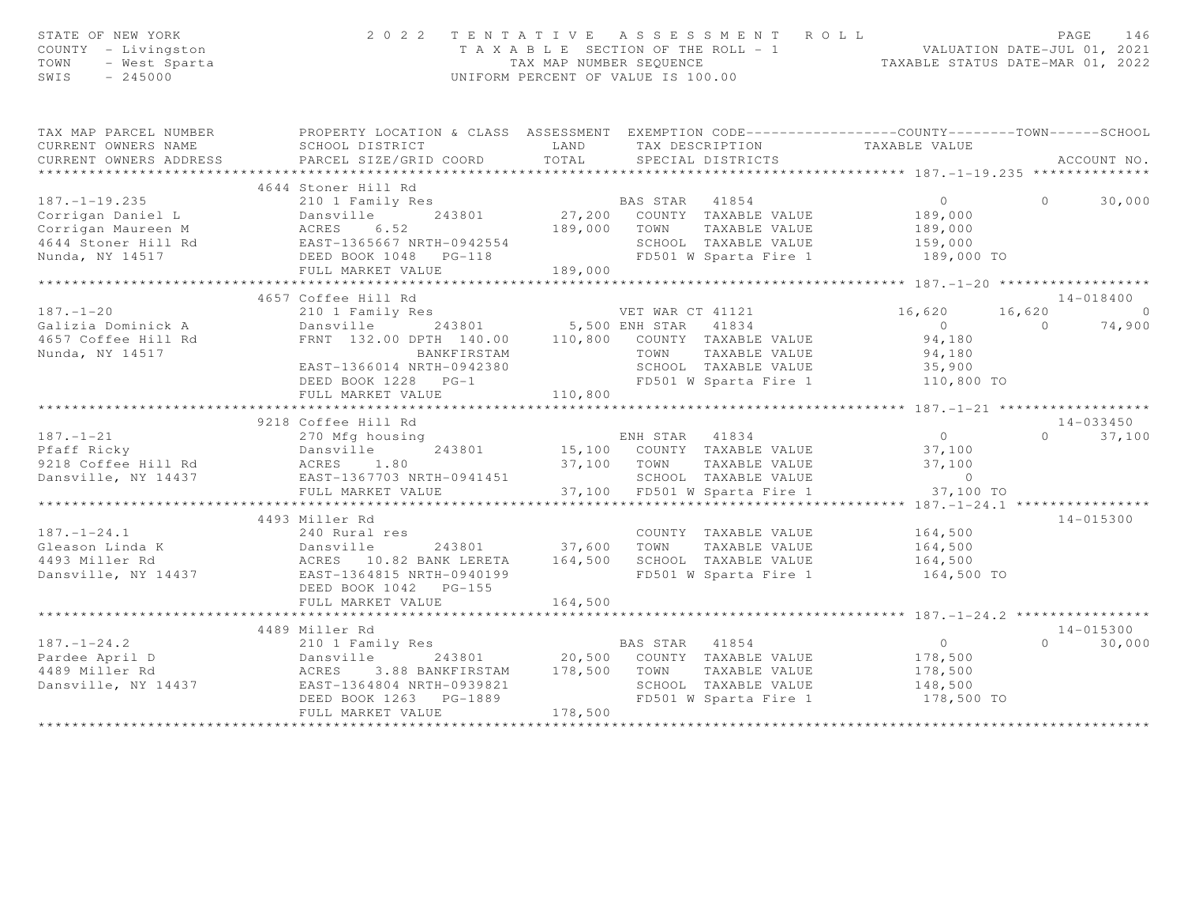STATE OF NEW YORK — 2022 TENTATIVE ASSESSMENT ROLL — PAGE 146
COUNTY - Livingston — TAXABLE SECTION OF THE ROLL - 1 — VALUATION DATE-JUL 01, 2021
TOWN - West Sparta — TAX MAP NUMBER SEQUENCE — TAXABLE STATUS DATE-MAR 01, 2022
SWIS - 245000 — UNIFORM PERCENT OF VALUE IS 100.00

| TAX MAP PARCEL NUMBER / CURRENT OWNERS NAME / CURRENT OWNERS ADDRESS | PROPERTY LOCATION & CLASS / SCHOOL DISTRICT / PARCEL SIZE/GRID COORD | ASSESSMENT LAND | TOTAL | EXEMPTION CODE / TAX DESCRIPTION / SPECIAL DISTRICTS | COUNTY TAXABLE VALUE | TOWN | SCHOOL | ACCOUNT NO. |
|---|---|---|---|---|---|---|---|---|
| **187.-1-19.235** | 4644 Stoner Hill Rd | | | | | | | |
| 187.-1-19.235 | 210 1 Family Res | | | BAS STAR 41854 | 0 | 0 | 30,000 | |
| Corrigan Daniel L | Dansville 243801 | 27,200 | | COUNTY TAXABLE VALUE | 189,000 | | | |
| Corrigan Maureen M | ACRES 6.52 | | 189,000 | TOWN TAXABLE VALUE | 189,000 | | | |
| 4644 Stoner Hill Rd | EAST-1365667 NRTH-0942554 | | | SCHOOL TAXABLE VALUE | 159,000 | | | |
| Nunda, NY 14517 | DEED BOOK 1048 PG-118 | | | FD501 W Sparta Fire 1 | 189,000 TO | | | |
| | FULL MARKET VALUE | | 189,000 | | | | | |
| **187.-1-20** | 4657 Coffee Hill Rd | | | | | | | 14-018400 |
| 187.-1-20 | 210 1 Family Res | | | VET WAR CT 41121 | 16,620 | 16,620 | 0 | |
| Galizia Dominick A | Dansville 243801 | 5,500 | | ENH STAR 41834 | 0 | 0 | 74,900 | |
| 4657 Coffee Hill Rd | FRNT 132.00 DPTH 140.00 | | 110,800 | COUNTY TAXABLE VALUE | 94,180 | | | |
| Nunda, NY 14517 | BANKFIRSTAM | | | TOWN TAXABLE VALUE | 94,180 | | | |
| | EAST-1366014 NRTH-0942380 | | | SCHOOL TAXABLE VALUE | 35,900 | | | |
| | DEED BOOK 1228 PG-1 | | | FD501 W Sparta Fire 1 | 110,800 TO | | | |
| | FULL MARKET VALUE | | 110,800 | | | | | |
| **187.-1-21** | 9218 Coffee Hill Rd | | | | | | | 14-033450 |
| 187.-1-21 | 270 Mfg housing | | | ENH STAR 41834 | 0 | 0 | 37,100 | |
| Pfaff Ricky | Dansville 243801 | 15,100 | | COUNTY TAXABLE VALUE | 37,100 | | | |
| 9218 Coffee Hill Rd | ACRES 1.80 | | 37,100 | TOWN TAXABLE VALUE | 37,100 | | | |
| Dansville, NY 14437 | EAST-1367703 NRTH-0941451 | | | SCHOOL TAXABLE VALUE | 0 | | | |
| | FULL MARKET VALUE | | 37,100 | FD501 W Sparta Fire 1 | 37,100 TO | | | |
| **187.-1-24.1** | 4493 Miller Rd | | | | | | | 14-015300 |
| 187.-1-24.1 | 240 Rural res | | | COUNTY TAXABLE VALUE | 164,500 | | | |
| Gleason Linda K | Dansville 243801 | 37,600 | | TOWN TAXABLE VALUE | 164,500 | | | |
| 4493 Miller Rd | ACRES 10.82 BANK LERETA | | 164,500 | SCHOOL TAXABLE VALUE | 164,500 | | | |
| Dansville, NY 14437 | EAST-1364815 NRTH-0940199 | | | FD501 W Sparta Fire 1 | 164,500 TO | | | |
| | DEED BOOK 1042 PG-155 | | | | | | | |
| | FULL MARKET VALUE | | 164,500 | | | | | |
| **187.-1-24.2** | 4489 Miller Rd | | | | | | | 14-015300 |
| 187.-1-24.2 | 210 1 Family Res | | | BAS STAR 41854 | 0 | 0 | 30,000 | |
| Pardee April D | Dansville 243801 | 20,500 | | COUNTY TAXABLE VALUE | 178,500 | | | |
| 4489 Miller Rd | ACRES 3.88 BANKFIRSTAM | | 178,500 | TOWN TAXABLE VALUE | 178,500 | | | |
| Dansville, NY 14437 | EAST-1364804 NRTH-0939821 | | | SCHOOL TAXABLE VALUE | 148,500 | | | |
| | DEED BOOK 1263 PG-1889 | | | FD501 W Sparta Fire 1 | 178,500 TO | | | |
| | FULL MARKET VALUE | | 178,500 | | | | | |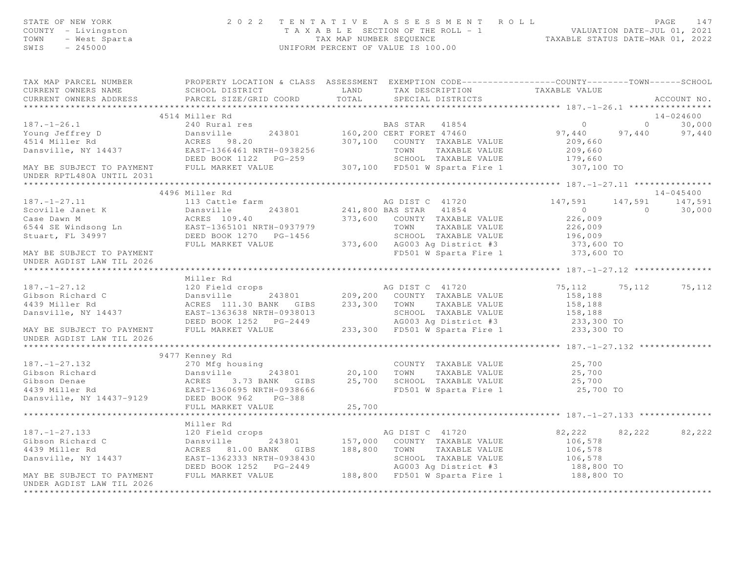STATE OF NEW YORK
COUNTY - Livingston
TOWN - West Sparta
SWIS - 245000

2022 TENTATIVE ASSESSMENT ROLL
TAXABLE SECTION OF THE ROLL - 1
TAX MAP NUMBER SEQUENCE
UNIFORM PERCENT OF VALUE IS 100.00

VALUATION DATE-JUL 01, 2021
TAXABLE STATUS DATE-MAR 01, 2022

```
TAX MAP PARCEL NUMBER          PROPERTY LOCATION & CLASS  ASSESSMENT  EXEMPTION CODE------------------COUNTY--------TOWN------SCHOOL
CURRENT OWNERS NAME            SCHOOL DISTRICT               LAND      TAX DESCRIPTION             TAXABLE VALUE
CURRENT OWNERS ADDRESS         PARCEL SIZE/GRID COORD        TOTAL     SPECIAL DISTRICTS                                   ACCOUNT NO.
****************************************************************************************************** 187.-1-26.1 ****************
                           4514 Miller Rd                                                                                14-024600
187.-1-26.1                240 Rural res                          BAS STAR   41854                  0            0      30,000
Young Jeffrey D            Dansville      243801        160,200 CERT FORET 47460               97,440       97,440      97,440
4514 Miller Rd             ACRES   98.20                307,100   COUNTY  TAXABLE VALUE          209,660
Dansville, NY 14437        EAST-1366461 NRTH-0938256              TOWN    TAXABLE VALUE          209,660
                           DEED BOOK 1122   PG-259                SCHOOL  TAXABLE VALUE          179,660
MAY BE SUBJECT TO PAYMENT  FULL MARKET VALUE            307,100   FD501 W Sparta Fire 1           307,100 TO
UNDER RPTL480A UNTIL 2031
****************************************************************************************************** 187.-1-27.11 ***************
                           4496 Miller Rd                                                                                14-045400
187.-1-27.11               113 Cattle farm                        AG DIST C  41720            147,591      147,591     147,591
Scoville Janet K           Dansville      243801        241,800 BAS STAR   41854                  0            0      30,000
Case Dawn M                ACRES  109.40                373,600   COUNTY  TAXABLE VALUE          226,009
6544 SE Windsong Ln        EAST-1365101 NRTH-0937979              TOWN    TAXABLE VALUE          226,009
Stuart, FL 34997           DEED BOOK 1270   PG-1456               SCHOOL  TAXABLE VALUE          196,009
                           FULL MARKET VALUE            373,600   AG003 Ag District #3            373,600 TO
MAY BE SUBJECT TO PAYMENT                                         FD501 W Sparta Fire 1           373,600 TO
UNDER AGDIST LAW TIL 2026
****************************************************************************************************** 187.-1-27.12 ***************
                           Miller Rd
187.-1-27.12               120 Field crops                        AG DIST C  41720             75,112       75,112      75,112
Gibson Richard C           Dansville      243801        209,200   COUNTY  TAXABLE VALUE          158,188
4439 Miller Rd             ACRES  111.30 BANK   GIBS    233,300   TOWN    TAXABLE VALUE          158,188
Dansville, NY 14437        EAST-1363638 NRTH-0938013              SCHOOL  TAXABLE VALUE          158,188
                           DEED BOOK 1252   PG-2449               AG003 Ag District #3            233,300 TO
MAY BE SUBJECT TO PAYMENT  FULL MARKET VALUE            233,300   FD501 W Sparta Fire 1           233,300 TO
UNDER AGDIST LAW TIL 2026
****************************************************************************************************** 187.-1-27.132 **************
                           9477 Kenney Rd
187.-1-27.132              270 Mfg housing                        COUNTY  TAXABLE VALUE           25,700
Gibson Richard             Dansville      243801         20,100   TOWN    TAXABLE VALUE           25,700
Gibson Denae               ACRES    3.73 BANK   GIBS     25,700   SCHOOL  TAXABLE VALUE           25,700
4439 Miller Rd             EAST-1360695 NRTH-0938666              FD501 W Sparta Fire 1            25,700 TO
Dansville, NY 14437-9129   DEED BOOK 962    PG-388
                           FULL MARKET VALUE             25,700
****************************************************************************************************** 187.-1-27.133 **************
                           Miller Rd
187.-1-27.133              120 Field crops                        AG DIST C  41720             82,222       82,222      82,222
Gibson Richard C           Dansville      243801        157,000   COUNTY  TAXABLE VALUE          106,578
4439 Miller Rd             ACRES   81.00 BANK   GIBS    188,800   TOWN    TAXABLE VALUE          106,578
Dansville, NY 14437        EAST-1362333 NRTH-0938430              SCHOOL  TAXABLE VALUE          106,578
                           DEED BOOK 1252   PG-2449               AG003 Ag District #3            188,800 TO
MAY BE SUBJECT TO PAYMENT  FULL MARKET VALUE            188,800   FD501 W Sparta Fire 1           188,800 TO
UNDER AGDIST LAW TIL 2026
************************************************************************************************************************************
```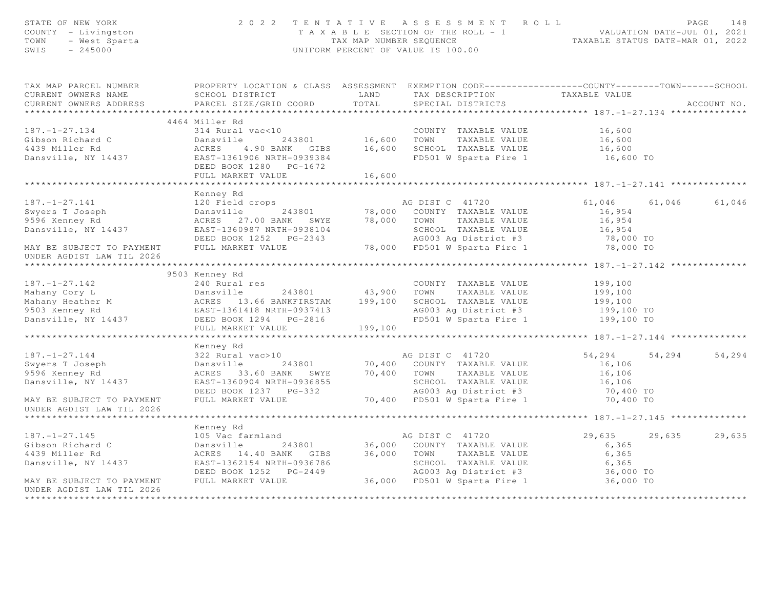STATE OF NEW YORK
COUNTY - Livingston
TOWN - West Sparta
SWIS - 245000

2022 TENTATIVE ASSESSMENT ROLL
TAXABLE SECTION OF THE ROLL - 1
TAX MAP NUMBER SEQUENCE
UNIFORM PERCENT OF VALUE IS 100.00

VALUATION DATE-JUL 01, 2021
TAXABLE STATUS DATE-MAR 01, 2022

| TAX MAP PARCEL NUMBER / CURRENT OWNERS NAME / CURRENT OWNERS ADDRESS | PROPERTY LOCATION & CLASS / SCHOOL DISTRICT / PARCEL SIZE/GRID COORD | ASSESSMENT LAND / TOTAL | EXEMPTION CODE / TAX DESCRIPTION / SPECIAL DISTRICTS | COUNTY TAXABLE VALUE | TOWN | SCHOOL | ACCOUNT NO. |
|---|---|---|---|---|---|---|---|
| **187.-1-27.134** | 4464 Miller Rd | | | | | | |
| 187.-1-27.134 | 314 Rural vac<10 | | COUNTY TAXABLE VALUE | 16,600 | | | |
| Gibson Richard C | Dansville 243801 | 16,600 | TOWN TAXABLE VALUE | 16,600 | | | |
| 4439 Miller Rd | ACRES 4.90 BANK GIBS | 16,600 | SCHOOL TAXABLE VALUE | 16,600 | | | |
| Dansville, NY 14437 | EAST-1361906 NRTH-0939384 | | FD501 W Sparta Fire 1 | 16,600 TO | | | |
| | DEED BOOK 1280 PG-1672 | | | | | | |
| | FULL MARKET VALUE | 16,600 | | | | | |
| **187.-1-27.141** | Kenney Rd | | | | | | |
| 187.-1-27.141 | 120 Field crops | | AG DIST C 41720 | 61,046 | 61,046 | 61,046 | |
| Swyers T Joseph | Dansville 243801 | 78,000 | COUNTY TAXABLE VALUE | 16,954 | | | |
| 9596 Kenney Rd | ACRES 27.00 BANK SWYE | 78,000 | TOWN TAXABLE VALUE | 16,954 | | | |
| Dansville, NY 14437 | EAST-1360987 NRTH-0938104 | | SCHOOL TAXABLE VALUE | 16,954 | | | |
| | DEED BOOK 1252 PG-2343 | | AG003 Ag District #3 | 78,000 TO | | | |
| MAY BE SUBJECT TO PAYMENT | FULL MARKET VALUE | 78,000 | FD501 W Sparta Fire 1 | 78,000 TO | | | |
| UNDER AGDIST LAW TIL 2026 | | | | | | | |
| **187.-1-27.142** | 9503 Kenney Rd | | | | | | |
| 187.-1-27.142 | 240 Rural res | | COUNTY TAXABLE VALUE | 199,100 | | | |
| Mahany Cory L | Dansville 243801 | 43,900 | TOWN TAXABLE VALUE | 199,100 | | | |
| Mahany Heather M | ACRES 13.66 BANKFIRSTAM | 199,100 | SCHOOL TAXABLE VALUE | 199,100 | | | |
| 9503 Kenney Rd | EAST-1361418 NRTH-0937413 | | AG003 Ag District #3 | 199,100 TO | | | |
| Dansville, NY 14437 | DEED BOOK 1294 PG-2816 | | FD501 W Sparta Fire 1 | 199,100 TO | | | |
| | FULL MARKET VALUE | 199,100 | | | | | |
| **187.-1-27.144** | Kenney Rd | | | | | | |
| 187.-1-27.144 | 322 Rural vac>10 | | AG DIST C 41720 | 54,294 | 54,294 | 54,294 | |
| Swyers T Joseph | Dansville 243801 | 70,400 | COUNTY TAXABLE VALUE | 16,106 | | | |
| 9596 Kenney Rd | ACRES 33.60 BANK SWYE | 70,400 | TOWN TAXABLE VALUE | 16,106 | | | |
| Dansville, NY 14437 | EAST-1360904 NRTH-0936855 | | SCHOOL TAXABLE VALUE | 16,106 | | | |
| | DEED BOOK 1237 PG-332 | | AG003 Ag District #3 | 70,400 TO | | | |
| MAY BE SUBJECT TO PAYMENT | FULL MARKET VALUE | 70,400 | FD501 W Sparta Fire 1 | 70,400 TO | | | |
| UNDER AGDIST LAW TIL 2026 | | | | | | | |
| **187.-1-27.145** | Kenney Rd | | | | | | |
| 187.-1-27.145 | 105 Vac farmland | | AG DIST C 41720 | 29,635 | 29,635 | 29,635 | |
| Gibson Richard C | Dansville 243801 | 36,000 | COUNTY TAXABLE VALUE | 6,365 | | | |
| 4439 Miller Rd | ACRES 14.40 BANK GIBS | 36,000 | TOWN TAXABLE VALUE | 6,365 | | | |
| Dansville, NY 14437 | EAST-1362154 NRTH-0936786 | | SCHOOL TAXABLE VALUE | 6,365 | | | |
| | DEED BOOK 1252 PG-2449 | | AG003 Ag District #3 | 36,000 TO | | | |
| MAY BE SUBJECT TO PAYMENT | FULL MARKET VALUE | 36,000 | FD501 W Sparta Fire 1 | 36,000 TO | | | |
| UNDER AGDIST LAW TIL 2026 | | | | | | | |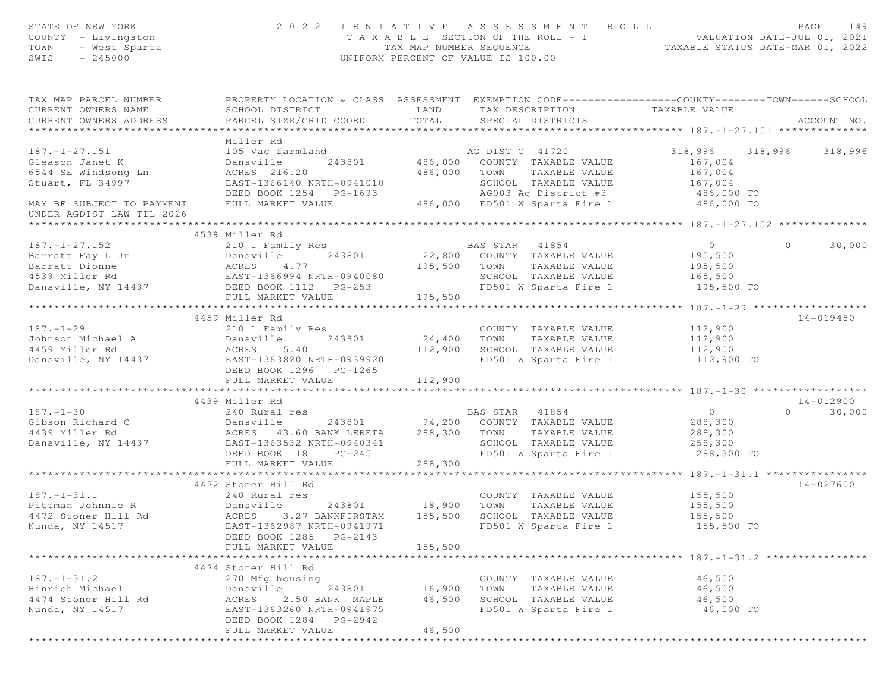STATE OF NEW YORK
COUNTY - Livingston
TOWN - West Sparta
SWIS - 245000

# 2022 TENTATIVE ASSESSMENT ROLL

TAXABLE SECTION OF THE ROLL - 1
TAX MAP NUMBER SEQUENCE
UNIFORM PERCENT OF VALUE IS 100.00

VALUATION DATE-JUL 01, 2021
TAXABLE STATUS DATE-MAR 01, 2022

| TAX MAP PARCEL NUMBER / CURRENT OWNERS NAME / CURRENT OWNERS ADDRESS | PROPERTY LOCATION & CLASS / SCHOOL DISTRICT / PARCEL SIZE/GRID COORD | ASSESSMENT LAND / TOTAL | EXEMPTION CODE / TAX DESCRIPTION / SPECIAL DISTRICTS | COUNTY / TAXABLE VALUE | TOWN | SCHOOL / ACCOUNT NO. |
|---|---|---|---|---|---|---|
| 187.-1-27.151 | Miller Rd | | | | | |
| | 105 Vac farmland | | AG DIST C 41720 | 318,996 | 318,996 | 318,996 |
| Gleason Janet K | Dansville 243801 | 486,000 | COUNTY TAXABLE VALUE | 167,004 | | |
| 6544 SE Windsong Ln | ACRES 216.20 | 486,000 | TOWN TAXABLE VALUE | 167,004 | | |
| Stuart, FL 34997 | EAST-1366140 NRTH-0941010 | | SCHOOL TAXABLE VALUE | 167,004 | | |
| | DEED BOOK 1254 PG-1693 | | AG003 Ag District #3 | 486,000 TO | | |
| MAY BE SUBJECT TO PAYMENT UNDER AGDIST LAW TIL 2026 | FULL MARKET VALUE | 486,000 | FD501 W Sparta Fire 1 | 486,000 TO | | |
| 187.-1-27.152 | 4539 Miller Rd | | | | | |
| | 210 1 Family Res | | BAS STAR 41854 | 0 | 0 | 30,000 |
| Barratt Fay L Jr | Dansville 243801 | 22,800 | COUNTY TAXABLE VALUE | 195,500 | | |
| Barratt Dionne | ACRES 4.77 | 195,500 | TOWN TAXABLE VALUE | 195,500 | | |
| 4539 Miller Rd | EAST-1366994 NRTH-0940080 | | SCHOOL TAXABLE VALUE | 165,500 | | |
| Dansville, NY 14437 | DEED BOOK 1112 PG-253 | | FD501 W Sparta Fire 1 | 195,500 TO | | |
| | FULL MARKET VALUE | 195,500 | | | | |
| 187.-1-29 | 4459 Miller Rd | | | | | 14-019450 |
| | 210 1 Family Res | | COUNTY TAXABLE VALUE | 112,900 | | |
| Johnson Michael A | Dansville 243801 | 24,400 | TOWN TAXABLE VALUE | 112,900 | | |
| 4459 Miller Rd | ACRES 5.40 | 112,900 | SCHOOL TAXABLE VALUE | 112,900 | | |
| Dansville, NY 14437 | EAST-1363820 NRTH-0939920 | | FD501 W Sparta Fire 1 | 112,900 TO | | |
| | DEED BOOK 1296 PG-1265 | | | | | |
| | FULL MARKET VALUE | 112,900 | | | | |
| 187.-1-30 | 4439 Miller Rd | | | | | 14-012900 |
| | 240 Rural res | | BAS STAR 41854 | 0 | 0 | 30,000 |
| Gibson Richard C | Dansville 243801 | 94,200 | COUNTY TAXABLE VALUE | 288,300 | | |
| 4439 Miller Rd | ACRES 43.60 BANK LERETA | 288,300 | TOWN TAXABLE VALUE | 288,300 | | |
| Dansville, NY 14437 | EAST-1363532 NRTH-0940341 | | SCHOOL TAXABLE VALUE | 258,300 | | |
| | DEED BOOK 1181 PG-245 | | FD501 W Sparta Fire 1 | 288,300 TO | | |
| | FULL MARKET VALUE | 288,300 | | | | |
| 187.-1-31.1 | 4472 Stoner Hill Rd | | | | | 14-027600 |
| | 240 Rural res | | COUNTY TAXABLE VALUE | 155,500 | | |
| Pittman Johnnie R | Dansville 243801 | 18,900 | TOWN TAXABLE VALUE | 155,500 | | |
| 4472 Stoner Hill Rd | ACRES 3.27 BANKFIRSTAM | 155,500 | SCHOOL TAXABLE VALUE | 155,500 | | |
| Nunda, NY 14517 | EAST-1362987 NRTH-0941971 | | FD501 W Sparta Fire 1 | 155,500 TO | | |
| | DEED BOOK 1285 PG-2143 | | | | | |
| | FULL MARKET VALUE | 155,500 | | | | |
| 187.-1-31.2 | 4474 Stoner Hill Rd | | | | | |
| | 270 Mfg housing | | COUNTY TAXABLE VALUE | 46,500 | | |
| Hinrich Michael | Dansville 243801 | 16,900 | TOWN TAXABLE VALUE | 46,500 | | |
| 4474 Stoner Hill Rd | ACRES 2.50 BANK MAPLE | 46,500 | SCHOOL TAXABLE VALUE | 46,500 | | |
| Nunda, NY 14517 | EAST-1363260 NRTH-0941975 | | FD501 W Sparta Fire 1 | 46,500 TO | | |
| | DEED BOOK 1284 PG-2942 | | | | | |
| | FULL MARKET VALUE | 46,500 | | | | |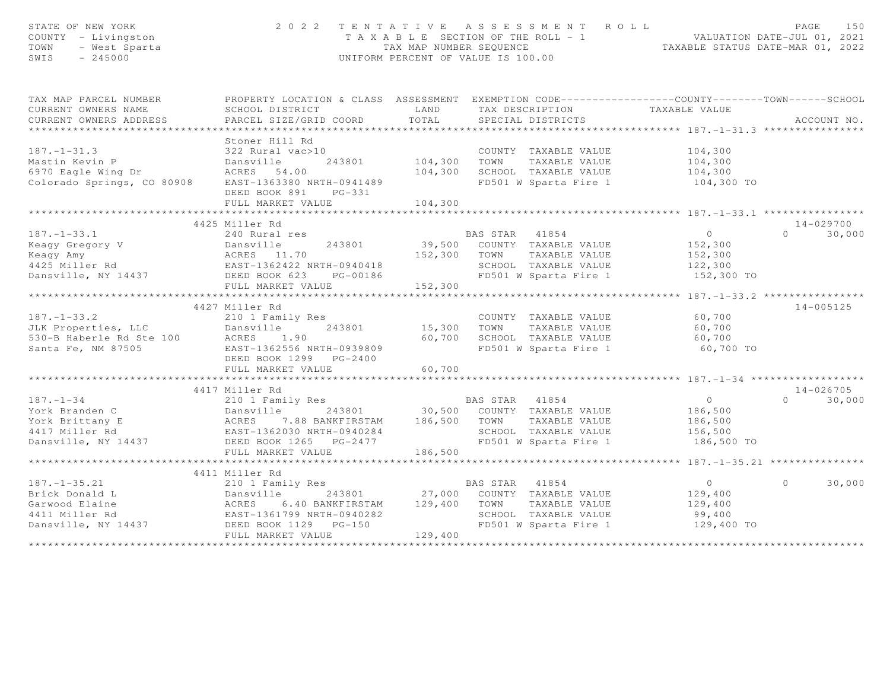STATE OF NEW YORK
COUNTY - Livingston
TOWN - West Sparta
SWIS - 245000

2022 TENTATIVE ASSESSMENT ROLL
TAXABLE SECTION OF THE ROLL - 1
TAX MAP NUMBER SEQUENCE
UNIFORM PERCENT OF VALUE IS 100.00

VALUATION DATE-JUL 01, 2021
TAXABLE STATUS DATE-MAR 01, 2022

| TAX MAP PARCEL NUMBER / CURRENT OWNERS NAME / CURRENT OWNERS ADDRESS | PROPERTY LOCATION & CLASS / SCHOOL DISTRICT / PARCEL SIZE/GRID COORD | ASSESSMENT LAND | ASSESSMENT TOTAL | EXEMPTION CODE / TAX DESCRIPTION / SPECIAL DISTRICTS | COUNTY TAXABLE VALUE | TOWN | SCHOOL | ACCOUNT NO. |
|---|---|---|---|---|---|---|---|---|
| **187.-1-31.3** | Stoner Hill Rd | | | | | | | |
| 187.-1-31.3 | 322 Rural vac>10 | | | COUNTY TAXABLE VALUE | 104,300 | | | |
| Mastin Kevin P | Dansville 243801 | 104,300 | | TOWN TAXABLE VALUE | 104,300 | | | |
| 6970 Eagle Wing Dr | ACRES 54.00 | | 104,300 | SCHOOL TAXABLE VALUE | 104,300 | | | |
| Colorado Springs, CO 80908 | EAST-1363380 NRTH-0941489 | | | FD501 W Sparta Fire 1 | 104,300 TO | | | |
| | DEED BOOK 891 PG-331 | | | | | | | |
| | FULL MARKET VALUE | | 104,300 | | | | | |
| **187.-1-33.1** | 4425 Miller Rd | | | | | | | 14-029700 |
| 187.-1-33.1 | 240 Rural res | | | BAS STAR 41854 | 0 | 0 | 30,000 | |
| Keagy Gregory V | Dansville 243801 | 39,500 | | COUNTY TAXABLE VALUE | 152,300 | | | |
| Keagy Amy | ACRES 11.70 | | 152,300 | TOWN TAXABLE VALUE | 152,300 | | | |
| 4425 Miller Rd | EAST-1362422 NRTH-0940418 | | | SCHOOL TAXABLE VALUE | 122,300 | | | |
| Dansville, NY 14437 | DEED BOOK 623 PG-00186 | | | FD501 W Sparta Fire 1 | 152,300 TO | | | |
| | FULL MARKET VALUE | | 152,300 | | | | | |
| **187.-1-33.2** | 4427 Miller Rd | | | | | | | 14-005125 |
| 187.-1-33.2 | 210 1 Family Res | | | COUNTY TAXABLE VALUE | 60,700 | | | |
| JLK Properties, LLC | Dansville 243801 | 15,300 | | TOWN TAXABLE VALUE | 60,700 | | | |
| 530-B Haberle Rd Ste 100 | ACRES 1.90 | | 60,700 | SCHOOL TAXABLE VALUE | 60,700 | | | |
| Santa Fe, NM 87505 | EAST-1362556 NRTH-0939809 | | | FD501 W Sparta Fire 1 | 60,700 TO | | | |
| | DEED BOOK 1299 PG-2400 | | | | | | | |
| | FULL MARKET VALUE | | 60,700 | | | | | |
| **187.-1-34** | 4417 Miller Rd | | | | | | | 14-026705 |
| 187.-1-34 | 210 1 Family Res | | | BAS STAR 41854 | 0 | 0 | 30,000 | |
| York Branden C | Dansville 243801 | 30,500 | | COUNTY TAXABLE VALUE | 186,500 | | | |
| York Brittany E | ACRES 7.88 BANKFIRSTAM | | 186,500 | TOWN TAXABLE VALUE | 186,500 | | | |
| 4417 Miller Rd | EAST-1362030 NRTH-0940284 | | | SCHOOL TAXABLE VALUE | 156,500 | | | |
| Dansville, NY 14437 | DEED BOOK 1265 PG-2477 | | | FD501 W Sparta Fire 1 | 186,500 TO | | | |
| | FULL MARKET VALUE | | 186,500 | | | | | |
| **187.-1-35.21** | 4411 Miller Rd | | | | | | | |
| 187.-1-35.21 | 210 1 Family Res | | | BAS STAR 41854 | 0 | 0 | 30,000 | |
| Brick Donald L | Dansville 243801 | 27,000 | | COUNTY TAXABLE VALUE | 129,400 | | | |
| Garwood Elaine | ACRES 6.40 BANKFIRSTAM | | 129,400 | TOWN TAXABLE VALUE | 129,400 | | | |
| 4411 Miller Rd | EAST-1361799 NRTH-0940282 | | | SCHOOL TAXABLE VALUE | 99,400 | | | |
| Dansville, NY 14437 | DEED BOOK 1129 PG-150 | | | FD501 W Sparta Fire 1 | 129,400 TO | | | |
| | FULL MARKET VALUE | | 129,400 | | | | | |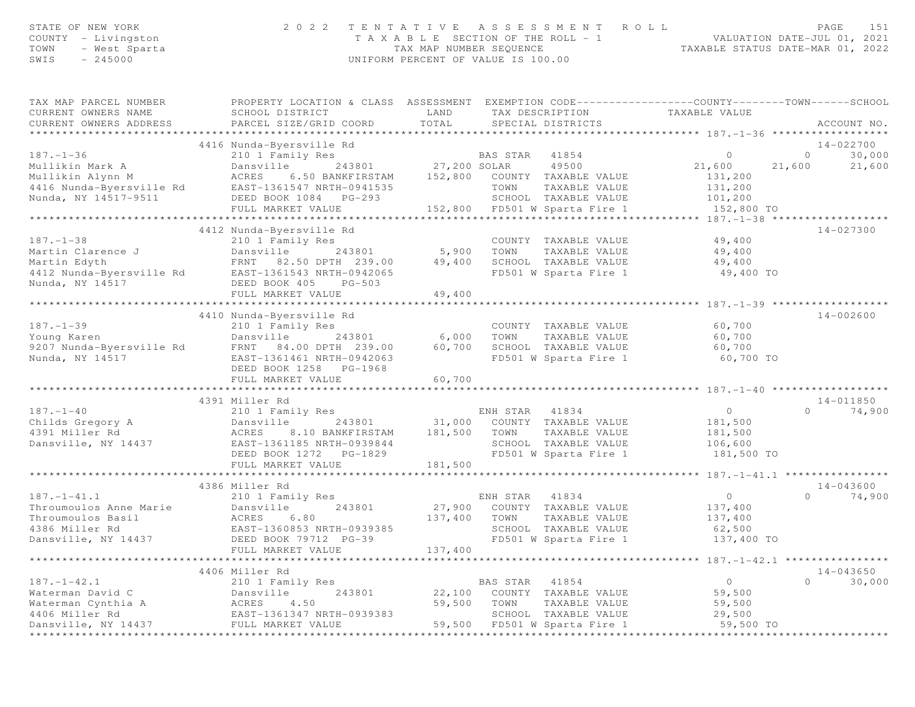STATE OF NEW YORK
COUNTY - Livingston
TOWN - West Sparta
SWIS - 245000

# 2022 TENTATIVE ASSESSMENT ROLL

TAXABLE SECTION OF THE ROLL - 1
TAX MAP NUMBER SEQUENCE
UNIFORM PERCENT OF VALUE IS 100.00

VALUATION DATE-JUL 01, 2021
TAXABLE STATUS DATE-MAR 01, 2022

```
TAX MAP PARCEL NUMBER          PROPERTY LOCATION & CLASS  ASSESSMENT  EXEMPTION CODE------------------COUNTY--------TOWN------SCHOOL
CURRENT OWNERS NAME            SCHOOL DISTRICT               LAND      TAX DESCRIPTION            TAXABLE VALUE
CURRENT OWNERS ADDRESS         PARCEL SIZE/GRID COORD        TOTAL     SPECIAL DISTRICTS                                      ACCOUNT NO.
****************************************************************************************************** 187.-1-36 ******************
                              4416 Nunda-Byersville Rd                                                                     14-022700
187.-1-36                      210 1 Family Res                   BAS STAR  41854                  0           0      30,000
Mullikin Mark A                Dansville     243801        27,200 SOLAR     49500             21,600      21,600      21,600
Mullikin Alynn M               ACRES    6.50 BANKFIRSTAM   152,800  COUNTY  TAXABLE VALUE        131,200
4416 Nunda-Byersville Rd       EAST-1361547 NRTH-0941535             TOWN    TAXABLE VALUE        131,200
Nunda, NY 14517-9511           DEED BOOK 1084   PG-293               SCHOOL  TAXABLE VALUE        101,200
                               FULL MARKET VALUE            152,800  FD501 W Sparta Fire 1         152,800 TO
****************************************************************************************************** 187.-1-38 ******************
                              4412 Nunda-Byersville Rd                                                                     14-027300
187.-1-38                      210 1 Family Res                      COUNTY  TAXABLE VALUE         49,400
Martin Clarence J              Dansville     243801         5,900    TOWN    TAXABLE VALUE         49,400
Martin Edyth                   FRNT   82.50 DPTH  239.00   49,400    SCHOOL  TAXABLE VALUE         49,400
4412 Nunda-Byersville Rd       EAST-1361543 NRTH-0942065             FD501 W Sparta Fire 1          49,400 TO
Nunda, NY 14517                DEED BOOK 405    PG-503
                               FULL MARKET VALUE             49,400
****************************************************************************************************** 187.-1-39 ******************
                              4410 Nunda-Byersville Rd                                                                     14-002600
187.-1-39                      210 1 Family Res                      COUNTY  TAXABLE VALUE         60,700
Young Karen                    Dansville     243801         6,000    TOWN    TAXABLE VALUE         60,700
9207 Nunda-Byersville Rd       FRNT   84.00 DPTH  239.00   60,700    SCHOOL  TAXABLE VALUE         60,700
Nunda, NY 14517                EAST-1361461 NRTH-0942063             FD501 W Sparta Fire 1          60,700 TO
                               DEED BOOK 1258   PG-1968
                               FULL MARKET VALUE             60,700
****************************************************************************************************** 187.-1-40 ******************
                              4391 Miller Rd                                                                               14-011850
187.-1-40                      210 1 Family Res                   ENH STAR  41834                  0           0      74,900
Childs Gregory A               Dansville     243801        31,000    COUNTY  TAXABLE VALUE        181,500
4391 Miller Rd                 ACRES    8.10 BANKFIRSTAM   181,500   TOWN    TAXABLE VALUE        181,500
Dansville, NY 14437            EAST-1361185 NRTH-0939844             SCHOOL  TAXABLE VALUE        106,600
                               DEED BOOK 1272   PG-1829              FD501 W Sparta Fire 1         181,500 TO
                               FULL MARKET VALUE            181,500
****************************************************************************************************** 187.-1-41.1 ****************
                              4386 Miller Rd                                                                               14-043600
187.-1-41.1                    210 1 Family Res                   ENH STAR  41834                  0           0      74,900
Throumoulos Anne Marie         Dansville     243801        27,900    COUNTY  TAXABLE VALUE        137,400
Throumoulos Basil              ACRES    6.80               137,400   TOWN    TAXABLE VALUE        137,400
4386 Miller Rd                 EAST-1360853 NRTH-0939385             SCHOOL  TAXABLE VALUE         62,500
Dansville, NY 14437            DEED BOOK 79712  PG-39                FD501 W Sparta Fire 1         137,400 TO
                               FULL MARKET VALUE            137,400
****************************************************************************************************** 187.-1-42.1 ****************
                              4406 Miller Rd                                                                               14-043650
187.-1-42.1                    210 1 Family Res                   BAS STAR  41854                  0           0      30,000
Waterman David C               Dansville     243801        22,100    COUNTY  TAXABLE VALUE         59,500
Waterman Cynthia A             ACRES    4.50                59,500   TOWN    TAXABLE VALUE         59,500
4406 Miller Rd                 EAST-1361347 NRTH-0939383             SCHOOL  TAXABLE VALUE         29,500
Dansville, NY 14437            FULL MARKET VALUE             59,500  FD501 W Sparta Fire 1          59,500 TO
************************************************************************************************************************************
```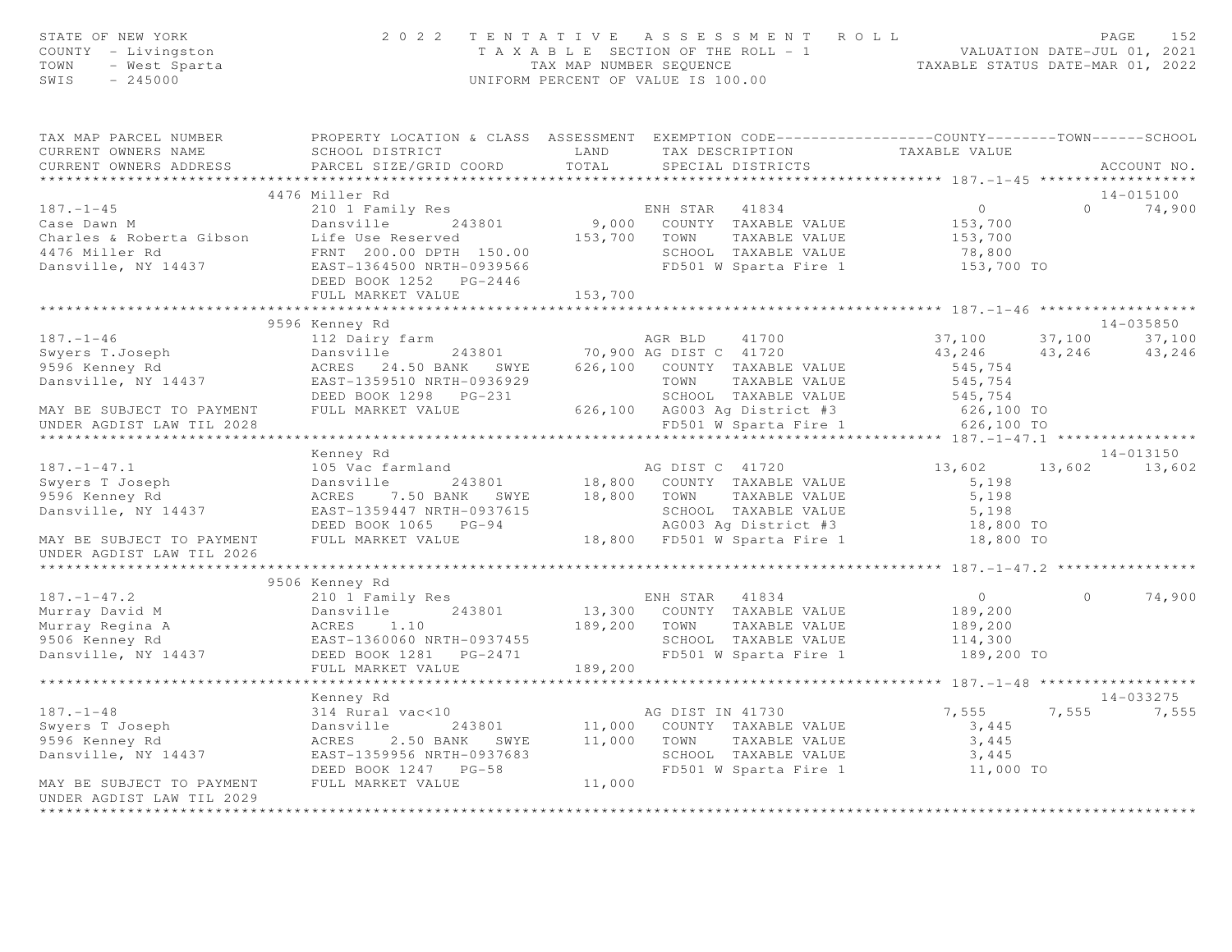STATE OF NEW YORK
COUNTY - Livingston
TOWN - West Sparta
SWIS - 245000

# 2022 TENTATIVE ASSESSMENT ROLL

TAXABLE SECTION OF THE ROLL - 1
TAX MAP NUMBER SEQUENCE
UNIFORM PERCENT OF VALUE IS 100.00

VALUATION DATE-JUL 01, 2021
TAXABLE STATUS DATE-MAR 01, 2022

| TAX MAP PARCEL NUMBER / CURRENT OWNERS NAME / CURRENT OWNERS ADDRESS | PROPERTY LOCATION & CLASS / SCHOOL DISTRICT / PARCEL SIZE/GRID COORD | ASSESSMENT LAND / TOTAL | EXEMPTION CODE / TAX DESCRIPTION / SPECIAL DISTRICTS | COUNTY | TOWN | SCHOOL | ACCOUNT NO. |
|---|---|---|---|---|---|---|---|
| **187.-1-45** | 4476 Miller Rd | | | | | | 14-015100 |
| 187.-1-45 | 210 1 Family Res | | ENH STAR 41834 | 0 | 0 | 74,900 | |
| Case Dawn M | Dansville 243801 | 9,000 | COUNTY TAXABLE VALUE | 153,700 | | | |
| Charles & Roberta Gibson | Life Use Reserved | 153,700 | TOWN TAXABLE VALUE | 153,700 | | | |
| 4476 Miller Rd | FRNT 200.00 DPTH 150.00 | | SCHOOL TAXABLE VALUE | 78,800 | | | |
| Dansville, NY 14437 | EAST-1364500 NRTH-0939566 | | FD501 W Sparta Fire 1 | 153,700 TO | | | |
| | DEED BOOK 1252 PG-2446 | | | | | | |
| | FULL MARKET VALUE | 153,700 | | | | | |
| **187.-1-46** | 9596 Kenney Rd | | | | | | 14-035850 |
| 187.-1-46 | 112 Dairy farm | | AGR BLD 41700 | 37,100 | 37,100 | 37,100 | |
| Swyers T.Joseph | Dansville 243801 | 70,900 | AG DIST C 41720 | 43,246 | 43,246 | 43,246 | |
| 9596 Kenney Rd | ACRES 24.50 BANK SWYE | 626,100 | COUNTY TAXABLE VALUE | 545,754 | | | |
| Dansville, NY 14437 | EAST-1359510 NRTH-0936929 | | TOWN TAXABLE VALUE | 545,754 | | | |
| | DEED BOOK 1298 PG-231 | | SCHOOL TAXABLE VALUE | 545,754 | | | |
| MAY BE SUBJECT TO PAYMENT | FULL MARKET VALUE | 626,100 | AG003 Ag District #3 | 626,100 TO | | | |
| UNDER AGDIST LAW TIL 2028 | | | FD501 W Sparta Fire 1 | 626,100 TO | | | |
| **187.-1-47.1** | Kenney Rd | | | | | | 14-013150 |
| 187.-1-47.1 | 105 Vac farmland | | AG DIST C 41720 | 13,602 | 13,602 | 13,602 | |
| Swyers T Joseph | Dansville 243801 | 18,800 | COUNTY TAXABLE VALUE | 5,198 | | | |
| 9596 Kenney Rd | ACRES 7.50 BANK SWYE | 18,800 | TOWN TAXABLE VALUE | 5,198 | | | |
| Dansville, NY 14437 | EAST-1359447 NRTH-0937615 | | SCHOOL TAXABLE VALUE | 5,198 | | | |
| | DEED BOOK 1065 PG-94 | | AG003 Ag District #3 | 18,800 TO | | | |
| MAY BE SUBJECT TO PAYMENT | FULL MARKET VALUE | 18,800 | FD501 W Sparta Fire 1 | 18,800 TO | | | |
| UNDER AGDIST LAW TIL 2026 | | | | | | | |
| **187.-1-47.2** | 9506 Kenney Rd | | | | | | |
| 187.-1-47.2 | 210 1 Family Res | | ENH STAR 41834 | 0 | 0 | 74,900 | |
| Murray David M | Dansville 243801 | 13,300 | COUNTY TAXABLE VALUE | 189,200 | | | |
| Murray Regina A | ACRES 1.10 | 189,200 | TOWN TAXABLE VALUE | 189,200 | | | |
| 9506 Kenney Rd | EAST-1360060 NRTH-0937455 | | SCHOOL TAXABLE VALUE | 114,300 | | | |
| Dansville, NY 14437 | DEED BOOK 1281 PG-2471 | | FD501 W Sparta Fire 1 | 189,200 TO | | | |
| | FULL MARKET VALUE | 189,200 | | | | | |
| **187.-1-48** | Kenney Rd | | | | | | 14-033275 |
| 187.-1-48 | 314 Rural vac<10 | | AG DIST IN 41730 | 7,555 | 7,555 | 7,555 | |
| Swyers T Joseph | Dansville 243801 | 11,000 | COUNTY TAXABLE VALUE | 3,445 | | | |
| 9596 Kenney Rd | ACRES 2.50 BANK SWYE | 11,000 | TOWN TAXABLE VALUE | 3,445 | | | |
| Dansville, NY 14437 | EAST-1359956 NRTH-0937683 | | SCHOOL TAXABLE VALUE | 3,445 | | | |
| | DEED BOOK 1247 PG-58 | | FD501 W Sparta Fire 1 | 11,000 TO | | | |
| MAY BE SUBJECT TO PAYMENT | FULL MARKET VALUE | 11,000 | | | | | |
| UNDER AGDIST LAW TIL 2029 | | | | | | | |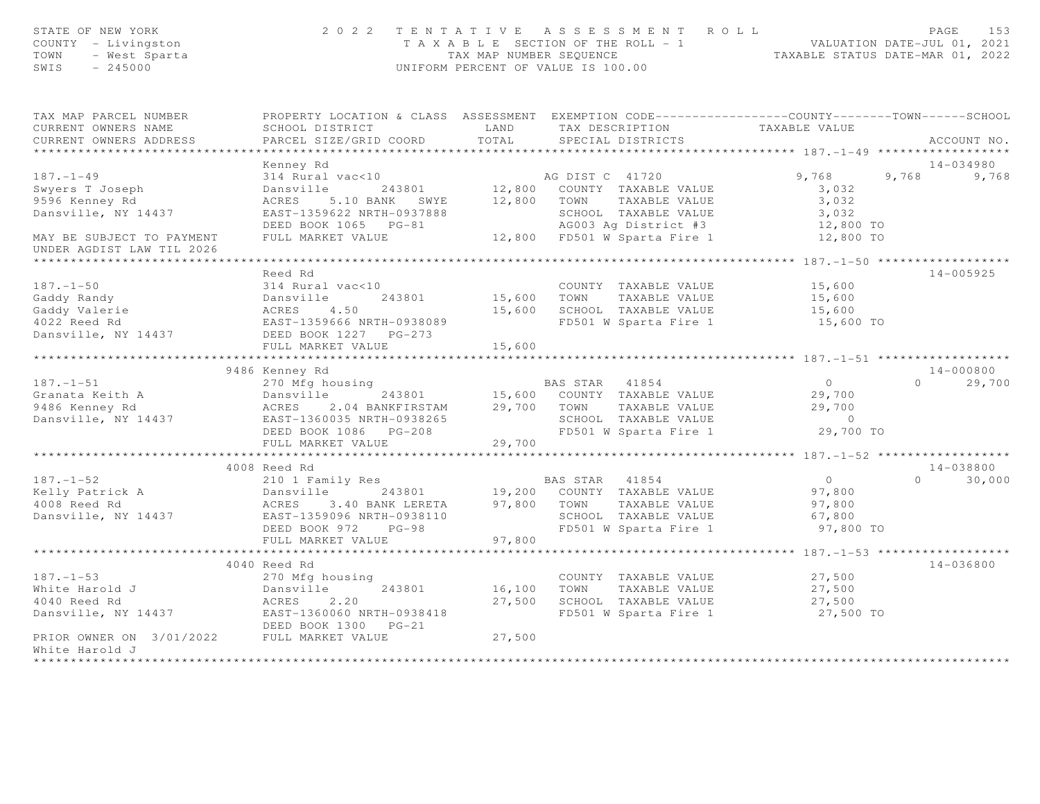STATE OF NEW YORK
COUNTY - Livingston
TOWN - West Sparta
SWIS - 245000

# 2022 TENTATIVE ASSESSMENT ROLL

TAXABLE SECTION OF THE ROLL - 1
TAX MAP NUMBER SEQUENCE
UNIFORM PERCENT OF VALUE IS 100.00

VALUATION DATE-JUL 01, 2021
TAXABLE STATUS DATE-MAR 01, 2022

| TAX MAP PARCEL NUMBER / CURRENT OWNERS NAME / CURRENT OWNERS ADDRESS | PROPERTY LOCATION & CLASS / SCHOOL DISTRICT / PARCEL SIZE/GRID COORD | ASSESSMENT LAND | ASSESSMENT TOTAL | EXEMPTION CODE / TAX DESCRIPTION / SPECIAL DISTRICTS | COUNTY TAXABLE VALUE | TOWN | SCHOOL | ACCOUNT NO. |
|---|---|---|---|---|---|---|---|---|
| **187.-1-49** | Kenney Rd | | | | | | | 14-034980 |
| 187.-1-49 | 314 Rural vac<10 | | | AG DIST C 41720 | 9,768 | 9,768 | 9,768 | |
| Swyers T Joseph | Dansville 243801 | 12,800 | | COUNTY TAXABLE VALUE | 3,032 | | | |
| 9596 Kenney Rd | ACRES 5.10 BANK SWYE | | 12,800 | TOWN TAXABLE VALUE | 3,032 | | | |
| Dansville, NY 14437 | EAST-1359622 NRTH-0937888 | | | SCHOOL TAXABLE VALUE | 3,032 | | | |
| | DEED BOOK 1065 PG-81 | | | AG003 Ag District #3 | 12,800 TO | | | |
| MAY BE SUBJECT TO PAYMENT UNDER AGDIST LAW TIL 2026 | FULL MARKET VALUE | | 12,800 | FD501 W Sparta Fire 1 | 12,800 TO | | | |
| **187.-1-50** | Reed Rd | | | | | | | 14-005925 |
| 187.-1-50 | 314 Rural vac<10 | | | COUNTY TAXABLE VALUE | 15,600 | | | |
| Gaddy Randy | Dansville 243801 | 15,600 | | TOWN TAXABLE VALUE | 15,600 | | | |
| Gaddy Valerie | ACRES 4.50 | | 15,600 | SCHOOL TAXABLE VALUE | 15,600 | | | |
| 4022 Reed Rd | EAST-1359666 NRTH-0938089 | | | FD501 W Sparta Fire 1 | 15,600 TO | | | |
| Dansville, NY 14437 | DEED BOOK 1227 PG-273 | | | | | | | |
| | FULL MARKET VALUE | | 15,600 | | | | | |
| **187.-1-51** | 9486 Kenney Rd | | | | | | | 14-000800 |
| 187.-1-51 | 270 Mfg housing | | | BAS STAR 41854 | 0 | 0 | 29,700 | |
| Granata Keith A | Dansville 243801 | 15,600 | | COUNTY TAXABLE VALUE | 29,700 | | | |
| 9486 Kenney Rd | ACRES 2.04 BANKFIRSTAM | | 29,700 | TOWN TAXABLE VALUE | 29,700 | | | |
| Dansville, NY 14437 | EAST-1360035 NRTH-0938265 | | | SCHOOL TAXABLE VALUE | 0 | | | |
| | DEED BOOK 1086 PG-208 | | | FD501 W Sparta Fire 1 | 29,700 TO | | | |
| | FULL MARKET VALUE | | 29,700 | | | | | |
| **187.-1-52** | 4008 Reed Rd | | | | | | | 14-038800 |
| 187.-1-52 | 210 1 Family Res | | | BAS STAR 41854 | 0 | 0 | 30,000 | |
| Kelly Patrick A | Dansville 243801 | 19,200 | | COUNTY TAXABLE VALUE | 97,800 | | | |
| 4008 Reed Rd | ACRES 3.40 BANK LERETA | | 97,800 | TOWN TAXABLE VALUE | 97,800 | | | |
| Dansville, NY 14437 | EAST-1359096 NRTH-0938110 | | | SCHOOL TAXABLE VALUE | 67,800 | | | |
| | DEED BOOK 972 PG-98 | | | FD501 W Sparta Fire 1 | 97,800 TO | | | |
| | FULL MARKET VALUE | | 97,800 | | | | | |
| **187.-1-53** | 4040 Reed Rd | | | | | | | 14-036800 |
| 187.-1-53 | 270 Mfg housing | | | COUNTY TAXABLE VALUE | 27,500 | | | |
| White Harold J | Dansville 243801 | 16,100 | | TOWN TAXABLE VALUE | 27,500 | | | |
| 4040 Reed Rd | ACRES 2.20 | | 27,500 | SCHOOL TAXABLE VALUE | 27,500 | | | |
| Dansville, NY 14437 | EAST-1360060 NRTH-0938418 | | | FD501 W Sparta Fire 1 | 27,500 TO | | | |
| | DEED BOOK 1300 PG-21 | | | | | | | |
| PRIOR OWNER ON 3/01/2022 White Harold J | FULL MARKET VALUE | | 27,500 | | | | | |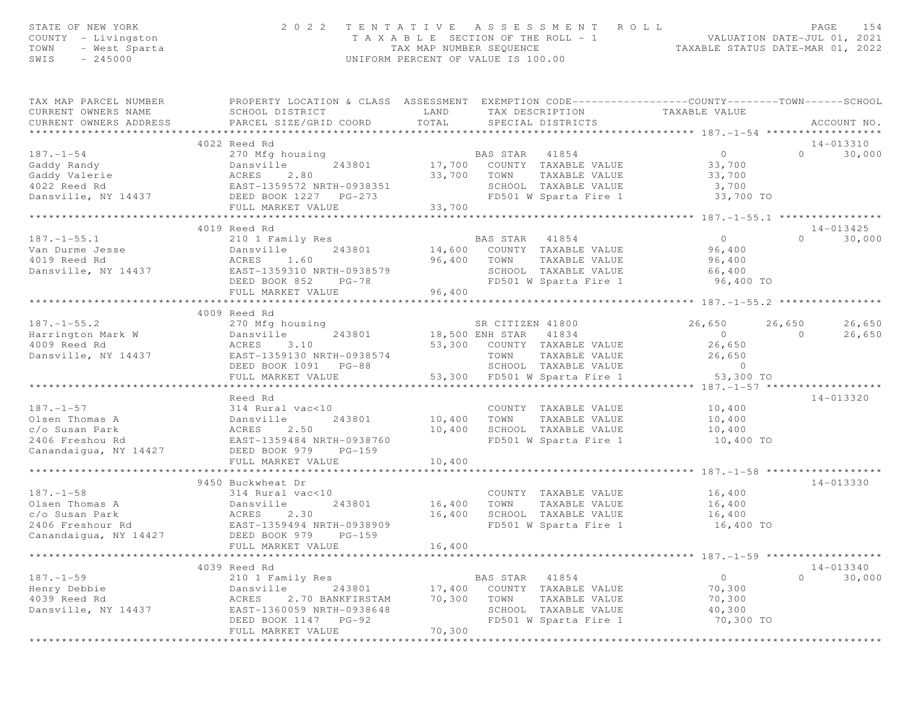STATE OF NEW YORK
COUNTY - Livingston
TOWN - West Sparta
SWIS - 245000

2 0 2 2 T E N T A T I V E A S S E S S M E N T R O L L
T A X A B L E SECTION OF THE ROLL - 1
TAX MAP NUMBER SEQUENCE
UNIFORM PERCENT OF VALUE IS 100.00

VALUATION DATE-JUL 01, 2021
TAXABLE STATUS DATE-MAR 01, 2022

| TAX MAP PARCEL NUMBER / CURRENT OWNERS NAME / CURRENT OWNERS ADDRESS | PROPERTY LOCATION & CLASS / SCHOOL DISTRICT / PARCEL SIZE/GRID COORD | ASSESSMENT LAND / TOTAL | EXEMPTION CODE / TAX DESCRIPTION / SPECIAL DISTRICTS | COUNTY TAXABLE VALUE | TOWN | SCHOOL / ACCOUNT NO. |
|---|---|---|---|---|---|---|
| **187.-1-54** | 4022 Reed Rd | | | | | 14-013310 |
| 187.-1-54 | 270 Mfg housing | | BAS STAR 41854 | 0 | 0 | 30,000 |
| Gaddy Randy | Dansville 243801 | 17,700 | COUNTY TAXABLE VALUE | 33,700 | | |
| Gaddy Valerie | ACRES 2.80 | 33,700 | TOWN TAXABLE VALUE | 33,700 | | |
| 4022 Reed Rd | EAST-1359572 NRTH-0938351 | | SCHOOL TAXABLE VALUE | 3,700 | | |
| Dansville, NY 14437 | DEED BOOK 1227 PG-273 | | FD501 W Sparta Fire 1 | 33,700 TO | | |
| | FULL MARKET VALUE | 33,700 | | | | |
| **187.-1-55.1** | 4019 Reed Rd | | | | | 14-013425 |
| 187.-1-55.1 | 210 1 Family Res | | BAS STAR 41854 | 0 | 0 | 30,000 |
| Van Durme Jesse | Dansville 243801 | 14,600 | COUNTY TAXABLE VALUE | 96,400 | | |
| 4019 Reed Rd | ACRES 1.60 | 96,400 | TOWN TAXABLE VALUE | 96,400 | | |
| Dansville, NY 14437 | EAST-1359310 NRTH-0938579 | | SCHOOL TAXABLE VALUE | 66,400 | | |
| | DEED BOOK 852 PG-78 | | FD501 W Sparta Fire 1 | 96,400 TO | | |
| | FULL MARKET VALUE | 96,400 | | | | |
| **187.-1-55.2** | 4009 Reed Rd | | | | | |
| 187.-1-55.2 | 270 Mfg housing | | SR CITIZEN 41800 | 26,650 | 26,650 | 26,650 |
| Harrington Mark W | Dansville 243801 | 18,500 | ENH STAR 41834 | 0 | 0 | 26,650 |
| 4009 Reed Rd | ACRES 3.10 | 53,300 | COUNTY TAXABLE VALUE | 26,650 | | |
| Dansville, NY 14437 | EAST-1359130 NRTH-0938574 | | TOWN TAXABLE VALUE | 26,650 | | |
| | DEED BOOK 1091 PG-88 | | SCHOOL TAXABLE VALUE | 0 | | |
| | FULL MARKET VALUE | 53,300 | FD501 W Sparta Fire 1 | 53,300 TO | | |
| **187.-1-57** | Reed Rd | | | | | 14-013320 |
| 187.-1-57 | 314 Rural vac<10 | | COUNTY TAXABLE VALUE | 10,400 | | |
| Olsen Thomas A | Dansville 243801 | 10,400 | TOWN TAXABLE VALUE | 10,400 | | |
| c/o Susan Park | ACRES 2.50 | 10,400 | SCHOOL TAXABLE VALUE | 10,400 | | |
| 2406 Freshou Rd | EAST-1359484 NRTH-0938760 | | FD501 W Sparta Fire 1 | 10,400 TO | | |
| Canandaigua, NY 14427 | DEED BOOK 979 PG-159 | | | | | |
| | FULL MARKET VALUE | 10,400 | | | | |
| **187.-1-58** | 9450 Buckwheat Dr | | | | | 14-013330 |
| 187.-1-58 | 314 Rural vac<10 | | COUNTY TAXABLE VALUE | 16,400 | | |
| Olsen Thomas A | Dansville 243801 | 16,400 | TOWN TAXABLE VALUE | 16,400 | | |
| c/o Susan Park | ACRES 2.30 | 16,400 | SCHOOL TAXABLE VALUE | 16,400 | | |
| 2406 Freshour Rd | EAST-1359494 NRTH-0938909 | | FD501 W Sparta Fire 1 | 16,400 TO | | |
| Canandaigua, NY 14427 | DEED BOOK 979 PG-159 | | | | | |
| | FULL MARKET VALUE | 16,400 | | | | |
| **187.-1-59** | 4039 Reed Rd | | | | | 14-013340 |
| 187.-1-59 | 210 1 Family Res | | BAS STAR 41854 | 0 | 0 | 30,000 |
| Henry Debbie | Dansville 243801 | 17,400 | COUNTY TAXABLE VALUE | 70,300 | | |
| 4039 Reed Rd | ACRES 2.70 BANKFIRSTAM | 70,300 | TOWN TAXABLE VALUE | 70,300 | | |
| Dansville, NY 14437 | EAST-1360059 NRTH-0938648 | | SCHOOL TAXABLE VALUE | 40,300 | | |
| | DEED BOOK 1147 PG-92 | | FD501 W Sparta Fire 1 | 70,300 TO | | |
| | FULL MARKET VALUE | 70,300 | | | | |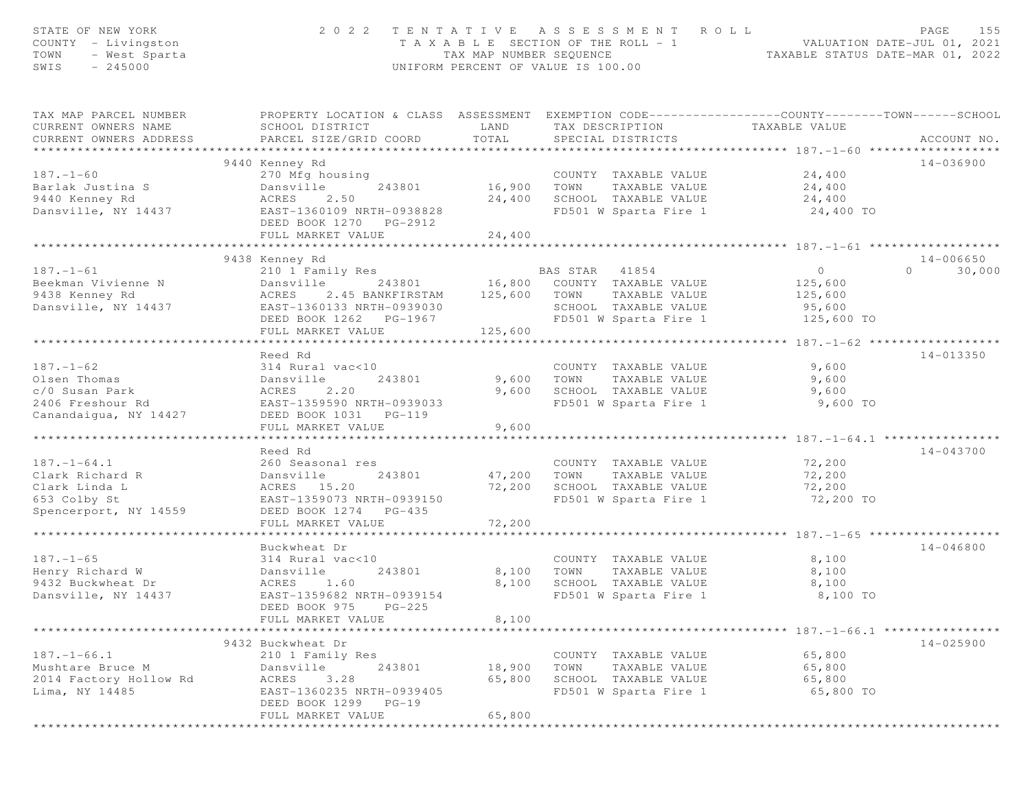STATE OF NEW YORK
COUNTY - Livingston
TOWN - West Sparta
SWIS - 245000

# 2022 TENTATIVE ASSESSMENT ROLL

TAXABLE SECTION OF THE ROLL - 1
TAX MAP NUMBER SEQUENCE
UNIFORM PERCENT OF VALUE IS 100.00

VALUATION DATE-JUL 01, 2021
TAXABLE STATUS DATE-MAR 01, 2022

| TAX MAP PARCEL NUMBER / CURRENT OWNERS NAME / CURRENT OWNERS ADDRESS | PROPERTY LOCATION & CLASS / SCHOOL DISTRICT / PARCEL SIZE/GRID COORD | ASSESSMENT LAND | TOTAL | EXEMPTION CODE / TAX DESCRIPTION / SPECIAL DISTRICTS | COUNTY | TOWN | SCHOOL / TAXABLE VALUE | ACCOUNT NO. |
|---|---|---|---|---|---|---|---|---|
| **187.-1-60** | 9440 Kenney Rd | | | | | | | 14-036900 |
| 187.-1-60 | 270 Mfg housing | | | COUNTY TAXABLE VALUE | 24,400 | | | |
| Barlak Justina S | Dansville 243801 | 16,900 | | TOWN TAXABLE VALUE | | 24,400 | | |
| 9440 Kenney Rd | ACRES 2.50 | | 24,400 | SCHOOL TAXABLE VALUE | | | 24,400 | |
| Dansville, NY 14437 | EAST-1360109 NRTH-0938828 | | | FD501 W Sparta Fire 1 | 24,400 TO | | | |
| | DEED BOOK 1270 PG-2912 | | | | | | | |
| | FULL MARKET VALUE | | 24,400 | | | | | |
| **187.-1-61** | 9438 Kenney Rd | | | | | | | 14-006650 |
| 187.-1-61 | 210 1 Family Res | | | BAS STAR 41854 | 0 | 0 | 30,000 | |
| Beekman Vivienne N | Dansville 243801 | 16,800 | | COUNTY TAXABLE VALUE | 125,600 | | | |
| 9438 Kenney Rd | ACRES 2.45 BANKFIRSTAM | | 125,600 | TOWN TAXABLE VALUE | | 125,600 | | |
| Dansville, NY 14437 | EAST-1360133 NRTH-0939030 | | | SCHOOL TAXABLE VALUE | | | 95,600 | |
| | DEED BOOK 1262 PG-1967 | | | FD501 W Sparta Fire 1 | 125,600 TO | | | |
| | FULL MARKET VALUE | | 125,600 | | | | | |
| **187.-1-62** | Reed Rd | | | | | | | 14-013350 |
| 187.-1-62 | 314 Rural vac<10 | | | COUNTY TAXABLE VALUE | 9,600 | | | |
| Olsen Thomas | Dansville 243801 | 9,600 | | TOWN TAXABLE VALUE | | 9,600 | | |
| c/0 Susan Park | ACRES 2.20 | | 9,600 | SCHOOL TAXABLE VALUE | | | 9,600 | |
| 2406 Freshour Rd | EAST-1359590 NRTH-0939033 | | | FD501 W Sparta Fire 1 | 9,600 TO | | | |
| Canandaigua, NY 14427 | DEED BOOK 1031 PG-119 | | | | | | | |
| | FULL MARKET VALUE | | 9,600 | | | | | |
| **187.-1-64.1** | Reed Rd | | | | | | | 14-043700 |
| 187.-1-64.1 | 260 Seasonal res | | | COUNTY TAXABLE VALUE | 72,200 | | | |
| Clark Richard R | Dansville 243801 | 47,200 | | TOWN TAXABLE VALUE | | 72,200 | | |
| Clark Linda L | ACRES 15.20 | | 72,200 | SCHOOL TAXABLE VALUE | | | 72,200 | |
| 653 Colby St | EAST-1359073 NRTH-0939150 | | | FD501 W Sparta Fire 1 | 72,200 TO | | | |
| Spencerport, NY 14559 | DEED BOOK 1274 PG-435 | | | | | | | |
| | FULL MARKET VALUE | | 72,200 | | | | | |
| **187.-1-65** | Buckwheat Dr | | | | | | | 14-046800 |
| 187.-1-65 | 314 Rural vac<10 | | | COUNTY TAXABLE VALUE | 8,100 | | | |
| Henry Richard W | Dansville 243801 | 8,100 | | TOWN TAXABLE VALUE | | 8,100 | | |
| 9432 Buckwheat Dr | ACRES 1.60 | | 8,100 | SCHOOL TAXABLE VALUE | | | 8,100 | |
| Dansville, NY 14437 | EAST-1359682 NRTH-0939154 | | | FD501 W Sparta Fire 1 | 8,100 TO | | | |
| | DEED BOOK 975 PG-225 | | | | | | | |
| | FULL MARKET VALUE | | 8,100 | | | | | |
| **187.-1-66.1** | 9432 Buckwheat Dr | | | | | | | 14-025900 |
| 187.-1-66.1 | 210 1 Family Res | | | COUNTY TAXABLE VALUE | 65,800 | | | |
| Mushtare Bruce M | Dansville 243801 | 18,900 | | TOWN TAXABLE VALUE | | 65,800 | | |
| 2014 Factory Hollow Rd | ACRES 3.28 | | 65,800 | SCHOOL TAXABLE VALUE | | | 65,800 | |
| Lima, NY 14485 | EAST-1360235 NRTH-0939405 | | | FD501 W Sparta Fire 1 | 65,800 TO | | | |
| | DEED BOOK 1299 PG-19 | | | | | | | |
| | FULL MARKET VALUE | | 65,800 | | | | | |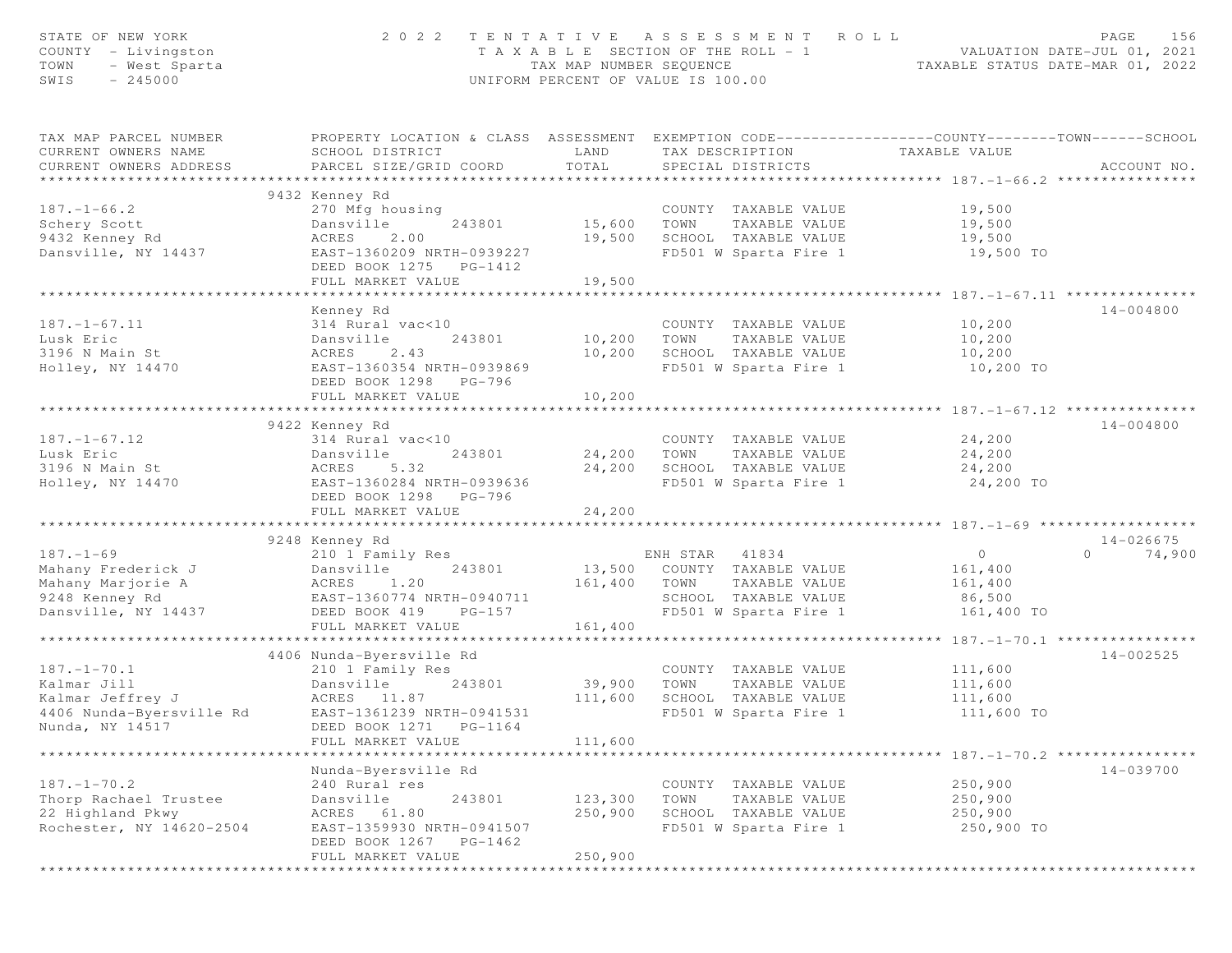STATE OF NEW YORK
COUNTY - Livingston
TOWN - West Sparta
SWIS - 245000

2022 TENTATIVE ASSESSMENT ROLL
TAXABLE SECTION OF THE ROLL - 1
TAX MAP NUMBER SEQUENCE
UNIFORM PERCENT OF VALUE IS 100.00

VALUATION DATE-JUL 01, 2021
TAXABLE STATUS DATE-MAR 01, 2022

| TAX MAP PARCEL NUMBER / CURRENT OWNERS NAME / CURRENT OWNERS ADDRESS | PROPERTY LOCATION & CLASS / SCHOOL DISTRICT / PARCEL SIZE/GRID COORD | ASSESSMENT LAND / TOTAL | EXEMPTION CODE / TAX DESCRIPTION / SPECIAL DISTRICTS | COUNTY / TOWN / SCHOOL TAXABLE VALUE | ACCOUNT NO. |
|---|---|---|---|---|---|
| **187.-1-66.2** | 9432 Kenney Rd | | | | |
| 187.-1-66.2 | 270 Mfg housing | | COUNTY TAXABLE VALUE | 19,500 | |
| Schery Scott | Dansville 243801 | 15,600 | TOWN TAXABLE VALUE | 19,500 | |
| 9432 Kenney Rd | ACRES 2.00 | 19,500 | SCHOOL TAXABLE VALUE | 19,500 | |
| Dansville, NY 14437 | EAST-1360209 NRTH-0939227 | | FD501 W Sparta Fire 1 | 19,500 TO | |
| | DEED BOOK 1275 PG-1412 | | | | |
| | FULL MARKET VALUE | 19,500 | | | |
| **187.-1-67.11** | Kenney Rd | | | | 14-004800 |
| 187.-1-67.11 | 314 Rural vac<10 | | COUNTY TAXABLE VALUE | 10,200 | |
| Lusk Eric | Dansville 243801 | 10,200 | TOWN TAXABLE VALUE | 10,200 | |
| 3196 N Main St | ACRES 2.43 | 10,200 | SCHOOL TAXABLE VALUE | 10,200 | |
| Holley, NY 14470 | EAST-1360354 NRTH-0939869 | | FD501 W Sparta Fire 1 | 10,200 TO | |
| | DEED BOOK 1298 PG-796 | | | | |
| | FULL MARKET VALUE | 10,200 | | | |
| **187.-1-67.12** | 9422 Kenney Rd | | | | 14-004800 |
| 187.-1-67.12 | 314 Rural vac<10 | | COUNTY TAXABLE VALUE | 24,200 | |
| Lusk Eric | Dansville 243801 | 24,200 | TOWN TAXABLE VALUE | 24,200 | |
| 3196 N Main St | ACRES 5.32 | 24,200 | SCHOOL TAXABLE VALUE | 24,200 | |
| Holley, NY 14470 | EAST-1360284 NRTH-0939636 | | FD501 W Sparta Fire 1 | 24,200 TO | |
| | DEED BOOK 1298 PG-796 | | | | |
| | FULL MARKET VALUE | 24,200 | | | |
| **187.-1-69** | 9248 Kenney Rd | | | | 14-026675 |
| 187.-1-69 | 210 1 Family Res | | ENH STAR 41834 | 0 0 74,900 | |
| Mahany Frederick J | Dansville 243801 | 13,500 | COUNTY TAXABLE VALUE | 161,400 | |
| Mahany Marjorie A | ACRES 1.20 | 161,400 | TOWN TAXABLE VALUE | 161,400 | |
| 9248 Kenney Rd | EAST-1360774 NRTH-0940711 | | SCHOOL TAXABLE VALUE | 86,500 | |
| Dansville, NY 14437 | DEED BOOK 419 PG-157 | | FD501 W Sparta Fire 1 | 161,400 TO | |
| | FULL MARKET VALUE | 161,400 | | | |
| **187.-1-70.1** | 4406 Nunda-Byersville Rd | | | | 14-002525 |
| 187.-1-70.1 | 210 1 Family Res | | COUNTY TAXABLE VALUE | 111,600 | |
| Kalmar Jill | Dansville 243801 | 39,900 | TOWN TAXABLE VALUE | 111,600 | |
| Kalmar Jeffrey J | ACRES 11.87 | 111,600 | SCHOOL TAXABLE VALUE | 111,600 | |
| 4406 Nunda-Byersville Rd | EAST-1361239 NRTH-0941531 | | FD501 W Sparta Fire 1 | 111,600 TO | |
| Nunda, NY 14517 | DEED BOOK 1271 PG-1164 | | | | |
| | FULL MARKET VALUE | 111,600 | | | |
| **187.-1-70.2** | Nunda-Byersville Rd | | | | 14-039700 |
| 187.-1-70.2 | 240 Rural res | | COUNTY TAXABLE VALUE | 250,900 | |
| Thorp Rachael Trustee | Dansville 243801 | 123,300 | TOWN TAXABLE VALUE | 250,900 | |
| 22 Highland Pkwy | ACRES 61.80 | 250,900 | SCHOOL TAXABLE VALUE | 250,900 | |
| Rochester, NY 14620-2504 | EAST-1359930 NRTH-0941507 | | FD501 W Sparta Fire 1 | 250,900 TO | |
| | DEED BOOK 1267 PG-1462 | | | | |
| | FULL MARKET VALUE | 250,900 | | | |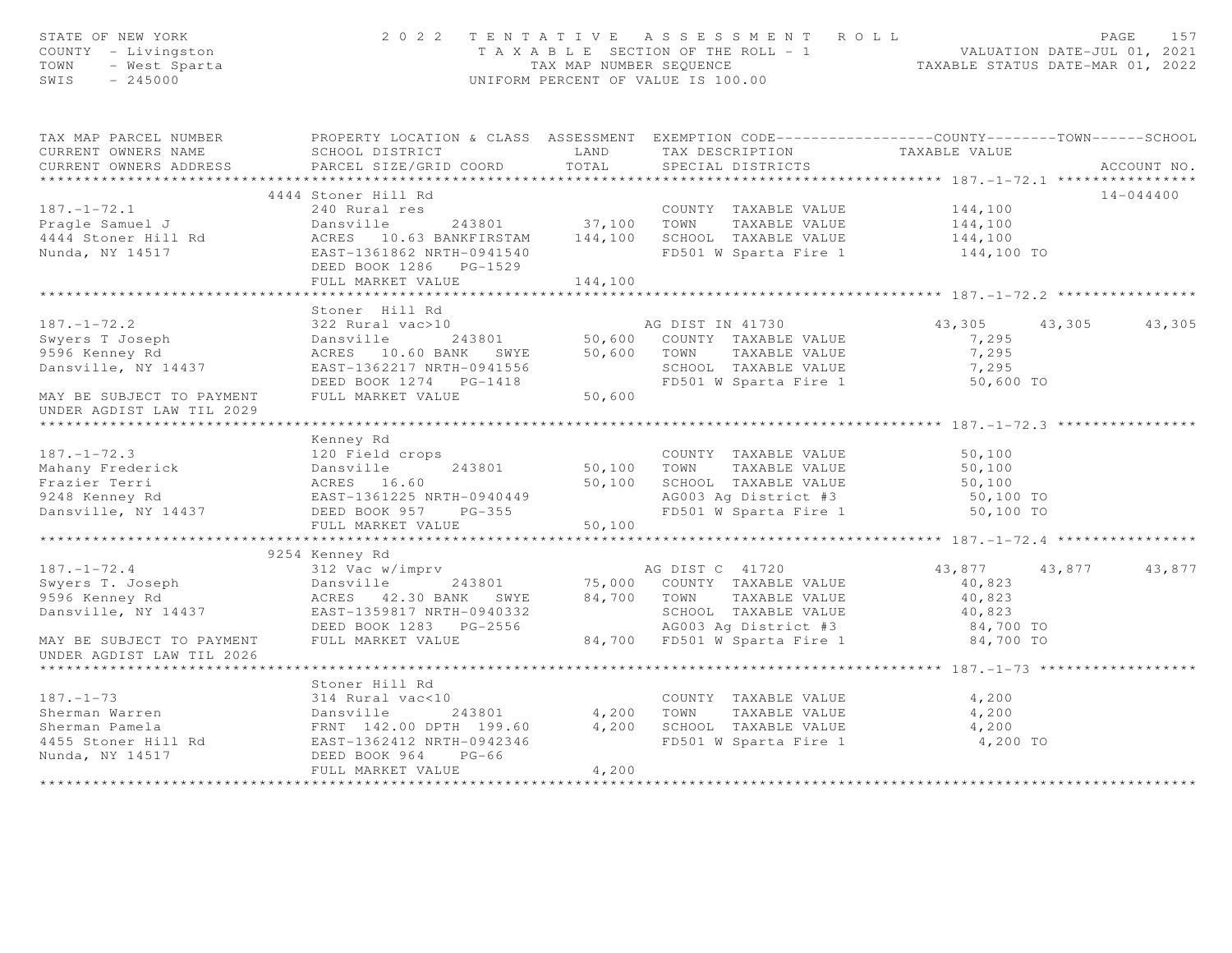STATE OF NEW YORK
COUNTY - Livingston
TOWN - West Sparta
SWIS - 245000

2 0 2 2 T E N T A T I V E A S S E S S M E N T R O L L
T A X A B L E SECTION OF THE ROLL - 1
TAX MAP NUMBER SEQUENCE
UNIFORM PERCENT OF VALUE IS 100.00

VALUATION DATE-JUL 01, 2021
TAXABLE STATUS DATE-MAR 01, 2022

```
TAX MAP PARCEL NUMBER          PROPERTY LOCATION & CLASS  ASSESSMENT  EXEMPTION CODE------------------COUNTY--------TOWN------SCHOOL
CURRENT OWNERS NAME            SCHOOL DISTRICT               LAND      TAX DESCRIPTION            TAXABLE VALUE
CURRENT OWNERS ADDRESS         PARCEL SIZE/GRID COORD        TOTAL      SPECIAL DISTRICTS                                     ACCOUNT NO.
******************************************************************************************************* 187.-1-72.1 ****************
                             4444 Stoner Hill Rd                                                                           14-044400
187.-1-72.1                    240 Rural res                            COUNTY  TAXABLE VALUE          144,100
Pragle Samuel J                Dansville       243801       37,100     TOWN    TAXABLE VALUE          144,100
4444 Stoner Hill Rd            ACRES   10.63 BANKFIRSTAM   144,100     SCHOOL  TAXABLE VALUE          144,100
Nunda, NY 14517                EAST-1361862 NRTH-0941540               FD501 W Sparta Fire 1           144,100 TO
                               DEED BOOK 1286   PG-1529
                               FULL MARKET VALUE           144,100
******************************************************************************************************* 187.-1-72.2 ****************
                               Stoner  Hill Rd
187.-1-72.2                    322 Rural vac>10                         AG DIST IN 41730              43,305      43,305      43,305
Swyers T Joseph                Dansville       243801       50,600     COUNTY  TAXABLE VALUE            7,295
9596 Kenney Rd                 ACRES   10.60 BANK   SWYE    50,600     TOWN    TAXABLE VALUE            7,295
Dansville, NY 14437            EAST-1362217 NRTH-0941556               SCHOOL  TAXABLE VALUE            7,295
                               DEED BOOK 1274   PG-1418                FD501 W Sparta Fire 1            50,600 TO
MAY BE SUBJECT TO PAYMENT      FULL MARKET VALUE            50,600
UNDER AGDIST LAW TIL 2029
******************************************************************************************************* 187.-1-72.3 ****************
                               Kenney Rd
187.-1-72.3                    120 Field crops                          COUNTY  TAXABLE VALUE           50,100
Mahany Frederick               Dansville       243801       50,100     TOWN    TAXABLE VALUE           50,100
Frazier Terri                  ACRES   16.60                50,100     SCHOOL  TAXABLE VALUE           50,100
9248 Kenney Rd                 EAST-1361225 NRTH-0940449               AG003 Ag District #3             50,100 TO
Dansville, NY 14437            DEED BOOK 957    PG-355                 FD501 W Sparta Fire 1            50,100 TO
                               FULL MARKET VALUE            50,100
******************************************************************************************************* 187.-1-72.4 ****************
                             9254 Kenney Rd
187.-1-72.4                    312 Vac w/imprv                          AG DIST C  41720              43,877      43,877      43,877
Swyers T. Joseph               Dansville       243801       75,000     COUNTY  TAXABLE VALUE           40,823
9596 Kenney Rd                 ACRES   42.30 BANK   SWYE    84,700     TOWN    TAXABLE VALUE           40,823
Dansville, NY 14437            EAST-1359817 NRTH-0940332               SCHOOL  TAXABLE VALUE           40,823
                               DEED BOOK 1283   PG-2556                AG003 Ag District #3             84,700 TO
MAY BE SUBJECT TO PAYMENT      FULL MARKET VALUE            84,700     FD501 W Sparta Fire 1            84,700 TO
UNDER AGDIST LAW TIL 2026
******************************************************************************************************* 187.-1-73 ******************
                               Stoner Hill Rd
187.-1-73                      314 Rural vac<10                         COUNTY  TAXABLE VALUE            4,200
Sherman Warren                 Dansville       243801        4,200     TOWN    TAXABLE VALUE            4,200
Sherman Pamela                 FRNT 142.00 DPTH 199.60       4,200     SCHOOL  TAXABLE VALUE            4,200
4455 Stoner Hill Rd            EAST-1362412 NRTH-0942346               FD501 W Sparta Fire 1             4,200 TO
Nunda, NY 14517                DEED BOOK 964    PG-66
                               FULL MARKET VALUE             4,200
************************************************************************************************************************************
```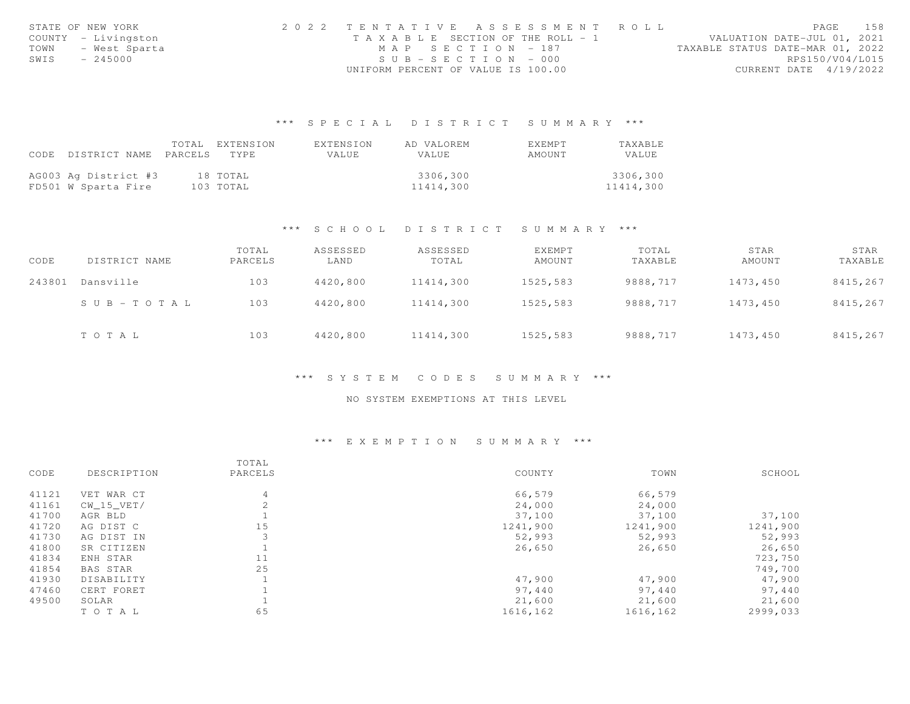STATE OF NEW YORK
COUNTY - Livingston
TOWN - West Sparta
SWIS - 245000

2 0 2 2 TENTATIVE ASSESSMENT ROLL
TAXABLE SECTION OF THE ROLL - 1
MAP SECTION - 187
SUB-SECTION - 000
UNIFORM PERCENT OF VALUE IS 100.00

VALUATION DATE-JUL 01, 2021
TAXABLE STATUS DATE-MAR 01, 2022
RPS150/V04/L015
CURRENT DATE 4/19/2022

## *** SPECIAL DISTRICT SUMMARY ***

| CODE | DISTRICT NAME | TOTAL PARCELS | EXTENSION TYPE | EXTENSION VALUE | AD VALOREM VALUE | EXEMPT AMOUNT | TAXABLE VALUE |
|---|---|---|---|---|---|---|---|
| AG003 | Ag District #3 | 18 | TOTAL | | 3306,300 | | 3306,300 |
| FD501 | W Sparta Fire | 103 | TOTAL | | 11414,300 | | 11414,300 |

## *** SCHOOL DISTRICT SUMMARY ***

| CODE | DISTRICT NAME | TOTAL PARCELS | ASSESSED LAND | ASSESSED TOTAL | EXEMPT AMOUNT | TOTAL TAXABLE | STAR AMOUNT | STAR TAXABLE |
|---|---|---|---|---|---|---|---|---|
| 243801 | Dansville | 103 | 4420,800 | 11414,300 | 1525,583 | 9888,717 | 1473,450 | 8415,267 |
| | SUB-TOTAL | 103 | 4420,800 | 11414,300 | 1525,583 | 9888,717 | 1473,450 | 8415,267 |
| | TOTAL | 103 | 4420,800 | 11414,300 | 1525,583 | 9888,717 | 1473,450 | 8415,267 |

## *** SYSTEM CODES SUMMARY ***

NO SYSTEM EXEMPTIONS AT THIS LEVEL

## *** EXEMPTION SUMMARY ***

| CODE | DESCRIPTION | TOTAL PARCELS | COUNTY | TOWN | SCHOOL |
|---|---|---|---|---|---|
| 41121 | VET WAR CT | 4 | 66,579 | 66,579 | |
| 41161 | CW_15_VET/ | 2 | 24,000 | 24,000 | |
| 41700 | AGR BLD | 1 | 37,100 | 37,100 | 37,100 |
| 41720 | AG DIST C | 15 | 1241,900 | 1241,900 | 1241,900 |
| 41730 | AG DIST IN | 3 | 52,993 | 52,993 | 52,993 |
| 41800 | SR CITIZEN | 1 | 26,650 | 26,650 | 26,650 |
| 41834 | ENH STAR | 11 | | | 723,750 |
| 41854 | BAS STAR | 25 | | | 749,700 |
| 41930 | DISABILITY | 1 | 47,900 | 47,900 | 47,900 |
| 47460 | CERT FORET | 1 | 97,440 | 97,440 | 97,440 |
| 49500 | SOLAR | 1 | 21,600 | 21,600 | 21,600 |
| | TOTAL | 65 | 1616,162 | 1616,162 | 2999,033 |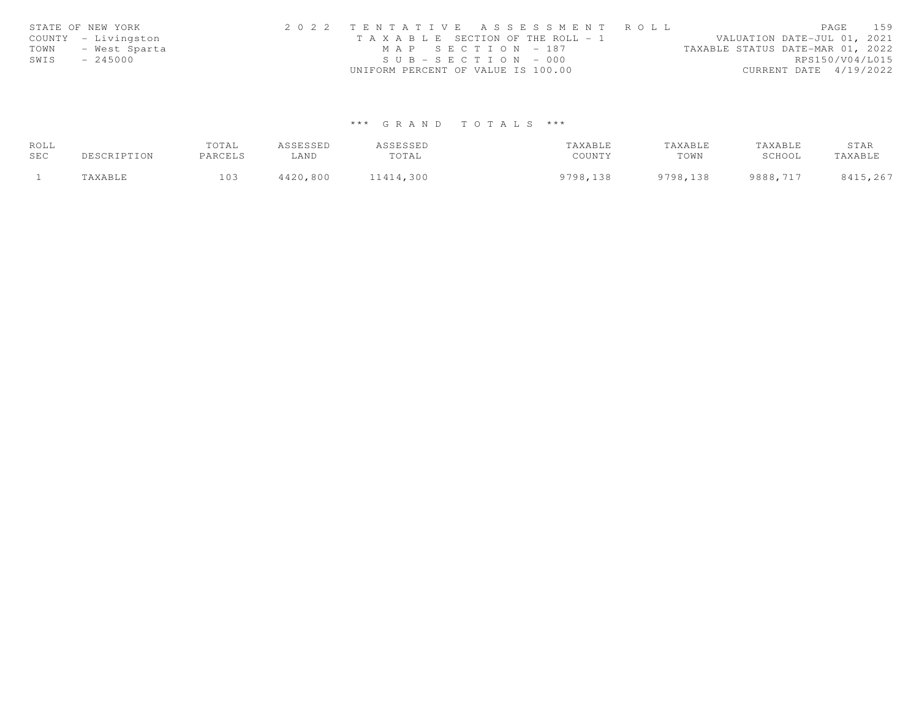STATE OF NEW YORK  
COUNTY - Livingston  
TOWN - West Sparta  
SWIS - 245000

2 0 2 2 T E N T A T I V E A S S E S S M E N T R O L L  
T A X A B L E SECTION OF THE ROLL - 1  
M A P S E C T I O N - 187  
S U B - S E C T I O N - 000  
UNIFORM PERCENT OF VALUE IS 100.00

VALUATION DATE-JUL 01, 2021  
TAXABLE STATUS DATE-MAR 01, 2022  
RPS150/V04/L015  
CURRENT DATE 4/19/2022

*** G R A N D T O T A L S ***

| ROLL SEC | DESCRIPTION | TOTAL PARCELS | ASSESSED LAND | ASSESSED TOTAL | TAXABLE COUNTY | TAXABLE TOWN | TAXABLE SCHOOL | STAR TAXABLE |
|---|---|---|---|---|---|---|---|---|
| 1 | TAXABLE | 103 | 4420,800 | 11414,300 | 9798,138 | 9798,138 | 9888,717 | 8415,267 |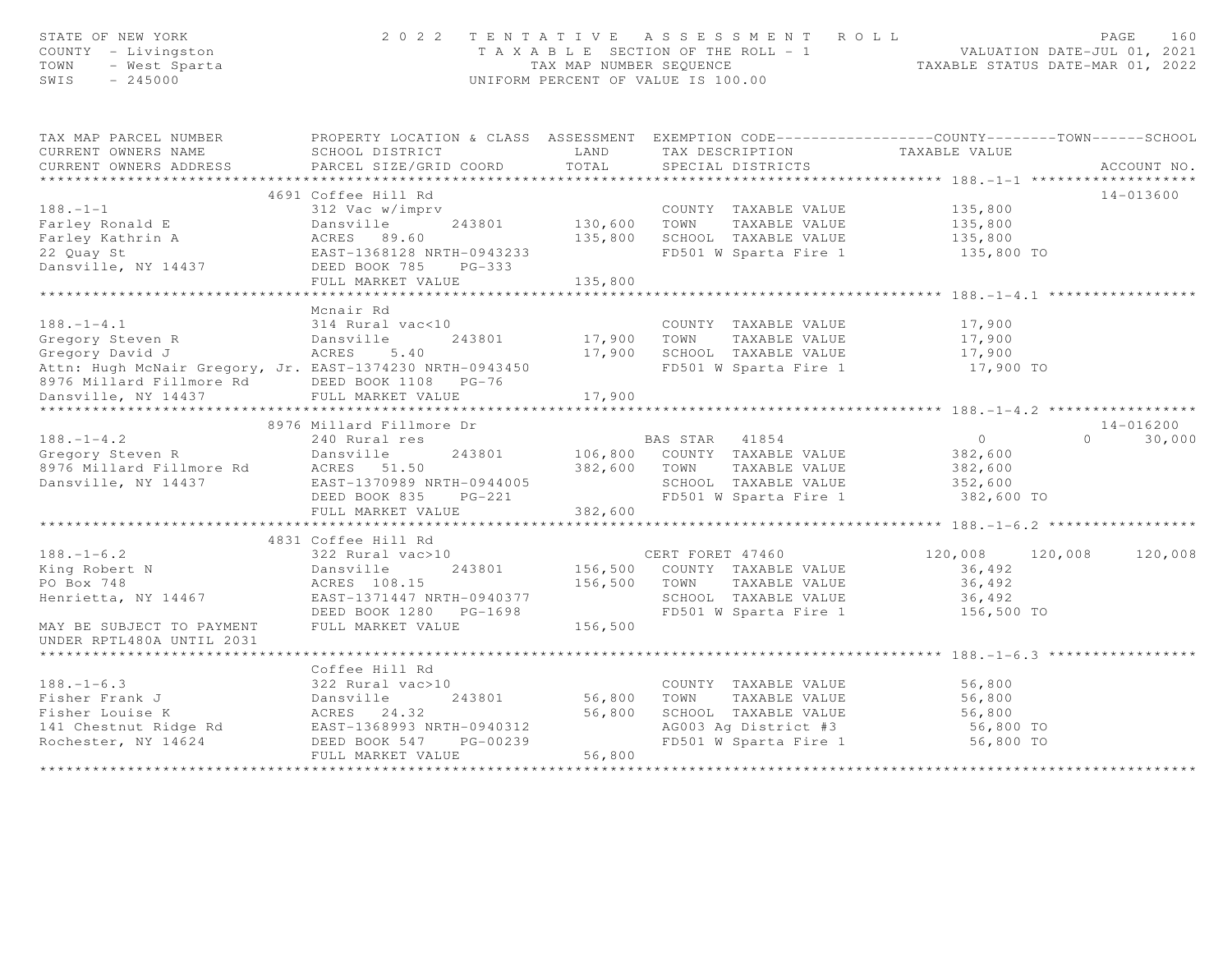STATE OF NEW YORK
COUNTY - Livingston
TOWN - West Sparta
SWIS - 245000

2 0 2 2 T E N T A T I V E A S S E S S M E N T R O L L
T A X A B L E SECTION OF THE ROLL - 1
TAX MAP NUMBER SEQUENCE
UNIFORM PERCENT OF VALUE IS 100.00

VALUATION DATE-JUL 01, 2021
TAXABLE STATUS DATE-MAR 01, 2022

```
TAX MAP PARCEL NUMBER          PROPERTY LOCATION & CLASS  ASSESSMENT  EXEMPTION CODE------------------COUNTY--------TOWN------SCHOOL
CURRENT OWNERS NAME            SCHOOL DISTRICT               LAND      TAX DESCRIPTION            TAXABLE VALUE
CURRENT OWNERS ADDRESS         PARCEL SIZE/GRID COORD        TOTAL     SPECIAL DISTRICTS                                    ACCOUNT NO.
******************************************************************************************************* 188.-1-1 *******************
                           4691 Coffee Hill Rd                                                                              14-013600
188.-1-1                       312 Vac w/imprv                          COUNTY  TAXABLE VALUE           135,800
Farley Ronald E                Dansville      243801      130,600   TOWN    TAXABLE VALUE           135,800
Farley Kathrin A               ACRES   89.60               135,800   SCHOOL  TAXABLE VALUE           135,800
22 Quay St                     EAST-1368128 NRTH-0943233              FD501 W Sparta Fire 1            135,800 TO
Dansville, NY 14437            DEED BOOK 785     PG-333
                               FULL MARKET VALUE             135,800
******************************************************************************************************* 188.-1-4.1 *****************
                               Mcnair Rd
188.-1-4.1                     314 Rural vac<10                         COUNTY  TAXABLE VALUE            17,900
Gregory Steven R               Dansville      243801       17,900   TOWN    TAXABLE VALUE            17,900
Gregory David J                ACRES    5.40                17,900   SCHOOL  TAXABLE VALUE            17,900
Attn: Hugh McNair Gregory, Jr. EAST-1374230 NRTH-0943450              FD501 W Sparta Fire 1             17,900 TO
8976 Millard Fillmore Rd       DEED BOOK 1108    PG-76
Dansville, NY 14437            FULL MARKET VALUE              17,900
******************************************************************************************************* 188.-1-4.2 *****************
                           8976 Millard Fillmore Dr                                                                         14-016200
188.-1-4.2                     240 Rural res                        BAS STAR   41854                  0              0      30,000
Gregory Steven R               Dansville      243801      106,800   COUNTY  TAXABLE VALUE           382,600
8976 Millard Fillmore Rd       ACRES   51.50               382,600   TOWN    TAXABLE VALUE           382,600
Dansville, NY 14437            EAST-1370989 NRTH-0944005              SCHOOL  TAXABLE VALUE           352,600
                               DEED BOOK 835     PG-221               FD501 W Sparta Fire 1            382,600 TO
                               FULL MARKET VALUE             382,600
******************************************************************************************************* 188.-1-6.2 *****************
                           4831 Coffee Hill Rd
188.-1-6.2                     322 Rural vac>10                     CERT FORET 47460              120,008        120,008     120,008
King Robert N                  Dansville      243801      156,500   COUNTY  TAXABLE VALUE            36,492
PO Box 748                     ACRES  108.15               156,500   TOWN    TAXABLE VALUE            36,492
Henrietta, NY 14467            EAST-1371447 NRTH-0940377              SCHOOL  TAXABLE VALUE            36,492
                               DEED BOOK 1280    PG-1698              FD501 W Sparta Fire 1            156,500 TO
MAY BE SUBJECT TO PAYMENT      FULL MARKET VALUE             156,500
UNDER RPTL480A UNTIL 2031
******************************************************************************************************* 188.-1-6.3 *****************
                               Coffee Hill Rd
188.-1-6.3                     322 Rural vac>10                         COUNTY  TAXABLE VALUE            56,800
Fisher Frank J                 Dansville      243801       56,800   TOWN    TAXABLE VALUE            56,800
Fisher Louise K                ACRES   24.32                56,800   SCHOOL  TAXABLE VALUE            56,800
141 Chestnut Ridge Rd          EAST-1368993 NRTH-0940312              AG003 Ag District #3              56,800 TO
Rochester, NY 14624            DEED BOOK 547     PG-00239             FD501 W Sparta Fire 1             56,800 TO
                               FULL MARKET VALUE              56,800
************************************************************************************************************************************
```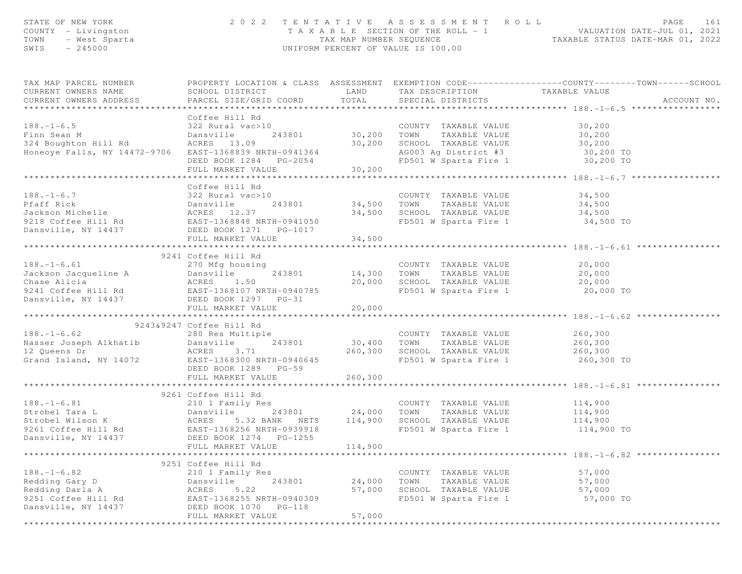STATE OF NEW YORK — 2022 TENTATIVE ASSESSMENT ROLL
COUNTY - Livingston — TAXABLE SECTION OF THE ROLL - 1 — VALUATION DATE-JUL 01, 2021
TOWN - West Sparta — TAX MAP NUMBER SEQUENCE — TAXABLE STATUS DATE-MAR 01, 2022
SWIS - 245000 — UNIFORM PERCENT OF VALUE IS 100.00

| TAX MAP PARCEL NUMBER / CURRENT OWNERS NAME / CURRENT OWNERS ADDRESS | PROPERTY LOCATION & CLASS / SCHOOL DISTRICT / PARCEL SIZE/GRID COORD | ASSESSMENT LAND | TOTAL | EXEMPTION CODE / TAX DESCRIPTION / SPECIAL DISTRICTS | TAXABLE VALUE (COUNTY--TOWN--SCHOOL) | ACCOUNT NO. |
|---|---|---|---|---|---|---|
| **188.-1-6.5** | Coffee Hill Rd | | | | | |
| 188.-1-6.5 | 322 Rural vac>10 | | | COUNTY TAXABLE VALUE | 30,200 | |
| Finn Sean M | Dansville 243801 | 30,200 | | TOWN TAXABLE VALUE | 30,200 | |
| 324 Boughton Hill Rd | ACRES 13.09 | | 30,200 | SCHOOL TAXABLE VALUE | 30,200 | |
| Honeoye Falls, NY 14472-9706 | EAST-1368839 NRTH-0941364 | | | AG003 Ag District #3 | 30,200 TO | |
| | DEED BOOK 1284 PG-2054 | | | FD501 W Sparta Fire 1 | 30,200 TO | |
| | FULL MARKET VALUE | | 30,200 | | | |
| **188.-1-6.7** | Coffee Hill Rd | | | | | |
| 188.-1-6.7 | 322 Rural vac>10 | | | COUNTY TAXABLE VALUE | 34,500 | |
| Pfaff Rick | Dansville 243801 | 34,500 | | TOWN TAXABLE VALUE | 34,500 | |
| Jackson Michelle | ACRES 12.37 | | 34,500 | SCHOOL TAXABLE VALUE | 34,500 | |
| 9218 Coffee Hill Rd | EAST-1368848 NRTH-0941050 | | | FD501 W Sparta Fire 1 | 34,500 TO | |
| Dansville, NY 14437 | DEED BOOK 1271 PG-1017 | | | | | |
| | FULL MARKET VALUE | | 34,500 | | | |
| **188.-1-6.61** | 9241 Coffee Hill Rd | | | | | |
| 188.-1-6.61 | 270 Mfg housing | | | COUNTY TAXABLE VALUE | 20,000 | |
| Jackson Jacqueline A | Dansville 243801 | 14,300 | | TOWN TAXABLE VALUE | 20,000 | |
| Chase Alicia | ACRES 1.50 | | 20,000 | SCHOOL TAXABLE VALUE | 20,000 | |
| 9241 Coffee Hill Rd | EAST-1368107 NRTH-0940785 | | | FD501 W Sparta Fire 1 | 20,000 TO | |
| Dansville, NY 14437 | DEED BOOK 1297 PG-31 | | | | | |
| | FULL MARKET VALUE | | 20,000 | | | |
| **188.-1-6.62** | 9243&9247 Coffee Hill Rd | | | | | |
| 188.-1-6.62 | 280 Res Multiple | | | COUNTY TAXABLE VALUE | 260,300 | |
| Nasser Joseph Alkhatib | Dansville 243801 | 30,400 | | TOWN TAXABLE VALUE | 260,300 | |
| 12 Queens Dr | ACRES 3.71 | | 260,300 | SCHOOL TAXABLE VALUE | 260,300 | |
| Grand Island, NY 14072 | EAST-1368300 NRTH-0940645 | | | FD501 W Sparta Fire 1 | 260,300 TO | |
| | DEED BOOK 1289 PG-59 | | | | | |
| | FULL MARKET VALUE | | 260,300 | | | |
| **188.-1-6.81** | 9261 Coffee Hill Rd | | | | | |
| 188.-1-6.81 | 210 1 Family Res | | | COUNTY TAXABLE VALUE | 114,900 | |
| Strobel Tara L | Dansville 243801 | 24,000 | | TOWN TAXABLE VALUE | 114,900 | |
| Strobel Wilson K | ACRES 5.32 BANK NETS | | 114,900 | SCHOOL TAXABLE VALUE | 114,900 | |
| 9261 Coffee Hill Rd | EAST-1368256 NRTH-0939918 | | | FD501 W Sparta Fire 1 | 114,900 TO | |
| Dansville, NY 14437 | DEED BOOK 1274 PG-1255 | | | | | |
| | FULL MARKET VALUE | | 114,900 | | | |
| **188.-1-6.82** | 9251 Coffee Hill Rd | | | | | |
| 188.-1-6.82 | 210 1 Family Res | | | COUNTY TAXABLE VALUE | 57,000 | |
| Redding Gary D | Dansville 243801 | 24,000 | | TOWN TAXABLE VALUE | 57,000 | |
| Redding Darla A | ACRES 5.22 | | 57,000 | SCHOOL TAXABLE VALUE | 57,000 | |
| 9251 Coffee Hill Rd | EAST-1368255 NRTH-0940309 | | | FD501 W Sparta Fire 1 | 57,000 TO | |
| Dansville, NY 14437 | DEED BOOK 1070 PG-118 | | | | | |
| | FULL MARKET VALUE | | 57,000 | | | |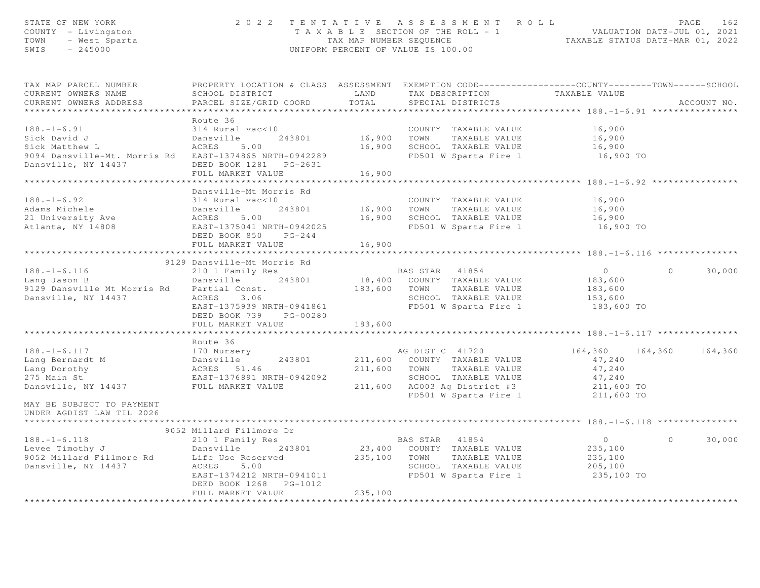STATE OF NEW YORK
COUNTY - Livingston
TOWN - West Sparta
SWIS - 245000

# 2022 TENTATIVE ASSESSMENT ROLL

TAXABLE SECTION OF THE ROLL - 1
TAX MAP NUMBER SEQUENCE
UNIFORM PERCENT OF VALUE IS 100.00

VALUATION DATE-JUL 01, 2021
TAXABLE STATUS DATE-MAR 01, 2022

| TAX MAP PARCEL NUMBER / CURRENT OWNERS NAME / CURRENT OWNERS ADDRESS | PROPERTY LOCATION & CLASS / SCHOOL DISTRICT / PARCEL SIZE/GRID COORD | ASSESSMENT LAND / TOTAL | EXEMPTION CODE / TAX DESCRIPTION / SPECIAL DISTRICTS | COUNTY TAXABLE VALUE | TOWN | SCHOOL | ACCOUNT NO. |
|---|---|---|---|---|---|---|---|
| **188.-1-6.91** | Route 36 | | | | | | |
| 188.-1-6.91 | 314 Rural vac<10 | | COUNTY TAXABLE VALUE | 16,900 | | | |
| Sick David J | Dansville 243801 | 16,900 | TOWN TAXABLE VALUE | 16,900 | | | |
| Sick Matthew L | ACRES 5.00 | 16,900 | SCHOOL TAXABLE VALUE | 16,900 | | | |
| 9094 Dansville-Mt. Morris Rd | EAST-1374865 NRTH-0942289 | | FD501 W Sparta Fire 1 | 16,900 TO | | | |
| Dansville, NY 14437 | DEED BOOK 1281 PG-2631 | | | | | | |
| | FULL MARKET VALUE | 16,900 | | | | | |
| **188.-1-6.92** | Dansville-Mt Morris Rd | | | | | | |
| 188.-1-6.92 | 314 Rural vac<10 | | COUNTY TAXABLE VALUE | 16,900 | | | |
| Adams Michele | Dansville 243801 | 16,900 | TOWN TAXABLE VALUE | 16,900 | | | |
| 21 University Ave | ACRES 5.00 | 16,900 | SCHOOL TAXABLE VALUE | 16,900 | | | |
| Atlanta, NY 14808 | EAST-1375041 NRTH-0942025 | | FD501 W Sparta Fire 1 | 16,900 TO | | | |
| | DEED BOOK 850 PG-244 | | | | | | |
| | FULL MARKET VALUE | 16,900 | | | | | |
| **188.-1-6.116** | 9129 Dansville-Mt Morris Rd | | | | | | |
| 188.-1-6.116 | 210 1 Family Res | | BAS STAR 41854 | 0 | 0 | 30,000 | |
| Lang Jason B | Dansville 243801 | 18,400 | COUNTY TAXABLE VALUE | 183,600 | | | |
| 9129 Dansville Mt Morris Rd | Partial Const. | 183,600 | TOWN TAXABLE VALUE | 183,600 | | | |
| Dansville, NY 14437 | ACRES 3.06 | | SCHOOL TAXABLE VALUE | 153,600 | | | |
| | EAST-1375939 NRTH-0941861 | | FD501 W Sparta Fire 1 | 183,600 TO | | | |
| | DEED BOOK 739 PG-00280 | | | | | | |
| | FULL MARKET VALUE | 183,600 | | | | | |
| **188.-1-6.117** | Route 36 | | | | | | |
| 188.-1-6.117 | 170 Nursery | | AG DIST C 41720 | 164,360 | 164,360 | 164,360 | |
| Lang Bernardt M | Dansville 243801 | 211,600 | COUNTY TAXABLE VALUE | 47,240 | | | |
| Lang Dorothy | ACRES 51.46 | 211,600 | TOWN TAXABLE VALUE | 47,240 | | | |
| 275 Main St | EAST-1376891 NRTH-0942092 | | SCHOOL TAXABLE VALUE | 47,240 | | | |
| Dansville, NY 14437 | FULL MARKET VALUE | 211,600 | AG003 Ag District #3 | 211,600 TO | | | |
| | | | FD501 W Sparta Fire 1 | 211,600 TO | | | |
| MAY BE SUBJECT TO PAYMENT UNDER AGDIST LAW TIL 2026 | | | | | | | |
| **188.-1-6.118** | 9052 Millard Fillmore Dr | | | | | | |
| 188.-1-6.118 | 210 1 Family Res | | BAS STAR 41854 | 0 | 0 | 30,000 | |
| Levee Timothy J | Dansville 243801 | 23,400 | COUNTY TAXABLE VALUE | 235,100 | | | |
| 9052 Millard Fillmore Rd | Life Use Reserved | 235,100 | TOWN TAXABLE VALUE | 235,100 | | | |
| Dansville, NY 14437 | ACRES 5.00 | | SCHOOL TAXABLE VALUE | 205,100 | | | |
| | EAST-1374212 NRTH-0941011 | | FD501 W Sparta Fire 1 | 235,100 TO | | | |
| | DEED BOOK 1268 PG-1012 | | | | | | |
| | FULL MARKET VALUE | 235,100 | | | | | |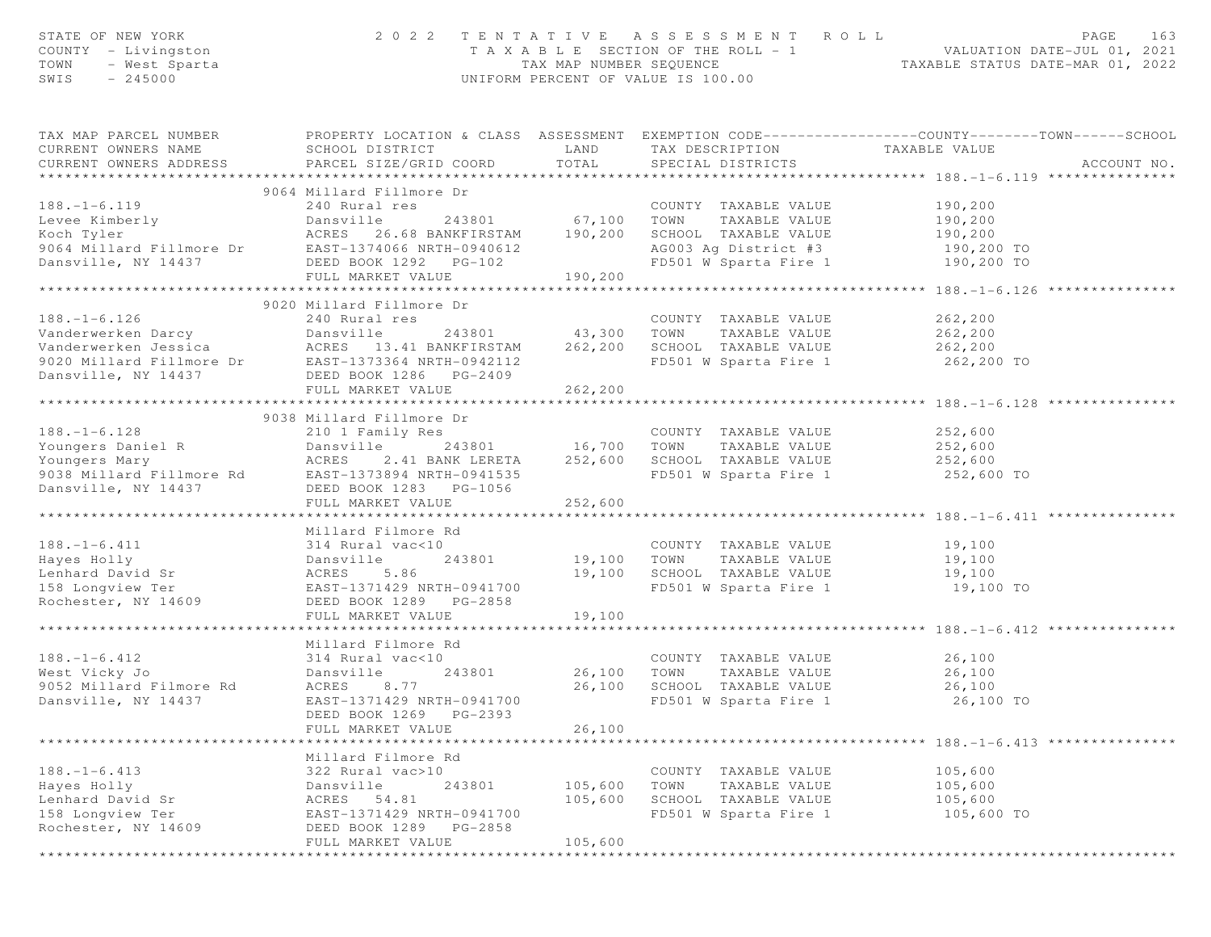STATE OF NEW YORK
COUNTY - Livingston
TOWN - West Sparta
SWIS - 245000

# 2022 TENTATIVE ASSESSMENT ROLL

TAXABLE SECTION OF THE ROLL - 1
TAX MAP NUMBER SEQUENCE
UNIFORM PERCENT OF VALUE IS 100.00

VALUATION DATE-JUL 01, 2021
TAXABLE STATUS DATE-MAR 01, 2022

| TAX MAP PARCEL NUMBER / CURRENT OWNERS NAME / CURRENT OWNERS ADDRESS | PROPERTY LOCATION & CLASS / SCHOOL DISTRICT / PARCEL SIZE/GRID COORD | ASSESSMENT LAND | ASSESSMENT TOTAL | EXEMPTION CODE / TAX DESCRIPTION / SPECIAL DISTRICTS | COUNTY--------TOWN------SCHOOL TAXABLE VALUE | ACCOUNT NO. |
|---|---|---|---|---|---|---|
| **188.-1-6.119** | 9064 Millard Fillmore Dr | | | | | |
| 188.-1-6.119 | 240 Rural res | | | COUNTY TAXABLE VALUE | 190,200 | |
| Levee Kimberly | Dansville 243801 | 67,100 | | TOWN TAXABLE VALUE | 190,200 | |
| Koch Tyler | ACRES 26.68 BANKFIRSTAM | | 190,200 | SCHOOL TAXABLE VALUE | 190,200 | |
| 9064 Millard Fillmore Dr | EAST-1374066 NRTH-0940612 | | | AG003 Ag District #3 | 190,200 TO | |
| Dansville, NY 14437 | DEED BOOK 1292 PG-102 | | | FD501 W Sparta Fire 1 | 190,200 TO | |
| | FULL MARKET VALUE | | 190,200 | | | |
| **188.-1-6.126** | 9020 Millard Fillmore Dr | | | | | |
| 188.-1-6.126 | 240 Rural res | | | COUNTY TAXABLE VALUE | 262,200 | |
| Vanderwerken Darcy | Dansville 243801 | 43,300 | | TOWN TAXABLE VALUE | 262,200 | |
| Vanderwerken Jessica | ACRES 13.41 BANKFIRSTAM | | 262,200 | SCHOOL TAXABLE VALUE | 262,200 | |
| 9020 Millard Fillmore Dr | EAST-1373364 NRTH-0942112 | | | FD501 W Sparta Fire 1 | 262,200 TO | |
| Dansville, NY 14437 | DEED BOOK 1286 PG-2409 | | | | | |
| | FULL MARKET VALUE | | 262,200 | | | |
| **188.-1-6.128** | 9038 Millard Fillmore Dr | | | | | |
| 188.-1-6.128 | 210 1 Family Res | | | COUNTY TAXABLE VALUE | 252,600 | |
| Youngers Daniel R | Dansville 243801 | 16,700 | | TOWN TAXABLE VALUE | 252,600 | |
| Youngers Mary | ACRES 2.41 BANK LERETA | | 252,600 | SCHOOL TAXABLE VALUE | 252,600 | |
| 9038 Millard Fillmore Rd | EAST-1373894 NRTH-0941535 | | | FD501 W Sparta Fire 1 | 252,600 TO | |
| Dansville, NY 14437 | DEED BOOK 1283 PG-1056 | | | | | |
| | FULL MARKET VALUE | | 252,600 | | | |
| **188.-1-6.411** | Millard Filmore Rd | | | | | |
| 188.-1-6.411 | 314 Rural vac<10 | | | COUNTY TAXABLE VALUE | 19,100 | |
| Hayes Holly | Dansville 243801 | 19,100 | | TOWN TAXABLE VALUE | 19,100 | |
| Lenhard David Sr | ACRES 5.86 | | 19,100 | SCHOOL TAXABLE VALUE | 19,100 | |
| 158 Longview Ter | EAST-1371429 NRTH-0941700 | | | FD501 W Sparta Fire 1 | 19,100 TO | |
| Rochester, NY 14609 | DEED BOOK 1289 PG-2858 | | | | | |
| | FULL MARKET VALUE | | 19,100 | | | |
| **188.-1-6.412** | Millard Filmore Rd | | | | | |
| 188.-1-6.412 | 314 Rural vac<10 | | | COUNTY TAXABLE VALUE | 26,100 | |
| West Vicky Jo | Dansville 243801 | 26,100 | | TOWN TAXABLE VALUE | 26,100 | |
| 9052 Millard Filmore Rd | ACRES 8.77 | | 26,100 | SCHOOL TAXABLE VALUE | 26,100 | |
| Dansville, NY 14437 | EAST-1371429 NRTH-0941700 | | | FD501 W Sparta Fire 1 | 26,100 TO | |
| | DEED BOOK 1269 PG-2393 | | | | | |
| | FULL MARKET VALUE | | 26,100 | | | |
| **188.-1-6.413** | Millard Filmore Rd | | | | | |
| 188.-1-6.413 | 322 Rural vac>10 | | | COUNTY TAXABLE VALUE | 105,600 | |
| Hayes Holly | Dansville 243801 | 105,600 | | TOWN TAXABLE VALUE | 105,600 | |
| Lenhard David Sr | ACRES 54.81 | | 105,600 | SCHOOL TAXABLE VALUE | 105,600 | |
| 158 Longview Ter | EAST-1371429 NRTH-0941700 | | | FD501 W Sparta Fire 1 | 105,600 TO | |
| Rochester, NY 14609 | DEED BOOK 1289 PG-2858 | | | | | |
| | FULL MARKET VALUE | | 105,600 | | | |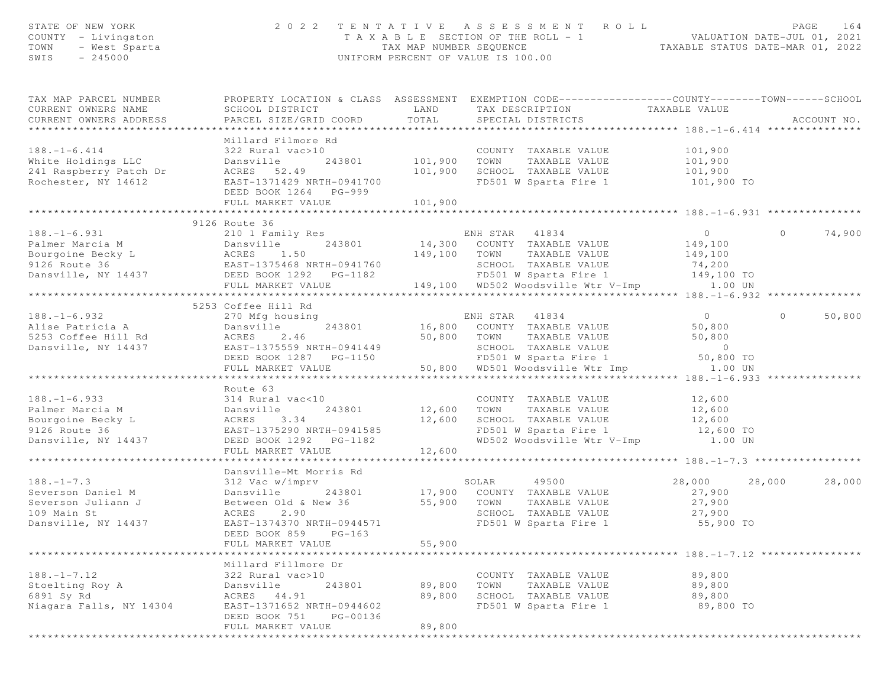STATE OF NEW YORK
COUNTY - Livingston
TOWN - West Sparta
SWIS - 245000

# 2022 TENTATIVE ASSESSMENT ROLL
TAXABLE SECTION OF THE ROLL - 1
TAX MAP NUMBER SEQUENCE
UNIFORM PERCENT OF VALUE IS 100.00

VALUATION DATE-JUL 01, 2021
TAXABLE STATUS DATE-MAR 01, 2022

| TAX MAP PARCEL NUMBER / CURRENT OWNERS NAME / CURRENT OWNERS ADDRESS | PROPERTY LOCATION & CLASS / SCHOOL DISTRICT / PARCEL SIZE/GRID COORD | ASSESSMENT LAND / TOTAL | EXEMPTION CODE / TAX DESCRIPTION / SPECIAL DISTRICTS | COUNTY TAXABLE VALUE | TOWN | SCHOOL / ACCOUNT NO. |
|---|---|---|---|---|---|---|
| **188.-1-6.414** | Millard Filmore Rd | | | | | |
| 188.-1-6.414 | 322 Rural vac>10 | | COUNTY TAXABLE VALUE | 101,900 | | |
| White Holdings LLC | Dansville 243801 | 101,900 | TOWN TAXABLE VALUE | 101,900 | | |
| 241 Raspberry Patch Dr | ACRES 52.49 | 101,900 | SCHOOL TAXABLE VALUE | 101,900 | | |
| Rochester, NY 14612 | EAST-1371429 NRTH-0941700 | | FD501 W Sparta Fire 1 | 101,900 TO | | |
| | DEED BOOK 1264 PG-999 | | | | | |
| | FULL MARKET VALUE | 101,900 | | | | |
| **188.-1-6.931** | 9126 Route 36 | | | | | |
| 188.-1-6.931 | 210 1 Family Res | | ENH STAR 41834 | 0 | 0 | 74,900 |
| Palmer Marcia M | Dansville 243801 | 14,300 | COUNTY TAXABLE VALUE | 149,100 | | |
| Bourgoine Becky L | ACRES 1.50 | 149,100 | TOWN TAXABLE VALUE | 149,100 | | |
| 9126 Route 36 | EAST-1375468 NRTH-0941760 | | SCHOOL TAXABLE VALUE | 74,200 | | |
| Dansville, NY 14437 | DEED BOOK 1292 PG-1182 | | FD501 W Sparta Fire 1 | 149,100 TO | | |
| | FULL MARKET VALUE | 149,100 | WD502 Woodsville Wtr V-Imp | 1.00 UN | | |
| **188.-1-6.932** | 5253 Coffee Hill Rd | | | | | |
| 188.-1-6.932 | 270 Mfg housing | | ENH STAR 41834 | 0 | 0 | 50,800 |
| Alise Patricia A | Dansville 243801 | 16,800 | COUNTY TAXABLE VALUE | 50,800 | | |
| 5253 Coffee Hill Rd | ACRES 2.46 | 50,800 | TOWN TAXABLE VALUE | 50,800 | | |
| Dansville, NY 14437 | EAST-1375559 NRTH-0941449 | | SCHOOL TAXABLE VALUE | 0 | | |
| | DEED BOOK 1287 PG-1150 | | FD501 W Sparta Fire 1 | 50,800 TO | | |
| | FULL MARKET VALUE | 50,800 | WD501 Woodsville Wtr Imp | 1.00 UN | | |
| **188.-1-6.933** | Route 63 | | | | | |
| 188.-1-6.933 | 314 Rural vac<10 | | COUNTY TAXABLE VALUE | 12,600 | | |
| Palmer Marcia M | Dansville 243801 | 12,600 | TOWN TAXABLE VALUE | 12,600 | | |
| Bourgoine Becky L | ACRES 3.34 | 12,600 | SCHOOL TAXABLE VALUE | 12,600 | | |
| 9126 Route 36 | EAST-1375290 NRTH-0941585 | | FD501 W Sparta Fire 1 | 12,600 TO | | |
| Dansville, NY 14437 | DEED BOOK 1292 PG-1182 | | WD502 Woodsville Wtr V-Imp | 1.00 UN | | |
| | FULL MARKET VALUE | 12,600 | | | | |
| **188.-1-7.3** | Dansville-Mt Morris Rd | | | | | |
| 188.-1-7.3 | 312 Vac w/imprv | | SOLAR 49500 | 28,000 | 28,000 | 28,000 |
| Severson Daniel M | Dansville 243801 | 17,900 | COUNTY TAXABLE VALUE | 27,900 | | |
| Severson Juliann J | Between Old & New 36 | 55,900 | TOWN TAXABLE VALUE | 27,900 | | |
| 109 Main St | ACRES 2.90 | | SCHOOL TAXABLE VALUE | 27,900 | | |
| Dansville, NY 14437 | EAST-1374370 NRTH-0944571 | | FD501 W Sparta Fire 1 | 55,900 TO | | |
| | DEED BOOK 859 PG-163 | | | | | |
| | FULL MARKET VALUE | 55,900 | | | | |
| **188.-1-7.12** | Millard Fillmore Dr | | | | | |
| 188.-1-7.12 | 322 Rural vac>10 | | COUNTY TAXABLE VALUE | 89,800 | | |
| Stoelting Roy A | Dansville 243801 | 89,800 | TOWN TAXABLE VALUE | 89,800 | | |
| 6891 Sy Rd | ACRES 44.91 | 89,800 | SCHOOL TAXABLE VALUE | 89,800 | | |
| Niagara Falls, NY 14304 | EAST-1371652 NRTH-0944602 | | FD501 W Sparta Fire 1 | 89,800 TO | | |
| | DEED BOOK 751 PG-00136 | | | | | |
| | FULL MARKET VALUE | 89,800 | | | | |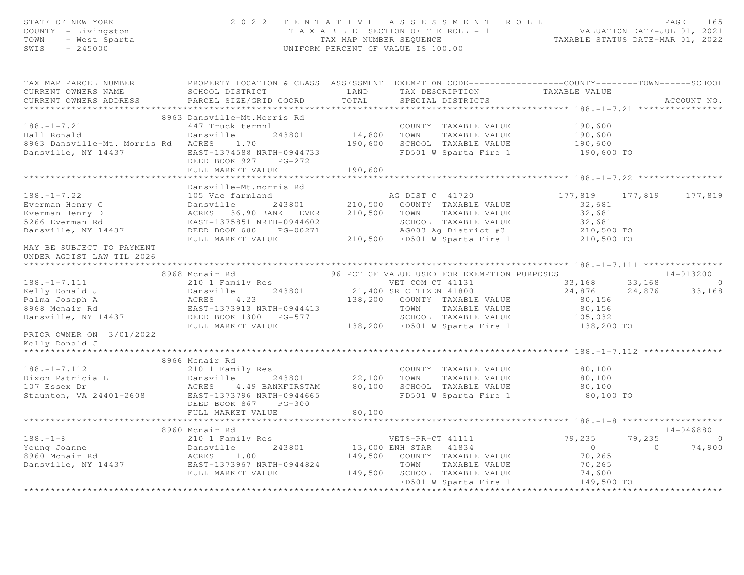STATE OF NEW YORK | 2 0 2 2 T E N T A T I V E A S S E S S M E N T R O L L | PAGE 165
COUNTY - Livingston | T A X A B L E SECTION OF THE ROLL - 1 | VALUATION DATE-JUL 01, 2021
TOWN - West Sparta | TAX MAP NUMBER SEQUENCE | TAXABLE STATUS DATE-MAR 01, 2022
SWIS - 245000 | UNIFORM PERCENT OF VALUE IS 100.00

```
TAX MAP PARCEL NUMBER          PROPERTY LOCATION & CLASS  ASSESSMENT  EXEMPTION CODE------------------COUNTY--------TOWN------SCHOOL
CURRENT OWNERS NAME            SCHOOL DISTRICT               LAND      TAX DESCRIPTION            TAXABLE VALUE
CURRENT OWNERS ADDRESS         PARCEL SIZE/GRID COORD        TOTAL     SPECIAL DISTRICTS                                      ACCOUNT NO.
******************************************************************************************************* 188.-1-7.21 ****************
                         8963 Dansville-Mt.Morris Rd
188.-1-7.21                    447 Truck termnl                        COUNTY  TAXABLE VALUE          190,600
Hall Ronald                    Dansville       243801       14,800     TOWN    TAXABLE VALUE          190,600
8963 Dansville-Mt. Morris Rd   ACRES    1.70               190,600     SCHOOL  TAXABLE VALUE          190,600
Dansville, NY 14437            EAST-1374588 NRTH-0944733               FD501 W Sparta Fire 1           190,600 TO
                               DEED BOOK 927    PG-272
                               FULL MARKET VALUE           190,600
******************************************************************************************************* 188.-1-7.22 ****************
                               Dansville-Mt.morris Rd
188.-1-7.22                    105 Vac farmland                        AG DIST C  41720              177,819    177,819    177,819
Everman Henry G                Dansville       243801      210,500     COUNTY  TAXABLE VALUE           32,681
Everman Henry D                ACRES   36.90 BANK   EVER   210,500     TOWN    TAXABLE VALUE           32,681
5266 Everman Rd                EAST-1375851 NRTH-0944602               SCHOOL  TAXABLE VALUE           32,681
Dansville, NY 14437            DEED BOOK 680    PG-00271               AG003 Ag District #3            210,500 TO
                               FULL MARKET VALUE           210,500     FD501 W Sparta Fire 1           210,500 TO
MAY BE SUBJECT TO PAYMENT
UNDER AGDIST LAW TIL 2026
******************************************************************************************************* 188.-1-7.111 ***************
                         8968 Mcnair Rd                     96 PCT OF VALUE USED FOR EXEMPTION PURPOSES                  14-013200
188.-1-7.111                   210 1 Family Res                        VET COM CT 41131               33,168     33,168          0
Kelly Donald J                 Dansville       243801       21,400 SR CITIZEN 41800                   24,876     24,876     33,168
Palma Joseph A                 ACRES    4.23               138,200     COUNTY  TAXABLE VALUE           80,156
8968 Mcnair Rd                 EAST-1373913 NRTH-0944413               TOWN    TAXABLE VALUE           80,156
Dansville, NY 14437            DEED BOOK 1300   PG-577                 SCHOOL  TAXABLE VALUE          105,032
                               FULL MARKET VALUE           138,200     FD501 W Sparta Fire 1           138,200 TO
PRIOR OWNER ON 3/01/2022
Kelly Donald J
******************************************************************************************************* 188.-1-7.112 ***************
                         8966 Mcnair Rd
188.-1-7.112                   210 1 Family Res                        COUNTY  TAXABLE VALUE           80,100
Dixon Patricia L               Dansville       243801       22,100     TOWN    TAXABLE VALUE           80,100
107 Essex Dr                   ACRES    4.49 BANKFIRSTAM    80,100     SCHOOL  TAXABLE VALUE           80,100
Staunton, VA 24401-2608        EAST-1373796 NRTH-0944665               FD501 W Sparta Fire 1            80,100 TO
                               DEED BOOK 867    PG-300
                               FULL MARKET VALUE            80,100
******************************************************************************************************* 188.-1-8 *******************
                         8960 Mcnair Rd                                                                                  14-046880
188.-1-8                       210 1 Family Res                        VETS-PR-CT 41111               79,235     79,235          0
Young Joanne                   Dansville       243801       13,000 ENH STAR   41834                        0          0     74,900
8960 Mcnair Rd                 ACRES    1.00               149,500     COUNTY  TAXABLE VALUE           70,265
Dansville, NY 14437            EAST-1373967 NRTH-0944824               TOWN    TAXABLE VALUE           70,265
                               FULL MARKET VALUE           149,500     SCHOOL  TAXABLE VALUE           74,600
                                                                       FD501 W Sparta Fire 1           149,500 TO
************************************************************************************************************************************
```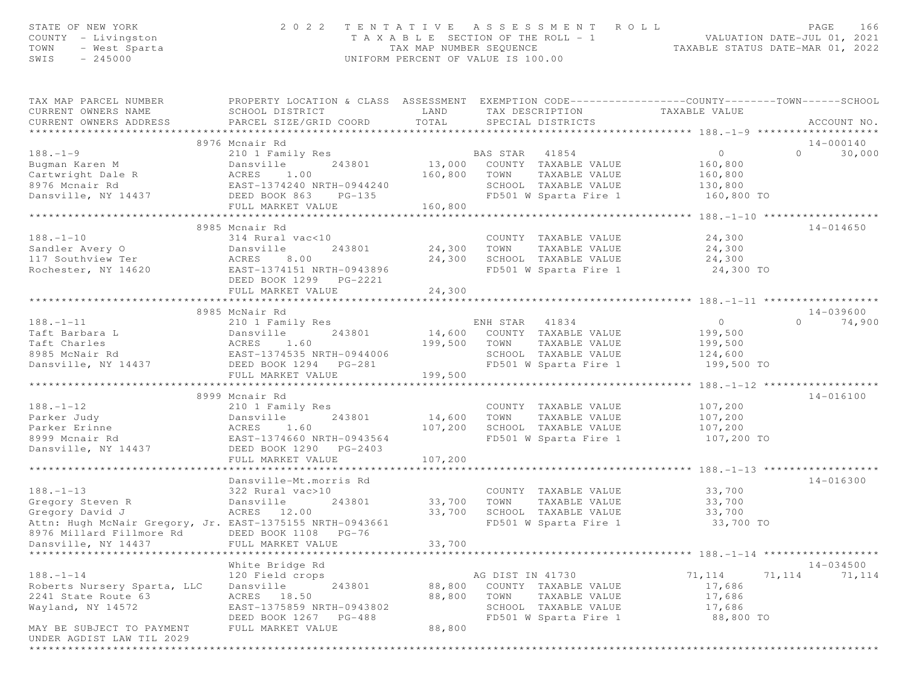STATE OF NEW YORK — 2022 TENTATIVE ASSESSMENT ROLL
COUNTY - Livingston — TAXABLE SECTION OF THE ROLL - 1 — VALUATION DATE-JUL 01, 2021
TOWN - West Sparta — TAX MAP NUMBER SEQUENCE — TAXABLE STATUS DATE-MAR 01, 2022
SWIS - 245000 — UNIFORM PERCENT OF VALUE IS 100.00

| TAX MAP PARCEL NUMBER / CURRENT OWNERS NAME / CURRENT OWNERS ADDRESS | PROPERTY LOCATION & CLASS / SCHOOL DISTRICT / PARCEL SIZE/GRID COORD | ASSESSMENT LAND | TOTAL | EXEMPTION CODE / TAX DESCRIPTION / SPECIAL DISTRICTS | COUNTY TAXABLE VALUE | TOWN | SCHOOL | ACCOUNT NO. |
|---|---|---|---|---|---|---|---|---|
| **188.-1-9** | 8976 Mcnair Rd | | | | | | | 14-000140 |
| 188.-1-9 | 210 1 Family Res | | | BAS STAR 41854 | 0 | 0 | 30,000 | |
| Bugman Karen M | Dansville 243801 | 13,000 | | COUNTY TAXABLE VALUE | 160,800 | | | |
| Cartwright Dale R | ACRES 1.00 | | 160,800 | TOWN TAXABLE VALUE | 160,800 | | | |
| 8976 Mcnair Rd | EAST-1374240 NRTH-0944240 | | | SCHOOL TAXABLE VALUE | 130,800 | | | |
| Dansville, NY 14437 | DEED BOOK 863 PG-135 | | | FD501 W Sparta Fire 1 | 160,800 TO | | | |
| | FULL MARKET VALUE | | 160,800 | | | | | |
| **188.-1-10** | 8985 Mcnair Rd | | | | | | | 14-014650 |
| 188.-1-10 | 314 Rural vac<10 | | | COUNTY TAXABLE VALUE | 24,300 | | | |
| Sandler Avery O | Dansville 243801 | 24,300 | | TOWN TAXABLE VALUE | 24,300 | | | |
| 117 Southview Ter | ACRES 8.00 | | 24,300 | SCHOOL TAXABLE VALUE | 24,300 | | | |
| Rochester, NY 14620 | EAST-1374151 NRTH-0943896 | | | FD501 W Sparta Fire 1 | 24,300 TO | | | |
| | DEED BOOK 1299 PG-2221 | | | | | | | |
| | FULL MARKET VALUE | | 24,300 | | | | | |
| **188.-1-11** | 8985 McNair Rd | | | | | | | 14-039600 |
| 188.-1-11 | 210 1 Family Res | | | ENH STAR 41834 | 0 | 0 | 74,900 | |
| Taft Barbara L | Dansville 243801 | 14,600 | | COUNTY TAXABLE VALUE | 199,500 | | | |
| Taft Charles | ACRES 1.60 | | 199,500 | TOWN TAXABLE VALUE | 199,500 | | | |
| 8985 McNair Rd | EAST-1374535 NRTH-0944006 | | | SCHOOL TAXABLE VALUE | 124,600 | | | |
| Dansville, NY 14437 | DEED BOOK 1294 PG-281 | | | FD501 W Sparta Fire 1 | 199,500 TO | | | |
| | FULL MARKET VALUE | | 199,500 | | | | | |
| **188.-1-12** | 8999 Mcnair Rd | | | | | | | 14-016100 |
| 188.-1-12 | 210 1 Family Res | | | COUNTY TAXABLE VALUE | 107,200 | | | |
| Parker Judy | Dansville 243801 | 14,600 | | TOWN TAXABLE VALUE | 107,200 | | | |
| Parker Erinne | ACRES 1.60 | | 107,200 | SCHOOL TAXABLE VALUE | 107,200 | | | |
| 8999 Mcnair Rd | EAST-1374660 NRTH-0943564 | | | FD501 W Sparta Fire 1 | 107,200 TO | | | |
| Dansville, NY 14437 | DEED BOOK 1290 PG-2403 | | | | | | | |
| | FULL MARKET VALUE | | 107,200 | | | | | |
| **188.-1-13** | Dansville-Mt.morris Rd | | | | | | | 14-016300 |
| 188.-1-13 | 322 Rural vac>10 | | | COUNTY TAXABLE VALUE | 33,700 | | | |
| Gregory Steven R | Dansville 243801 | 33,700 | | TOWN TAXABLE VALUE | 33,700 | | | |
| Gregory David J | ACRES 12.00 | | 33,700 | SCHOOL TAXABLE VALUE | 33,700 | | | |
| Attn: Hugh McNair Gregory, Jr. | EAST-1375155 NRTH-0943661 | | | FD501 W Sparta Fire 1 | 33,700 TO | | | |
| 8976 Millard Fillmore Rd | DEED BOOK 1108 PG-76 | | | | | | | |
| Dansville, NY 14437 | FULL MARKET VALUE | | 33,700 | | | | | |
| **188.-1-14** | White Bridge Rd | | | | | | | 14-034500 |
| 188.-1-14 | 120 Field crops | | | AG DIST IN 41730 | 71,114 | 71,114 | 71,114 | |
| Roberts Nursery Sparta, LLC | Dansville 243801 | 88,800 | | COUNTY TAXABLE VALUE | 17,686 | | | |
| 2241 State Route 63 | ACRES 18.50 | | 88,800 | TOWN TAXABLE VALUE | 17,686 | | | |
| Wayland, NY 14572 | EAST-1375859 NRTH-0943802 | | | SCHOOL TAXABLE VALUE | 17,686 | | | |
| | DEED BOOK 1267 PG-488 | | | FD501 W Sparta Fire 1 | 88,800 TO | | | |
| MAY BE SUBJECT TO PAYMENT UNDER AGDIST LAW TIL 2029 | FULL MARKET VALUE | | 88,800 | | | | | |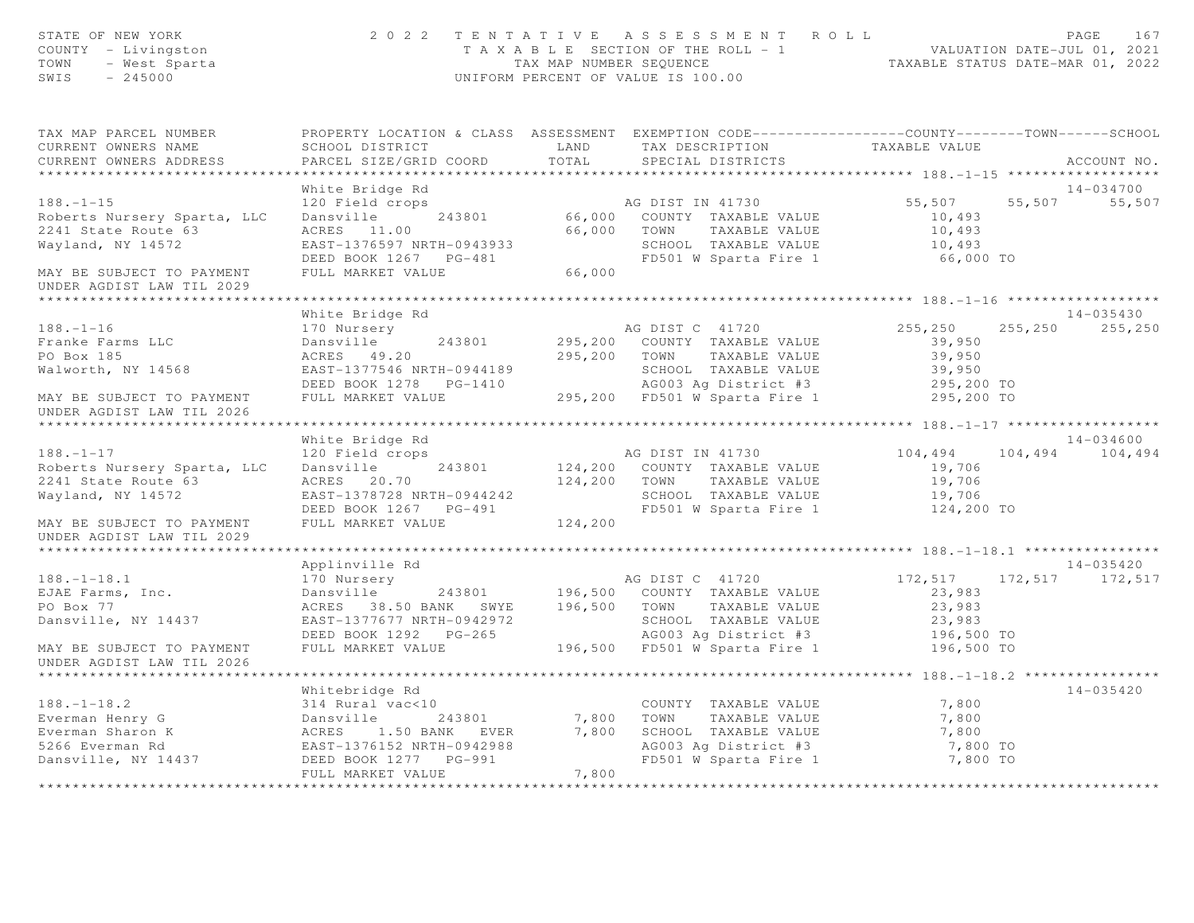STATE OF NEW YORK
COUNTY - Livingston
TOWN - West Sparta
SWIS - 245000

# 2022 TENTATIVE ASSESSMENT ROLL

TAXABLE SECTION OF THE ROLL - 1
TAX MAP NUMBER SEQUENCE
UNIFORM PERCENT OF VALUE IS 100.00

VALUATION DATE-JUL 01, 2021
TAXABLE STATUS DATE-MAR 01, 2022

| TAX MAP PARCEL NUMBER / CURRENT OWNERS NAME / CURRENT OWNERS ADDRESS | PROPERTY LOCATION & CLASS / SCHOOL DISTRICT / PARCEL SIZE/GRID COORD | ASSESSMENT LAND / TOTAL | EXEMPTION CODE / TAX DESCRIPTION / SPECIAL DISTRICTS | COUNTY | TOWN | SCHOOL | ACCOUNT NO. |
|---|---|---|---|---|---|---|---|
| **188.-1-15** | White Bridge Rd | | | | | | 14-034700 |
| 188.-1-15 | 120 Field crops | | AG DIST IN 41730 | 55,507 | 55,507 | 55,507 | |
| Roberts Nursery Sparta, LLC | Dansville 243801 | 66,000 | COUNTY TAXABLE VALUE | 10,493 | | | |
| 2241 State Route 63 | ACRES 11.00 | 66,000 | TOWN TAXABLE VALUE | 10,493 | | | |
| Wayland, NY 14572 | EAST-1376597 NRTH-0943933 | | SCHOOL TAXABLE VALUE | 10,493 | | | |
| | DEED BOOK 1267 PG-481 | | FD501 W Sparta Fire 1 | 66,000 TO | | | |
| MAY BE SUBJECT TO PAYMENT UNDER AGDIST LAW TIL 2029 | FULL MARKET VALUE | 66,000 | | | | | |
| **188.-1-16** | White Bridge Rd | | | | | | 14-035430 |
| 188.-1-16 | 170 Nursery | | AG DIST C 41720 | 255,250 | 255,250 | 255,250 | |
| Franke Farms LLC | Dansville 243801 | 295,200 | COUNTY TAXABLE VALUE | 39,950 | | | |
| PO Box 185 | ACRES 49.20 | 295,200 | TOWN TAXABLE VALUE | 39,950 | | | |
| Walworth, NY 14568 | EAST-1377546 NRTH-0944189 | | SCHOOL TAXABLE VALUE | 39,950 | | | |
| | DEED BOOK 1278 PG-1410 | | AG003 Ag District #3 | 295,200 TO | | | |
| MAY BE SUBJECT TO PAYMENT UNDER AGDIST LAW TIL 2026 | FULL MARKET VALUE | 295,200 | FD501 W Sparta Fire 1 | 295,200 TO | | | |
| **188.-1-17** | White Bridge Rd | | | | | | 14-034600 |
| 188.-1-17 | 120 Field crops | | AG DIST IN 41730 | 104,494 | 104,494 | 104,494 | |
| Roberts Nursery Sparta, LLC | Dansville 243801 | 124,200 | COUNTY TAXABLE VALUE | 19,706 | | | |
| 2241 State Route 63 | ACRES 20.70 | 124,200 | TOWN TAXABLE VALUE | 19,706 | | | |
| Wayland, NY 14572 | EAST-1378728 NRTH-0944242 | | SCHOOL TAXABLE VALUE | 19,706 | | | |
| | DEED BOOK 1267 PG-491 | | FD501 W Sparta Fire 1 | 124,200 TO | | | |
| MAY BE SUBJECT TO PAYMENT UNDER AGDIST LAW TIL 2029 | FULL MARKET VALUE | 124,200 | | | | | |
| **188.-1-18.1** | Applinville Rd | | | | | | 14-035420 |
| 188.-1-18.1 | 170 Nursery | | AG DIST C 41720 | 172,517 | 172,517 | 172,517 | |
| EJAE Farms, Inc. | Dansville 243801 | 196,500 | COUNTY TAXABLE VALUE | 23,983 | | | |
| PO Box 77 | ACRES 38.50 BANK SWYE | 196,500 | TOWN TAXABLE VALUE | 23,983 | | | |
| Dansville, NY 14437 | EAST-1377677 NRTH-0942972 | | SCHOOL TAXABLE VALUE | 23,983 | | | |
| | DEED BOOK 1292 PG-265 | | AG003 Ag District #3 | 196,500 TO | | | |
| MAY BE SUBJECT TO PAYMENT UNDER AGDIST LAW TIL 2026 | FULL MARKET VALUE | 196,500 | FD501 W Sparta Fire 1 | 196,500 TO | | | |
| **188.-1-18.2** | Whitebridge Rd | | | | | | 14-035420 |
| 188.-1-18.2 | 314 Rural vac<10 | | COUNTY TAXABLE VALUE | 7,800 | | | |
| Everman Henry G | Dansville 243801 | 7,800 | TOWN TAXABLE VALUE | 7,800 | | | |
| Everman Sharon K | ACRES 1.50 BANK EVER | 7,800 | SCHOOL TAXABLE VALUE | 7,800 | | | |
| 5266 Everman Rd | EAST-1376152 NRTH-0942988 | | AG003 Ag District #3 | 7,800 TO | | | |
| Dansville, NY 14437 | DEED BOOK 1277 PG-991 | | FD501 W Sparta Fire 1 | 7,800 TO | | | |
| | FULL MARKET VALUE | 7,800 | | | | | |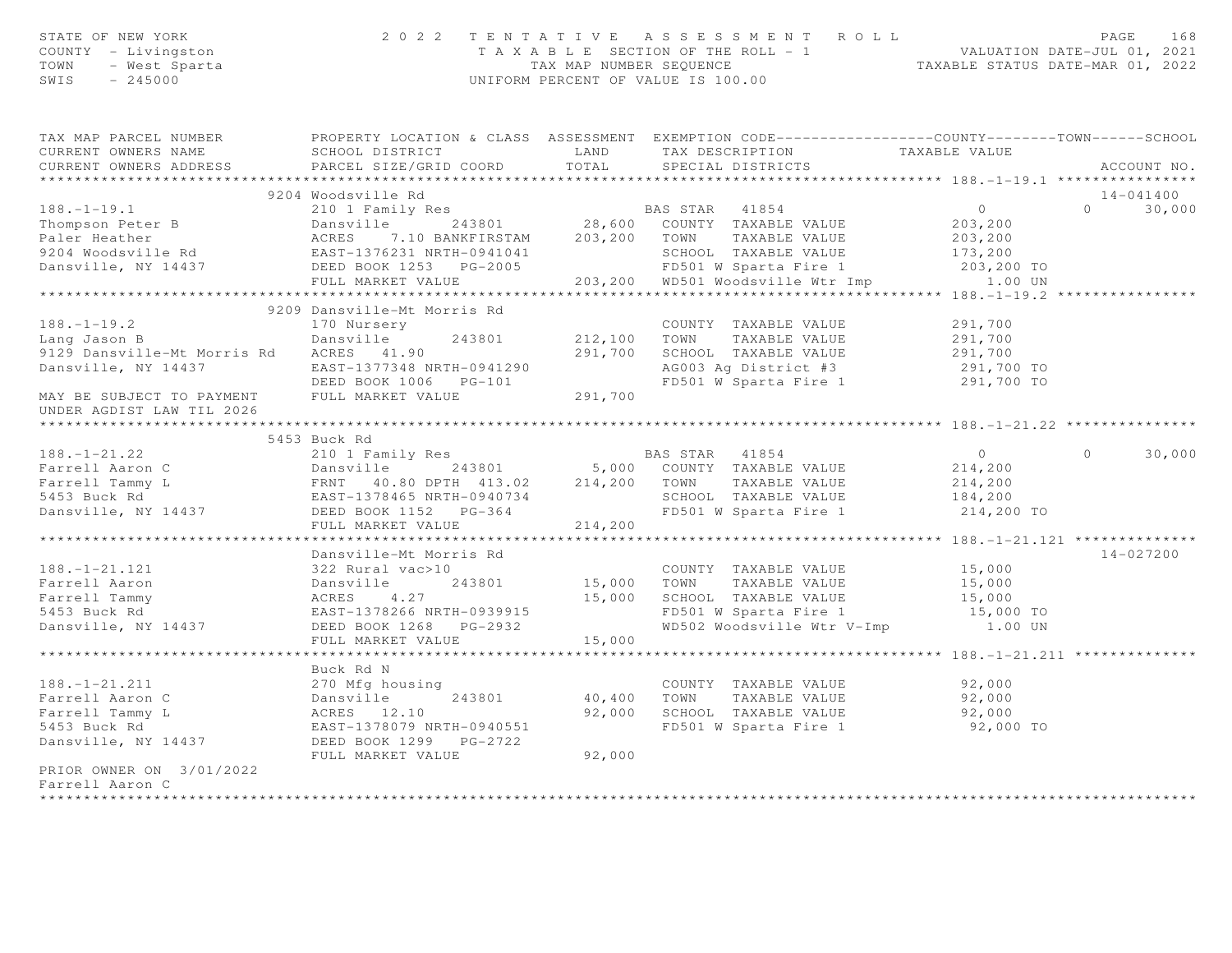STATE OF NEW YORK
COUNTY - Livingston
TOWN - West Sparta
SWIS - 245000

2022 TENTATIVE ASSESSMENT ROLL
TAXABLE SECTION OF THE ROLL - 1
TAX MAP NUMBER SEQUENCE
UNIFORM PERCENT OF VALUE IS 100.00

VALUATION DATE-JUL 01, 2021
TAXABLE STATUS DATE-MAR 01, 2022

```
TAX MAP PARCEL NUMBER          PROPERTY LOCATION & CLASS  ASSESSMENT  EXEMPTION CODE------------------COUNTY--------TOWN------SCHOOL
CURRENT OWNERS NAME            SCHOOL DISTRICT               LAND      TAX DESCRIPTION            TAXABLE VALUE
CURRENT OWNERS ADDRESS         PARCEL SIZE/GRID COORD        TOTAL     SPECIAL DISTRICTS                                    ACCOUNT NO.
******************************************************************************************************* 188.-1-19.1 ****************
                               9204 Woodsville Rd                                                                            14-041400
188.-1-19.1                    210 1 Family Res                         BAS STAR  41854                   0             0      30,000
Thompson Peter B               Dansville       243801          28,600   COUNTY  TAXABLE VALUE          203,200
Paler Heather                  ACRES    7.10 BANKFIRSTAM      203,200   TOWN    TAXABLE VALUE          203,200
9204 Woodsville Rd             EAST-1376231 NRTH-0941041                SCHOOL  TAXABLE VALUE          173,200
Dansville, NY 14437            DEED BOOK 1253   PG-2005                 FD501 W Sparta Fire 1           203,200 TO
                               FULL MARKET VALUE              203,200   WD501 Woodsville Wtr Imp           1.00 UN
******************************************************************************************************* 188.-1-19.2 ****************
                               9209 Dansville-Mt Morris Rd
188.-1-19.2                    170 Nursery                              COUNTY  TAXABLE VALUE          291,700
Lang Jason B                   Dansville       243801         212,100   TOWN    TAXABLE VALUE          291,700
9129 Dansville-Mt Morris Rd    ACRES   41.90                  291,700   SCHOOL  TAXABLE VALUE          291,700
Dansville, NY 14437            EAST-1377348 NRTH-0941290                AG003 Ag District #3            291,700 TO
                               DEED BOOK 1006   PG-101                  FD501 W Sparta Fire 1           291,700 TO
MAY BE SUBJECT TO PAYMENT      FULL MARKET VALUE              291,700
UNDER AGDIST LAW TIL 2026
******************************************************************************************************* 188.-1-21.22 ***************
                               5453 Buck Rd
188.-1-21.22                   210 1 Family Res                         BAS STAR  41854                   0             0      30,000
Farrell Aaron C                Dansville       243801           5,000   COUNTY  TAXABLE VALUE          214,200
Farrell Tammy L                FRNT   40.80 DPTH  413.02      214,200   TOWN    TAXABLE VALUE          214,200
5453 Buck Rd                   EAST-1378465 NRTH-0940734                SCHOOL  TAXABLE VALUE          184,200
Dansville, NY 14437            DEED BOOK 1152   PG-364                  FD501 W Sparta Fire 1           214,200 TO
                               FULL MARKET VALUE              214,200
******************************************************************************************************* 188.-1-21.121 **************
                               Dansville-Mt Morris Rd                                                                        14-027200
188.-1-21.121                  322 Rural vac>10                         COUNTY  TAXABLE VALUE           15,000
Farrell Aaron                  Dansville       243801          15,000   TOWN    TAXABLE VALUE           15,000
Farrell Tammy                  ACRES    4.27                   15,000   SCHOOL  TAXABLE VALUE           15,000
5453 Buck Rd                   EAST-1378266 NRTH-0939915                FD501 W Sparta Fire 1            15,000 TO
Dansville, NY 14437            DEED BOOK 1268   PG-2932                 WD502 Woodsville Wtr V-Imp         1.00 UN
                               FULL MARKET VALUE               15,000
******************************************************************************************************* 188.-1-21.211 **************
                               Buck Rd N
188.-1-21.211                  270 Mfg housing                          COUNTY  TAXABLE VALUE           92,000
Farrell Aaron C                Dansville       243801          40,400   TOWN    TAXABLE VALUE           92,000
Farrell Tammy L                ACRES   12.10                   92,000   SCHOOL  TAXABLE VALUE           92,000
5453 Buck Rd                   EAST-1378079 NRTH-0940551                FD501 W Sparta Fire 1            92,000 TO
Dansville, NY 14437            DEED BOOK 1299   PG-2722
                               FULL MARKET VALUE               92,000
PRIOR OWNER ON 3/01/2022
Farrell Aaron C
*************************************************************************************************************************************
```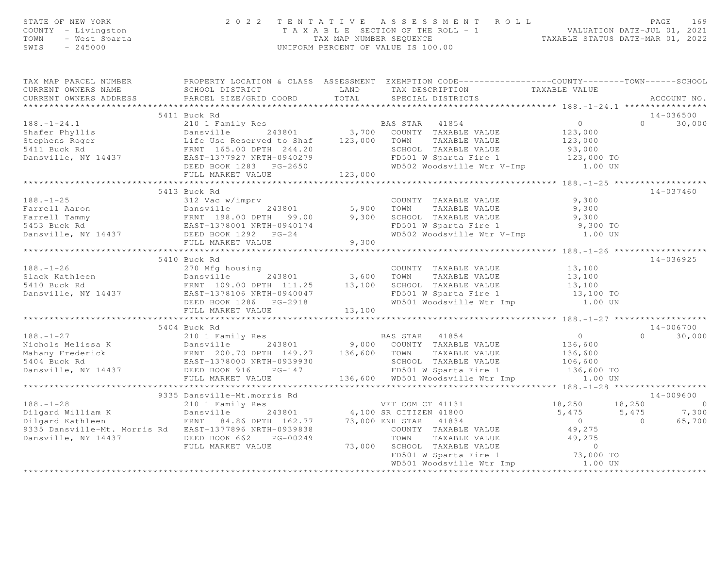STATE OF NEW YORK                    2 0 2 2   T E N T A T I V E   A S S E S S M E N T   R O L L
COUNTY - Livingston                  T A X A B L E SECTION OF THE ROLL - 1                 VALUATION DATE-JUL 01, 2021
TOWN - West Sparta                   TAX MAP NUMBER SEQUENCE                              TAXABLE STATUS DATE-MAR 01, 2022
SWIS - 245000                        UNIFORM PERCENT OF VALUE IS 100.00

| TAX MAP PARCEL NUMBER / CURRENT OWNERS NAME / CURRENT OWNERS ADDRESS | PROPERTY LOCATION & CLASS / SCHOOL DISTRICT / PARCEL SIZE/GRID COORD | ASSESSMENT LAND / TOTAL | EXEMPTION CODE / TAX DESCRIPTION / SPECIAL DISTRICTS | COUNTY TAXABLE VALUE | TOWN | SCHOOL | ACCOUNT NO. |
|---|---|---|---|---|---|---|---|
| **188.-1-24.1** | 5411 Buck Rd | | | | | | 14-036500 |
| | 210 1 Family Res | | BAS STAR 41854 | 0 | 0 | 30,000 | |
| Shafer Phyllis | Dansville 243801 | 3,700 | COUNTY TAXABLE VALUE | 123,000 | | | |
| Stephens Roger | Life Use Reserved to Shaf | 123,000 | TOWN TAXABLE VALUE | 123,000 | | | |
| 5411 Buck Rd | FRNT 165.00 DPTH 244.20 | | SCHOOL TAXABLE VALUE | 93,000 | | | |
| Dansville, NY 14437 | EAST-1377927 NRTH-0940279 | | FD501 W Sparta Fire 1 | 123,000 TO | | | |
| | DEED BOOK 1283 PG-2650 | | WD502 Woodsville Wtr V-Imp | 1.00 UN | | | |
| | FULL MARKET VALUE | 123,000 | | | | | |
| **188.-1-25** | 5413 Buck Rd | | | | | | 14-037460 |
| | 312 Vac w/imprv | | COUNTY TAXABLE VALUE | 9,300 | | | |
| Farrell Aaron | Dansville 243801 | 5,900 | TOWN TAXABLE VALUE | 9,300 | | | |
| Farrell Tammy | FRNT 198.00 DPTH 99.00 | 9,300 | SCHOOL TAXABLE VALUE | 9,300 | | | |
| 5453 Buck Rd | EAST-1378001 NRTH-0940174 | | FD501 W Sparta Fire 1 | 9,300 TO | | | |
| Dansville, NY 14437 | DEED BOOK 1292 PG-24 | | WD502 Woodsville Wtr V-Imp | 1.00 UN | | | |
| | FULL MARKET VALUE | 9,300 | | | | | |
| **188.-1-26** | 5410 Buck Rd | | | | | | 14-036925 |
| | 270 Mfg housing | | COUNTY TAXABLE VALUE | 13,100 | | | |
| Slack Kathleen | Dansville 243801 | 3,600 | TOWN TAXABLE VALUE | 13,100 | | | |
| 5410 Buck Rd | FRNT 109.00 DPTH 111.25 | 13,100 | SCHOOL TAXABLE VALUE | 13,100 | | | |
| Dansville, NY 14437 | EAST-1378106 NRTH-0940047 | | FD501 W Sparta Fire 1 | 13,100 TO | | | |
| | DEED BOOK 1286 PG-2918 | | WD501 Woodsville Wtr Imp | 1.00 UN | | | |
| | FULL MARKET VALUE | 13,100 | | | | | |
| **188.-1-27** | 5404 Buck Rd | | | | | | 14-006700 |
| | 210 1 Family Res | | BAS STAR 41854 | 0 | 0 | 30,000 | |
| Nichols Melissa K | Dansville 243801 | 9,000 | COUNTY TAXABLE VALUE | 136,600 | | | |
| Mahany Frederick | FRNT 200.70 DPTH 149.27 | 136,600 | TOWN TAXABLE VALUE | 136,600 | | | |
| 5404 Buck Rd | EAST-1378000 NRTH-0939930 | | SCHOOL TAXABLE VALUE | 106,600 | | | |
| Dansville, NY 14437 | DEED BOOK 916 PG-147 | | FD501 W Sparta Fire 1 | 136,600 TO | | | |
| | FULL MARKET VALUE | 136,600 | WD501 Woodsville Wtr Imp | 1.00 UN | | | |
| **188.-1-28** | 9335 Dansville-Mt.morris Rd | | | | | | 14-009600 |
| | 210 1 Family Res | | VET COM CT 41131 | 18,250 | 18,250 | 0 | |
| Dilgard William K | Dansville 243801 | 4,100 | SR CITIZEN 41800 | 5,475 | 5,475 | 7,300 | |
| Dilgard Kathleen | FRNT 84.86 DPTH 162.77 | 73,000 | ENH STAR 41834 | 0 | 0 | 65,700 | |
| 9335 Dansville-Mt. Morris Rd | EAST-1377896 NRTH-0939838 | | COUNTY TAXABLE VALUE | 49,275 | | | |
| Dansville, NY 14437 | DEED BOOK 662 PG-00249 | | TOWN TAXABLE VALUE | 49,275 | | | |
| | FULL MARKET VALUE | 73,000 | SCHOOL TAXABLE VALUE | 0 | | | |
| | | | FD501 W Sparta Fire 1 | 73,000 TO | | | |
| | | | WD501 Woodsville Wtr Imp | 1.00 UN | | | |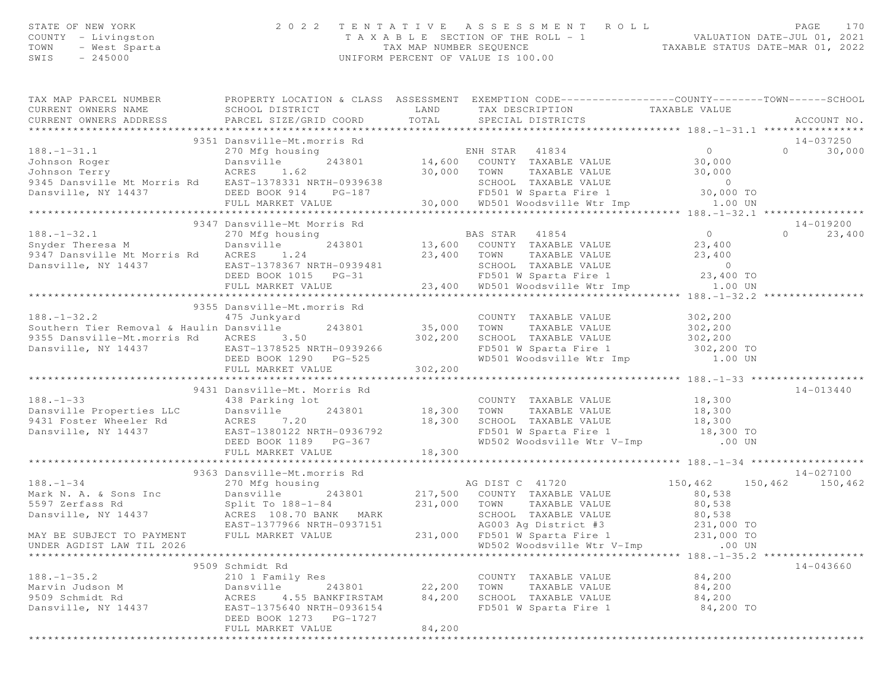STATE OF NEW YORK — 2022 TENTATIVE ASSESSMENT ROLL
COUNTY - Livingston — TAXABLE SECTION OF THE ROLL - 1 — VALUATION DATE-JUL 01, 2021
TOWN - West Sparta — TAX MAP NUMBER SEQUENCE — TAXABLE STATUS DATE-MAR 01, 2022
SWIS - 245000 — UNIFORM PERCENT OF VALUE IS 100.00

| TAX MAP PARCEL NUMBER / CURRENT OWNERS NAME / CURRENT OWNERS ADDRESS | PROPERTY LOCATION & CLASS / SCHOOL DISTRICT / PARCEL SIZE/GRID COORD | ASSESSMENT LAND / TOTAL | EXEMPTION CODE / TAX DESCRIPTION / SPECIAL DISTRICTS | COUNTY TAXABLE VALUE | TOWN | SCHOOL / ACCOUNT NO. |
|---|---|---|---|---|---|---|
| | 9351 Dansville-Mt.morris Rd | | | | | 14-037250 |
| 188.-1-31.1 | 270 Mfg housing | | ENH STAR 41834 | 0 | 0 | 30,000 |
| Johnson Roger | Dansville 243801 | 14,600 | COUNTY TAXABLE VALUE | 30,000 | | |
| Johnson Terry | ACRES 1.62 | 30,000 | TOWN TAXABLE VALUE | 30,000 | | |
| 9345 Dansville Mt Morris Rd | EAST-1378331 NRTH-0939638 | | SCHOOL TAXABLE VALUE | 0 | | |
| Dansville, NY 14437 | DEED BOOK 914 PG-187 | | FD501 W Sparta Fire 1 | 30,000 TO | | |
| | FULL MARKET VALUE | 30,000 | WD501 Woodsville Wtr Imp | 1.00 UN | | |
| | 9347 Dansville-Mt Morris Rd | | | | | 14-019200 |
| 188.-1-32.1 | 270 Mfg housing | | BAS STAR 41854 | 0 | 0 | 23,400 |
| Snyder Theresa M | Dansville 243801 | 13,600 | COUNTY TAXABLE VALUE | 23,400 | | |
| 9347 Dansville Mt Morris Rd | ACRES 1.24 | 23,400 | TOWN TAXABLE VALUE | 23,400 | | |
| Dansville, NY 14437 | EAST-1378367 NRTH-0939481 | | SCHOOL TAXABLE VALUE | 0 | | |
| | DEED BOOK 1015 PG-31 | | FD501 W Sparta Fire 1 | 23,400 TO | | |
| | FULL MARKET VALUE | 23,400 | WD501 Woodsville Wtr Imp | 1.00 UN | | |
| | 9355 Dansville-Mt.morris Rd | | | | | |
| 188.-1-32.2 | 475 Junkyard | | COUNTY TAXABLE VALUE | 302,200 | | |
| Southern Tier Removal & Haulin | Dansville 243801 | 35,000 | TOWN TAXABLE VALUE | 302,200 | | |
| 9355 Dansville-Mt.morris Rd | ACRES 3.50 | 302,200 | SCHOOL TAXABLE VALUE | 302,200 | | |
| Dansville, NY 14437 | EAST-1378525 NRTH-0939266 | | FD501 W Sparta Fire 1 | 302,200 TO | | |
| | DEED BOOK 1290 PG-525 | | WD501 Woodsville Wtr Imp | 1.00 UN | | |
| | FULL MARKET VALUE | 302,200 | | | | |
| | 9431 Dansville-Mt. Morris Rd | | | | | 14-013440 |
| 188.-1-33 | 438 Parking lot | | COUNTY TAXABLE VALUE | 18,300 | | |
| Dansville Properties LLC | Dansville 243801 | 18,300 | TOWN TAXABLE VALUE | 18,300 | | |
| 9431 Foster Wheeler Rd | ACRES 7.20 | 18,300 | SCHOOL TAXABLE VALUE | 18,300 | | |
| Dansville, NY 14437 | EAST-1380122 NRTH-0936792 | | FD501 W Sparta Fire 1 | 18,300 TO | | |
| | DEED BOOK 1189 PG-367 | | WD502 Woodsville Wtr V-Imp | .00 UN | | |
| | FULL MARKET VALUE | 18,300 | | | | |
| | 9363 Dansville-Mt.morris Rd | | | | | 14-027100 |
| 188.-1-34 | 270 Mfg housing | | AG DIST C 41720 | 150,462 | 150,462 | 150,462 |
| Mark N. A. & Sons Inc | Dansville 243801 | 217,500 | COUNTY TAXABLE VALUE | 80,538 | | |
| 5597 Zerfass Rd | Split To 188-1-84 | 231,000 | TOWN TAXABLE VALUE | 80,538 | | |
| Dansville, NY 14437 | ACRES 108.70 BANK MARK | | SCHOOL TAXABLE VALUE | 80,538 | | |
| | EAST-1377966 NRTH-0937151 | | AG003 Ag District #3 | 231,000 TO | | |
| MAY BE SUBJECT TO PAYMENT | FULL MARKET VALUE | 231,000 | FD501 W Sparta Fire 1 | 231,000 TO | | |
| UNDER AGDIST LAW TIL 2026 | | | WD502 Woodsville Wtr V-Imp | .00 UN | | |
| | 9509 Schmidt Rd | | | | | 14-043660 |
| 188.-1-35.2 | 210 1 Family Res | | COUNTY TAXABLE VALUE | 84,200 | | |
| Marvin Judson M | Dansville 243801 | 22,200 | TOWN TAXABLE VALUE | 84,200 | | |
| 9509 Schmidt Rd | ACRES 4.55 BANKFIRSTAM | 84,200 | SCHOOL TAXABLE VALUE | 84,200 | | |
| Dansville, NY 14437 | EAST-1375640 NRTH-0936154 | | FD501 W Sparta Fire 1 | 84,200 TO | | |
| | DEED BOOK 1273 PG-1727 | | | | | |
| | FULL MARKET VALUE | 84,200 | | | | |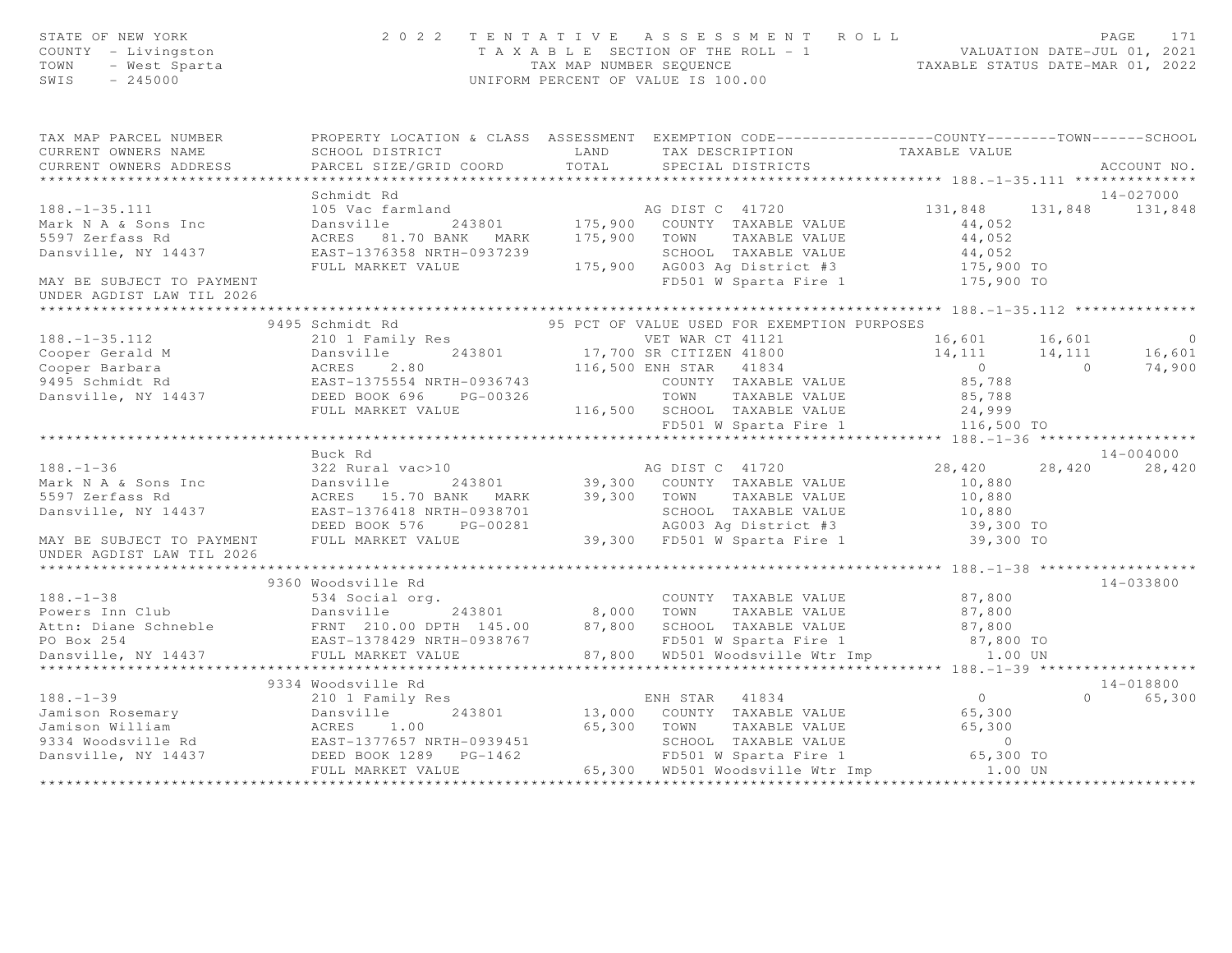STATE OF NEW YORK — 2022 TENTATIVE ASSESSMENT ROLL
COUNTY - Livingston — TAXABLE SECTION OF THE ROLL - 1 — VALUATION DATE-JUL 01, 2021
TOWN - West Sparta — TAX MAP NUMBER SEQUENCE — TAXABLE STATUS DATE-MAR 01, 2022
SWIS - 245000 — UNIFORM PERCENT OF VALUE IS 100.00

| TAX MAP PARCEL NUMBER / CURRENT OWNERS NAME / CURRENT OWNERS ADDRESS | PROPERTY LOCATION & CLASS / SCHOOL DISTRICT / PARCEL SIZE/GRID COORD | ASSESSMENT LAND / TOTAL | EXEMPTION CODE / TAX DESCRIPTION / SPECIAL DISTRICTS | COUNTY TAXABLE VALUE | TOWN | SCHOOL | ACCOUNT NO. |
|---|---|---|---|---|---|---|---|
| **188.-1-35.111** | Schmidt Rd | | | | | | 14-027000 |
| 188.-1-35.111 | 105 Vac farmland | | AG DIST C 41720 | 131,848 | 131,848 | 131,848 | |
| Mark N A & Sons Inc | Dansville 243801 | 175,900 | COUNTY TAXABLE VALUE | 44,052 | | | |
| 5597 Zerfass Rd | ACRES 81.70 BANK MARK | 175,900 | TOWN TAXABLE VALUE | 44,052 | | | |
| Dansville, NY 14437 | EAST-1376358 NRTH-0937239 | | SCHOOL TAXABLE VALUE | 44,052 | | | |
| | FULL MARKET VALUE | 175,900 | AG003 Ag District #3 | 175,900 TO | | | |
| MAY BE SUBJECT TO PAYMENT UNDER AGDIST LAW TIL 2026 | | | FD501 W Sparta Fire 1 | 175,900 TO | | | |
| **188.-1-35.112** | 9495 Schmidt Rd | | 95 PCT OF VALUE USED FOR EXEMPTION PURPOSES | | | | |
| 188.-1-35.112 | 210 1 Family Res | | VET WAR CT 41121 | 16,601 | 16,601 | 0 | |
| Cooper Gerald M | Dansville 243801 | 17,700 | SR CITIZEN 41800 | 14,111 | 14,111 | 16,601 | |
| Cooper Barbara | ACRES 2.80 | 116,500 | ENH STAR 41834 | 0 | 0 | 74,900 | |
| 9495 Schmidt Rd | EAST-1375554 NRTH-0936743 | | COUNTY TAXABLE VALUE | 85,788 | | | |
| Dansville, NY 14437 | DEED BOOK 696 PG-00326 | | TOWN TAXABLE VALUE | 85,788 | | | |
| | FULL MARKET VALUE | 116,500 | SCHOOL TAXABLE VALUE | 24,999 | | | |
| | | | FD501 W Sparta Fire 1 | 116,500 TO | | | |
| **188.-1-36** | Buck Rd | | | | | | 14-004000 |
| 188.-1-36 | 322 Rural vac>10 | | AG DIST C 41720 | 28,420 | 28,420 | 28,420 | |
| Mark N A & Sons Inc | Dansville 243801 | 39,300 | COUNTY TAXABLE VALUE | 10,880 | | | |
| 5597 Zerfass Rd | ACRES 15.70 BANK MARK | 39,300 | TOWN TAXABLE VALUE | 10,880 | | | |
| Dansville, NY 14437 | EAST-1376418 NRTH-0938701 | | SCHOOL TAXABLE VALUE | 10,880 | | | |
| | DEED BOOK 576 PG-00281 | | AG003 Ag District #3 | 39,300 TO | | | |
| MAY BE SUBJECT TO PAYMENT UNDER AGDIST LAW TIL 2026 | FULL MARKET VALUE | 39,300 | FD501 W Sparta Fire 1 | 39,300 TO | | | |
| **188.-1-38** | 9360 Woodsville Rd | | | | | | 14-033800 |
| 188.-1-38 | 534 Social org. | | COUNTY TAXABLE VALUE | 87,800 | | | |
| Powers Inn Club | Dansville 243801 | 8,000 | TOWN TAXABLE VALUE | 87,800 | | | |
| Attn: Diane Schneble | FRNT 210.00 DPTH 145.00 | 87,800 | SCHOOL TAXABLE VALUE | 87,800 | | | |
| PO Box 254 | EAST-1378429 NRTH-0938767 | | FD501 W Sparta Fire 1 | 87,800 TO | | | |
| Dansville, NY 14437 | FULL MARKET VALUE | 87,800 | WD501 Woodsville Wtr Imp | 1.00 UN | | | |
| **188.-1-39** | 9334 Woodsville Rd | | | | | | 14-018800 |
| 188.-1-39 | 210 1 Family Res | | ENH STAR 41834 | 0 | 0 | 65,300 | |
| Jamison Rosemary | Dansville 243801 | 13,000 | COUNTY TAXABLE VALUE | 65,300 | | | |
| Jamison William | ACRES 1.00 | 65,300 | TOWN TAXABLE VALUE | 65,300 | | | |
| 9334 Woodsville Rd | EAST-1377657 NRTH-0939451 | | SCHOOL TAXABLE VALUE | 0 | | | |
| Dansville, NY 14437 | DEED BOOK 1289 PG-1462 | | FD501 W Sparta Fire 1 | 65,300 TO | | | |
| | FULL MARKET VALUE | 65,300 | WD501 Woodsville Wtr Imp | 1.00 UN | | | |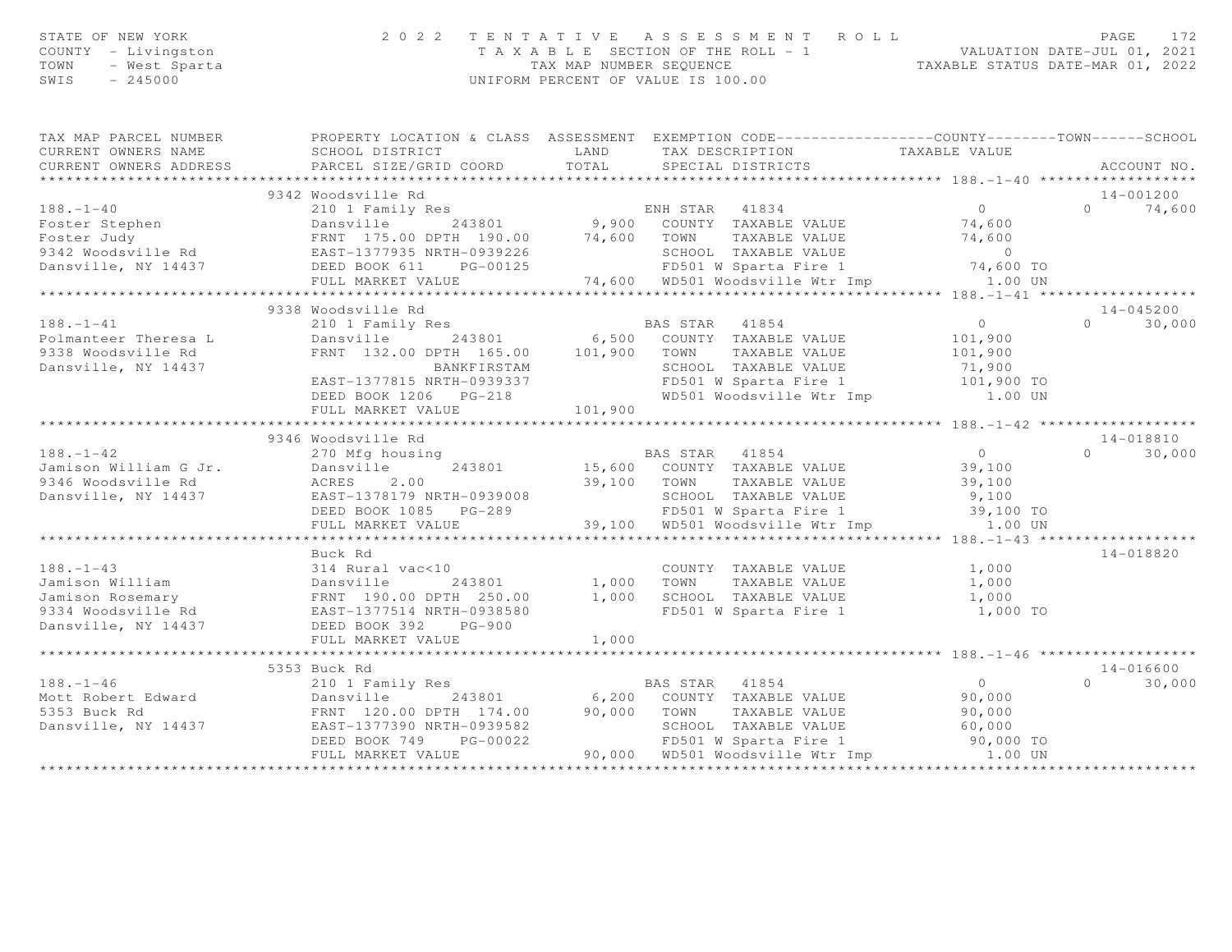STATE OF NEW YORK — 2022 TENTATIVE ASSESSMENT ROLL — VALUATION DATE-JUL 01, 2021
COUNTY - Livingston — TAXABLE SECTION OF THE ROLL - 1 — TAXABLE STATUS DATE-MAR 01, 2022
TOWN - West Sparta — TAX MAP NUMBER SEQUENCE
SWIS - 245000 — UNIFORM PERCENT OF VALUE IS 100.00

| TAX MAP PARCEL NUMBER / CURRENT OWNERS NAME / CURRENT OWNERS ADDRESS | PROPERTY LOCATION & CLASS / SCHOOL DISTRICT / PARCEL SIZE/GRID COORD | ASSESSMENT LAND / TOTAL | EXEMPTION CODE / TAX DESCRIPTION / SPECIAL DISTRICTS | COUNTY / TAXABLE VALUE | TOWN | SCHOOL / ACCOUNT NO. |
|---|---|---|---|---|---|---|
| **188.-1-40** | 9342 Woodsville Rd | | | | | 14-001200 |
| 188.-1-40 | 210 1 Family Res | | ENH STAR 41834 | 0 | 0 | 74,600 |
| Foster Stephen | Dansville 243801 | 9,900 | COUNTY TAXABLE VALUE | 74,600 | | |
| Foster Judy | FRNT 175.00 DPTH 190.00 | 74,600 | TOWN TAXABLE VALUE | 74,600 | | |
| 9342 Woodsville Rd | EAST-1377935 NRTH-0939226 | | SCHOOL TAXABLE VALUE | 0 | | |
| Dansville, NY 14437 | DEED BOOK 611 PG-00125 | | FD501 W Sparta Fire 1 | 74,600 TO | | |
| | FULL MARKET VALUE | 74,600 | WD501 Woodsville Wtr Imp | 1.00 UN | | |
| **188.-1-41** | 9338 Woodsville Rd | | | | | 14-045200 |
| 188.-1-41 | 210 1 Family Res | | BAS STAR 41854 | 0 | 0 | 30,000 |
| Polmanteer Theresa L | Dansville 243801 | 6,500 | COUNTY TAXABLE VALUE | 101,900 | | |
| 9338 Woodsville Rd | FRNT 132.00 DPTH 165.00 | 101,900 | TOWN TAXABLE VALUE | 101,900 | | |
| Dansville, NY 14437 | BANKFIRSTAM | | SCHOOL TAXABLE VALUE | 71,900 | | |
| | EAST-1377815 NRTH-0939337 | | FD501 W Sparta Fire 1 | 101,900 TO | | |
| | DEED BOOK 1206 PG-218 | | WD501 Woodsville Wtr Imp | 1.00 UN | | |
| | FULL MARKET VALUE | 101,900 | | | | |
| **188.-1-42** | 9346 Woodsville Rd | | | | | 14-018810 |
| 188.-1-42 | 270 Mfg housing | | BAS STAR 41854 | 0 | 0 | 30,000 |
| Jamison William G Jr. | Dansville 243801 | 15,600 | COUNTY TAXABLE VALUE | 39,100 | | |
| 9346 Woodsville Rd | ACRES 2.00 | 39,100 | TOWN TAXABLE VALUE | 39,100 | | |
| Dansville, NY 14437 | EAST-1378179 NRTH-0939008 | | SCHOOL TAXABLE VALUE | 9,100 | | |
| | DEED BOOK 1085 PG-289 | | FD501 W Sparta Fire 1 | 39,100 TO | | |
| | FULL MARKET VALUE | 39,100 | WD501 Woodsville Wtr Imp | 1.00 UN | | |
| **188.-1-43** | Buck Rd | | | | | 14-018820 |
| 188.-1-43 | 314 Rural vac<10 | | COUNTY TAXABLE VALUE | 1,000 | | |
| Jamison William | Dansville 243801 | 1,000 | TOWN TAXABLE VALUE | 1,000 | | |
| Jamison Rosemary | FRNT 190.00 DPTH 250.00 | 1,000 | SCHOOL TAXABLE VALUE | 1,000 | | |
| 9334 Woodsville Rd | EAST-1377514 NRTH-0938580 | | FD501 W Sparta Fire 1 | 1,000 TO | | |
| Dansville, NY 14437 | DEED BOOK 392 PG-900 | | | | | |
| | FULL MARKET VALUE | 1,000 | | | | |
| **188.-1-46** | 5353 Buck Rd | | | | | 14-016600 |
| 188.-1-46 | 210 1 Family Res | | BAS STAR 41854 | 0 | 0 | 30,000 |
| Mott Robert Edward | Dansville 243801 | 6,200 | COUNTY TAXABLE VALUE | 90,000 | | |
| 5353 Buck Rd | FRNT 120.00 DPTH 174.00 | 90,000 | TOWN TAXABLE VALUE | 90,000 | | |
| Dansville, NY 14437 | EAST-1377390 NRTH-0939582 | | SCHOOL TAXABLE VALUE | 60,000 | | |
| | DEED BOOK 749 PG-00022 | | FD501 W Sparta Fire 1 | 90,000 TO | | |
| | FULL MARKET VALUE | 90,000 | WD501 Woodsville Wtr Imp | 1.00 UN | | |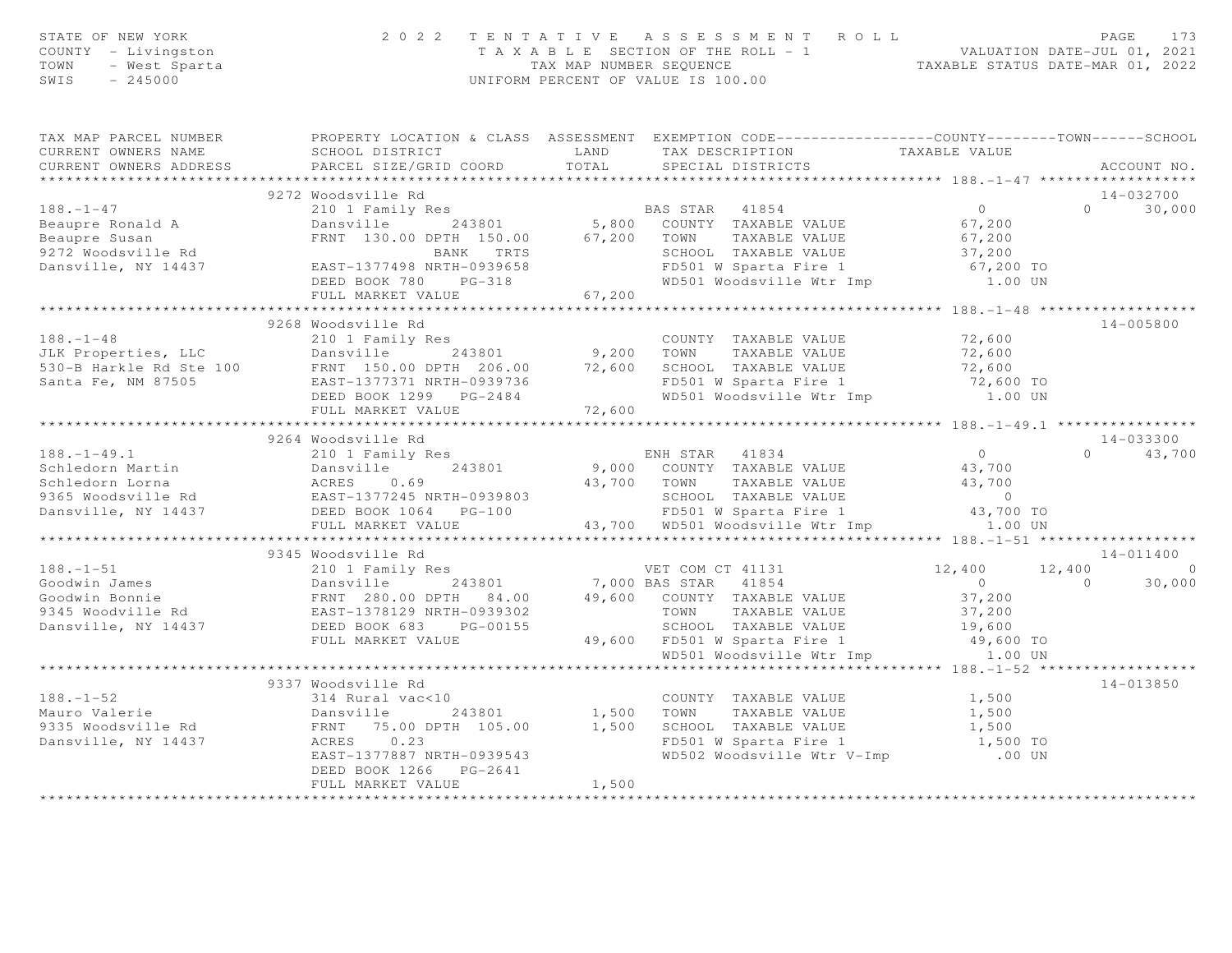STATE OF NEW YORK
COUNTY - Livingston
TOWN - West Sparta
SWIS - 245000

2 0 2 2 T E N T A T I V E A S S E S S M E N T R O L L
T A X A B L E SECTION OF THE ROLL - 1
TAX MAP NUMBER SEQUENCE
UNIFORM PERCENT OF VALUE IS 100.00

VALUATION DATE-JUL 01, 2021
TAXABLE STATUS DATE-MAR 01, 2022

```
TAX MAP PARCEL NUMBER          PROPERTY LOCATION & CLASS  ASSESSMENT  EXEMPTION CODE------------------COUNTY--------TOWN------SCHOOL
CURRENT OWNERS NAME            SCHOOL DISTRICT               LAND      TAX DESCRIPTION            TAXABLE VALUE
CURRENT OWNERS ADDRESS         PARCEL SIZE/GRID COORD        TOTAL     SPECIAL DISTRICTS                                    ACCOUNT NO.
******************************************************************************************************* 188.-1-47 ******************
                          9272 Woodsville Rd                                                                                14-032700
188.-1-47                      210 1 Family Res                        BAS STAR   41854                    0          0      30,000
Beaupre Ronald A               Dansville        243801         5,800   COUNTY  TAXABLE VALUE            67,200
Beaupre Susan                  FRNT 130.00 DPTH 150.00        67,200   TOWN    TAXABLE VALUE            67,200
9272 Woodsville Rd                          BANK   TRTS                SCHOOL  TAXABLE VALUE            37,200
Dansville, NY 14437            EAST-1377498 NRTH-0939658               FD501 W Sparta Fire 1              67,200 TO
                               DEED BOOK 780    PG-318                 WD501 Woodsville Wtr Imp             1.00 UN
                               FULL MARKET VALUE              67,200
******************************************************************************************************* 188.-1-48 ******************
                          9268 Woodsville Rd                                                                                14-005800
188.-1-48                      210 1 Family Res                        COUNTY  TAXABLE VALUE            72,600
JLK Properties, LLC            Dansville        243801         9,200   TOWN    TAXABLE VALUE            72,600
530-B Harkle Rd Ste 100        FRNT 150.00 DPTH 206.00        72,600   SCHOOL  TAXABLE VALUE            72,600
Santa Fe, NM 87505             EAST-1377371 NRTH-0939736               FD501 W Sparta Fire 1              72,600 TO
                               DEED BOOK 1299   PG-2484                WD501 Woodsville Wtr Imp             1.00 UN
                               FULL MARKET VALUE              72,600
******************************************************************************************************* 188.-1-49.1 ****************
                          9264 Woodsville Rd                                                                                14-033300
188.-1-49.1                    210 1 Family Res                        ENH STAR   41834                    0          0      43,700
Schledorn Martin               Dansville        243801         9,000   COUNTY  TAXABLE VALUE            43,700
Schledorn Lorna                ACRES    0.69                  43,700   TOWN    TAXABLE VALUE            43,700
9365 Woodsville Rd             EAST-1377245 NRTH-0939803               SCHOOL  TAXABLE VALUE                 0
Dansville, NY 14437            DEED BOOK 1064   PG-100                 FD501 W Sparta Fire 1              43,700 TO
                               FULL MARKET VALUE              43,700   WD501 Woodsville Wtr Imp             1.00 UN
******************************************************************************************************* 188.-1-51 ******************
                          9345 Woodsville Rd                                                                                14-011400
188.-1-51                      210 1 Family Res                        VET COM CT 41131               12,400     12,400           0
Goodwin James                  Dansville        243801         7,000 BAS STAR   41854                    0          0      30,000
Goodwin Bonnie                 FRNT 280.00 DPTH  84.00        49,600   COUNTY  TAXABLE VALUE            37,200
9345 Woodville Rd              EAST-1378129 NRTH-0939302               TOWN    TAXABLE VALUE            37,200
Dansville, NY 14437            DEED BOOK 683    PG-00155               SCHOOL  TAXABLE VALUE            19,600
                               FULL MARKET VALUE              49,600   FD501 W Sparta Fire 1              49,600 TO
                                                                       WD501 Woodsville Wtr Imp             1.00 UN
******************************************************************************************************* 188.-1-52 ******************
                          9337 Woodsville Rd                                                                                14-013850
188.-1-52                      314 Rural vac<10                        COUNTY  TAXABLE VALUE             1,500
Mauro Valerie                  Dansville        243801         1,500   TOWN    TAXABLE VALUE             1,500
9335 Woodsville Rd             FRNT  75.00 DPTH 105.00         1,500   SCHOOL  TAXABLE VALUE             1,500
Dansville, NY 14437            ACRES    0.23                           FD501 W Sparta Fire 1               1,500 TO
                               EAST-1377887 NRTH-0939543               WD502 Woodsville Wtr V-Imp            .00 UN
                               DEED BOOK 1266   PG-2641
                               FULL MARKET VALUE               1,500
************************************************************************************************************************************
```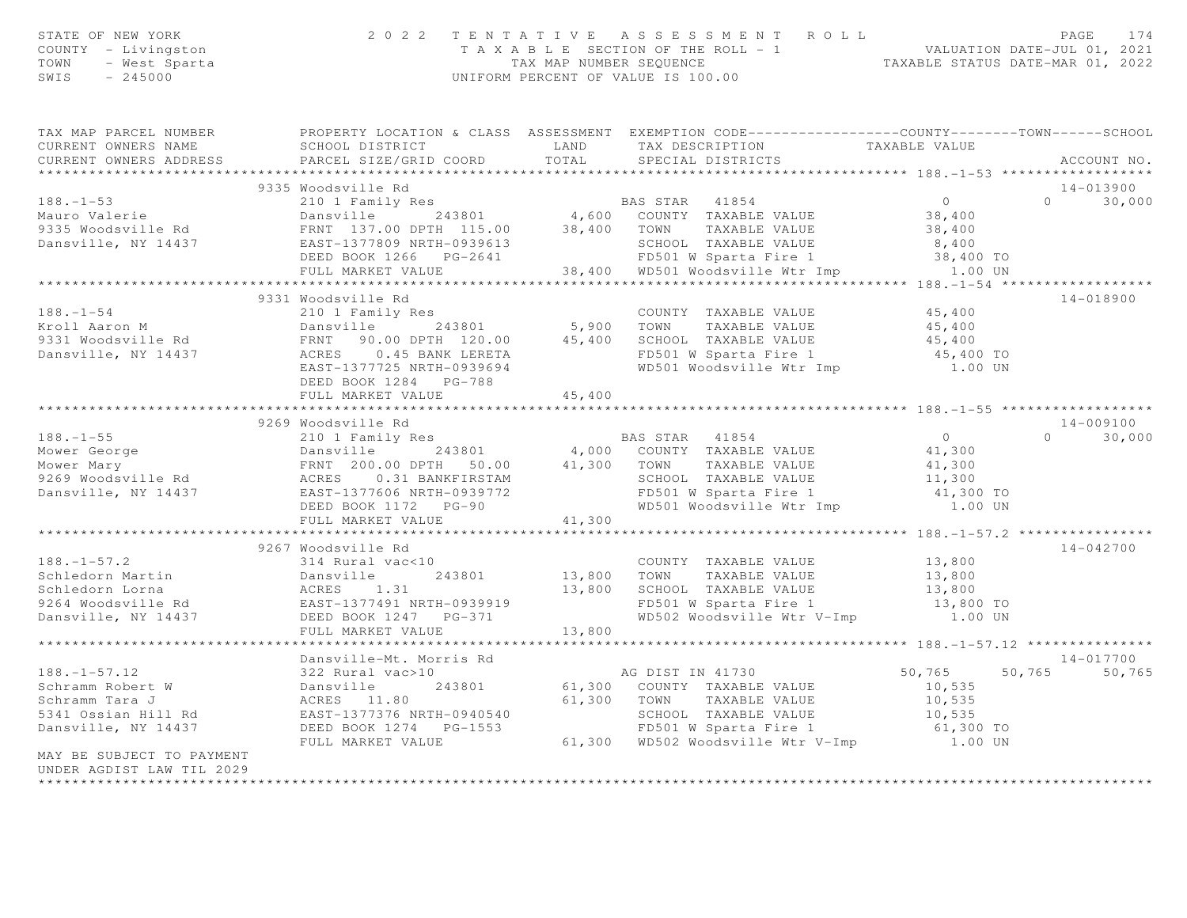STATE OF NEW YORK
COUNTY - Livingston
TOWN - West Sparta
SWIS - 245000

2022 TENTATIVE ASSESSMENT ROLL
TAXABLE SECTION OF THE ROLL - 1
TAX MAP NUMBER SEQUENCE
UNIFORM PERCENT OF VALUE IS 100.00

VALUATION DATE-JUL 01, 2021
TAXABLE STATUS DATE-MAR 01, 2022

```
TAX MAP PARCEL NUMBER          PROPERTY LOCATION & CLASS  ASSESSMENT  EXEMPTION CODE------------------COUNTY--------TOWN------SCHOOL
CURRENT OWNERS NAME            SCHOOL DISTRICT              LAND      TAX DESCRIPTION            TAXABLE VALUE
CURRENT OWNERS ADDRESS         PARCEL SIZE/GRID COORD       TOTAL     SPECIAL DISTRICTS                                   ACCOUNT NO.
******************************************************************************************************* 188.-1-53 ******************
                               9335 Woodsville Rd                                                                         14-013900
188.-1-53                      210 1 Family Res                      BAS STAR  41854                    0              0     30,000
Mauro Valerie                  Dansville      243801        4,600   COUNTY  TAXABLE VALUE           38,400
9335 Woodsville Rd             FRNT 137.00 DPTH 115.00     38,400   TOWN    TAXABLE VALUE           38,400
Dansville, NY 14437            EAST-1377809 NRTH-0939613            SCHOOL  TAXABLE VALUE            8,400
                               DEED BOOK 1266   PG-2641             FD501 W Sparta Fire 1           38,400 TO
                               FULL MARKET VALUE           38,400   WD501 Woodsville Wtr Imp          1.00 UN
******************************************************************************************************* 188.-1-54 ******************
                               9331 Woodsville Rd                                                                         14-018900
188.-1-54                      210 1 Family Res                     COUNTY  TAXABLE VALUE           45,400
Kroll Aaron M                  Dansville      243801        5,900   TOWN    TAXABLE VALUE           45,400
9331 Woodsville Rd             FRNT  90.00 DPTH 120.00     45,400   SCHOOL  TAXABLE VALUE           45,400
Dansville, NY 14437            ACRES    0.45 BANK LERETA            FD501 W Sparta Fire 1           45,400 TO
                               EAST-1377725 NRTH-0939694            WD501 Woodsville Wtr Imp          1.00 UN
                               DEED BOOK 1284   PG-788
                               FULL MARKET VALUE           45,400
******************************************************************************************************* 188.-1-55 ******************
                               9269 Woodsville Rd                                                                         14-009100
188.-1-55                      210 1 Family Res                      BAS STAR  41854                    0              0     30,000
Mower George                   Dansville      243801        4,000   COUNTY  TAXABLE VALUE           41,300
Mower Mary                     FRNT 200.00 DPTH  50.00     41,300   TOWN    TAXABLE VALUE           41,300
9269 Woodsville Rd             ACRES    0.31 BANKFIRSTAM            SCHOOL  TAXABLE VALUE           11,300
Dansville, NY 14437            EAST-1377606 NRTH-0939772            FD501 W Sparta Fire 1           41,300 TO
                               DEED BOOK 1172   PG-90               WD501 Woodsville Wtr Imp          1.00 UN
                               FULL MARKET VALUE           41,300
******************************************************************************************************* 188.-1-57.2 ****************
                               9267 Woodsville Rd                                                                         14-042700
188.-1-57.2                    314 Rural vac<10                     COUNTY  TAXABLE VALUE           13,800
Schledorn Martin               Dansville      243801       13,800   TOWN    TAXABLE VALUE           13,800
Schledorn Lorna                ACRES    1.31               13,800   SCHOOL  TAXABLE VALUE           13,800
9264 Woodsville Rd             EAST-1377491 NRTH-0939919            FD501 W Sparta Fire 1           13,800 TO
Dansville, NY 14437            DEED BOOK 1247   PG-371              WD502 Woodsville Wtr V-Imp        1.00 UN
                               FULL MARKET VALUE           13,800
******************************************************************************************************* 188.-1-57.12 ***************
                               Dansville-Mt. Morris Rd                                                                    14-017700
188.-1-57.12                   322 Rural vac>10                      AG DIST IN 41730              50,765         50,765     50,765
Schramm Robert W               Dansville      243801       61,300   COUNTY  TAXABLE VALUE           10,535
Schramm Tara J                 ACRES   11.80               61,300   TOWN    TAXABLE VALUE           10,535
5341 Ossian Hill Rd            EAST-1377376 NRTH-0940540            SCHOOL  TAXABLE VALUE           10,535
Dansville, NY 14437            DEED BOOK 1274   PG-1553             FD501 W Sparta Fire 1           61,300 TO
                               FULL MARKET VALUE           61,300   WD502 Woodsville Wtr V-Imp        1.00 UN
MAY BE SUBJECT TO PAYMENT
UNDER AGDIST LAW TIL 2029
************************************************************************************************************************************
```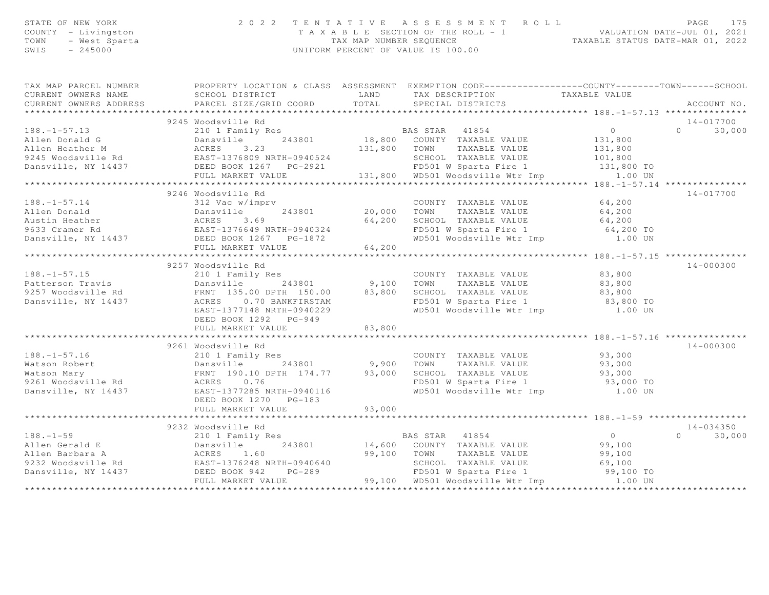STATE OF NEW YORK
COUNTY - Livingston
TOWN - West Sparta
SWIS - 245000

# 2022 TENTATIVE ASSESSMENT ROLL

TAXABLE SECTION OF THE ROLL - 1
TAX MAP NUMBER SEQUENCE
UNIFORM PERCENT OF VALUE IS 100.00

VALUATION DATE-JUL 01, 2021
TAXABLE STATUS DATE-MAR 01, 2022

| TAX MAP PARCEL NUMBER / CURRENT OWNERS NAME / CURRENT OWNERS ADDRESS | PROPERTY LOCATION & CLASS / SCHOOL DISTRICT / PARCEL SIZE/GRID COORD | ASSESSMENT LAND | ASSESSMENT TOTAL | EXEMPTION CODE / TAX DESCRIPTION / SPECIAL DISTRICTS | COUNTY | TOWN | SCHOOL (TAXABLE VALUE) | ACCOUNT NO. |
|---|---|---|---|---|---|---|---|---|
| 188.-1-57.13 | 9245 Woodsville Rd | | | | | | | 14-017700 |
| 188.-1-57.13 | 210 1 Family Res | | | BAS STAR 41854 | 0 | 0 | 30,000 | |
| Allen Donald G | Dansville 243801 | 18,800 | | COUNTY TAXABLE VALUE | 131,800 | | | |
| Allen Heather M | ACRES 3.23 | | 131,800 | TOWN TAXABLE VALUE | 131,800 | | | |
| 9245 Woodsville Rd | EAST-1376809 NRTH-0940524 | | | SCHOOL TAXABLE VALUE | 101,800 | | | |
| Dansville, NY 14437 | DEED BOOK 1267 PG-2921 | | | FD501 W Sparta Fire 1 | 131,800 TO | | | |
| | FULL MARKET VALUE | | 131,800 | WD501 Woodsville Wtr Imp | 1.00 UN | | | |
| 188.-1-57.14 | 9246 Woodsville Rd | | | | | | | 14-017700 |
| 188.-1-57.14 | 312 Vac w/imprv | | | COUNTY TAXABLE VALUE | 64,200 | | | |
| Allen Donald | Dansville 243801 | 20,000 | | TOWN TAXABLE VALUE | 64,200 | | | |
| Austin Heather | ACRES 3.69 | | 64,200 | SCHOOL TAXABLE VALUE | 64,200 | | | |
| 9633 Cramer Rd | EAST-1376649 NRTH-0940324 | | | FD501 W Sparta Fire 1 | 64,200 TO | | | |
| Dansville, NY 14437 | DEED BOOK 1267 PG-1872 | | | WD501 Woodsville Wtr Imp | 1.00 UN | | | |
| | FULL MARKET VALUE | | 64,200 | | | | | |
| 188.-1-57.15 | 9257 Woodsville Rd | | | | | | | 14-000300 |
| 188.-1-57.15 | 210 1 Family Res | | | COUNTY TAXABLE VALUE | 83,800 | | | |
| Patterson Travis | Dansville 243801 | 9,100 | | TOWN TAXABLE VALUE | 83,800 | | | |
| 9257 Woodsville Rd | FRNT 135.00 DPTH 150.00 | | 83,800 | SCHOOL TAXABLE VALUE | 83,800 | | | |
| Dansville, NY 14437 | ACRES 0.70 BANKFIRSTAM | | | FD501 W Sparta Fire 1 | 83,800 TO | | | |
| | EAST-1377148 NRTH-0940229 | | | WD501 Woodsville Wtr Imp | 1.00 UN | | | |
| | DEED BOOK 1292 PG-949 | | | | | | | |
| | FULL MARKET VALUE | | 83,800 | | | | | |
| 188.-1-57.16 | 9261 Woodsville Rd | | | | | | | 14-000300 |
| 188.-1-57.16 | 210 1 Family Res | | | COUNTY TAXABLE VALUE | 93,000 | | | |
| Watson Robert | Dansville 243801 | 9,900 | | TOWN TAXABLE VALUE | 93,000 | | | |
| Watson Mary | FRNT 190.10 DPTH 174.77 | | 93,000 | SCHOOL TAXABLE VALUE | 93,000 | | | |
| 9261 Woodsville Rd | ACRES 0.76 | | | FD501 W Sparta Fire 1 | 93,000 TO | | | |
| Dansville, NY 14437 | EAST-1377285 NRTH-0940116 | | | WD501 Woodsville Wtr Imp | 1.00 UN | | | |
| | DEED BOOK 1270 PG-183 | | | | | | | |
| | FULL MARKET VALUE | | 93,000 | | | | | |
| 188.-1-59 | 9232 Woodsville Rd | | | | | | | 14-034350 |
| 188.-1-59 | 210 1 Family Res | | | BAS STAR 41854 | 0 | 0 | 30,000 | |
| Allen Gerald E | Dansville 243801 | 14,600 | | COUNTY TAXABLE VALUE | 99,100 | | | |
| Allen Barbara A | ACRES 1.60 | | 99,100 | TOWN TAXABLE VALUE | 99,100 | | | |
| 9232 Woodsville Rd | EAST-1376248 NRTH-0940640 | | | SCHOOL TAXABLE VALUE | 69,100 | | | |
| Dansville, NY 14437 | DEED BOOK 942 PG-289 | | | FD501 W Sparta Fire 1 | 99,100 TO | | | |
| | FULL MARKET VALUE | | 99,100 | WD501 Woodsville Wtr Imp | 1.00 UN | | | |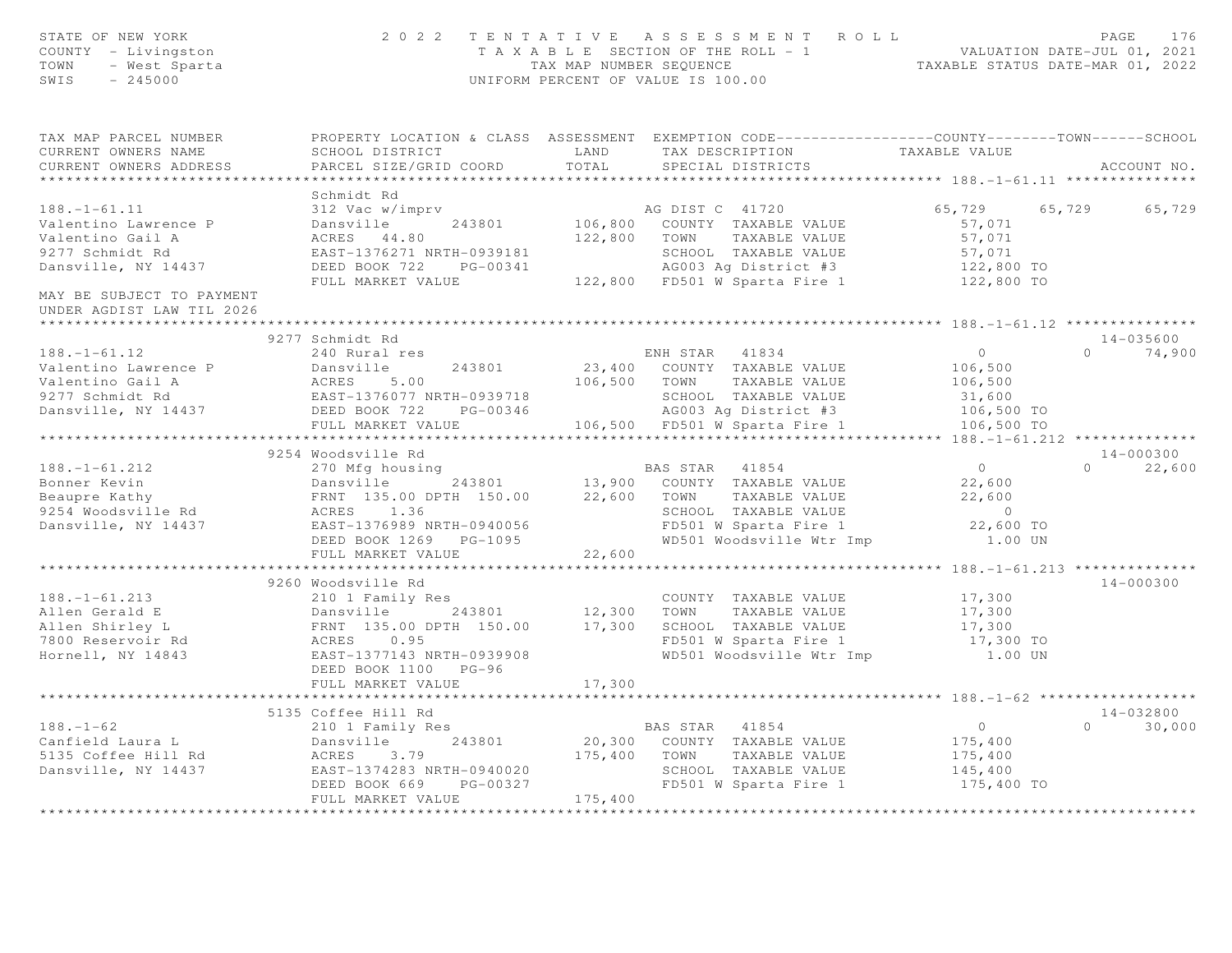STATE OF NEW YORK
COUNTY - Livingston
TOWN - West Sparta
SWIS - 245000

# 2022 TENTATIVE ASSESSMENT ROLL

TAXABLE SECTION OF THE ROLL - 1
TAX MAP NUMBER SEQUENCE
UNIFORM PERCENT OF VALUE IS 100.00

VALUATION DATE-JUL 01, 2021
TAXABLE STATUS DATE-MAR 01, 2022

| TAX MAP PARCEL NUMBER / CURRENT OWNERS NAME / CURRENT OWNERS ADDRESS | PROPERTY LOCATION & CLASS / SCHOOL DISTRICT / PARCEL SIZE/GRID COORD | ASSESSMENT LAND / TOTAL | EXEMPTION CODE / TAX DESCRIPTION / SPECIAL DISTRICTS | COUNTY TAXABLE VALUE | TOWN | SCHOOL | ACCOUNT NO. |
|---|---|---|---|---|---|---|---|
| **188.-1-61.11** | Schmidt Rd | | | | | | |
| 188.-1-61.11 | 312 Vac w/imprv | | AG DIST C 41720 | 65,729 | 65,729 | 65,729 | |
| Valentino Lawrence P | Dansville 243801 | 106,800 | COUNTY TAXABLE VALUE | 57,071 | | | |
| Valentino Gail A | ACRES 44.80 | 122,800 | TOWN TAXABLE VALUE | 57,071 | | | |
| 9277 Schmidt Rd | EAST-1376271 NRTH-0939181 | | SCHOOL TAXABLE VALUE | 57,071 | | | |
| Dansville, NY 14437 | DEED BOOK 722 PG-00341 | | AG003 Ag District #3 | 122,800 TO | | | |
| | FULL MARKET VALUE | 122,800 | FD501 W Sparta Fire 1 | 122,800 TO | | | |
| MAY BE SUBJECT TO PAYMENT UNDER AGDIST LAW TIL 2026 | | | | | | | |
| **188.-1-61.12** | 9277 Schmidt Rd | | | | | | 14-035600 |
| 188.-1-61.12 | 240 Rural res | | ENH STAR 41834 | 0 | 0 | 74,900 | |
| Valentino Lawrence P | Dansville 243801 | 23,400 | COUNTY TAXABLE VALUE | 106,500 | | | |
| Valentino Gail A | ACRES 5.00 | 106,500 | TOWN TAXABLE VALUE | 106,500 | | | |
| 9277 Schmidt Rd | EAST-1376077 NRTH-0939718 | | SCHOOL TAXABLE VALUE | 31,600 | | | |
| Dansville, NY 14437 | DEED BOOK 722 PG-00346 | | AG003 Ag District #3 | 106,500 TO | | | |
| | FULL MARKET VALUE | 106,500 | FD501 W Sparta Fire 1 | 106,500 TO | | | |
| **188.-1-61.212** | 9254 Woodsville Rd | | | | | | 14-000300 |
| 188.-1-61.212 | 270 Mfg housing | | BAS STAR 41854 | 0 | 0 | 22,600 | |
| Bonner Kevin | Dansville 243801 | 13,900 | COUNTY TAXABLE VALUE | 22,600 | | | |
| Beaupre Kathy | FRNT 135.00 DPTH 150.00 | 22,600 | TOWN TAXABLE VALUE | 22,600 | | | |
| 9254 Woodsville Rd | ACRES 1.36 | | SCHOOL TAXABLE VALUE | 0 | | | |
| Dansville, NY 14437 | EAST-1376989 NRTH-0940056 | | FD501 W Sparta Fire 1 | 22,600 TO | | | |
| | DEED BOOK 1269 PG-1095 | | WD501 Woodsville Wtr Imp | 1.00 UN | | | |
| | FULL MARKET VALUE | 22,600 | | | | | |
| **188.-1-61.213** | 9260 Woodsville Rd | | | | | | 14-000300 |
| 188.-1-61.213 | 210 1 Family Res | | COUNTY TAXABLE VALUE | 17,300 | | | |
| Allen Gerald E | Dansville 243801 | 12,300 | TOWN TAXABLE VALUE | 17,300 | | | |
| Allen Shirley L | FRNT 135.00 DPTH 150.00 | 17,300 | SCHOOL TAXABLE VALUE | 17,300 | | | |
| 7800 Reservoir Rd | ACRES 0.95 | | FD501 W Sparta Fire 1 | 17,300 TO | | | |
| Hornell, NY 14843 | EAST-1377143 NRTH-0939908 | | WD501 Woodsville Wtr Imp | 1.00 UN | | | |
| | DEED BOOK 1100 PG-96 | | | | | | |
| | FULL MARKET VALUE | 17,300 | | | | | |
| **188.-1-62** | 5135 Coffee Hill Rd | | | | | | 14-032800 |
| 188.-1-62 | 210 1 Family Res | | BAS STAR 41854 | 0 | 0 | 30,000 | |
| Canfield Laura L | Dansville 243801 | 20,300 | COUNTY TAXABLE VALUE | 175,400 | | | |
| 5135 Coffee Hill Rd | ACRES 3.79 | 175,400 | TOWN TAXABLE VALUE | 175,400 | | | |
| Dansville, NY 14437 | EAST-1374283 NRTH-0940020 | | SCHOOL TAXABLE VALUE | 145,400 | | | |
| | DEED BOOK 669 PG-00327 | | FD501 W Sparta Fire 1 | 175,400 TO | | | |
| | FULL MARKET VALUE | 175,400 | | | | | |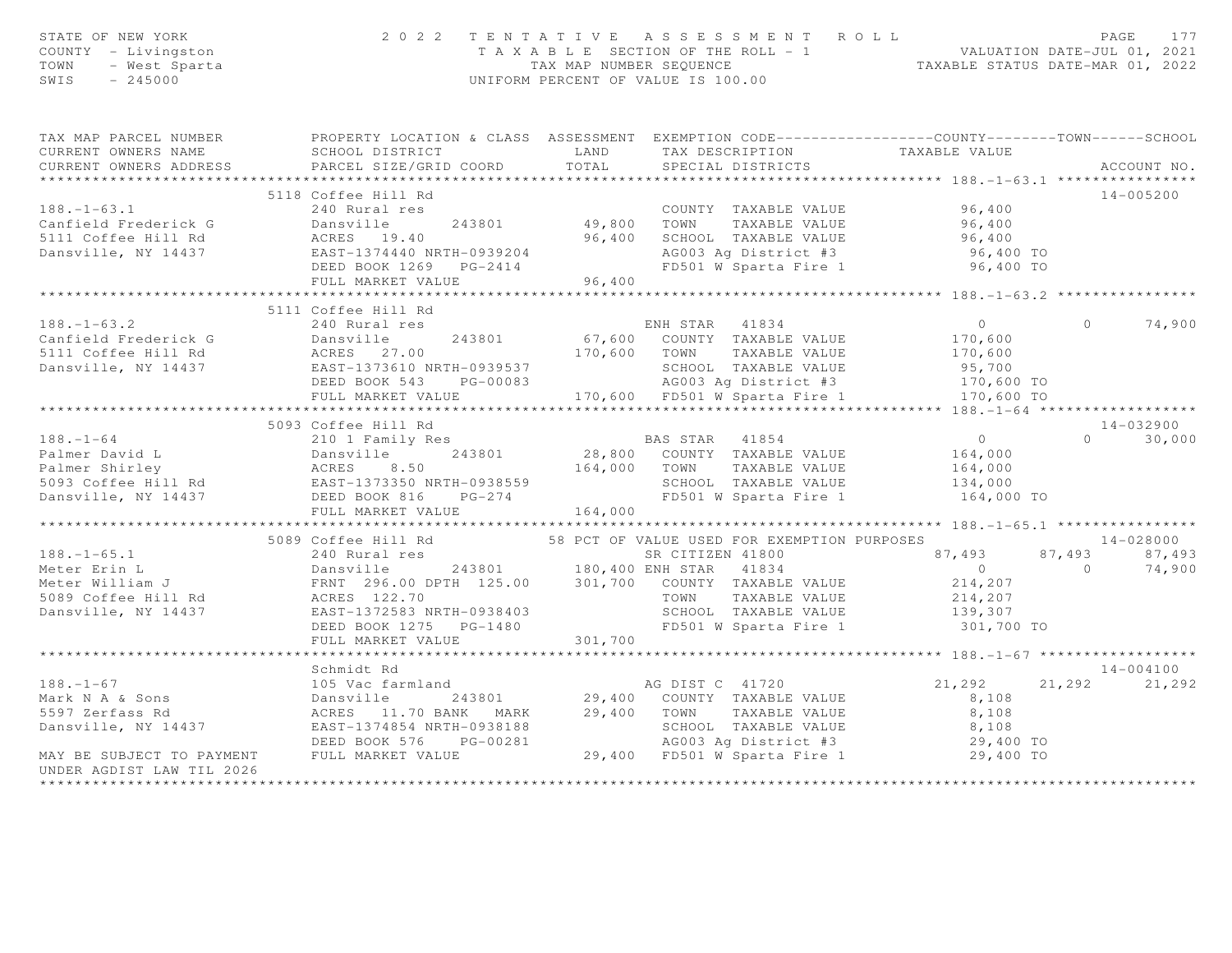STATE OF NEW YORK
COUNTY - Livingston
TOWN - West Sparta
SWIS - 245000

2 0 2 2 T E N T A T I V E A S S E S S M E N T R O L L
T A X A B L E SECTION OF THE ROLL - 1
TAX MAP NUMBER SEQUENCE
UNIFORM PERCENT OF VALUE IS 100.00

VALUATION DATE-JUL 01, 2021
TAXABLE STATUS DATE-MAR 01, 2022

```
TAX MAP PARCEL NUMBER          PROPERTY LOCATION & CLASS  ASSESSMENT  EXEMPTION CODE------------------COUNTY--------TOWN------SCHOOL
CURRENT OWNERS NAME            SCHOOL DISTRICT               LAND      TAX DESCRIPTION            TAXABLE VALUE
CURRENT OWNERS ADDRESS         PARCEL SIZE/GRID COORD       TOTAL      SPECIAL DISTRICTS                                       ACCOUNT NO.
******************************************************************************************************* 188.-1-63.1 ****************
                               5118 Coffee Hill Rd                                                                           14-005200
188.-1-63.1                    240 Rural res                            COUNTY  TAXABLE VALUE            96,400
Canfield Frederick G           Dansville       243801        49,800    TOWN    TAXABLE VALUE            96,400
5111 Coffee Hill Rd            ACRES   19.40                 96,400    SCHOOL  TAXABLE VALUE            96,400
Dansville, NY 14437            EAST-1374440 NRTH-0939204               AG003 Ag District #3              96,400 TO
                               DEED BOOK 1269   PG-2414                FD501 W Sparta Fire 1             96,400 TO
                               FULL MARKET VALUE             96,400
******************************************************************************************************* 188.-1-63.2 ****************
                               5111 Coffee Hill Rd
188.-1-63.2                    240 Rural res                          ENH STAR   41834                     0            0       74,900
Canfield Frederick G           Dansville       243801        67,600   COUNTY  TAXABLE VALUE           170,600
5111 Coffee Hill Rd            ACRES   27.00                170,600   TOWN    TAXABLE VALUE           170,600
Dansville, NY 14437            EAST-1373610 NRTH-0939537              SCHOOL  TAXABLE VALUE            95,700
                               DEED BOOK 543    PG-00083              AG003 Ag District #3             170,600 TO
                               FULL MARKET VALUE            170,600   FD501 W Sparta Fire 1            170,600 TO
******************************************************************************************************* 188.-1-64 ******************
                               5093 Coffee Hill Rd                                                                           14-032900
188.-1-64                      210 1 Family Res                       BAS STAR   41854                     0            0       30,000
Palmer David L                 Dansville       243801        28,800   COUNTY  TAXABLE VALUE           164,000
Palmer Shirley                 ACRES    8.50                164,000   TOWN    TAXABLE VALUE           164,000
5093 Coffee Hill Rd            EAST-1373350 NRTH-0938559              SCHOOL  TAXABLE VALUE           134,000
Dansville, NY 14437            DEED BOOK 816    PG-274                FD501 W Sparta Fire 1            164,000 TO
                               FULL MARKET VALUE            164,000
******************************************************************************************************* 188.-1-65.1 ****************
                               5089 Coffee Hill Rd             58 PCT OF VALUE USED FOR EXEMPTION PURPOSES                   14-028000
188.-1-65.1                    240 Rural res                          SR CITIZEN 41800                 87,493       87,493       87,493
Meter Erin L                   Dansville       243801       180,400 ENH STAR   41834                       0            0       74,900
Meter William J                FRNT 296.00 DPTH 125.00      301,700   COUNTY  TAXABLE VALUE           214,207
5089 Coffee Hill Rd            ACRES  122.70                          TOWN    TAXABLE VALUE           214,207
Dansville, NY 14437            EAST-1372583 NRTH-0938403              SCHOOL  TAXABLE VALUE           139,307
                               DEED BOOK 1275   PG-1480               FD501 W Sparta Fire 1            301,700 TO
                               FULL MARKET VALUE            301,700
******************************************************************************************************* 188.-1-67 ******************
                               Schmidt Rd                                                                                    14-004100
188.-1-67                      105 Vac farmland                       AG DIST C  41720                 21,292       21,292       21,292
Mark N A & Sons                Dansville       243801        29,400   COUNTY  TAXABLE VALUE             8,108
5597 Zerfass Rd                ACRES   11.70 BANK   MARK     29,400   TOWN    TAXABLE VALUE             8,108
Dansville, NY 14437            EAST-1374854 NRTH-0938188              SCHOOL  TAXABLE VALUE             8,108
                               DEED BOOK 576    PG-00281              AG003 Ag District #3              29,400 TO
MAY BE SUBJECT TO PAYMENT      FULL MARKET VALUE             29,400   FD501 W Sparta Fire 1             29,400 TO
UNDER AGDIST LAW TIL 2026
************************************************************************************************************************************
```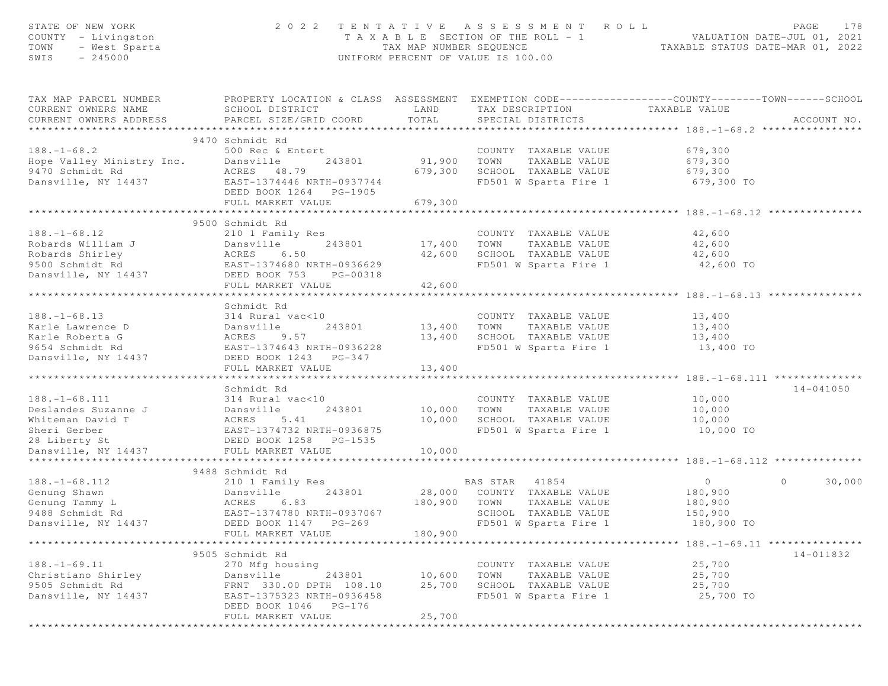STATE OF NEW YORK
COUNTY - Livingston
TOWN - West Sparta
SWIS - 245000

2 0 2 2 TENTATIVE ASSESSMENT ROLL
TAXABLE SECTION OF THE ROLL - 1
TAX MAP NUMBER SEQUENCE
UNIFORM PERCENT OF VALUE IS 100.00

VALUATION DATE-JUL 01, 2021
TAXABLE STATUS DATE-MAR 01, 2022

| TAX MAP PARCEL NUMBER / CURRENT OWNERS NAME / CURRENT OWNERS ADDRESS | PROPERTY LOCATION & CLASS / SCHOOL DISTRICT / PARCEL SIZE/GRID COORD | ASSESSMENT LAND | TOTAL | EXEMPTION CODE / TAX DESCRIPTION / SPECIAL DISTRICTS | COUNTY / TOWN / SCHOOL TAXABLE VALUE | ACCOUNT NO. |
|---|---|---|---|---|---|---|
| **188.-1-68.2** | 9470 Schmidt Rd | | | | | |
| 188.-1-68.2 | 500 Rec & Entert | | | COUNTY TAXABLE VALUE | 679,300 | |
| Hope Valley Ministry Inc. | Dansville 243801 | 91,900 | | TOWN TAXABLE VALUE | 679,300 | |
| 9470 Schmidt Rd | ACRES 48.79 | | 679,300 | SCHOOL TAXABLE VALUE | 679,300 | |
| Dansville, NY 14437 | EAST-1374446 NRTH-0937744 | | | FD501 W Sparta Fire 1 | 679,300 TO | |
| | DEED BOOK 1264 PG-1905 | | | | | |
| | FULL MARKET VALUE | | 679,300 | | | |
| **188.-1-68.12** | 9500 Schmidt Rd | | | | | |
| 188.-1-68.12 | 210 1 Family Res | | | COUNTY TAXABLE VALUE | 42,600 | |
| Robards William J | Dansville 243801 | 17,400 | | TOWN TAXABLE VALUE | 42,600 | |
| Robards Shirley | ACRES 6.50 | | 42,600 | SCHOOL TAXABLE VALUE | 42,600 | |
| 9500 Schmidt Rd | EAST-1374680 NRTH-0936629 | | | FD501 W Sparta Fire 1 | 42,600 TO | |
| Dansville, NY 14437 | DEED BOOK 753 PG-00318 | | | | | |
| | FULL MARKET VALUE | | 42,600 | | | |
| **188.-1-68.13** | Schmidt Rd | | | | | |
| 188.-1-68.13 | 314 Rural vac<10 | | | COUNTY TAXABLE VALUE | 13,400 | |
| Karle Lawrence D | Dansville 243801 | 13,400 | | TOWN TAXABLE VALUE | 13,400 | |
| Karle Roberta G | ACRES 9.57 | | 13,400 | SCHOOL TAXABLE VALUE | 13,400 | |
| 9654 Schmidt Rd | EAST-1374643 NRTH-0936228 | | | FD501 W Sparta Fire 1 | 13,400 TO | |
| Dansville, NY 14437 | DEED BOOK 1243 PG-347 | | | | | |
| | FULL MARKET VALUE | | 13,400 | | | |
| **188.-1-68.111** | Schmidt Rd | | | | | 14-041050 |
| 188.-1-68.111 | 314 Rural vac<10 | | | COUNTY TAXABLE VALUE | 10,000 | |
| Deslandes Suzanne J | Dansville 243801 | 10,000 | | TOWN TAXABLE VALUE | 10,000 | |
| Whiteman David T | ACRES 5.41 | | 10,000 | SCHOOL TAXABLE VALUE | 10,000 | |
| Sheri Gerber | EAST-1374732 NRTH-0936875 | | | FD501 W Sparta Fire 1 | 10,000 TO | |
| 28 Liberty St | DEED BOOK 1258 PG-1535 | | | | | |
| Dansville, NY 14437 | FULL MARKET VALUE | | 10,000 | | | |
| **188.-1-68.112** | 9488 Schmidt Rd | | | | | |
| 188.-1-68.112 | 210 1 Family Res | | | BAS STAR 41854 | 0 / 0 / 30,000 | |
| Genung Shawn | Dansville 243801 | 28,000 | | COUNTY TAXABLE VALUE | 180,900 | |
| Genung Tammy L | ACRES 6.83 | | 180,900 | TOWN TAXABLE VALUE | 180,900 | |
| 9488 Schmidt Rd | EAST-1374780 NRTH-0937067 | | | SCHOOL TAXABLE VALUE | 150,900 | |
| Dansville, NY 14437 | DEED BOOK 1147 PG-269 | | | FD501 W Sparta Fire 1 | 180,900 TO | |
| | FULL MARKET VALUE | | 180,900 | | | |
| **188.-1-69.11** | 9505 Schmidt Rd | | | | | 14-011832 |
| 188.-1-69.11 | 270 Mfg housing | | | COUNTY TAXABLE VALUE | 25,700 | |
| Christiano Shirley | Dansville 243801 | 10,600 | | TOWN TAXABLE VALUE | 25,700 | |
| 9505 Schmidt Rd | FRNT 330.00 DPTH 108.10 | | 25,700 | SCHOOL TAXABLE VALUE | 25,700 | |
| Dansville, NY 14437 | EAST-1375323 NRTH-0936458 | | | FD501 W Sparta Fire 1 | 25,700 TO | |
| | DEED BOOK 1046 PG-176 | | | | | |
| | FULL MARKET VALUE | | 25,700 | | | |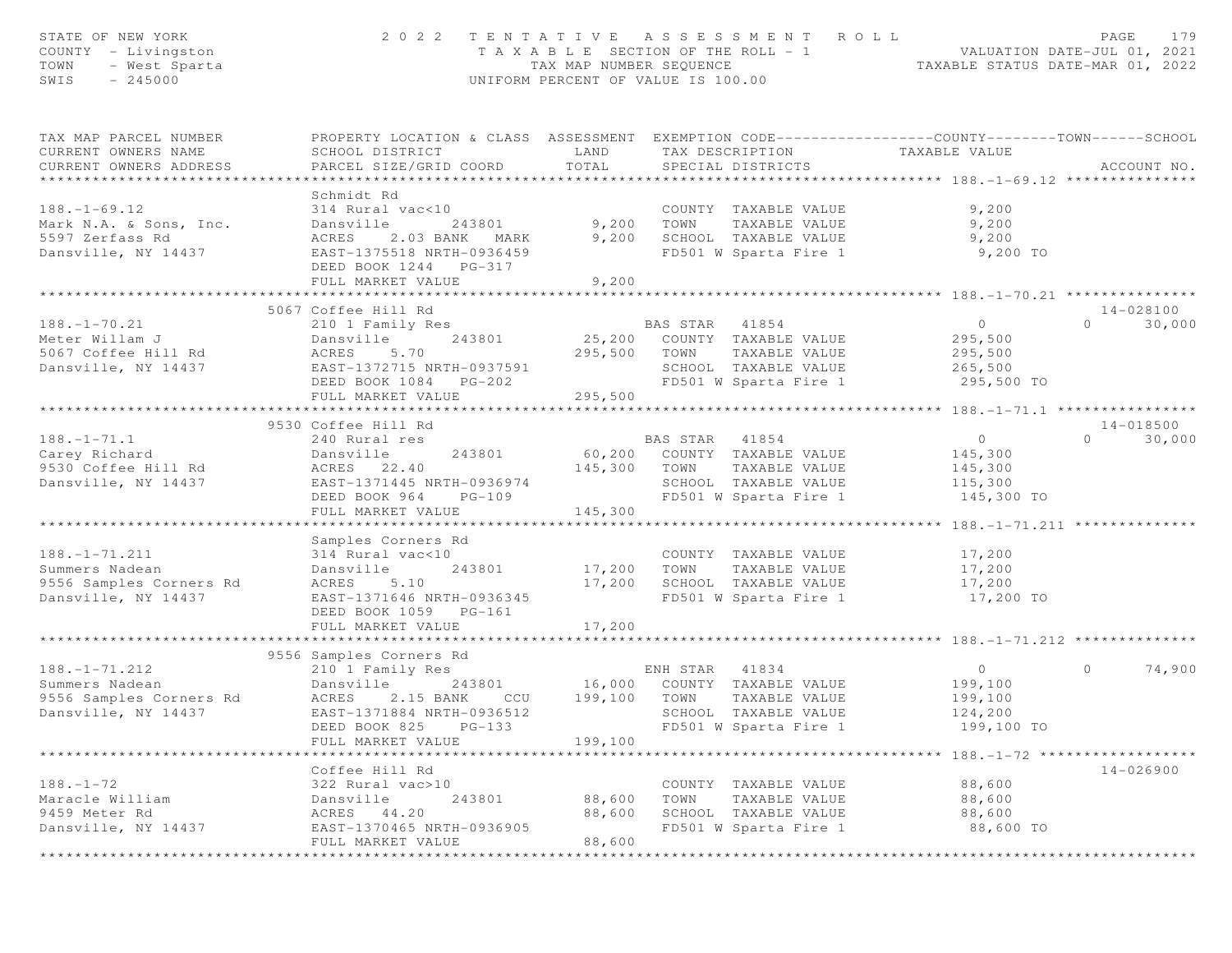STATE OF NEW YORK
COUNTY - Livingston
TOWN - West Sparta
SWIS - 245000

# 2022 TENTATIVE ASSESSMENT ROLL
TAXABLE SECTION OF THE ROLL - 1
TAX MAP NUMBER SEQUENCE
UNIFORM PERCENT OF VALUE IS 100.00

VALUATION DATE-JUL 01, 2021
TAXABLE STATUS DATE-MAR 01, 2022

| TAX MAP PARCEL NUMBER / CURRENT OWNERS NAME / CURRENT OWNERS ADDRESS | PROPERTY LOCATION & CLASS / SCHOOL DISTRICT / PARCEL SIZE/GRID COORD | ASSESSMENT LAND / TOTAL | EXEMPTION CODE / TAX DESCRIPTION / SPECIAL DISTRICTS | COUNTY | TOWN | SCHOOL | ACCOUNT NO. |
|---|---|---|---|---|---|---|---|
| **188.-1-69.12** | Schmidt Rd | | | | | | |
| 188.-1-69.12 | 314 Rural vac<10 | | COUNTY TAXABLE VALUE | 9,200 | | | |
| Mark N.A. & Sons, Inc. | Dansville 243801 | 9,200 | TOWN TAXABLE VALUE | | 9,200 | | |
| 5597 Zerfass Rd | ACRES 2.03 BANK MARK | 9,200 | SCHOOL TAXABLE VALUE | | | 9,200 | |
| Dansville, NY 14437 | EAST-1375518 NRTH-0936459 | | FD501 W Sparta Fire 1 | 9,200 TO | | | |
| | DEED BOOK 1244 PG-317 | | | | | | |
| | FULL MARKET VALUE | 9,200 | | | | | |
| **188.-1-70.21** | 5067 Coffee Hill Rd | | | | | | 14-028100 |
| 188.-1-70.21 | 210 1 Family Res | | BAS STAR 41854 | 0 | 0 | 30,000 | |
| Meter Willam J | Dansville 243801 | 25,200 | COUNTY TAXABLE VALUE | 295,500 | | | |
| 5067 Coffee Hill Rd | ACRES 5.70 | 295,500 | TOWN TAXABLE VALUE | | 295,500 | | |
| Dansville, NY 14437 | EAST-1372715 NRTH-0937591 | | SCHOOL TAXABLE VALUE | | | 265,500 | |
| | DEED BOOK 1084 PG-202 | | FD501 W Sparta Fire 1 | 295,500 TO | | | |
| | FULL MARKET VALUE | 295,500 | | | | | |
| **188.-1-71.1** | 9530 Coffee Hill Rd | | | | | | 14-018500 |
| 188.-1-71.1 | 240 Rural res | | BAS STAR 41854 | 0 | 0 | 30,000 | |
| Carey Richard | Dansville 243801 | 60,200 | COUNTY TAXABLE VALUE | 145,300 | | | |
| 9530 Coffee Hill Rd | ACRES 22.40 | 145,300 | TOWN TAXABLE VALUE | | 145,300 | | |
| Dansville, NY 14437 | EAST-1371445 NRTH-0936974 | | SCHOOL TAXABLE VALUE | | | 115,300 | |
| | DEED BOOK 964 PG-109 | | FD501 W Sparta Fire 1 | 145,300 TO | | | |
| | FULL MARKET VALUE | 145,300 | | | | | |
| **188.-1-71.211** | Samples Corners Rd | | | | | | |
| 188.-1-71.211 | 314 Rural vac<10 | | COUNTY TAXABLE VALUE | 17,200 | | | |
| Summers Nadean | Dansville 243801 | 17,200 | TOWN TAXABLE VALUE | | 17,200 | | |
| 9556 Samples Corners Rd | ACRES 5.10 | 17,200 | SCHOOL TAXABLE VALUE | | | 17,200 | |
| Dansville, NY 14437 | EAST-1371646 NRTH-0936345 | | FD501 W Sparta Fire 1 | 17,200 TO | | | |
| | DEED BOOK 1059 PG-161 | | | | | | |
| | FULL MARKET VALUE | 17,200 | | | | | |
| **188.-1-71.212** | 9556 Samples Corners Rd | | | | | | |
| 188.-1-71.212 | 210 1 Family Res | | ENH STAR 41834 | 0 | 0 | 74,900 | |
| Summers Nadean | Dansville 243801 | 16,000 | COUNTY TAXABLE VALUE | 199,100 | | | |
| 9556 Samples Corners Rd | ACRES 2.15 BANK CCU | 199,100 | TOWN TAXABLE VALUE | | 199,100 | | |
| Dansville, NY 14437 | EAST-1371884 NRTH-0936512 | | SCHOOL TAXABLE VALUE | | | 124,200 | |
| | DEED BOOK 825 PG-133 | | FD501 W Sparta Fire 1 | 199,100 TO | | | |
| | FULL MARKET VALUE | 199,100 | | | | | |
| **188.-1-72** | Coffee Hill Rd | | | | | | 14-026900 |
| 188.-1-72 | 322 Rural vac>10 | | COUNTY TAXABLE VALUE | 88,600 | | | |
| Maracle William | Dansville 243801 | 88,600 | TOWN TAXABLE VALUE | | 88,600 | | |
| 9459 Meter Rd | ACRES 44.20 | 88,600 | SCHOOL TAXABLE VALUE | | | 88,600 | |
| Dansville, NY 14437 | EAST-1370465 NRTH-0936905 | | FD501 W Sparta Fire 1 | 88,600 TO | | | |
| | FULL MARKET VALUE | 88,600 | | | | | |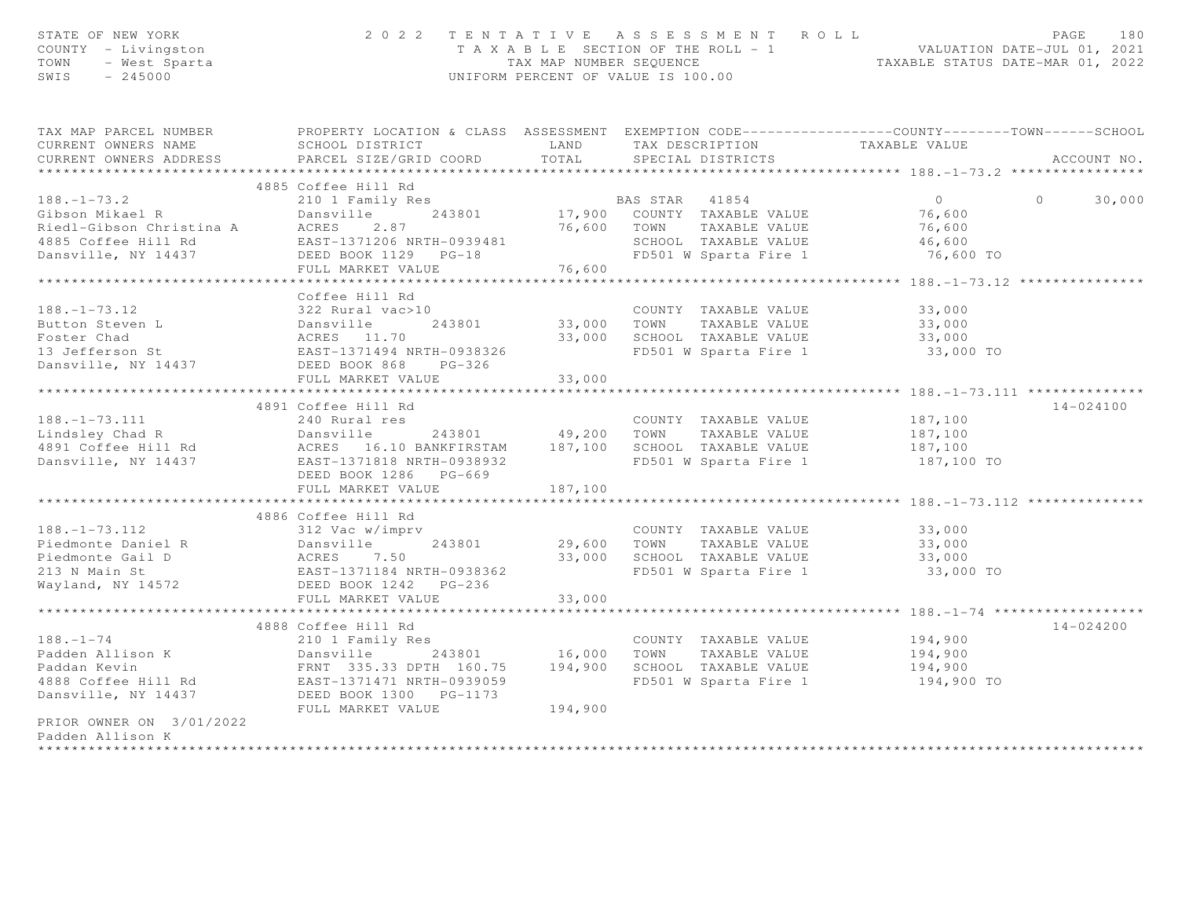STATE OF NEW YORK
COUNTY - Livingston
TOWN - West Sparta
SWIS - 245000

2022 TENTATIVE ASSESSMENT ROLL
TAXABLE SECTION OF THE ROLL - 1
TAX MAP NUMBER SEQUENCE
UNIFORM PERCENT OF VALUE IS 100.00

VALUATION DATE-JUL 01, 2021
TAXABLE STATUS DATE-MAR 01, 2022

| TAX MAP PARCEL NUMBER / CURRENT OWNERS NAME / CURRENT OWNERS ADDRESS | PROPERTY LOCATION & CLASS / SCHOOL DISTRICT / PARCEL SIZE/GRID COORD | ASSESSMENT LAND / TOTAL | EXEMPTION CODE / TAX DESCRIPTION / SPECIAL DISTRICTS | COUNTY | TOWN | SCHOOL / ACCOUNT NO. |
|---|---|---|---|---|---|---|
| **188.-1-73.2** | 4885 Coffee Hill Rd | | | | | |
| 188.-1-73.2 | 210 1 Family Res | | BAS STAR 41854 | 0 | 0 | 30,000 |
| Gibson Mikael R | Dansville 243801 | 17,900 | COUNTY TAXABLE VALUE | 76,600 | | |
| Riedl-Gibson Christina A | ACRES 2.87 | 76,600 | TOWN TAXABLE VALUE | 76,600 | | |
| 4885 Coffee Hill Rd | EAST-1371206 NRTH-0939481 | | SCHOOL TAXABLE VALUE | 46,600 | | |
| Dansville, NY 14437 | DEED BOOK 1129 PG-18 | | FD501 W Sparta Fire 1 | 76,600 TO | | |
| | FULL MARKET VALUE | 76,600 | | | | |
| **188.-1-73.12** | Coffee Hill Rd | | | | | |
| 188.-1-73.12 | 322 Rural vac>10 | | COUNTY TAXABLE VALUE | 33,000 | | |
| Button Steven L | Dansville 243801 | 33,000 | TOWN TAXABLE VALUE | 33,000 | | |
| Foster Chad | ACRES 11.70 | 33,000 | SCHOOL TAXABLE VALUE | 33,000 | | |
| 13 Jefferson St | EAST-1371494 NRTH-0938326 | | FD501 W Sparta Fire 1 | 33,000 TO | | |
| Dansville, NY 14437 | DEED BOOK 868 PG-326 | | | | | |
| | FULL MARKET VALUE | 33,000 | | | | |
| **188.-1-73.111** | 4891 Coffee Hill Rd | | | | | 14-024100 |
| 188.-1-73.111 | 240 Rural res | | COUNTY TAXABLE VALUE | 187,100 | | |
| Lindsley Chad R | Dansville 243801 | 49,200 | TOWN TAXABLE VALUE | 187,100 | | |
| 4891 Coffee Hill Rd | ACRES 16.10 BANKFIRSTAM | 187,100 | SCHOOL TAXABLE VALUE | 187,100 | | |
| Dansville, NY 14437 | EAST-1371818 NRTH-0938932 | | FD501 W Sparta Fire 1 | 187,100 TO | | |
| | DEED BOOK 1286 PG-669 | | | | | |
| | FULL MARKET VALUE | 187,100 | | | | |
| **188.-1-73.112** | 4886 Coffee Hill Rd | | | | | |
| 188.-1-73.112 | 312 Vac w/imprv | | COUNTY TAXABLE VALUE | 33,000 | | |
| Piedmonte Daniel R | Dansville 243801 | 29,600 | TOWN TAXABLE VALUE | 33,000 | | |
| Piedmonte Gail D | ACRES 7.50 | 33,000 | SCHOOL TAXABLE VALUE | 33,000 | | |
| 213 N Main St | EAST-1371184 NRTH-0938362 | | FD501 W Sparta Fire 1 | 33,000 TO | | |
| Wayland, NY 14572 | DEED BOOK 1242 PG-236 | | | | | |
| | FULL MARKET VALUE | 33,000 | | | | |
| **188.-1-74** | 4888 Coffee Hill Rd | | | | | 14-024200 |
| 188.-1-74 | 210 1 Family Res | | COUNTY TAXABLE VALUE | 194,900 | | |
| Padden Allison K | Dansville 243801 | 16,000 | TOWN TAXABLE VALUE | 194,900 | | |
| Paddan Kevin | FRNT 335.33 DPTH 160.75 | 194,900 | SCHOOL TAXABLE VALUE | 194,900 | | |
| 4888 Coffee Hill Rd | EAST-1371471 NRTH-0939059 | | FD501 W Sparta Fire 1 | 194,900 TO | | |
| Dansville, NY 14437 | DEED BOOK 1300 PG-1173 | | | | | |
| | FULL MARKET VALUE | 194,900 | | | | |
| PRIOR OWNER ON 3/01/2022 | | | | | | |
| Padden Allison K | | | | | | |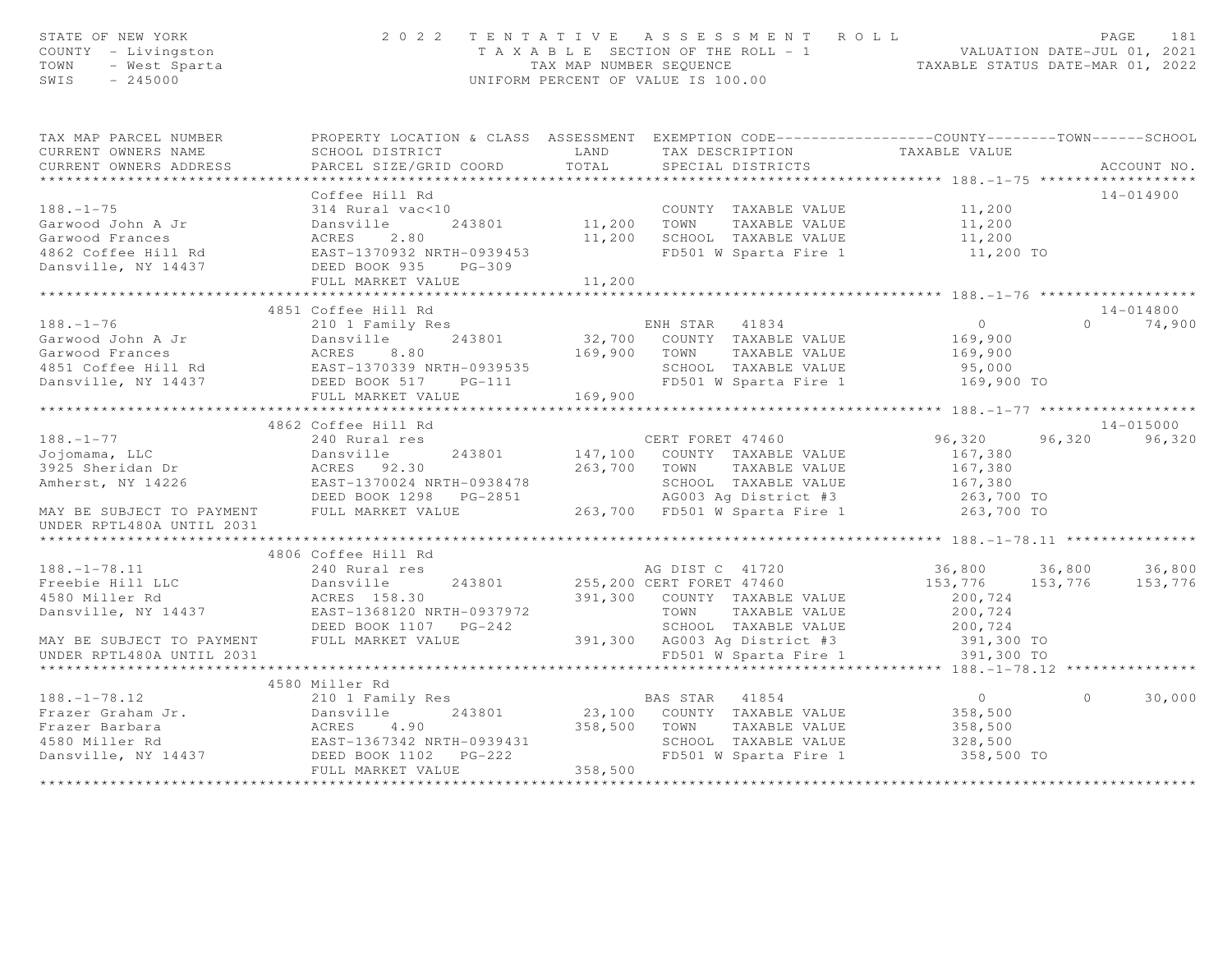STATE OF NEW YORK — 2022 TENTATIVE ASSESSMENT ROLL
COUNTY - Livingston — TAXABLE SECTION OF THE ROLL - 1 — VALUATION DATE-JUL 01, 2021
TOWN - West Sparta — TAX MAP NUMBER SEQUENCE — TAXABLE STATUS DATE-MAR 01, 2022
SWIS - 245000 — UNIFORM PERCENT OF VALUE IS 100.00

| TAX MAP PARCEL NUMBER / CURRENT OWNERS NAME / CURRENT OWNERS ADDRESS | PROPERTY LOCATION & CLASS / SCHOOL DISTRICT / PARCEL SIZE/GRID COORD | ASSESSMENT LAND | TOTAL | EXEMPTION CODE / TAX DESCRIPTION / SPECIAL DISTRICTS | COUNTY TAXABLE VALUE | TOWN | SCHOOL | ACCOUNT NO. |
|---|---|---|---|---|---|---|---|---|
| **188.-1-75** | Coffee Hill Rd | | | | | | | 14-014900 |
| 188.-1-75 | 314 Rural vac<10 | | | COUNTY TAXABLE VALUE | 11,200 | | | |
| Garwood John A Jr | Dansville 243801 | 11,200 | | TOWN TAXABLE VALUE | 11,200 | | | |
| Garwood Frances | ACRES 2.80 | | 11,200 | SCHOOL TAXABLE VALUE | 11,200 | | | |
| 4862 Coffee Hill Rd | EAST-1370932 NRTH-0939453 | | | FD501 W Sparta Fire 1 | 11,200 TO | | | |
| Dansville, NY 14437 | DEED BOOK 935 PG-309 | | | | | | | |
| | FULL MARKET VALUE | | 11,200 | | | | | |
| **188.-1-76** | 4851 Coffee Hill Rd | | | | | | | 14-014800 |
| 188.-1-76 | 210 1 Family Res | | | ENH STAR 41834 | 0 | 0 | 74,900 | |
| Garwood John A Jr | Dansville 243801 | 32,700 | | COUNTY TAXABLE VALUE | 169,900 | | | |
| Garwood Frances | ACRES 8.80 | | 169,900 | TOWN TAXABLE VALUE | 169,900 | | | |
| 4851 Coffee Hill Rd | EAST-1370339 NRTH-0939535 | | | SCHOOL TAXABLE VALUE | 95,000 | | | |
| Dansville, NY 14437 | DEED BOOK 517 PG-111 | | | FD501 W Sparta Fire 1 | 169,900 TO | | | |
| | FULL MARKET VALUE | | 169,900 | | | | | |
| **188.-1-77** | 4862 Coffee Hill Rd | | | | | | | 14-015000 |
| 188.-1-77 | 240 Rural res | | | CERT FORET 47460 | 96,320 | 96,320 | 96,320 | |
| Jojomama, LLC | Dansville 243801 | 147,100 | | COUNTY TAXABLE VALUE | 167,380 | | | |
| 3925 Sheridan Dr | ACRES 92.30 | | 263,700 | TOWN TAXABLE VALUE | 167,380 | | | |
| Amherst, NY 14226 | EAST-1370024 NRTH-0938478 | | | SCHOOL TAXABLE VALUE | 167,380 | | | |
| | DEED BOOK 1298 PG-2851 | | | AG003 Ag District #3 | 263,700 TO | | | |
| MAY BE SUBJECT TO PAYMENT UNDER RPTL480A UNTIL 2031 | FULL MARKET VALUE | | 263,700 | FD501 W Sparta Fire 1 | 263,700 TO | | | |
| **188.-1-78.11** | 4806 Coffee Hill Rd | | | | | | | |
| 188.-1-78.11 | 240 Rural res | | | AG DIST C 41720 | 36,800 | 36,800 | 36,800 | |
| Freebie Hill LLC | Dansville 243801 | 255,200 | | CERT FORET 47460 | 153,776 | 153,776 | 153,776 | |
| 4580 Miller Rd | ACRES 158.30 | | 391,300 | COUNTY TAXABLE VALUE | 200,724 | | | |
| Dansville, NY 14437 | EAST-1368120 NRTH-0937972 | | | TOWN TAXABLE VALUE | 200,724 | | | |
| | DEED BOOK 1107 PG-242 | | | SCHOOL TAXABLE VALUE | 200,724 | | | |
| MAY BE SUBJECT TO PAYMENT | FULL MARKET VALUE | | 391,300 | AG003 Ag District #3 | 391,300 TO | | | |
| UNDER RPTL480A UNTIL 2031 | | | | FD501 W Sparta Fire 1 | 391,300 TO | | | |
| **188.-1-78.12** | 4580 Miller Rd | | | | | | | |
| 188.-1-78.12 | 210 1 Family Res | | | BAS STAR 41854 | 0 | 0 | 30,000 | |
| Frazer Graham Jr. | Dansville 243801 | 23,100 | | COUNTY TAXABLE VALUE | 358,500 | | | |
| Frazer Barbara | ACRES 4.90 | | 358,500 | TOWN TAXABLE VALUE | 358,500 | | | |
| 4580 Miller Rd | EAST-1367342 NRTH-0939431 | | | SCHOOL TAXABLE VALUE | 328,500 | | | |
| Dansville, NY 14437 | DEED BOOK 1102 PG-222 | | | FD501 W Sparta Fire 1 | 358,500 TO | | | |
| | FULL MARKET VALUE | | 358,500 | | | | | |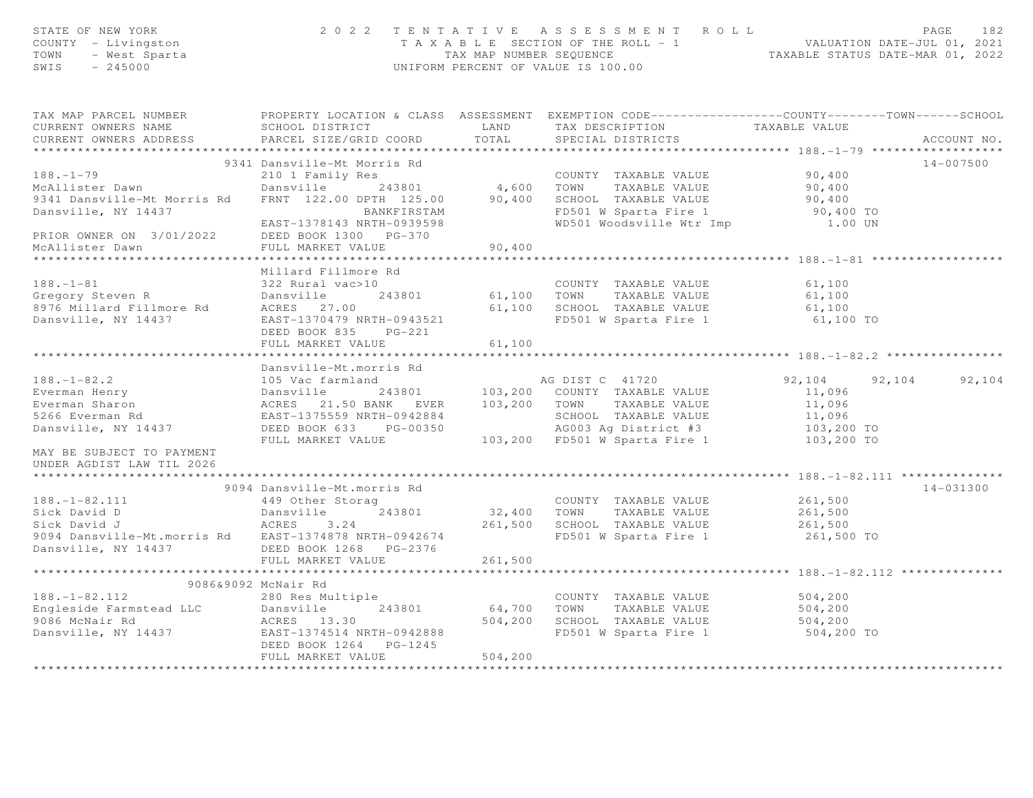STATE OF NEW YORK
COUNTY - Livingston
TOWN - West Sparta
SWIS - 245000

# 2022 TENTATIVE ASSESSMENT ROLL

TAXABLE SECTION OF THE ROLL - 1
TAX MAP NUMBER SEQUENCE
UNIFORM PERCENT OF VALUE IS 100.00

VALUATION DATE-JUL 01, 2021
TAXABLE STATUS DATE-MAR 01, 2022

| TAX MAP PARCEL NUMBER / CURRENT OWNERS NAME / CURRENT OWNERS ADDRESS | PROPERTY LOCATION & CLASS / SCHOOL DISTRICT / PARCEL SIZE/GRID COORD | ASSESSMENT LAND / TOTAL | EXEMPTION CODE / TAX DESCRIPTION / SPECIAL DISTRICTS | COUNTY TAXABLE VALUE | TOWN | SCHOOL | ACCOUNT NO. |
|---|---|---|---|---|---|---|---|
| **188.-1-79** | 9341 Dansville-Mt Morris Rd | | | | | | 14-007500 |
| 188.-1-79 | 210 1 Family Res | | COUNTY TAXABLE VALUE | 90,400 | | | |
| McAllister Dawn | Dansville 243801 | 4,600 | TOWN TAXABLE VALUE | 90,400 | | | |
| 9341 Dansville-Mt Morris Rd | FRNT 122.00 DPTH 125.00 | 90,400 | SCHOOL TAXABLE VALUE | 90,400 | | | |
| Dansville, NY 14437 | BANKFIRSTAM | | FD501 W Sparta Fire 1 | 90,400 TO | | | |
| | EAST-1378143 NRTH-0939598 | | WD501 Woodsville Wtr Imp | 1.00 UN | | | |
| PRIOR OWNER ON 3/01/2022 | DEED BOOK 1300 PG-370 | | | | | | |
| McAllister Dawn | FULL MARKET VALUE | 90,400 | | | | | |
| **188.-1-81** | Millard Fillmore Rd | | | | | | |
| 188.-1-81 | 322 Rural vac>10 | | COUNTY TAXABLE VALUE | 61,100 | | | |
| Gregory Steven R | Dansville 243801 | 61,100 | TOWN TAXABLE VALUE | 61,100 | | | |
| 8976 Millard Fillmore Rd | ACRES 27.00 | 61,100 | SCHOOL TAXABLE VALUE | 61,100 | | | |
| Dansville, NY 14437 | EAST-1370479 NRTH-0943521 | | FD501 W Sparta Fire 1 | 61,100 TO | | | |
| | DEED BOOK 835 PG-221 | | | | | | |
| | FULL MARKET VALUE | 61,100 | | | | | |
| **188.-1-82.2** | Dansville-Mt.morris Rd | | | | | | |
| 188.-1-82.2 | 105 Vac farmland | | AG DIST C 41720 | 92,104 | 92,104 | 92,104 | |
| Everman Henry | Dansville 243801 | 103,200 | COUNTY TAXABLE VALUE | 11,096 | | | |
| Everman Sharon | ACRES 21.50 BANK EVER | 103,200 | TOWN TAXABLE VALUE | 11,096 | | | |
| 5266 Everman Rd | EAST-1375559 NRTH-0942884 | | SCHOOL TAXABLE VALUE | 11,096 | | | |
| Dansville, NY 14437 | DEED BOOK 633 PG-00350 | | AG003 Ag District #3 | 103,200 TO | | | |
| | FULL MARKET VALUE | 103,200 | FD501 W Sparta Fire 1 | 103,200 TO | | | |
| MAY BE SUBJECT TO PAYMENT UNDER AGDIST LAW TIL 2026 | | | | | | | |
| **188.-1-82.111** | 9094 Dansville-Mt.morris Rd | | | | | | 14-031300 |
| 188.-1-82.111 | 449 Other Storag | | COUNTY TAXABLE VALUE | 261,500 | | | |
| Sick David D | Dansville 243801 | 32,400 | TOWN TAXABLE VALUE | 261,500 | | | |
| Sick David J | ACRES 3.24 | 261,500 | SCHOOL TAXABLE VALUE | 261,500 | | | |
| 9094 Dansville-Mt.morris Rd | EAST-1374878 NRTH-0942674 | | FD501 W Sparta Fire 1 | 261,500 TO | | | |
| Dansville, NY 14437 | DEED BOOK 1268 PG-2376 | | | | | | |
| | FULL MARKET VALUE | 261,500 | | | | | |
| **188.-1-82.112** | 9086&9092 McNair Rd | | | | | | |
| 188.-1-82.112 | 280 Res Multiple | | COUNTY TAXABLE VALUE | 504,200 | | | |
| Engleside Farmstead LLC | Dansville 243801 | 64,700 | TOWN TAXABLE VALUE | 504,200 | | | |
| 9086 McNair Rd | ACRES 13.30 | 504,200 | SCHOOL TAXABLE VALUE | 504,200 | | | |
| Dansville, NY 14437 | EAST-1374514 NRTH-0942888 | | FD501 W Sparta Fire 1 | 504,200 TO | | | |
| | DEED BOOK 1264 PG-1245 | | | | | | |
| | FULL MARKET VALUE | 504,200 | | | | | |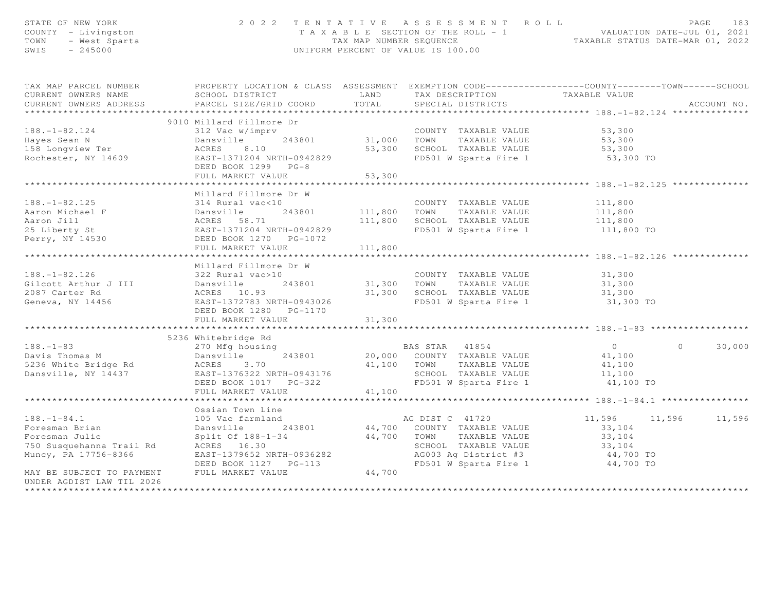STATE OF NEW YORK
COUNTY - Livingston
TOWN - West Sparta
SWIS - 245000

2022 TENTATIVE ASSESSMENT ROLL
TAXABLE SECTION OF THE ROLL - 1
TAX MAP NUMBER SEQUENCE
UNIFORM PERCENT OF VALUE IS 100.00

VALUATION DATE-JUL 01, 2021
TAXABLE STATUS DATE-MAR 01, 2022

| TAX MAP PARCEL NUMBER / CURRENT OWNERS NAME / CURRENT OWNERS ADDRESS | PROPERTY LOCATION & CLASS / SCHOOL DISTRICT / PARCEL SIZE/GRID COORD | ASSESSMENT LAND | ASSESSMENT TOTAL | EXEMPTION CODE / TAX DESCRIPTION / SPECIAL DISTRICTS | COUNTY TAXABLE VALUE | TOWN | SCHOOL | ACCOUNT NO. |
|---|---|---|---|---|---|---|---|---|
| **188.-1-82.124** | 9010 Millard Fillmore Dr | | | | | | | |
| 188.-1-82.124 | 312 Vac w/imprv | | | COUNTY TAXABLE VALUE | 53,300 | | | |
| Hayes Sean N | Dansville 243801 | 31,000 | | TOWN TAXABLE VALUE | 53,300 | | | |
| 158 Longview Ter | ACRES 8.10 | | 53,300 | SCHOOL TAXABLE VALUE | 53,300 | | | |
| Rochester, NY 14609 | EAST-1371204 NRTH-0942829 | | | FD501 W Sparta Fire 1 | 53,300 TO | | | |
| | DEED BOOK 1299 PG-8 | | | | | | | |
| | FULL MARKET VALUE | | 53,300 | | | | | |
| **188.-1-82.125** | Millard Fillmore Dr W | | | | | | | |
| 188.-1-82.125 | 314 Rural vac<10 | | | COUNTY TAXABLE VALUE | 111,800 | | | |
| Aaron Michael F | Dansville 243801 | 111,800 | | TOWN TAXABLE VALUE | 111,800 | | | |
| Aaron Jill | ACRES 58.71 | | 111,800 | SCHOOL TAXABLE VALUE | 111,800 | | | |
| 25 Liberty St | EAST-1371204 NRTH-0942829 | | | FD501 W Sparta Fire 1 | 111,800 TO | | | |
| Perry, NY 14530 | DEED BOOK 1270 PG-1072 | | | | | | | |
| | FULL MARKET VALUE | | 111,800 | | | | | |
| **188.-1-82.126** | Millard Fillmore Dr W | | | | | | | |
| 188.-1-82.126 | 322 Rural vac>10 | | | COUNTY TAXABLE VALUE | 31,300 | | | |
| Gilcott Arthur J III | Dansville 243801 | 31,300 | | TOWN TAXABLE VALUE | 31,300 | | | |
| 2087 Carter Rd | ACRES 10.93 | | 31,300 | SCHOOL TAXABLE VALUE | 31,300 | | | |
| Geneva, NY 14456 | EAST-1372783 NRTH-0943026 | | | FD501 W Sparta Fire 1 | 31,300 TO | | | |
| | DEED BOOK 1280 PG-1170 | | | | | | | |
| | FULL MARKET VALUE | | 31,300 | | | | | |
| **188.-1-83** | 5236 Whitebridge Rd | | | | | | | |
| 188.-1-83 | 270 Mfg housing | | | BAS STAR 41854 | 0 | 0 | 30,000 | |
| Davis Thomas M | Dansville 243801 | 20,000 | | COUNTY TAXABLE VALUE | 41,100 | | | |
| 5236 White Bridge Rd | ACRES 3.70 | | 41,100 | TOWN TAXABLE VALUE | 41,100 | | | |
| Dansville, NY 14437 | EAST-1376322 NRTH-0943176 | | | SCHOOL TAXABLE VALUE | 11,100 | | | |
| | DEED BOOK 1017 PG-322 | | | FD501 W Sparta Fire 1 | 41,100 TO | | | |
| | FULL MARKET VALUE | | 41,100 | | | | | |
| **188.-1-84.1** | Ossian Town Line | | | | | | | |
| 188.-1-84.1 | 105 Vac farmland | | | AG DIST C 41720 | 11,596 | 11,596 | 11,596 | |
| Foresman Brian | Dansville 243801 | 44,700 | | COUNTY TAXABLE VALUE | 33,104 | | | |
| Foresman Julie | Split Of 188-1-34 | | 44,700 | TOWN TAXABLE VALUE | 33,104 | | | |
| 750 Susquehanna Trail Rd | ACRES 16.30 | | | SCHOOL TAXABLE VALUE | 33,104 | | | |
| Muncy, PA 17756-8366 | EAST-1379652 NRTH-0936282 | | | AG003 Ag District #3 | 44,700 TO | | | |
| | DEED BOOK 1127 PG-113 | | | FD501 W Sparta Fire 1 | 44,700 TO | | | |
| MAY BE SUBJECT TO PAYMENT | FULL MARKET VALUE | | 44,700 | | | | | |
| UNDER AGDIST LAW TIL 2026 | | | | | | | | |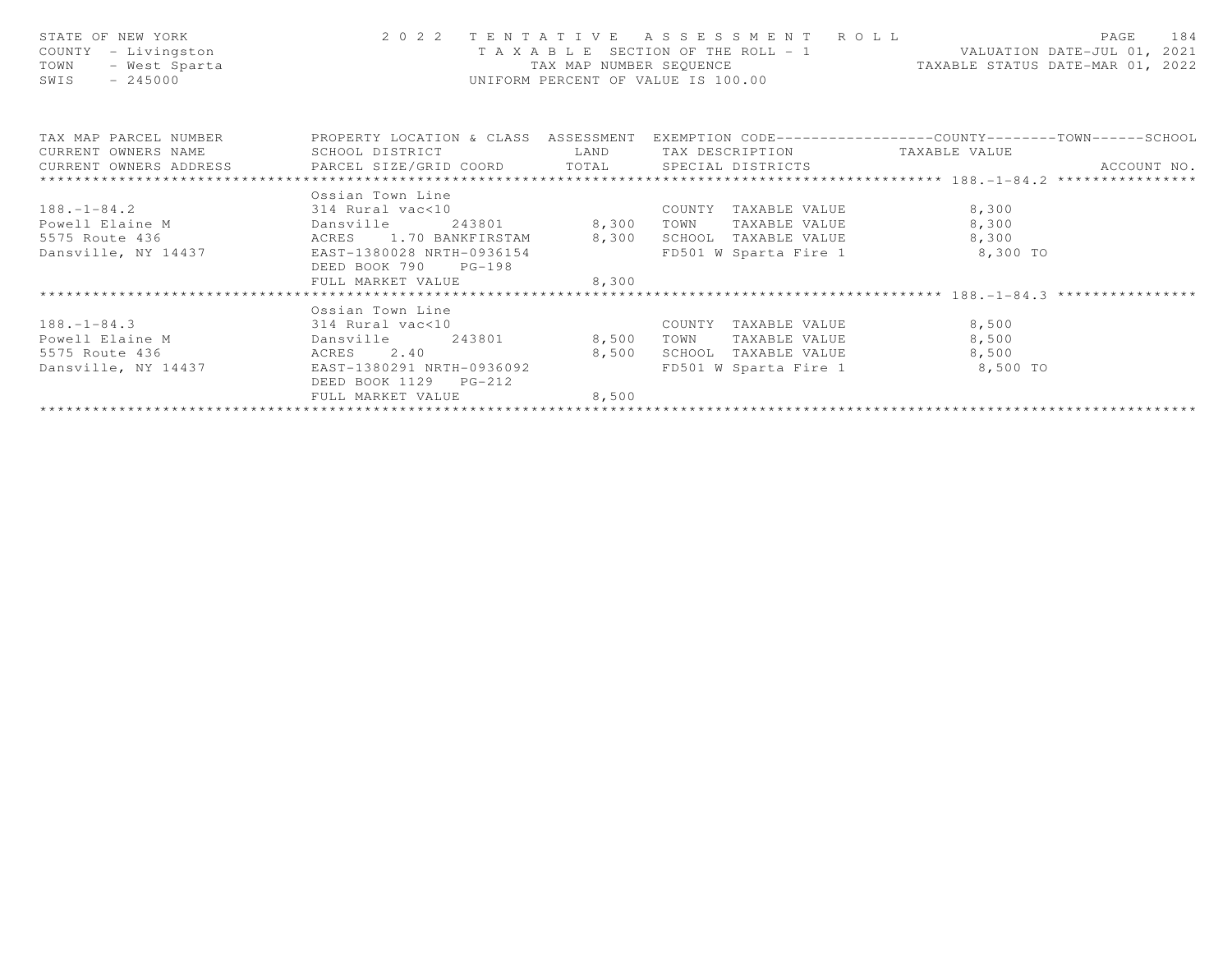STATE OF NEW YORK
COUNTY - Livingston
TOWN - West Sparta
SWIS - 245000

2022 TENTATIVE ASSESSMENT ROLL
TAXABLE SECTION OF THE ROLL - 1
TAX MAP NUMBER SEQUENCE
UNIFORM PERCENT OF VALUE IS 100.00

VALUATION DATE-JUL 01, 2021
TAXABLE STATUS DATE-MAR 01, 2022

| TAX MAP PARCEL NUMBER / CURRENT OWNERS NAME / CURRENT OWNERS ADDRESS | PROPERTY LOCATION & CLASS / SCHOOL DISTRICT / PARCEL SIZE/GRID COORD | ASSESSMENT LAND | TOTAL | EXEMPTION CODE / TAX DESCRIPTION / SPECIAL DISTRICTS | COUNTY / TOWN / SCHOOL TAXABLE VALUE | ACCOUNT NO. |
|---|---|---|---|---|---|---|
| **188.-1-84.2** | Ossian Town Line | | | | | |
| 188.-1-84.2 | 314 Rural vac<10 | | | COUNTY TAXABLE VALUE | 8,300 | |
| Powell Elaine M | Dansville 243801 | 8,300 | | TOWN TAXABLE VALUE | 8,300 | |
| 5575 Route 436 | ACRES 1.70 BANKFIRSTAM | | 8,300 | SCHOOL TAXABLE VALUE | 8,300 | |
| Dansville, NY 14437 | EAST-1380028 NRTH-0936154 | | | FD501 W Sparta Fire 1 | 8,300 TO | |
| | DEED BOOK 790 PG-198 | | | | | |
| | FULL MARKET VALUE | | 8,300 | | | |
| **188.-1-84.3** | Ossian Town Line | | | | | |
| 188.-1-84.3 | 314 Rural vac<10 | | | COUNTY TAXABLE VALUE | 8,500 | |
| Powell Elaine M | Dansville 243801 | 8,500 | | TOWN TAXABLE VALUE | 8,500 | |
| 5575 Route 436 | ACRES 2.40 | | 8,500 | SCHOOL TAXABLE VALUE | 8,500 | |
| Dansville, NY 14437 | EAST-1380291 NRTH-0936092 | | | FD501 W Sparta Fire 1 | 8,500 TO | |
| | DEED BOOK 1129 PG-212 | | | | | |
| | FULL MARKET VALUE | | 8,500 | | | |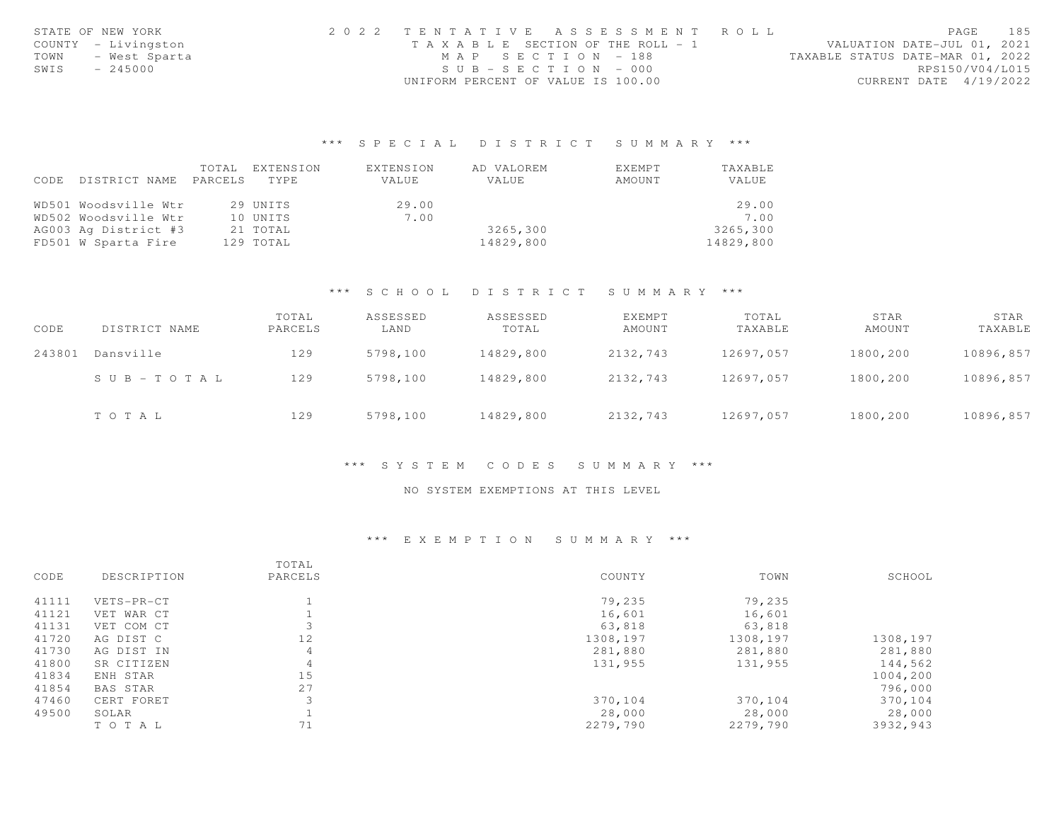STATE OF NEW YORK
COUNTY - Livingston
TOWN - West Sparta
SWIS - 245000

2022 TENTATIVE ASSESSMENT ROLL
TAXABLE SECTION OF THE ROLL - 1
MAP SECTION - 188
SUB-SECTION - 000
UNIFORM PERCENT OF VALUE IS 100.00

VALUATION DATE-JUL 01, 2021
TAXABLE STATUS DATE-MAR 01, 2022
RPS150/V04/L015
CURRENT DATE 4/19/2022

## *** SPECIAL DISTRICT SUMMARY ***

| CODE | DISTRICT NAME | TOTAL PARCELS | EXTENSION TYPE | EXTENSION VALUE | AD VALOREM VALUE | EXEMPT AMOUNT | TAXABLE VALUE |
|---|---|---|---|---|---|---|---|
| WD501 | Woodsville Wtr | 29 | UNITS | 29.00 | | | 29.00 |
| WD502 | Woodsville Wtr | 10 | UNITS | 7.00 | | | 7.00 |
| AG003 | Ag District #3 | 21 | TOTAL | | 3265,300 | | 3265,300 |
| FD501 | W Sparta Fire | 129 | TOTAL | | 14829,800 | | 14829,800 |

## *** SCHOOL DISTRICT SUMMARY ***

| CODE | DISTRICT NAME | TOTAL PARCELS | ASSESSED LAND | ASSESSED TOTAL | EXEMPT AMOUNT | TOTAL TAXABLE | STAR AMOUNT | STAR TAXABLE |
|---|---|---|---|---|---|---|---|---|
| 243801 | Dansville | 129 | 5798,100 | 14829,800 | 2132,743 | 12697,057 | 1800,200 | 10896,857 |
| | SUB-TOTAL | 129 | 5798,100 | 14829,800 | 2132,743 | 12697,057 | 1800,200 | 10896,857 |
| | TOTAL | 129 | 5798,100 | 14829,800 | 2132,743 | 12697,057 | 1800,200 | 10896,857 |

## *** SYSTEM CODES SUMMARY ***

NO SYSTEM EXEMPTIONS AT THIS LEVEL

## *** EXEMPTION SUMMARY ***

| CODE | DESCRIPTION | TOTAL PARCELS | COUNTY | TOWN | SCHOOL |
|---|---|---|---|---|---|
| 41111 | VETS-PR-CT | 1 | 79,235 | 79,235 | |
| 41121 | VET WAR CT | 1 | 16,601 | 16,601 | |
| 41131 | VET COM CT | 3 | 63,818 | 63,818 | |
| 41720 | AG DIST C | 12 | 1308,197 | 1308,197 | 1308,197 |
| 41730 | AG DIST IN | 4 | 281,880 | 281,880 | 281,880 |
| 41800 | SR CITIZEN | 4 | 131,955 | 131,955 | 144,562 |
| 41834 | ENH STAR | 15 | | | 1004,200 |
| 41854 | BAS STAR | 27 | | | 796,000 |
| 47460 | CERT FORET | 3 | 370,104 | 370,104 | 370,104 |
| 49500 | SOLAR | 1 | 28,000 | 28,000 | 28,000 |
| | TOTAL | 71 | 2279,790 | 2279,790 | 3932,943 |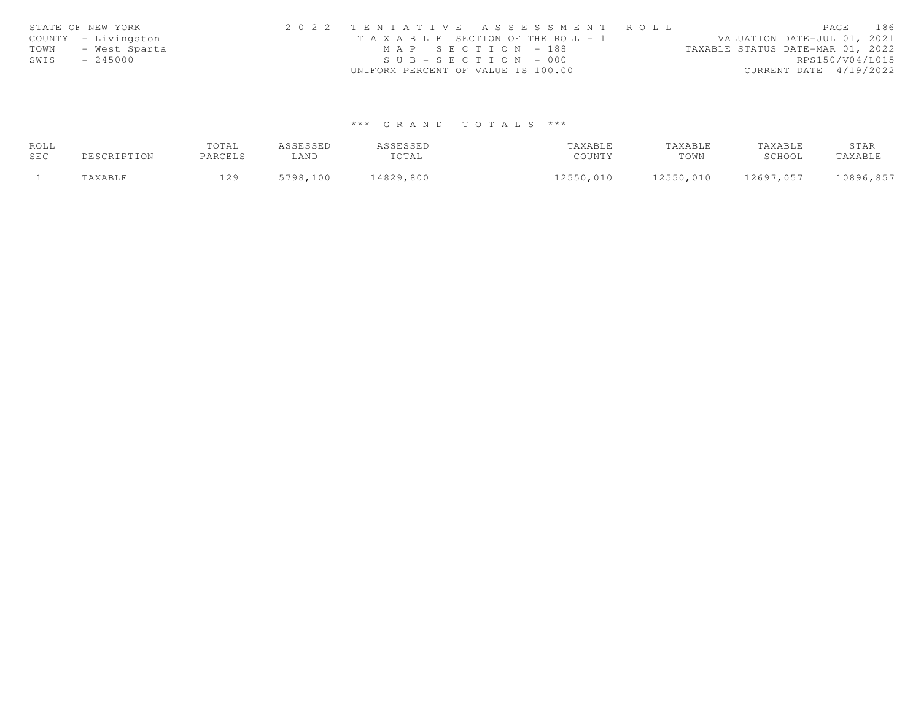STATE OF NEW YORK
COUNTY - Livingston
TOWN - West Sparta
SWIS - 245000

2 0 2 2 T E N T A T I V E A S S E S S M E N T R O L L
T A X A B L E SECTION OF THE ROLL - 1
M A P S E C T I O N - 188
S U B - S E C T I O N - 000
UNIFORM PERCENT OF VALUE IS 100.00

VALUATION DATE-JUL 01, 2021
TAXABLE STATUS DATE-MAR 01, 2022
RPS150/V04/L015
CURRENT DATE 4/19/2022

*** G R A N D T O T A L S ***

| ROLL SEC | DESCRIPTION | TOTAL PARCELS | ASSESSED LAND | ASSESSED TOTAL | TAXABLE COUNTY | TAXABLE TOWN | TAXABLE SCHOOL | STAR TAXABLE |
|---|---|---|---|---|---|---|---|---|
| 1 | TAXABLE | 129 | 5798,100 | 14829,800 | 12550,010 | 12550,010 | 12697,057 | 10896,857 |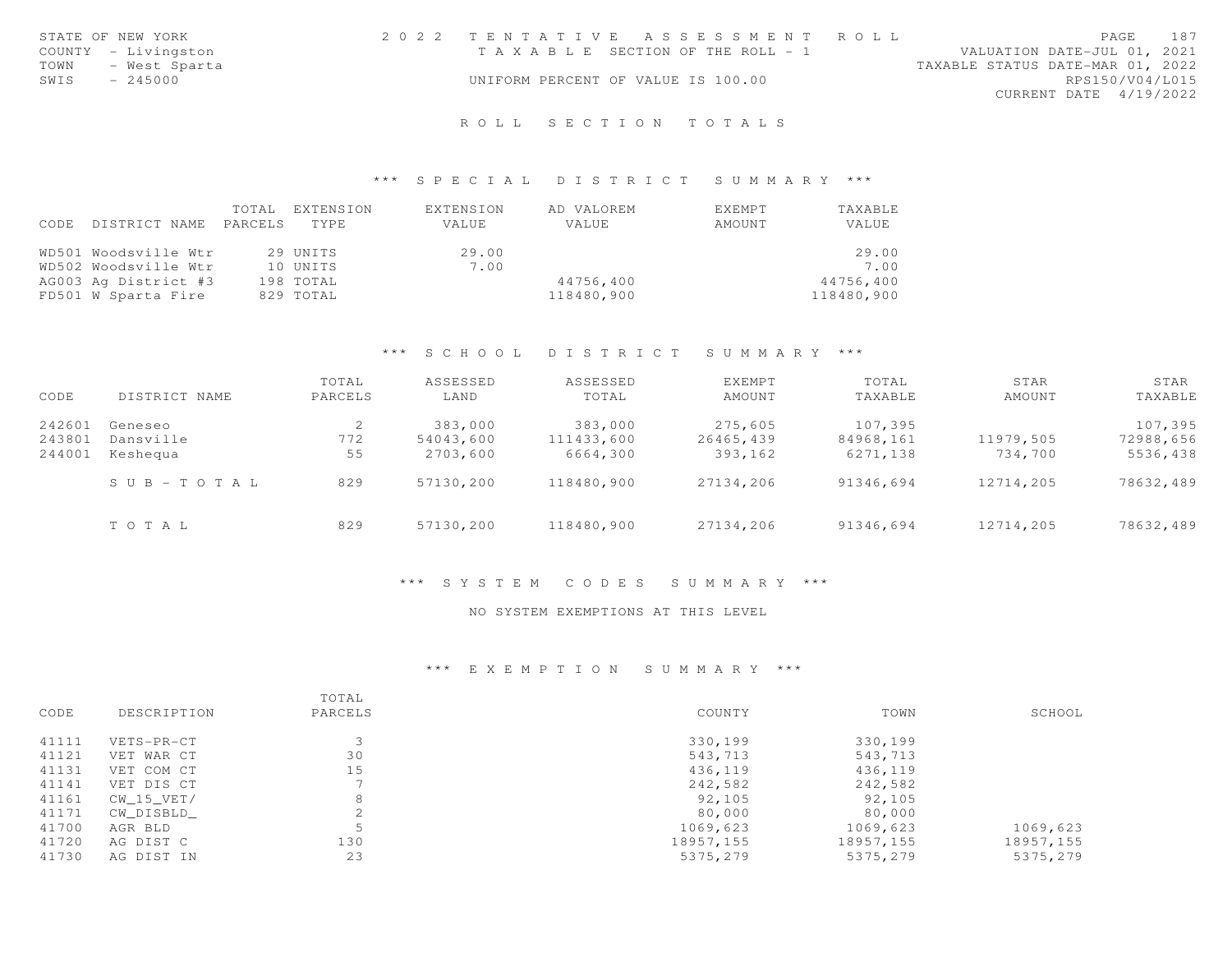STATE OF NEW YORK
COUNTY - Livingston
TOWN - West Sparta
SWIS - 245000

2 0 2 2 TENTATIVE ASSESSMENT ROLL
TAXABLE SECTION OF THE ROLL - 1
UNIFORM PERCENT OF VALUE IS 100.00

VALUATION DATE-JUL 01, 2021
TAXABLE STATUS DATE-MAR 01, 2022
RPS150/V04/L015
CURRENT DATE 4/19/2022

## ROLL SECTION TOTALS

### *** SPECIAL DISTRICT SUMMARY ***

| CODE | DISTRICT NAME | TOTAL PARCELS | EXTENSION TYPE | EXTENSION VALUE | AD VALOREM VALUE | EXEMPT AMOUNT | TAXABLE VALUE |
|---|---|---|---|---|---|---|---|
| WD501 | Woodsville Wtr | 29 | UNITS | 29.00 | | | 29.00 |
| WD502 | Woodsville Wtr | 10 | UNITS | 7.00 | | | 7.00 |
| AG003 | Ag District #3 | 198 | TOTAL | | 44756,400 | | 44756,400 |
| FD501 | W Sparta Fire | 829 | TOTAL | | 118480,900 | | 118480,900 |

### *** SCHOOL DISTRICT SUMMARY ***

| CODE | DISTRICT NAME | TOTAL PARCELS | ASSESSED LAND | ASSESSED TOTAL | EXEMPT AMOUNT | TOTAL TAXABLE | STAR AMOUNT | STAR TAXABLE |
|---|---|---|---|---|---|---|---|---|
| 242601 | Geneseo | 2 | 383,000 | 383,000 | 275,605 | 107,395 | | 107,395 |
| 243801 | Dansville | 772 | 54043,600 | 111433,600 | 26465,439 | 84968,161 | 11979,505 | 72988,656 |
| 244001 | Keshequa | 55 | 2703,600 | 6664,300 | 393,162 | 6271,138 | 734,700 | 5536,438 |
| | S U B - T O T A L | 829 | 57130,200 | 118480,900 | 27134,206 | 91346,694 | 12714,205 | 78632,489 |
| | T O T A L | 829 | 57130,200 | 118480,900 | 27134,206 | 91346,694 | 12714,205 | 78632,489 |

### *** SYSTEM CODES SUMMARY ***

NO SYSTEM EXEMPTIONS AT THIS LEVEL

### *** EXEMPTION SUMMARY ***

| CODE | DESCRIPTION | TOTAL PARCELS | COUNTY | TOWN | SCHOOL |
|---|---|---|---|---|---|
| 41111 | VETS-PR-CT | 3 | 330,199 | 330,199 | |
| 41121 | VET WAR CT | 30 | 543,713 | 543,713 | |
| 41131 | VET COM CT | 15 | 436,119 | 436,119 | |
| 41141 | VET DIS CT | 7 | 242,582 | 242,582 | |
| 41161 | CW_15_VET/ | 8 | 92,105 | 92,105 | |
| 41171 | CW_DISBLD_ | 2 | 80,000 | 80,000 | |
| 41700 | AGR BLD | 5 | 1069,623 | 1069,623 | 1069,623 |
| 41720 | AG DIST C | 130 | 18957,155 | 18957,155 | 18957,155 |
| 41730 | AG DIST IN | 23 | 5375,279 | 5375,279 | 5375,279 |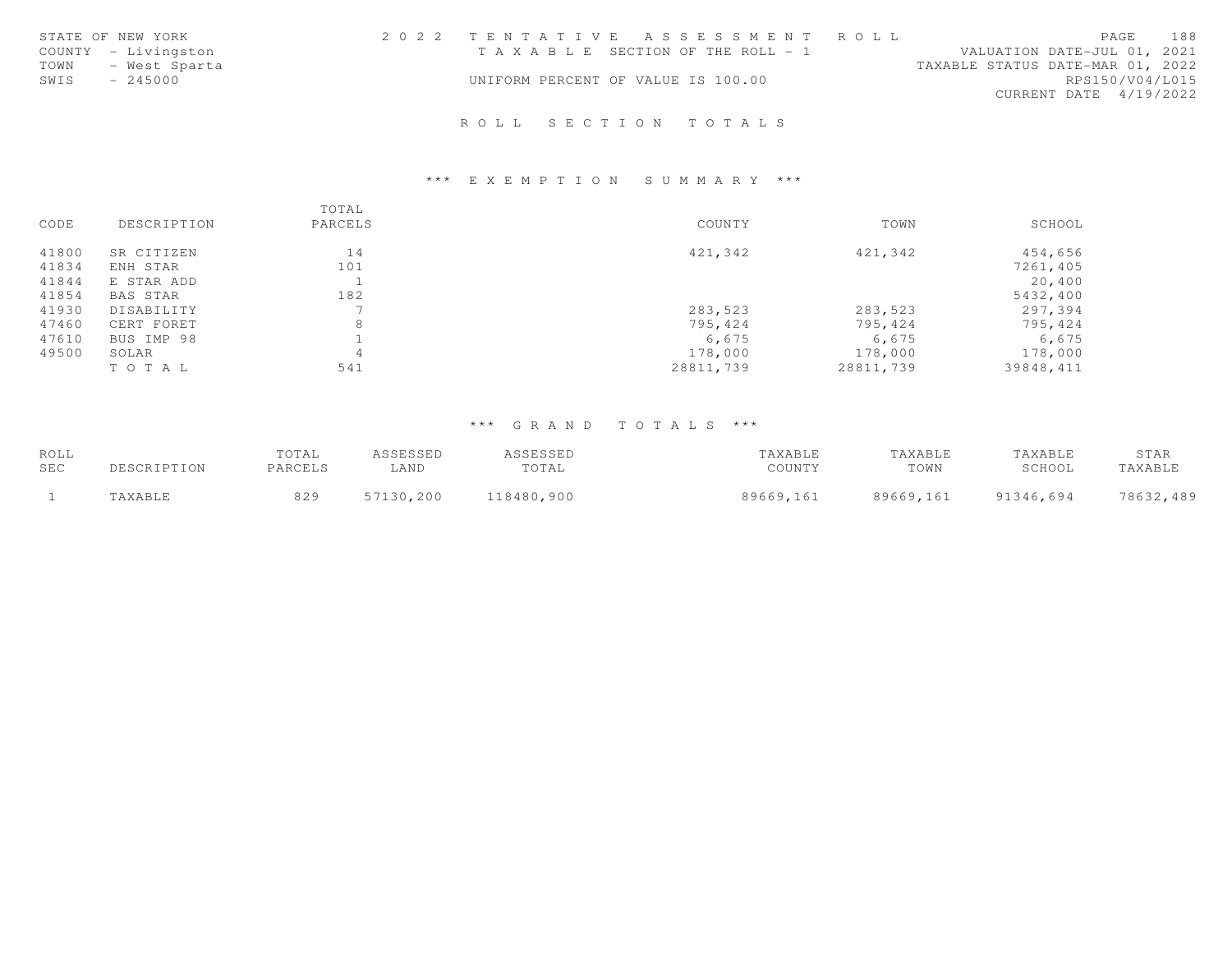STATE OF NEW YORK
COUNTY - Livingston
TOWN - West Sparta
SWIS - 245000

2022 TENTATIVE ASSESSMENT ROLL
TAXABLE SECTION OF THE ROLL - 1
UNIFORM PERCENT OF VALUE IS 100.00

VALUATION DATE-JUL 01, 2021
TAXABLE STATUS DATE-MAR 01, 2022
RPS150/V04/L015
CURRENT DATE 4/19/2022

## ROLL SECTION TOTALS

### *** EXEMPTION SUMMARY ***

| CODE | DESCRIPTION | TOTAL PARCELS | COUNTY | TOWN | SCHOOL |
|---|---|---|---|---|---|
| 41800 | SR CITIZEN | 14 | 421,342 | 421,342 | 454,656 |
| 41834 | ENH STAR | 101 | | | 7261,405 |
| 41844 | E STAR ADD | 1 | | | 20,400 |
| 41854 | BAS STAR | 182 | | | 5432,400 |
| 41930 | DISABILITY | 7 | 283,523 | 283,523 | 297,394 |
| 47460 | CERT FORET | 8 | 795,424 | 795,424 | 795,424 |
| 47610 | BUS IMP 98 | 1 | 6,675 | 6,675 | 6,675 |
| 49500 | SOLAR | 4 | 178,000 | 178,000 | 178,000 |
| | TOTAL | 541 | 28811,739 | 28811,739 | 39848,411 |

### *** GRAND TOTALS ***

| ROLL SEC | DESCRIPTION | TOTAL PARCELS | ASSESSED LAND | ASSESSED TOTAL | TAXABLE COUNTY | TAXABLE TOWN | TAXABLE SCHOOL | STAR TAXABLE |
|---|---|---|---|---|---|---|---|---|
| 1 | TAXABLE | 829 | 57130,200 | 118480,900 | 89669,161 | 89669,161 | 91346,694 | 78632,489 |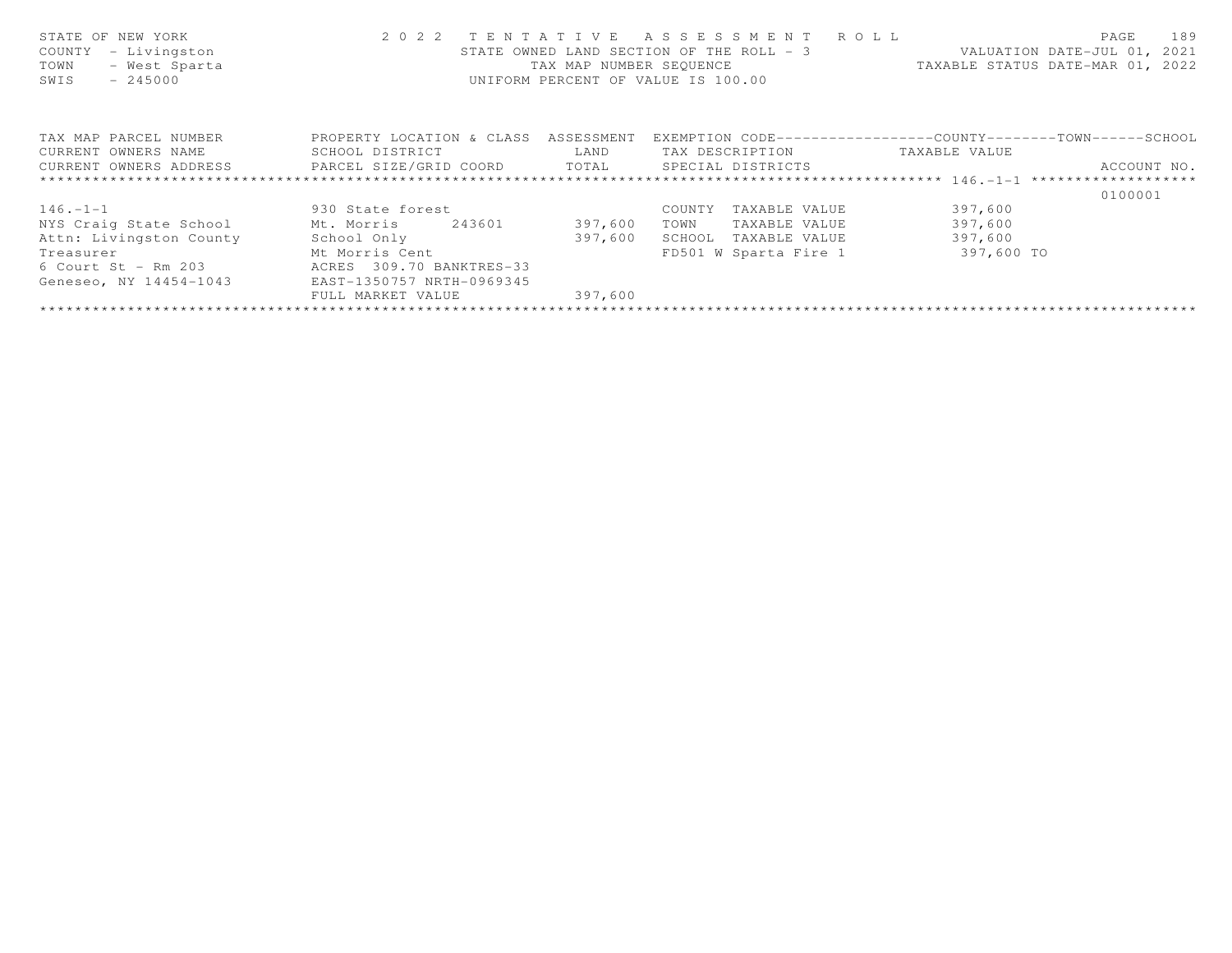STATE OF NEW YORK
COUNTY - Livingston
TOWN - West Sparta
SWIS - 245000

2 0 2 2 T E N T A T I V E A S S E S S M E N T R O L L
STATE OWNED LAND SECTION OF THE ROLL - 3
TAX MAP NUMBER SEQUENCE
UNIFORM PERCENT OF VALUE IS 100.00

VALUATION DATE-JUL 01, 2021
TAXABLE STATUS DATE-MAR 01, 2022

| TAX MAP PARCEL NUMBER / CURRENT OWNERS NAME / CURRENT OWNERS ADDRESS | PROPERTY LOCATION & CLASS / SCHOOL DISTRICT / PARCEL SIZE/GRID COORD | ASSESSMENT LAND / TOTAL | EXEMPTION CODE / TAX DESCRIPTION / SPECIAL DISTRICTS | TAXABLE VALUE (COUNTY / TOWN / SCHOOL) | ACCOUNT NO. |
|---|---|---|---|---|---|
| 146.-1-1 | | | | | 0100001 |
| 146.-1-1 | 930 State forest | | COUNTY TAXABLE VALUE | 397,600 | |
| NYS Craig State School | Mt. Morris 243601 | 397,600 | TOWN TAXABLE VALUE | 397,600 | |
| Attn: Livingston County | School Only | 397,600 | SCHOOL TAXABLE VALUE | 397,600 | |
| Treasurer | Mt Morris Cent | | FD501 W Sparta Fire 1 | 397,600 TO | |
| 6 Court St - Rm 203 | ACRES 309.70 BANKTRES-33 | | | | |
| Geneseo, NY 14454-1043 | EAST-1350757 NRTH-0969345 | | | | |
| | FULL MARKET VALUE | 397,600 | | | |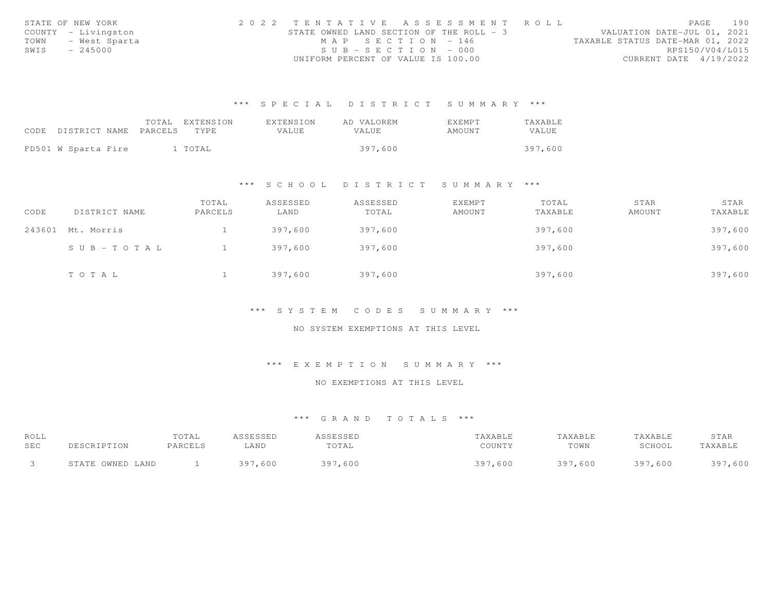STATE OF NEW YORK
COUNTY - Livingston
TOWN - West Sparta
SWIS - 245000

2 0 2 2 T E N T A T I V E A S S E S S M E N T R O L L
STATE OWNED LAND SECTION OF THE ROLL - 3
M A P S E C T I O N - 146
S U B - S E C T I O N - 000
UNIFORM PERCENT OF VALUE IS 100.00

VALUATION DATE-JUL 01, 2021
TAXABLE STATUS DATE-MAR 01, 2022
RPS150/V04/L015
CURRENT DATE 4/19/2022

### *** S P E C I A L D I S T R I C T S U M M A R Y ***

| CODE | DISTRICT NAME | TOTAL PARCELS | EXTENSION TYPE | EXTENSION VALUE | AD VALOREM VALUE | EXEMPT AMOUNT | TAXABLE VALUE |
|---|---|---|---|---|---|---|---|
| FD501 | W Sparta Fire | 1 | TOTAL | | 397,600 | | 397,600 |

### *** S C H O O L D I S T R I C T S U M M A R Y ***

| CODE | DISTRICT NAME | TOTAL PARCELS | ASSESSED LAND | ASSESSED TOTAL | EXEMPT AMOUNT | TOTAL TAXABLE | STAR AMOUNT | STAR TAXABLE |
|---|---|---|---|---|---|---|---|---|
| 243601 | Mt. Morris | 1 | 397,600 | 397,600 | | 397,600 | | 397,600 |
| | S U B - T O T A L | 1 | 397,600 | 397,600 | | 397,600 | | 397,600 |
| | T O T A L | 1 | 397,600 | 397,600 | | 397,600 | | 397,600 |

### *** S Y S T E M C O D E S S U M M A R Y ***

NO SYSTEM EXEMPTIONS AT THIS LEVEL

### *** E X E M P T I O N S U M M A R Y ***

NO EXEMPTIONS AT THIS LEVEL

### *** G R A N D T O T A L S ***

| ROLL SEC | DESCRIPTION | TOTAL PARCELS | ASSESSED LAND | ASSESSED TOTAL | TAXABLE COUNTY | TAXABLE TOWN | TAXABLE SCHOOL | STAR TAXABLE |
|---|---|---|---|---|---|---|---|---|
| 3 | STATE OWNED LAND | 1 | 397,600 | 397,600 | 397,600 | 397,600 | 397,600 | 397,600 |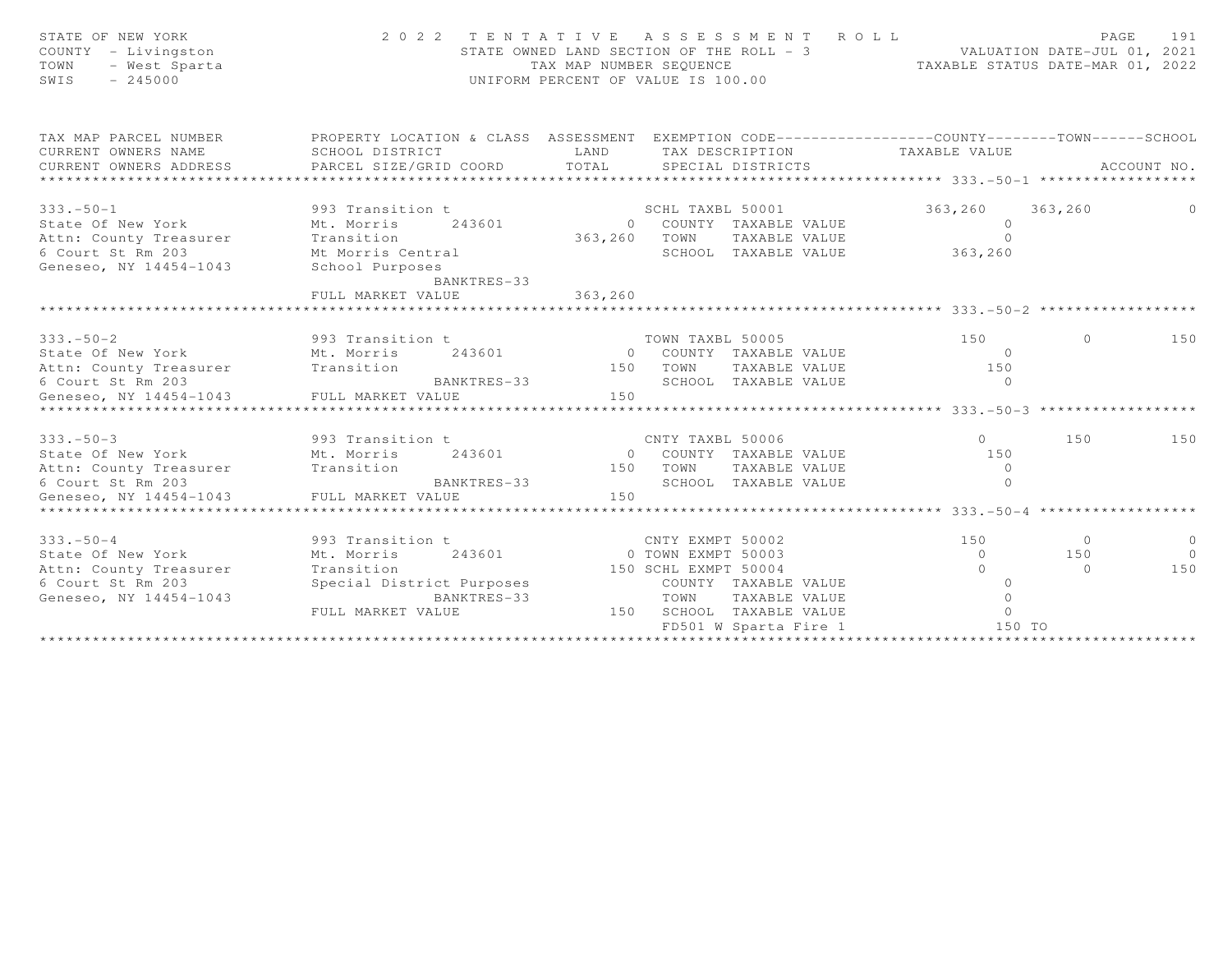STATE OF NEW YORK
COUNTY - Livingston
TOWN - West Sparta
SWIS - 245000

2022 TENTATIVE ASSESSMENT ROLL
STATE OWNED LAND SECTION OF THE ROLL - 3
TAX MAP NUMBER SEQUENCE
UNIFORM PERCENT OF VALUE IS 100.00

VALUATION DATE-JUL 01, 2021
TAXABLE STATUS DATE-MAR 01, 2022

| TAX MAP PARCEL NUMBER / CURRENT OWNERS NAME / CURRENT OWNERS ADDRESS | PROPERTY LOCATION & CLASS / SCHOOL DISTRICT / PARCEL SIZE/GRID COORD | ASSESSMENT LAND / TOTAL | EXEMPTION CODE / TAX DESCRIPTION / SPECIAL DISTRICTS | COUNTY TAXABLE VALUE | TOWN | SCHOOL | ACCOUNT NO. |
|---|---|---|---|---|---|---|---|
| **333.-50-1** | | | | | | | |
| 333.-50-1 | 993 Transition t | | SCHL TAXBL 50001 | 363,260 | 363,260 | 0 | |
| State Of New York | Mt. Morris 243601 | 0 | COUNTY TAXABLE VALUE | 0 | | | |
| Attn: County Treasurer | Transition | 363,260 | TOWN TAXABLE VALUE | 0 | | | |
| 6 Court St Rm 203 | Mt Morris Central | | SCHOOL TAXABLE VALUE | 363,260 | | | |
| Geneseo, NY 14454-1043 | School Purposes | | | | | | |
| | BANKTRES-33 | | | | | | |
| | FULL MARKET VALUE | 363,260 | | | | | |
| **333.-50-2** | | | | | | | |
| 333.-50-2 | 993 Transition t | | TOWN TAXBL 50005 | 150 | 0 | 150 | |
| State Of New York | Mt. Morris 243601 | 0 | COUNTY TAXABLE VALUE | 0 | | | |
| Attn: County Treasurer | Transition | 150 | TOWN TAXABLE VALUE | 150 | | | |
| 6 Court St Rm 203 | BANKTRES-33 | | SCHOOL TAXABLE VALUE | 0 | | | |
| Geneseo, NY 14454-1043 | FULL MARKET VALUE | 150 | | | | | |
| **333.-50-3** | | | | | | | |
| 333.-50-3 | 993 Transition t | | CNTY TAXBL 50006 | 0 | 150 | 150 | |
| State Of New York | Mt. Morris 243601 | 0 | COUNTY TAXABLE VALUE | 150 | | | |
| Attn: County Treasurer | Transition | 150 | TOWN TAXABLE VALUE | 0 | | | |
| 6 Court St Rm 203 | BANKTRES-33 | | SCHOOL TAXABLE VALUE | 0 | | | |
| Geneseo, NY 14454-1043 | FULL MARKET VALUE | 150 | | | | | |
| **333.-50-4** | | | | | | | |
| 333.-50-4 | 993 Transition t | | CNTY EXMPT 50002 | 150 | 0 | 0 | |
| State Of New York | Mt. Morris 243601 | 0 | TOWN EXMPT 50003 | 0 | 150 | 0 | |
| Attn: County Treasurer | Transition | 150 | SCHL EXMPT 50004 | 0 | 0 | 150 | |
| 6 Court St Rm 203 | Special District Purposes | | COUNTY TAXABLE VALUE | 0 | | | |
| Geneseo, NY 14454-1043 | BANKTRES-33 | | TOWN TAXABLE VALUE | 0 | | | |
| | FULL MARKET VALUE | 150 | SCHOOL TAXABLE VALUE | 0 | | | |
| | | | FD501 W Sparta Fire 1 | 150 TO | | | |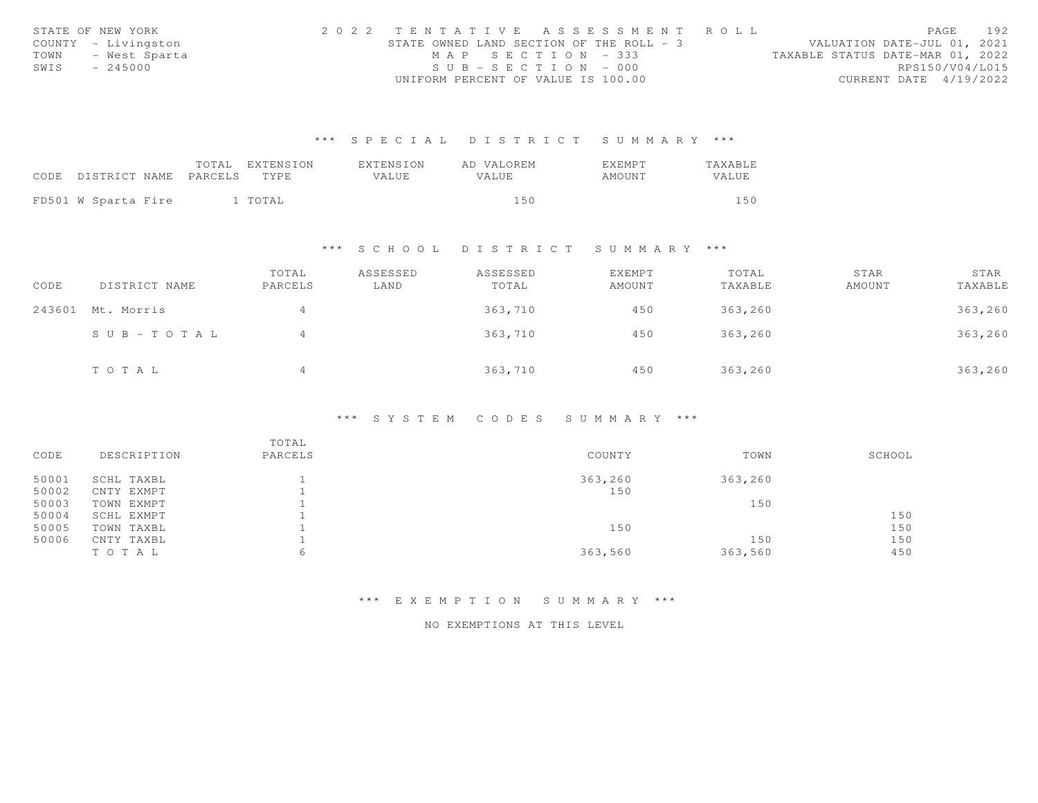STATE OF NEW YORK
COUNTY - Livingston
TOWN - West Sparta
SWIS - 245000

2022 TENTATIVE ASSESSMENT ROLL
STATE OWNED LAND SECTION OF THE ROLL - 3
MAP SECTION - 333
SUB-SECTION - 000
UNIFORM PERCENT OF VALUE IS 100.00

VALUATION DATE-JUL 01, 2021
TAXABLE STATUS DATE-MAR 01, 2022
RPS150/V04/L015
CURRENT DATE 4/19/2022

## *** SPECIAL DISTRICT SUMMARY ***

| CODE | DISTRICT NAME | TOTAL PARCELS | EXTENSION TYPE | EXTENSION VALUE | AD VALOREM VALUE | EXEMPT AMOUNT | TAXABLE VALUE |
|---|---|---|---|---|---|---|---|
| FD501 | W Sparta Fire | 1 | TOTAL | | 150 | | 150 |

## *** SCHOOL DISTRICT SUMMARY ***

| CODE | DISTRICT NAME | TOTAL PARCELS | ASSESSED LAND | ASSESSED TOTAL | EXEMPT AMOUNT | TOTAL TAXABLE | STAR AMOUNT | STAR TAXABLE |
|---|---|---|---|---|---|---|---|---|
| 243601 | Mt. Morris | 4 | | 363,710 | 450 | 363,260 | | 363,260 |
| | SUB-TOTAL | 4 | | 363,710 | 450 | 363,260 | | 363,260 |
| | TOTAL | 4 | | 363,710 | 450 | 363,260 | | 363,260 |

## *** SYSTEM CODES SUMMARY ***

| CODE | DESCRIPTION | TOTAL PARCELS | COUNTY | TOWN | SCHOOL |
|---|---|---|---|---|---|
| 50001 | SCHL TAXBL | 1 | 363,260 | 363,260 | |
| 50002 | CNTY EXMPT | 1 | 150 | | |
| 50003 | TOWN EXMPT | 1 | | 150 | |
| 50004 | SCHL EXMPT | 1 | | | 150 |
| 50005 | TOWN TAXBL | 1 | 150 | | 150 |
| 50006 | CNTY TAXBL | 1 | | 150 | 150 |
| | TOTAL | 6 | 363,560 | 363,560 | 450 |

## *** EXEMPTION SUMMARY ***

NO EXEMPTIONS AT THIS LEVEL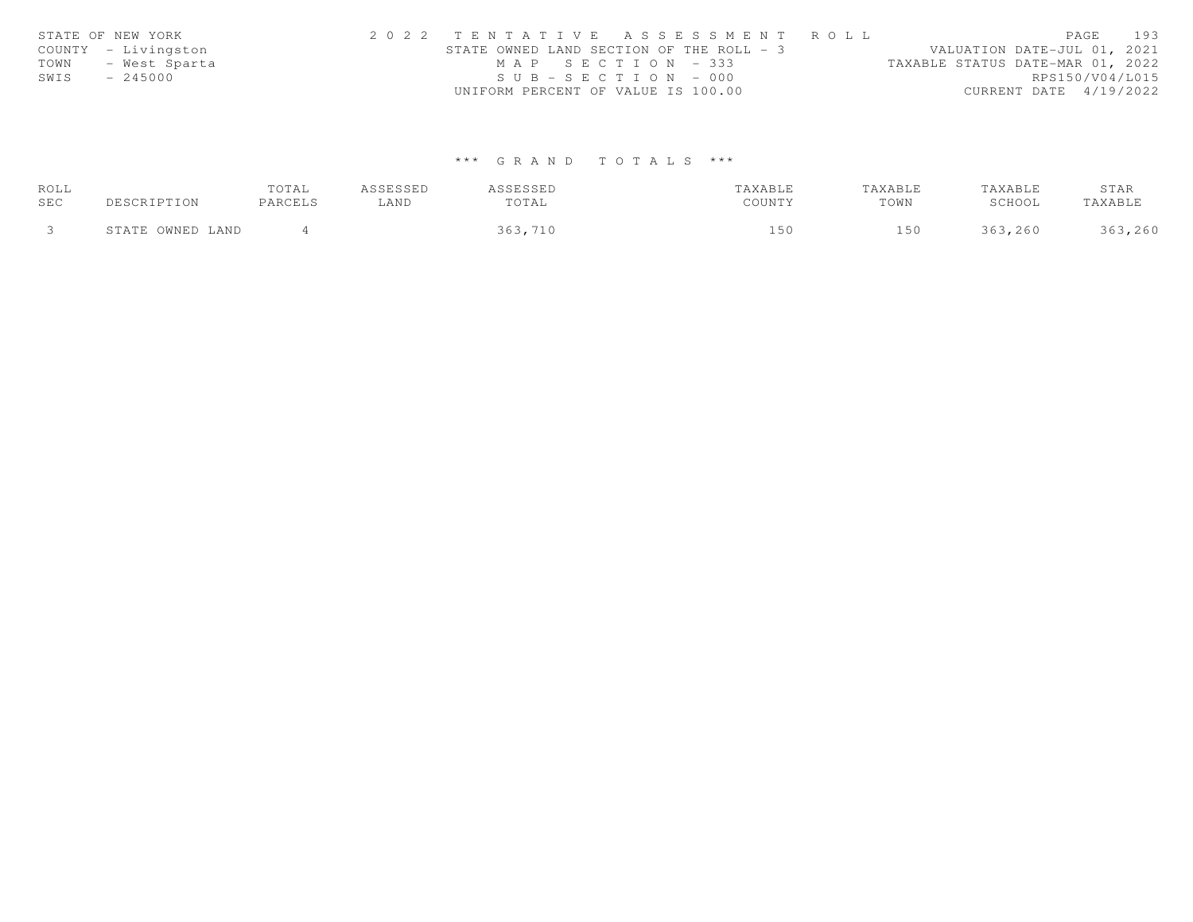STATE OF NEW YORK
COUNTY - Livingston
TOWN - West Sparta
SWIS - 245000

2 0 2 2 T E N T A T I V E A S S E S S M E N T R O L L
STATE OWNED LAND SECTION OF THE ROLL - 3
M A P S E C T I O N - 333
S U B - S E C T I O N - 000
UNIFORM PERCENT OF VALUE IS 100.00

VALUATION DATE-JUL 01, 2021
TAXABLE STATUS DATE-MAR 01, 2022
RPS150/V04/L015
CURRENT DATE 4/19/2022

### *** G R A N D T O T A L S ***

| ROLL SEC | DESCRIPTION | TOTAL PARCELS | ASSESSED LAND | ASSESSED TOTAL | TAXABLE COUNTY | TAXABLE TOWN | TAXABLE SCHOOL | STAR TAXABLE |
|---|---|---|---|---|---|---|---|---|
| 3 | STATE OWNED LAND | 4 | | 363,710 | 150 | 150 | 363,260 | 363,260 |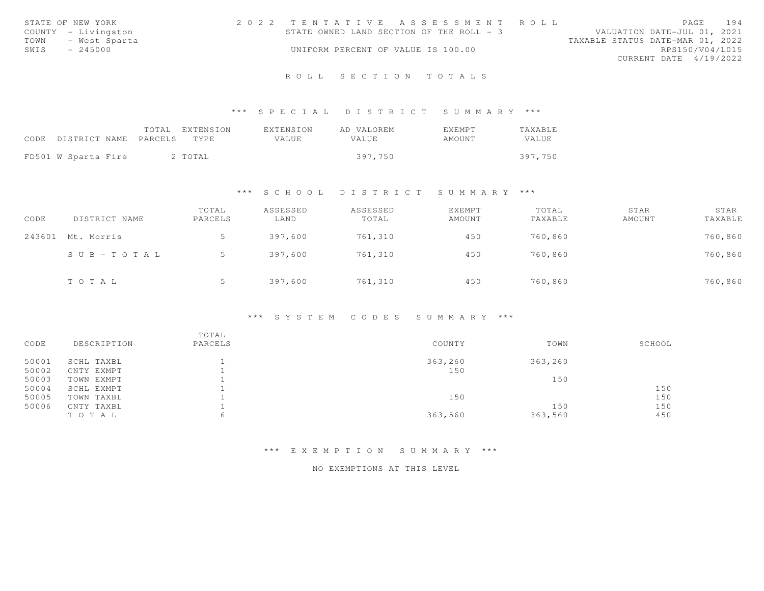STATE OF NEW YORK
COUNTY - Livingston
TOWN - West Sparta
SWIS - 245000

2 0 2 2 T E N T A T I V E A S S E S S M E N T R O L L
STATE OWNED LAND SECTION OF THE ROLL - 3
UNIFORM PERCENT OF VALUE IS 100.00

VALUATION DATE-JUL 01, 2021
TAXABLE STATUS DATE-MAR 01, 2022
RPS150/V04/L015
CURRENT DATE 4/19/2022

## R O L L S E C T I O N T O T A L S

### *** S P E C I A L D I S T R I C T S U M M A R Y ***

| CODE | DISTRICT NAME | TOTAL PARCELS | EXTENSION TYPE | EXTENSION VALUE | AD VALOREM VALUE | EXEMPT AMOUNT | TAXABLE VALUE |
|---|---|---|---|---|---|---|---|
| FD501 | W Sparta Fire | 2 | TOTAL | | 397,750 | | 397,750 |

### *** S C H O O L D I S T R I C T S U M M A R Y ***

| CODE | DISTRICT NAME | TOTAL PARCELS | ASSESSED LAND | ASSESSED TOTAL | EXEMPT AMOUNT | TOTAL TAXABLE | STAR AMOUNT | STAR TAXABLE |
|---|---|---|---|---|---|---|---|---|
| 243601 | Mt. Morris | 5 | 397,600 | 761,310 | 450 | 760,860 | | 760,860 |
| | S U B - T O T A L | 5 | 397,600 | 761,310 | 450 | 760,860 | | 760,860 |
| | T O T A L | 5 | 397,600 | 761,310 | 450 | 760,860 | | 760,860 |

### *** S Y S T E M C O D E S S U M M A R Y ***

| CODE | DESCRIPTION | TOTAL PARCELS | COUNTY | TOWN | SCHOOL |
|---|---|---|---|---|---|
| 50001 | SCHL TAXBL | 1 | 363,260 | 363,260 | |
| 50002 | CNTY EXMPT | 1 | 150 | | |
| 50003 | TOWN EXMPT | 1 | | 150 | |
| 50004 | SCHL EXMPT | 1 | | | 150 |
| 50005 | TOWN TAXBL | 1 | 150 | | 150 |
| 50006 | CNTY TAXBL | 1 | | 150 | 150 |
| | T O T A L | 6 | 363,560 | 363,560 | 450 |

### *** E X E M P T I O N S U M M A R Y ***

NO EXEMPTIONS AT THIS LEVEL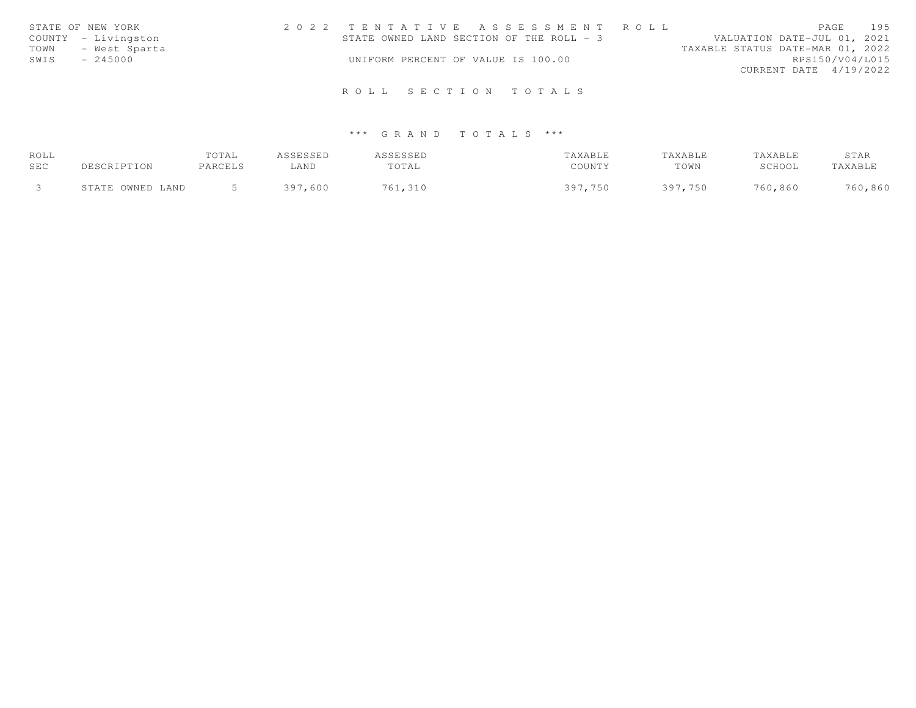STATE OF NEW YORK
COUNTY - Livingston
TOWN - West Sparta
SWIS - 245000

2022 TENTATIVE ASSESSMENT ROLL
STATE OWNED LAND SECTION OF THE ROLL - 3
UNIFORM PERCENT OF VALUE IS 100.00

VALUATION DATE-JUL 01, 2021
TAXABLE STATUS DATE-MAR 01, 2022
RPS150/V04/L015
CURRENT DATE 4/19/2022

## ROLL SECTION TOTALS

### *** GRAND TOTALS ***

| ROLL SEC | DESCRIPTION | TOTAL PARCELS | ASSESSED LAND | ASSESSED TOTAL | TAXABLE COUNTY | TAXABLE TOWN | TAXABLE SCHOOL | STAR TAXABLE |
|---|---|---|---|---|---|---|---|---|
| 3 | STATE OWNED LAND | 5 | 397,600 | 761,310 | 397,750 | 397,750 | 760,860 | 760,860 |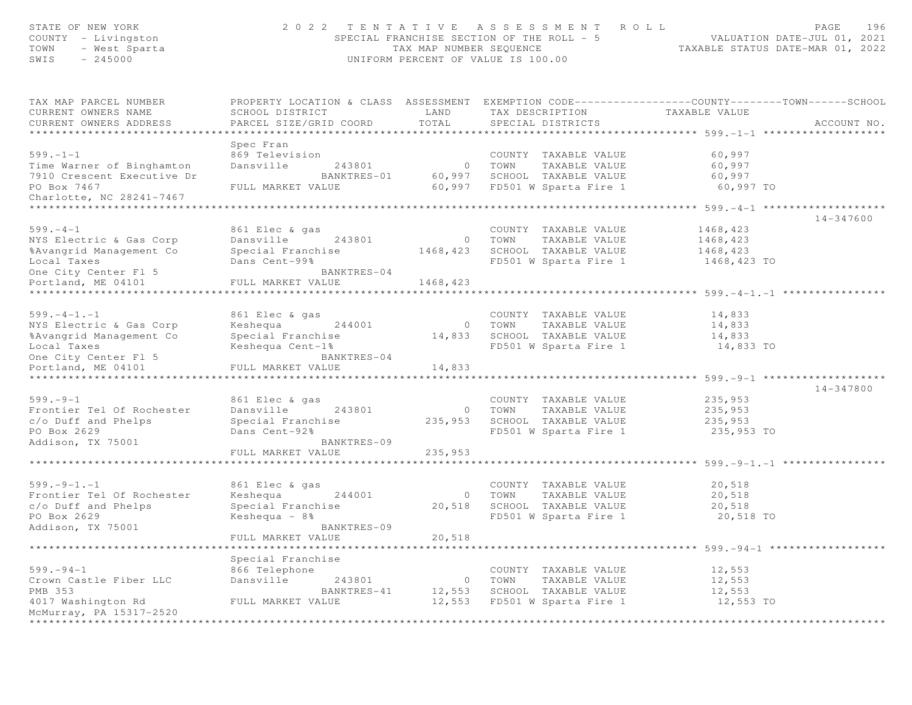STATE OF NEW YORK
COUNTY - Livingston
TOWN - West Sparta
SWIS - 245000

# 2022 TENTATIVE ASSESSMENT ROLL

SPECIAL FRANCHISE SECTION OF THE ROLL - 5
TAX MAP NUMBER SEQUENCE
UNIFORM PERCENT OF VALUE IS 100.00

VALUATION DATE-JUL 01, 2021
TAXABLE STATUS DATE-MAR 01, 2022

| TAX MAP PARCEL NUMBER / CURRENT OWNERS NAME / CURRENT OWNERS ADDRESS | PROPERTY LOCATION & CLASS / SCHOOL DISTRICT / PARCEL SIZE/GRID COORD | ASSESSMENT LAND | ASSESSMENT TOTAL | EXEMPTION CODE / TAX DESCRIPTION / SPECIAL DISTRICTS | TAXABLE VALUE (COUNTY/TOWN/SCHOOL) | ACCOUNT NO. |
|---|---|---|---|---|---|---|
| 599.-1-1 | Spec Fran | | | | | |
| | 869 Television | | | COUNTY TAXABLE VALUE | 60,997 | |
| Time Warner of Binghamton | Dansville 243801 | 0 | | TOWN TAXABLE VALUE | 60,997 | |
| 7910 Crescent Executive Dr | BANKTRES-01 | | 60,997 | SCHOOL TAXABLE VALUE | 60,997 | |
| PO Box 7467 | FULL MARKET VALUE | | 60,997 | FD501 W Sparta Fire 1 | 60,997 TO | |
| Charlotte, NC 28241-7467 | | | | | | |
| 599.-4-1 | 861 Elec & gas | | | COUNTY TAXABLE VALUE | 1468,423 | 14-347600 |
| NYS Electric & Gas Corp | Dansville 243801 | 0 | | TOWN TAXABLE VALUE | 1468,423 | |
| %Avangrid Management Co | Special Franchise | | 1468,423 | SCHOOL TAXABLE VALUE | 1468,423 | |
| Local Taxes | Dans Cent-99% | | | FD501 W Sparta Fire 1 | 1468,423 TO | |
| One City Center Fl 5 | BANKTRES-04 | | | | | |
| Portland, ME 04101 | FULL MARKET VALUE | | 1468,423 | | | |
| 599.-4-1.-1 | 861 Elec & gas | | | COUNTY TAXABLE VALUE | 14,833 | |
| NYS Electric & Gas Corp | Keshequa 244001 | 0 | | TOWN TAXABLE VALUE | 14,833 | |
| %Avangrid Management Co | Special Franchise | | 14,833 | SCHOOL TAXABLE VALUE | 14,833 | |
| Local Taxes | Keshequa Cent-1% | | | FD501 W Sparta Fire 1 | 14,833 TO | |
| One City Center Fl 5 | BANKTRES-04 | | | | | |
| Portland, ME 04101 | FULL MARKET VALUE | | 14,833 | | | |
| 599.-9-1 | 861 Elec & gas | | | COUNTY TAXABLE VALUE | 235,953 | 14-347800 |
| Frontier Tel Of Rochester | Dansville 243801 | 0 | | TOWN TAXABLE VALUE | 235,953 | |
| c/o Duff and Phelps | Special Franchise | | 235,953 | SCHOOL TAXABLE VALUE | 235,953 | |
| PO Box 2629 | Dans Cent-92% | | | FD501 W Sparta Fire 1 | 235,953 TO | |
| Addison, TX 75001 | BANKTRES-09 | | | | | |
| | FULL MARKET VALUE | | 235,953 | | | |
| 599.-9-1.-1 | 861 Elec & gas | | | COUNTY TAXABLE VALUE | 20,518 | |
| Frontier Tel Of Rochester | Keshequa 244001 | 0 | | TOWN TAXABLE VALUE | 20,518 | |
| c/o Duff and Phelps | Special Franchise | | 20,518 | SCHOOL TAXABLE VALUE | 20,518 | |
| PO Box 2629 | Keshequa - 8% | | | FD501 W Sparta Fire 1 | 20,518 TO | |
| Addison, TX 75001 | BANKTRES-09 | | | | | |
| | FULL MARKET VALUE | | 20,518 | | | |
| 599.-94-1 | Special Franchise | | | | | |
| | 866 Telephone | | | COUNTY TAXABLE VALUE | 12,553 | |
| Crown Castle Fiber LLC | Dansville 243801 | 0 | | TOWN TAXABLE VALUE | 12,553 | |
| PMB 353 | BANKTRES-41 | | 12,553 | SCHOOL TAXABLE VALUE | 12,553 | |
| 4017 Washington Rd | FULL MARKET VALUE | | 12,553 | FD501 W Sparta Fire 1 | 12,553 TO | |
| McMurray, PA 15317-2520 | | | | | | |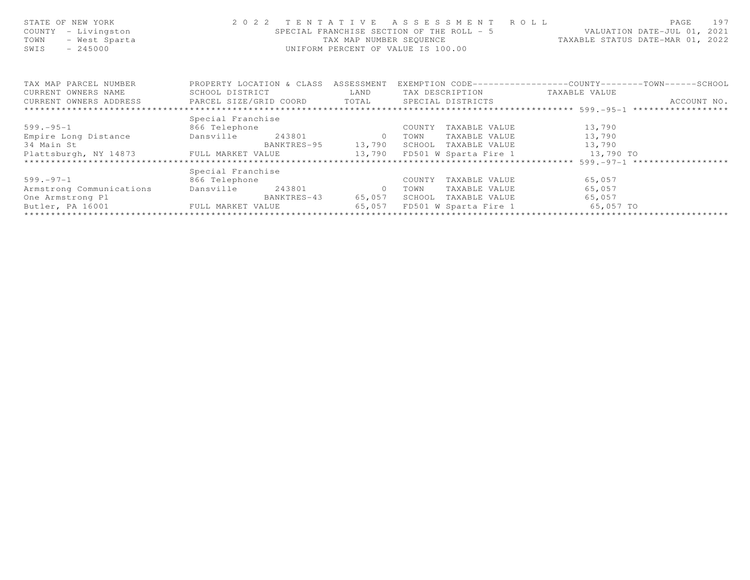STATE OF NEW YORK
COUNTY - Livingston
TOWN - West Sparta
SWIS - 245000

2022 TENTATIVE ASSESSMENT ROLL
SPECIAL FRANCHISE SECTION OF THE ROLL - 5
TAX MAP NUMBER SEQUENCE
UNIFORM PERCENT OF VALUE IS 100.00

VALUATION DATE-JUL 01, 2021
TAXABLE STATUS DATE-MAR 01, 2022

| TAX MAP PARCEL NUMBER / CURRENT OWNERS NAME / CURRENT OWNERS ADDRESS | PROPERTY LOCATION & CLASS / SCHOOL DISTRICT / PARCEL SIZE/GRID COORD | ASSESSMENT LAND / TOTAL | EXEMPTION CODE / TAX DESCRIPTION / SPECIAL DISTRICTS | COUNTY / TOWN / SCHOOL TAXABLE VALUE | ACCOUNT NO. |
|---|---|---|---|---|---|
| 599.-95-1 | Special Franchise | | | | |
| 599.-95-1 | 866 Telephone | | COUNTY TAXABLE VALUE | 13,790 | |
| Empire Long Distance | Dansville 243801 | 0 | TOWN TAXABLE VALUE | 13,790 | |
| 34 Main St | BANKTRES-95 | 13,790 | SCHOOL TAXABLE VALUE | 13,790 | |
| Plattsburgh, NY 14873 | FULL MARKET VALUE | 13,790 | FD501 W Sparta Fire 1 | 13,790 TO | |
| 599.-97-1 | Special Franchise | | | | |
| 599.-97-1 | 866 Telephone | | COUNTY TAXABLE VALUE | 65,057 | |
| Armstrong Communications | Dansville 243801 | 0 | TOWN TAXABLE VALUE | 65,057 | |
| One Armstrong Pl | BANKTRES-43 | 65,057 | SCHOOL TAXABLE VALUE | 65,057 | |
| Butler, PA 16001 | FULL MARKET VALUE | 65,057 | FD501 W Sparta Fire 1 | 65,057 TO | |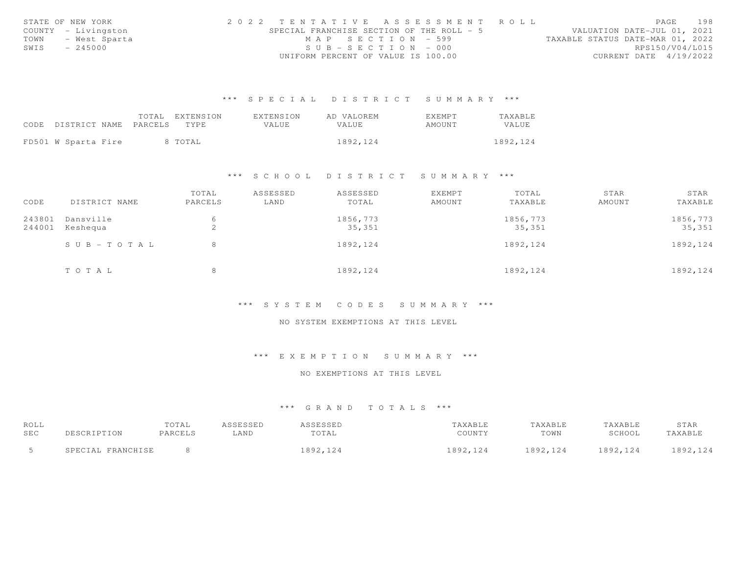STATE OF NEW YORK
COUNTY - Livingston
TOWN - West Sparta
SWIS - 245000

2022 TENTATIVE ASSESSMENT ROLL
SPECIAL FRANCHISE SECTION OF THE ROLL - 5
MAP SECTION - 599
SUB-SECTION - 000
UNIFORM PERCENT OF VALUE IS 100.00

VALUATION DATE-JUL 01, 2021
TAXABLE STATUS DATE-MAR 01, 2022
RPS150/V04/L015
CURRENT DATE 4/19/2022

### *** SPECIAL DISTRICT SUMMARY ***

| CODE | DISTRICT NAME | TOTAL PARCELS | EXTENSION TYPE | EXTENSION VALUE | AD VALOREM VALUE | EXEMPT AMOUNT | TAXABLE VALUE |
|---|---|---|---|---|---|---|---|
| FD501 | W Sparta Fire | 8 | TOTAL | | 1892,124 | | 1892,124 |

### *** SCHOOL DISTRICT SUMMARY ***

| CODE | DISTRICT NAME | TOTAL PARCELS | ASSESSED LAND | ASSESSED TOTAL | EXEMPT AMOUNT | TOTAL TAXABLE | STAR AMOUNT | STAR TAXABLE |
|---|---|---|---|---|---|---|---|---|
| 243801 | Dansville | 6 | | 1856,773 | | 1856,773 | | 1856,773 |
| 244001 | Keshequa | 2 | | 35,351 | | 35,351 | | 35,351 |
| | SUB-TOTAL | 8 | | 1892,124 | | 1892,124 | | 1892,124 |
| | TOTAL | 8 | | 1892,124 | | 1892,124 | | 1892,124 |

### *** SYSTEM CODES SUMMARY ***

NO SYSTEM EXEMPTIONS AT THIS LEVEL

### *** EXEMPTION SUMMARY ***

NO EXEMPTIONS AT THIS LEVEL

### *** GRAND TOTALS ***

| ROLL SEC | DESCRIPTION | TOTAL PARCELS | ASSESSED LAND | ASSESSED TOTAL | TAXABLE COUNTY | TAXABLE TOWN | TAXABLE SCHOOL | STAR TAXABLE |
|---|---|---|---|---|---|---|---|---|
| 5 | SPECIAL FRANCHISE | 8 | | 1892,124 | 1892,124 | 1892,124 | 1892,124 | 1892,124 |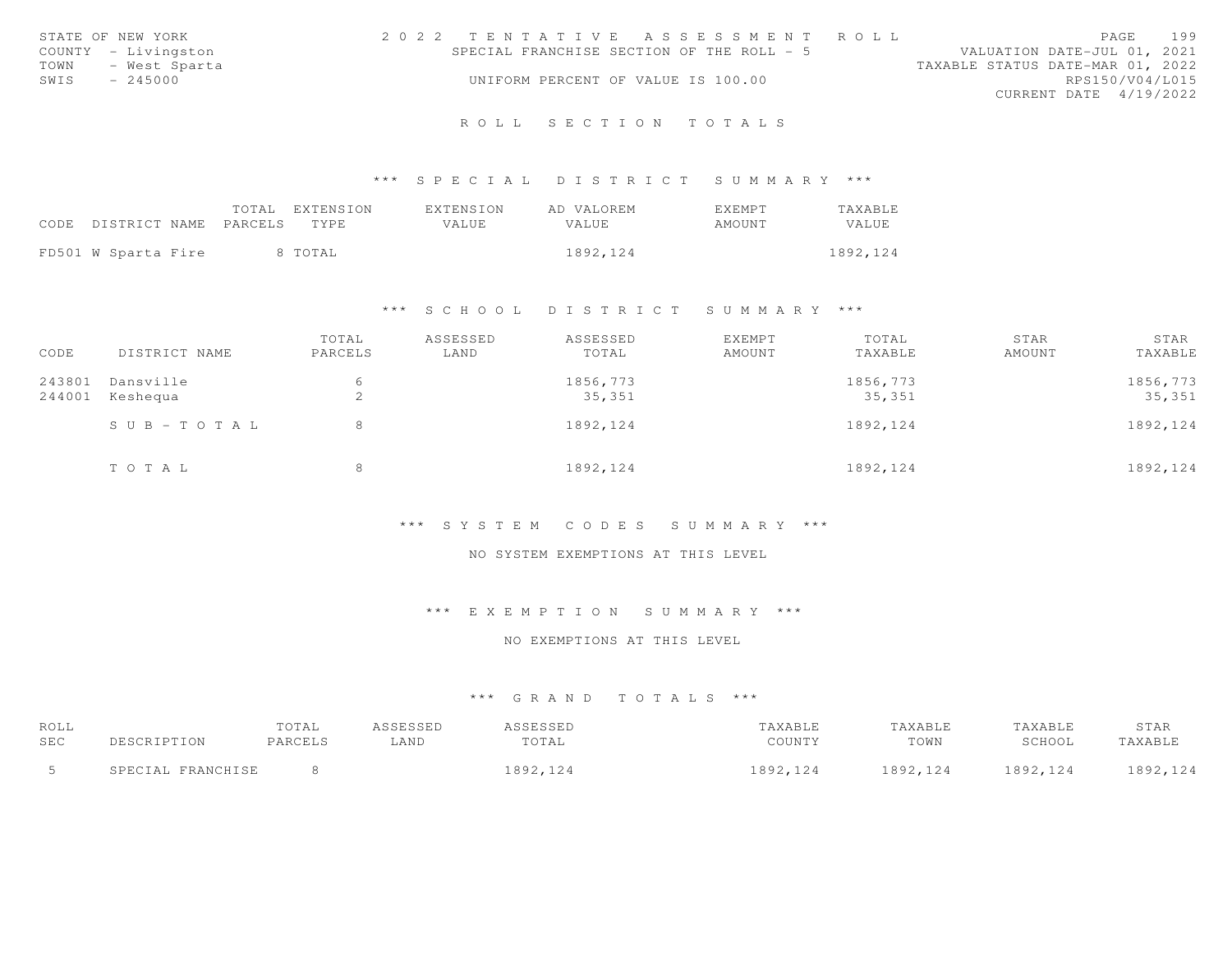STATE OF NEW YORK
COUNTY - Livingston
TOWN - West Sparta
SWIS - 245000

# 2022 TENTATIVE ASSESSMENT ROLL

SPECIAL FRANCHISE SECTION OF THE ROLL - 5

UNIFORM PERCENT OF VALUE IS 100.00

VALUATION DATE-JUL 01, 2021
TAXABLE STATUS DATE-MAR 01, 2022
RPS150/V04/L015
CURRENT DATE 4/19/2022

## ROLL SECTION TOTALS

### *** SPECIAL DISTRICT SUMMARY ***

| CODE | DISTRICT NAME | TOTAL PARCELS | EXTENSION TYPE | EXTENSION VALUE | AD VALOREM VALUE | EXEMPT AMOUNT | TAXABLE VALUE |
|---|---|---|---|---|---|---|---|
| FD501 | W Sparta Fire | 8 | TOTAL | | 1892,124 | | 1892,124 |

### *** SCHOOL DISTRICT SUMMARY ***

| CODE | DISTRICT NAME | TOTAL PARCELS | ASSESSED LAND | ASSESSED TOTAL | EXEMPT AMOUNT | TOTAL TAXABLE | STAR AMOUNT | STAR TAXABLE |
|---|---|---|---|---|---|---|---|---|
| 243801 | Dansville | 6 | | 1856,773 | | 1856,773 | | 1856,773 |
| 244001 | Keshequa | 2 | | 35,351 | | 35,351 | | 35,351 |
| | SUB-TOTAL | 8 | | 1892,124 | | 1892,124 | | 1892,124 |
| | TOTAL | 8 | | 1892,124 | | 1892,124 | | 1892,124 |

### *** SYSTEM CODES SUMMARY ***

NO SYSTEM EXEMPTIONS AT THIS LEVEL

### *** EXEMPTION SUMMARY ***

NO EXEMPTIONS AT THIS LEVEL

### *** GRAND TOTALS ***

| ROLL SEC | DESCRIPTION | TOTAL PARCELS | ASSESSED LAND | ASSESSED TOTAL | TAXABLE COUNTY | TAXABLE TOWN | TAXABLE SCHOOL | STAR TAXABLE |
|---|---|---|---|---|---|---|---|---|
| 5 | SPECIAL FRANCHISE | 8 | | 1892,124 | 1892,124 | 1892,124 | 1892,124 | 1892,124 |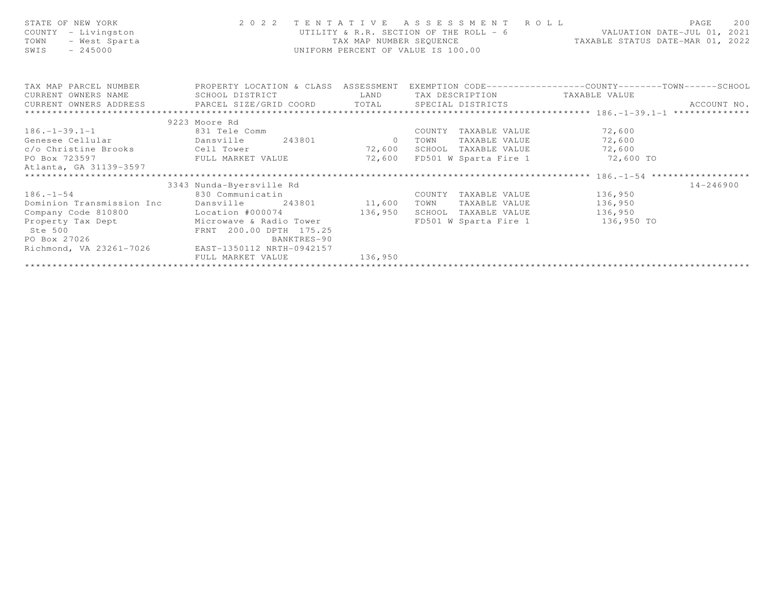STATE OF NEW YORK
COUNTY - Livingston
TOWN - West Sparta
SWIS - 245000

2 0 2 2 TENTATIVE ASSESSMENT ROLL
UTILITY & R.R. SECTION OF THE ROLL - 6
TAX MAP NUMBER SEQUENCE
UNIFORM PERCENT OF VALUE IS 100.00

VALUATION DATE-JUL 01, 2021
TAXABLE STATUS DATE-MAR 01, 2022

| TAX MAP PARCEL NUMBER / CURRENT OWNERS NAME / CURRENT OWNERS ADDRESS | PROPERTY LOCATION & CLASS / SCHOOL DISTRICT / PARCEL SIZE/GRID COORD | ASSESSMENT LAND / TOTAL | EXEMPTION CODE / TAX DESCRIPTION / SPECIAL DISTRICTS | TAXABLE VALUE (COUNTY / TOWN / SCHOOL) | ACCOUNT NO. |
|---|---|---|---|---|---|
| ****** 186.-1-39.1-1 ****** | 9223 Moore Rd | | | | |
| 186.-1-39.1-1 | 831 Tele Comm | | COUNTY TAXABLE VALUE | 72,600 | |
| Genesee Cellular | Dansville 243801 | 0 | TOWN TAXABLE VALUE | 72,600 | |
| c/o Christine Brooks | Cell Tower | 72,600 | SCHOOL TAXABLE VALUE | 72,600 | |
| PO Box 723597 | FULL MARKET VALUE | 72,600 | FD501 W Sparta Fire 1 | 72,600 TO | |
| Atlanta, GA 31139-3597 | | | | | |
| ****** 186.-1-54 ****** | 3343 Nunda-Byersville Rd | | | | 14-246900 |
| 186.-1-54 | 830 Communicatin | | COUNTY TAXABLE VALUE | 136,950 | |
| Dominion Transmission Inc | Dansville 243801 | 11,600 | TOWN TAXABLE VALUE | 136,950 | |
| Company Code 810800 | Location #000074 | 136,950 | SCHOOL TAXABLE VALUE | 136,950 | |
| Property Tax Dept | Microwave & Radio Tower | | FD501 W Sparta Fire 1 | 136,950 TO | |
| Ste 500 | FRNT 200.00 DPTH 175.25 | | | | |
| PO Box 27026 | BANKTRES-90 | | | | |
| Richmond, VA 23261-7026 | EAST-1350112 NRTH-0942157 | | | | |
| | FULL MARKET VALUE | 136,950 | | | |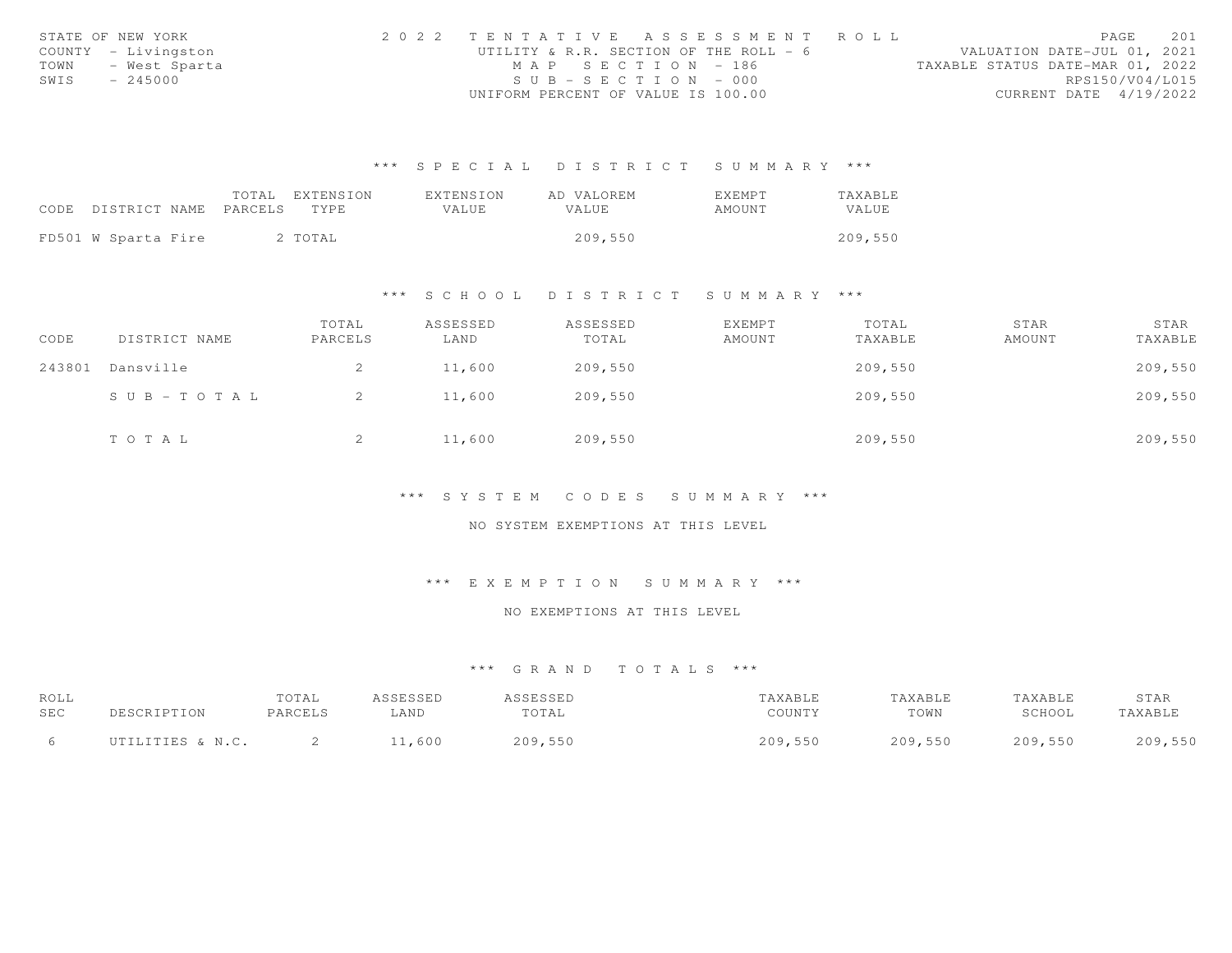STATE OF NEW YORK
COUNTY - Livingston
TOWN - West Sparta
SWIS - 245000

2022 TENTATIVE ASSESSMENT ROLL
UTILITY & R.R. SECTION OF THE ROLL - 6
MAP SECTION - 186
SUB-SECTION - 000
UNIFORM PERCENT OF VALUE IS 100.00

VALUATION DATE-JUL 01, 2021
TAXABLE STATUS DATE-MAR 01, 2022
RPS150/V04/L015
CURRENT DATE 4/19/2022

### *** SPECIAL DISTRICT SUMMARY ***

| CODE | DISTRICT NAME | TOTAL PARCELS | EXTENSION TYPE | EXTENSION VALUE | AD VALOREM VALUE | EXEMPT AMOUNT | TAXABLE VALUE |
|---|---|---|---|---|---|---|---|
| FD501 | W Sparta Fire | 2 | TOTAL | | 209,550 | | 209,550 |

### *** SCHOOL DISTRICT SUMMARY ***

| CODE | DISTRICT NAME | TOTAL PARCELS | ASSESSED LAND | ASSESSED TOTAL | EXEMPT AMOUNT | TOTAL TAXABLE | STAR AMOUNT | STAR TAXABLE |
|---|---|---|---|---|---|---|---|---|
| 243801 | Dansville | 2 | 11,600 | 209,550 | | 209,550 | | 209,550 |
| | SUB-TOTAL | 2 | 11,600 | 209,550 | | 209,550 | | 209,550 |
| | TOTAL | 2 | 11,600 | 209,550 | | 209,550 | | 209,550 |

### *** SYSTEM CODES SUMMARY ***

NO SYSTEM EXEMPTIONS AT THIS LEVEL

### *** EXEMPTION SUMMARY ***

NO EXEMPTIONS AT THIS LEVEL

### *** GRAND TOTALS ***

| ROLL SEC | DESCRIPTION | TOTAL PARCELS | ASSESSED LAND | ASSESSED TOTAL | TAXABLE COUNTY | TAXABLE TOWN | TAXABLE SCHOOL | STAR TAXABLE |
|---|---|---|---|---|---|---|---|---|
| 6 | UTILITIES & N.C. | 2 | 11,600 | 209,550 | 209,550 | 209,550 | 209,550 | 209,550 |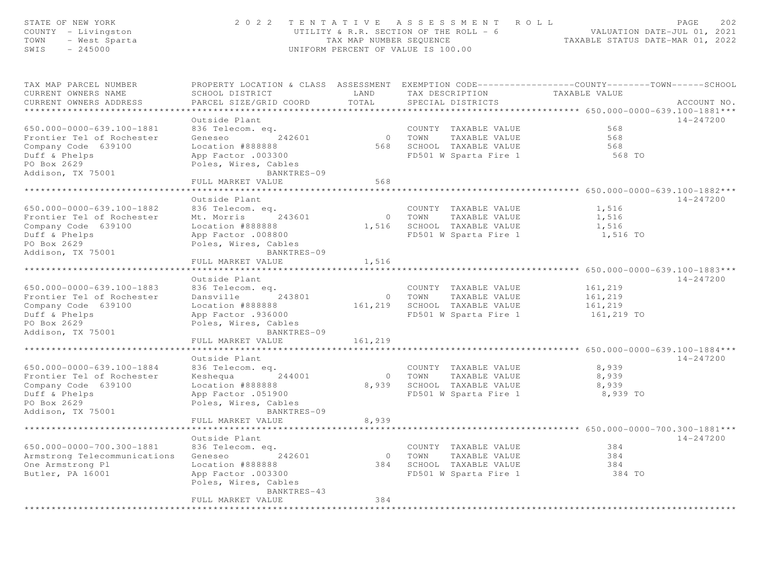STATE OF NEW YORK
COUNTY - Livingston
TOWN - West Sparta
SWIS - 245000

# 2022 TENTATIVE ASSESSMENT ROLL

UTILITY & R.R. SECTION OF THE ROLL - 6
TAX MAP NUMBER SEQUENCE
UNIFORM PERCENT OF VALUE IS 100.00

VALUATION DATE-JUL 01, 2021
TAXABLE STATUS DATE-MAR 01, 2022

| TAX MAP PARCEL NUMBER / CURRENT OWNERS NAME / CURRENT OWNERS ADDRESS | PROPERTY LOCATION & CLASS / SCHOOL DISTRICT / PARCEL SIZE/GRID COORD | ASSESSMENT LAND | ASSESSMENT TOTAL | EXEMPTION CODE / TAX DESCRIPTION / SPECIAL DISTRICTS | TAXABLE VALUE (COUNTY--TOWN--SCHOOL) | ACCOUNT NO. |
|---|---|---|---|---|---|---|
| **650.000-0000-639.100-1881** | Outside Plant | | | | | 14-247200 |
| 650.000-0000-639.100-1881 | 836 Telecom. eq. | | | COUNTY TAXABLE VALUE | 568 | |
| Frontier Tel of Rochester | Geneseo 242601 | 0 | | TOWN TAXABLE VALUE | 568 | |
| Company Code 639100 | Location #888888 | | 568 | SCHOOL TAXABLE VALUE | 568 | |
| Duff & Phelps | App Factor .003300 | | | FD501 W Sparta Fire 1 | 568 TO | |
| PO Box 2629 | Poles, Wires, Cables | | | | | |
| Addison, TX 75001 | BANKTRES-09 | | | | | |
| | FULL MARKET VALUE | | 568 | | | |
| **650.000-0000-639.100-1882** | Outside Plant | | | | | 14-247200 |
| 650.000-0000-639.100-1882 | 836 Telecom. eq. | | | COUNTY TAXABLE VALUE | 1,516 | |
| Frontier Tel of Rochester | Mt. Morris 243601 | 0 | | TOWN TAXABLE VALUE | 1,516 | |
| Company Code 639100 | Location #888888 | | 1,516 | SCHOOL TAXABLE VALUE | 1,516 | |
| Duff & Phelps | App Factor .008800 | | | FD501 W Sparta Fire 1 | 1,516 TO | |
| PO Box 2629 | Poles, Wires, Cables | | | | | |
| Addison, TX 75001 | BANKTRES-09 | | | | | |
| | FULL MARKET VALUE | | 1,516 | | | |
| **650.000-0000-639.100-1883** | Outside Plant | | | | | 14-247200 |
| 650.000-0000-639.100-1883 | 836 Telecom. eq. | | | COUNTY TAXABLE VALUE | 161,219 | |
| Frontier Tel of Rochester | Dansville 243801 | 0 | | TOWN TAXABLE VALUE | 161,219 | |
| Company Code 639100 | Location #888888 | | 161,219 | SCHOOL TAXABLE VALUE | 161,219 | |
| Duff & Phelps | App Factor .936000 | | | FD501 W Sparta Fire 1 | 161,219 TO | |
| PO Box 2629 | Poles, Wires, Cables | | | | | |
| Addison, TX 75001 | BANKTRES-09 | | | | | |
| | FULL MARKET VALUE | | 161,219 | | | |
| **650.000-0000-639.100-1884** | Outside Plant | | | | | 14-247200 |
| 650.000-0000-639.100-1884 | 836 Telecom. eq. | | | COUNTY TAXABLE VALUE | 8,939 | |
| Frontier Tel of Rochester | Keshequa 244001 | 0 | | TOWN TAXABLE VALUE | 8,939 | |
| Company Code 639100 | Location #888888 | | 8,939 | SCHOOL TAXABLE VALUE | 8,939 | |
| Duff & Phelps | App Factor .051900 | | | FD501 W Sparta Fire 1 | 8,939 TO | |
| PO Box 2629 | Poles, Wires, Cables | | | | | |
| Addison, TX 75001 | BANKTRES-09 | | | | | |
| | FULL MARKET VALUE | | 8,939 | | | |
| **650.000-0000-700.300-1881** | Outside Plant | | | | | 14-247200 |
| 650.000-0000-700.300-1881 | 836 Telecom. eq. | | | COUNTY TAXABLE VALUE | 384 | |
| Armstrong Telecommunications | Geneseo 242601 | 0 | | TOWN TAXABLE VALUE | 384 | |
| One Armstrong Pl | Location #888888 | | 384 | SCHOOL TAXABLE VALUE | 384 | |
| Butler, PA 16001 | App Factor .003300 | | | FD501 W Sparta Fire 1 | 384 TO | |
| | Poles, Wires, Cables | | | | | |
| | BANKTRES-43 | | | | | |
| | FULL MARKET VALUE | | 384 | | | |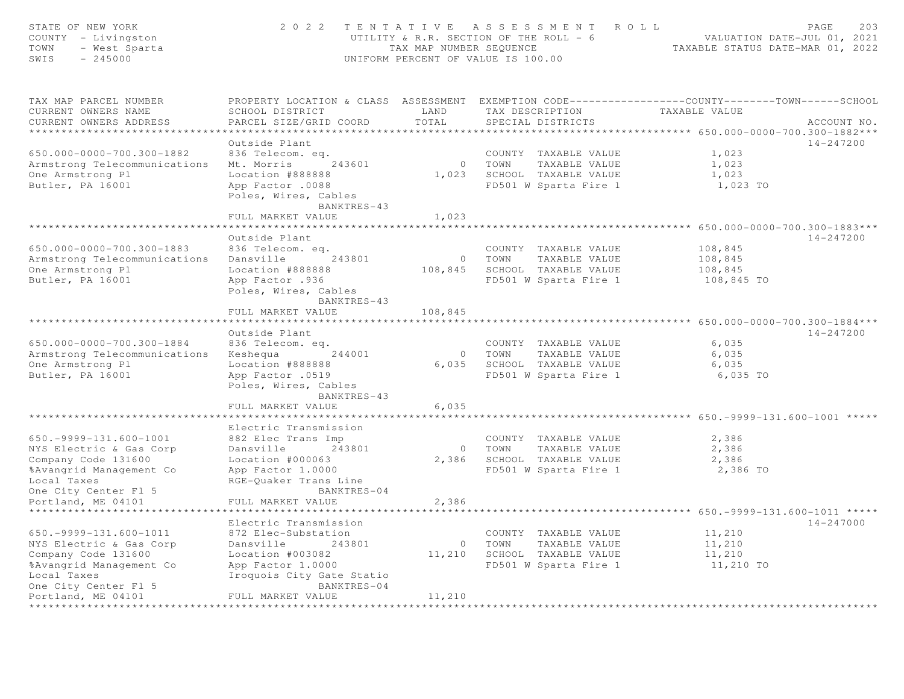STATE OF NEW YORK
COUNTY - Livingston
TOWN - West Sparta
SWIS - 245000

2022 TENTATIVE ASSESSMENT ROLL
UTILITY & R.R. SECTION OF THE ROLL - 6
TAX MAP NUMBER SEQUENCE
UNIFORM PERCENT OF VALUE IS 100.00

VALUATION DATE-JUL 01, 2021
TAXABLE STATUS DATE-MAR 01, 2022

| TAX MAP PARCEL NUMBER / CURRENT OWNERS NAME / CURRENT OWNERS ADDRESS | PROPERTY LOCATION & CLASS / SCHOOL DISTRICT / PARCEL SIZE/GRID COORD | ASSESSMENT LAND / TOTAL | EXEMPTION CODE / TAX DESCRIPTION / SPECIAL DISTRICTS | TAXABLE VALUE (COUNTY / TOWN / SCHOOL) | ACCOUNT NO. |
|---|---|---|---|---|---|
| **650.000-0000-700.300-1882** | Outside Plant | | | | 14-247200 |
| 650.000-0000-700.300-1882 | 836 Telecom. eq. | | COUNTY TAXABLE VALUE | 1,023 | |
| Armstrong Telecommunications | Mt. Morris 243601 | 0 | TOWN TAXABLE VALUE | 1,023 | |
| One Armstrong Pl | Location #888888 | 1,023 | SCHOOL TAXABLE VALUE | 1,023 | |
| Butler, PA 16001 | App Factor .0088 | | FD501 W Sparta Fire 1 | 1,023 TO | |
| | Poles, Wires, Cables | | | | |
| | BANKTRES-43 | | | | |
| | FULL MARKET VALUE | 1,023 | | | |
| **650.000-0000-700.300-1883** | Outside Plant | | | | 14-247200 |
| 650.000-0000-700.300-1883 | 836 Telecom. eq. | | COUNTY TAXABLE VALUE | 108,845 | |
| Armstrong Telecommunications | Dansville 243801 | 0 | TOWN TAXABLE VALUE | 108,845 | |
| One Armstrong Pl | Location #888888 | 108,845 | SCHOOL TAXABLE VALUE | 108,845 | |
| Butler, PA 16001 | App Factor .936 | | FD501 W Sparta Fire 1 | 108,845 TO | |
| | Poles, Wires, Cables | | | | |
| | BANKTRES-43 | | | | |
| | FULL MARKET VALUE | 108,845 | | | |
| **650.000-0000-700.300-1884** | Outside Plant | | | | 14-247200 |
| 650.000-0000-700.300-1884 | 836 Telecom. eq. | | COUNTY TAXABLE VALUE | 6,035 | |
| Armstrong Telecommunications | Keshequa 244001 | 0 | TOWN TAXABLE VALUE | 6,035 | |
| One Armstrong Pl | Location #888888 | 6,035 | SCHOOL TAXABLE VALUE | 6,035 | |
| Butler, PA 16001 | App Factor .0519 | | FD501 W Sparta Fire 1 | 6,035 TO | |
| | Poles, Wires, Cables | | | | |
| | BANKTRES-43 | | | | |
| | FULL MARKET VALUE | 6,035 | | | |
| **650.-9999-131.600-1001** | Electric Transmission | | | | |
| 650.-9999-131.600-1001 | 882 Elec Trans Imp | | COUNTY TAXABLE VALUE | 2,386 | |
| NYS Electric & Gas Corp | Dansville 243801 | 0 | TOWN TAXABLE VALUE | 2,386 | |
| Company Code 131600 | Location #000063 | 2,386 | SCHOOL TAXABLE VALUE | 2,386 | |
| %Avangrid Management Co | App Factor 1.0000 | | FD501 W Sparta Fire 1 | 2,386 TO | |
| Local Taxes | RGE-Quaker Trans Line | | | | |
| One City Center Fl 5 | BANKTRES-04 | | | | |
| Portland, ME 04101 | FULL MARKET VALUE | 2,386 | | | |
| **650.-9999-131.600-1011** | Electric Transmission | | | | 14-247000 |
| 650.-9999-131.600-1011 | 872 Elec-Substation | | COUNTY TAXABLE VALUE | 11,210 | |
| NYS Electric & Gas Corp | Dansville 243801 | 0 | TOWN TAXABLE VALUE | 11,210 | |
| Company Code 131600 | Location #003082 | 11,210 | SCHOOL TAXABLE VALUE | 11,210 | |
| %Avangrid Management Co | App Factor 1.0000 | | FD501 W Sparta Fire 1 | 11,210 TO | |
| Local Taxes | Iroquois City Gate Statio | | | | |
| One City Center Fl 5 | BANKTRES-04 | | | | |
| Portland, ME 04101 | FULL MARKET VALUE | 11,210 | | | |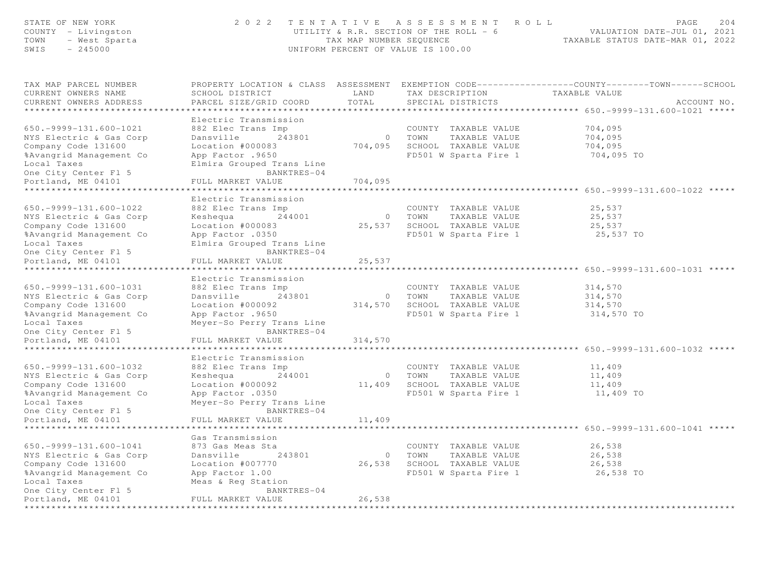STATE OF NEW YORK
COUNTY - Livingston
TOWN - West Sparta
SWIS - 245000

2022 TENTATIVE ASSESSMENT ROLL
UTILITY & R.R. SECTION OF THE ROLL - 6
TAX MAP NUMBER SEQUENCE
UNIFORM PERCENT OF VALUE IS 100.00

VALUATION DATE-JUL 01, 2021
TAXABLE STATUS DATE-MAR 01, 2022

| TAX MAP PARCEL NUMBER / CURRENT OWNERS NAME / CURRENT OWNERS ADDRESS | PROPERTY LOCATION & CLASS / SCHOOL DISTRICT / PARCEL SIZE/GRID COORD | ASSESSMENT LAND / TOTAL | EXEMPTION CODE / TAX DESCRIPTION / SPECIAL DISTRICTS | TAXABLE VALUE (COUNTY / TOWN / SCHOOL) | ACCOUNT NO. |
|---|---|---|---|---|---|
| **650.-9999-131.600-1021** | Electric Transmission | | | | |
| 650.-9999-131.600-1021 | 882 Elec Trans Imp | | COUNTY TAXABLE VALUE | 704,095 | |
| NYS Electric & Gas Corp | Dansville 243801 | 0 | TOWN TAXABLE VALUE | 704,095 | |
| Company Code 131600 | Location #000083 | 704,095 | SCHOOL TAXABLE VALUE | 704,095 | |
| %Avangrid Management Co | App Factor .9650 | | FD501 W Sparta Fire 1 | 704,095 TO | |
| Local Taxes | Elmira Grouped Trans Line | | | | |
| One City Center Fl 5 | BANKTRES-04 | | | | |
| Portland, ME 04101 | FULL MARKET VALUE | 704,095 | | | |
| **650.-9999-131.600-1022** | Electric Transmission | | | | |
| 650.-9999-131.600-1022 | 882 Elec Trans Imp | | COUNTY TAXABLE VALUE | 25,537 | |
| NYS Electric & Gas Corp | Keshequa 244001 | 0 | TOWN TAXABLE VALUE | 25,537 | |
| Company Code 131600 | Location #000083 | 25,537 | SCHOOL TAXABLE VALUE | 25,537 | |
| %Avangrid Management Co | App Factor .0350 | | FD501 W Sparta Fire 1 | 25,537 TO | |
| Local Taxes | Elmira Grouped Trans Line | | | | |
| One City Center Fl 5 | BANKTRES-04 | | | | |
| Portland, ME 04101 | FULL MARKET VALUE | 25,537 | | | |
| **650.-9999-131.600-1031** | Electric Transmission | | | | |
| 650.-9999-131.600-1031 | 882 Elec Trans Imp | | COUNTY TAXABLE VALUE | 314,570 | |
| NYS Electric & Gas Corp | Dansville 243801 | 0 | TOWN TAXABLE VALUE | 314,570 | |
| Company Code 131600 | Location #000092 | 314,570 | SCHOOL TAXABLE VALUE | 314,570 | |
| %Avangrid Management Co | App Factor .9650 | | FD501 W Sparta Fire 1 | 314,570 TO | |
| Local Taxes | Meyer-So Perry Trans Line | | | | |
| One City Center Fl 5 | BANKTRES-04 | | | | |
| Portland, ME 04101 | FULL MARKET VALUE | 314,570 | | | |
| **650.-9999-131.600-1032** | Electric Transmission | | | | |
| 650.-9999-131.600-1032 | 882 Elec Trans Imp | | COUNTY TAXABLE VALUE | 11,409 | |
| NYS Electric & Gas Corp | Keshequa 244001 | 0 | TOWN TAXABLE VALUE | 11,409 | |
| Company Code 131600 | Location #000092 | 11,409 | SCHOOL TAXABLE VALUE | 11,409 | |
| %Avangrid Management Co | App Factor .0350 | | FD501 W Sparta Fire 1 | 11,409 TO | |
| Local Taxes | Meyer-So Perry Trans Line | | | | |
| One City Center Fl 5 | BANKTRES-04 | | | | |
| Portland, ME 04101 | FULL MARKET VALUE | 11,409 | | | |
| **650.-9999-131.600-1041** | Gas Transmission | | | | |
| 650.-9999-131.600-1041 | 873 Gas Meas Sta | | COUNTY TAXABLE VALUE | 26,538 | |
| NYS Electric & Gas Corp | Dansville 243801 | 0 | TOWN TAXABLE VALUE | 26,538 | |
| Company Code 131600 | Location #007770 | 26,538 | SCHOOL TAXABLE VALUE | 26,538 | |
| %Avangrid Management Co | App Factor 1.00 | | FD501 W Sparta Fire 1 | 26,538 TO | |
| Local Taxes | Meas & Reg Station | | | | |
| One City Center Fl 5 | BANKTRES-04 | | | | |
| Portland, ME 04101 | FULL MARKET VALUE | 26,538 | | | |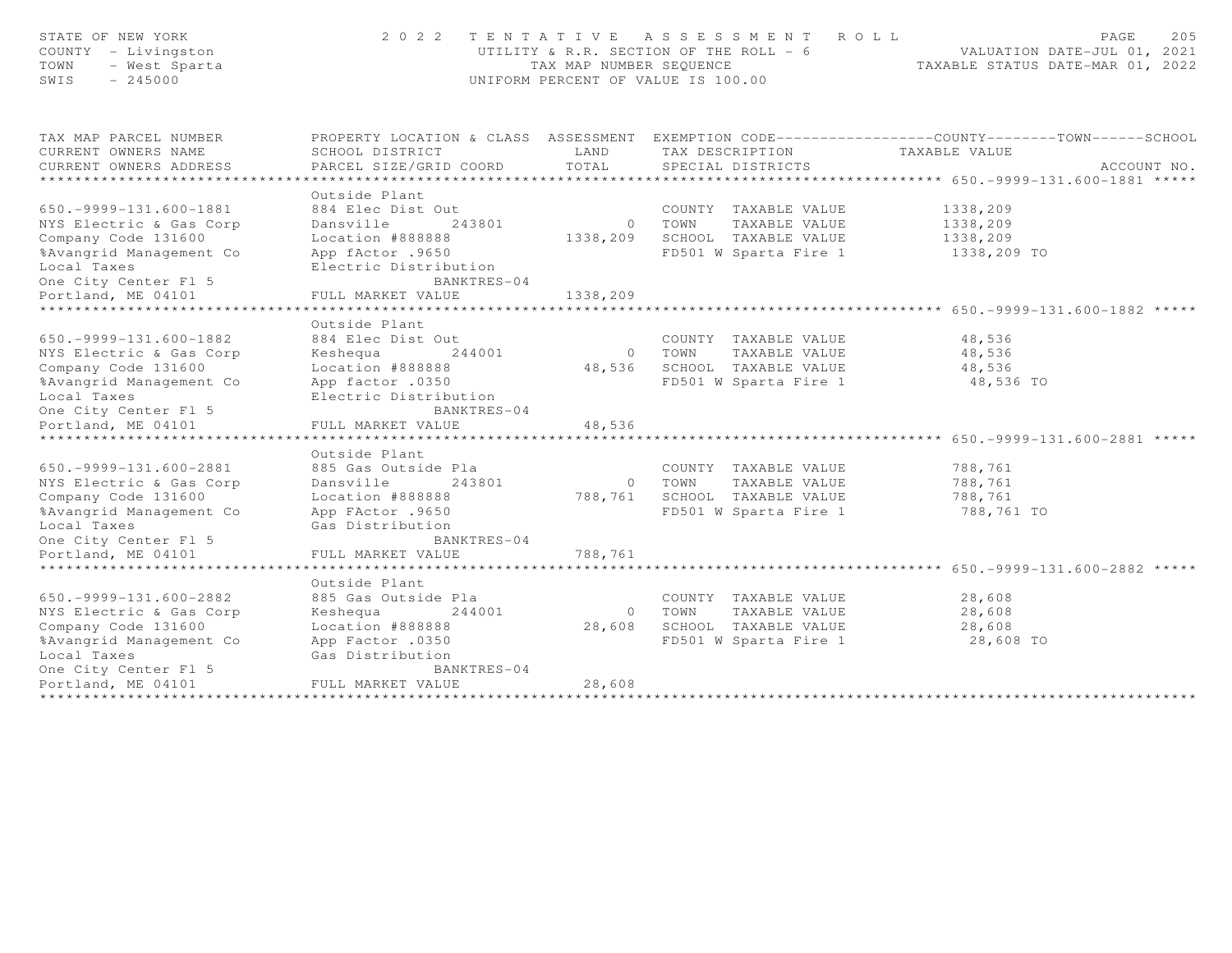STATE OF NEW YORK
COUNTY - Livingston
TOWN - West Sparta
SWIS - 245000

# 2022 TENTATIVE ASSESSMENT ROLL

UTILITY & R.R. SECTION OF THE ROLL - 6
TAX MAP NUMBER SEQUENCE
UNIFORM PERCENT OF VALUE IS 100.00

VALUATION DATE-JUL 01, 2021
TAXABLE STATUS DATE-MAR 01, 2022

| TAX MAP PARCEL NUMBER / CURRENT OWNERS NAME / CURRENT OWNERS ADDRESS | PROPERTY LOCATION & CLASS / SCHOOL DISTRICT / PARCEL SIZE/GRID COORD | ASSESSMENT LAND / TOTAL | EXEMPTION CODE / TAX DESCRIPTION / SPECIAL DISTRICTS | TAXABLE VALUE (COUNTY / TOWN / SCHOOL) | ACCOUNT NO. |
|---|---|---|---|---|---|
| **650.-9999-131.600-1881** | Outside Plant | | | | |
| 650.-9999-131.600-1881 | 884 Elec Dist Out | | COUNTY TAXABLE VALUE | 1338,209 | |
| NYS Electric & Gas Corp | Dansville 243801 | 0 | TOWN TAXABLE VALUE | 1338,209 | |
| Company Code 131600 | Location #888888 | 1338,209 | SCHOOL TAXABLE VALUE | 1338,209 | |
| %Avangrid Management Co | App fActor .9650 | | FD501 W Sparta Fire 1 | 1338,209 TO | |
| Local Taxes | Electric Distribution | | | | |
| One City Center Fl 5 | BANKTRES-04 | | | | |
| Portland, ME 04101 | FULL MARKET VALUE | 1338,209 | | | |
| **650.-9999-131.600-1882** | Outside Plant | | | | |
| 650.-9999-131.600-1882 | 884 Elec Dist Out | | COUNTY TAXABLE VALUE | 48,536 | |
| NYS Electric & Gas Corp | Keshequa 244001 | 0 | TOWN TAXABLE VALUE | 48,536 | |
| Company Code 131600 | Location #888888 | 48,536 | SCHOOL TAXABLE VALUE | 48,536 | |
| %Avangrid Management Co | App factor .0350 | | FD501 W Sparta Fire 1 | 48,536 TO | |
| Local Taxes | Electric Distribution | | | | |
| One City Center Fl 5 | BANKTRES-04 | | | | |
| Portland, ME 04101 | FULL MARKET VALUE | 48,536 | | | |
| **650.-9999-131.600-2881** | Outside Plant | | | | |
| 650.-9999-131.600-2881 | 885 Gas Outside Pla | | COUNTY TAXABLE VALUE | 788,761 | |
| NYS Electric & Gas Corp | Dansville 243801 | 0 | TOWN TAXABLE VALUE | 788,761 | |
| Company Code 131600 | Location #888888 | 788,761 | SCHOOL TAXABLE VALUE | 788,761 | |
| %Avangrid Management Co | App FActor .9650 | | FD501 W Sparta Fire 1 | 788,761 TO | |
| Local Taxes | Gas Distribution | | | | |
| One City Center Fl 5 | BANKTRES-04 | | | | |
| Portland, ME 04101 | FULL MARKET VALUE | 788,761 | | | |
| **650.-9999-131.600-2882** | Outside Plant | | | | |
| 650.-9999-131.600-2882 | 885 Gas Outside Pla | | COUNTY TAXABLE VALUE | 28,608 | |
| NYS Electric & Gas Corp | Keshequa 244001 | 0 | TOWN TAXABLE VALUE | 28,608 | |
| Company Code 131600 | Location #888888 | 28,608 | SCHOOL TAXABLE VALUE | 28,608 | |
| %Avangrid Management Co | App Factor .0350 | | FD501 W Sparta Fire 1 | 28,608 TO | |
| Local Taxes | Gas Distribution | | | | |
| One City Center Fl 5 | BANKTRES-04 | | | | |
| Portland, ME 04101 | FULL MARKET VALUE | 28,608 | | | |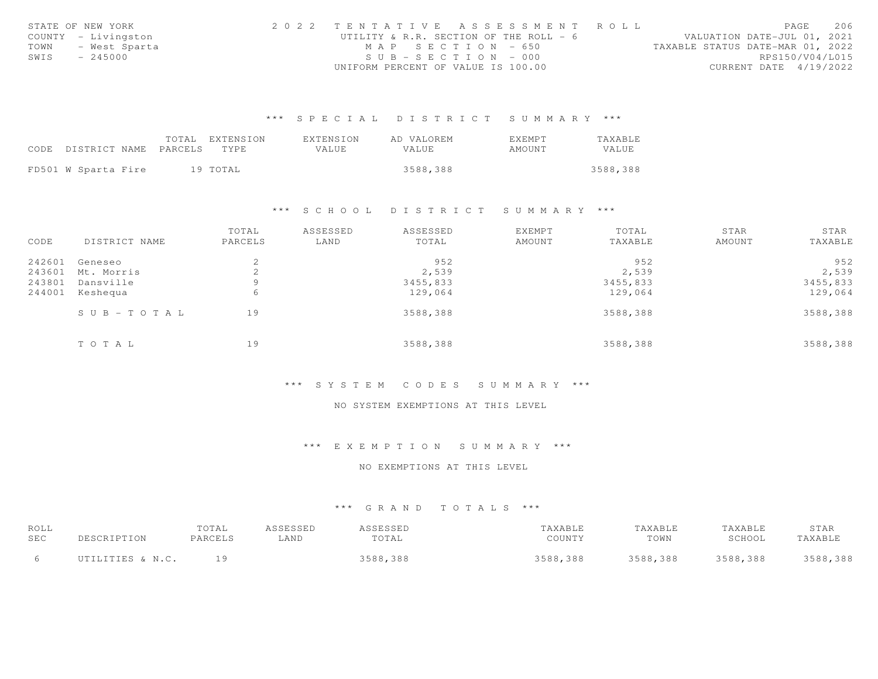STATE OF NEW YORK
COUNTY - Livingston
TOWN - West Sparta
SWIS - 245000

2022 TENTATIVE ASSESSMENT ROLL
UTILITY & R.R. SECTION OF THE ROLL - 6
MAP SECTION - 650
SUB-SECTION - 000
UNIFORM PERCENT OF VALUE IS 100.00

VALUATION DATE-JUL 01, 2021
TAXABLE STATUS DATE-MAR 01, 2022
RPS150/V04/L015
CURRENT DATE 4/19/2022

## *** SPECIAL DISTRICT SUMMARY ***

| CODE DISTRICT NAME | TOTAL PARCELS | EXTENSION TYPE | EXTENSION VALUE | AD VALOREM VALUE | EXEMPT AMOUNT | TAXABLE VALUE |
|---|---|---|---|---|---|---|
| FD501 W Sparta Fire | 19 | TOTAL | | 3588,388 | | 3588,388 |

## *** SCHOOL DISTRICT SUMMARY ***

| CODE | DISTRICT NAME | TOTAL PARCELS | ASSESSED LAND | ASSESSED TOTAL | EXEMPT AMOUNT | TOTAL TAXABLE | STAR AMOUNT | STAR TAXABLE |
|---|---|---|---|---|---|---|---|---|
| 242601 | Geneseo | 2 | | 952 | | 952 | | 952 |
| 243601 | Mt. Morris | 2 | | 2,539 | | 2,539 | | 2,539 |
| 243801 | Dansville | 9 | | 3455,833 | | 3455,833 | | 3455,833 |
| 244001 | Keshequa | 6 | | 129,064 | | 129,064 | | 129,064 |
| | SUB-TOTAL | 19 | | 3588,388 | | 3588,388 | | 3588,388 |
| | TOTAL | 19 | | 3588,388 | | 3588,388 | | 3588,388 |

## *** SYSTEM CODES SUMMARY ***

NO SYSTEM EXEMPTIONS AT THIS LEVEL

## *** EXEMPTION SUMMARY ***

NO EXEMPTIONS AT THIS LEVEL

## *** GRAND TOTALS ***

| ROLL SEC | DESCRIPTION | TOTAL PARCELS | ASSESSED LAND | ASSESSED TOTAL | TAXABLE COUNTY | TAXABLE TOWN | TAXABLE SCHOOL | STAR TAXABLE |
|---|---|---|---|---|---|---|---|---|
| 6 | UTILITIES & N.C. | 19 | | 3588,388 | 3588,388 | 3588,388 | 3588,388 | 3588,388 |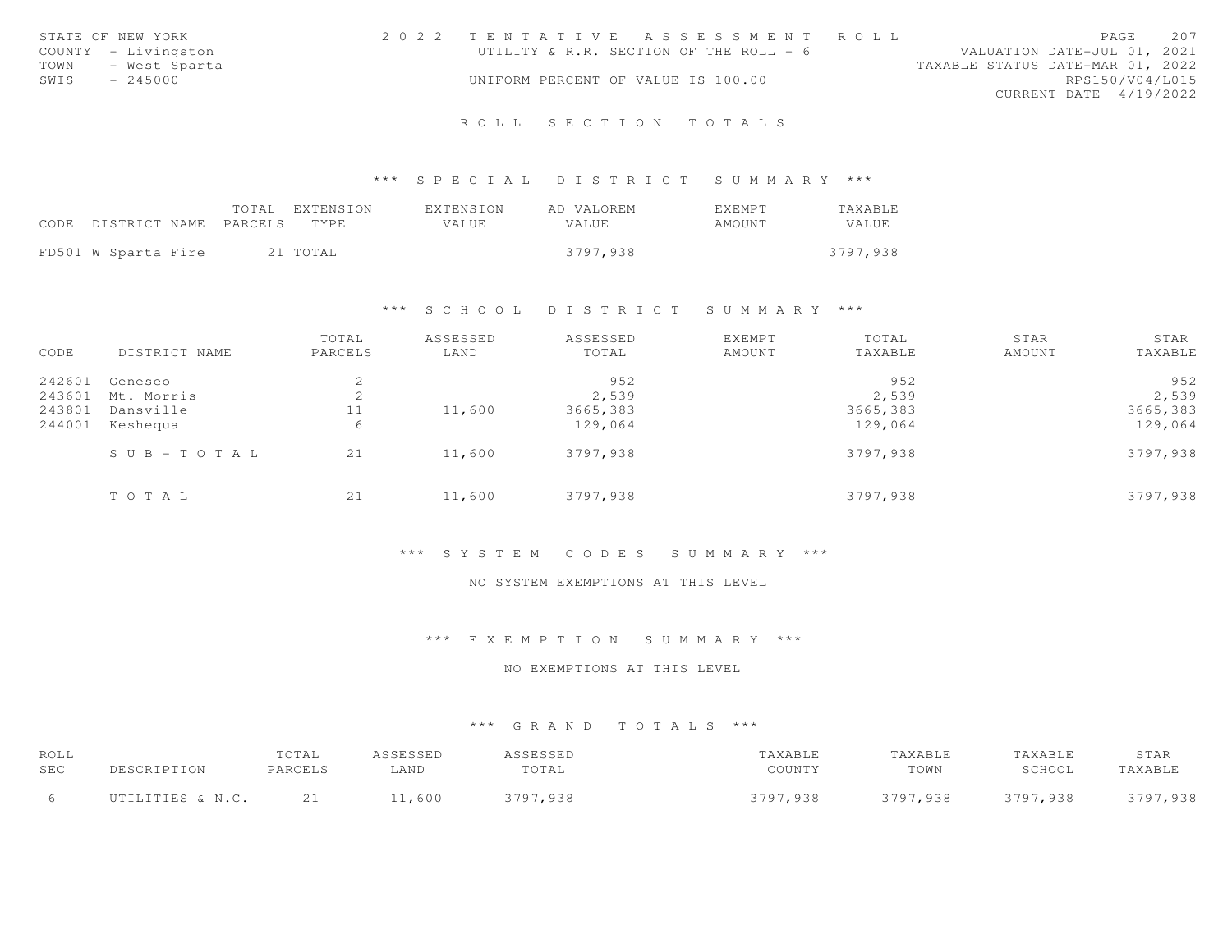STATE OF NEW YORK
COUNTY - Livingston
TOWN - West Sparta
SWIS - 245000

# 2022 TENTATIVE ASSESSMENT ROLL

UTILITY & R.R. SECTION OF THE ROLL - 6

UNIFORM PERCENT OF VALUE IS 100.00

VALUATION DATE-JUL 01, 2021
TAXABLE STATUS DATE-MAR 01, 2022
RPS150/V04/L015
CURRENT DATE 4/19/2022

## ROLL SECTION TOTALS

### *** SPECIAL DISTRICT SUMMARY ***

| CODE | DISTRICT NAME | TOTAL PARCELS | EXTENSION TYPE | EXTENSION VALUE | AD VALOREM VALUE | EXEMPT AMOUNT | TAXABLE VALUE |
|---|---|---|---|---|---|---|---|
| FD501 | W Sparta Fire | 21 | TOTAL | | 3797,938 | | 3797,938 |

### *** SCHOOL DISTRICT SUMMARY ***

| CODE | DISTRICT NAME | TOTAL PARCELS | ASSESSED LAND | ASSESSED TOTAL | EXEMPT AMOUNT | TOTAL TAXABLE | STAR AMOUNT | STAR TAXABLE |
|---|---|---|---|---|---|---|---|---|
| 242601 | Geneseo | 2 | | 952 | | 952 | | 952 |
| 243601 | Mt. Morris | 2 | | 2,539 | | 2,539 | | 2,539 |
| 243801 | Dansville | 11 | 11,600 | 3665,383 | | 3665,383 | | 3665,383 |
| 244001 | Keshequa | 6 | | 129,064 | | 129,064 | | 129,064 |
| | SUB-TOTAL | 21 | 11,600 | 3797,938 | | 3797,938 | | 3797,938 |
| | TOTAL | 21 | 11,600 | 3797,938 | | 3797,938 | | 3797,938 |

### *** SYSTEM CODES SUMMARY ***

NO SYSTEM EXEMPTIONS AT THIS LEVEL

### *** EXEMPTION SUMMARY ***

NO EXEMPTIONS AT THIS LEVEL

### *** GRAND TOTALS ***

| ROLL SEC | DESCRIPTION | TOTAL PARCELS | ASSESSED LAND | ASSESSED TOTAL | TAXABLE COUNTY | TAXABLE TOWN | TAXABLE SCHOOL | STAR TAXABLE |
|---|---|---|---|---|---|---|---|---|
| 6 | UTILITIES & N.C. | 21 | 11,600 | 3797,938 | 3797,938 | 3797,938 | 3797,938 | 3797,938 |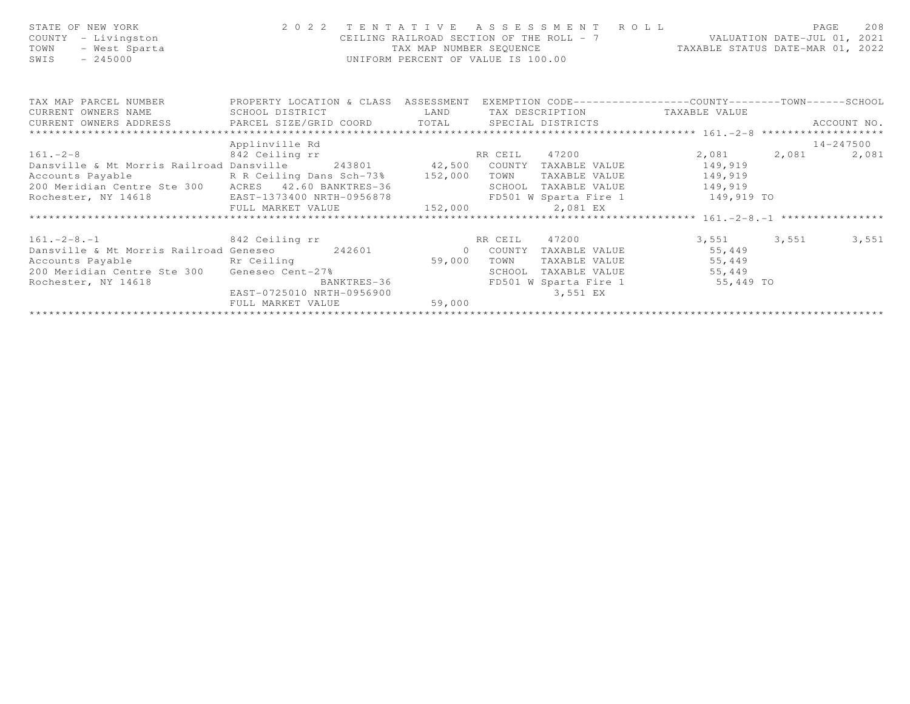STATE OF NEW YORK
COUNTY - Livingston
TOWN - West Sparta
SWIS - 245000

2022 TENTATIVE ASSESSMENT ROLL
CEILING RAILROAD SECTION OF THE ROLL - 7
TAX MAP NUMBER SEQUENCE
UNIFORM PERCENT OF VALUE IS 100.00

VALUATION DATE-JUL 01, 2021
TAXABLE STATUS DATE-MAR 01, 2022

| TAX MAP PARCEL NUMBER / CURRENT OWNERS NAME / CURRENT OWNERS ADDRESS | PROPERTY LOCATION & CLASS / SCHOOL DISTRICT / PARCEL SIZE/GRID COORD | ASSESSMENT LAND | ASSESSMENT TOTAL | EXEMPTION CODE / TAX DESCRIPTION / SPECIAL DISTRICTS | COUNTY TAXABLE VALUE | TOWN | SCHOOL | ACCOUNT NO. |
|---|---|---|---|---|---|---|---|---|
| 161.-2-8 | Applinville Rd | | | | | | | 14-247500 |
| 161.-2-8 | 842 Ceiling rr | | | RR CEIL 47200 | 2,081 | 2,081 | 2,081 | |
| Dansville & Mt Morris Railroad | Dansville 243801 | 42,500 | | COUNTY TAXABLE VALUE | 149,919 | | | |
| Accounts Payable | R R Ceiling Dans Sch-73% | | 152,000 | TOWN TAXABLE VALUE | 149,919 | | | |
| 200 Meridian Centre Ste 300 | ACRES 42.60 BANKTRES-36 | | | SCHOOL TAXABLE VALUE | 149,919 | | | |
| Rochester, NY 14618 | EAST-1373400 NRTH-0956878 | | | FD501 W Sparta Fire 1 | 149,919 TO | | | |
| | FULL MARKET VALUE | | 152,000 | 2,081 EX | | | | |
| 161.-2-8.-1 | 842 Ceiling rr | | | RR CEIL 47200 | 3,551 | 3,551 | 3,551 | |
| Dansville & Mt Morris Railroad | Geneseo 242601 | 0 | | COUNTY TAXABLE VALUE | 55,449 | | | |
| Accounts Payable | Rr Ceiling | | 59,000 | TOWN TAXABLE VALUE | 55,449 | | | |
| 200 Meridian Centre Ste 300 | Geneseo Cent-27% | | | SCHOOL TAXABLE VALUE | 55,449 | | | |
| Rochester, NY 14618 | BANKTRES-36 | | | FD501 W Sparta Fire 1 | 55,449 TO | | | |
| | EAST-0725010 NRTH-0956900 | | | 3,551 EX | | | | |
| | FULL MARKET VALUE | | 59,000 | | | | | |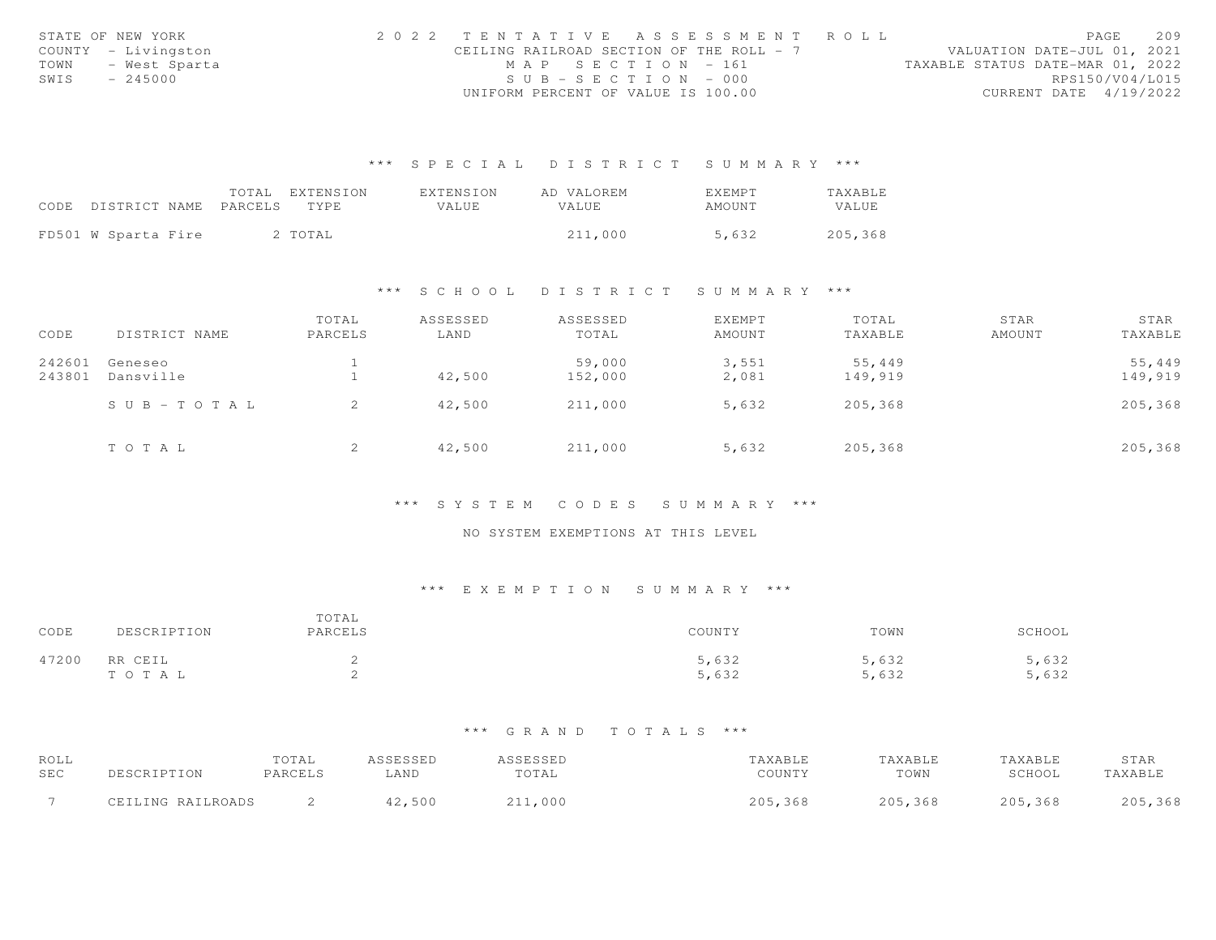STATE OF NEW YORK
COUNTY - Livingston
TOWN - West Sparta
SWIS - 245000

2022 TENTATIVE ASSESSMENT ROLL
CEILING RAILROAD SECTION OF THE ROLL - 7
MAP SECTION - 161
SUB-SECTION - 000
UNIFORM PERCENT OF VALUE IS 100.00

VALUATION DATE-JUL 01, 2021
TAXABLE STATUS DATE-MAR 01, 2022
RPS150/V04/L015
CURRENT DATE 4/19/2022

## *** SPECIAL DISTRICT SUMMARY ***

| CODE DISTRICT NAME | TOTAL PARCELS | EXTENSION TYPE | EXTENSION VALUE | AD VALOREM VALUE | EXEMPT AMOUNT | TAXABLE VALUE |
|---|---|---|---|---|---|---|
| FD501 W Sparta Fire | 2 | TOTAL | | 211,000 | 5,632 | 205,368 |

## *** SCHOOL DISTRICT SUMMARY ***

| CODE | DISTRICT NAME | TOTAL PARCELS | ASSESSED LAND | ASSESSED TOTAL | EXEMPT AMOUNT | TOTAL TAXABLE | STAR AMOUNT | STAR TAXABLE |
|---|---|---|---|---|---|---|---|---|
| 242601 | Geneseo | 1 | | 59,000 | 3,551 | 55,449 | | 55,449 |
| 243801 | Dansville | 1 | 42,500 | 152,000 | 2,081 | 149,919 | | 149,919 |
| | SUB-TOTAL | 2 | 42,500 | 211,000 | 5,632 | 205,368 | | 205,368 |
| | TOTAL | 2 | 42,500 | 211,000 | 5,632 | 205,368 | | 205,368 |

## *** SYSTEM CODES SUMMARY ***

NO SYSTEM EXEMPTIONS AT THIS LEVEL

## *** EXEMPTION SUMMARY ***

| CODE | DESCRIPTION | TOTAL PARCELS | COUNTY | TOWN | SCHOOL |
|---|---|---|---|---|---|
| 47200 | RR CEIL | 2 | 5,632 | 5,632 | 5,632 |
| | TOTAL | 2 | 5,632 | 5,632 | 5,632 |

## *** GRAND TOTALS ***

| ROLL SEC | DESCRIPTION | TOTAL PARCELS | ASSESSED LAND | ASSESSED TOTAL | TAXABLE COUNTY | TAXABLE TOWN | TAXABLE SCHOOL | STAR TAXABLE |
|---|---|---|---|---|---|---|---|---|
| 7 | CEILING RAILROADS | 2 | 42,500 | 211,000 | 205,368 | 205,368 | 205,368 | 205,368 |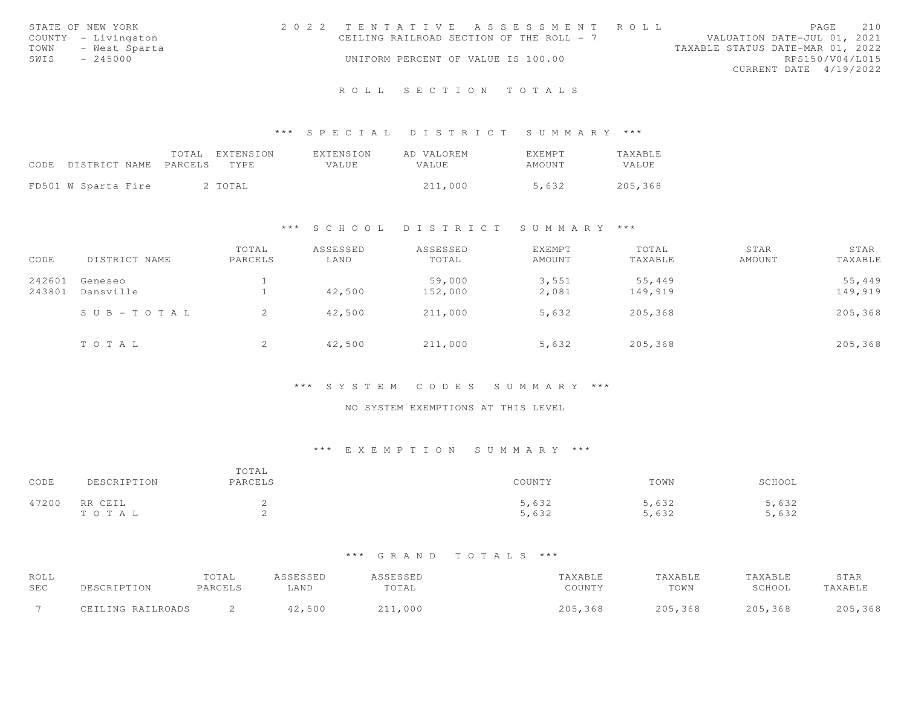STATE OF NEW YORK
COUNTY - Livingston
TOWN - West Sparta
SWIS - 245000

2 0 2 2 TENTATIVE ASSESSMENT ROLL
CEILING RAILROAD SECTION OF THE ROLL - 7
UNIFORM PERCENT OF VALUE IS 100.00

VALUATION DATE-JUL 01, 2021
TAXABLE STATUS DATE-MAR 01, 2022
RPS150/V04/L015
CURRENT DATE 4/19/2022

## ROLL SECTION TOTALS

### *** SPECIAL DISTRICT SUMMARY ***

| CODE | DISTRICT NAME | TOTAL PARCELS | EXTENSION TYPE | EXTENSION VALUE | AD VALOREM VALUE | EXEMPT AMOUNT | TAXABLE VALUE |
|---|---|---|---|---|---|---|---|
| FD501 | W Sparta Fire | 2 | TOTAL | | 211,000 | 5,632 | 205,368 |

### *** SCHOOL DISTRICT SUMMARY ***

| CODE | DISTRICT NAME | TOTAL PARCELS | ASSESSED LAND | ASSESSED TOTAL | EXEMPT AMOUNT | TOTAL TAXABLE | STAR AMOUNT | STAR TAXABLE |
|---|---|---|---|---|---|---|---|---|
| 242601 | Geneseo | 1 | | 59,000 | 3,551 | 55,449 | | 55,449 |
| 243801 | Dansville | 1 | 42,500 | 152,000 | 2,081 | 149,919 | | 149,919 |
| | SUB-TOTAL | 2 | 42,500 | 211,000 | 5,632 | 205,368 | | 205,368 |
| | TOTAL | 2 | 42,500 | 211,000 | 5,632 | 205,368 | | 205,368 |

### *** SYSTEM CODES SUMMARY ***

NO SYSTEM EXEMPTIONS AT THIS LEVEL

### *** EXEMPTION SUMMARY ***

| CODE | DESCRIPTION | TOTAL PARCELS | COUNTY | TOWN | SCHOOL |
|---|---|---|---|---|---|
| 47200 | RR CEIL | 2 | 5,632 | 5,632 | 5,632 |
| | TOTAL | 2 | 5,632 | 5,632 | 5,632 |

### *** GRAND TOTALS ***

| ROLL SEC | DESCRIPTION | TOTAL PARCELS | ASSESSED LAND | ASSESSED TOTAL | TAXABLE COUNTY | TAXABLE TOWN | TAXABLE SCHOOL | STAR TAXABLE |
|---|---|---|---|---|---|---|---|---|
| 7 | CEILING RAILROADS | 2 | 42,500 | 211,000 | 205,368 | 205,368 | 205,368 | 205,368 |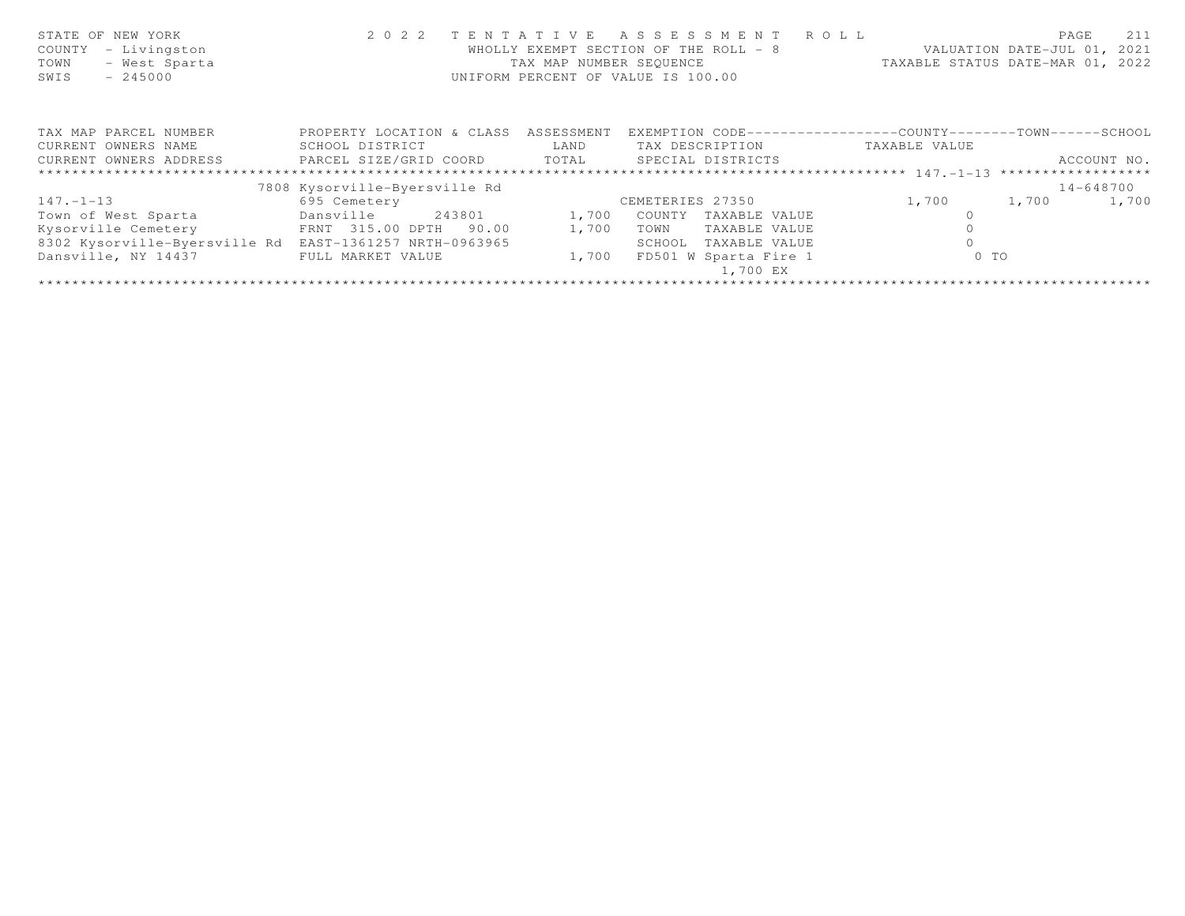STATE OF NEW YORK
COUNTY - Livingston
TOWN - West Sparta
SWIS - 245000

2 0 2 2 T E N T A T I V E A S S E S S M E N T R O L L
WHOLLY EXEMPT SECTION OF THE ROLL - 8
TAX MAP NUMBER SEQUENCE
UNIFORM PERCENT OF VALUE IS 100.00

VALUATION DATE-JUL 01, 2021
TAXABLE STATUS DATE-MAR 01, 2022

| TAX MAP PARCEL NUMBER / CURRENT OWNERS NAME / CURRENT OWNERS ADDRESS | PROPERTY LOCATION & CLASS / SCHOOL DISTRICT / PARCEL SIZE/GRID COORD | ASSESSMENT LAND / TOTAL | EXEMPTION CODE / TAX DESCRIPTION / SPECIAL DISTRICTS | COUNTY TAXABLE VALUE | TOWN | SCHOOL / ACCOUNT NO. |
|---|---|---|---|---|---|---|
| 147.-1-13 | 7808 Kysorville-Byersville Rd | | | | | 14-648700 |
| 147.-1-13 | 695 Cemetery | | CEMETERIES 27350 | 1,700 | 1,700 | 1,700 |
| Town of West Sparta | Dansville 243801 | 1,700 | COUNTY TAXABLE VALUE | 0 | | |
| Kysorville Cemetery | FRNT 315.00 DPTH 90.00 | 1,700 | TOWN TAXABLE VALUE | 0 | | |
| 8302 Kysorville-Byersville Rd | EAST-1361257 NRTH-0963965 | | SCHOOL TAXABLE VALUE | 0 | | |
| Dansville, NY 14437 | FULL MARKET VALUE | 1,700 | FD501 W Sparta Fire 1 | 0 TO | | |
| | | | 1,700 EX | | | |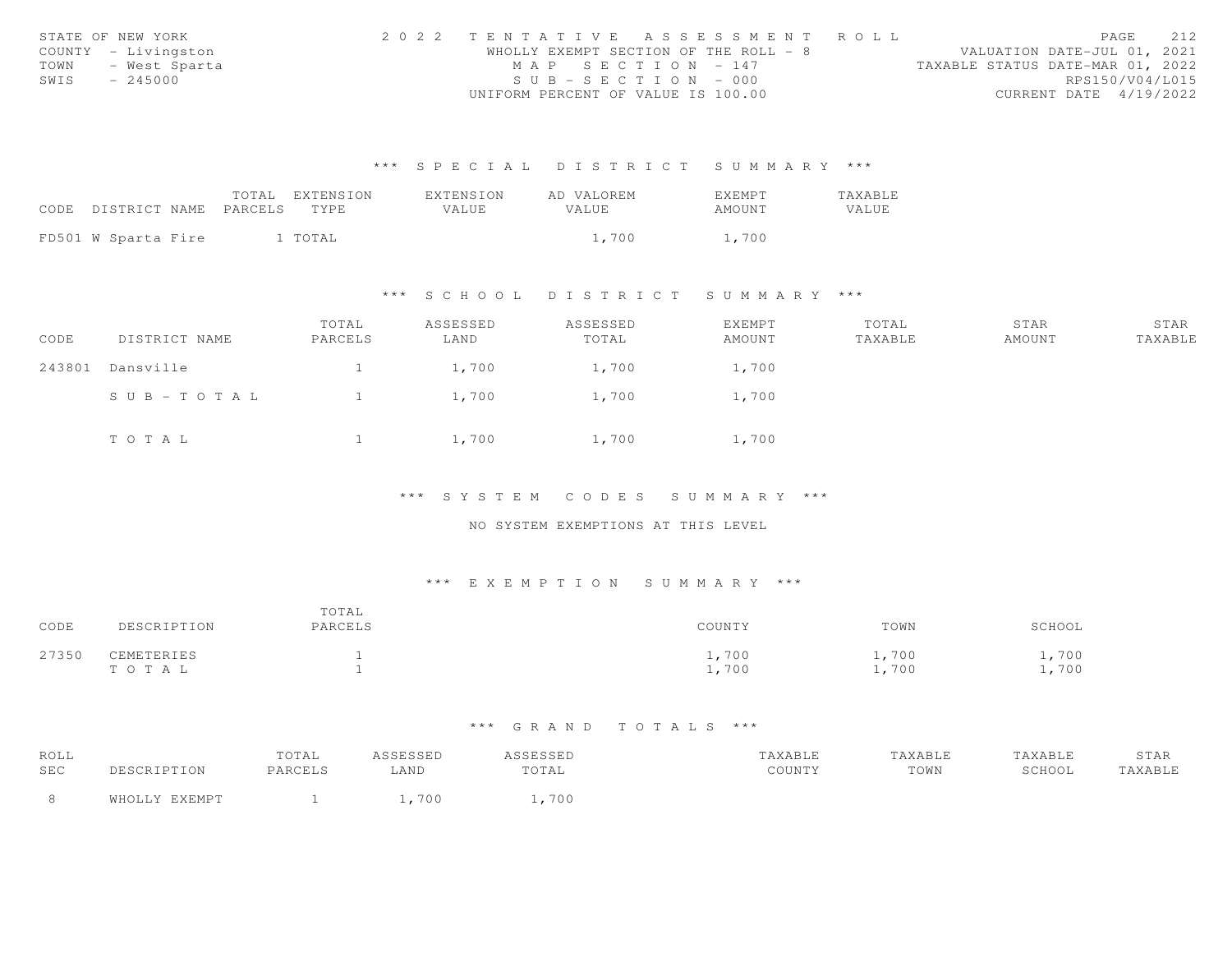STATE OF NEW YORK
COUNTY - Livingston
TOWN - West Sparta
SWIS - 245000

2022 TENTATIVE ASSESSMENT ROLL
WHOLLY EXEMPT SECTION OF THE ROLL - 8
MAP SECTION - 147
SUB-SECTION - 000
UNIFORM PERCENT OF VALUE IS 100.00

VALUATION DATE-JUL 01, 2021
TAXABLE STATUS DATE-MAR 01, 2022
RPS150/V04/L015
CURRENT DATE 4/19/2022

## *** SPECIAL DISTRICT SUMMARY ***

| CODE | DISTRICT NAME | TOTAL PARCELS | EXTENSION TYPE | EXTENSION VALUE | AD VALOREM VALUE | EXEMPT AMOUNT | TAXABLE VALUE |
|---|---|---|---|---|---|---|---|
| FD501 | W Sparta Fire | 1 | TOTAL | | 1,700 | 1,700 | |

## *** SCHOOL DISTRICT SUMMARY ***

| CODE | DISTRICT NAME | TOTAL PARCELS | ASSESSED LAND | ASSESSED TOTAL | EXEMPT AMOUNT | TOTAL TAXABLE | STAR AMOUNT | STAR TAXABLE |
|---|---|---|---|---|---|---|---|---|
| 243801 | Dansville | 1 | 1,700 | 1,700 | 1,700 | | | |
| | SUB-TOTAL | 1 | 1,700 | 1,700 | 1,700 | | | |
| | TOTAL | 1 | 1,700 | 1,700 | 1,700 | | | |

## *** SYSTEM CODES SUMMARY ***

NO SYSTEM EXEMPTIONS AT THIS LEVEL

## *** EXEMPTION SUMMARY ***

| CODE | DESCRIPTION | TOTAL PARCELS | COUNTY | TOWN | SCHOOL |
|---|---|---|---|---|---|
| 27350 | CEMETERIES | 1 | 1,700 | 1,700 | 1,700 |
| | TOTAL | 1 | 1,700 | 1,700 | 1,700 |

## *** GRAND TOTALS ***

| ROLL SEC | DESCRIPTION | TOTAL PARCELS | ASSESSED LAND | ASSESSED TOTAL | TAXABLE COUNTY | TAXABLE TOWN | TAXABLE SCHOOL | STAR TAXABLE |
|---|---|---|---|---|---|---|---|---|
| 8 | WHOLLY EXEMPT | 1 | 1,700 | 1,700 | | | | |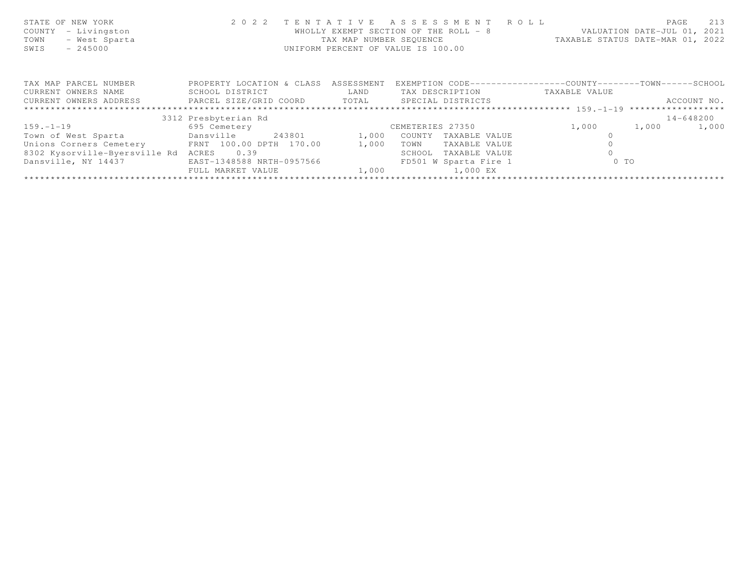STATE OF NEW YORK | COUNTY - Livingston | TOWN - West Sparta | SWIS - 245000

**2022 TENTATIVE ASSESSMENT ROLL**
WHOLLY EXEMPT SECTION OF THE ROLL - 8
TAX MAP NUMBER SEQUENCE
UNIFORM PERCENT OF VALUE IS 100.00

VALUATION DATE-JUL 01, 2021
TAXABLE STATUS DATE-MAR 01, 2022

| TAX MAP PARCEL NUMBER / CURRENT OWNERS NAME / CURRENT OWNERS ADDRESS | PROPERTY LOCATION & CLASS / SCHOOL DISTRICT / PARCEL SIZE/GRID COORD | ASSESSMENT LAND / TOTAL | EXEMPTION CODE / TAX DESCRIPTION / SPECIAL DISTRICTS | COUNTY | TOWN | SCHOOL |
|---|---|---|---|---|---|---|
| 159.-1-19 (ACCOUNT NO. 14-648200) | 3312 Presbyterian Rd | | | | | |
| 159.-1-19 | 695 Cemetery | | CEMETERIES 27350 | 1,000 | 1,000 | 1,000 |
| Town of West Sparta | Dansville 243801 | 1,000 | COUNTY TAXABLE VALUE | 0 | | |
| Unions Corners Cemetery | FRNT 100.00 DPTH 170.00 | 1,000 | TOWN TAXABLE VALUE | 0 | | |
| 8302 Kysorville-Byersville Rd | ACRES 0.39 | | SCHOOL TAXABLE VALUE | 0 | | |
| Dansville, NY 14437 | EAST-1348588 NRTH-0957566 | | FD501 W Sparta Fire 1 | 0 TO | | |
| | FULL MARKET VALUE | 1,000 | 1,000 EX | | | |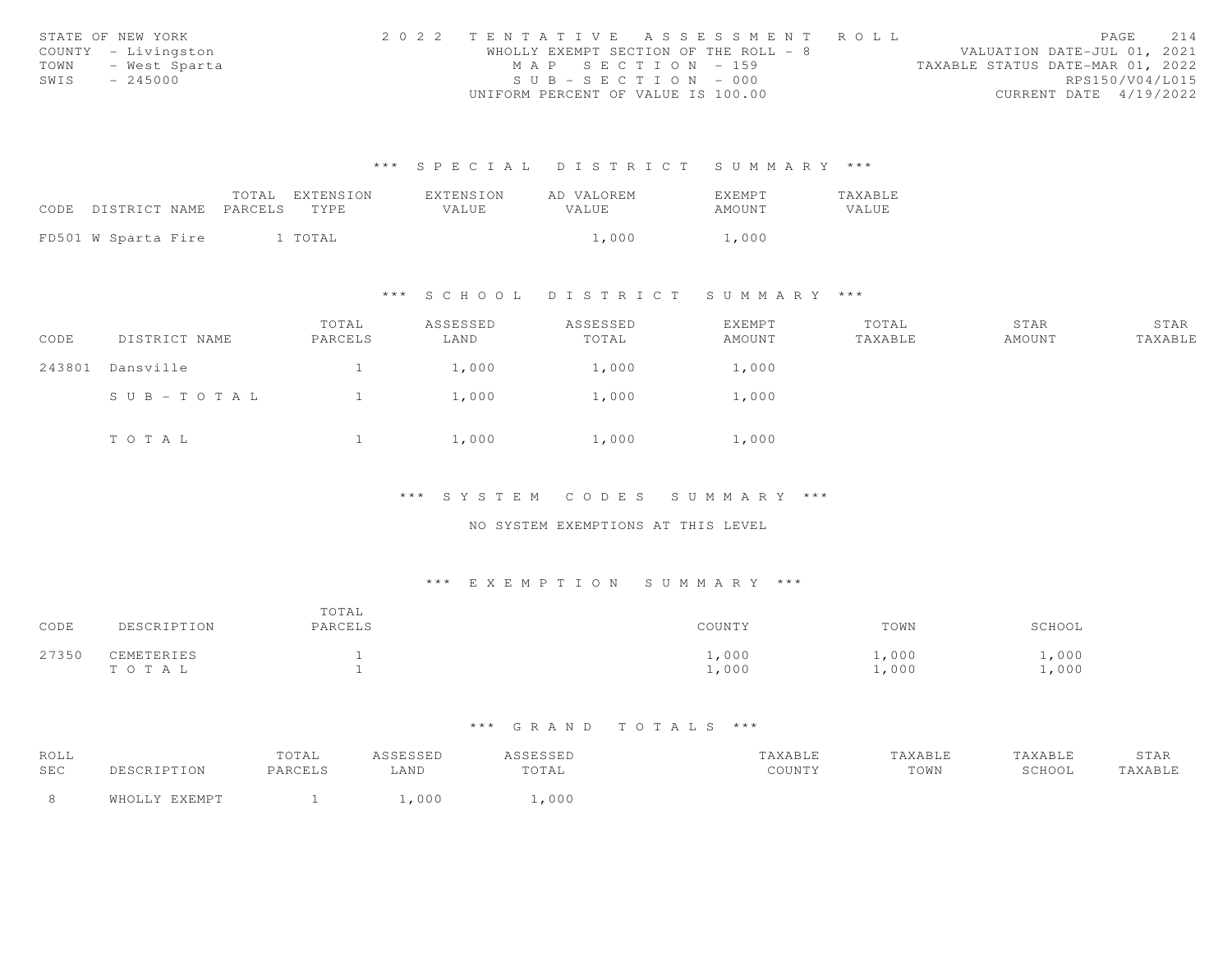STATE OF NEW YORK | COUNTY - Livingston | TOWN - West Sparta | SWIS - 245000

2 0 2 2 TENTATIVE ASSESSMENT ROLL
WHOLLY EXEMPT SECTION OF THE ROLL - 8
MAP SECTION - 159
SUB-SECTION - 000
UNIFORM PERCENT OF VALUE IS 100.00

VALUATION DATE-JUL 01, 2021
TAXABLE STATUS DATE-MAR 01, 2022
RPS150/V04/L015
CURRENT DATE 4/19/2022

## *** SPECIAL DISTRICT SUMMARY ***

| CODE | DISTRICT NAME | TOTAL PARCELS | EXTENSION TYPE | EXTENSION VALUE | AD VALOREM VALUE | EXEMPT AMOUNT | TAXABLE VALUE |
|---|---|---|---|---|---|---|---|
| FD501 | W Sparta Fire | 1 | TOTAL | | 1,000 | 1,000 | |

## *** SCHOOL DISTRICT SUMMARY ***

| CODE | DISTRICT NAME | TOTAL PARCELS | ASSESSED LAND | ASSESSED TOTAL | EXEMPT AMOUNT | TOTAL TAXABLE | STAR AMOUNT | STAR TAXABLE |
|---|---|---|---|---|---|---|---|---|
| 243801 | Dansville | 1 | 1,000 | 1,000 | 1,000 | | | |
| | SUB-TOTAL | 1 | 1,000 | 1,000 | 1,000 | | | |
| | TOTAL | 1 | 1,000 | 1,000 | 1,000 | | | |

## *** SYSTEM CODES SUMMARY ***

NO SYSTEM EXEMPTIONS AT THIS LEVEL

## *** EXEMPTION SUMMARY ***

| CODE | DESCRIPTION | TOTAL PARCELS | COUNTY | TOWN | SCHOOL |
|---|---|---|---|---|---|
| 27350 | CEMETERIES | 1 | 1,000 | 1,000 | 1,000 |
| | TOTAL | 1 | 1,000 | 1,000 | 1,000 |

## *** GRAND TOTALS ***

| ROLL SEC | DESCRIPTION | TOTAL PARCELS | ASSESSED LAND | ASSESSED TOTAL | TAXABLE COUNTY | TAXABLE TOWN | TAXABLE SCHOOL | STAR TAXABLE |
|---|---|---|---|---|---|---|---|---|
| 8 | WHOLLY EXEMPT | 1 | 1,000 | 1,000 | | | | |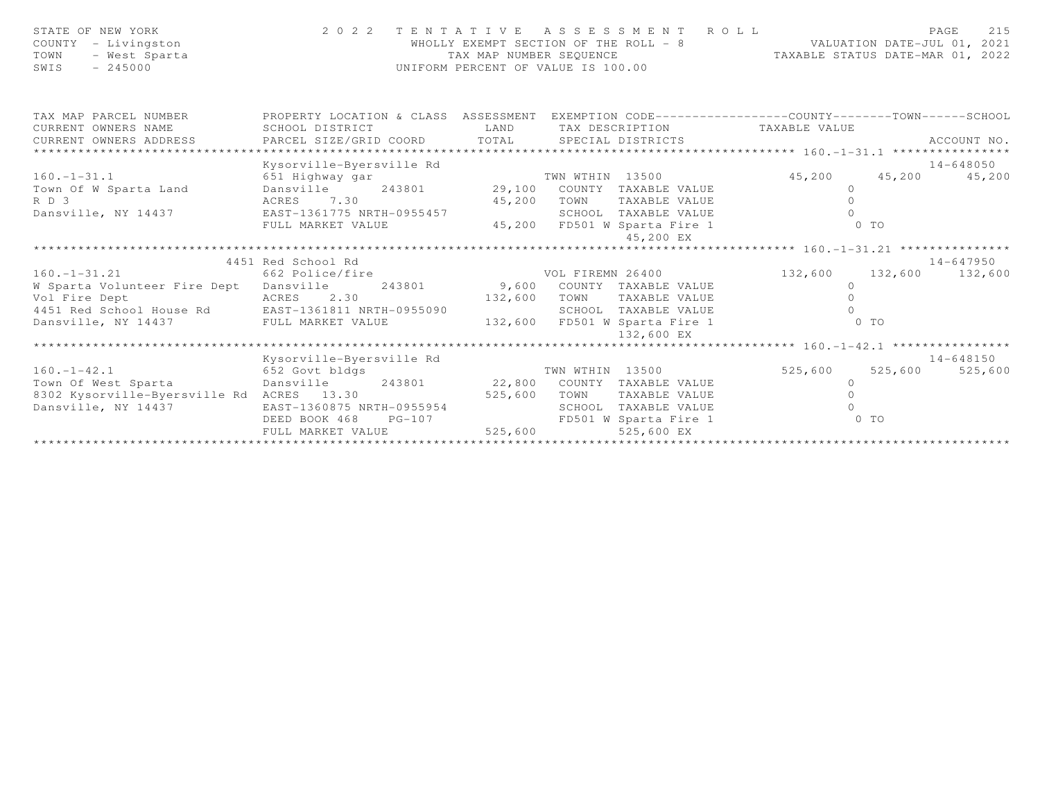STATE OF NEW YORK
COUNTY - Livingston
TOWN - West Sparta
SWIS - 245000

2 0 2 2 TENTATIVE ASSESSMENT ROLL
WHOLLY EXEMPT SECTION OF THE ROLL - 8
TAX MAP NUMBER SEQUENCE
UNIFORM PERCENT OF VALUE IS 100.00

VALUATION DATE-JUL 01, 2021
TAXABLE STATUS DATE-MAR 01, 2022

| TAX MAP PARCEL NUMBER / CURRENT OWNERS NAME / CURRENT OWNERS ADDRESS | PROPERTY LOCATION & CLASS / SCHOOL DISTRICT / PARCEL SIZE/GRID COORD | ASSESSMENT LAND / TOTAL | EXEMPTION CODE / TAX DESCRIPTION / SPECIAL DISTRICTS | COUNTY TAXABLE VALUE | TOWN | SCHOOL | ACCOUNT NO. |
|---|---|---|---|---|---|---|---|
| 160.-1-31.1 | Kysorville-Byersville Rd | | | | | | 14-648050 |
| | 651 Highway gar | | TWN WTHIN 13500 | 45,200 | 45,200 | 45,200 | |
| Town Of W Sparta Land | Dansville 243801 | 29,100 | COUNTY TAXABLE VALUE | 0 | | | |
| R D 3 | ACRES 7.30 | 45,200 | TOWN TAXABLE VALUE | 0 | | | |
| Dansville, NY 14437 | EAST-1361775 NRTH-0955457 | | SCHOOL TAXABLE VALUE | 0 | | | |
| | FULL MARKET VALUE | 45,200 | FD501 W Sparta Fire 1 45,200 EX | 0 TO | | | |
| 160.-1-31.21 | 4451 Red School Rd | | | | | | 14-647950 |
| | 662 Police/fire | | VOL FIREMN 26400 | 132,600 | 132,600 | 132,600 | |
| W Sparta Volunteer Fire Dept | Dansville 243801 | 9,600 | COUNTY TAXABLE VALUE | 0 | | | |
| Vol Fire Dept | ACRES 2.30 | 132,600 | TOWN TAXABLE VALUE | 0 | | | |
| 4451 Red School House Rd | EAST-1361811 NRTH-0955090 | | SCHOOL TAXABLE VALUE | 0 | | | |
| Dansville, NY 14437 | FULL MARKET VALUE | 132,600 | FD501 W Sparta Fire 1 132,600 EX | 0 TO | | | |
| 160.-1-42.1 | Kysorville-Byersville Rd | | | | | | 14-648150 |
| | 652 Govt bldgs | | TWN WTHIN 13500 | 525,600 | 525,600 | 525,600 | |
| Town Of West Sparta | Dansville 243801 | 22,800 | COUNTY TAXABLE VALUE | 0 | | | |
| 8302 Kysorville-Byersville Rd | ACRES 13.30 | 525,600 | TOWN TAXABLE VALUE | 0 | | | |
| Dansville, NY 14437 | EAST-1360875 NRTH-0955954 | | SCHOOL TAXABLE VALUE | 0 | | | |
| | DEED BOOK 468 PG-107 | | FD501 W Sparta Fire 1 | 0 TO | | | |
| | FULL MARKET VALUE | 525,600 | 525,600 EX | | | | |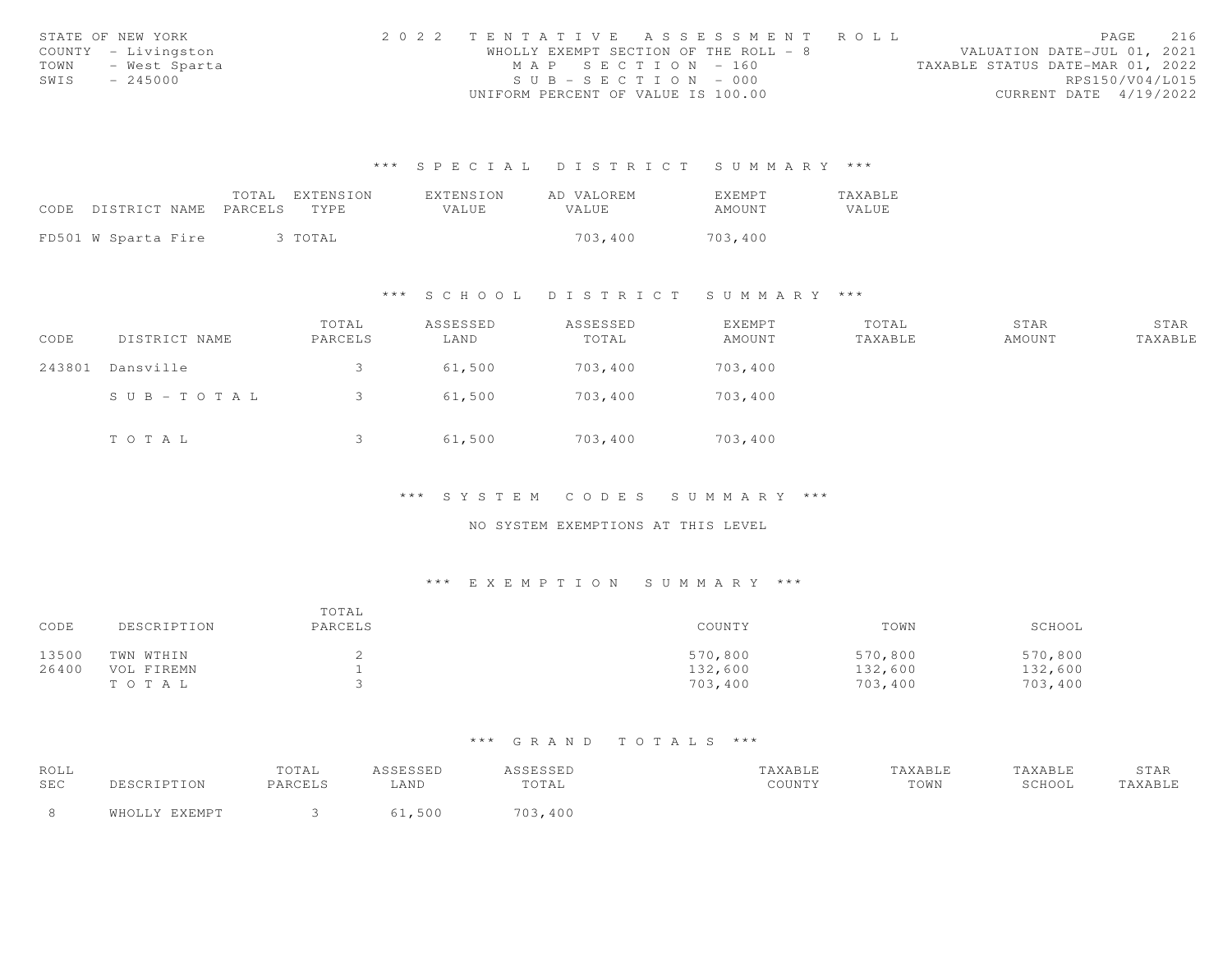STATE OF NEW YORK
COUNTY - Livingston
TOWN - West Sparta
SWIS - 245000

2022 TENTATIVE ASSESSMENT ROLL
WHOLLY EXEMPT SECTION OF THE ROLL - 8
MAP SECTION - 160
SUB-SECTION - 000
UNIFORM PERCENT OF VALUE IS 100.00

VALUATION DATE-JUL 01, 2021
TAXABLE STATUS DATE-MAR 01, 2022
RPS150/V04/L015
CURRENT DATE 4/19/2022

### *** SPECIAL DISTRICT SUMMARY ***

| CODE | DISTRICT NAME | TOTAL PARCELS | EXTENSION TYPE | EXTENSION VALUE | AD VALOREM VALUE | EXEMPT AMOUNT | TAXABLE VALUE |
|---|---|---|---|---|---|---|---|
| FD501 | W Sparta Fire | 3 | TOTAL | | 703,400 | 703,400 | |

### *** SCHOOL DISTRICT SUMMARY ***

| CODE | DISTRICT NAME | TOTAL PARCELS | ASSESSED LAND | ASSESSED TOTAL | EXEMPT AMOUNT | TOTAL TAXABLE | STAR AMOUNT | STAR TAXABLE |
|---|---|---|---|---|---|---|---|---|
| 243801 | Dansville | 3 | 61,500 | 703,400 | 703,400 | | | |
| | SUB-TOTAL | 3 | 61,500 | 703,400 | 703,400 | | | |
| | TOTAL | 3 | 61,500 | 703,400 | 703,400 | | | |

### *** SYSTEM CODES SUMMARY ***

NO SYSTEM EXEMPTIONS AT THIS LEVEL

### *** EXEMPTION SUMMARY ***

| CODE | DESCRIPTION | TOTAL PARCELS | COUNTY | TOWN | SCHOOL |
|---|---|---|---|---|---|
| 13500 | TWN WTHIN | 2 | 570,800 | 570,800 | 570,800 |
| 26400 | VOL FIREMN | 1 | 132,600 | 132,600 | 132,600 |
| | TOTAL | 3 | 703,400 | 703,400 | 703,400 |

### *** GRAND TOTALS ***

| ROLL SEC | DESCRIPTION | TOTAL PARCELS | ASSESSED LAND | ASSESSED TOTAL | TAXABLE COUNTY | TAXABLE TOWN | TAXABLE SCHOOL | STAR TAXABLE |
|---|---|---|---|---|---|---|---|---|
| 8 | WHOLLY EXEMPT | 3 | 61,500 | 703,400 | | | | |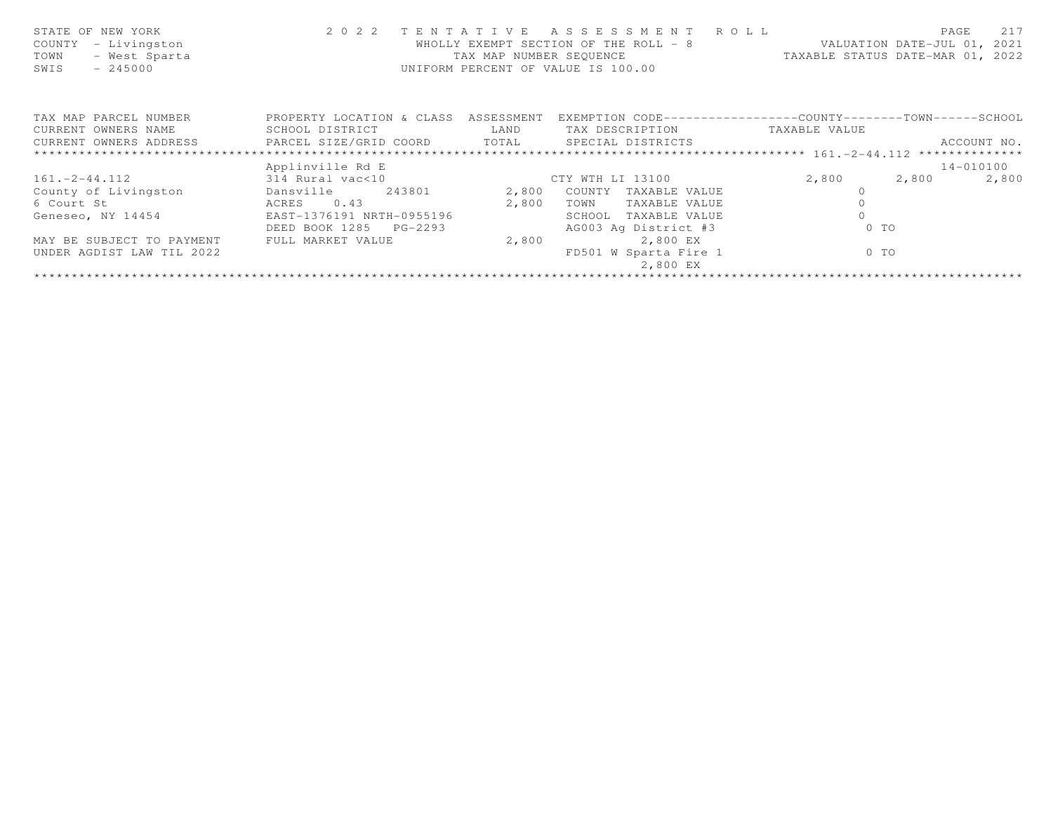STATE OF NEW YORK — 2022 TENTATIVE ASSESSMENT ROLL
COUNTY - Livingston — WHOLLY EXEMPT SECTION OF THE ROLL - 8 — VALUATION DATE-JUL 01, 2021
TOWN - West Sparta — TAX MAP NUMBER SEQUENCE — TAXABLE STATUS DATE-MAR 01, 2022
SWIS - 245000 — UNIFORM PERCENT OF VALUE IS 100.00

| TAX MAP PARCEL NUMBER / CURRENT OWNERS NAME / CURRENT OWNERS ADDRESS | PROPERTY LOCATION & CLASS / SCHOOL DISTRICT / PARCEL SIZE/GRID COORD | ASSESSMENT LAND / TOTAL | EXEMPTION CODE / TAX DESCRIPTION / SPECIAL DISTRICTS | COUNTY TAXABLE VALUE | TOWN | SCHOOL / ACCOUNT NO. |
|---|---|---|---|---|---|---|
| 161.-2-44.112 | Applinville Rd E | | | | | 14-010100 |
| 161.-2-44.112 | 314 Rural vac<10 | | CTY WTH LI 13100 | 2,800 | 2,800 | 2,800 |
| County of Livingston | Dansville 243801 | 2,800 | COUNTY TAXABLE VALUE | 0 | | |
| 6 Court St | ACRES 0.43 | 2,800 | TOWN TAXABLE VALUE | 0 | | |
| Geneseo, NY 14454 | EAST-1376191 NRTH-0955196 | | SCHOOL TAXABLE VALUE | 0 | | |
| | DEED BOOK 1285 PG-2293 | | AG003 Ag District #3 | 0 TO | | |
| MAY BE SUBJECT TO PAYMENT | FULL MARKET VALUE | 2,800 | 2,800 EX | | | |
| UNDER AGDIST LAW TIL 2022 | | | FD501 W Sparta Fire 1 | 0 TO | | |
| | | | 2,800 EX | | | |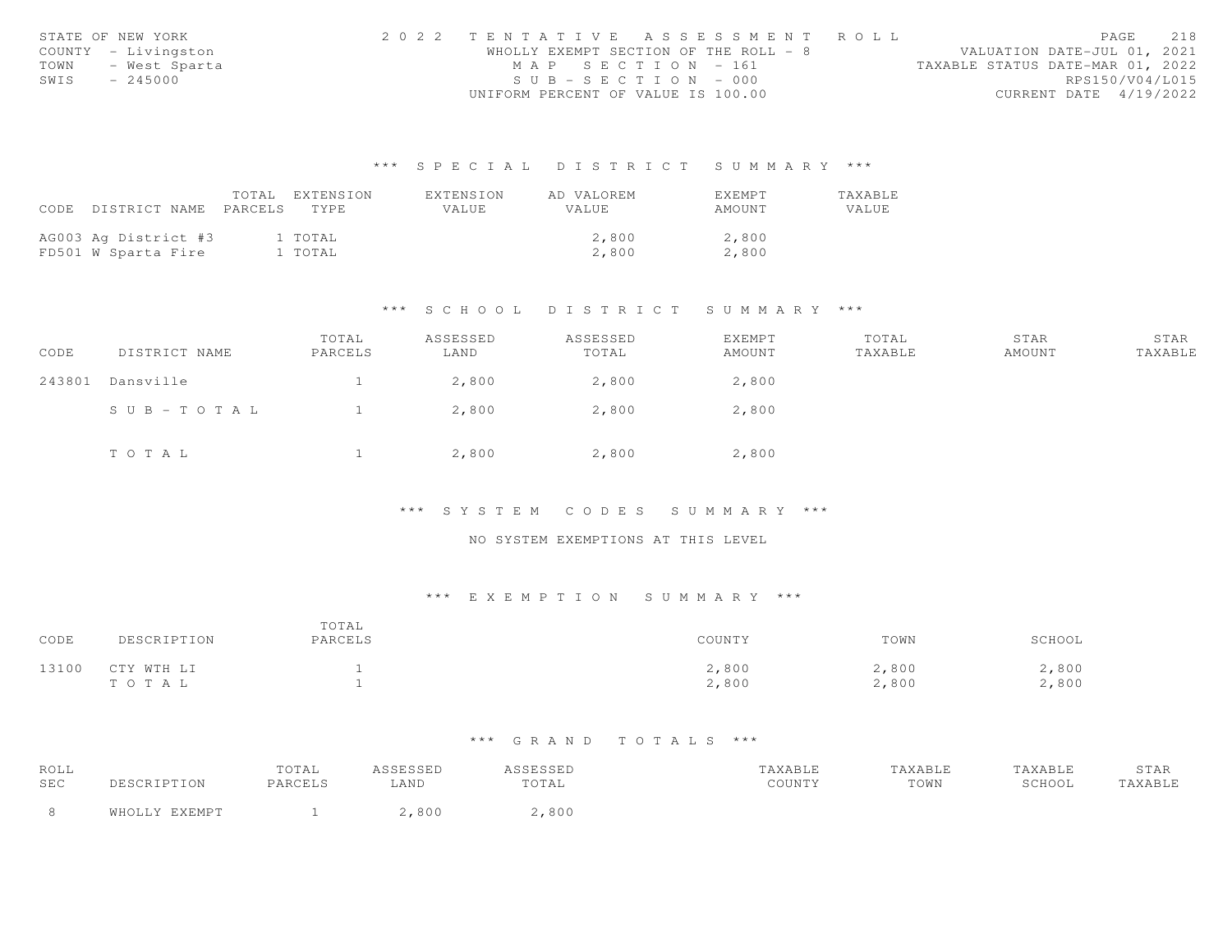STATE OF NEW YORK
COUNTY - Livingston
TOWN - West Sparta
SWIS - 245000

2 0 2 2 T E N T A T I V E A S S E S S M E N T R O L L
WHOLLY EXEMPT SECTION OF THE ROLL - 8
M A P S E C T I O N - 161
S U B - S E C T I O N - 000
UNIFORM PERCENT OF VALUE IS 100.00

VALUATION DATE-JUL 01, 2021
TAXABLE STATUS DATE-MAR 01, 2022
RPS150/V04/L015
CURRENT DATE 4/19/2022

### *** S P E C I A L D I S T R I C T S U M M A R Y ***

| CODE | DISTRICT NAME | TOTAL PARCELS | EXTENSION TYPE | EXTENSION VALUE | AD VALOREM VALUE | EXEMPT AMOUNT | TAXABLE VALUE |
|---|---|---|---|---|---|---|---|
| AG003 | Ag District #3 | 1 | TOTAL | | 2,800 | 2,800 | |
| FD501 | W Sparta Fire | 1 | TOTAL | | 2,800 | 2,800 | |

### *** S C H O O L D I S T R I C T S U M M A R Y ***

| CODE | DISTRICT NAME | TOTAL PARCELS | ASSESSED LAND | ASSESSED TOTAL | EXEMPT AMOUNT | TOTAL TAXABLE | STAR AMOUNT | STAR TAXABLE |
|---|---|---|---|---|---|---|---|---|
| 243801 | Dansville | 1 | 2,800 | 2,800 | 2,800 | | | |
| | S U B - T O T A L | 1 | 2,800 | 2,800 | 2,800 | | | |
| | T O T A L | 1 | 2,800 | 2,800 | 2,800 | | | |

### *** S Y S T E M C O D E S S U M M A R Y ***

NO SYSTEM EXEMPTIONS AT THIS LEVEL

### *** E X E M P T I O N S U M M A R Y ***

| CODE | DESCRIPTION | TOTAL PARCELS | COUNTY | TOWN | SCHOOL |
|---|---|---|---|---|---|
| 13100 | CTY WTH LI | 1 | 2,800 | 2,800 | 2,800 |
| | T O T A L | 1 | 2,800 | 2,800 | 2,800 |

### *** G R A N D T O T A L S ***

| ROLL SEC | DESCRIPTION | TOTAL PARCELS | ASSESSED LAND | ASSESSED TOTAL | TAXABLE COUNTY | TAXABLE TOWN | TAXABLE SCHOOL | STAR TAXABLE |
|---|---|---|---|---|---|---|---|---|
| 8 | WHOLLY EXEMPT | 1 | 2,800 | 2,800 | | | | |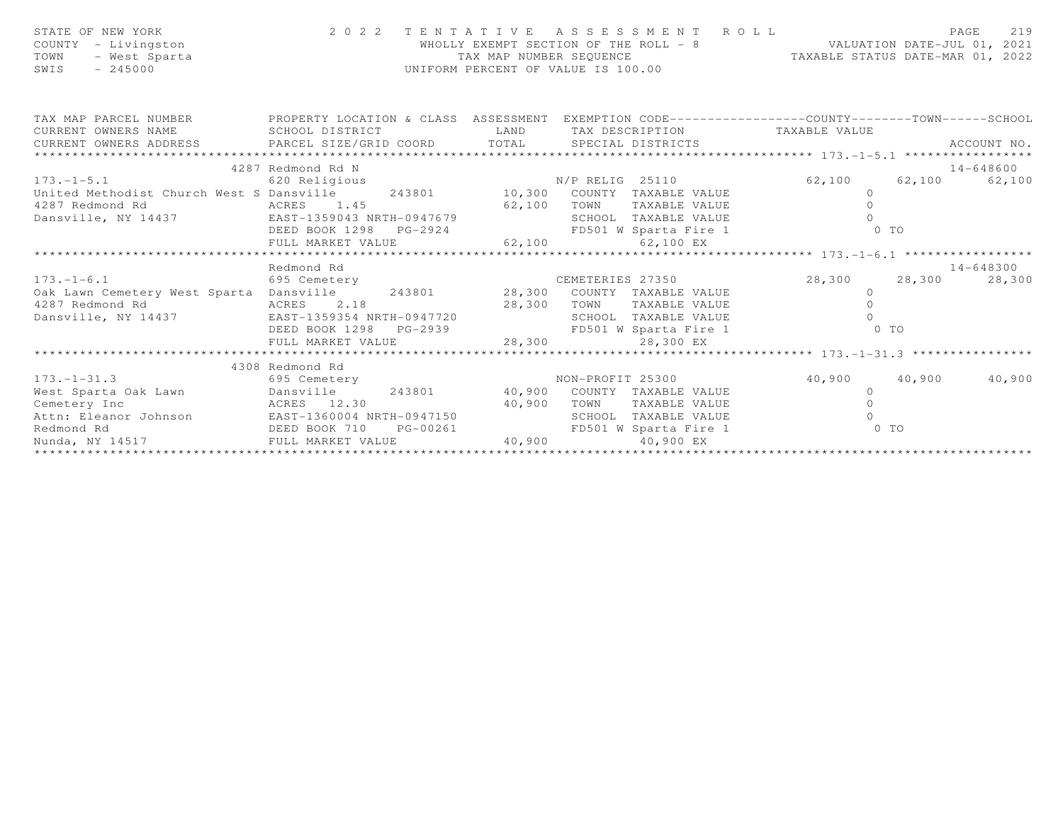STATE OF NEW YORK
COUNTY - Livingston
TOWN - West Sparta
SWIS - 245000

2022 TENTATIVE ASSESSMENT ROLL
WHOLLY EXEMPT SECTION OF THE ROLL - 8
TAX MAP NUMBER SEQUENCE
UNIFORM PERCENT OF VALUE IS 100.00

VALUATION DATE-JUL 01, 2021
TAXABLE STATUS DATE-MAR 01, 2022

| TAX MAP PARCEL NUMBER / CURRENT OWNERS NAME / CURRENT OWNERS ADDRESS | PROPERTY LOCATION & CLASS / SCHOOL DISTRICT / PARCEL SIZE/GRID COORD | ASSESSMENT LAND / TOTAL | EXEMPTION CODE / TAX DESCRIPTION / SPECIAL DISTRICTS | COUNTY | TOWN | SCHOOL | ACCOUNT NO. |
|---|---|---|---|---|---|---|---|
| **173.-1-5.1** | 4287 Redmond Rd N | | | | | | 14-648600 |
| 173.-1-5.1 | 620 Religious | | N/P RELIG 25110 | 62,100 | 62,100 | 62,100 | |
| United Methodist Church West S | Dansville 243801 | 10,300 | COUNTY TAXABLE VALUE | 0 | | | |
| 4287 Redmond Rd | ACRES 1.45 | 62,100 | TOWN TAXABLE VALUE | 0 | | | |
| Dansville, NY 14437 | EAST-1359043 NRTH-0947679 | | SCHOOL TAXABLE VALUE | 0 | | | |
| | DEED BOOK 1298 PG-2924 | | FD501 W Sparta Fire 1 | 0 TO | | | |
| | FULL MARKET VALUE | 62,100 | 62,100 EX | | | | |
| **173.-1-6.1** | Redmond Rd | | | | | | 14-648300 |
| 173.-1-6.1 | 695 Cemetery | | CEMETERIES 27350 | 28,300 | 28,300 | 28,300 | |
| Oak Lawn Cemetery West Sparta | Dansville 243801 | 28,300 | COUNTY TAXABLE VALUE | 0 | | | |
| 4287 Redmond Rd | ACRES 2.18 | 28,300 | TOWN TAXABLE VALUE | 0 | | | |
| Dansville, NY 14437 | EAST-1359354 NRTH-0947720 | | SCHOOL TAXABLE VALUE | 0 | | | |
| | DEED BOOK 1298 PG-2939 | | FD501 W Sparta Fire 1 | 0 TO | | | |
| | FULL MARKET VALUE | 28,300 | 28,300 EX | | | | |
| **173.-1-31.3** | 4308 Redmond Rd | | | | | | |
| 173.-1-31.3 | 695 Cemetery | | NON-PROFIT 25300 | 40,900 | 40,900 | 40,900 | |
| West Sparta Oak Lawn | Dansville 243801 | 40,900 | COUNTY TAXABLE VALUE | 0 | | | |
| Cemetery Inc | ACRES 12.30 | 40,900 | TOWN TAXABLE VALUE | 0 | | | |
| Attn: Eleanor Johnson | EAST-1360004 NRTH-0947150 | | SCHOOL TAXABLE VALUE | 0 | | | |
| Redmond Rd | DEED BOOK 710 PG-00261 | | FD501 W Sparta Fire 1 | 0 TO | | | |
| Nunda, NY 14517 | FULL MARKET VALUE | 40,900 | 40,900 EX | | | | |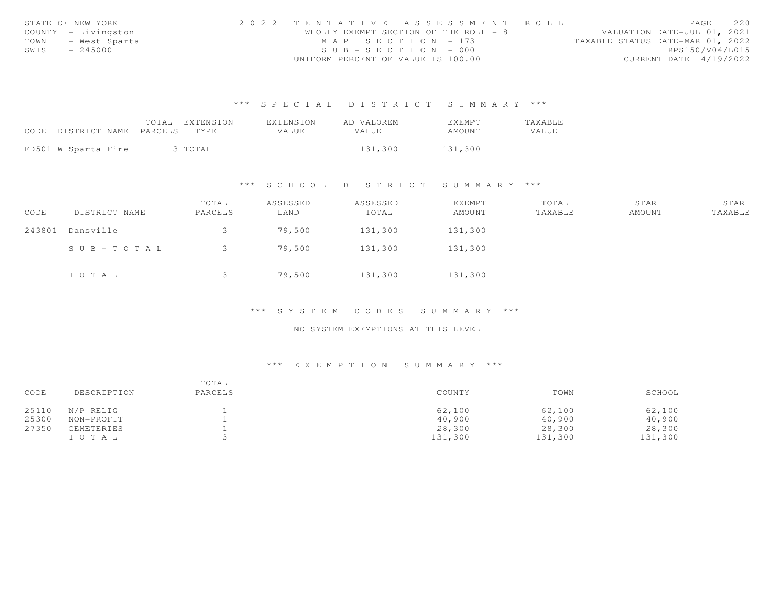STATE OF NEW YORK
COUNTY - Livingston
TOWN - West Sparta
SWIS - 245000

2022 TENTATIVE ASSESSMENT ROLL
WHOLLY EXEMPT SECTION OF THE ROLL - 8
MAP SECTION - 173
SUB-SECTION - 000
UNIFORM PERCENT OF VALUE IS 100.00

VALUATION DATE-JUL 01, 2021
TAXABLE STATUS DATE-MAR 01, 2022
RPS150/V04/L015
CURRENT DATE 4/19/2022

## *** SPECIAL DISTRICT SUMMARY ***

| CODE DISTRICT NAME | TOTAL PARCELS | EXTENSION TYPE | EXTENSION VALUE | AD VALOREM VALUE | EXEMPT AMOUNT | TAXABLE VALUE |
|---|---|---|---|---|---|---|
| FD501 W Sparta Fire | 3 | TOTAL | | 131,300 | 131,300 | |

## *** SCHOOL DISTRICT SUMMARY ***

| CODE | DISTRICT NAME | TOTAL PARCELS | ASSESSED LAND | ASSESSED TOTAL | EXEMPT AMOUNT | TOTAL TAXABLE | STAR AMOUNT | STAR TAXABLE |
|---|---|---|---|---|---|---|---|---|
| 243801 | Dansville | 3 | 79,500 | 131,300 | 131,300 | | | |
| | SUB-TOTAL | 3 | 79,500 | 131,300 | 131,300 | | | |
| | TOTAL | 3 | 79,500 | 131,300 | 131,300 | | | |

## *** SYSTEM CODES SUMMARY ***

NO SYSTEM EXEMPTIONS AT THIS LEVEL

## *** EXEMPTION SUMMARY ***

| CODE | DESCRIPTION | TOTAL PARCELS | COUNTY | TOWN | SCHOOL |
|---|---|---|---|---|---|
| 25110 | N/P RELIG | 1 | 62,100 | 62,100 | 62,100 |
| 25300 | NON-PROFIT | 1 | 40,900 | 40,900 | 40,900 |
| 27350 | CEMETERIES | 1 | 28,300 | 28,300 | 28,300 |
| | TOTAL | 3 | 131,300 | 131,300 | 131,300 |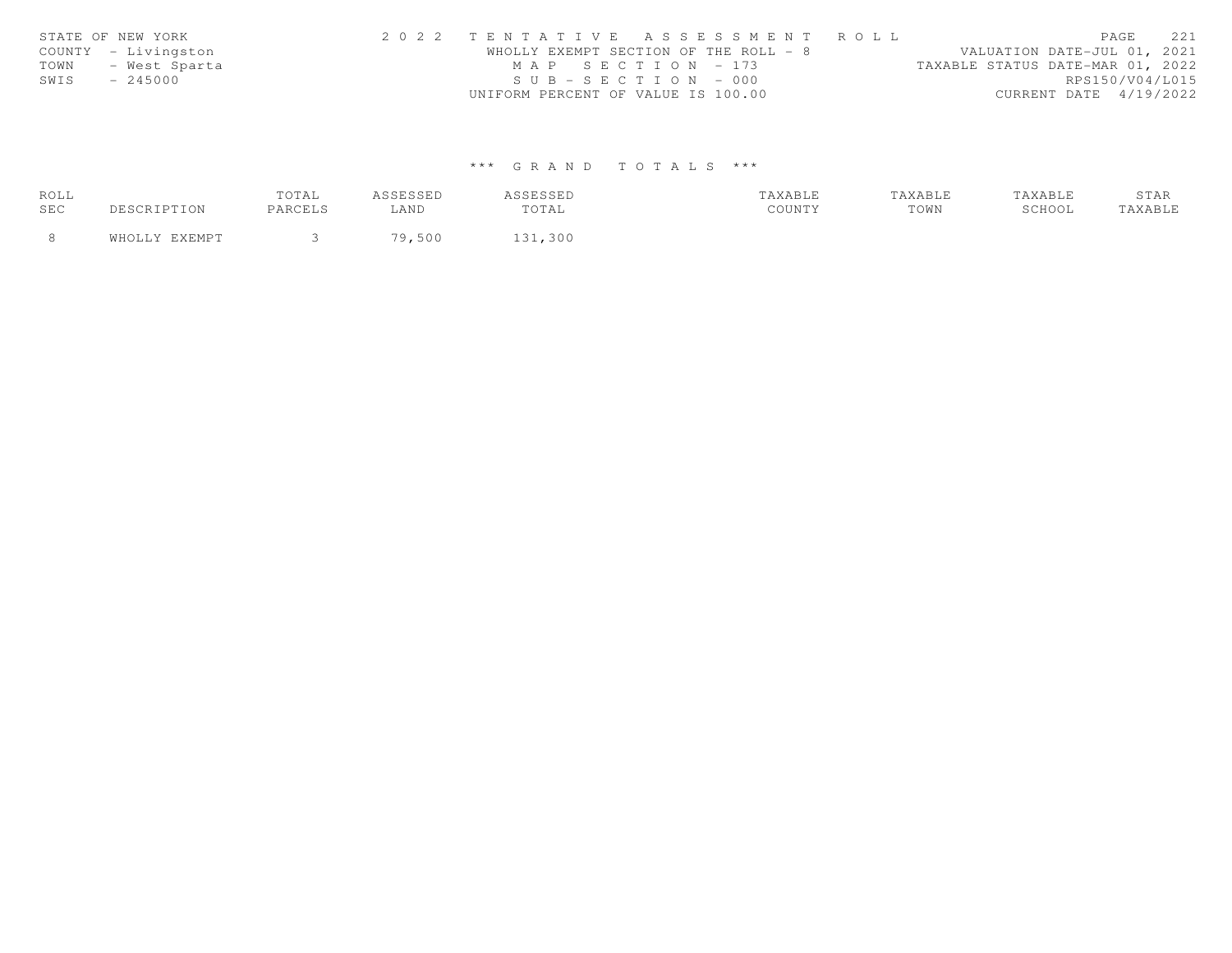STATE OF NEW YORK
COUNTY - Livingston
TOWN - West Sparta
SWIS - 245000

2022 TENTATIVE ASSESSMENT ROLL
WHOLLY EXEMPT SECTION OF THE ROLL - 8
MAP SECTION - 173
SUB-SECTION - 000
UNIFORM PERCENT OF VALUE IS 100.00

VALUATION DATE-JUL 01, 2021
TAXABLE STATUS DATE-MAR 01, 2022
RPS150/V04/L015
CURRENT DATE 4/19/2022

*** GRAND TOTALS ***

| ROLL SEC | DESCRIPTION | TOTAL PARCELS | ASSESSED LAND | ASSESSED TOTAL | TAXABLE COUNTY | TAXABLE TOWN | TAXABLE SCHOOL | STAR TAXABLE |
|---|---|---|---|---|---|---|---|---|
| 8 | WHOLLY EXEMPT | 3 | 79,500 | 131,300 | | | | |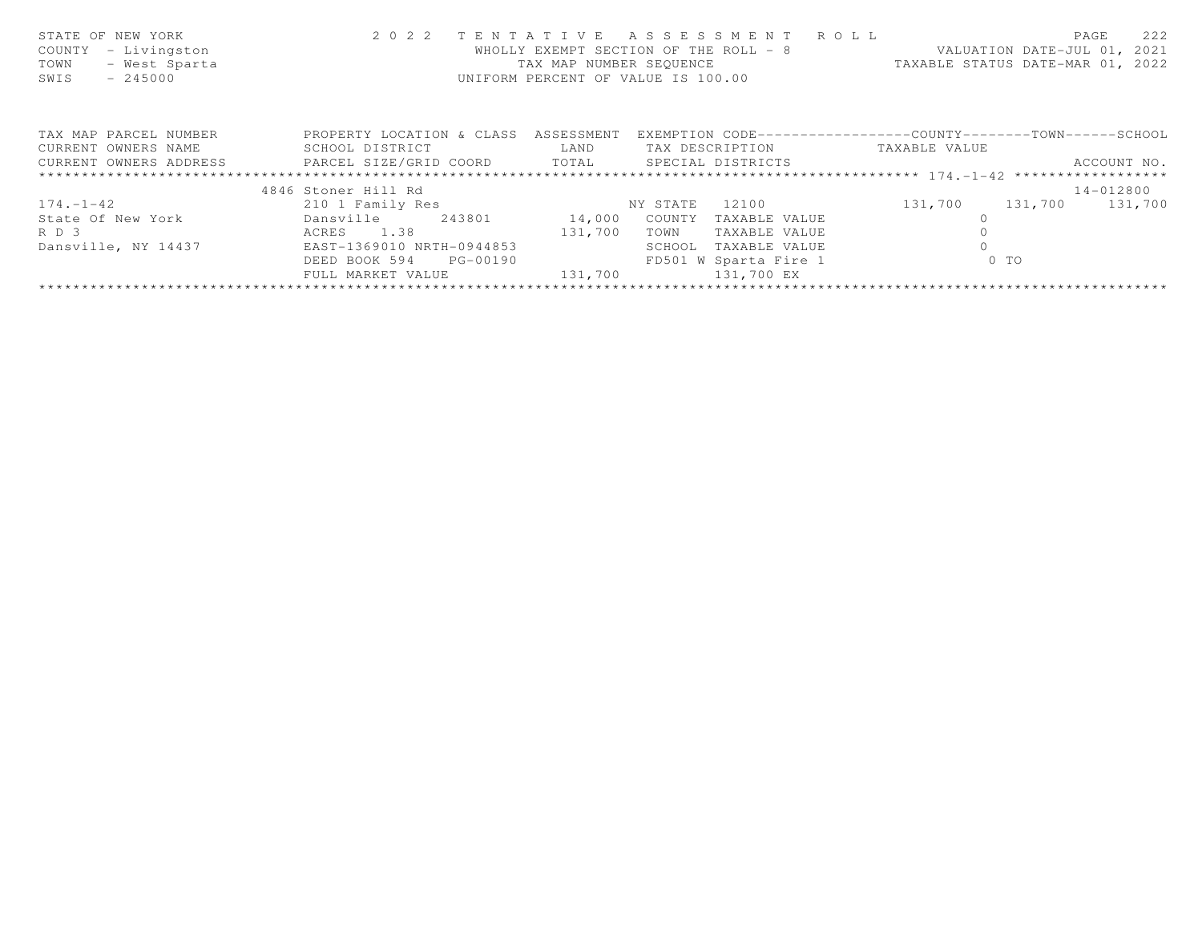STATE OF NEW YORK — 2022 TENTATIVE ASSESSMENT ROLL
COUNTY - Livingston — WHOLLY EXEMPT SECTION OF THE ROLL - 8 — VALUATION DATE-JUL 01, 2021
TOWN - West Sparta — TAX MAP NUMBER SEQUENCE — TAXABLE STATUS DATE-MAR 01, 2022
SWIS - 245000 — UNIFORM PERCENT OF VALUE IS 100.00

| TAX MAP PARCEL NUMBER<br>CURRENT OWNERS NAME<br>CURRENT OWNERS ADDRESS | PROPERTY LOCATION & CLASS<br>SCHOOL DISTRICT<br>PARCEL SIZE/GRID COORD | ASSESSMENT<br>LAND<br>TOTAL | EXEMPTION CODE<br>TAX DESCRIPTION<br>SPECIAL DISTRICTS | COUNTY<br>TAXABLE VALUE | TOWN | SCHOOL<br><br>ACCOUNT NO. |
|---|---|---|---|---|---|---|
| | 4846 Stoner Hill Rd | | | | | 14-012800 |
| 174.-1-42 | 210 1 Family Res | | NY STATE 12100 | 131,700 | 131,700 | 131,700 |
| State Of New York | Dansville 243801 | 14,000 | COUNTY TAXABLE VALUE | 0 | | |
| R D 3 | ACRES 1.38 | 131,700 | TOWN TAXABLE VALUE | 0 | | |
| Dansville, NY 14437 | EAST-1369010 NRTH-0944853 | | SCHOOL TAXABLE VALUE | 0 | | |
| | DEED BOOK 594 PG-00190 | | FD501 W Sparta Fire 1 | 0 TO | | |
| | FULL MARKET VALUE | 131,700 | 131,700 EX | | | |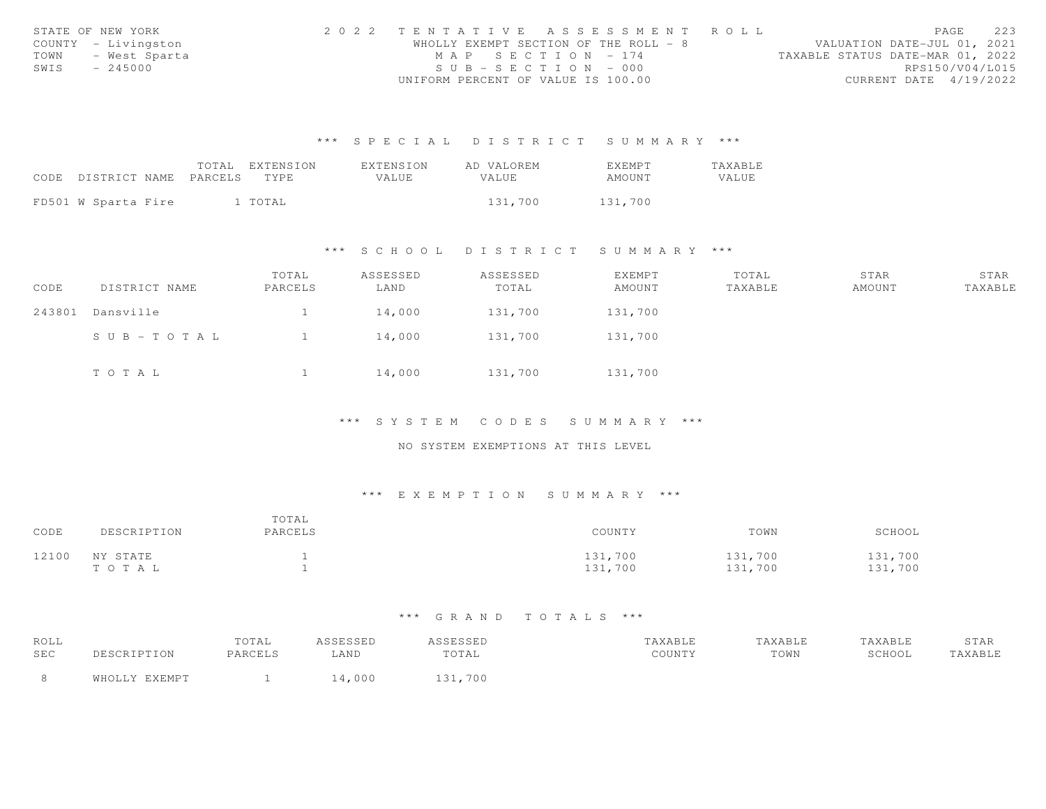STATE OF NEW YORK
COUNTY - Livingston
TOWN - West Sparta
SWIS - 245000

2022 TENTATIVE ASSESSMENT ROLL
WHOLLY EXEMPT SECTION OF THE ROLL - 8
MAP SECTION - 174
SUB-SECTION - 000
UNIFORM PERCENT OF VALUE IS 100.00

VALUATION DATE-JUL 01, 2021
TAXABLE STATUS DATE-MAR 01, 2022
RPS150/V04/L015
CURRENT DATE 4/19/2022

## *** SPECIAL DISTRICT SUMMARY ***

| CODE | DISTRICT NAME | TOTAL PARCELS | EXTENSION TYPE | EXTENSION VALUE | AD VALOREM VALUE | EXEMPT AMOUNT | TAXABLE VALUE |
|---|---|---|---|---|---|---|---|
| FD501 | W Sparta Fire | 1 | TOTAL | | 131,700 | 131,700 | |

## *** SCHOOL DISTRICT SUMMARY ***

| CODE | DISTRICT NAME | TOTAL PARCELS | ASSESSED LAND | ASSESSED TOTAL | EXEMPT AMOUNT | TOTAL TAXABLE | STAR AMOUNT | STAR TAXABLE |
|---|---|---|---|---|---|---|---|---|
| 243801 | Dansville | 1 | 14,000 | 131,700 | 131,700 | | | |
| | SUB-TOTAL | 1 | 14,000 | 131,700 | 131,700 | | | |
| | TOTAL | 1 | 14,000 | 131,700 | 131,700 | | | |

## *** SYSTEM CODES SUMMARY ***

NO SYSTEM EXEMPTIONS AT THIS LEVEL

## *** EXEMPTION SUMMARY ***

| CODE | DESCRIPTION | TOTAL PARCELS | COUNTY | TOWN | SCHOOL |
|---|---|---|---|---|---|
| 12100 | NY STATE | 1 | 131,700 | 131,700 | 131,700 |
| | TOTAL | 1 | 131,700 | 131,700 | 131,700 |

## *** GRAND TOTALS ***

| ROLL SEC | DESCRIPTION | TOTAL PARCELS | ASSESSED LAND | ASSESSED TOTAL | TAXABLE COUNTY | TAXABLE TOWN | TAXABLE SCHOOL | STAR TAXABLE |
|---|---|---|---|---|---|---|---|---|
| 8 | WHOLLY EXEMPT | 1 | 14,000 | 131,700 | | | | |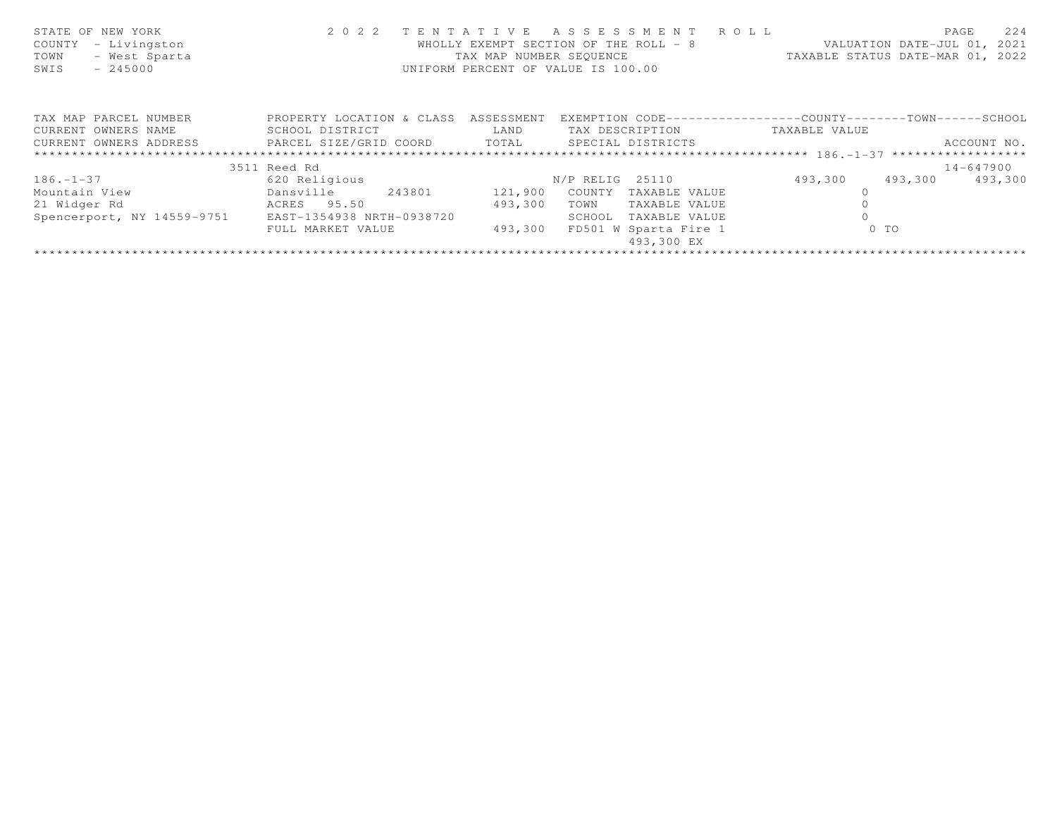STATE OF NEW YORK
COUNTY - Livingston
TOWN - West Sparta
SWIS - 245000

# 2022 TENTATIVE ASSESSMENT ROLL

WHOLLY EXEMPT SECTION OF THE ROLL - 8
TAX MAP NUMBER SEQUENCE
UNIFORM PERCENT OF VALUE IS 100.00

VALUATION DATE-JUL 01, 2021
TAXABLE STATUS DATE-MAR 01, 2022

| TAX MAP PARCEL NUMBER / CURRENT OWNERS NAME / CURRENT OWNERS ADDRESS | PROPERTY LOCATION & CLASS / SCHOOL DISTRICT / PARCEL SIZE/GRID COORD | ASSESSMENT LAND / TOTAL | EXEMPTION CODE / TAX DESCRIPTION / SPECIAL DISTRICTS | COUNTY TAXABLE VALUE | TOWN | SCHOOL / ACCOUNT NO. |
|---|---|---|---|---|---|---|
| 186.-1-37 | 3511 Reed Rd | | | | | 14-647900 |
| 186.-1-37 | 620 Religious | | N/P RELIG 25110 | 493,300 | 493,300 | 493,300 |
| Mountain View | Dansville 243801 | 121,900 | COUNTY TAXABLE VALUE | 0 | | |
| 21 Widger Rd | ACRES 95.50 | 493,300 | TOWN TAXABLE VALUE | 0 | | |
| Spencerport, NY 14559-9751 | EAST-1354938 NRTH-0938720 | | SCHOOL TAXABLE VALUE | 0 | | |
| | FULL MARKET VALUE | 493,300 | FD501 W Sparta Fire 1 | 0 TO | | |
| | | | 493,300 EX | | | |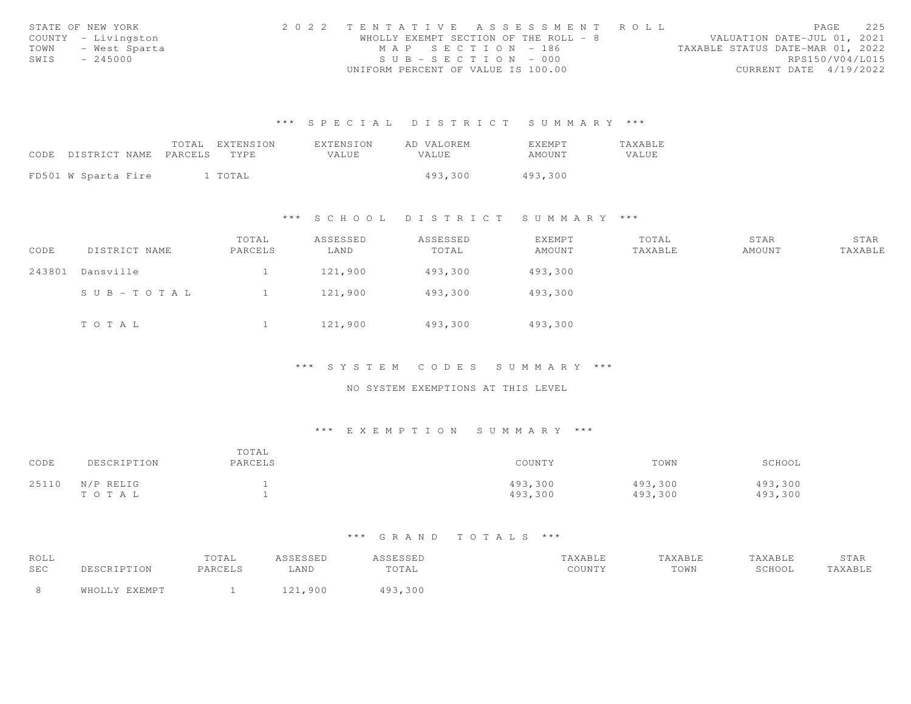STATE OF NEW YORK
COUNTY - Livingston
TOWN - West Sparta
SWIS - 245000

2022 TENTATIVE ASSESSMENT ROLL
WHOLLY EXEMPT SECTION OF THE ROLL - 8
MAP SECTION - 186
SUB-SECTION - 000
UNIFORM PERCENT OF VALUE IS 100.00

VALUATION DATE-JUL 01, 2021
TAXABLE STATUS DATE-MAR 01, 2022
RPS150/V04/L015
CURRENT DATE 4/19/2022

### *** SPECIAL DISTRICT SUMMARY ***

| CODE | DISTRICT NAME | TOTAL PARCELS | EXTENSION TYPE | EXTENSION VALUE | AD VALOREM VALUE | EXEMPT AMOUNT | TAXABLE VALUE |
|---|---|---|---|---|---|---|---|
| FD501 | W Sparta Fire | 1 | TOTAL | | 493,300 | 493,300 | |

### *** SCHOOL DISTRICT SUMMARY ***

| CODE | DISTRICT NAME | TOTAL PARCELS | ASSESSED LAND | ASSESSED TOTAL | EXEMPT AMOUNT | TOTAL TAXABLE | STAR AMOUNT | STAR TAXABLE |
|---|---|---|---|---|---|---|---|---|
| 243801 | Dansville | 1 | 121,900 | 493,300 | 493,300 | | | |
| | SUB-TOTAL | 1 | 121,900 | 493,300 | 493,300 | | | |
| | TOTAL | 1 | 121,900 | 493,300 | 493,300 | | | |

### *** SYSTEM CODES SUMMARY ***

NO SYSTEM EXEMPTIONS AT THIS LEVEL

### *** EXEMPTION SUMMARY ***

| CODE | DESCRIPTION | TOTAL PARCELS | COUNTY | TOWN | SCHOOL |
|---|---|---|---|---|---|
| 25110 | N/P RELIG | 1 | 493,300 | 493,300 | 493,300 |
| | TOTAL | 1 | 493,300 | 493,300 | 493,300 |

### *** GRAND TOTALS ***

| ROLL SEC | DESCRIPTION | TOTAL PARCELS | ASSESSED LAND | ASSESSED TOTAL | TAXABLE COUNTY | TAXABLE TOWN | TAXABLE SCHOOL | STAR TAXABLE |
|---|---|---|---|---|---|---|---|---|
| 8 | WHOLLY EXEMPT | 1 | 121,900 | 493,300 | | | | |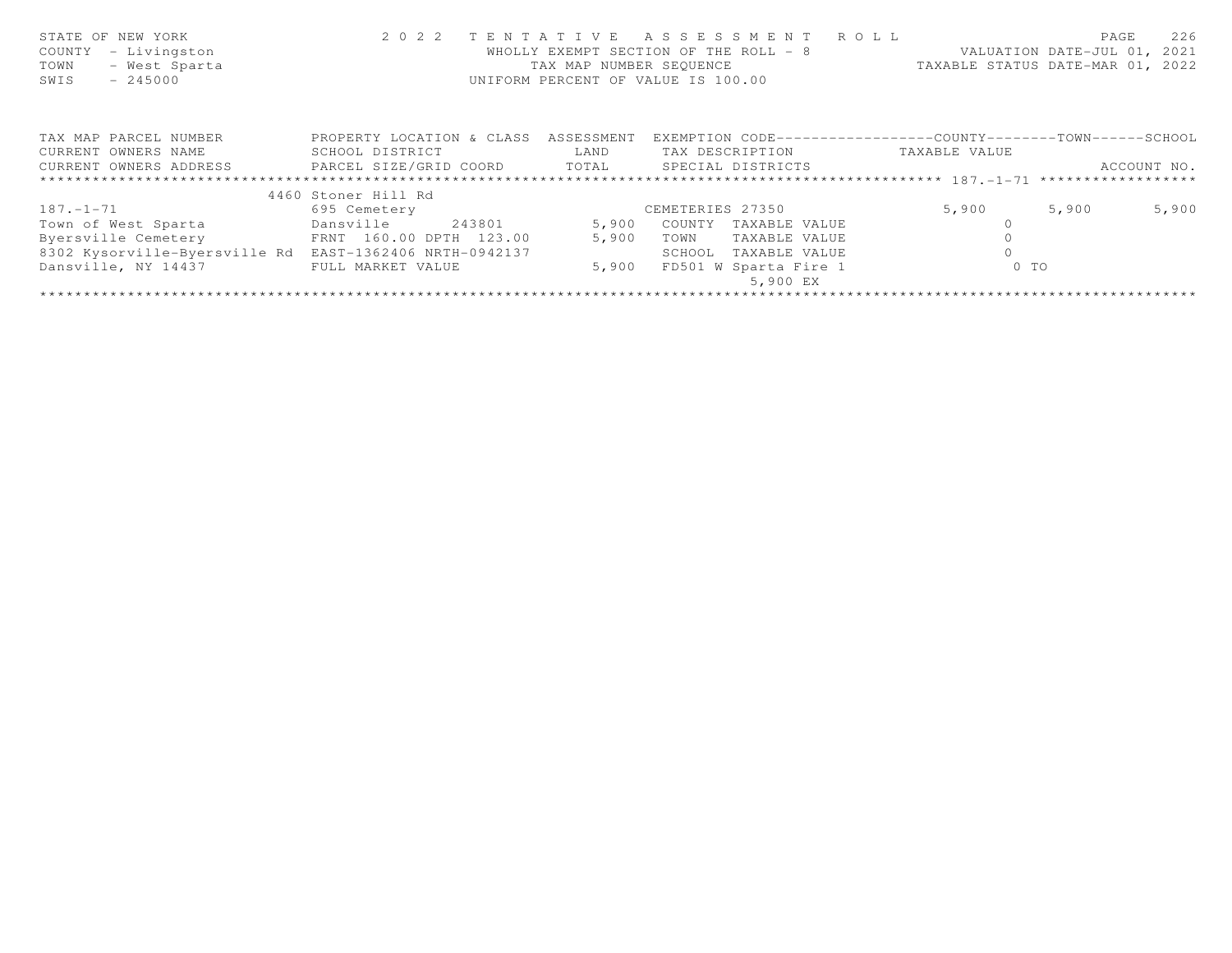STATE OF NEW YORK
COUNTY - Livingston
TOWN - West Sparta
SWIS - 245000

**2 0 2 2 T E N T A T I V E A S S E S S M E N T R O L L**
WHOLLY EXEMPT SECTION OF THE ROLL - 8
TAX MAP NUMBER SEQUENCE
UNIFORM PERCENT OF VALUE IS 100.00

VALUATION DATE-JUL 01, 2021
TAXABLE STATUS DATE-MAR 01, 2022

| TAX MAP PARCEL NUMBER / CURRENT OWNERS NAME / CURRENT OWNERS ADDRESS | PROPERTY LOCATION & CLASS / SCHOOL DISTRICT / PARCEL SIZE/GRID COORD | ASSESSMENT LAND / TOTAL | EXEMPTION CODE / TAX DESCRIPTION / SPECIAL DISTRICTS | COUNTY TAXABLE VALUE | TOWN | SCHOOL / ACCOUNT NO. |
|---|---|---|---|---|---|---|
| | 4460 Stoner Hill Rd | | | | | |
| 187.-1-71 | 695 Cemetery | | CEMETERIES 27350 | 5,900 | 5,900 | 5,900 |
| Town of West Sparta | Dansville 243801 | 5,900 | COUNTY TAXABLE VALUE | 0 | | |
| Byersville Cemetery | FRNT 160.00 DPTH 123.00 | 5,900 | TOWN TAXABLE VALUE | 0 | | |
| 8302 Kysorville-Byersville Rd | EAST-1362406 NRTH-0942137 | | SCHOOL TAXABLE VALUE | 0 | | |
| Dansville, NY 14437 | FULL MARKET VALUE | 5,900 | FD501 W Sparta Fire 1 | 0 TO | | |
| | | | 5,900 EX | | | |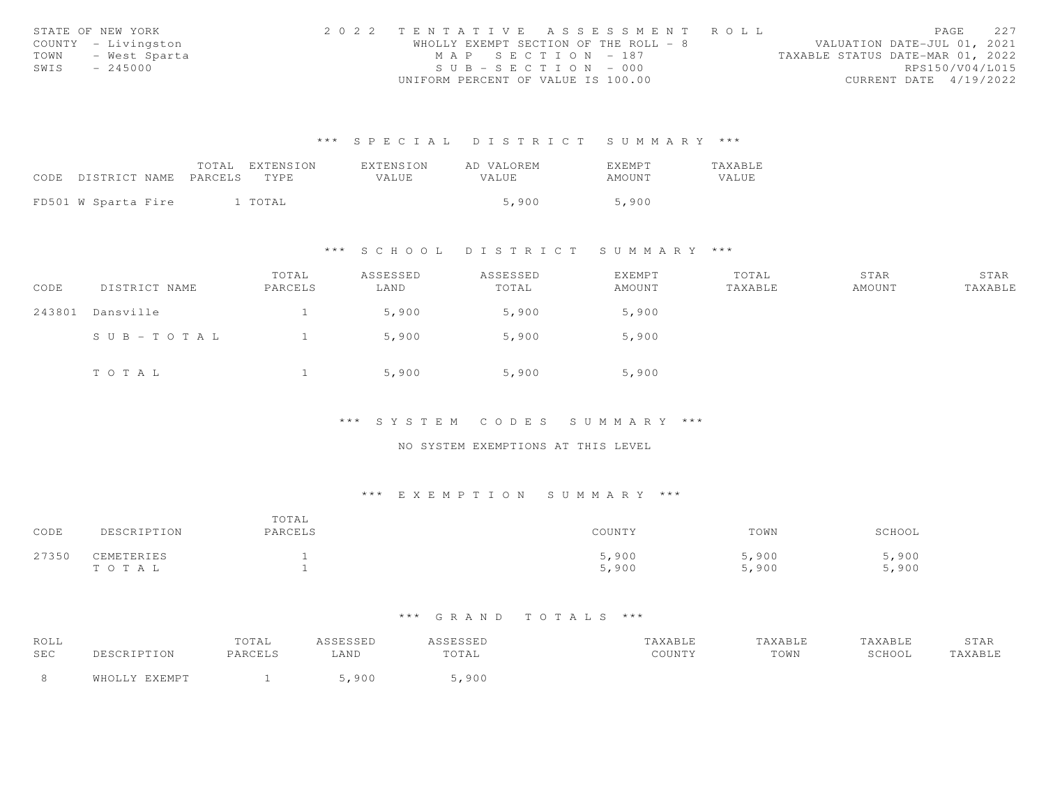STATE OF NEW YORK
COUNTY - Livingston
TOWN - West Sparta
SWIS - 245000

2022 TENTATIVE ASSESSMENT ROLL
WHOLLY EXEMPT SECTION OF THE ROLL - 8
MAP SECTION - 187
SUB-SECTION - 000
UNIFORM PERCENT OF VALUE IS 100.00

VALUATION DATE-JUL 01, 2021
TAXABLE STATUS DATE-MAR 01, 2022
RPS150/V04/L015
CURRENT DATE 4/19/2022

## *** SPECIAL DISTRICT SUMMARY ***

| CODE | DISTRICT NAME | TOTAL PARCELS | EXTENSION TYPE | EXTENSION VALUE | AD VALOREM VALUE | EXEMPT AMOUNT | TAXABLE VALUE |
|---|---|---|---|---|---|---|---|
| FD501 | W Sparta Fire | 1 | TOTAL | | 5,900 | 5,900 | |

## *** SCHOOL DISTRICT SUMMARY ***

| CODE | DISTRICT NAME | TOTAL PARCELS | ASSESSED LAND | ASSESSED TOTAL | EXEMPT AMOUNT | TOTAL TAXABLE | STAR AMOUNT | STAR TAXABLE |
|---|---|---|---|---|---|---|---|---|
| 243801 | Dansville | 1 | 5,900 | 5,900 | 5,900 | | | |
| | SUB-TOTAL | 1 | 5,900 | 5,900 | 5,900 | | | |
| | TOTAL | 1 | 5,900 | 5,900 | 5,900 | | | |

## *** SYSTEM CODES SUMMARY ***

NO SYSTEM EXEMPTIONS AT THIS LEVEL

## *** EXEMPTION SUMMARY ***

| CODE | DESCRIPTION | TOTAL PARCELS | COUNTY | TOWN | SCHOOL |
|---|---|---|---|---|---|
| 27350 | CEMETERIES | 1 | 5,900 | 5,900 | 5,900 |
| | TOTAL | 1 | 5,900 | 5,900 | 5,900 |

## *** GRAND TOTALS ***

| ROLL SEC | DESCRIPTION | TOTAL PARCELS | ASSESSED LAND | ASSESSED TOTAL | TAXABLE COUNTY | TAXABLE TOWN | TAXABLE SCHOOL | STAR TAXABLE |
|---|---|---|---|---|---|---|---|---|
| 8 | WHOLLY EXEMPT | 1 | 5,900 | 5,900 | | | | |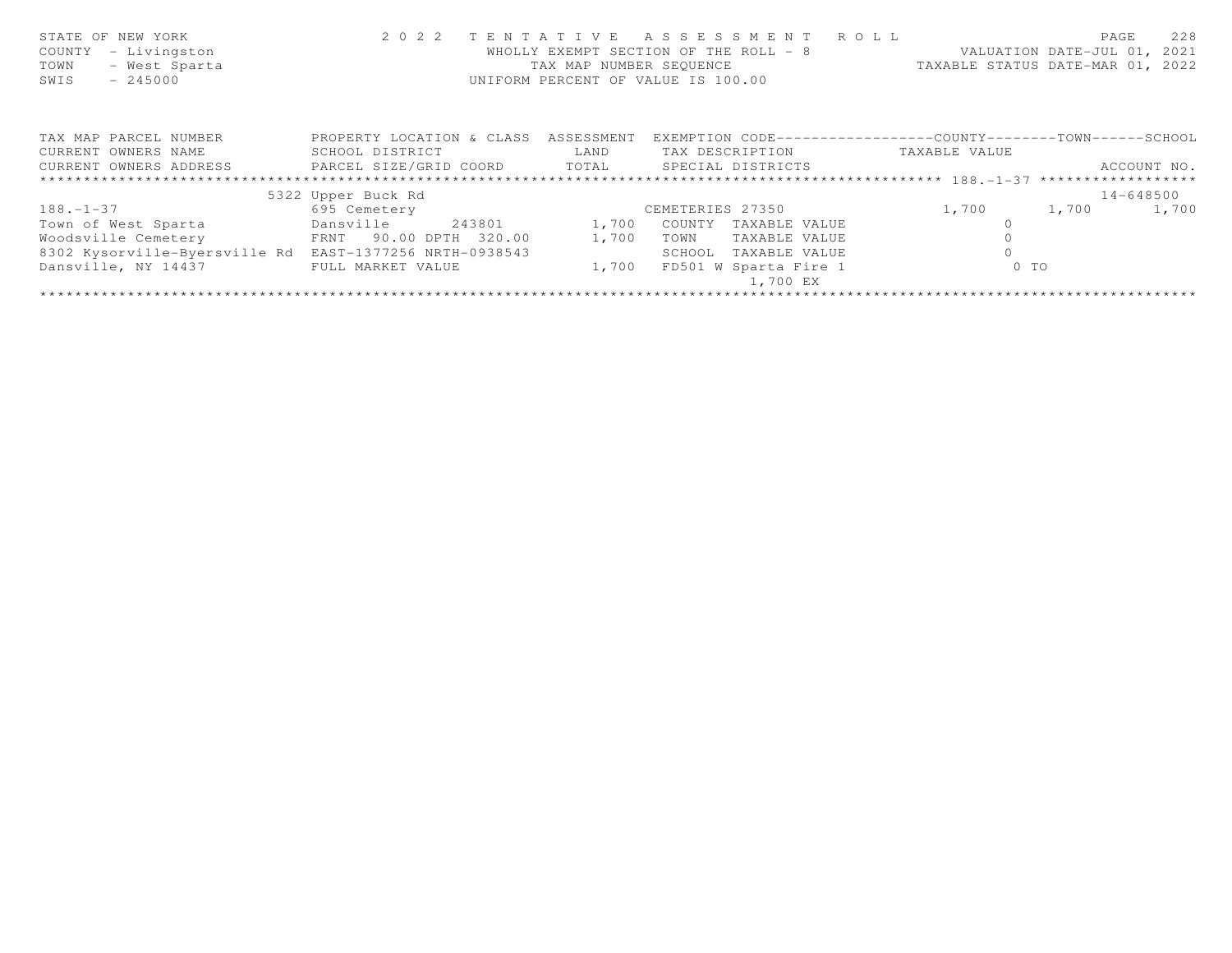STATE OF NEW YORK
COUNTY - Livingston
TOWN - West Sparta
SWIS - 245000

2 0 2 2 TENTATIVE ASSESSMENT ROLL
WHOLLY EXEMPT SECTION OF THE ROLL - 8
TAX MAP NUMBER SEQUENCE
UNIFORM PERCENT OF VALUE IS 100.00

VALUATION DATE-JUL 01, 2021
TAXABLE STATUS DATE-MAR 01, 2022

| TAX MAP PARCEL NUMBER<br>CURRENT OWNERS NAME<br>CURRENT OWNERS ADDRESS | PROPERTY LOCATION & CLASS<br>SCHOOL DISTRICT<br>PARCEL SIZE/GRID COORD | ASSESSMENT<br>LAND<br>TOTAL | EXEMPTION CODE<br>TAX DESCRIPTION<br>SPECIAL DISTRICTS | COUNTY<br>TAXABLE VALUE | TOWN | SCHOOL<br>ACCOUNT NO. |
|---|---|---|---|---|---|---|
| 188.-1-37 | 5322 Upper Buck Rd | | | | | 14-648500 |
| 188.-1-37 | 695 Cemetery | | CEMETERIES 27350 | 1,700 | 1,700 | 1,700 |
| Town of West Sparta | Dansville 243801 | 1,700 | COUNTY TAXABLE VALUE | 0 | | |
| Woodsville Cemetery | FRNT 90.00 DPTH 320.00 | 1,700 | TOWN TAXABLE VALUE | 0 | | |
| 8302 Kysorville-Byersville Rd | EAST-1377256 NRTH-0938543 | | SCHOOL TAXABLE VALUE | 0 | | |
| Dansville, NY 14437 | FULL MARKET VALUE | 1,700 | FD501 W Sparta Fire 1<br>1,700 EX | 0 TO | | |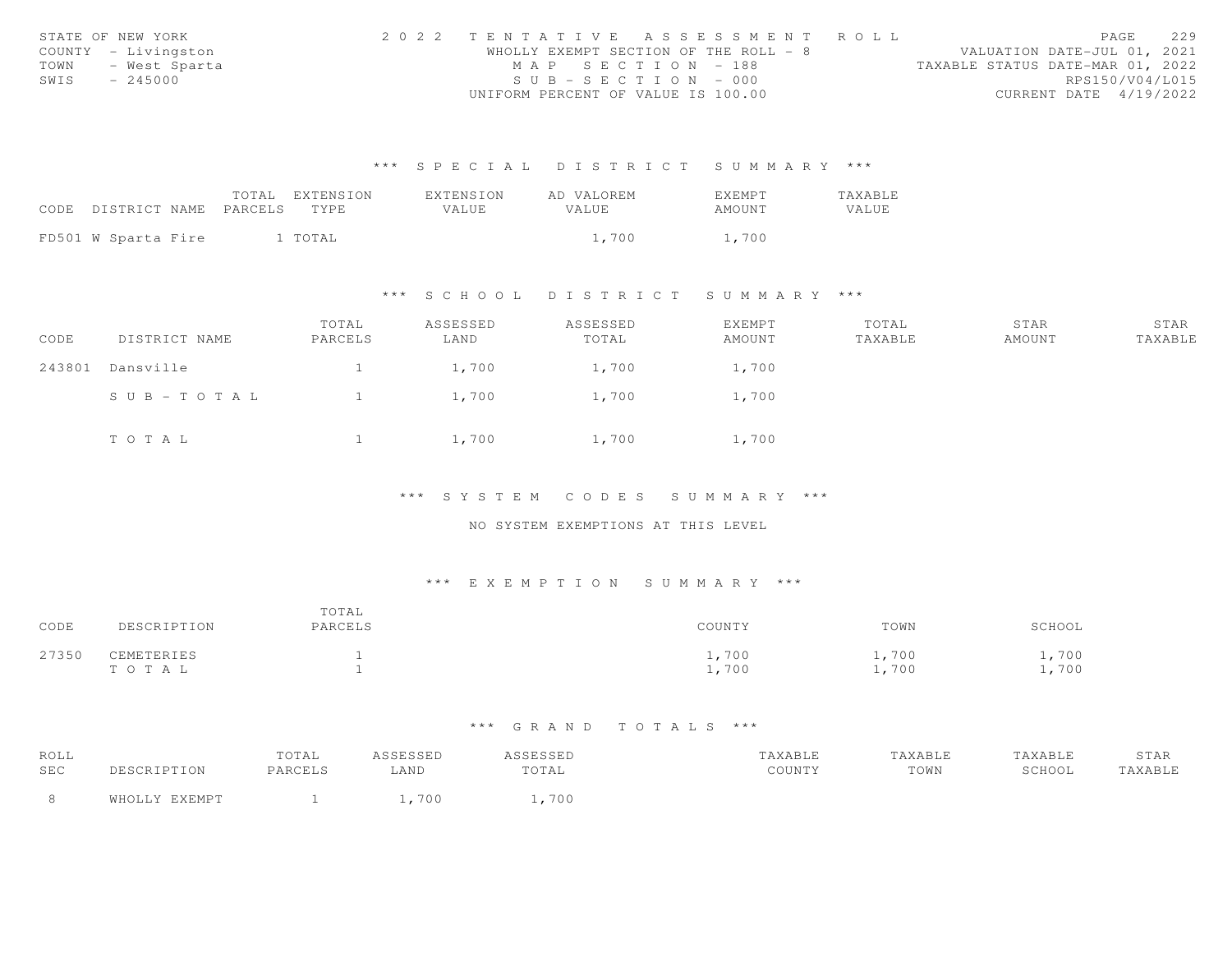STATE OF NEW YORK
COUNTY - Livingston
TOWN - West Sparta
SWIS - 245000

2022 TENTATIVE ASSESSMENT ROLL
WHOLLY EXEMPT SECTION OF THE ROLL - 8
MAP SECTION - 188
SUB-SECTION - 000
UNIFORM PERCENT OF VALUE IS 100.00

VALUATION DATE-JUL 01, 2021
TAXABLE STATUS DATE-MAR 01, 2022
RPS150/V04/L015
CURRENT DATE 4/19/2022

### *** SPECIAL DISTRICT SUMMARY ***

| CODE | DISTRICT NAME | TOTAL PARCELS | EXTENSION TYPE | EXTENSION VALUE | AD VALOREM VALUE | EXEMPT AMOUNT | TAXABLE VALUE |
|---|---|---|---|---|---|---|---|
| FD501 | W Sparta Fire | 1 | TOTAL | | 1,700 | 1,700 | |

### *** SCHOOL DISTRICT SUMMARY ***

| CODE | DISTRICT NAME | TOTAL PARCELS | ASSESSED LAND | ASSESSED TOTAL | EXEMPT AMOUNT | TOTAL TAXABLE | STAR AMOUNT | STAR TAXABLE |
|---|---|---|---|---|---|---|---|---|
| 243801 | Dansville | 1 | 1,700 | 1,700 | 1,700 | | | |
| | SUB-TOTAL | 1 | 1,700 | 1,700 | 1,700 | | | |
| | TOTAL | 1 | 1,700 | 1,700 | 1,700 | | | |

### *** SYSTEM CODES SUMMARY ***

NO SYSTEM EXEMPTIONS AT THIS LEVEL

### *** EXEMPTION SUMMARY ***

| CODE | DESCRIPTION | TOTAL PARCELS | COUNTY | TOWN | SCHOOL |
|---|---|---|---|---|---|
| 27350 | CEMETERIES | 1 | 1,700 | 1,700 | 1,700 |
| | TOTAL | 1 | 1,700 | 1,700 | 1,700 |

### *** GRAND TOTALS ***

| ROLL SEC | DESCRIPTION | TOTAL PARCELS | ASSESSED LAND | ASSESSED TOTAL | TAXABLE COUNTY | TAXABLE TOWN | TAXABLE SCHOOL | STAR TAXABLE |
|---|---|---|---|---|---|---|---|---|
| 8 | WHOLLY EXEMPT | 1 | 1,700 | 1,700 | | | | |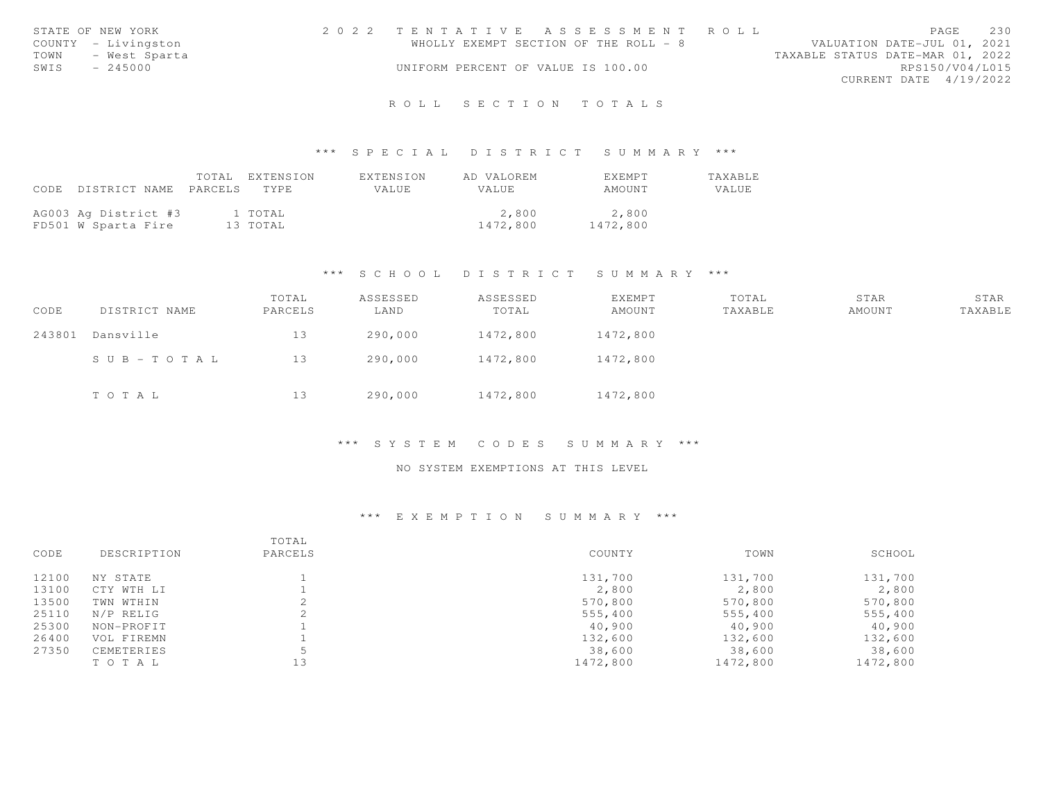STATE OF NEW YORK
COUNTY - Livingston
TOWN - West Sparta
SWIS - 245000

2022 TENTATIVE ASSESSMENT ROLL
WHOLLY EXEMPT SECTION OF THE ROLL - 8
UNIFORM PERCENT OF VALUE IS 100.00

VALUATION DATE-JUL 01, 2021
TAXABLE STATUS DATE-MAR 01, 2022
RPS150/V04/L015
CURRENT DATE 4/19/2022

# ROLL SECTION TOTALS

## *** SPECIAL DISTRICT SUMMARY ***

| CODE | DISTRICT NAME | TOTAL PARCELS | EXTENSION TYPE | EXTENSION VALUE | AD VALOREM VALUE | EXEMPT AMOUNT | TAXABLE VALUE |
|---|---|---|---|---|---|---|---|
| AG003 | Ag District #3 | 1 | TOTAL | | 2,800 | 2,800 | |
| FD501 | W Sparta Fire | 13 | TOTAL | | 1472,800 | 1472,800 | |

## *** SCHOOL DISTRICT SUMMARY ***

| CODE | DISTRICT NAME | TOTAL PARCELS | ASSESSED LAND | ASSESSED TOTAL | EXEMPT AMOUNT | TOTAL TAXABLE | STAR AMOUNT | STAR TAXABLE |
|---|---|---|---|---|---|---|---|---|
| 243801 | Dansville | 13 | 290,000 | 1472,800 | 1472,800 | | | |
| | SUB-TOTAL | 13 | 290,000 | 1472,800 | 1472,800 | | | |
| | TOTAL | 13 | 290,000 | 1472,800 | 1472,800 | | | |

## *** SYSTEM CODES SUMMARY ***

NO SYSTEM EXEMPTIONS AT THIS LEVEL

## *** EXEMPTION SUMMARY ***

| CODE | DESCRIPTION | TOTAL PARCELS | COUNTY | TOWN | SCHOOL |
|---|---|---|---|---|---|
| 12100 | NY STATE | 1 | 131,700 | 131,700 | 131,700 |
| 13100 | CTY WTH LI | 1 | 2,800 | 2,800 | 2,800 |
| 13500 | TWN WTHIN | 2 | 570,800 | 570,800 | 570,800 |
| 25110 | N/P RELIG | 2 | 555,400 | 555,400 | 555,400 |
| 25300 | NON-PROFIT | 1 | 40,900 | 40,900 | 40,900 |
| 26400 | VOL FIREMN | 1 | 132,600 | 132,600 | 132,600 |
| 27350 | CEMETERIES | 5 | 38,600 | 38,600 | 38,600 |
| | TOTAL | 13 | 1472,800 | 1472,800 | 1472,800 |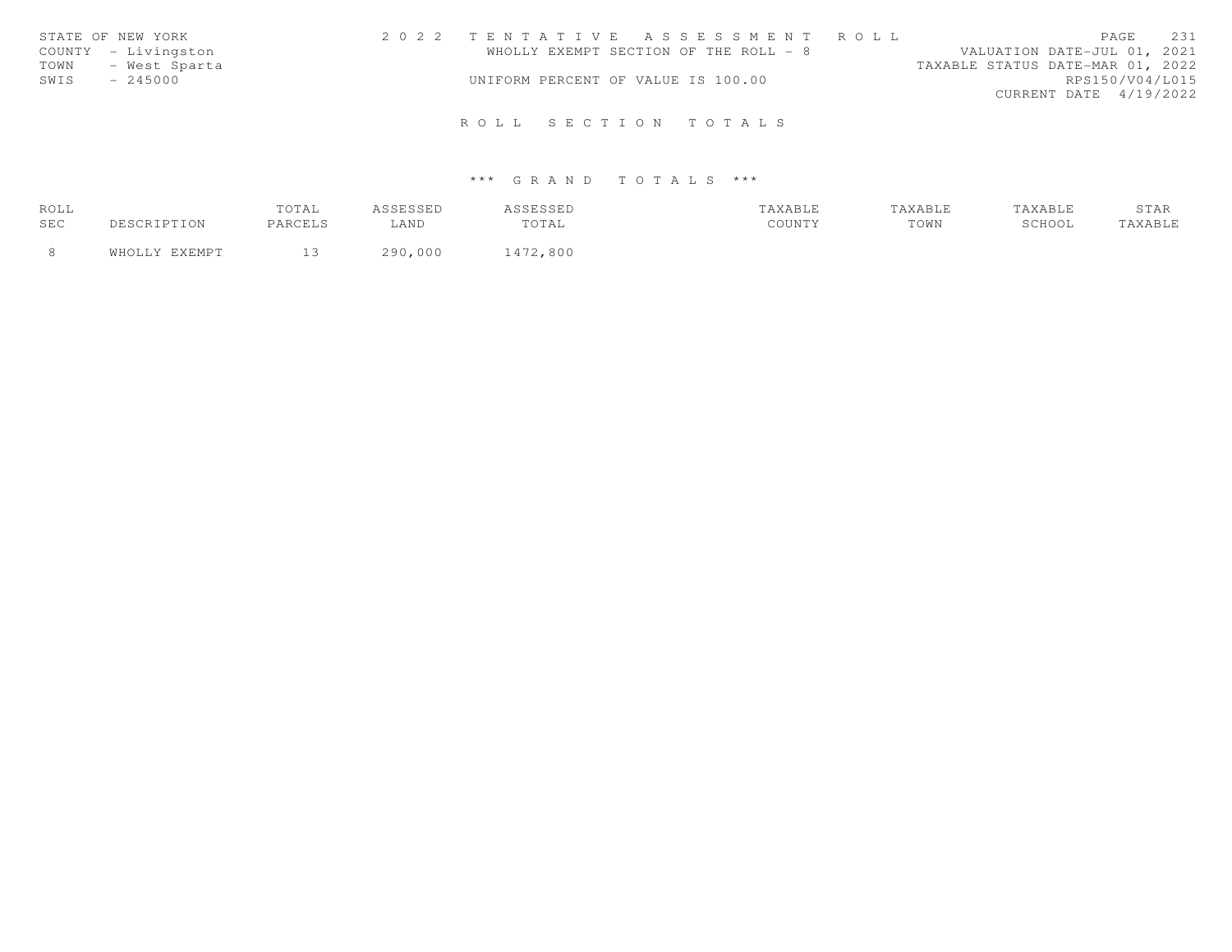STATE OF NEW YORK
COUNTY - Livingston
TOWN - West Sparta
SWIS - 245000

2 0 2 2 T E N T A T I V E A S S E S S M E N T R O L L
WHOLLY EXEMPT SECTION OF THE ROLL - 8
UNIFORM PERCENT OF VALUE IS 100.00

VALUATION DATE-JUL 01, 2021
TAXABLE STATUS DATE-MAR 01, 2022
RPS150/V04/L015
CURRENT DATE 4/19/2022

## R O L L S E C T I O N T O T A L S

### \*\*\* G R A N D T O T A L S \*\*\*

| ROLL SEC | DESCRIPTION | TOTAL PARCELS | ASSESSED LAND | ASSESSED TOTAL | TAXABLE COUNTY | TAXABLE TOWN | TAXABLE SCHOOL | STAR TAXABLE |
|---|---|---|---|---|---|---|---|---|
| 8 | WHOLLY EXEMPT | 13 | 290,000 | 1472,800 | | | | |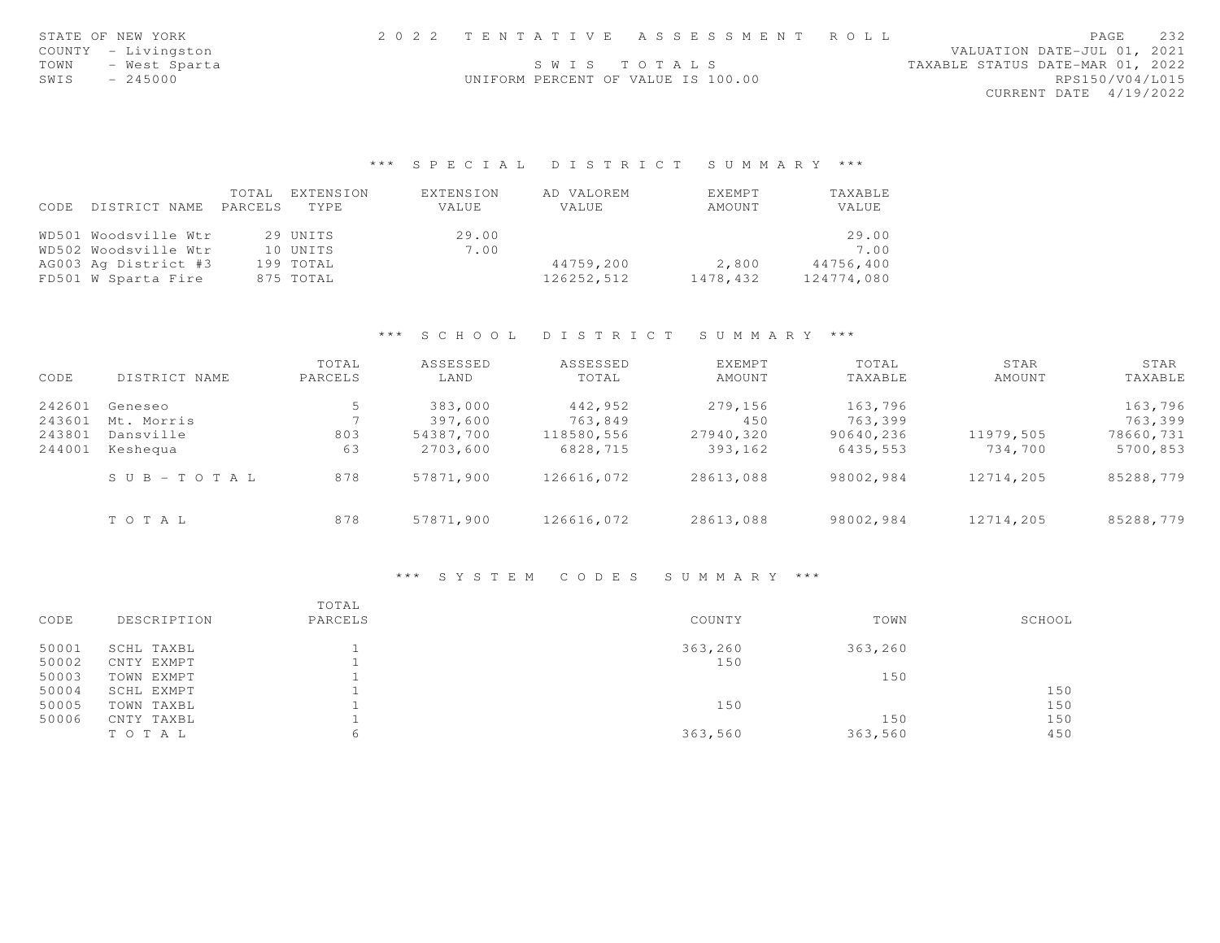STATE OF NEW YORK
COUNTY - Livingston
TOWN - West Sparta
SWIS - 245000

2 0 2 2 T E N T A T I V E A S S E S S M E N T R O L L
S W I S T O T A L S
UNIFORM PERCENT OF VALUE IS 100.00

VALUATION DATE-JUL 01, 2021
TAXABLE STATUS DATE-MAR 01, 2022
RPS150/V04/L015
CURRENT DATE 4/19/2022

### *** S P E C I A L D I S T R I C T S U M M A R Y ***

| CODE | DISTRICT NAME | TOTAL PARCELS | EXTENSION TYPE | EXTENSION VALUE | AD VALOREM VALUE | EXEMPT AMOUNT | TAXABLE VALUE |
|---|---|---|---|---|---|---|---|
| WD501 | Woodsville Wtr | 29 | UNITS | 29.00 | | | 29.00 |
| WD502 | Woodsville Wtr | 10 | UNITS | 7.00 | | | 7.00 |
| AG003 | Ag District #3 | 199 | TOTAL | | 44759,200 | 2,800 | 44756,400 |
| FD501 | W Sparta Fire | 875 | TOTAL | | 126252,512 | 1478,432 | 124774,080 |

### *** S C H O O L D I S T R I C T S U M M A R Y ***

| CODE | DISTRICT NAME | TOTAL PARCELS | ASSESSED LAND | ASSESSED TOTAL | EXEMPT AMOUNT | TOTAL TAXABLE | STAR AMOUNT | STAR TAXABLE |
|---|---|---|---|---|---|---|---|---|
| 242601 | Geneseo | 5 | 383,000 | 442,952 | 279,156 | 163,796 | | 163,796 |
| 243601 | Mt. Morris | 7 | 397,600 | 763,849 | 450 | 763,399 | | 763,399 |
| 243801 | Dansville | 803 | 54387,700 | 118580,556 | 27940,320 | 90640,236 | 11979,505 | 78660,731 |
| 244001 | Keshequa | 63 | 2703,600 | 6828,715 | 393,162 | 6435,553 | 734,700 | 5700,853 |
| | S U B - T O T A L | 878 | 57871,900 | 126616,072 | 28613,088 | 98002,984 | 12714,205 | 85288,779 |
| | T O T A L | 878 | 57871,900 | 126616,072 | 28613,088 | 98002,984 | 12714,205 | 85288,779 |

### *** S Y S T E M C O D E S S U M M A R Y ***

| CODE | DESCRIPTION | TOTAL PARCELS | COUNTY | TOWN | SCHOOL |
|---|---|---|---|---|---|
| 50001 | SCHL TAXBL | 1 | 363,260 | 363,260 | |
| 50002 | CNTY EXMPT | 1 | 150 | | |
| 50003 | TOWN EXMPT | 1 | | 150 | |
| 50004 | SCHL EXMPT | 1 | | | 150 |
| 50005 | TOWN TAXBL | 1 | 150 | | 150 |
| 50006 | CNTY TAXBL | 1 | | 150 | 150 |
| | T O T A L | 6 | 363,560 | 363,560 | 450 |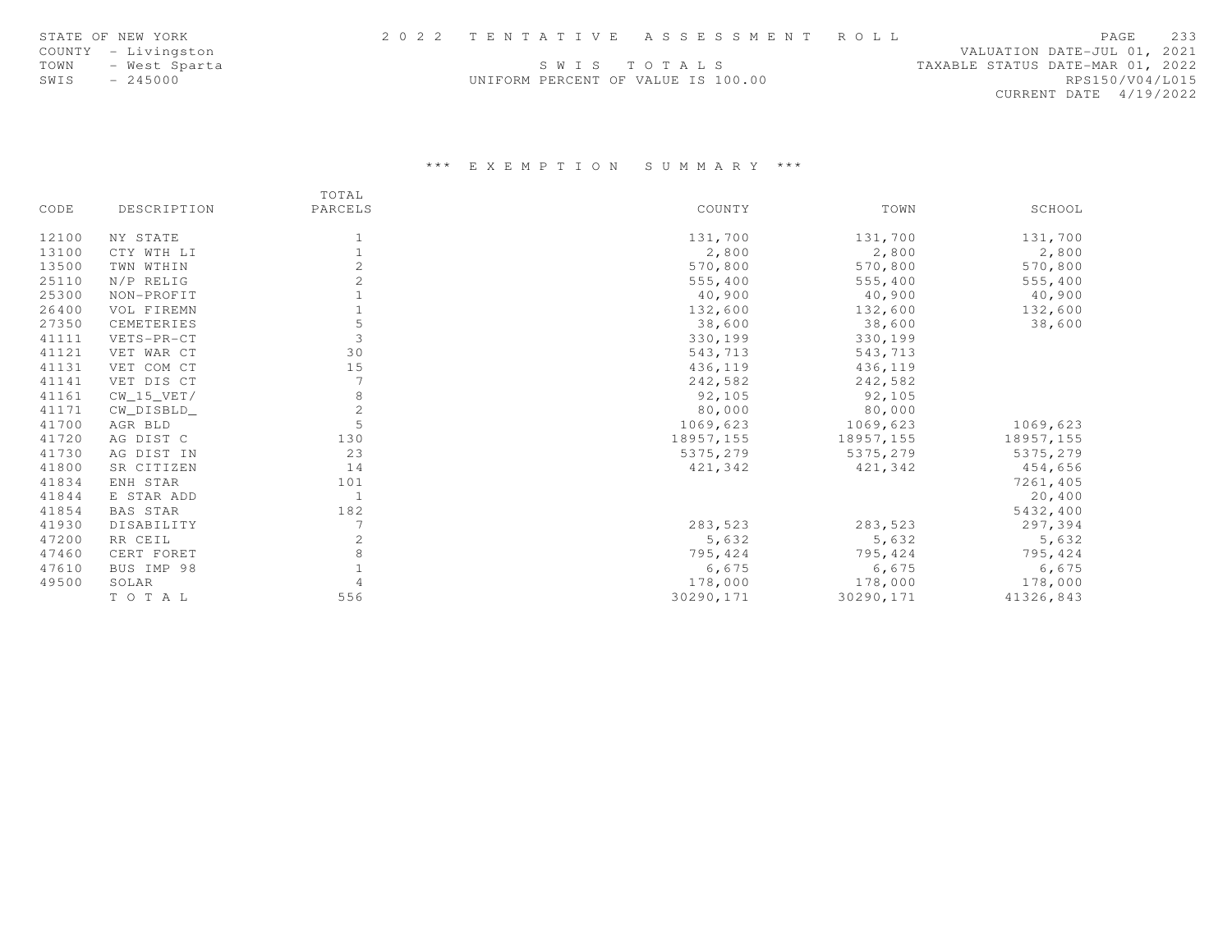STATE OF NEW YORK
COUNTY - Livingston
TOWN - West Sparta
SWIS - 245000

2 0 2 2 T E N T A T I V E A S S E S S M E N T R O L L

S W I S T O T A L S

UNIFORM PERCENT OF VALUE IS 100.00

VALUATION DATE-JUL 01, 2021
TAXABLE STATUS DATE-MAR 01, 2022
RPS150/V04/L015
CURRENT DATE 4/19/2022

### *** E X E M P T I O N S U M M A R Y ***

| CODE | DESCRIPTION | TOTAL PARCELS | COUNTY | TOWN | SCHOOL |
|---|---|---|---|---|---|
| 12100 | NY STATE | 1 | 131,700 | 131,700 | 131,700 |
| 13100 | CTY WTH LI | 1 | 2,800 | 2,800 | 2,800 |
| 13500 | TWN WTHIN | 2 | 570,800 | 570,800 | 570,800 |
| 25110 | N/P RELIG | 2 | 555,400 | 555,400 | 555,400 |
| 25300 | NON-PROFIT | 1 | 40,900 | 40,900 | 40,900 |
| 26400 | VOL FIREMN | 1 | 132,600 | 132,600 | 132,600 |
| 27350 | CEMETERIES | 5 | 38,600 | 38,600 | 38,600 |
| 41111 | VETS-PR-CT | 3 | 330,199 | 330,199 | |
| 41121 | VET WAR CT | 30 | 543,713 | 543,713 | |
| 41131 | VET COM CT | 15 | 436,119 | 436,119 | |
| 41141 | VET DIS CT | 7 | 242,582 | 242,582 | |
| 41161 | CW_15_VET/ | 8 | 92,105 | 92,105 | |
| 41171 | CW_DISBLD_ | 2 | 80,000 | 80,000 | |
| 41700 | AGR BLD | 5 | 1069,623 | 1069,623 | 1069,623 |
| 41720 | AG DIST C | 130 | 18957,155 | 18957,155 | 18957,155 |
| 41730 | AG DIST IN | 23 | 5375,279 | 5375,279 | 5375,279 |
| 41800 | SR CITIZEN | 14 | 421,342 | 421,342 | 454,656 |
| 41834 | ENH STAR | 101 | | | 7261,405 |
| 41844 | E STAR ADD | 1 | | | 20,400 |
| 41854 | BAS STAR | 182 | | | 5432,400 |
| 41930 | DISABILITY | 7 | 283,523 | 283,523 | 297,394 |
| 47200 | RR CEIL | 2 | 5,632 | 5,632 | 5,632 |
| 47460 | CERT FORET | 8 | 795,424 | 795,424 | 795,424 |
| 47610 | BUS IMP 98 | 1 | 6,675 | 6,675 | 6,675 |
| 49500 | SOLAR | 4 | 178,000 | 178,000 | 178,000 |
| | T O T A L | 556 | 30290,171 | 30290,171 | 41326,843 |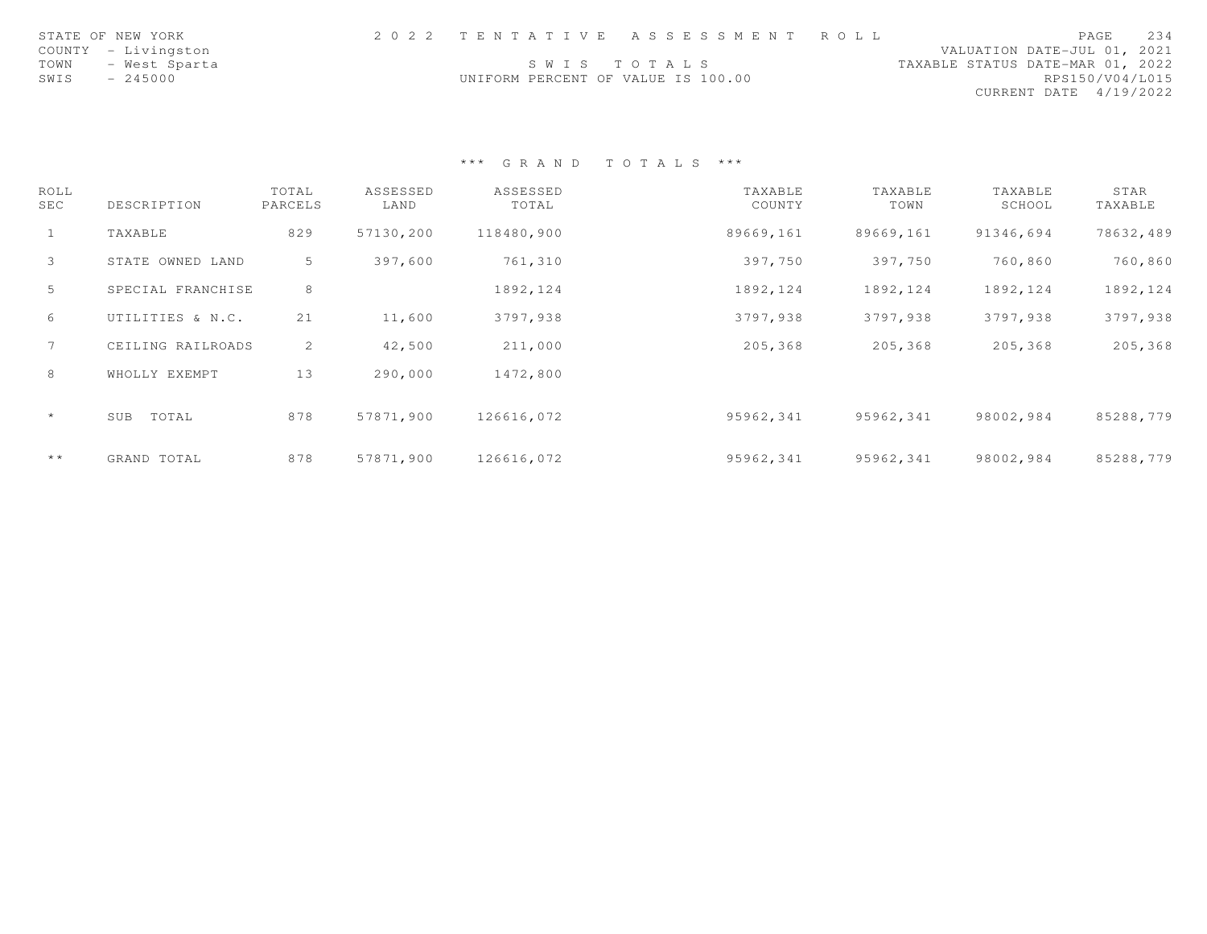STATE OF NEW YORK
COUNTY - Livingston
TOWN - West Sparta
SWIS - 245000

2 0 2 2 T E N T A T I V E A S S E S S M E N T R O L L

S W I S T O T A L S

UNIFORM PERCENT OF VALUE IS 100.00

VALUATION DATE-JUL 01, 2021
TAXABLE STATUS DATE-MAR 01, 2022
RPS150/V04/L015
CURRENT DATE 4/19/2022

*** G R A N D T O T A L S ***

| ROLL SEC | DESCRIPTION | TOTAL PARCELS | ASSESSED LAND | ASSESSED TOTAL | TAXABLE COUNTY | TAXABLE TOWN | TAXABLE SCHOOL | STAR TAXABLE |
|---|---|---|---|---|---|---|---|---|
| 1 | TAXABLE | 829 | 57130,200 | 118480,900 | 89669,161 | 89669,161 | 91346,694 | 78632,489 |
| 3 | STATE OWNED LAND | 5 | 397,600 | 761,310 | 397,750 | 397,750 | 760,860 | 760,860 |
| 5 | SPECIAL FRANCHISE | 8 | | 1892,124 | 1892,124 | 1892,124 | 1892,124 | 1892,124 |
| 6 | UTILITIES & N.C. | 21 | 11,600 | 3797,938 | 3797,938 | 3797,938 | 3797,938 | 3797,938 |
| 7 | CEILING RAILROADS | 2 | 42,500 | 211,000 | 205,368 | 205,368 | 205,368 | 205,368 |
| 8 | WHOLLY EXEMPT | 13 | 290,000 | 1472,800 | | | | |
| * | SUB TOTAL | 878 | 57871,900 | 126616,072 | 95962,341 | 95962,341 | 98002,984 | 85288,779 |
| ** | GRAND TOTAL | 878 | 57871,900 | 126616,072 | 95962,341 | 95962,341 | 98002,984 | 85288,779 |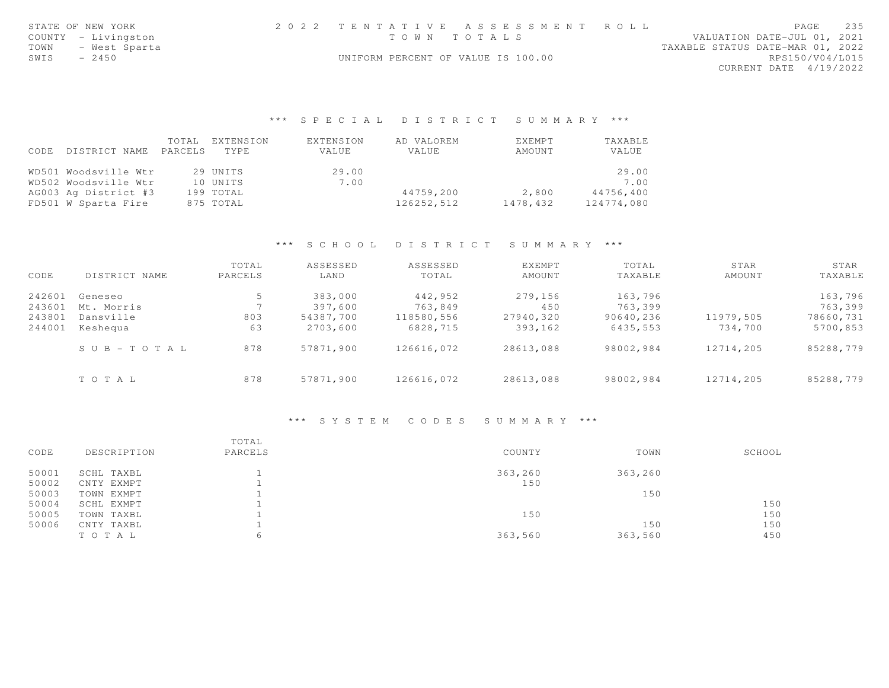STATE OF NEW YORK
COUNTY - Livingston
TOWN - West Sparta
SWIS - 2450

2022 TENTATIVE ASSESSMENT ROLL
TOWN TOTALS
UNIFORM PERCENT OF VALUE IS 100.00

VALUATION DATE-JUL 01, 2021
TAXABLE STATUS DATE-MAR 01, 2022
RPS150/V04/L015
CURRENT DATE 4/19/2022

## *** SPECIAL DISTRICT SUMMARY ***

| CODE | DISTRICT NAME | TOTAL PARCELS | EXTENSION TYPE | EXTENSION VALUE | AD VALOREM VALUE | EXEMPT AMOUNT | TAXABLE VALUE |
|---|---|---|---|---|---|---|---|
| WD501 | Woodsville Wtr | 29 | UNITS | 29.00 | | | 29.00 |
| WD502 | Woodsville Wtr | 10 | UNITS | 7.00 | | | 7.00 |
| AG003 | Ag District #3 | 199 | TOTAL | | 44759,200 | 2,800 | 44756,400 |
| FD501 | W Sparta Fire | 875 | TOTAL | | 126252,512 | 1478,432 | 124774,080 |

## *** SCHOOL DISTRICT SUMMARY ***

| CODE | DISTRICT NAME | TOTAL PARCELS | ASSESSED LAND | ASSESSED TOTAL | EXEMPT AMOUNT | TOTAL TAXABLE | STAR AMOUNT | STAR TAXABLE |
|---|---|---|---|---|---|---|---|---|
| 242601 | Geneseo | 5 | 383,000 | 442,952 | 279,156 | 163,796 | | 163,796 |
| 243601 | Mt. Morris | 7 | 397,600 | 763,849 | 450 | 763,399 | | 763,399 |
| 243801 | Dansville | 803 | 54387,700 | 118580,556 | 27940,320 | 90640,236 | 11979,505 | 78660,731 |
| 244001 | Keshequa | 63 | 2703,600 | 6828,715 | 393,162 | 6435,553 | 734,700 | 5700,853 |
| | SUB-TOTAL | 878 | 57871,900 | 126616,072 | 28613,088 | 98002,984 | 12714,205 | 85288,779 |
| | TOTAL | 878 | 57871,900 | 126616,072 | 28613,088 | 98002,984 | 12714,205 | 85288,779 |

## *** SYSTEM CODES SUMMARY ***

| CODE | DESCRIPTION | TOTAL PARCELS | COUNTY | TOWN | SCHOOL |
|---|---|---|---|---|---|
| 50001 | SCHL TAXBL | 1 | 363,260 | 363,260 | |
| 50002 | CNTY EXMPT | 1 | 150 | | |
| 50003 | TOWN EXMPT | 1 | | 150 | |
| 50004 | SCHL EXMPT | 1 | | | 150 |
| 50005 | TOWN TAXBL | 1 | 150 | | 150 |
| 50006 | CNTY TAXBL | 1 | | 150 | 150 |
| | TOTAL | 6 | 363,560 | 363,560 | 450 |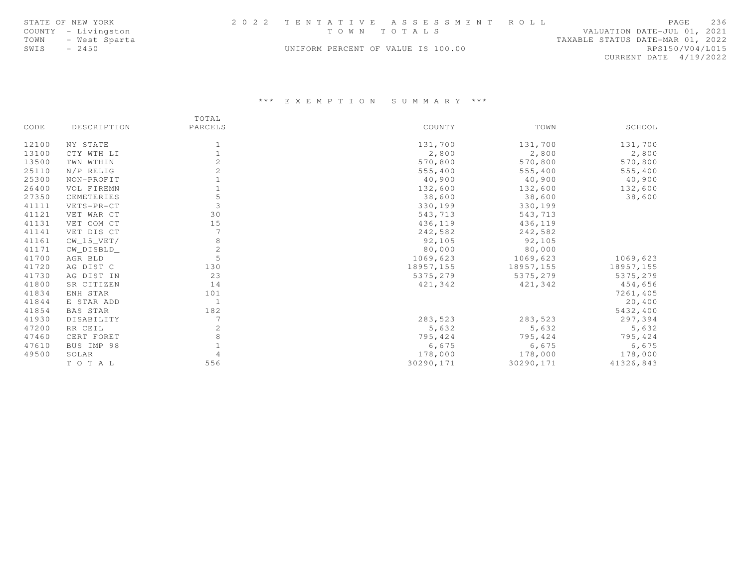STATE OF NEW YORK
COUNTY - Livingston
TOWN - West Sparta
SWIS - 2450

2 0 2 2 T E N T A T I V E A S S E S S M E N T R O L L
T O W N T O T A L S
UNIFORM PERCENT OF VALUE IS 100.00

VALUATION DATE-JUL 01, 2021
TAXABLE STATUS DATE-MAR 01, 2022
RPS150/V04/L015
CURRENT DATE 4/19/2022

## \*\*\* E X E M P T I O N S U M M A R Y \*\*\*

| CODE | DESCRIPTION | TOTAL PARCELS | COUNTY | TOWN | SCHOOL |
|---|---|---|---|---|---|
| 12100 | NY STATE | 1 | 131,700 | 131,700 | 131,700 |
| 13100 | CTY WTH LI | 1 | 2,800 | 2,800 | 2,800 |
| 13500 | TWN WTHIN | 2 | 570,800 | 570,800 | 570,800 |
| 25110 | N/P RELIG | 2 | 555,400 | 555,400 | 555,400 |
| 25300 | NON-PROFIT | 1 | 40,900 | 40,900 | 40,900 |
| 26400 | VOL FIREMN | 1 | 132,600 | 132,600 | 132,600 |
| 27350 | CEMETERIES | 5 | 38,600 | 38,600 | 38,600 |
| 41111 | VETS-PR-CT | 3 | 330,199 | 330,199 | |
| 41121 | VET WAR CT | 30 | 543,713 | 543,713 | |
| 41131 | VET COM CT | 15 | 436,119 | 436,119 | |
| 41141 | VET DIS CT | 7 | 242,582 | 242,582 | |
| 41161 | CW_15_VET/ | 8 | 92,105 | 92,105 | |
| 41171 | CW_DISBLD_ | 2 | 80,000 | 80,000 | |
| 41700 | AGR BLD | 5 | 1069,623 | 1069,623 | 1069,623 |
| 41720 | AG DIST C | 130 | 18957,155 | 18957,155 | 18957,155 |
| 41730 | AG DIST IN | 23 | 5375,279 | 5375,279 | 5375,279 |
| 41800 | SR CITIZEN | 14 | 421,342 | 421,342 | 454,656 |
| 41834 | ENH STAR | 101 | | | 7261,405 |
| 41844 | E STAR ADD | 1 | | | 20,400 |
| 41854 | BAS STAR | 182 | | | 5432,400 |
| 41930 | DISABILITY | 7 | 283,523 | 283,523 | 297,394 |
| 47200 | RR CEIL | 2 | 5,632 | 5,632 | 5,632 |
| 47460 | CERT FORET | 8 | 795,424 | 795,424 | 795,424 |
| 47610 | BUS IMP 98 | 1 | 6,675 | 6,675 | 6,675 |
| 49500 | SOLAR | 4 | 178,000 | 178,000 | 178,000 |
| | T O T A L | 556 | 30290,171 | 30290,171 | 41326,843 |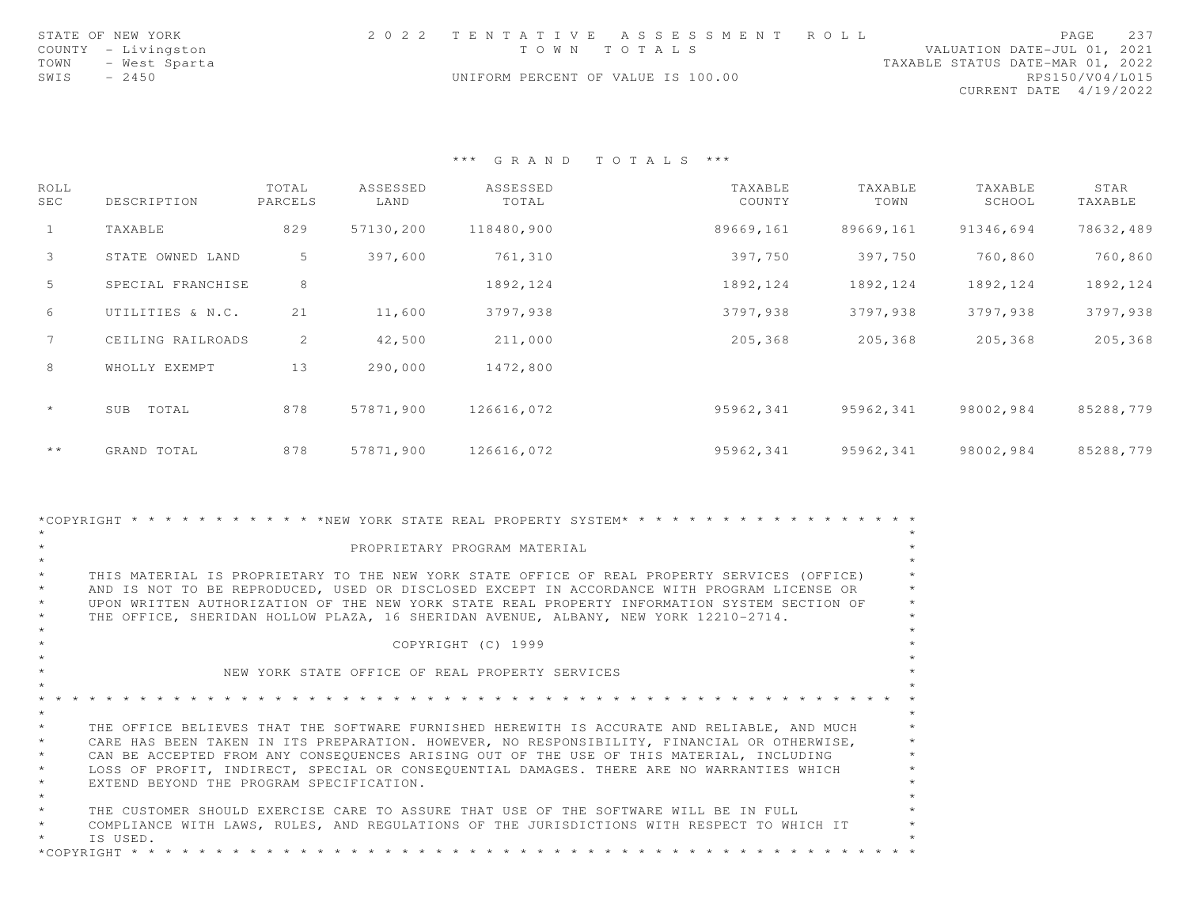STATE OF NEW YORK
COUNTY - Livingston
TOWN - West Sparta
SWIS - 2450

2 0 2 2 TENTATIVE ASSESSMENT ROLL
TOWN TOTALS
UNIFORM PERCENT OF VALUE IS 100.00

VALUATION DATE-JUL 01, 2021
TAXABLE STATUS DATE-MAR 01, 2022
RPS150/V04/L015
CURRENT DATE 4/19/2022

## *** GRAND TOTALS ***

| ROLL SEC | DESCRIPTION | TOTAL PARCELS | ASSESSED LAND | ASSESSED TOTAL | TAXABLE COUNTY | TAXABLE TOWN | TAXABLE SCHOOL | STAR TAXABLE |
|---|---|---|---|---|---|---|---|---|
| 1 | TAXABLE | 829 | 57130,200 | 118480,900 | 89669,161 | 89669,161 | 91346,694 | 78632,489 |
| 3 | STATE OWNED LAND | 5 | 397,600 | 761,310 | 397,750 | 397,750 | 760,860 | 760,860 |
| 5 | SPECIAL FRANCHISE | 8 | | 1892,124 | 1892,124 | 1892,124 | 1892,124 | 1892,124 |
| 6 | UTILITIES & N.C. | 21 | 11,600 | 3797,938 | 3797,938 | 3797,938 | 3797,938 | 3797,938 |
| 7 | CEILING RAILROADS | 2 | 42,500 | 211,000 | 205,368 | 205,368 | 205,368 | 205,368 |
| 8 | WHOLLY EXEMPT | 13 | 290,000 | 1472,800 | | | | |
| * | SUB TOTAL | 878 | 57871,900 | 126616,072 | 95962,341 | 95962,341 | 98002,984 | 85288,779 |
| ** | GRAND TOTAL | 878 | 57871,900 | 126616,072 | 95962,341 | 95962,341 | 98002,984 | 85288,779 |

*COPYRIGHT * * * * * * * * * * * *NEW YORK STATE REAL PROPERTY SYSTEM* * * * * * * * * * * * * * * * * *

PROPRIETARY PROGRAM MATERIAL

THIS MATERIAL IS PROPRIETARY TO THE NEW YORK STATE OFFICE OF REAL PROPERTY SERVICES (OFFICE) AND IS NOT TO BE REPRODUCED, USED OR DISCLOSED EXCEPT IN ACCORDANCE WITH PROGRAM LICENSE OR UPON WRITTEN AUTHORIZATION OF THE NEW YORK STATE REAL PROPERTY INFORMATION SYSTEM SECTION OF THE OFFICE, SHERIDAN HOLLOW PLAZA, 16 SHERIDAN AVENUE, ALBANY, NEW YORK 12210-2714.

COPYRIGHT (C) 1999

NEW YORK STATE OFFICE OF REAL PROPERTY SERVICES

THE OFFICE BELIEVES THAT THE SOFTWARE FURNISHED HEREWITH IS ACCURATE AND RELIABLE, AND MUCH CARE HAS BEEN TAKEN IN ITS PREPARATION. HOWEVER, NO RESPONSIBILITY, FINANCIAL OR OTHERWISE, CAN BE ACCEPTED FROM ANY CONSEQUENCES ARISING OUT OF THE USE OF THIS MATERIAL, INCLUDING LOSS OF PROFIT, INDIRECT, SPECIAL OR CONSEQUENTIAL DAMAGES. THERE ARE NO WARRANTIES WHICH EXTEND BEYOND THE PROGRAM SPECIFICATION.

THE CUSTOMER SHOULD EXERCISE CARE TO ASSURE THAT USE OF THE SOFTWARE WILL BE IN FULL COMPLIANCE WITH LAWS, RULES, AND REGULATIONS OF THE JURISDICTIONS WITH RESPECT TO WHICH IT IS USED.

*COPYRIGHT * * * * * * * * * * * * * * * * * * * * * * * * * * * * * * * * * * * * * * * * * * * * * *